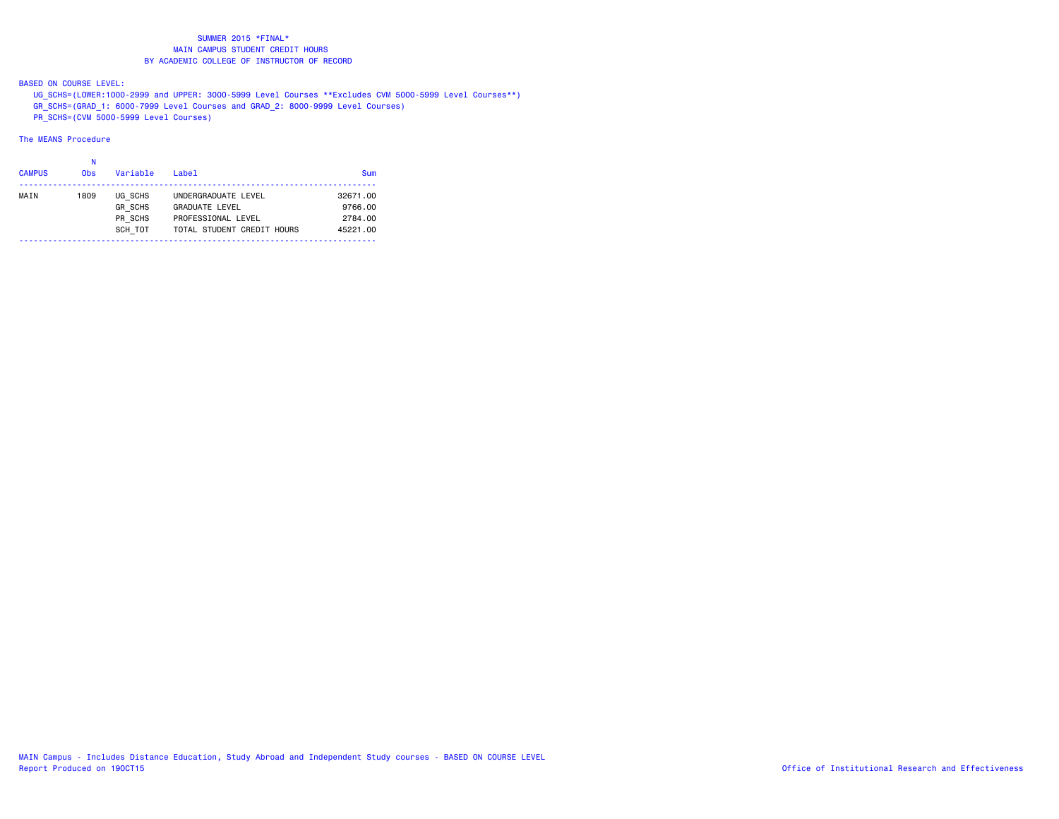# SUMMER 2015 *FINAL*
## MAIN CAMPUS STUDENT CREDIT HOURS
## BY ACADEMIC COLLEGE OF INSTRUCTOR OF RECORD

BASED ON COURSE LEVEL:

UG_SCHS=(LOWER:1000-2999 and UPPER: 3000-5999 Level Courses **Excludes CVM 5000-5999 Level Courses**)
GR_SCHS=(GRAD_1: 6000-7999 Level Courses and GRAD_2: 8000-9999 Level Courses)
PR_SCHS=(CVM 5000-5999 Level Courses)

The MEANS Procedure

| CAMPUS | N Obs | Variable | Label | Sum |
|---|---|---|---|---|
| MAIN | 1809 | UG_SCHS | UNDERGRADUATE LEVEL | 32671.00 |
| | | GR_SCHS | GRADUATE LEVEL | 9766.00 |
| | | PR_SCHS | PROFESSIONAL LEVEL | 2784.00 |
| | | SCH_TOT | TOTAL STUDENT CREDIT HOURS | 45221.00 |

MAIN Campus - Includes Distance Education, Study Abroad and Independent Study courses - BASED ON COURSE LEVEL
Report Produced on 19OCT15

Office of Institutional Research and Effectiveness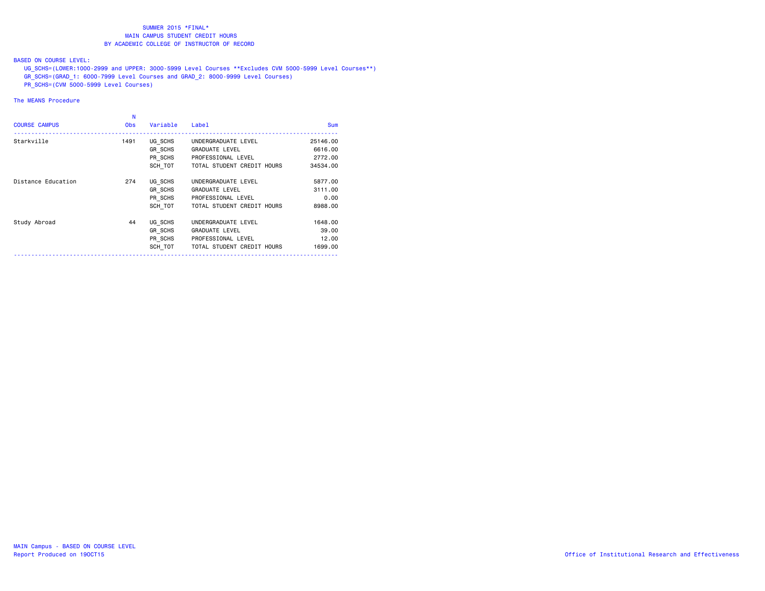# SUMMER 2015 *FINAL*
## MAIN CAMPUS STUDENT CREDIT HOURS
## BY ACADEMIC COLLEGE OF INSTRUCTOR OF RECORD

BASED ON COURSE LEVEL:

UG_SCHS=(LOWER:1000-2999 and UPPER: 3000-5999 Level Courses **Excludes CVM 5000-5999 Level Courses**)
GR_SCHS=(GRAD_1: 6000-7999 Level Courses and GRAD_2: 8000-9999 Level Courses)
PR_SCHS=(CVM 5000-5999 Level Courses)

The MEANS Procedure

| COURSE CAMPUS | N Obs | Variable | Label | Sum |
|---|---|---|---|---|
| Starkville | 1491 | UG_SCHS | UNDERGRADUATE LEVEL | 25146.00 |
| | | GR_SCHS | GRADUATE LEVEL | 6616.00 |
| | | PR_SCHS | PROFESSIONAL LEVEL | 2772.00 |
| | | SCH_TOT | TOTAL STUDENT CREDIT HOURS | 34534.00 |
| Distance Education | 274 | UG_SCHS | UNDERGRADUATE LEVEL | 5877.00 |
| | | GR_SCHS | GRADUATE LEVEL | 3111.00 |
| | | PR_SCHS | PROFESSIONAL LEVEL | 0.00 |
| | | SCH_TOT | TOTAL STUDENT CREDIT HOURS | 8988.00 |
| Study Abroad | 44 | UG_SCHS | UNDERGRADUATE LEVEL | 1648.00 |
| | | GR_SCHS | GRADUATE LEVEL | 39.00 |
| | | PR_SCHS | PROFESSIONAL LEVEL | 12.00 |
| | | SCH_TOT | TOTAL STUDENT CREDIT HOURS | 1699.00 |

MAIN Campus - BASED ON COURSE LEVEL
Report Produced on 19OCT15

Office of Institutional Research and Effectiveness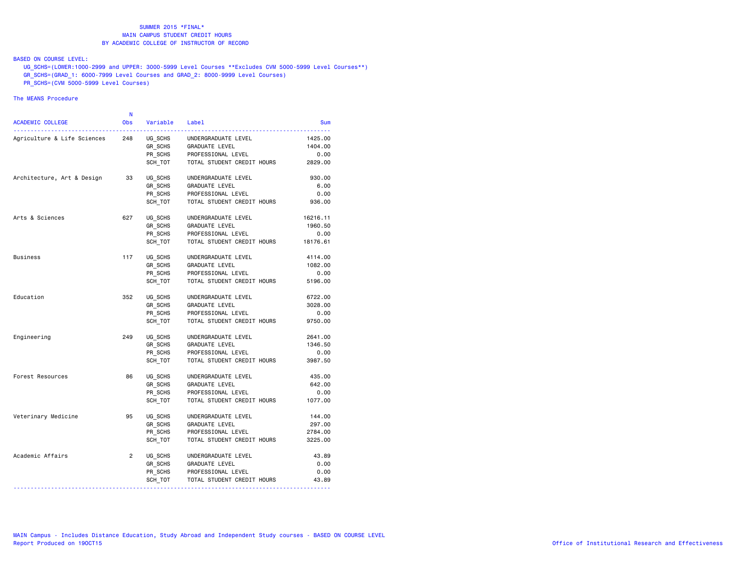SUMMER 2015 *FINAL*
MAIN CAMPUS STUDENT CREDIT HOURS
BY ACADEMIC COLLEGE OF INSTRUCTOR OF RECORD

BASED ON COURSE LEVEL:
UG_SCHS=(LOWER:1000-2999 and UPPER: 3000-5999 Level Courses **Excludes CVM 5000-5999 Level Courses**)
GR_SCHS=(GRAD_1: 6000-7999 Level Courses and GRAD_2: 8000-9999 Level Courses)
PR_SCHS=(CVM 5000-5999 Level Courses)

The MEANS Procedure

| ACADEMIC COLLEGE | N Obs | Variable | Label | Sum |
|---|---|---|---|---|
| Agriculture & Life Sciences | 248 | UG_SCHS | UNDERGRADUATE LEVEL | 1425.00 |
| | | GR_SCHS | GRADUATE LEVEL | 1404.00 |
| | | PR_SCHS | PROFESSIONAL LEVEL | 0.00 |
| | | SCH_TOT | TOTAL STUDENT CREDIT HOURS | 2829.00 |
| Architecture, Art & Design | 33 | UG_SCHS | UNDERGRADUATE LEVEL | 930.00 |
| | | GR_SCHS | GRADUATE LEVEL | 6.00 |
| | | PR_SCHS | PROFESSIONAL LEVEL | 0.00 |
| | | SCH_TOT | TOTAL STUDENT CREDIT HOURS | 936.00 |
| Arts & Sciences | 627 | UG_SCHS | UNDERGRADUATE LEVEL | 16216.11 |
| | | GR_SCHS | GRADUATE LEVEL | 1960.50 |
| | | PR_SCHS | PROFESSIONAL LEVEL | 0.00 |
| | | SCH_TOT | TOTAL STUDENT CREDIT HOURS | 18176.61 |
| Business | 117 | UG_SCHS | UNDERGRADUATE LEVEL | 4114.00 |
| | | GR_SCHS | GRADUATE LEVEL | 1082.00 |
| | | PR_SCHS | PROFESSIONAL LEVEL | 0.00 |
| | | SCH_TOT | TOTAL STUDENT CREDIT HOURS | 5196.00 |
| Education | 352 | UG_SCHS | UNDERGRADUATE LEVEL | 6722.00 |
| | | GR_SCHS | GRADUATE LEVEL | 3028.00 |
| | | PR_SCHS | PROFESSIONAL LEVEL | 0.00 |
| | | SCH_TOT | TOTAL STUDENT CREDIT HOURS | 9750.00 |
| Engineering | 249 | UG_SCHS | UNDERGRADUATE LEVEL | 2641.00 |
| | | GR_SCHS | GRADUATE LEVEL | 1346.50 |
| | | PR_SCHS | PROFESSIONAL LEVEL | 0.00 |
| | | SCH_TOT | TOTAL STUDENT CREDIT HOURS | 3987.50 |
| Forest Resources | 86 | UG_SCHS | UNDERGRADUATE LEVEL | 435.00 |
| | | GR_SCHS | GRADUATE LEVEL | 642.00 |
| | | PR_SCHS | PROFESSIONAL LEVEL | 0.00 |
| | | SCH_TOT | TOTAL STUDENT CREDIT HOURS | 1077.00 |
| Veterinary Medicine | 95 | UG_SCHS | UNDERGRADUATE LEVEL | 144.00 |
| | | GR_SCHS | GRADUATE LEVEL | 297.00 |
| | | PR_SCHS | PROFESSIONAL LEVEL | 2784.00 |
| | | SCH_TOT | TOTAL STUDENT CREDIT HOURS | 3225.00 |
| Academic Affairs | 2 | UG_SCHS | UNDERGRADUATE LEVEL | 43.89 |
| | | GR_SCHS | GRADUATE LEVEL | 0.00 |
| | | PR_SCHS | PROFESSIONAL LEVEL | 0.00 |
| | | SCH_TOT | TOTAL STUDENT CREDIT HOURS | 43.89 |

MAIN Campus - Includes Distance Education, Study Abroad and Independent Study courses - BASED ON COURSE LEVEL
Report Produced on 19OCT15

Office of Institutional Research and Effectiveness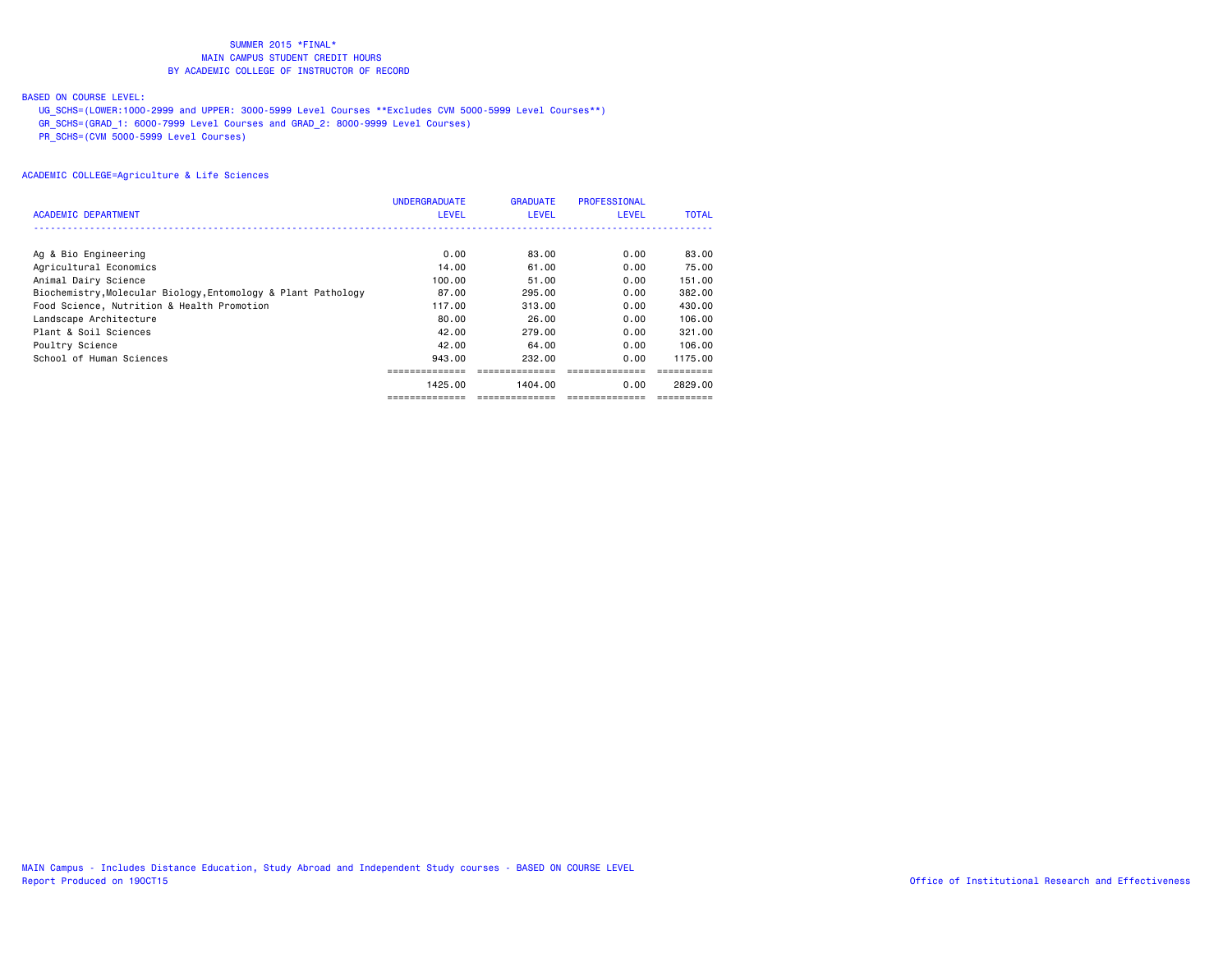SUMMER 2015 *FINAL*
MAIN CAMPUS STUDENT CREDIT HOURS
BY ACADEMIC COLLEGE OF INSTRUCTOR OF RECORD

BASED ON COURSE LEVEL:

UG_SCHS=(LOWER:1000-2999 and UPPER: 3000-5999 Level Courses **Excludes CVM 5000-5999 Level Courses**)
GR_SCHS=(GRAD_1: 6000-7999 Level Courses and GRAD_2: 8000-9999 Level Courses)
PR_SCHS=(CVM 5000-5999 Level Courses)

ACADEMIC COLLEGE=Agriculture & Life Sciences

| ACADEMIC DEPARTMENT | UNDERGRADUATE LEVEL | GRADUATE LEVEL | PROFESSIONAL LEVEL | TOTAL |
|---|---|---|---|---|
| Ag & Bio Engineering | 0.00 | 83.00 | 0.00 | 83.00 |
| Agricultural Economics | 14.00 | 61.00 | 0.00 | 75.00 |
| Animal Dairy Science | 100.00 | 51.00 | 0.00 | 151.00 |
| Biochemistry,Molecular Biology,Entomology & Plant Pathology | 87.00 | 295.00 | 0.00 | 382.00 |
| Food Science, Nutrition & Health Promotion | 117.00 | 313.00 | 0.00 | 430.00 |
| Landscape Architecture | 80.00 | 26.00 | 0.00 | 106.00 |
| Plant & Soil Sciences | 42.00 | 279.00 | 0.00 | 321.00 |
| Poultry Science | 42.00 | 64.00 | 0.00 | 106.00 |
| School of Human Sciences | 943.00 | 232.00 | 0.00 | 1175.00 |
| | 1425.00 | 1404.00 | 0.00 | 2829.00 |

MAIN Campus - Includes Distance Education, Study Abroad and Independent Study courses - BASED ON COURSE LEVEL
Report Produced on 19OCT15
Office of Institutional Research and Effectiveness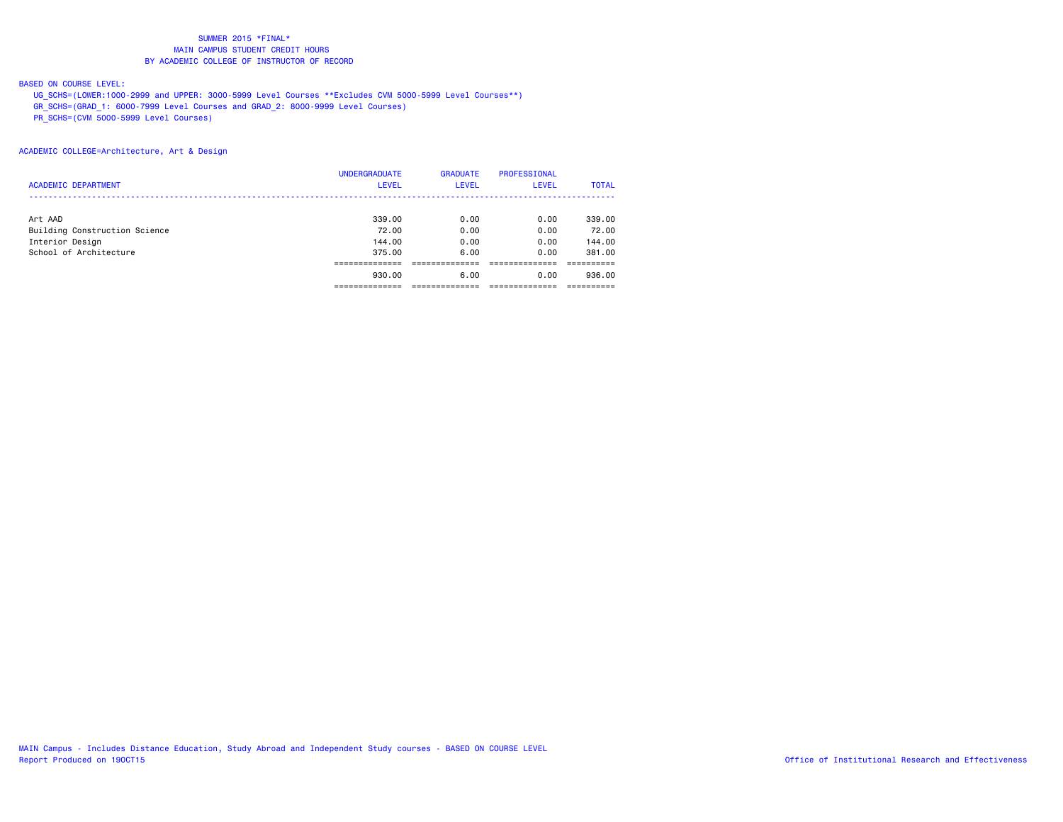SUMMER 2015 *FINAL*
MAIN CAMPUS STUDENT CREDIT HOURS
BY ACADEMIC COLLEGE OF INSTRUCTOR OF RECORD

BASED ON COURSE LEVEL:

UG_SCHS=(LOWER:1000-2999 and UPPER: 3000-5999 Level Courses **Excludes CVM 5000-5999 Level Courses**)
GR_SCHS=(GRAD_1: 6000-7999 Level Courses and GRAD_2: 8000-9999 Level Courses)
PR_SCHS=(CVM 5000-5999 Level Courses)

ACADEMIC COLLEGE=Architecture, Art & Design

| ACADEMIC DEPARTMENT | UNDERGRADUATE LEVEL | GRADUATE LEVEL | PROFESSIONAL LEVEL | TOTAL |
|---|---|---|---|---|
| Art AAD | 339.00 | 0.00 | 0.00 | 339.00 |
| Building Construction Science | 72.00 | 0.00 | 0.00 | 72.00 |
| Interior Design | 144.00 | 0.00 | 0.00 | 144.00 |
| School of Architecture | 375.00 | 6.00 | 0.00 | 381.00 |
| | 930.00 | 6.00 | 0.00 | 936.00 |

MAIN Campus - Includes Distance Education, Study Abroad and Independent Study courses - BASED ON COURSE LEVEL
Report Produced on 19OCT15

Office of Institutional Research and Effectiveness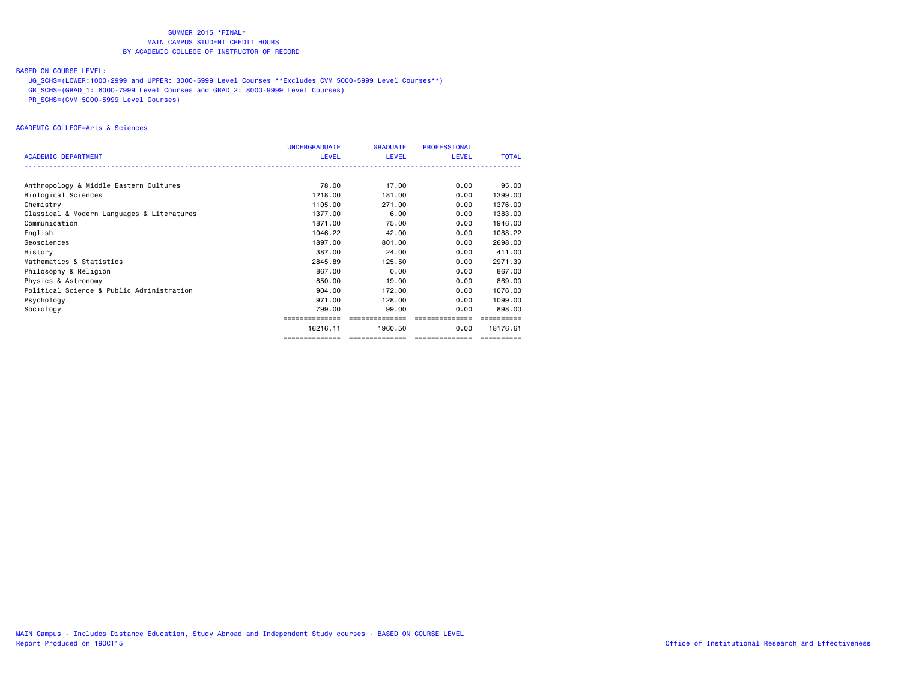SUMMER 2015 *FINAL*
MAIN CAMPUS STUDENT CREDIT HOURS
BY ACADEMIC COLLEGE OF INSTRUCTOR OF RECORD

BASED ON COURSE LEVEL:
UG_SCHS=(LOWER:1000-2999 and UPPER: 3000-5999 Level Courses **Excludes CVM 5000-5999 Level Courses**)
GR_SCHS=(GRAD_1: 6000-7999 Level Courses and GRAD_2: 8000-9999 Level Courses)
PR_SCHS=(CVM 5000-5999 Level Courses)

ACADEMIC COLLEGE=Arts & Sciences

| ACADEMIC DEPARTMENT | UNDERGRADUATE LEVEL | GRADUATE LEVEL | PROFESSIONAL LEVEL | TOTAL |
|---|---|---|---|---|
| Anthropology & Middle Eastern Cultures | 78.00 | 17.00 | 0.00 | 95.00 |
| Biological Sciences | 1218.00 | 181.00 | 0.00 | 1399.00 |
| Chemistry | 1105.00 | 271.00 | 0.00 | 1376.00 |
| Classical & Modern Languages & Literatures | 1377.00 | 6.00 | 0.00 | 1383.00 |
| Communication | 1871.00 | 75.00 | 0.00 | 1946.00 |
| English | 1046.22 | 42.00 | 0.00 | 1088.22 |
| Geosciences | 1897.00 | 801.00 | 0.00 | 2698.00 |
| History | 387.00 | 24.00 | 0.00 | 411.00 |
| Mathematics & Statistics | 2845.89 | 125.50 | 0.00 | 2971.39 |
| Philosophy & Religion | 867.00 | 0.00 | 0.00 | 867.00 |
| Physics & Astronomy | 850.00 | 19.00 | 0.00 | 869.00 |
| Political Science & Public Administration | 904.00 | 172.00 | 0.00 | 1076.00 |
| Psychology | 971.00 | 128.00 | 0.00 | 1099.00 |
| Sociology | 799.00 | 99.00 | 0.00 | 898.00 |
| | 16216.11 | 1960.50 | 0.00 | 18176.61 |

MAIN Campus - Includes Distance Education, Study Abroad and Independent Study courses - BASED ON COURSE LEVEL
Report Produced on 19OCT15

Office of Institutional Research and Effectiveness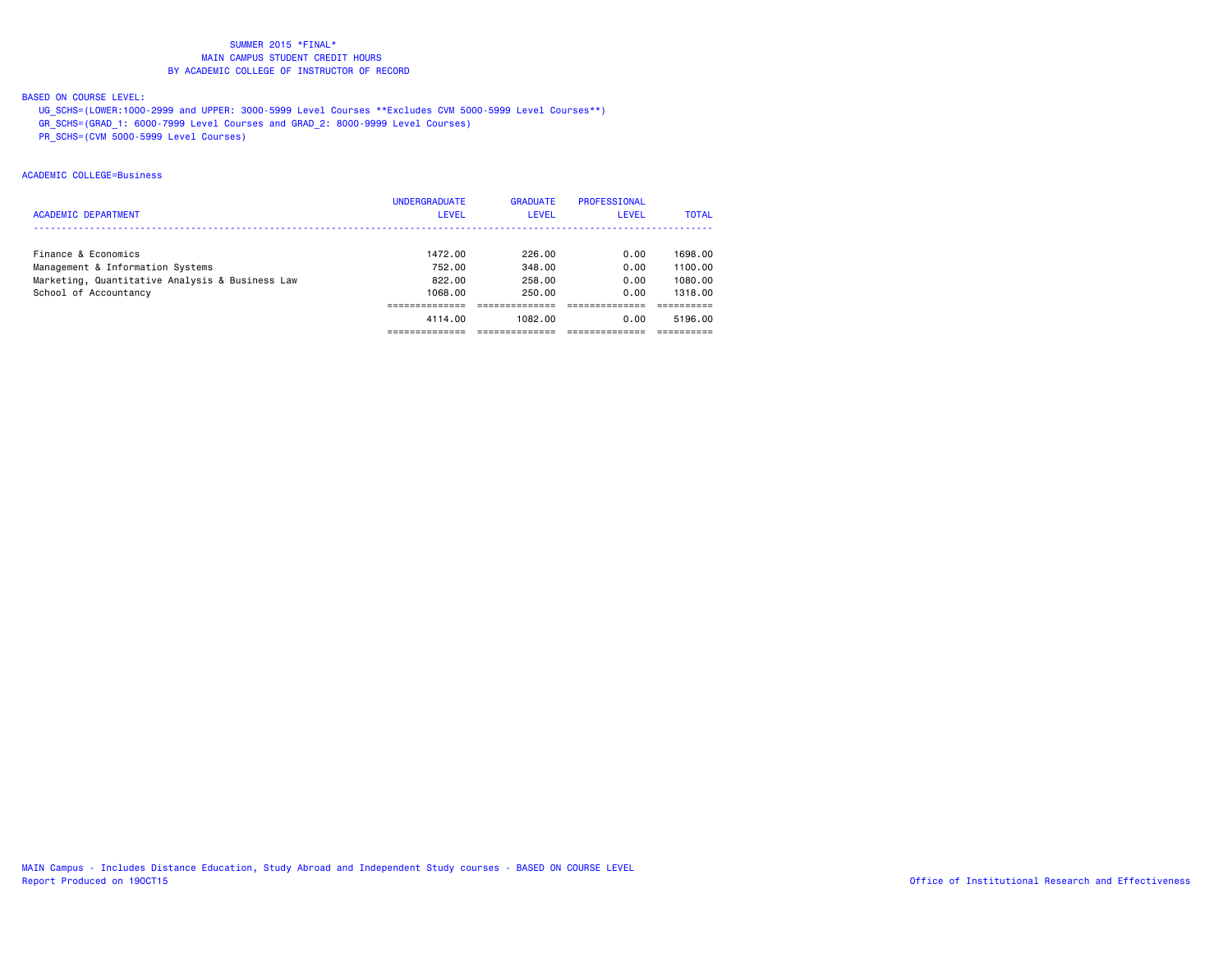SUMMER 2015 *FINAL*
MAIN CAMPUS STUDENT CREDIT HOURS
BY ACADEMIC COLLEGE OF INSTRUCTOR OF RECORD

BASED ON COURSE LEVEL:
UG_SCHS=(LOWER:1000-2999 and UPPER: 3000-5999 Level Courses **Excludes CVM 5000-5999 Level Courses**)
GR_SCHS=(GRAD_1: 6000-7999 Level Courses and GRAD_2: 8000-9999 Level Courses)
PR_SCHS=(CVM 5000-5999 Level Courses)

ACADEMIC COLLEGE=Business

| ACADEMIC DEPARTMENT | UNDERGRADUATE LEVEL | GRADUATE LEVEL | PROFESSIONAL LEVEL | TOTAL |
|---|---|---|---|---|
| Finance & Economics | 1472.00 | 226.00 | 0.00 | 1698.00 |
| Management & Information Systems | 752.00 | 348.00 | 0.00 | 1100.00 |
| Marketing, Quantitative Analysis & Business Law | 822.00 | 258.00 | 0.00 | 1080.00 |
| School of Accountancy | 1068.00 | 250.00 | 0.00 | 1318.00 |
| | 4114.00 | 1082.00 | 0.00 | 5196.00 |

MAIN Campus - Includes Distance Education, Study Abroad and Independent Study courses - BASED ON COURSE LEVEL
Report Produced on 19OCT15
Office of Institutional Research and Effectiveness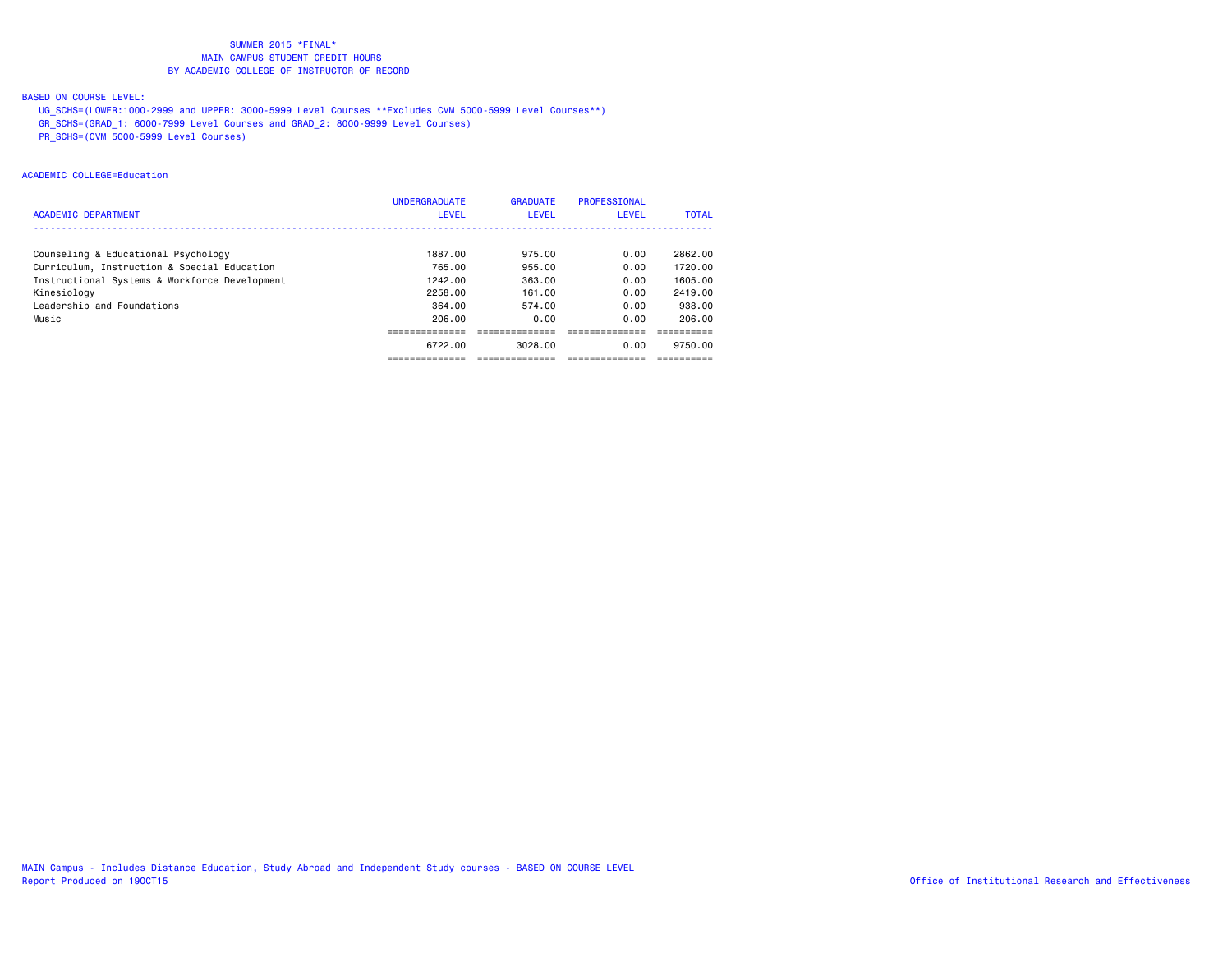SUMMER 2015 *FINAL*
MAIN CAMPUS STUDENT CREDIT HOURS
BY ACADEMIC COLLEGE OF INSTRUCTOR OF RECORD

BASED ON COURSE LEVEL:
UG_SCHS=(LOWER:1000-2999 and UPPER: 3000-5999 Level Courses **Excludes CVM 5000-5999 Level Courses**)
GR_SCHS=(GRAD_1: 6000-7999 Level Courses and GRAD_2: 8000-9999 Level Courses)
PR_SCHS=(CVM 5000-5999 Level Courses)

ACADEMIC COLLEGE=Education

| ACADEMIC DEPARTMENT | UNDERGRADUATE LEVEL | GRADUATE LEVEL | PROFESSIONAL LEVEL | TOTAL |
|---|---|---|---|---|
| Counseling & Educational Psychology | 1887.00 | 975.00 | 0.00 | 2862.00 |
| Curriculum, Instruction & Special Education | 765.00 | 955.00 | 0.00 | 1720.00 |
| Instructional Systems & Workforce Development | 1242.00 | 363.00 | 0.00 | 1605.00 |
| Kinesiology | 2258.00 | 161.00 | 0.00 | 2419.00 |
| Leadership and Foundations | 364.00 | 574.00 | 0.00 | 938.00 |
| Music | 206.00 | 0.00 | 0.00 | 206.00 |
| | 6722.00 | 3028.00 | 0.00 | 9750.00 |

MAIN Campus - Includes Distance Education, Study Abroad and Independent Study courses - BASED ON COURSE LEVEL
Report Produced on 19OCT15

Office of Institutional Research and Effectiveness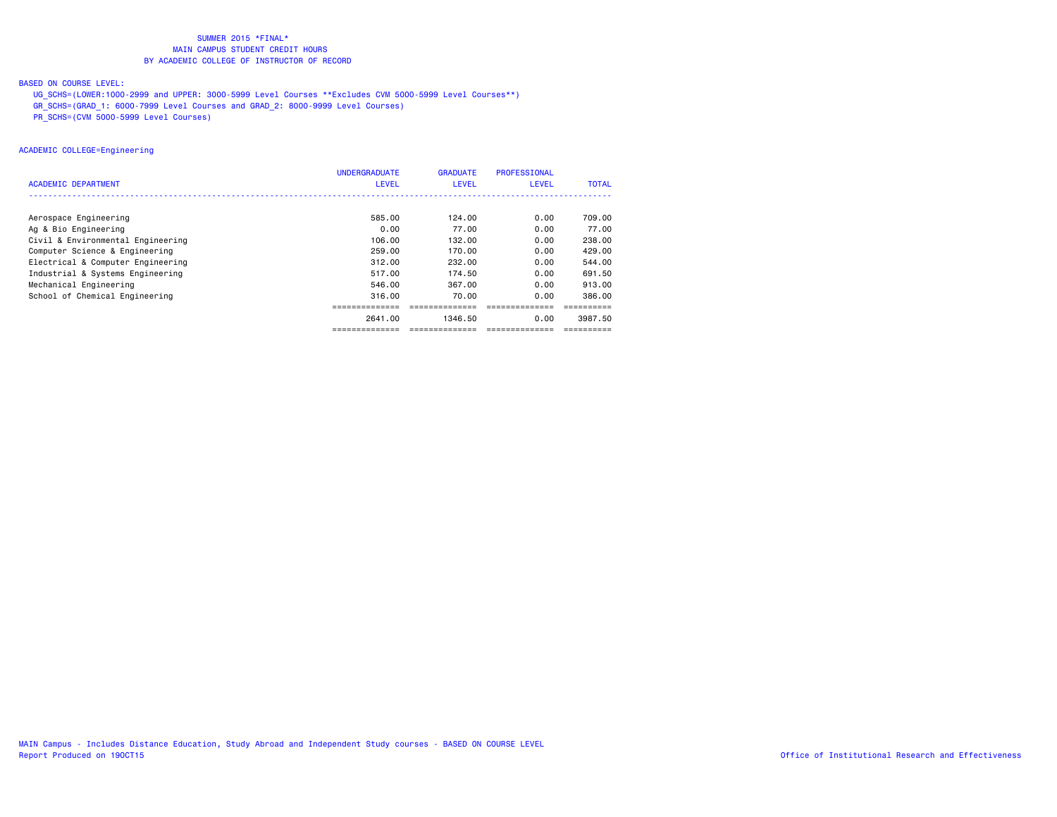SUMMER 2015 *FINAL*
MAIN CAMPUS STUDENT CREDIT HOURS
BY ACADEMIC COLLEGE OF INSTRUCTOR OF RECORD

BASED ON COURSE LEVEL:

UG_SCHS=(LOWER:1000-2999 and UPPER: 3000-5999 Level Courses **Excludes CVM 5000-5999 Level Courses**)
GR_SCHS=(GRAD_1: 6000-7999 Level Courses and GRAD_2: 8000-9999 Level Courses)
PR_SCHS=(CVM 5000-5999 Level Courses)

ACADEMIC COLLEGE=Engineering

| ACADEMIC DEPARTMENT | UNDERGRADUATE LEVEL | GRADUATE LEVEL | PROFESSIONAL LEVEL | TOTAL |
|---|---|---|---|---|
| Aerospace Engineering | 585.00 | 124.00 | 0.00 | 709.00 |
| Ag & Bio Engineering | 0.00 | 77.00 | 0.00 | 77.00 |
| Civil & Environmental Engineering | 106.00 | 132.00 | 0.00 | 238.00 |
| Computer Science & Engineering | 259.00 | 170.00 | 0.00 | 429.00 |
| Electrical & Computer Engineering | 312.00 | 232.00 | 0.00 | 544.00 |
| Industrial & Systems Engineering | 517.00 | 174.50 | 0.00 | 691.50 |
| Mechanical Engineering | 546.00 | 367.00 | 0.00 | 913.00 |
| School of Chemical Engineering | 316.00 | 70.00 | 0.00 | 386.00 |
| | 2641.00 | 1346.50 | 0.00 | 3987.50 |

MAIN Campus - Includes Distance Education, Study Abroad and Independent Study courses - BASED ON COURSE LEVEL
Report Produced on 19OCT15

Office of Institutional Research and Effectiveness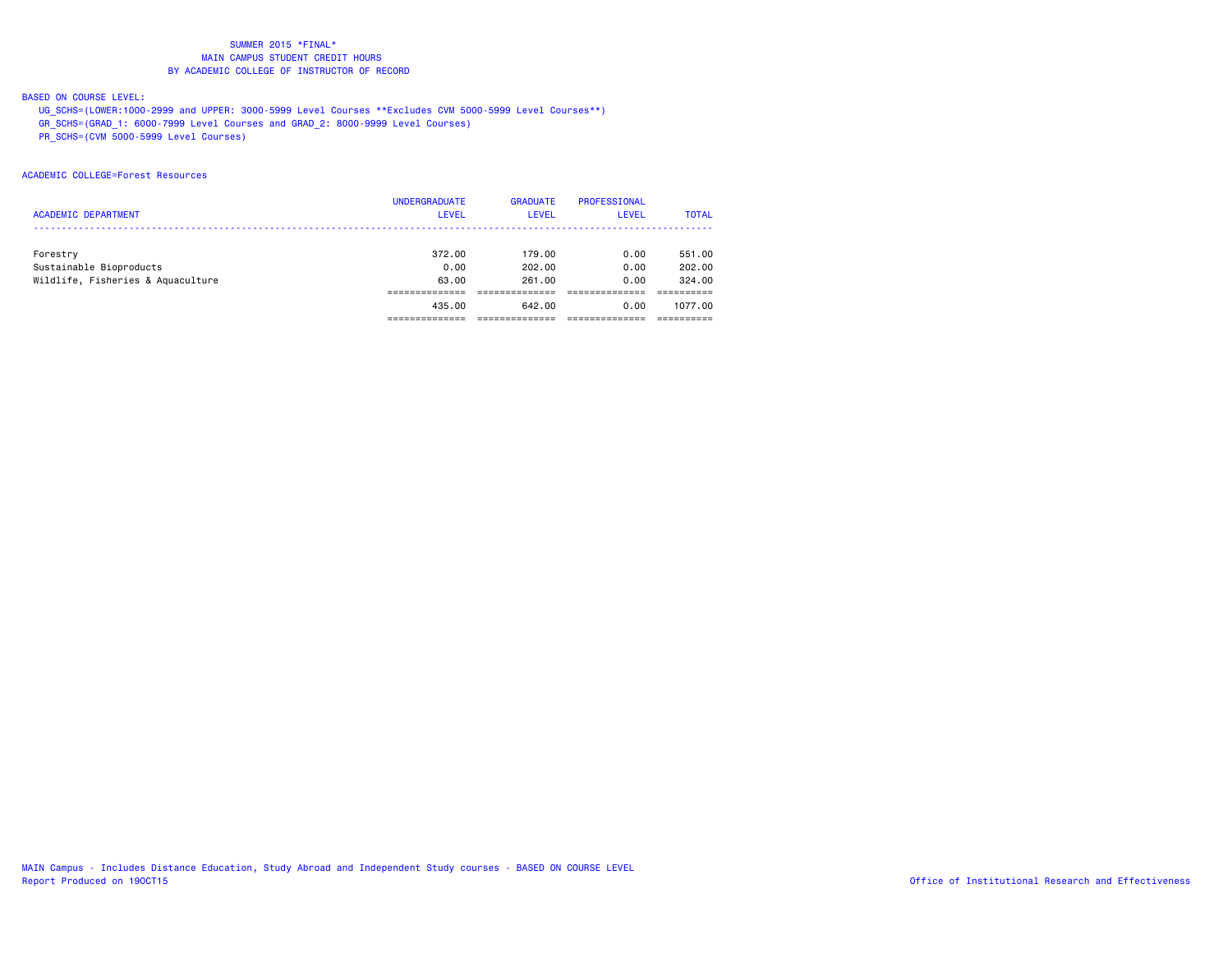SUMMER 2015 *FINAL*
MAIN CAMPUS STUDENT CREDIT HOURS
BY ACADEMIC COLLEGE OF INSTRUCTOR OF RECORD

BASED ON COURSE LEVEL:

UG_SCHS=(LOWER:1000-2999 and UPPER: 3000-5999 Level Courses **Excludes CVM 5000-5999 Level Courses**)
GR_SCHS=(GRAD_1: 6000-7999 Level Courses and GRAD_2: 8000-9999 Level Courses)
PR_SCHS=(CVM 5000-5999 Level Courses)

ACADEMIC COLLEGE=Forest Resources

| ACADEMIC DEPARTMENT | UNDERGRADUATE LEVEL | GRADUATE LEVEL | PROFESSIONAL LEVEL | TOTAL |
|---|---|---|---|---|
| Forestry | 372.00 | 179.00 | 0.00 | 551.00 |
| Sustainable Bioproducts | 0.00 | 202.00 | 0.00 | 202.00 |
| Wildlife, Fisheries & Aquaculture | 63.00 | 261.00 | 0.00 | 324.00 |
| | 435.00 | 642.00 | 0.00 | 1077.00 |

MAIN Campus - Includes Distance Education, Study Abroad and Independent Study courses - BASED ON COURSE LEVEL
Report Produced on 19OCT15

Office of Institutional Research and Effectiveness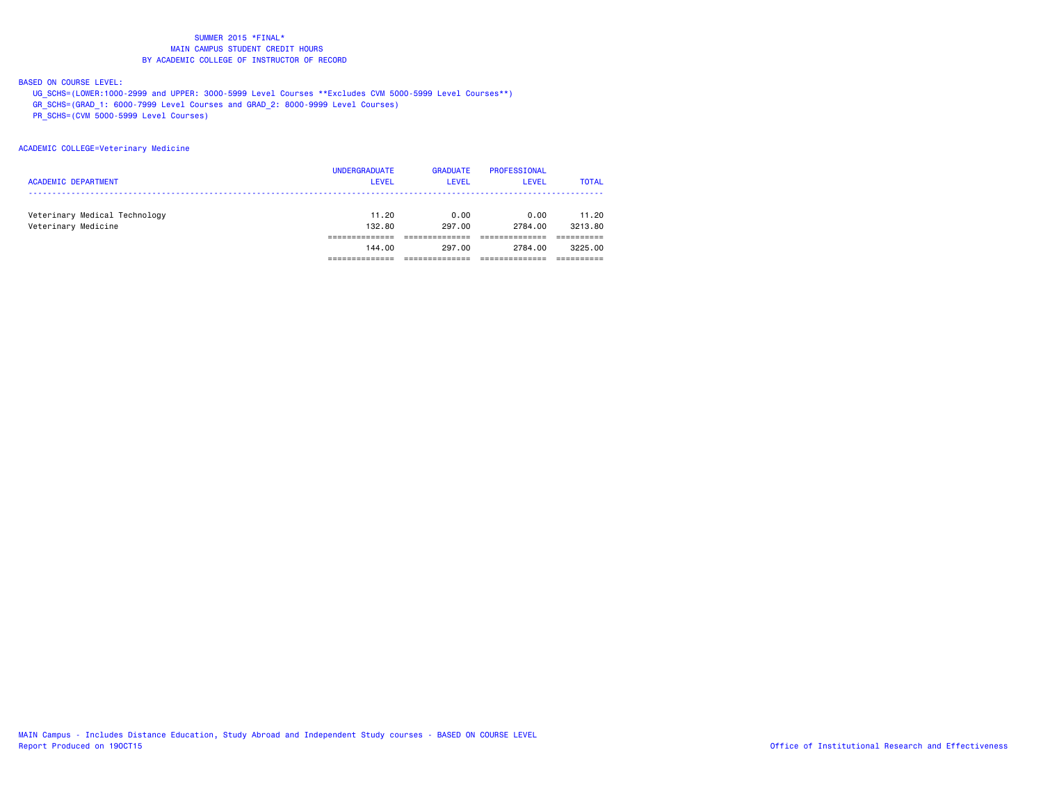SUMMER 2015 *FINAL*
MAIN CAMPUS STUDENT CREDIT HOURS
BY ACADEMIC COLLEGE OF INSTRUCTOR OF RECORD

BASED ON COURSE LEVEL:
UG_SCHS=(LOWER:1000-2999 and UPPER: 3000-5999 Level Courses **Excludes CVM 5000-5999 Level Courses**)
GR_SCHS=(GRAD_1: 6000-7999 Level Courses and GRAD_2: 8000-9999 Level Courses)
PR_SCHS=(CVM 5000-5999 Level Courses)

ACADEMIC COLLEGE=Veterinary Medicine

| ACADEMIC DEPARTMENT | UNDERGRADUATE LEVEL | GRADUATE LEVEL | PROFESSIONAL LEVEL | TOTAL |
|---|---|---|---|---|
| Veterinary Medical Technology | 11.20 | 0.00 | 0.00 | 11.20 |
| Veterinary Medicine | 132.80 | 297.00 | 2784.00 | 3213.80 |
| | 144.00 | 297.00 | 2784.00 | 3225.00 |

MAIN Campus - Includes Distance Education, Study Abroad and Independent Study courses - BASED ON COURSE LEVEL
Report Produced on 19OCT15
Office of Institutional Research and Effectiveness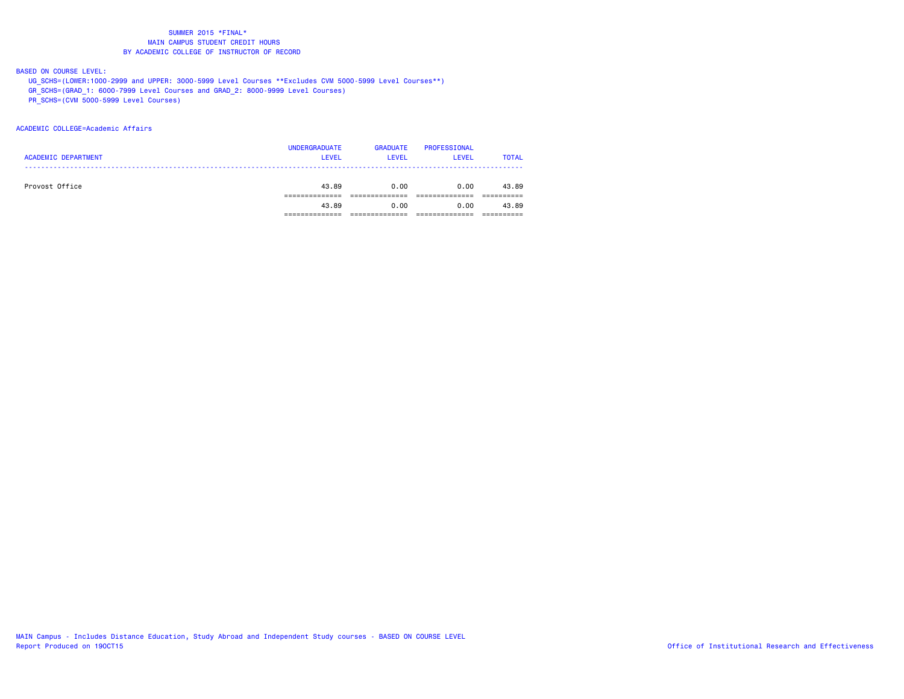SUMMER 2015 *FINAL*
MAIN CAMPUS STUDENT CREDIT HOURS
BY ACADEMIC COLLEGE OF INSTRUCTOR OF RECORD

BASED ON COURSE LEVEL:
UG_SCHS=(LOWER:1000-2999 and UPPER: 3000-5999 Level Courses **Excludes CVM 5000-5999 Level Courses**)
GR_SCHS=(GRAD_1: 6000-7999 Level Courses and GRAD_2: 8000-9999 Level Courses)
PR_SCHS=(CVM 5000-5999 Level Courses)

ACADEMIC COLLEGE=Academic Affairs

| ACADEMIC DEPARTMENT | UNDERGRADUATE LEVEL | GRADUATE LEVEL | PROFESSIONAL LEVEL | TOTAL |
|---|---|---|---|---|
| Provost Office | 43.89 | 0.00 | 0.00 | 43.89 |
| | 43.89 | 0.00 | 0.00 | 43.89 |

MAIN Campus - Includes Distance Education, Study Abroad and Independent Study courses - BASED ON COURSE LEVEL
Report Produced on 19OCT15
Office of Institutional Research and Effectiveness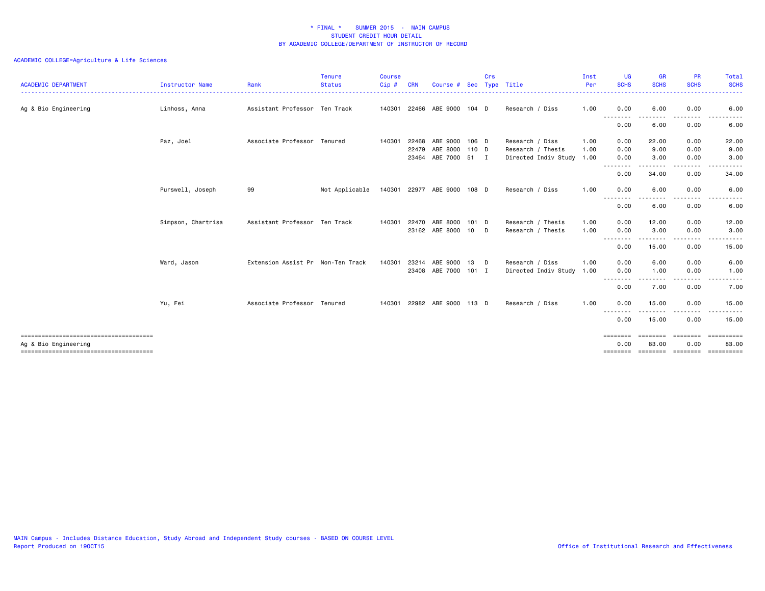# * FINAL * SUMMER 2015 - MAIN CAMPUS
## STUDENT CREDIT HOUR DETAIL
## BY ACADEMIC COLLEGE/DEPARTMENT OF INSTRUCTOR OF RECORD

ACADEMIC COLLEGE=Agriculture & Life Sciences

| ACADEMIC DEPARTMENT | Instructor Name | Rank | Tenure Status | Course Cip # | CRN | Course # | Sec | Crs Type | Title | Inst Per | UG SCHS | GR SCHS | PR SCHS | Total SCHS |
|---|---|---|---|---|---|---|---|---|---|---|---|---|---|---|
| Ag & Bio Engineering | Linhoss, Anna | Assistant Professor | Ten Track | 140301 | 22466 | ABE 9000 | 104 | D | Research / Diss | 1.00 | 0.00 | 6.00 | 0.00 | 6.00 |
| | | | | | | | | | | | 0.00 | 6.00 | 0.00 | 6.00 |
| | Paz, Joel | Associate Professor | Tenured | 140301 | 22468 | ABE 9000 | 106 | D | Research / Diss | 1.00 | 0.00 | 22.00 | 0.00 | 22.00 |
| | | | | | 22479 | ABE 8000 | 110 | D | Research / Thesis | 1.00 | 0.00 | 9.00 | 0.00 | 9.00 |
| | | | | | 23464 | ABE 7000 | 51 | I | Directed Indiv Study | 1.00 | 0.00 | 3.00 | 0.00 | 3.00 |
| | | | | | | | | | | | 0.00 | 34.00 | 0.00 | 34.00 |
| | Purswell, Joseph | 99 | Not Applicable | 140301 | 22977 | ABE 9000 | 108 | D | Research / Diss | 1.00 | 0.00 | 6.00 | 0.00 | 6.00 |
| | | | | | | | | | | | 0.00 | 6.00 | 0.00 | 6.00 |
| | Simpson, Chartrisa | Assistant Professor | Ten Track | 140301 | 22470 | ABE 8000 | 101 | D | Research / Thesis | 1.00 | 0.00 | 12.00 | 0.00 | 12.00 |
| | | | | | 23162 | ABE 8000 | 10 | D | Research / Thesis | 1.00 | 0.00 | 3.00 | 0.00 | 3.00 |
| | | | | | | | | | | | 0.00 | 15.00 | 0.00 | 15.00 |
| | Ward, Jason | Extension Assist Pr | Non-Ten Track | 140301 | 23214 | ABE 9000 | 13 | D | Research / Diss | 1.00 | 0.00 | 6.00 | 0.00 | 6.00 |
| | | | | | 23408 | ABE 7000 | 101 | I | Directed Indiv Study | 1.00 | 0.00 | 1.00 | 0.00 | 1.00 |
| | | | | | | | | | | | 0.00 | 7.00 | 0.00 | 7.00 |
| | Yu, Fei | Associate Professor | Tenured | 140301 | 22982 | ABE 9000 | 113 | D | Research / Diss | 1.00 | 0.00 | 15.00 | 0.00 | 15.00 |
| | | | | | | | | | | | 0.00 | 15.00 | 0.00 | 15.00 |
| Ag & Bio Engineering | | | | | | | | | | | 0.00 | 83.00 | 0.00 | 83.00 |

MAIN Campus - Includes Distance Education, Study Abroad and Independent Study courses - BASED ON COURSE LEVEL
Report Produced on 19OCT15

Office of Institutional Research and Effectiveness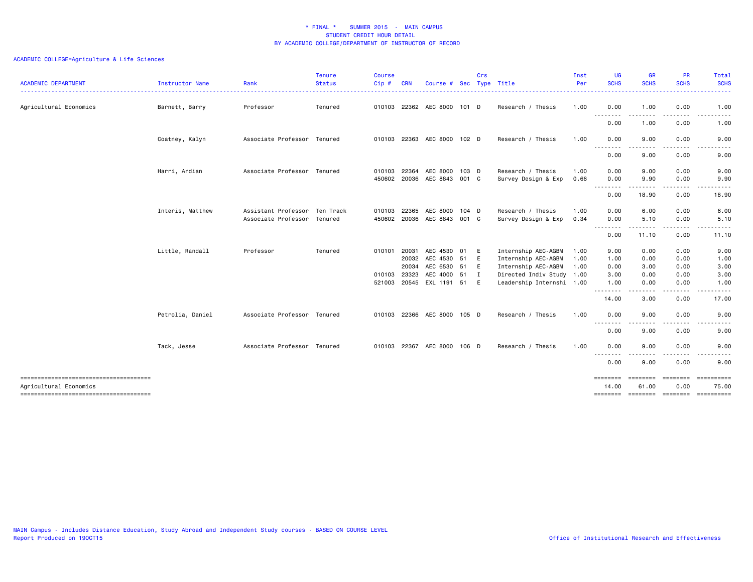**\* FINAL \* SUMMER 2015 - MAIN CAMPUS**
**STUDENT CREDIT HOUR DETAIL**
**BY ACADEMIC COLLEGE/DEPARTMENT OF INSTRUCTOR OF RECORD**

ACADEMIC COLLEGE=Agriculture & Life Sciences

| ACADEMIC DEPARTMENT | Instructor Name | Rank | Tenure Status | Course Cip # | CRN | Course # | Sec | Crs Type | Title | Inst Per | UG SCHS | GR SCHS | PR SCHS | Total SCHS |
|---|---|---|---|---|---|---|---|---|---|---|---|---|---|---|
| Agricultural Economics | Barnett, Barry | Professor | Tenured | 010103 | 22362 | AEC 8000 | 101 | D | Research / Thesis | 1.00 | 0.00 | 1.00 | 0.00 | 1.00 |
| | | | | | | | | | | | 0.00 | 1.00 | 0.00 | 1.00 |
| | Coatney, Kalyn | Associate Professor | Tenured | 010103 | 22363 | AEC 8000 | 102 | D | Research / Thesis | 1.00 | 0.00 | 9.00 | 0.00 | 9.00 |
| | | | | | | | | | | | 0.00 | 9.00 | 0.00 | 9.00 |
| | Harri, Ardian | Associate Professor | Tenured | 010103 | 22364 | AEC 8000 | 103 | D | Research / Thesis | 1.00 | 0.00 | 9.00 | 0.00 | 9.00 |
| | | | | 450602 | 20036 | AEC 8843 | 001 | C | Survey Design & Exp | 0.66 | 0.00 | 9.90 | 0.00 | 9.90 |
| | | | | | | | | | | | 0.00 | 18.90 | 0.00 | 18.90 |
| | Interis, Matthew | Assistant Professor | Ten Track | 010103 | 22365 | AEC 8000 | 104 | D | Research / Thesis | 1.00 | 0.00 | 6.00 | 0.00 | 6.00 |
| | | Associate Professor | Tenured | 450602 | 20036 | AEC 8843 | 001 | C | Survey Design & Exp | 0.34 | 0.00 | 5.10 | 0.00 | 5.10 |
| | | | | | | | | | | | 0.00 | 11.10 | 0.00 | 11.10 |
| | Little, Randall | Professor | Tenured | 010101 | 20031 | AEC 4530 | 01 | E | Internship AEC-AGBM | 1.00 | 9.00 | 0.00 | 0.00 | 9.00 |
| | | | | | 20032 | AEC 4530 | 51 | E | Internship AEC-AGBM | 1.00 | 1.00 | 0.00 | 0.00 | 1.00 |
| | | | | | 20034 | AEC 6530 | 51 | E | Internship AEC-AGBM | 1.00 | 0.00 | 3.00 | 0.00 | 3.00 |
| | | | | 010103 | 23323 | AEC 4000 | 51 | I | Directed Indiv Study | 1.00 | 3.00 | 0.00 | 0.00 | 3.00 |
| | | | | 521003 | 20545 | EXL 1191 | 51 | E | Leadership Internshi | 1.00 | 1.00 | 0.00 | 0.00 | 1.00 |
| | | | | | | | | | | | 14.00 | 3.00 | 0.00 | 17.00 |
| | Petrolia, Daniel | Associate Professor | Tenured | 010103 | 22366 | AEC 8000 | 105 | D | Research / Thesis | 1.00 | 0.00 | 9.00 | 0.00 | 9.00 |
| | | | | | | | | | | | 0.00 | 9.00 | 0.00 | 9.00 |
| | Tack, Jesse | Associate Professor | Tenured | 010103 | 22367 | AEC 8000 | 106 | D | Research / Thesis | 1.00 | 0.00 | 9.00 | 0.00 | 9.00 |
| | | | | | | | | | | | 0.00 | 9.00 | 0.00 | 9.00 |
| Agricultural Economics | | | | | | | | | | | 14.00 | 61.00 | 0.00 | 75.00 |

MAIN Campus - Includes Distance Education, Study Abroad and Independent Study courses - BASED ON COURSE LEVEL
Report Produced on 19OCT15

Office of Institutional Research and Effectiveness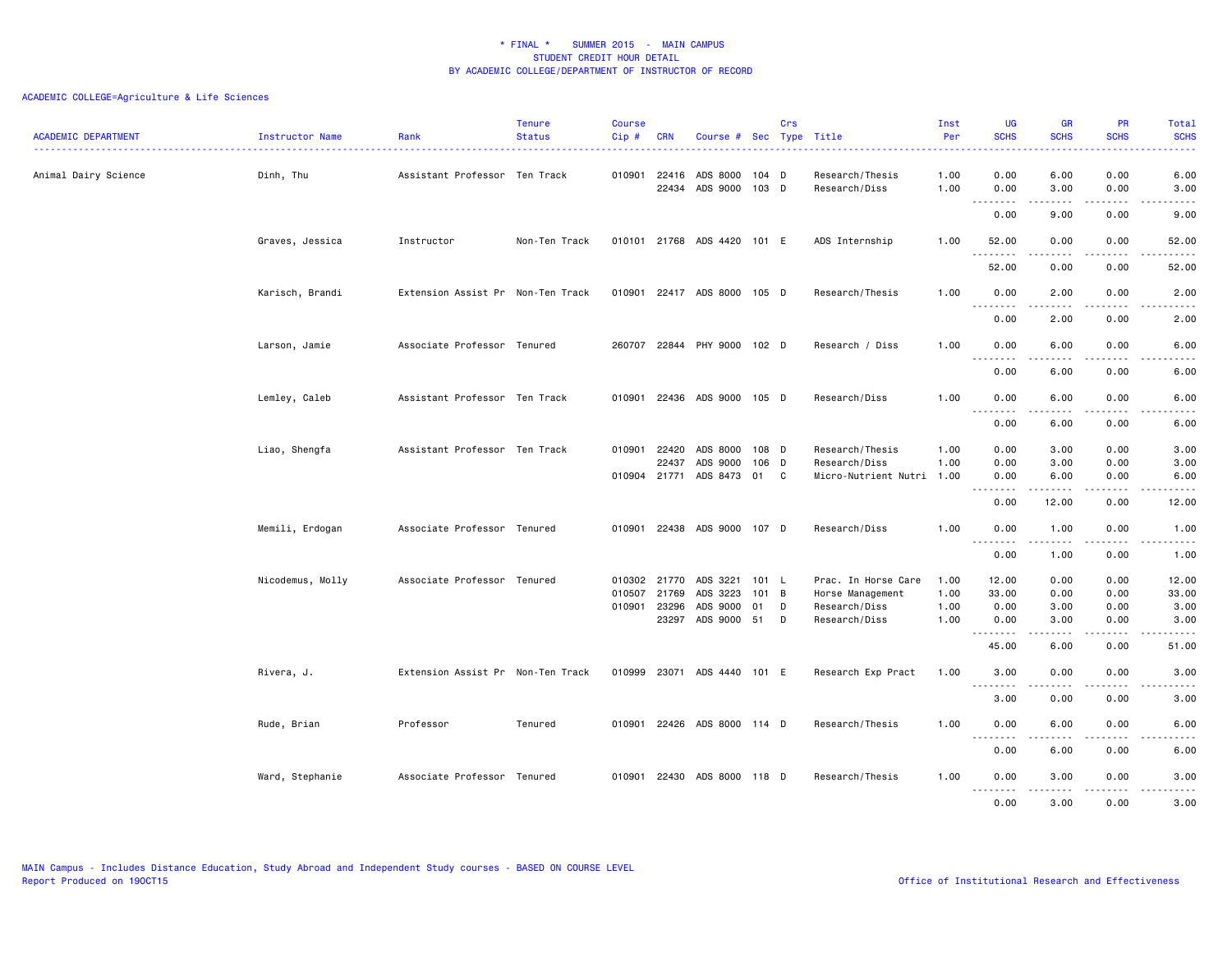# * FINAL * SUMMER 2015 - MAIN CAMPUS
## STUDENT CREDIT HOUR DETAIL
## BY ACADEMIC COLLEGE/DEPARTMENT OF INSTRUCTOR OF RECORD

ACADEMIC COLLEGE=Agriculture & Life Sciences

| ACADEMIC DEPARTMENT | Instructor Name | Rank | Tenure Status | Course Cip # | CRN | Course # | Sec | Crs Type | Title | Inst Per | UG SCHS | GR SCHS | PR SCHS | Total SCHS |
|---|---|---|---|---|---|---|---|---|---|---|---|---|---|---|
| Animal Dairy Science | Dinh, Thu | Assistant Professor | Ten Track | 010901 | 22416 | ADS 8000 | 104 | D | Research/Thesis | 1.00 | 0.00 | 6.00 | 0.00 | 6.00 |
| | | | | | 22434 | ADS 9000 | 103 | D | Research/Diss | 1.00 | 0.00 | 3.00 | 0.00 | 3.00 |
| | | | | | | | | | | | 0.00 | 9.00 | 0.00 | 9.00 |
| | Graves, Jessica | Instructor | Non-Ten Track | 010101 | 21768 | ADS 4420 | 101 | E | ADS Internship | 1.00 | 52.00 | 0.00 | 0.00 | 52.00 |
| | | | | | | | | | | | 52.00 | 0.00 | 0.00 | 52.00 |
| | Karisch, Brandi | Extension Assist Pr | Non-Ten Track | 010901 | 22417 | ADS 8000 | 105 | D | Research/Thesis | 1.00 | 0.00 | 2.00 | 0.00 | 2.00 |
| | | | | | | | | | | | 0.00 | 2.00 | 0.00 | 2.00 |
| | Larson, Jamie | Associate Professor | Tenured | 260707 | 22844 | PHY 9000 | 102 | D | Research / Diss | 1.00 | 0.00 | 6.00 | 0.00 | 6.00 |
| | | | | | | | | | | | 0.00 | 6.00 | 0.00 | 6.00 |
| | Lemley, Caleb | Assistant Professor | Ten Track | 010901 | 22436 | ADS 9000 | 105 | D | Research/Diss | 1.00 | 0.00 | 6.00 | 0.00 | 6.00 |
| | | | | | | | | | | | 0.00 | 6.00 | 0.00 | 6.00 |
| | Liao, Shengfa | Assistant Professor | Ten Track | 010901 | 22420 | ADS 8000 | 108 | D | Research/Thesis | 1.00 | 0.00 | 3.00 | 0.00 | 3.00 |
| | | | | | 22437 | ADS 9000 | 106 | D | Research/Diss | 1.00 | 0.00 | 3.00 | 0.00 | 3.00 |
| | | | | 010904 | 21771 | ADS 8473 | 01 | C | Micro-Nutrient Nutri | 1.00 | 0.00 | 6.00 | 0.00 | 6.00 |
| | | | | | | | | | | | 0.00 | 12.00 | 0.00 | 12.00 |
| | Memili, Erdogan | Associate Professor | Tenured | 010901 | 22438 | ADS 9000 | 107 | D | Research/Diss | 1.00 | 0.00 | 1.00 | 0.00 | 1.00 |
| | | | | | | | | | | | 0.00 | 1.00 | 0.00 | 1.00 |
| | Nicodemus, Molly | Associate Professor | Tenured | 010302 | 21770 | ADS 3221 | 101 | L | Prac. In Horse Care | 1.00 | 12.00 | 0.00 | 0.00 | 12.00 |
| | | | | 010507 | 21769 | ADS 3223 | 101 | B | Horse Management | 1.00 | 33.00 | 0.00 | 0.00 | 33.00 |
| | | | | 010901 | 23296 | ADS 9000 | 01 | D | Research/Diss | 1.00 | 0.00 | 3.00 | 0.00 | 3.00 |
| | | | | | 23297 | ADS 9000 | 51 | D | Research/Diss | 1.00 | 0.00 | 3.00 | 0.00 | 3.00 |
| | | | | | | | | | | | 45.00 | 6.00 | 0.00 | 51.00 |
| | Rivera, J. | Extension Assist Pr | Non-Ten Track | 010999 | 23071 | ADS 4440 | 101 | E | Research Exp Pract | 1.00 | 3.00 | 0.00 | 0.00 | 3.00 |
| | | | | | | | | | | | 3.00 | 0.00 | 0.00 | 3.00 |
| | Rude, Brian | Professor | Tenured | 010901 | 22426 | ADS 8000 | 114 | D | Research/Thesis | 1.00 | 0.00 | 6.00 | 0.00 | 6.00 |
| | | | | | | | | | | | 0.00 | 6.00 | 0.00 | 6.00 |
| | Ward, Stephanie | Associate Professor | Tenured | 010901 | 22430 | ADS 8000 | 118 | D | Research/Thesis | 1.00 | 0.00 | 3.00 | 0.00 | 3.00 |
| | | | | | | | | | | | 0.00 | 3.00 | 0.00 | 3.00 |

MAIN Campus - Includes Distance Education, Study Abroad and Independent Study courses - BASED ON COURSE LEVEL
Report Produced on 19OCT15

Office of Institutional Research and Effectiveness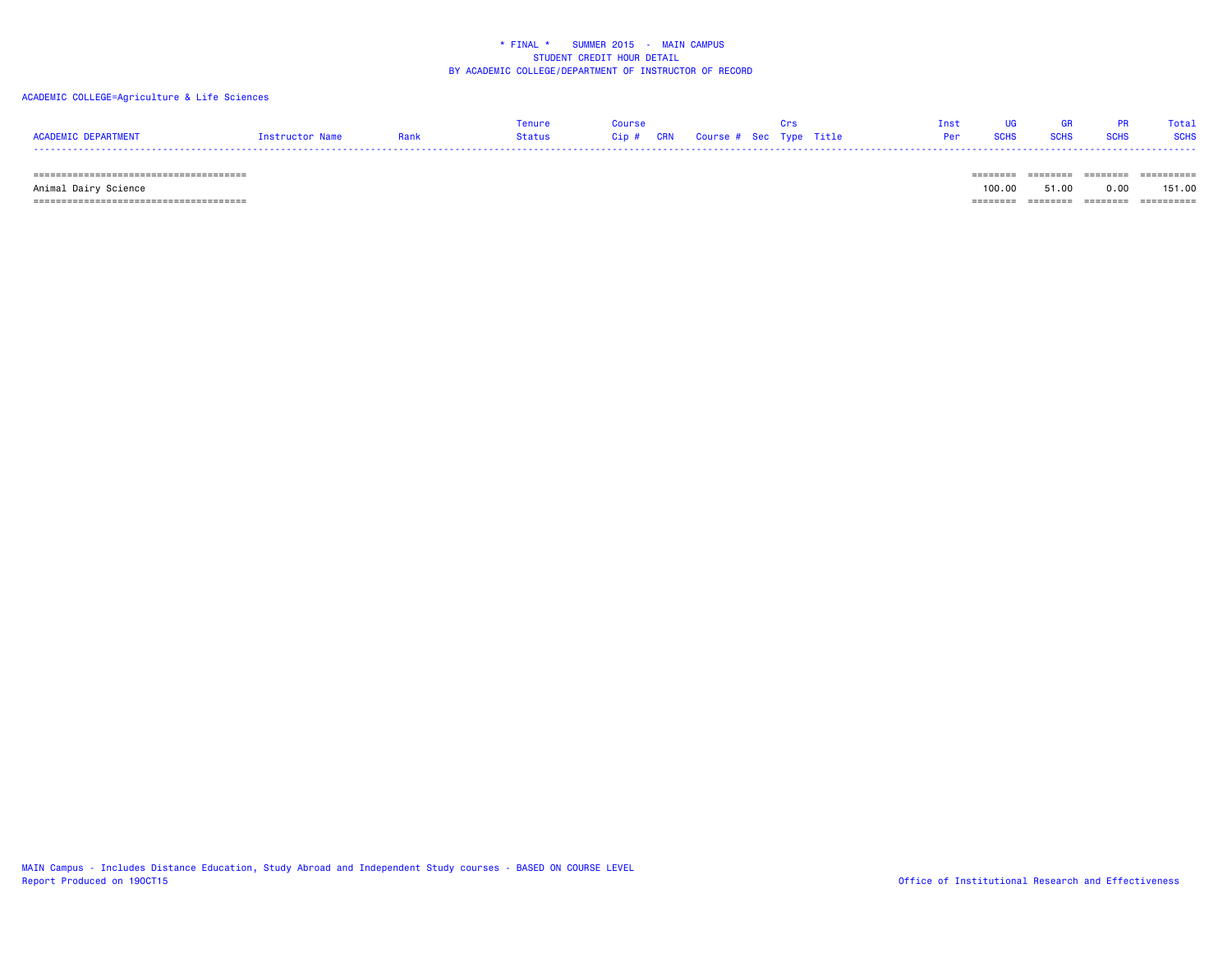\* FINAL \* SUMMER 2015 - MAIN CAMPUS
STUDENT CREDIT HOUR DETAIL
BY ACADEMIC COLLEGE/DEPARTMENT OF INSTRUCTOR OF RECORD

ACADEMIC COLLEGE=Agriculture & Life Sciences

| ACADEMIC DEPARTMENT | Instructor Name | Rank | Tenure Status | Course Cip # | CRN | Course # | Sec | Crs Type | Title | Inst Per | UG SCHS | GR SCHS | PR SCHS | Total SCHS |
|---|---|---|---|---|---|---|---|---|---|---|---|---|---|---|
| Animal Dairy Science | | | | | | | | | | | 100.00 | 51.00 | 0.00 | 151.00 |

MAIN Campus - Includes Distance Education, Study Abroad and Independent Study courses - BASED ON COURSE LEVEL
Report Produced on 19OCT15

Office of Institutional Research and Effectiveness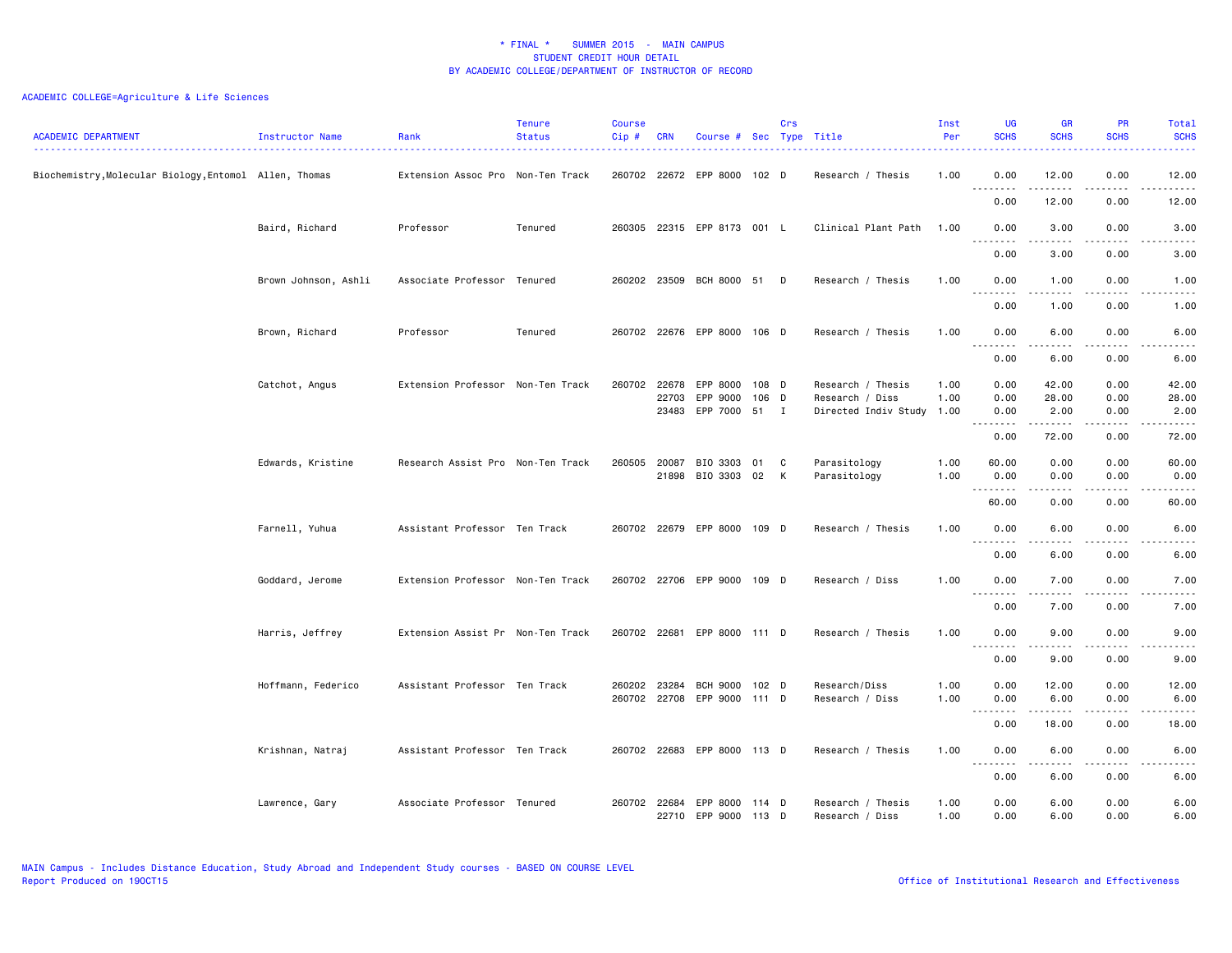# * FINAL * SUMMER 2015 - MAIN CAMPUS
## STUDENT CREDIT HOUR DETAIL
## BY ACADEMIC COLLEGE/DEPARTMENT OF INSTRUCTOR OF RECORD

ACADEMIC COLLEGE=Agriculture & Life Sciences

| ACADEMIC DEPARTMENT | Instructor Name | Rank | Tenure Status | Course Cip # | CRN | Course # | Sec | Crs Type | Title | Inst Per | UG SCHS | GR SCHS | PR SCHS | Total SCHS |
|---|---|---|---|---|---|---|---|---|---|---|---|---|---|---|
| Biochemistry,Molecular Biology,Entomol | Allen, Thomas | Extension Assoc Pro | Non-Ten Track | 260702 | 22672 | EPP 8000 | 102 | D | Research / Thesis | 1.00 | 0.00 | 12.00 | 0.00 | 12.00 |
| | | | | | | | | | | | 0.00 | 12.00 | 0.00 | 12.00 |
| | Baird, Richard | Professor | Tenured | 260305 | 22315 | EPP 8173 | 001 | L | Clinical Plant Path | 1.00 | 0.00 | 3.00 | 0.00 | 3.00 |
| | | | | | | | | | | | 0.00 | 3.00 | 0.00 | 3.00 |
| | Brown Johnson, Ashli | Associate Professor | Tenured | 260202 | 23509 | BCH 8000 | 51 | D | Research / Thesis | 1.00 | 0.00 | 1.00 | 0.00 | 1.00 |
| | | | | | | | | | | | 0.00 | 1.00 | 0.00 | 1.00 |
| | Brown, Richard | Professor | Tenured | 260702 | 22676 | EPP 8000 | 106 | D | Research / Thesis | 1.00 | 0.00 | 6.00 | 0.00 | 6.00 |
| | | | | | | | | | | | 0.00 | 6.00 | 0.00 | 6.00 |
| | Catchot, Angus | Extension Professor | Non-Ten Track | 260702 | 22678 | EPP 8000 | 108 | D | Research / Thesis | 1.00 | 0.00 | 42.00 | 0.00 | 42.00 |
| | | | | | 22703 | EPP 9000 | 106 | D | Research / Diss | 1.00 | 0.00 | 28.00 | 0.00 | 28.00 |
| | | | | | 23483 | EPP 7000 | 51 | I | Directed Indiv Study | 1.00 | 0.00 | 2.00 | 0.00 | 2.00 |
| | | | | | | | | | | | 0.00 | 72.00 | 0.00 | 72.00 |
| | Edwards, Kristine | Research Assist Pro | Non-Ten Track | 260505 | 20087 | BIO 3303 | 01 | C | Parasitology | 1.00 | 60.00 | 0.00 | 0.00 | 60.00 |
| | | | | | 21898 | BIO 3303 | 02 | K | Parasitology | 1.00 | 0.00 | 0.00 | 0.00 | 0.00 |
| | | | | | | | | | | | 60.00 | 0.00 | 0.00 | 60.00 |
| | Farnell, Yuhua | Assistant Professor | Ten Track | 260702 | 22679 | EPP 8000 | 109 | D | Research / Thesis | 1.00 | 0.00 | 6.00 | 0.00 | 6.00 |
| | | | | | | | | | | | 0.00 | 6.00 | 0.00 | 6.00 |
| | Goddard, Jerome | Extension Professor | Non-Ten Track | 260702 | 22706 | EPP 9000 | 109 | D | Research / Diss | 1.00 | 0.00 | 7.00 | 0.00 | 7.00 |
| | | | | | | | | | | | 0.00 | 7.00 | 0.00 | 7.00 |
| | Harris, Jeffrey | Extension Assist Pr | Non-Ten Track | 260702 | 22681 | EPP 8000 | 111 | D | Research / Thesis | 1.00 | 0.00 | 9.00 | 0.00 | 9.00 |
| | | | | | | | | | | | 0.00 | 9.00 | 0.00 | 9.00 |
| | Hoffmann, Federico | Assistant Professor | Ten Track | 260202 | 23284 | BCH 9000 | 102 | D | Research/Diss | 1.00 | 0.00 | 12.00 | 0.00 | 12.00 |
| | | | | 260702 | 22708 | EPP 9000 | 111 | D | Research / Diss | 1.00 | 0.00 | 6.00 | 0.00 | 6.00 |
| | | | | | | | | | | | 0.00 | 18.00 | 0.00 | 18.00 |
| | Krishnan, Natraj | Assistant Professor | Ten Track | 260702 | 22683 | EPP 8000 | 113 | D | Research / Thesis | 1.00 | 0.00 | 6.00 | 0.00 | 6.00 |
| | | | | | | | | | | | 0.00 | 6.00 | 0.00 | 6.00 |
| | Lawrence, Gary | Associate Professor | Tenured | 260702 | 22684 | EPP 8000 | 114 | D | Research / Thesis | 1.00 | 0.00 | 6.00 | 0.00 | 6.00 |
| | | | | | 22710 | EPP 9000 | 113 | D | Research / Diss | 1.00 | 0.00 | 6.00 | 0.00 | 6.00 |

MAIN Campus - Includes Distance Education, Study Abroad and Independent Study courses - BASED ON COURSE LEVEL
Report Produced on 19OCT15

Office of Institutional Research and Effectiveness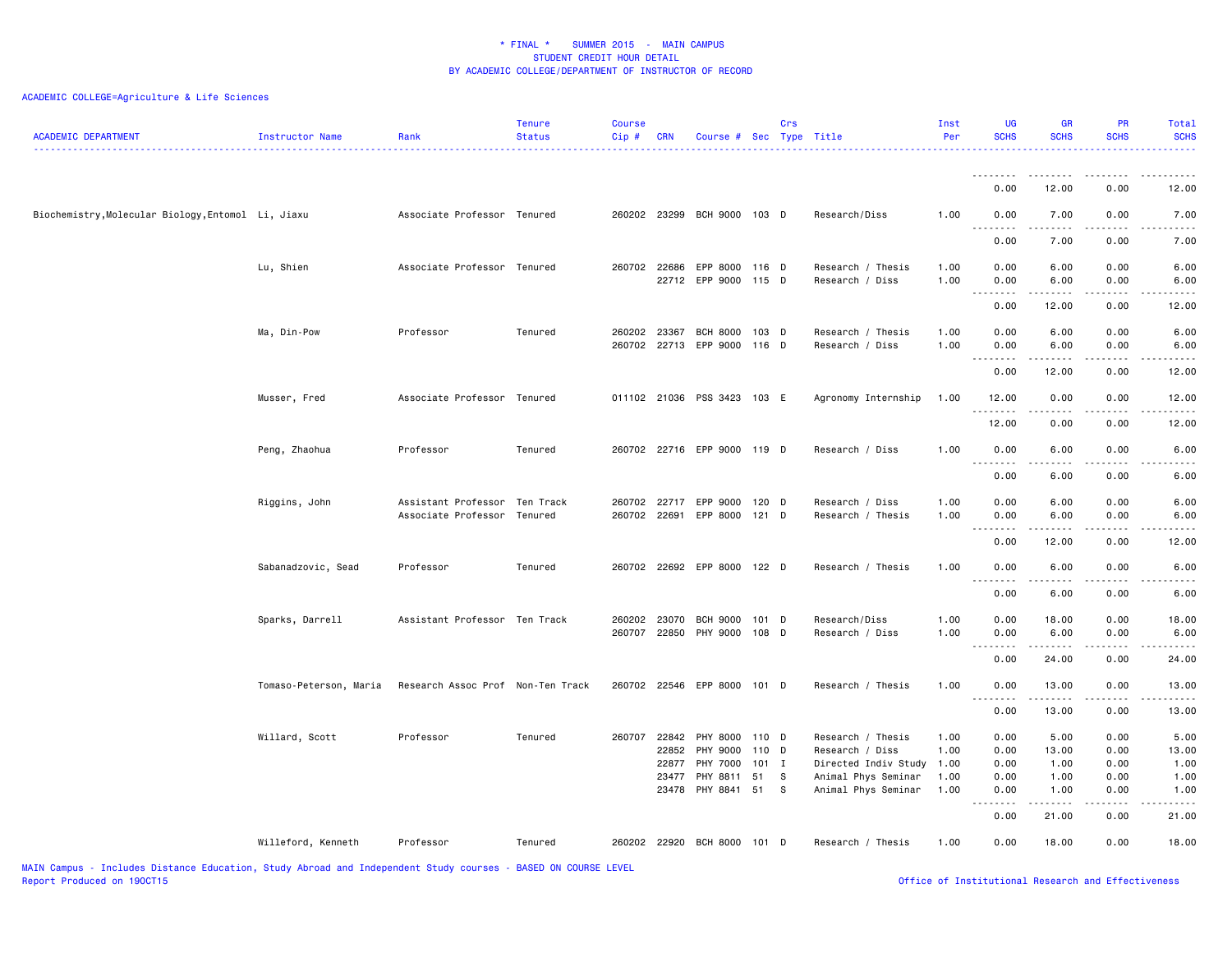# * FINAL * SUMMER 2015 - MAIN CAMPUS
## STUDENT CREDIT HOUR DETAIL
## BY ACADEMIC COLLEGE/DEPARTMENT OF INSTRUCTOR OF RECORD

ACADEMIC COLLEGE=Agriculture & Life Sciences

| ACADEMIC DEPARTMENT | Instructor Name | Rank | Tenure Status | Course Cip # | CRN | Course # | Sec | Crs Type | Title | Inst Per | UG SCHS | GR SCHS | PR SCHS | Total SCHS |
|---|---|---|---|---|---|---|---|---|---|---|---|---|---|---|
| | | | | | | | | | | | 0.00 | 12.00 | 0.00 | 12.00 |
| Biochemistry,Molecular Biology,Entomol | Li, Jiaxu | Associate Professor | Tenured | 260202 | 23299 | BCH 9000 | 103 | D | Research/Diss | 1.00 | 0.00 | 7.00 | 0.00 | 7.00 |
| | | | | | | | | | | | 0.00 | 7.00 | 0.00 | 7.00 |
| | Lu, Shien | Associate Professor | Tenured | 260702 | 22686 | EPP 8000 | 116 | D | Research / Thesis | 1.00 | 0.00 | 6.00 | 0.00 | 6.00 |
| | | | | | 22712 | EPP 9000 | 115 | D | Research / Diss | 1.00 | 0.00 | 6.00 | 0.00 | 6.00 |
| | | | | | | | | | | | 0.00 | 12.00 | 0.00 | 12.00 |
| | Ma, Din-Pow | Professor | Tenured | 260202 | 23367 | BCH 8000 | 103 | D | Research / Thesis | 1.00 | 0.00 | 6.00 | 0.00 | 6.00 |
| | | | | 260702 | 22713 | EPP 9000 | 116 | D | Research / Diss | 1.00 | 0.00 | 6.00 | 0.00 | 6.00 |
| | | | | | | | | | | | 0.00 | 12.00 | 0.00 | 12.00 |
| | Musser, Fred | Associate Professor | Tenured | 011102 | 21036 | PSS 3423 | 103 | E | Agronomy Internship | 1.00 | 12.00 | 0.00 | 0.00 | 12.00 |
| | | | | | | | | | | | 12.00 | 0.00 | 0.00 | 12.00 |
| | Peng, Zhaohua | Professor | Tenured | 260702 | 22716 | EPP 9000 | 119 | D | Research / Diss | 1.00 | 0.00 | 6.00 | 0.00 | 6.00 |
| | | | | | | | | | | | 0.00 | 6.00 | 0.00 | 6.00 |
| | Riggins, John | Assistant Professor | Ten Track | 260702 | 22717 | EPP 9000 | 120 | D | Research / Diss | 1.00 | 0.00 | 6.00 | 0.00 | 6.00 |
| | | Associate Professor | Tenured | 260702 | 22691 | EPP 8000 | 121 | D | Research / Thesis | 1.00 | 0.00 | 6.00 | 0.00 | 6.00 |
| | | | | | | | | | | | 0.00 | 12.00 | 0.00 | 12.00 |
| | Sabanadzovic, Sead | Professor | Tenured | 260702 | 22692 | EPP 8000 | 122 | D | Research / Thesis | 1.00 | 0.00 | 6.00 | 0.00 | 6.00 |
| | | | | | | | | | | | 0.00 | 6.00 | 0.00 | 6.00 |
| | Sparks, Darrell | Assistant Professor | Ten Track | 260202 | 23070 | BCH 9000 | 101 | D | Research/Diss | 1.00 | 0.00 | 18.00 | 0.00 | 18.00 |
| | | | | 260707 | 22850 | PHY 9000 | 108 | D | Research / Diss | 1.00 | 0.00 | 6.00 | 0.00 | 6.00 |
| | | | | | | | | | | | 0.00 | 24.00 | 0.00 | 24.00 |
| | Tomaso-Peterson, Maria | Research Assoc Prof | Non-Ten Track | 260702 | 22546 | EPP 8000 | 101 | D | Research / Thesis | 1.00 | 0.00 | 13.00 | 0.00 | 13.00 |
| | | | | | | | | | | | 0.00 | 13.00 | 0.00 | 13.00 |
| | Willard, Scott | Professor | Tenured | 260707 | 22842 | PHY 8000 | 110 | D | Research / Thesis | 1.00 | 0.00 | 5.00 | 0.00 | 5.00 |
| | | | | | 22852 | PHY 9000 | 110 | D | Research / Diss | 1.00 | 0.00 | 13.00 | 0.00 | 13.00 |
| | | | | | 22877 | PHY 7000 | 101 | I | Directed Indiv Study | 1.00 | 0.00 | 1.00 | 0.00 | 1.00 |
| | | | | | 23477 | PHY 8811 | 51 | S | Animal Phys Seminar | 1.00 | 0.00 | 1.00 | 0.00 | 1.00 |
| | | | | | 23478 | PHY 8841 | 51 | S | Animal Phys Seminar | 1.00 | 0.00 | 1.00 | 0.00 | 1.00 |
| | | | | | | | | | | | 0.00 | 21.00 | 0.00 | 21.00 |
| | Willeford, Kenneth | Professor | Tenured | 260202 | 22920 | BCH 8000 | 101 | D | Research / Thesis | 1.00 | 0.00 | 18.00 | 0.00 | 18.00 |

MAIN Campus - Includes Distance Education, Study Abroad and Independent Study courses - BASED ON COURSE LEVEL
Report Produced on 19OCT15

Office of Institutional Research and Effectiveness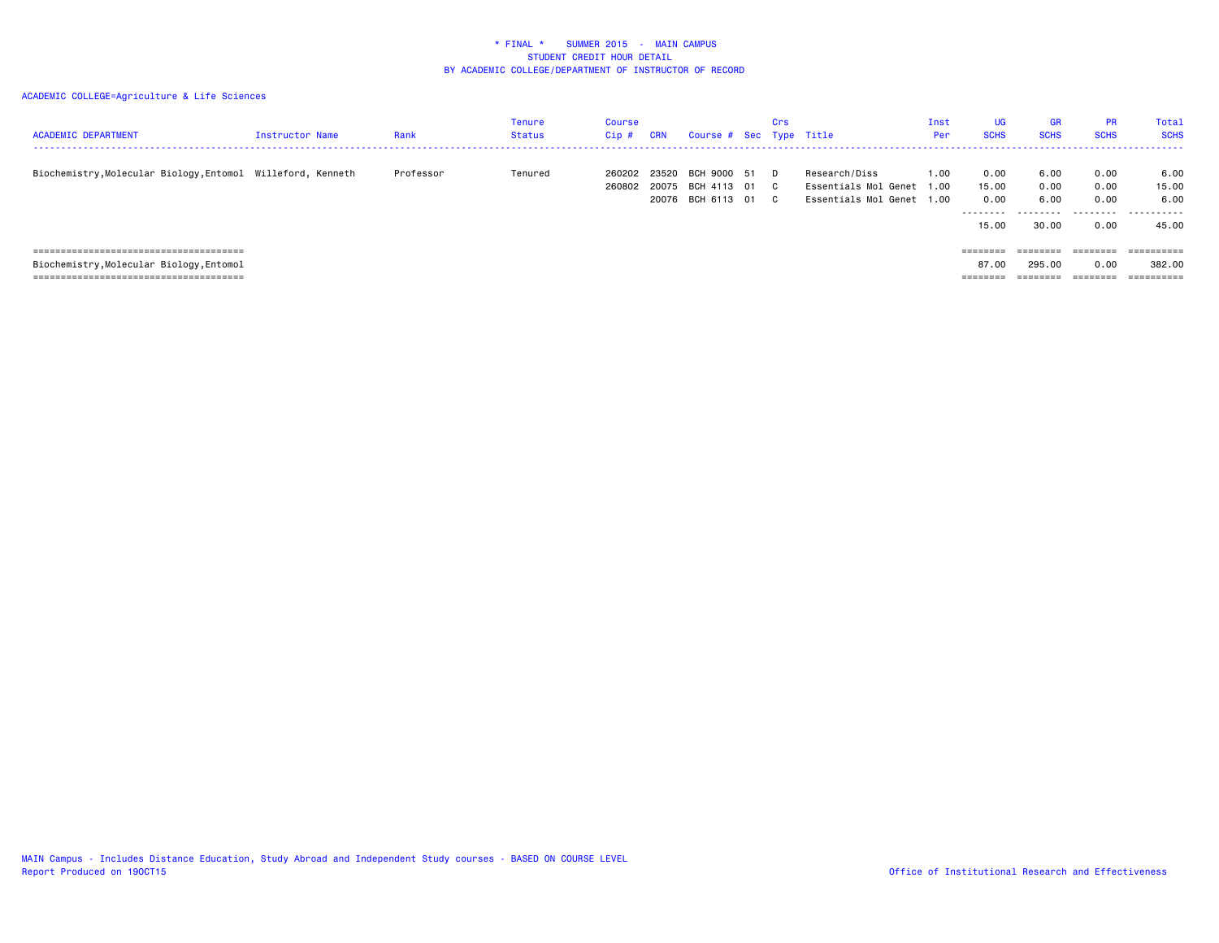\* FINAL \*    SUMMER 2015  -  MAIN CAMPUS
STUDENT CREDIT HOUR DETAIL
BY ACADEMIC COLLEGE/DEPARTMENT OF INSTRUCTOR OF RECORD

ACADEMIC COLLEGE=Agriculture & Life Sciences

| ACADEMIC DEPARTMENT | Instructor Name | Rank | Tenure Status | Course Cip # | CRN | Course # | Sec | Crs Type | Title | Inst Per | UG SCHS | GR SCHS | PR SCHS | Total SCHS |
|---|---|---|---|---|---|---|---|---|---|---|---|---|---|---|
| Biochemistry,Molecular Biology,Entomol | Willeford, Kenneth | Professor | Tenured | 260202 | 23520 | BCH 9000 | 51 | D | Research/Diss | 1.00 | 0.00 | 6.00 | 0.00 | 6.00 |
| | | | | 260802 | 20075 | BCH 4113 | 01 | C | Essentials Mol Genet | 1.00 | 15.00 | 0.00 | 0.00 | 15.00 |
| | | | | | 20076 | BCH 6113 | 01 | C | Essentials Mol Genet | 1.00 | 0.00 | 6.00 | 0.00 | 6.00 |
| | | | | | | | | | | | 15.00 | 30.00 | 0.00 | 45.00 |
| Biochemistry,Molecular Biology,Entomol | | | | | | | | | | | 87.00 | 295.00 | 0.00 | 382.00 |

MAIN Campus - Includes Distance Education, Study Abroad and Independent Study courses - BASED ON COURSE LEVEL
Report Produced on 19OCT15

Office of Institutional Research and Effectiveness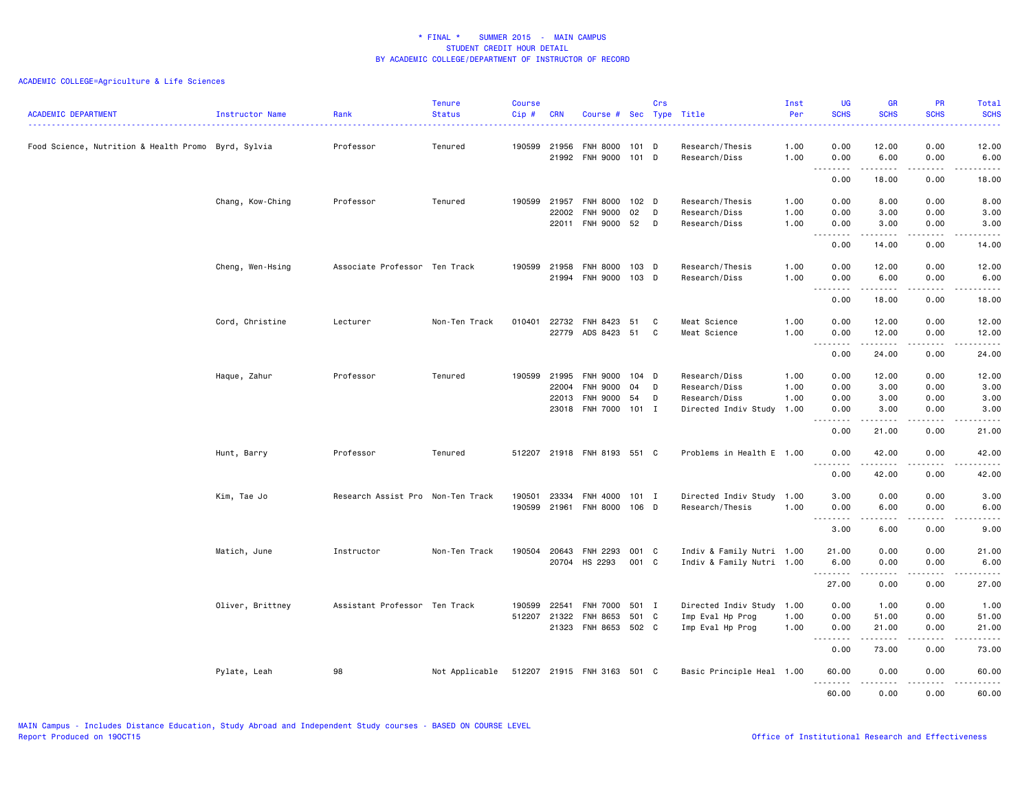\* FINAL \* SUMMER 2015 - MAIN CAMPUS
STUDENT CREDIT HOUR DETAIL
BY ACADEMIC COLLEGE/DEPARTMENT OF INSTRUCTOR OF RECORD

ACADEMIC COLLEGE=Agriculture & Life Sciences

| ACADEMIC DEPARTMENT | Instructor Name | Rank | Tenure Status | Course Cip # | CRN | Course # | Sec | Crs Type | Title | Inst Per | UG SCHS | GR SCHS | PR SCHS | Total SCHS |
|---|---|---|---|---|---|---|---|---|---|---|---|---|---|---|
| Food Science, Nutrition & Health Promo | Byrd, Sylvia | Professor | Tenured | 190599 | 21956 | FNH 8000 | 101 | D | Research/Thesis | 1.00 | 0.00 | 12.00 | 0.00 | 12.00 |
| | | | | | 21992 | FNH 9000 | 101 | D | Research/Diss | 1.00 | 0.00 | 6.00 | 0.00 | 6.00 |
| | | | | | | | | | | | 0.00 | 18.00 | 0.00 | 18.00 |
| | Chang, Kow-Ching | Professor | Tenured | 190599 | 21957 | FNH 8000 | 102 | D | Research/Thesis | 1.00 | 0.00 | 8.00 | 0.00 | 8.00 |
| | | | | | 22002 | FNH 9000 | 02 | D | Research/Diss | 1.00 | 0.00 | 3.00 | 0.00 | 3.00 |
| | | | | | 22011 | FNH 9000 | 52 | D | Research/Diss | 1.00 | 0.00 | 3.00 | 0.00 | 3.00 |
| | | | | | | | | | | | 0.00 | 14.00 | 0.00 | 14.00 |
| | Cheng, Wen-Hsing | Associate Professor | Ten Track | 190599 | 21958 | FNH 8000 | 103 | D | Research/Thesis | 1.00 | 0.00 | 12.00 | 0.00 | 12.00 |
| | | | | | 21994 | FNH 9000 | 103 | D | Research/Diss | 1.00 | 0.00 | 6.00 | 0.00 | 6.00 |
| | | | | | | | | | | | 0.00 | 18.00 | 0.00 | 18.00 |
| | Cord, Christine | Lecturer | Non-Ten Track | 010401 | 22732 | FNH 8423 | 51 | C | Meat Science | 1.00 | 0.00 | 12.00 | 0.00 | 12.00 |
| | | | | | 22779 | ADS 8423 | 51 | C | Meat Science | 1.00 | 0.00 | 12.00 | 0.00 | 12.00 |
| | | | | | | | | | | | 0.00 | 24.00 | 0.00 | 24.00 |
| | Haque, Zahur | Professor | Tenured | 190599 | 21995 | FNH 9000 | 104 | D | Research/Diss | 1.00 | 0.00 | 12.00 | 0.00 | 12.00 |
| | | | | | 22004 | FNH 9000 | 04 | D | Research/Diss | 1.00 | 0.00 | 3.00 | 0.00 | 3.00 |
| | | | | | 22013 | FNH 9000 | 54 | D | Research/Diss | 1.00 | 0.00 | 3.00 | 0.00 | 3.00 |
| | | | | | 23018 | FNH 7000 | 101 | I | Directed Indiv Study | 1.00 | 0.00 | 3.00 | 0.00 | 3.00 |
| | | | | | | | | | | | 0.00 | 21.00 | 0.00 | 21.00 |
| | Hunt, Barry | Professor | Tenured | 512207 | 21918 | FNH 8193 | 551 | C | Problems in Health E | 1.00 | 0.00 | 42.00 | 0.00 | 42.00 |
| | | | | | | | | | | | 0.00 | 42.00 | 0.00 | 42.00 |
| | Kim, Tae Jo | Research Assist Pro | Non-Ten Track | 190501 | 23334 | FNH 4000 | 101 | I | Directed Indiv Study | 1.00 | 3.00 | 0.00 | 0.00 | 3.00 |
| | | | | 190599 | 21961 | FNH 8000 | 106 | D | Research/Thesis | 1.00 | 0.00 | 6.00 | 0.00 | 6.00 |
| | | | | | | | | | | | 3.00 | 6.00 | 0.00 | 9.00 |
| | Matich, June | Instructor | Non-Ten Track | 190504 | 20643 | FNH 2293 | 001 | C | Indiv & Family Nutri | 1.00 | 21.00 | 0.00 | 0.00 | 21.00 |
| | | | | | 20704 | HS 2293 | 001 | C | Indiv & Family Nutri | 1.00 | 6.00 | 0.00 | 0.00 | 6.00 |
| | | | | | | | | | | | 27.00 | 0.00 | 0.00 | 27.00 |
| | Oliver, Brittney | Assistant Professor | Ten Track | 190599 | 22541 | FNH 7000 | 501 | I | Directed Indiv Study | 1.00 | 0.00 | 1.00 | 0.00 | 1.00 |
| | | | | 512207 | 21322 | FNH 8653 | 501 | C | Imp Eval Hp Prog | 1.00 | 0.00 | 51.00 | 0.00 | 51.00 |
| | | | | | 21323 | FNH 8653 | 502 | C | Imp Eval Hp Prog | 1.00 | 0.00 | 21.00 | 0.00 | 21.00 |
| | | | | | | | | | | | 0.00 | 73.00 | 0.00 | 73.00 |
| | Pylate, Leah | 98 | Not Applicable | 512207 | 21915 | FNH 3163 | 501 | C | Basic Principle Heal | 1.00 | 60.00 | 0.00 | 0.00 | 60.00 |
| | | | | | | | | | | | 60.00 | 0.00 | 0.00 | 60.00 |

MAIN Campus - Includes Distance Education, Study Abroad and Independent Study courses - BASED ON COURSE LEVEL
Report Produced on 19OCT15

Office of Institutional Research and Effectiveness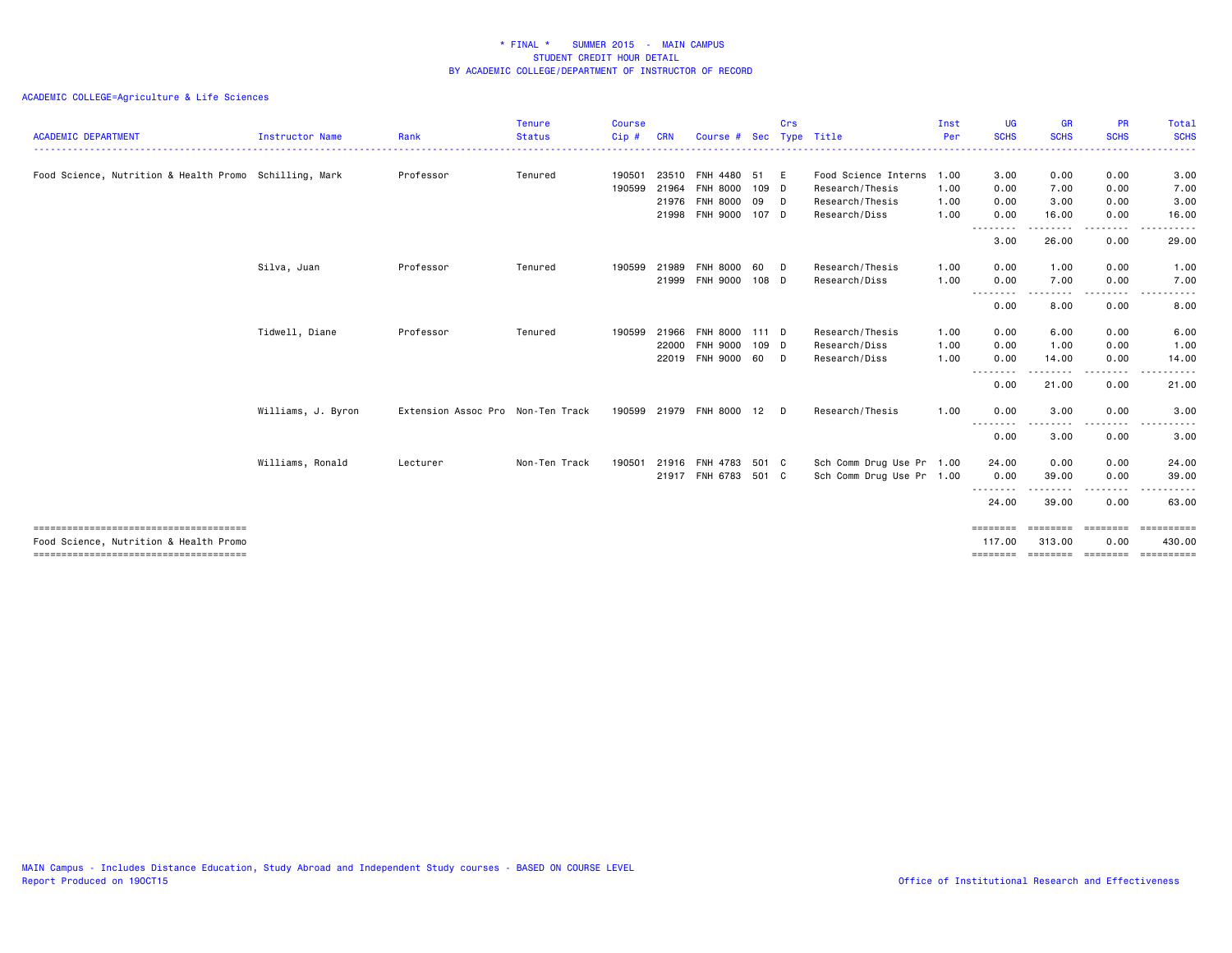# * FINAL * SUMMER 2015 - MAIN CAMPUS
## STUDENT CREDIT HOUR DETAIL
## BY ACADEMIC COLLEGE/DEPARTMENT OF INSTRUCTOR OF RECORD

ACADEMIC COLLEGE=Agriculture & Life Sciences

| ACADEMIC DEPARTMENT | Instructor Name | Rank | Tenure Status | Course Cip # | CRN | Course # | Sec | Crs Type | Title | Inst Per | UG SCHS | GR SCHS | PR SCHS | Total SCHS |
|---|---|---|---|---|---|---|---|---|---|---|---|---|---|---|
| Food Science, Nutrition & Health Promo | Schilling, Mark | Professor | Tenured | 190501 | 23510 | FNH 4480 | 51 | E | Food Science Interns | 1.00 | 3.00 | 0.00 | 0.00 | 3.00 |
| | | | | 190599 | 21964 | FNH 8000 | 109 | D | Research/Thesis | 1.00 | 0.00 | 7.00 | 0.00 | 7.00 |
| | | | | | 21976 | FNH 8000 | 09 | D | Research/Thesis | 1.00 | 0.00 | 3.00 | 0.00 | 3.00 |
| | | | | | 21998 | FNH 9000 | 107 | D | Research/Diss | 1.00 | 0.00 | 16.00 | 0.00 | 16.00 |
| | | | | | | | | | | | 3.00 | 26.00 | 0.00 | 29.00 |
| | Silva, Juan | Professor | Tenured | 190599 | 21989 | FNH 8000 | 60 | D | Research/Thesis | 1.00 | 0.00 | 1.00 | 0.00 | 1.00 |
| | | | | | 21999 | FNH 9000 | 108 | D | Research/Diss | 1.00 | 0.00 | 7.00 | 0.00 | 7.00 |
| | | | | | | | | | | | 0.00 | 8.00 | 0.00 | 8.00 |
| | Tidwell, Diane | Professor | Tenured | 190599 | 21966 | FNH 8000 | 111 | D | Research/Thesis | 1.00 | 0.00 | 6.00 | 0.00 | 6.00 |
| | | | | | 22000 | FNH 9000 | 109 | D | Research/Diss | 1.00 | 0.00 | 1.00 | 0.00 | 1.00 |
| | | | | | 22019 | FNH 9000 | 60 | D | Research/Diss | 1.00 | 0.00 | 14.00 | 0.00 | 14.00 |
| | | | | | | | | | | | 0.00 | 21.00 | 0.00 | 21.00 |
| | Williams, J. Byron | Extension Assoc Pro | Non-Ten Track | 190599 | 21979 | FNH 8000 | 12 | D | Research/Thesis | 1.00 | 0.00 | 3.00 | 0.00 | 3.00 |
| | | | | | | | | | | | 0.00 | 3.00 | 0.00 | 3.00 |
| | Williams, Ronald | Lecturer | Non-Ten Track | 190501 | 21916 | FNH 4783 | 501 | C | Sch Comm Drug Use Pr | 1.00 | 24.00 | 0.00 | 0.00 | 24.00 |
| | | | | | 21917 | FNH 6783 | 501 | C | Sch Comm Drug Use Pr | 1.00 | 0.00 | 39.00 | 0.00 | 39.00 |
| | | | | | | | | | | | 24.00 | 39.00 | 0.00 | 63.00 |
| Food Science, Nutrition & Health Promo | | | | | | | | | | | 117.00 | 313.00 | 0.00 | 430.00 |

MAIN Campus - Includes Distance Education, Study Abroad and Independent Study courses - BASED ON COURSE LEVEL
Report Produced on 19OCT15

Office of Institutional Research and Effectiveness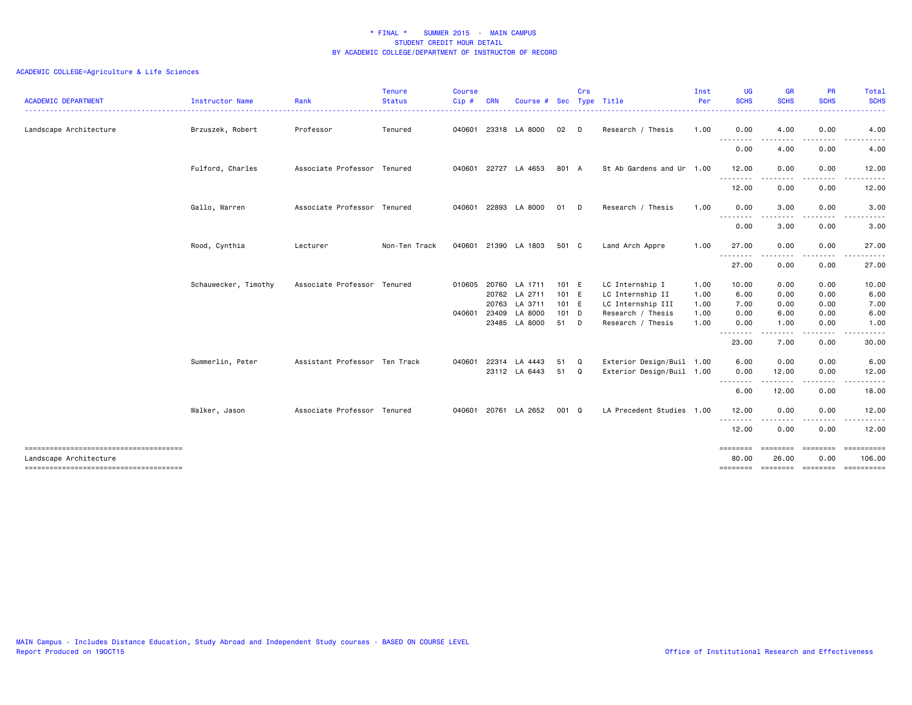# * FINAL * SUMMER 2015 - MAIN CAMPUS
## STUDENT CREDIT HOUR DETAIL
## BY ACADEMIC COLLEGE/DEPARTMENT OF INSTRUCTOR OF RECORD

ACADEMIC COLLEGE=Agriculture & Life Sciences

| ACADEMIC DEPARTMENT | Instructor Name | Rank | Tenure Status | Course Cip # | CRN | Course # | Sec | Crs Type | Title | Inst Per | UG SCHS | GR SCHS | PR SCHS | Total SCHS |
|---|---|---|---|---|---|---|---|---|---|---|---|---|---|---|
| Landscape Architecture | Brzuszek, Robert | Professor | Tenured | 040601 | 23318 | LA 8000 | 02 | D | Research / Thesis | 1.00 | 0.00 | 4.00 | 0.00 | 4.00 |
| | | | | | | | | | | | 0.00 | 4.00 | 0.00 | 4.00 |
| | Fulford, Charles | Associate Professor | Tenured | 040601 | 22727 | LA 4653 | 801 | A | St Ab Gardens and Ur | 1.00 | 12.00 | 0.00 | 0.00 | 12.00 |
| | | | | | | | | | | | 12.00 | 0.00 | 0.00 | 12.00 |
| | Gallo, Warren | Associate Professor | Tenured | 040601 | 22893 | LA 8000 | 01 | D | Research / Thesis | 1.00 | 0.00 | 3.00 | 0.00 | 3.00 |
| | | | | | | | | | | | 0.00 | 3.00 | 0.00 | 3.00 |
| | Rood, Cynthia | Lecturer | Non-Ten Track | 040601 | 21390 | LA 1803 | 501 | C | Land Arch Appre | 1.00 | 27.00 | 0.00 | 0.00 | 27.00 |
| | | | | | | | | | | | 27.00 | 0.00 | 0.00 | 27.00 |
| | Schauwecker, Timothy | Associate Professor | Tenured | 010605 | 20760 | LA 1711 | 101 | E | LC Internship I | 1.00 | 10.00 | 0.00 | 0.00 | 10.00 |
| | | | | | 20762 | LA 2711 | 101 | E | LC Internship II | 1.00 | 6.00 | 0.00 | 0.00 | 6.00 |
| | | | | | 20763 | LA 3711 | 101 | E | LC Internship III | 1.00 | 7.00 | 0.00 | 0.00 | 7.00 |
| | | | | 040601 | 23409 | LA 8000 | 101 | D | Research / Thesis | 1.00 | 0.00 | 6.00 | 0.00 | 6.00 |
| | | | | | 23485 | LA 8000 | 51 | D | Research / Thesis | 1.00 | 0.00 | 1.00 | 0.00 | 1.00 |
| | | | | | | | | | | | 23.00 | 7.00 | 0.00 | 30.00 |
| | Summerlin, Peter | Assistant Professor | Ten Track | 040601 | 22314 | LA 4443 | 51 | Q | Exterior Design/Buil | 1.00 | 6.00 | 0.00 | 0.00 | 6.00 |
| | | | | | 23112 | LA 6443 | 51 | Q | Exterior Design/Buil | 1.00 | 0.00 | 12.00 | 0.00 | 12.00 |
| | | | | | | | | | | | 6.00 | 12.00 | 0.00 | 18.00 |
| | Walker, Jason | Associate Professor | Tenured | 040601 | 20761 | LA 2652 | 001 | Q | LA Precedent Studies | 1.00 | 12.00 | 0.00 | 0.00 | 12.00 |
| | | | | | | | | | | | 12.00 | 0.00 | 0.00 | 12.00 |
| Landscape Architecture | | | | | | | | | | | 80.00 | 26.00 | 0.00 | 106.00 |

MAIN Campus - Includes Distance Education, Study Abroad and Independent Study courses - BASED ON COURSE LEVEL
Report Produced on 19OCT15

Office of Institutional Research and Effectiveness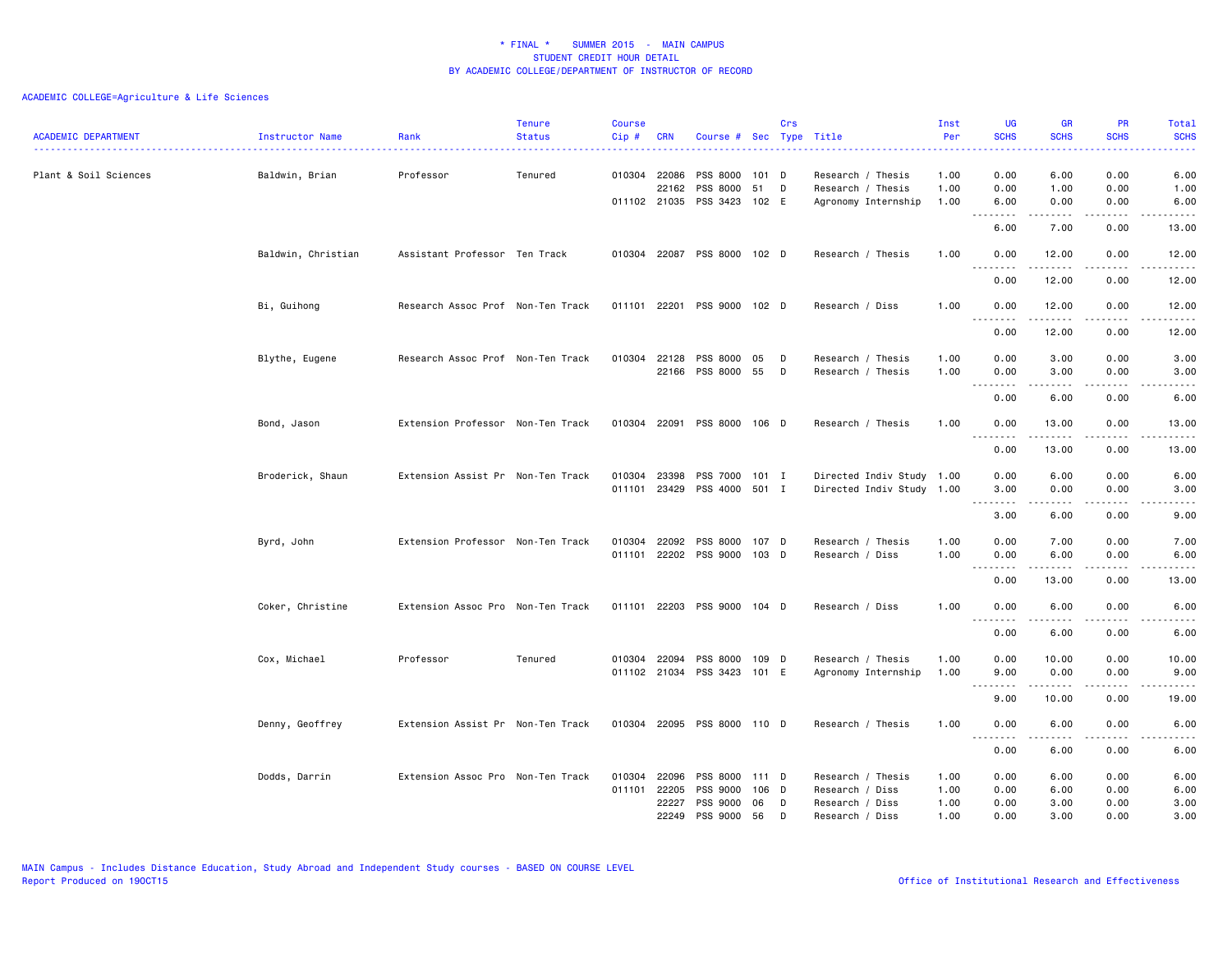\* FINAL \* SUMMER 2015 - MAIN CAMPUS
STUDENT CREDIT HOUR DETAIL
BY ACADEMIC COLLEGE/DEPARTMENT OF INSTRUCTOR OF RECORD

ACADEMIC COLLEGE=Agriculture & Life Sciences

| ACADEMIC DEPARTMENT | Instructor Name | Rank | Tenure Status | Course Cip # | CRN | Course # | Sec | Crs Type | Title | Inst Per | UG SCHS | GR SCHS | PR SCHS | Total SCHS |
|---|---|---|---|---|---|---|---|---|---|---|---|---|---|---|
| Plant & Soil Sciences | Baldwin, Brian | Professor | Tenured | 010304 | 22086 | PSS 8000 | 101 | D | Research / Thesis | 1.00 | 0.00 | 6.00 | 0.00 | 6.00 |
| | | | | | 22162 | PSS 8000 | 51 | D | Research / Thesis | 1.00 | 0.00 | 1.00 | 0.00 | 1.00 |
| | | | | 011102 | 21035 | PSS 3423 | 102 | E | Agronomy Internship | 1.00 | 6.00 | 0.00 | 0.00 | 6.00 |
| | | | | | | | | | | | 6.00 | 7.00 | 0.00 | 13.00 |
| | Baldwin, Christian | Assistant Professor | Ten Track | 010304 | 22087 | PSS 8000 | 102 | D | Research / Thesis | 1.00 | 0.00 | 12.00 | 0.00 | 12.00 |
| | | | | | | | | | | | 0.00 | 12.00 | 0.00 | 12.00 |
| | Bi, Guihong | Research Assoc Prof | Non-Ten Track | 011101 | 22201 | PSS 9000 | 102 | D | Research / Diss | 1.00 | 0.00 | 12.00 | 0.00 | 12.00 |
| | | | | | | | | | | | 0.00 | 12.00 | 0.00 | 12.00 |
| | Blythe, Eugene | Research Assoc Prof | Non-Ten Track | 010304 | 22128 | PSS 8000 | 05 | D | Research / Thesis | 1.00 | 0.00 | 3.00 | 0.00 | 3.00 |
| | | | | | 22166 | PSS 8000 | 55 | D | Research / Thesis | 1.00 | 0.00 | 3.00 | 0.00 | 3.00 |
| | | | | | | | | | | | 0.00 | 6.00 | 0.00 | 6.00 |
| | Bond, Jason | Extension Professor | Non-Ten Track | 010304 | 22091 | PSS 8000 | 106 | D | Research / Thesis | 1.00 | 0.00 | 13.00 | 0.00 | 13.00 |
| | | | | | | | | | | | 0.00 | 13.00 | 0.00 | 13.00 |
| | Broderick, Shaun | Extension Assist Pr | Non-Ten Track | 010304 | 23398 | PSS 7000 | 101 | I | Directed Indiv Study | 1.00 | 0.00 | 6.00 | 0.00 | 6.00 |
| | | | | 011101 | 23429 | PSS 4000 | 501 | I | Directed Indiv Study | 1.00 | 3.00 | 0.00 | 0.00 | 3.00 |
| | | | | | | | | | | | 3.00 | 6.00 | 0.00 | 9.00 |
| | Byrd, John | Extension Professor | Non-Ten Track | 010304 | 22092 | PSS 8000 | 107 | D | Research / Thesis | 1.00 | 0.00 | 7.00 | 0.00 | 7.00 |
| | | | | 011101 | 22202 | PSS 9000 | 103 | D | Research / Diss | 1.00 | 0.00 | 6.00 | 0.00 | 6.00 |
| | | | | | | | | | | | 0.00 | 13.00 | 0.00 | 13.00 |
| | Coker, Christine | Extension Assoc Pro | Non-Ten Track | 011101 | 22203 | PSS 9000 | 104 | D | Research / Diss | 1.00 | 0.00 | 6.00 | 0.00 | 6.00 |
| | | | | | | | | | | | 0.00 | 6.00 | 0.00 | 6.00 |
| | Cox, Michael | Professor | Tenured | 010304 | 22094 | PSS 8000 | 109 | D | Research / Thesis | 1.00 | 0.00 | 10.00 | 0.00 | 10.00 |
| | | | | 011102 | 21034 | PSS 3423 | 101 | E | Agronomy Internship | 1.00 | 9.00 | 0.00 | 0.00 | 9.00 |
| | | | | | | | | | | | 9.00 | 10.00 | 0.00 | 19.00 |
| | Denny, Geoffrey | Extension Assist Pr | Non-Ten Track | 010304 | 22095 | PSS 8000 | 110 | D | Research / Thesis | 1.00 | 0.00 | 6.00 | 0.00 | 6.00 |
| | | | | | | | | | | | 0.00 | 6.00 | 0.00 | 6.00 |
| | Dodds, Darrin | Extension Assoc Pro | Non-Ten Track | 010304 | 22096 | PSS 8000 | 111 | D | Research / Thesis | 1.00 | 0.00 | 6.00 | 0.00 | 6.00 |
| | | | | 011101 | 22205 | PSS 9000 | 106 | D | Research / Diss | 1.00 | 0.00 | 6.00 | 0.00 | 6.00 |
| | | | | | 22227 | PSS 9000 | 06 | D | Research / Diss | 1.00 | 0.00 | 3.00 | 0.00 | 3.00 |
| | | | | | 22249 | PSS 9000 | 56 | D | Research / Diss | 1.00 | 0.00 | 3.00 | 0.00 | 3.00 |

MAIN Campus - Includes Distance Education, Study Abroad and Independent Study courses - BASED ON COURSE LEVEL
Report Produced on 19OCT15
Office of Institutional Research and Effectiveness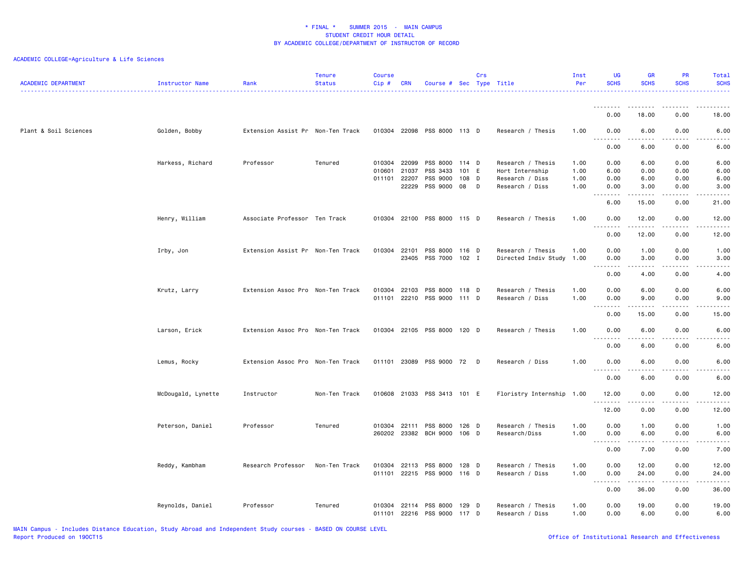* FINAL * SUMMER 2015 - MAIN CAMPUS
STUDENT CREDIT HOUR DETAIL
BY ACADEMIC COLLEGE/DEPARTMENT OF INSTRUCTOR OF RECORD

ACADEMIC COLLEGE=Agriculture & Life Sciences

| ACADEMIC DEPARTMENT | Instructor Name | Rank | Tenure Status | Course Cip # | CRN | Course # | Sec | Crs Type | Title | Inst Per | UG SCHS | GR SCHS | PR SCHS | Total SCHS |
|---|---|---|---|---|---|---|---|---|---|---|---|---|---|---|
| | | | | | | | | | | | 0.00 | 18.00 | 0.00 | 18.00 |
| Plant & Soil Sciences | Golden, Bobby | Extension Assist Pr | Non-Ten Track | 010304 | 22098 | PSS 8000 | 113 | D | Research / Thesis | 1.00 | 0.00 | 6.00 | 0.00 | 6.00 |
| | | | | | | | | | | | 0.00 | 6.00 | 0.00 | 6.00 |
| | Harkess, Richard | Professor | Tenured | 010304 | 22099 | PSS 8000 | 114 | D | Research / Thesis | 1.00 | 0.00 | 6.00 | 0.00 | 6.00 |
| | | | | 010601 | 21037 | PSS 3433 | 101 | E | Hort Internship | 1.00 | 6.00 | 0.00 | 0.00 | 6.00 |
| | | | | 011101 | 22207 | PSS 9000 | 108 | D | Research / Diss | 1.00 | 0.00 | 6.00 | 0.00 | 6.00 |
| | | | | | 22229 | PSS 9000 | 08 | D | Research / Diss | 1.00 | 0.00 | 3.00 | 0.00 | 3.00 |
| | | | | | | | | | | | 6.00 | 15.00 | 0.00 | 21.00 |
| | Henry, William | Associate Professor | Ten Track | 010304 | 22100 | PSS 8000 | 115 | D | Research / Thesis | 1.00 | 0.00 | 12.00 | 0.00 | 12.00 |
| | | | | | | | | | | | 0.00 | 12.00 | 0.00 | 12.00 |
| | Irby, Jon | Extension Assist Pr | Non-Ten Track | 010304 | 22101 | PSS 8000 | 116 | D | Research / Thesis | 1.00 | 0.00 | 1.00 | 0.00 | 1.00 |
| | | | | | 23405 | PSS 7000 | 102 | I | Directed Indiv Study | 1.00 | 0.00 | 3.00 | 0.00 | 3.00 |
| | | | | | | | | | | | 0.00 | 4.00 | 0.00 | 4.00 |
| | Krutz, Larry | Extension Assoc Pro | Non-Ten Track | 010304 | 22103 | PSS 8000 | 118 | D | Research / Thesis | 1.00 | 0.00 | 6.00 | 0.00 | 6.00 |
| | | | | 011101 | 22210 | PSS 9000 | 111 | D | Research / Diss | 1.00 | 0.00 | 9.00 | 0.00 | 9.00 |
| | | | | | | | | | | | 0.00 | 15.00 | 0.00 | 15.00 |
| | Larson, Erick | Extension Assoc Pro | Non-Ten Track | 010304 | 22105 | PSS 8000 | 120 | D | Research / Thesis | 1.00 | 0.00 | 6.00 | 0.00 | 6.00 |
| | | | | | | | | | | | 0.00 | 6.00 | 0.00 | 6.00 |
| | Lemus, Rocky | Extension Assoc Pro | Non-Ten Track | 011101 | 23089 | PSS 9000 | 72 | D | Research / Diss | 1.00 | 0.00 | 6.00 | 0.00 | 6.00 |
| | | | | | | | | | | | 0.00 | 6.00 | 0.00 | 6.00 |
| | McDougald, Lynette | Instructor | Non-Ten Track | 010608 | 21033 | PSS 3413 | 101 | E | Floristry Internship | 1.00 | 12.00 | 0.00 | 0.00 | 12.00 |
| | | | | | | | | | | | 12.00 | 0.00 | 0.00 | 12.00 |
| | Peterson, Daniel | Professor | Tenured | 010304 | 22111 | PSS 8000 | 126 | D | Research / Thesis | 1.00 | 0.00 | 1.00 | 0.00 | 1.00 |
| | | | | 260202 | 23382 | BCH 9000 | 106 | D | Research/Diss | 1.00 | 0.00 | 6.00 | 0.00 | 6.00 |
| | | | | | | | | | | | 0.00 | 7.00 | 0.00 | 7.00 |
| | Reddy, Kambham | Research Professor | Non-Ten Track | 010304 | 22113 | PSS 8000 | 128 | D | Research / Thesis | 1.00 | 0.00 | 12.00 | 0.00 | 12.00 |
| | | | | 011101 | 22215 | PSS 9000 | 116 | D | Research / Diss | 1.00 | 0.00 | 24.00 | 0.00 | 24.00 |
| | | | | | | | | | | | 0.00 | 36.00 | 0.00 | 36.00 |
| | Reynolds, Daniel | Professor | Tenured | 010304 | 22114 | PSS 8000 | 129 | D | Research / Thesis | 1.00 | 0.00 | 19.00 | 0.00 | 19.00 |
| | | | | 011101 | 22216 | PSS 9000 | 117 | D | Research / Diss | 1.00 | 0.00 | 6.00 | 0.00 | 6.00 |

MAIN Campus - Includes Distance Education, Study Abroad and Independent Study courses - BASED ON COURSE LEVEL
Report Produced on 19OCT15

Office of Institutional Research and Effectiveness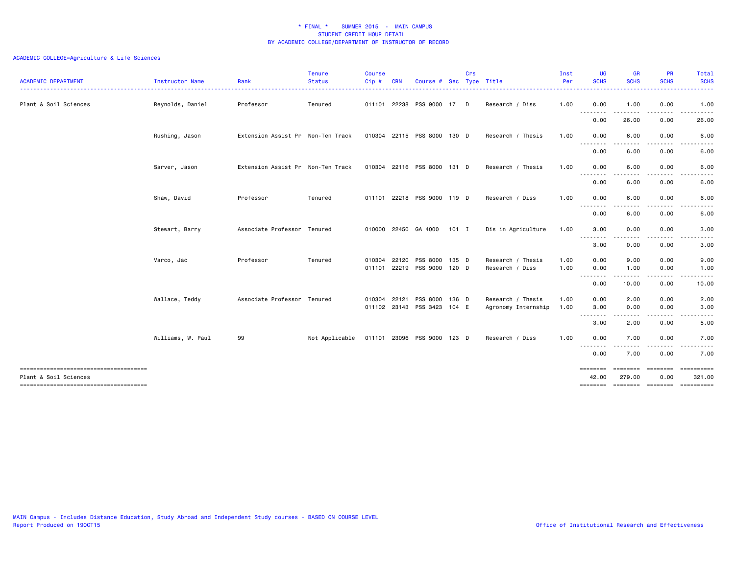# * FINAL * SUMMER 2015 - MAIN CAMPUS
## STUDENT CREDIT HOUR DETAIL
## BY ACADEMIC COLLEGE/DEPARTMENT OF INSTRUCTOR OF RECORD

ACADEMIC COLLEGE=Agriculture & Life Sciences

| ACADEMIC DEPARTMENT | Instructor Name | Rank | Tenure Status | Course Cip # | CRN | Course # | Sec | Crs Type | Title | Inst Per | UG SCHS | GR SCHS | PR SCHS | Total SCHS |
|---|---|---|---|---|---|---|---|---|---|---|---|---|---|---|
| Plant & Soil Sciences | Reynolds, Daniel | Professor | Tenured | 011101 | 22238 | PSS 9000 | 17 | D | Research / Diss | 1.00 | 0.00 | 1.00 | 0.00 | 1.00 |
| | | | | | | | | | | | 0.00 | 26.00 | 0.00 | 26.00 |
| | Rushing, Jason | Extension Assist Pr | Non-Ten Track | 010304 | 22115 | PSS 8000 | 130 | D | Research / Thesis | 1.00 | 0.00 | 6.00 | 0.00 | 6.00 |
| | | | | | | | | | | | 0.00 | 6.00 | 0.00 | 6.00 |
| | Sarver, Jason | Extension Assist Pr | Non-Ten Track | 010304 | 22116 | PSS 8000 | 131 | D | Research / Thesis | 1.00 | 0.00 | 6.00 | 0.00 | 6.00 |
| | | | | | | | | | | | 0.00 | 6.00 | 0.00 | 6.00 |
| | Shaw, David | Professor | Tenured | 011101 | 22218 | PSS 9000 | 119 | D | Research / Diss | 1.00 | 0.00 | 6.00 | 0.00 | 6.00 |
| | | | | | | | | | | | 0.00 | 6.00 | 0.00 | 6.00 |
| | Stewart, Barry | Associate Professor | Tenured | 010000 | 22450 | GA 4000 | 101 | I | Dis in Agriculture | 1.00 | 3.00 | 0.00 | 0.00 | 3.00 |
| | | | | | | | | | | | 3.00 | 0.00 | 0.00 | 3.00 |
| | Varco, Jac | Professor | Tenured | 010304 | 22120 | PSS 8000 | 135 | D | Research / Thesis | 1.00 | 0.00 | 9.00 | 0.00 | 9.00 |
| | | | | 011101 | 22219 | PSS 9000 | 120 | D | Research / Diss | 1.00 | 0.00 | 1.00 | 0.00 | 1.00 |
| | | | | | | | | | | | 0.00 | 10.00 | 0.00 | 10.00 |
| | Wallace, Teddy | Associate Professor | Tenured | 010304 | 22121 | PSS 8000 | 136 | D | Research / Thesis | 1.00 | 0.00 | 2.00 | 0.00 | 2.00 |
| | | | | 011102 | 23143 | PSS 3423 | 104 | E | Agronomy Internship | 1.00 | 3.00 | 0.00 | 0.00 | 3.00 |
| | | | | | | | | | | | 3.00 | 2.00 | 0.00 | 5.00 |
| | Williams, W. Paul | 99 | Not Applicable | 011101 | 23096 | PSS 9000 | 123 | D | Research / Diss | 1.00 | 0.00 | 7.00 | 0.00 | 7.00 |
| | | | | | | | | | | | 0.00 | 7.00 | 0.00 | 7.00 |
| Plant & Soil Sciences | | | | | | | | | | | 42.00 | 279.00 | 0.00 | 321.00 |

MAIN Campus - Includes Distance Education, Study Abroad and Independent Study courses - BASED ON COURSE LEVEL
Report Produced on 19OCT15

Office of Institutional Research and Effectiveness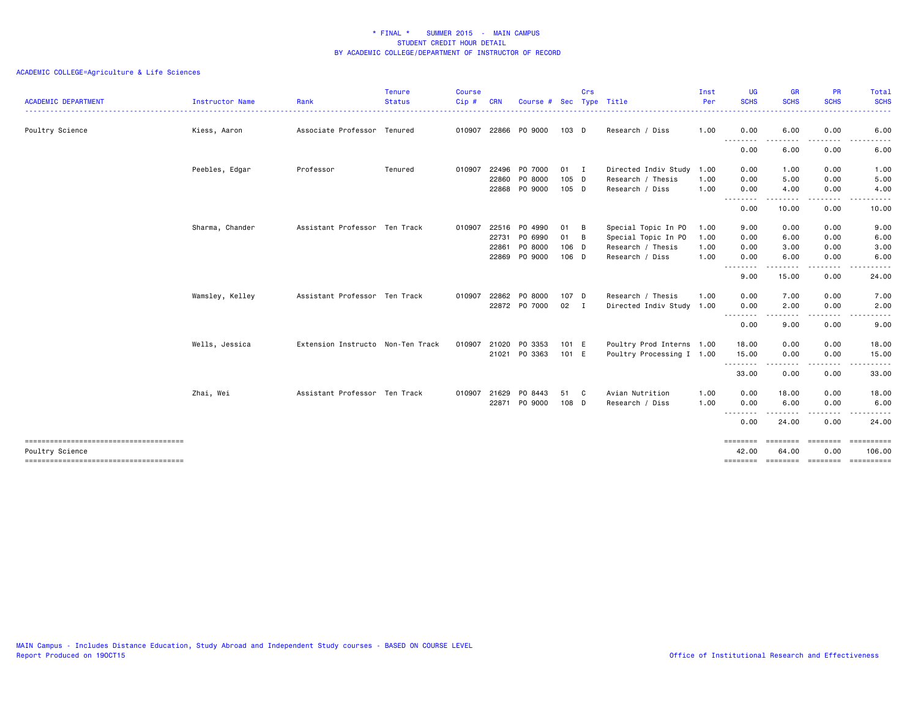# * FINAL * SUMMER 2015 - MAIN CAMPUS
## STUDENT CREDIT HOUR DETAIL
## BY ACADEMIC COLLEGE/DEPARTMENT OF INSTRUCTOR OF RECORD

ACADEMIC COLLEGE=Agriculture & Life Sciences

| ACADEMIC DEPARTMENT | Instructor Name | Rank | Tenure Status | Course Cip # | CRN | Course # | Sec | Crs Type | Title | Inst Per | UG SCHS | GR SCHS | PR SCHS | Total SCHS |
|---|---|---|---|---|---|---|---|---|---|---|---|---|---|---|
| Poultry Science | Kiess, Aaron | Associate Professor | Tenured | 010907 | 22866 | PO 9000 | 103 | D | Research / Diss | 1.00 | 0.00 | 6.00 | 0.00 | 6.00 |
| | | | | | | | | | | | 0.00 | 6.00 | 0.00 | 6.00 |
| | Peebles, Edgar | Professor | Tenured | 010907 | 22496 | PO 7000 | 01 | I | Directed Indiv Study | 1.00 | 0.00 | 1.00 | 0.00 | 1.00 |
| | | | | | 22860 | PO 8000 | 105 | D | Research / Thesis | 1.00 | 0.00 | 5.00 | 0.00 | 5.00 |
| | | | | | 22868 | PO 9000 | 105 | D | Research / Diss | 1.00 | 0.00 | 4.00 | 0.00 | 4.00 |
| | | | | | | | | | | | 0.00 | 10.00 | 0.00 | 10.00 |
| | Sharma, Chander | Assistant Professor | Ten Track | 010907 | 22516 | PO 4990 | 01 | B | Special Topic In PO | 1.00 | 9.00 | 0.00 | 0.00 | 9.00 |
| | | | | | 22731 | PO 6990 | 01 | B | Special Topic In PO | 1.00 | 0.00 | 6.00 | 0.00 | 6.00 |
| | | | | | 22861 | PO 8000 | 106 | D | Research / Thesis | 1.00 | 0.00 | 3.00 | 0.00 | 3.00 |
| | | | | | 22869 | PO 9000 | 106 | D | Research / Diss | 1.00 | 0.00 | 6.00 | 0.00 | 6.00 |
| | | | | | | | | | | | 9.00 | 15.00 | 0.00 | 24.00 |
| | Wamsley, Kelley | Assistant Professor | Ten Track | 010907 | 22862 | PO 8000 | 107 | D | Research / Thesis | 1.00 | 0.00 | 7.00 | 0.00 | 7.00 |
| | | | | | 22872 | PO 7000 | 02 | I | Directed Indiv Study | 1.00 | 0.00 | 2.00 | 0.00 | 2.00 |
| | | | | | | | | | | | 0.00 | 9.00 | 0.00 | 9.00 |
| | Wells, Jessica | Extension Instructo | Non-Ten Track | 010907 | 21020 | PO 3353 | 101 | E | Poultry Prod Interns | 1.00 | 18.00 | 0.00 | 0.00 | 18.00 |
| | | | | | 21021 | PO 3363 | 101 | E | Poultry Processing I | 1.00 | 15.00 | 0.00 | 0.00 | 15.00 |
| | | | | | | | | | | | 33.00 | 0.00 | 0.00 | 33.00 |
| | Zhai, Wei | Assistant Professor | Ten Track | 010907 | 21629 | PO 8443 | 51 | C | Avian Nutrition | 1.00 | 0.00 | 18.00 | 0.00 | 18.00 |
| | | | | | 22871 | PO 9000 | 108 | D | Research / Diss | 1.00 | 0.00 | 6.00 | 0.00 | 6.00 |
| | | | | | | | | | | | 0.00 | 24.00 | 0.00 | 24.00 |
| Poultry Science | | | | | | | | | | | 42.00 | 64.00 | 0.00 | 106.00 |

MAIN Campus - Includes Distance Education, Study Abroad and Independent Study courses - BASED ON COURSE LEVEL
Report Produced on 19OCT15

Office of Institutional Research and Effectiveness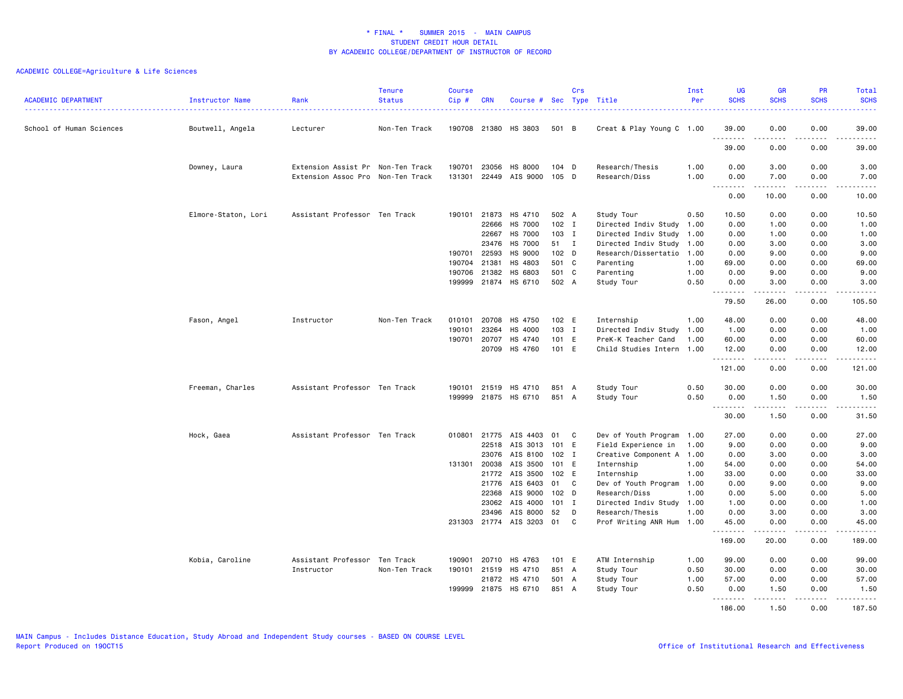# * FINAL * SUMMER 2015 - MAIN CAMPUS
## STUDENT CREDIT HOUR DETAIL
## BY ACADEMIC COLLEGE/DEPARTMENT OF INSTRUCTOR OF RECORD

ACADEMIC COLLEGE=Agriculture & Life Sciences

| ACADEMIC DEPARTMENT | Instructor Name | Rank | Tenure Status | Course Cip # | CRN | Course # | Sec | Crs Type | Title | Inst Per | UG SCHS | GR SCHS | PR SCHS | Total SCHS |
|---|---|---|---|---|---|---|---|---|---|---|---|---|---|---|
| School of Human Sciences | Boutwell, Angela | Lecturer | Non-Ten Track | 190708 | 21380 | HS 3803 | 501 | B | Creat & Play Young C | 1.00 | 39.00 | 0.00 | 0.00 | 39.00 |
| | | | | | | | | | | | 39.00 | 0.00 | 0.00 | 39.00 |
| | Downey, Laura | Extension Assist Pr | Non-Ten Track | 190701 | 23056 | HS 8000 | 104 | D | Research/Thesis | 1.00 | 0.00 | 3.00 | 0.00 | 3.00 |
| | | Extension Assoc Pro | Non-Ten Track | 131301 | 22449 | AIS 9000 | 105 | D | Research/Diss | 1.00 | 0.00 | 7.00 | 0.00 | 7.00 |
| | | | | | | | | | | | 0.00 | 10.00 | 0.00 | 10.00 |
| | Elmore-Staton, Lori | Assistant Professor | Ten Track | 190101 | 21873 | HS 4710 | 502 | A | Study Tour | 0.50 | 10.50 | 0.00 | 0.00 | 10.50 |
| | | | | | 22666 | HS 7000 | 102 | I | Directed Indiv Study | 1.00 | 0.00 | 1.00 | 0.00 | 1.00 |
| | | | | | 22667 | HS 7000 | 103 | I | Directed Indiv Study | 1.00 | 0.00 | 1.00 | 0.00 | 1.00 |
| | | | | | 23476 | HS 7000 | 51 | I | Directed Indiv Study | 1.00 | 0.00 | 3.00 | 0.00 | 3.00 |
| | | | | 190701 | 22593 | HS 9000 | 102 | D | Research/Dissertatio | 1.00 | 0.00 | 9.00 | 0.00 | 9.00 |
| | | | | 190704 | 21381 | HS 4803 | 501 | C | Parenting | 1.00 | 69.00 | 0.00 | 0.00 | 69.00 |
| | | | | 190706 | 21382 | HS 6803 | 501 | C | Parenting | 1.00 | 0.00 | 9.00 | 0.00 | 9.00 |
| | | | | 199999 | 21874 | HS 6710 | 502 | A | Study Tour | 0.50 | 0.00 | 3.00 | 0.00 | 3.00 |
| | | | | | | | | | | | 79.50 | 26.00 | 0.00 | 105.50 |
| | Fason, Angel | Instructor | Non-Ten Track | 010101 | 20708 | HS 4750 | 102 | E | Internship | 1.00 | 48.00 | 0.00 | 0.00 | 48.00 |
| | | | | 190101 | 23264 | HS 4000 | 103 | I | Directed Indiv Study | 1.00 | 1.00 | 0.00 | 0.00 | 1.00 |
| | | | | 190701 | 20707 | HS 4740 | 101 | E | PreK-K Teacher Cand | 1.00 | 60.00 | 0.00 | 0.00 | 60.00 |
| | | | | | 20709 | HS 4760 | 101 | E | Child Studies Intern | 1.00 | 12.00 | 0.00 | 0.00 | 12.00 |
| | | | | | | | | | | | 121.00 | 0.00 | 0.00 | 121.00 |
| | Freeman, Charles | Assistant Professor | Ten Track | 190101 | 21519 | HS 4710 | 851 | A | Study Tour | 0.50 | 30.00 | 0.00 | 0.00 | 30.00 |
| | | | | 199999 | 21875 | HS 6710 | 851 | A | Study Tour | 0.50 | 0.00 | 1.50 | 0.00 | 1.50 |
| | | | | | | | | | | | 30.00 | 1.50 | 0.00 | 31.50 |
| | Hock, Gaea | Assistant Professor | Ten Track | 010801 | 21775 | AIS 4403 | 01 | C | Dev of Youth Program | 1.00 | 27.00 | 0.00 | 0.00 | 27.00 |
| | | | | | 22518 | AIS 3013 | 101 | E | Field Experience in | 1.00 | 9.00 | 0.00 | 0.00 | 9.00 |
| | | | | | 23076 | AIS 8100 | 102 | I | Creative Component A | 1.00 | 0.00 | 3.00 | 0.00 | 3.00 |
| | | | | 131301 | 20038 | AIS 3500 | 101 | E | Internship | 1.00 | 54.00 | 0.00 | 0.00 | 54.00 |
| | | | | | 21772 | AIS 3500 | 102 | E | Internship | 1.00 | 33.00 | 0.00 | 0.00 | 33.00 |
| | | | | | 21776 | AIS 6403 | 01 | C | Dev of Youth Program | 1.00 | 0.00 | 9.00 | 0.00 | 9.00 |
| | | | | | 22368 | AIS 9000 | 102 | D | Research/Diss | 1.00 | 0.00 | 5.00 | 0.00 | 5.00 |
| | | | | | 23062 | AIS 4000 | 101 | I | Directed Indiv Study | 1.00 | 1.00 | 0.00 | 0.00 | 1.00 |
| | | | | | 23496 | AIS 8000 | 52 | D | Research/Thesis | 1.00 | 0.00 | 3.00 | 0.00 | 3.00 |
| | | | | 231303 | 21774 | AIS 3203 | 01 | C | Prof Writing ANR Hum | 1.00 | 45.00 | 0.00 | 0.00 | 45.00 |
| | | | | | | | | | | | 169.00 | 20.00 | 0.00 | 189.00 |
| | Kobia, Caroline | Assistant Professor | Ten Track | 190901 | 20710 | HS 4763 | 101 | E | ATM Internship | 1.00 | 99.00 | 0.00 | 0.00 | 99.00 |
| | | Instructor | Non-Ten Track | 190101 | 21519 | HS 4710 | 851 | A | Study Tour | 0.50 | 30.00 | 0.00 | 0.00 | 30.00 |
| | | | | | 21872 | HS 4710 | 501 | A | Study Tour | 1.00 | 57.00 | 0.00 | 0.00 | 57.00 |
| | | | | 199999 | 21875 | HS 6710 | 851 | A | Study Tour | 0.50 | 0.00 | 1.50 | 0.00 | 1.50 |
| | | | | | | | | | | | 186.00 | 1.50 | 0.00 | 187.50 |

MAIN Campus - Includes Distance Education, Study Abroad and Independent Study courses - BASED ON COURSE LEVEL
Report Produced on 19OCT15

Office of Institutional Research and Effectiveness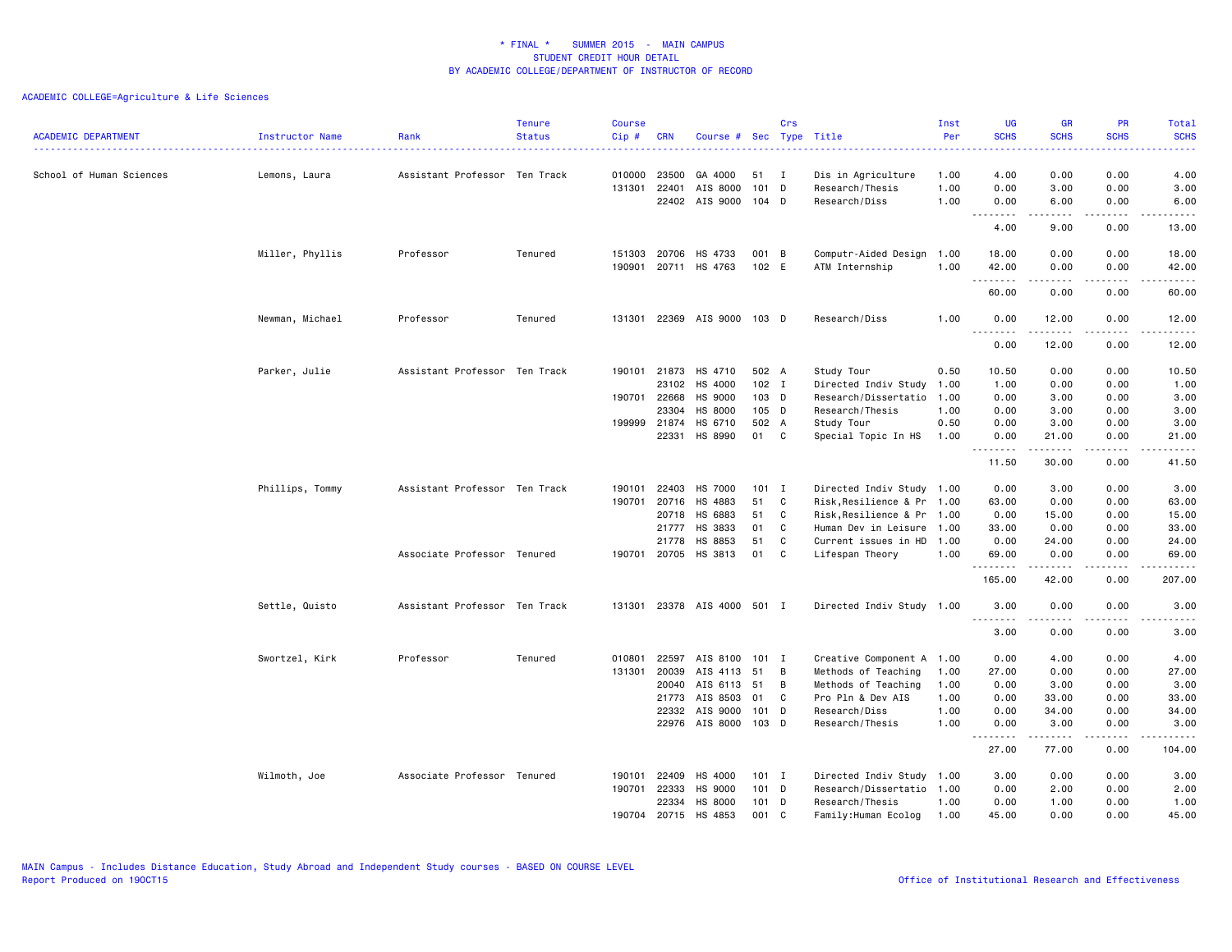\* FINAL \* SUMMER 2015 - MAIN CAMPUS
STUDENT CREDIT HOUR DETAIL
BY ACADEMIC COLLEGE/DEPARTMENT OF INSTRUCTOR OF RECORD

ACADEMIC COLLEGE=Agriculture & Life Sciences

| ACADEMIC DEPARTMENT | Instructor Name | Rank | Tenure Status | Course Cip # | CRN | Course # | Sec | Crs Type | Title | Inst Per | UG SCHS | GR SCHS | PR SCHS | Total SCHS |
|---|---|---|---|---|---|---|---|---|---|---|---|---|---|---|
| School of Human Sciences | Lemons, Laura | Assistant Professor | Ten Track | 010000 | 23500 | GA 4000 | 51 | I | Dis in Agriculture | 1.00 | 4.00 | 0.00 | 0.00 | 4.00 |
| | | | | 131301 | 22401 | AIS 8000 | 101 | D | Research/Thesis | 1.00 | 0.00 | 3.00 | 0.00 | 3.00 |
| | | | | | 22402 | AIS 9000 | 104 | D | Research/Diss | 1.00 | 0.00 | 6.00 | 0.00 | 6.00 |
| | | | | | | | | | | | 4.00 | 9.00 | 0.00 | 13.00 |
| | Miller, Phyllis | Professor | Tenured | 151303 | 20706 | HS 4733 | 001 | B | Computr-Aided Design | 1.00 | 18.00 | 0.00 | 0.00 | 18.00 |
| | | | | 190901 | 20711 | HS 4763 | 102 | E | ATM Internship | 1.00 | 42.00 | 0.00 | 0.00 | 42.00 |
| | | | | | | | | | | | 60.00 | 0.00 | 0.00 | 60.00 |
| | Newman, Michael | Professor | Tenured | 131301 | 22369 | AIS 9000 | 103 | D | Research/Diss | 1.00 | 0.00 | 12.00 | 0.00 | 12.00 |
| | | | | | | | | | | | 0.00 | 12.00 | 0.00 | 12.00 |
| | Parker, Julie | Assistant Professor | Ten Track | 190101 | 21873 | HS 4710 | 502 | A | Study Tour | 0.50 | 10.50 | 0.00 | 0.00 | 10.50 |
| | | | | | 23102 | HS 4000 | 102 | I | Directed Indiv Study | 1.00 | 1.00 | 0.00 | 0.00 | 1.00 |
| | | | | 190701 | 22668 | HS 9000 | 103 | D | Research/Dissertatio | 1.00 | 0.00 | 3.00 | 0.00 | 3.00 |
| | | | | | 23304 | HS 8000 | 105 | D | Research/Thesis | 1.00 | 0.00 | 3.00 | 0.00 | 3.00 |
| | | | | 199999 | 21874 | HS 6710 | 502 | A | Study Tour | 0.50 | 0.00 | 3.00 | 0.00 | 3.00 |
| | | | | | 22331 | HS 8990 | 01 | C | Special Topic In HS | 1.00 | 0.00 | 21.00 | 0.00 | 21.00 |
| | | | | | | | | | | | 11.50 | 30.00 | 0.00 | 41.50 |
| | Phillips, Tommy | Assistant Professor | Ten Track | 190101 | 22403 | HS 7000 | 101 | I | Directed Indiv Study | 1.00 | 0.00 | 3.00 | 0.00 | 3.00 |
| | | | | 190701 | 20716 | HS 4883 | 51 | C | Risk,Resilience & Pr | 1.00 | 63.00 | 0.00 | 0.00 | 63.00 |
| | | | | | 20718 | HS 6883 | 51 | C | Risk,Resilience & Pr | 1.00 | 0.00 | 15.00 | 0.00 | 15.00 |
| | | | | | 21777 | HS 3833 | 01 | C | Human Dev in Leisure | 1.00 | 33.00 | 0.00 | 0.00 | 33.00 |
| | | | | | 21778 | HS 8853 | 51 | C | Current issues in HD | 1.00 | 0.00 | 24.00 | 0.00 | 24.00 |
| | | Associate Professor | Tenured | 190701 | 20705 | HS 3813 | 01 | C | Lifespan Theory | 1.00 | 69.00 | 0.00 | 0.00 | 69.00 |
| | | | | | | | | | | | 165.00 | 42.00 | 0.00 | 207.00 |
| | Settle, Quisto | Assistant Professor | Ten Track | 131301 | 23378 | AIS 4000 | 501 | I | Directed Indiv Study | 1.00 | 3.00 | 0.00 | 0.00 | 3.00 |
| | | | | | | | | | | | 3.00 | 0.00 | 0.00 | 3.00 |
| | Swortzel, Kirk | Professor | Tenured | 010801 | 22597 | AIS 8100 | 101 | I | Creative Component A | 1.00 | 0.00 | 4.00 | 0.00 | 4.00 |
| | | | | 131301 | 20039 | AIS 4113 | 51 | B | Methods of Teaching | 1.00 | 27.00 | 0.00 | 0.00 | 27.00 |
| | | | | | 20040 | AIS 6113 | 51 | B | Methods of Teaching | 1.00 | 0.00 | 3.00 | 0.00 | 3.00 |
| | | | | | 21773 | AIS 8503 | 01 | C | Pro Pln & Dev AIS | 1.00 | 0.00 | 33.00 | 0.00 | 33.00 |
| | | | | | 22332 | AIS 9000 | 101 | D | Research/Diss | 1.00 | 0.00 | 34.00 | 0.00 | 34.00 |
| | | | | | 22976 | AIS 8000 | 103 | D | Research/Thesis | 1.00 | 0.00 | 3.00 | 0.00 | 3.00 |
| | | | | | | | | | | | 27.00 | 77.00 | 0.00 | 104.00 |
| | Wilmoth, Joe | Associate Professor | Tenured | 190101 | 22409 | HS 4000 | 101 | I | Directed Indiv Study | 1.00 | 3.00 | 0.00 | 0.00 | 3.00 |
| | | | | 190701 | 22333 | HS 9000 | 101 | D | Research/Dissertatio | 1.00 | 0.00 | 2.00 | 0.00 | 2.00 |
| | | | | | 22334 | HS 8000 | 101 | D | Research/Thesis | 1.00 | 0.00 | 1.00 | 0.00 | 1.00 |
| | | | | 190704 | 20715 | HS 4853 | 001 | C | Family:Human Ecolog | 1.00 | 45.00 | 0.00 | 0.00 | 45.00 |

MAIN Campus - Includes Distance Education, Study Abroad and Independent Study courses - BASED ON COURSE LEVEL
Report Produced on 19OCT15

Office of Institutional Research and Effectiveness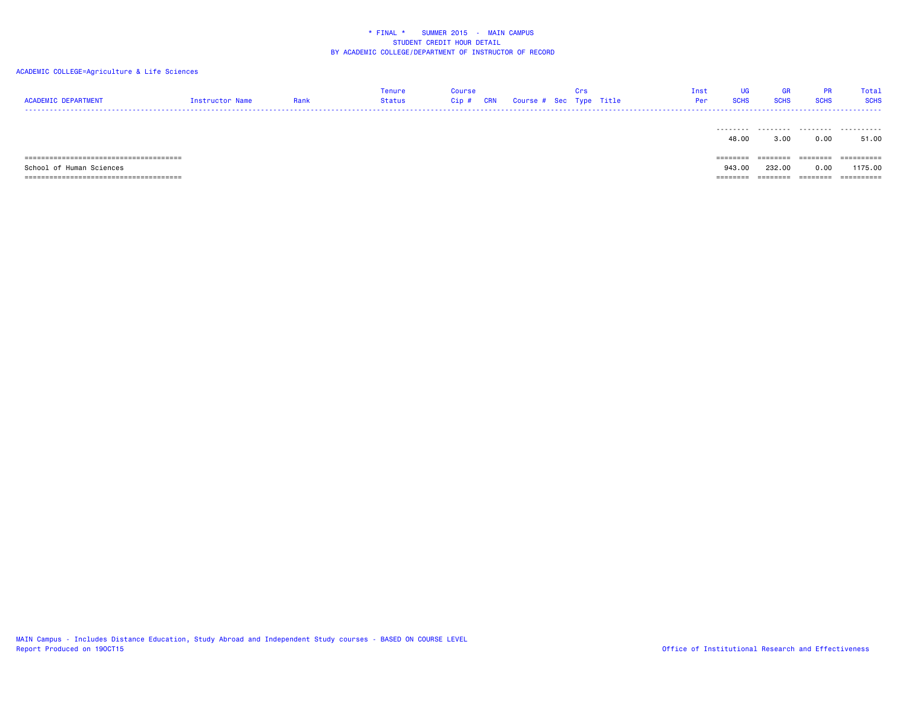\* FINAL \*    SUMMER 2015  -  MAIN CAMPUS
STUDENT CREDIT HOUR DETAIL
BY ACADEMIC COLLEGE/DEPARTMENT OF INSTRUCTOR OF RECORD

ACADEMIC COLLEGE=Agriculture & Life Sciences

| ACADEMIC DEPARTMENT | Instructor Name | Rank | Tenure Status | Course Cip # | CRN | Course # | Sec | Crs Type | Title | Inst Per | UG SCHS | GR SCHS | PR SCHS | Total SCHS |
|---|---|---|---|---|---|---|---|---|---|---|---|---|---|---|
| | | | | | | | | | | | 48.00 | 3.00 | 0.00 | 51.00 |
| School of Human Sciences | | | | | | | | | | | 943.00 | 232.00 | 0.00 | 1175.00 |

MAIN Campus - Includes Distance Education, Study Abroad and Independent Study courses - BASED ON COURSE LEVEL
Report Produced on 19OCT15

Office of Institutional Research and Effectiveness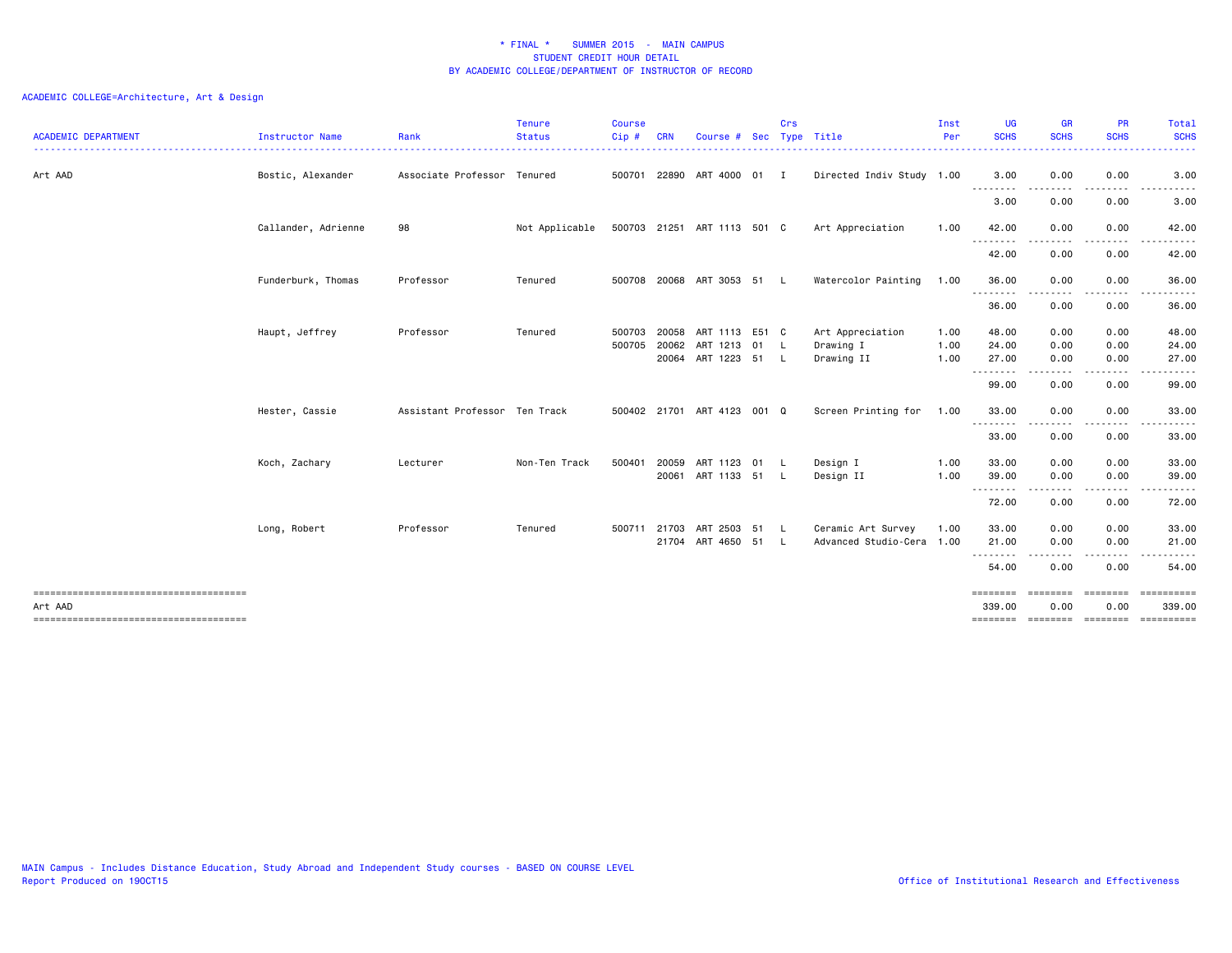# * FINAL * SUMMER 2015 - MAIN CAMPUS
## STUDENT CREDIT HOUR DETAIL
### BY ACADEMIC COLLEGE/DEPARTMENT OF INSTRUCTOR OF RECORD

ACADEMIC COLLEGE=Architecture, Art & Design

| ACADEMIC DEPARTMENT | Instructor Name | Rank | Tenure Status | Course Cip # | CRN | Course # | Sec | Crs Type | Title | Inst Per | UG SCHS | GR SCHS | PR SCHS | Total SCHS |
|---|---|---|---|---|---|---|---|---|---|---|---|---|---|---|
| Art AAD | Bostic, Alexander | Associate Professor | Tenured | 500701 | 22890 | ART 4000 | 01 | I | Directed Indiv Study | 1.00 | 3.00 | 0.00 | 0.00 | 3.00 |
| | | | | | | | | | | | 3.00 | 0.00 | 0.00 | 3.00 |
| | Callander, Adrienne | 98 | Not Applicable | 500703 | 21251 | ART 1113 | 501 | C | Art Appreciation | 1.00 | 42.00 | 0.00 | 0.00 | 42.00 |
| | | | | | | | | | | | 42.00 | 0.00 | 0.00 | 42.00 |
| | Funderburk, Thomas | Professor | Tenured | 500708 | 20068 | ART 3053 | 51 | L | Watercolor Painting | 1.00 | 36.00 | 0.00 | 0.00 | 36.00 |
| | | | | | | | | | | | 36.00 | 0.00 | 0.00 | 36.00 |
| | Haupt, Jeffrey | Professor | Tenured | 500703 | 20058 | ART 1113 | E51 | C | Art Appreciation | 1.00 | 48.00 | 0.00 | 0.00 | 48.00 |
| | | | | 500705 | 20062 | ART 1213 | 01 | L | Drawing I | 1.00 | 24.00 | 0.00 | 0.00 | 24.00 |
| | | | | | 20064 | ART 1223 | 51 | L | Drawing II | 1.00 | 27.00 | 0.00 | 0.00 | 27.00 |
| | | | | | | | | | | | 99.00 | 0.00 | 0.00 | 99.00 |
| | Hester, Cassie | Assistant Professor | Ten Track | 500402 | 21701 | ART 4123 | 001 | Q | Screen Printing for | 1.00 | 33.00 | 0.00 | 0.00 | 33.00 |
| | | | | | | | | | | | 33.00 | 0.00 | 0.00 | 33.00 |
| | Koch, Zachary | Lecturer | Non-Ten Track | 500401 | 20059 | ART 1123 | 01 | L | Design I | 1.00 | 33.00 | 0.00 | 0.00 | 33.00 |
| | | | | | 20061 | ART 1133 | 51 | L | Design II | 1.00 | 39.00 | 0.00 | 0.00 | 39.00 |
| | | | | | | | | | | | 72.00 | 0.00 | 0.00 | 72.00 |
| | Long, Robert | Professor | Tenured | 500711 | 21703 | ART 2503 | 51 | L | Ceramic Art Survey | 1.00 | 33.00 | 0.00 | 0.00 | 33.00 |
| | | | | | 21704 | ART 4650 | 51 | L | Advanced Studio-Cera | 1.00 | 21.00 | 0.00 | 0.00 | 21.00 |
| | | | | | | | | | | | 54.00 | 0.00 | 0.00 | 54.00 |
| Art AAD | | | | | | | | | | | 339.00 | 0.00 | 0.00 | 339.00 |

MAIN Campus - Includes Distance Education, Study Abroad and Independent Study courses - BASED ON COURSE LEVEL
Report Produced on 19OCT15

Office of Institutional Research and Effectiveness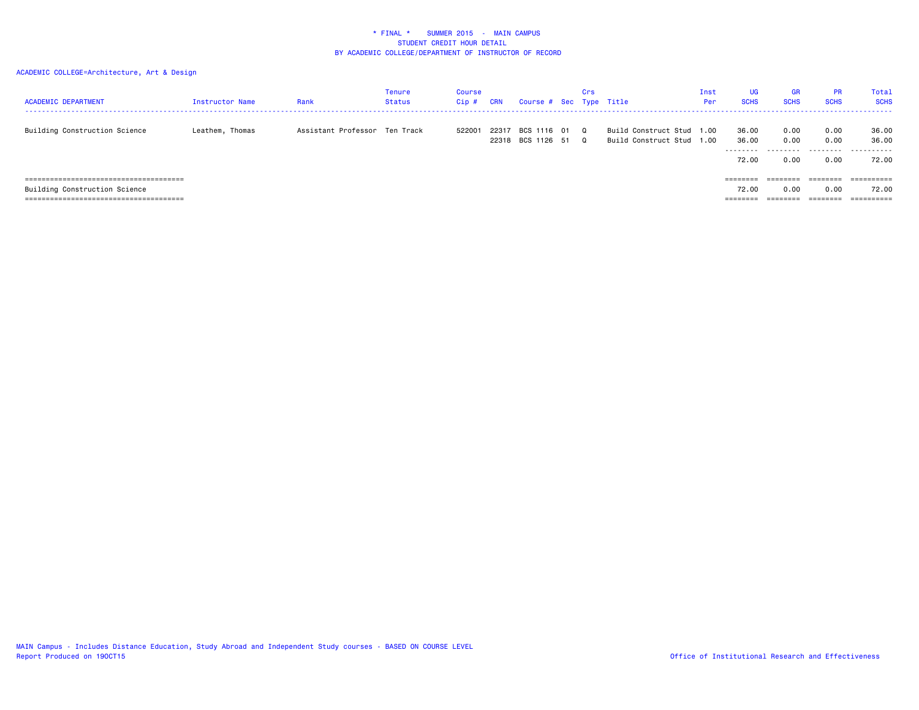* FINAL * SUMMER 2015 - MAIN CAMPUS
STUDENT CREDIT HOUR DETAIL
BY ACADEMIC COLLEGE/DEPARTMENT OF INSTRUCTOR OF RECORD

ACADEMIC COLLEGE=Architecture, Art & Design

| ACADEMIC DEPARTMENT | Instructor Name | Rank | Tenure Status | Course Cip # | CRN | Course # | Sec | Crs Type | Title | Inst Per | UG SCHS | GR SCHS | PR SCHS | Total SCHS |
|---|---|---|---|---|---|---|---|---|---|---|---|---|---|---|
| Building Construction Science | Leathem, Thomas | Assistant Professor | Ten Track | 522001 | 22317 | BCS 1116 | 01 | Q | Build Construct Stud | 1.00 | 36.00 | 0.00 | 0.00 | 36.00 |
| | | | | | 22318 | BCS 1126 | 51 | Q | Build Construct Stud | 1.00 | 36.00 | 0.00 | 0.00 | 36.00 |
| | | | | | | | | | | | 72.00 | 0.00 | 0.00 | 72.00 |
| Building Construction Science | | | | | | | | | | | 72.00 | 0.00 | 0.00 | 72.00 |

MAIN Campus - Includes Distance Education, Study Abroad and Independent Study courses - BASED ON COURSE LEVEL
Report Produced on 19OCT15

Office of Institutional Research and Effectiveness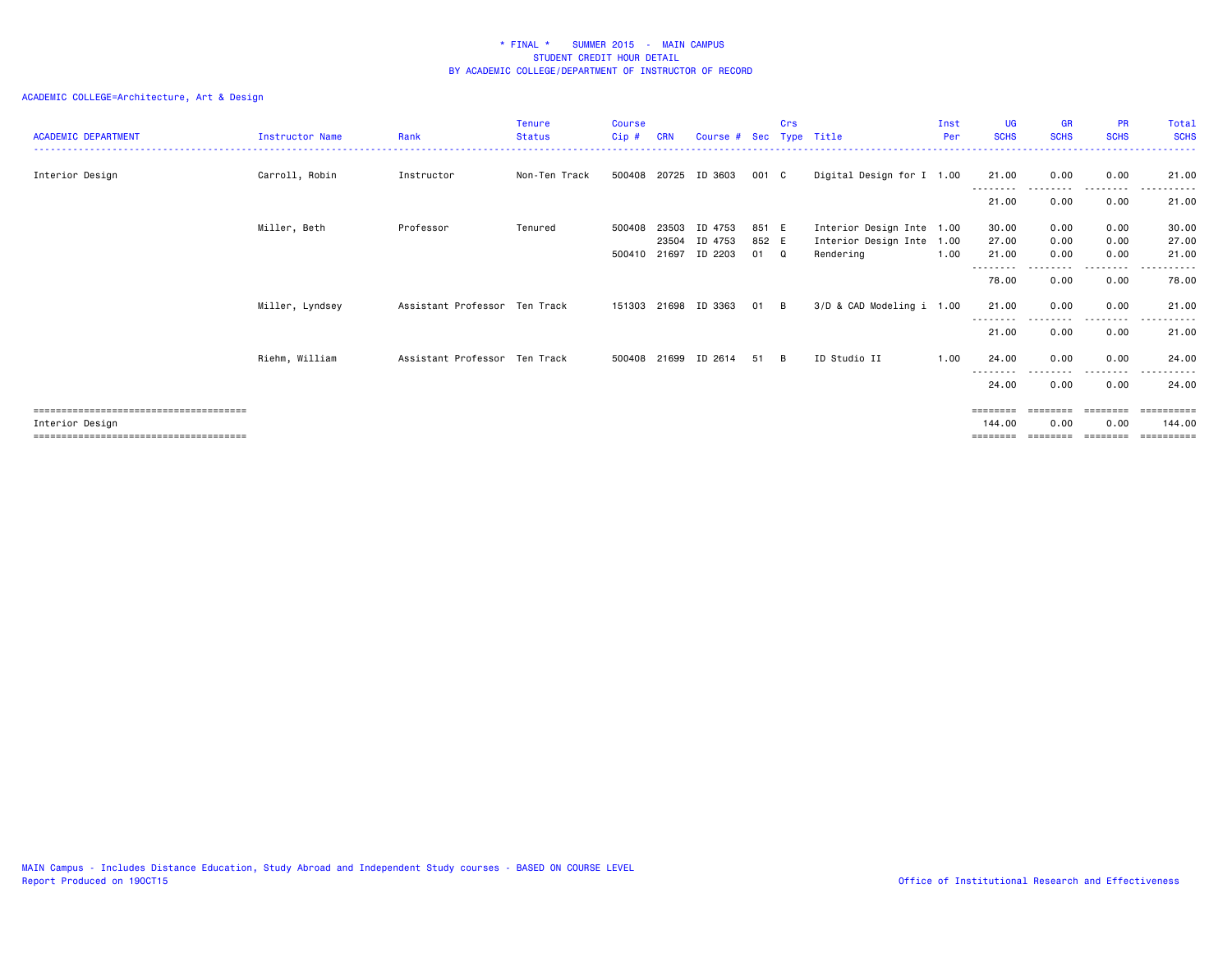\* FINAL \*    SUMMER 2015 - MAIN CAMPUS
STUDENT CREDIT HOUR DETAIL
BY ACADEMIC COLLEGE/DEPARTMENT OF INSTRUCTOR OF RECORD

ACADEMIC COLLEGE=Architecture, Art & Design

| ACADEMIC DEPARTMENT | Instructor Name | Rank | Tenure Status | Course Cip # | CRN | Course # | Sec | Crs Type | Title | Inst Per | UG SCHS | GR SCHS | PR SCHS | Total SCHS |
|---|---|---|---|---|---|---|---|---|---|---|---|---|---|---|
| Interior Design | Carroll, Robin | Instructor | Non-Ten Track | 500408 | 20725 | ID 3603 | 001 | C | Digital Design for I | 1.00 | 21.00 | 0.00 | 0.00 | 21.00 |
| | | | | | | | | | | | 21.00 | 0.00 | 0.00 | 21.00 |
| | Miller, Beth | Professor | Tenured | 500408 | 23503 | ID 4753 | 851 | E | Interior Design Inte | 1.00 | 30.00 | 0.00 | 0.00 | 30.00 |
| | | | | | 23504 | ID 4753 | 852 | E | Interior Design Inte | 1.00 | 27.00 | 0.00 | 0.00 | 27.00 |
| | | | | 500410 | 21697 | ID 2203 | 01 | Q | Rendering | 1.00 | 21.00 | 0.00 | 0.00 | 21.00 |
| | | | | | | | | | | | 78.00 | 0.00 | 0.00 | 78.00 |
| | Miller, Lyndsey | Assistant Professor | Ten Track | 151303 | 21698 | ID 3363 | 01 | B | 3/D & CAD Modeling i | 1.00 | 21.00 | 0.00 | 0.00 | 21.00 |
| | | | | | | | | | | | 21.00 | 0.00 | 0.00 | 21.00 |
| | Riehm, William | Assistant Professor | Ten Track | 500408 | 21699 | ID 2614 | 51 | B | ID Studio II | 1.00 | 24.00 | 0.00 | 0.00 | 24.00 |
| | | | | | | | | | | | 24.00 | 0.00 | 0.00 | 24.00 |
| Interior Design | | | | | | | | | | | 144.00 | 0.00 | 0.00 | 144.00 |

MAIN Campus - Includes Distance Education, Study Abroad and Independent Study courses - BASED ON COURSE LEVEL
Report Produced on 19OCT15

Office of Institutional Research and Effectiveness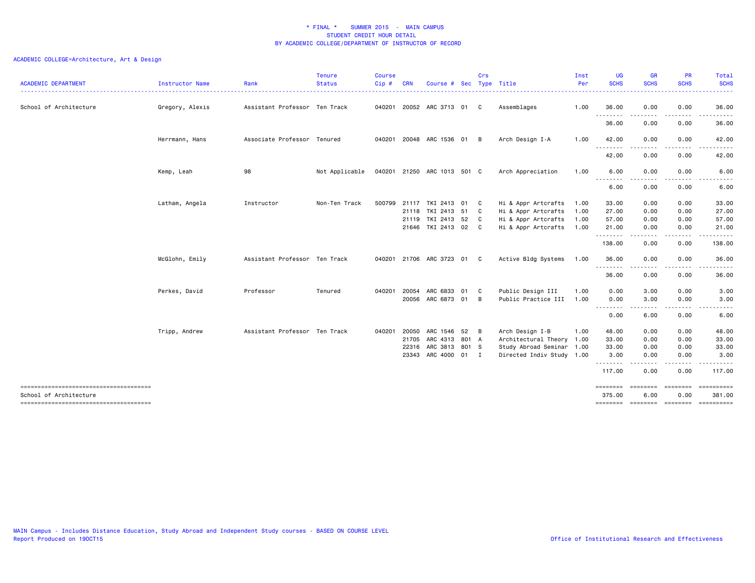* FINAL * SUMMER 2015 - MAIN CAMPUS
STUDENT CREDIT HOUR DETAIL
BY ACADEMIC COLLEGE/DEPARTMENT OF INSTRUCTOR OF RECORD

ACADEMIC COLLEGE=Architecture, Art & Design

| ACADEMIC DEPARTMENT | Instructor Name | Rank | Tenure Status | Course Cip # | CRN | Course # | Sec | Crs Type | Title | Inst Per | UG SCHS | GR SCHS | PR SCHS | Total SCHS |
|---|---|---|---|---|---|---|---|---|---|---|---|---|---|---|
| School of Architecture | Gregory, Alexis | Assistant Professor | Ten Track | 040201 | 20052 | ARC 3713 | 01 | C | Assemblages | 1.00 | 36.00 | 0.00 | 0.00 | 36.00 |
| | | | | | | | | | | | 36.00 | 0.00 | 0.00 | 36.00 |
| | Herrmann, Hans | Associate Professor | Tenured | 040201 | 20048 | ARC 1536 | 01 | B | Arch Design I-A | 1.00 | 42.00 | 0.00 | 0.00 | 42.00 |
| | | | | | | | | | | | 42.00 | 0.00 | 0.00 | 42.00 |
| | Kemp, Leah | 98 | Not Applicable | 040201 | 21250 | ARC 1013 | 501 | C | Arch Appreciation | 1.00 | 6.00 | 0.00 | 0.00 | 6.00 |
| | | | | | | | | | | | 6.00 | 0.00 | 0.00 | 6.00 |
| | Latham, Angela | Instructor | Non-Ten Track | 500799 | 21117 | TKI 2413 | 01 | C | Hi & Appr Artcrafts | 1.00 | 33.00 | 0.00 | 0.00 | 33.00 |
| | | | | | 21118 | TKI 2413 | 51 | C | Hi & Appr Artcrafts | 1.00 | 27.00 | 0.00 | 0.00 | 27.00 |
| | | | | | 21119 | TKI 2413 | 52 | C | Hi & Appr Artcrafts | 1.00 | 57.00 | 0.00 | 0.00 | 57.00 |
| | | | | | 21646 | TKI 2413 | 02 | C | Hi & Appr Artcrafts | 1.00 | 21.00 | 0.00 | 0.00 | 21.00 |
| | | | | | | | | | | | 138.00 | 0.00 | 0.00 | 138.00 |
| | McGlohn, Emily | Assistant Professor | Ten Track | 040201 | 21706 | ARC 3723 | 01 | C | Active Bldg Systems | 1.00 | 36.00 | 0.00 | 0.00 | 36.00 |
| | | | | | | | | | | | 36.00 | 0.00 | 0.00 | 36.00 |
| | Perkes, David | Professor | Tenured | 040201 | 20054 | ARC 6833 | 01 | C | Public Design III | 1.00 | 0.00 | 3.00 | 0.00 | 3.00 |
| | | | | | 20056 | ARC 6873 | 01 | B | Public Practice III | 1.00 | 0.00 | 3.00 | 0.00 | 3.00 |
| | | | | | | | | | | | 0.00 | 6.00 | 0.00 | 6.00 |
| | Tripp, Andrew | Assistant Professor | Ten Track | 040201 | 20050 | ARC 1546 | 52 | B | Arch Design I-B | 1.00 | 48.00 | 0.00 | 0.00 | 48.00 |
| | | | | | 21705 | ARC 4313 | 801 | A | Architectural Theory | 1.00 | 33.00 | 0.00 | 0.00 | 33.00 |
| | | | | | 22316 | ARC 3813 | 801 | S | Study Abroad Seminar | 1.00 | 33.00 | 0.00 | 0.00 | 33.00 |
| | | | | | 23343 | ARC 4000 | 01 | I | Directed Indiv Study | 1.00 | 3.00 | 0.00 | 0.00 | 3.00 |
| | | | | | | | | | | | 117.00 | 0.00 | 0.00 | 117.00 |
| School of Architecture | | | | | | | | | | | 375.00 | 6.00 | 0.00 | 381.00 |

MAIN Campus - Includes Distance Education, Study Abroad and Independent Study courses - BASED ON COURSE LEVEL
Report Produced on 19OCT15

Office of Institutional Research and Effectiveness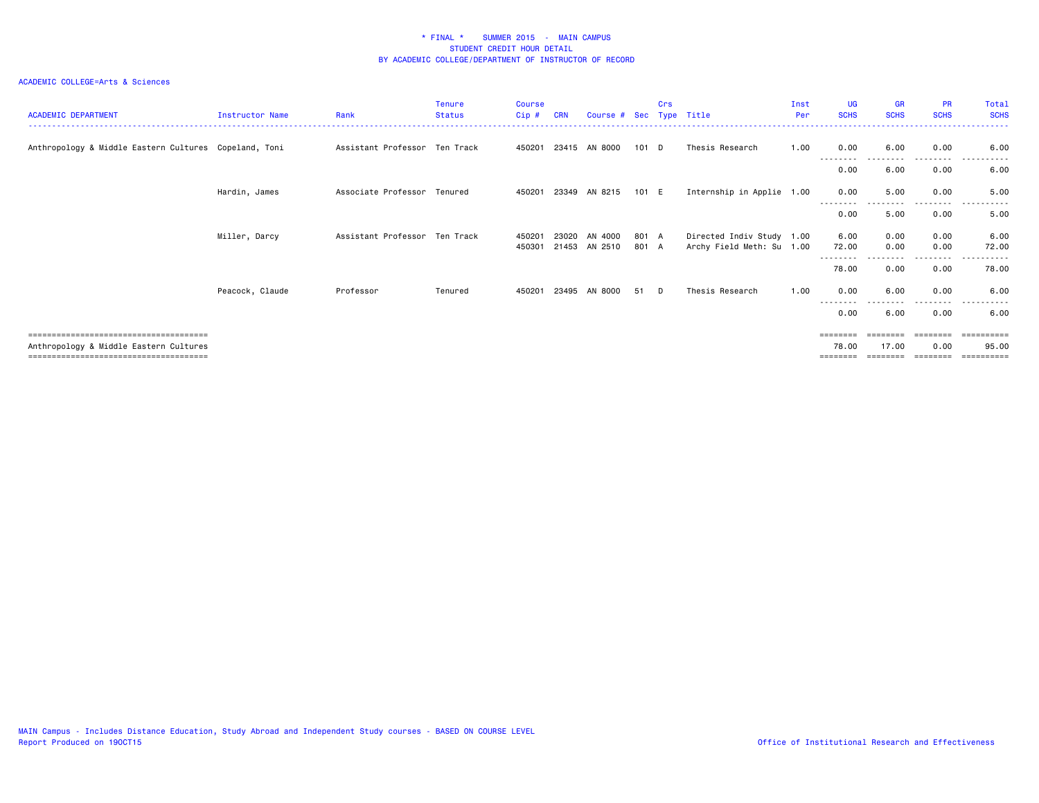\* FINAL \*    SUMMER 2015  -  MAIN CAMPUS
STUDENT CREDIT HOUR DETAIL
BY ACADEMIC COLLEGE/DEPARTMENT OF INSTRUCTOR OF RECORD

ACADEMIC COLLEGE=Arts & Sciences

| ACADEMIC DEPARTMENT | Instructor Name | Rank | Tenure Status | Course Cip # | CRN | Course # | Sec | Crs Type | Title | Inst Per | UG SCHS | GR SCHS | PR SCHS | Total SCHS |
|---|---|---|---|---|---|---|---|---|---|---|---|---|---|---|
| Anthropology & Middle Eastern Cultures | Copeland, Toni | Assistant Professor | Ten Track | 450201 | 23415 | AN 8000 | 101 | D | Thesis Research | 1.00 | 0.00 | 6.00 | 0.00 | 6.00 |
| | | | | | | | | | | | 0.00 | 6.00 | 0.00 | 6.00 |
| | Hardin, James | Associate Professor | Tenured | 450201 | 23349 | AN 8215 | 101 | E | Internship in Applie | 1.00 | 0.00 | 5.00 | 0.00 | 5.00 |
| | | | | | | | | | | | 0.00 | 5.00 | 0.00 | 5.00 |
| | Miller, Darcy | Assistant Professor | Ten Track | 450201 | 23020 | AN 4000 | 801 | A | Directed Indiv Study | 1.00 | 6.00 | 0.00 | 0.00 | 6.00 |
| | | | | 450301 | 21453 | AN 2510 | 801 | A | Archy Field Meth: Su | 1.00 | 72.00 | 0.00 | 0.00 | 72.00 |
| | | | | | | | | | | | 78.00 | 0.00 | 0.00 | 78.00 |
| | Peacock, Claude | Professor | Tenured | 450201 | 23495 | AN 8000 | 51 | D | Thesis Research | 1.00 | 0.00 | 6.00 | 0.00 | 6.00 |
| | | | | | | | | | | | 0.00 | 6.00 | 0.00 | 6.00 |
| Anthropology & Middle Eastern Cultures | | | | | | | | | | | 78.00 | 17.00 | 0.00 | 95.00 |

MAIN Campus - Includes Distance Education, Study Abroad and Independent Study courses - BASED ON COURSE LEVEL
Report Produced on 19OCT15

Office of Institutional Research and Effectiveness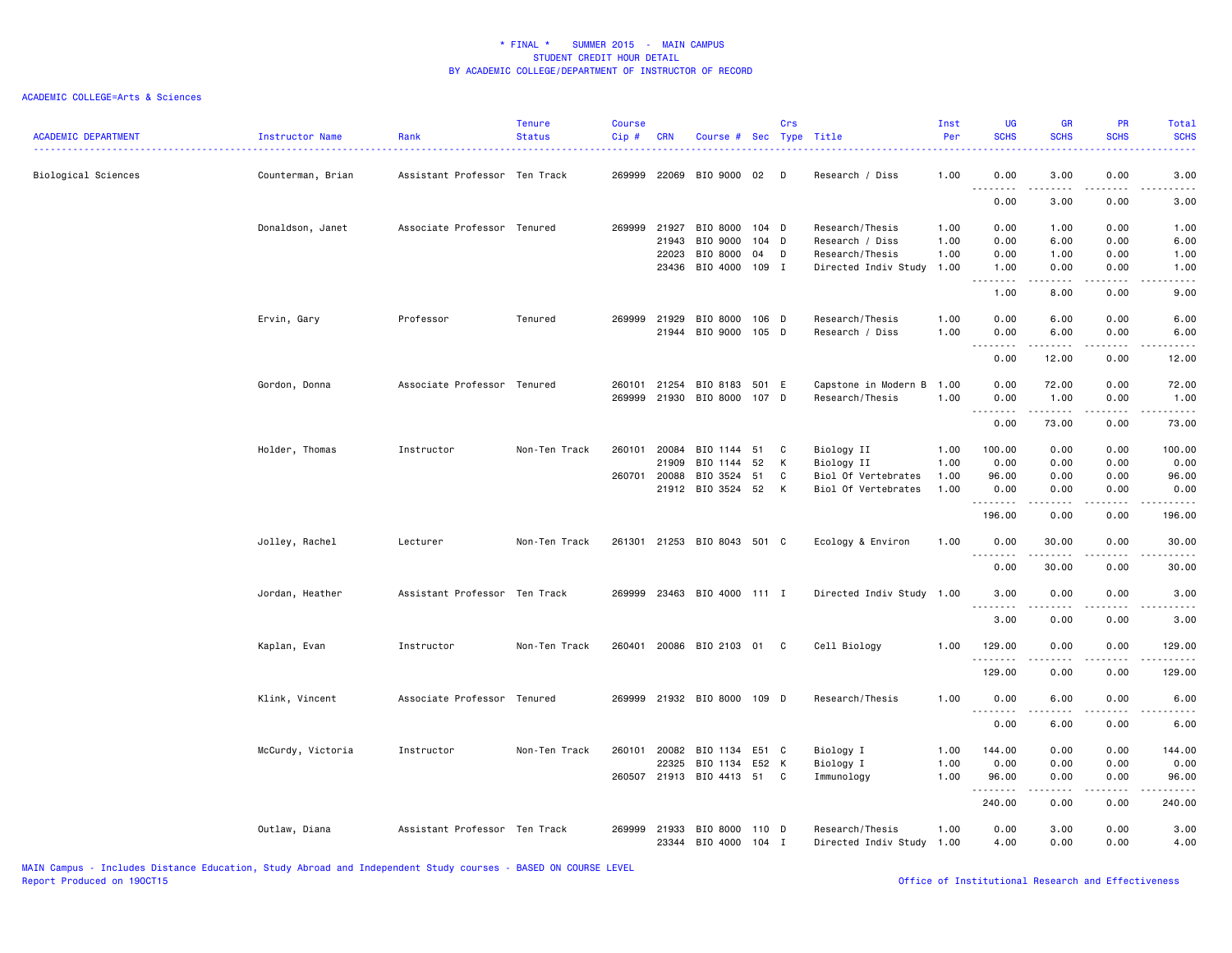# * FINAL * SUMMER 2015 - MAIN CAMPUS
## STUDENT CREDIT HOUR DETAIL
## BY ACADEMIC COLLEGE/DEPARTMENT OF INSTRUCTOR OF RECORD

ACADEMIC COLLEGE=Arts & Sciences

| ACADEMIC DEPARTMENT | Instructor Name | Rank | Tenure Status | Course Cip # | CRN | Course # | Sec | Crs Type | Title | Inst Per | UG SCHS | GR SCHS | PR SCHS | Total SCHS |
|---|---|---|---|---|---|---|---|---|---|---|---|---|---|---|
| Biological Sciences | Counterman, Brian | Assistant Professor | Ten Track | 269999 | 22069 | BIO 9000 | 02 | D | Research / Diss | 1.00 | 0.00 | 3.00 | 0.00 | 3.00 |
| | | | | | | | | | | | 0.00 | 3.00 | 0.00 | 3.00 |
| | Donaldson, Janet | Associate Professor | Tenured | 269999 | 21927 | BIO 8000 | 104 | D | Research/Thesis | 1.00 | 0.00 | 1.00 | 0.00 | 1.00 |
| | | | | | 21943 | BIO 9000 | 104 | D | Research / Diss | 1.00 | 0.00 | 6.00 | 0.00 | 6.00 |
| | | | | | 22023 | BIO 8000 | 04 | D | Research/Thesis | 1.00 | 0.00 | 1.00 | 0.00 | 1.00 |
| | | | | | 23436 | BIO 4000 | 109 | I | Directed Indiv Study | 1.00 | 1.00 | 0.00 | 0.00 | 1.00 |
| | | | | | | | | | | | 1.00 | 8.00 | 0.00 | 9.00 |
| | Ervin, Gary | Professor | Tenured | 269999 | 21929 | BIO 8000 | 106 | D | Research/Thesis | 1.00 | 0.00 | 6.00 | 0.00 | 6.00 |
| | | | | | 21944 | BIO 9000 | 105 | D | Research / Diss | 1.00 | 0.00 | 6.00 | 0.00 | 6.00 |
| | | | | | | | | | | | 0.00 | 12.00 | 0.00 | 12.00 |
| | Gordon, Donna | Associate Professor | Tenured | 260101 | 21254 | BIO 8183 | 501 | E | Capstone in Modern B | 1.00 | 0.00 | 72.00 | 0.00 | 72.00 |
| | | | | 269999 | 21930 | BIO 8000 | 107 | D | Research/Thesis | 1.00 | 0.00 | 1.00 | 0.00 | 1.00 |
| | | | | | | | | | | | 0.00 | 73.00 | 0.00 | 73.00 |
| | Holder, Thomas | Instructor | Non-Ten Track | 260101 | 20084 | BIO 1144 | 51 | C | Biology II | 1.00 | 100.00 | 0.00 | 0.00 | 100.00 |
| | | | | | 21909 | BIO 1144 | 52 | K | Biology II | 1.00 | 0.00 | 0.00 | 0.00 | 0.00 |
| | | | | 260701 | 20088 | BIO 3524 | 51 | C | Biol Of Vertebrates | 1.00 | 96.00 | 0.00 | 0.00 | 96.00 |
| | | | | | 21912 | BIO 3524 | 52 | K | Biol Of Vertebrates | 1.00 | 0.00 | 0.00 | 0.00 | 0.00 |
| | | | | | | | | | | | 196.00 | 0.00 | 0.00 | 196.00 |
| | Jolley, Rachel | Lecturer | Non-Ten Track | 261301 | 21253 | BIO 8043 | 501 | C | Ecology & Environ | 1.00 | 0.00 | 30.00 | 0.00 | 30.00 |
| | | | | | | | | | | | 0.00 | 30.00 | 0.00 | 30.00 |
| | Jordan, Heather | Assistant Professor | Ten Track | 269999 | 23463 | BIO 4000 | 111 | I | Directed Indiv Study | 1.00 | 3.00 | 0.00 | 0.00 | 3.00 |
| | | | | | | | | | | | 3.00 | 0.00 | 0.00 | 3.00 |
| | Kaplan, Evan | Instructor | Non-Ten Track | 260401 | 20086 | BIO 2103 | 01 | C | Cell Biology | 1.00 | 129.00 | 0.00 | 0.00 | 129.00 |
| | | | | | | | | | | | 129.00 | 0.00 | 0.00 | 129.00 |
| | Klink, Vincent | Associate Professor | Tenured | 269999 | 21932 | BIO 8000 | 109 | D | Research/Thesis | 1.00 | 0.00 | 6.00 | 0.00 | 6.00 |
| | | | | | | | | | | | 0.00 | 6.00 | 0.00 | 6.00 |
| | McCurdy, Victoria | Instructor | Non-Ten Track | 260101 | 20082 | BIO 1134 | E51 | C | Biology I | 1.00 | 144.00 | 0.00 | 0.00 | 144.00 |
| | | | | | 22325 | BIO 1134 | E52 | K | Biology I | 1.00 | 0.00 | 0.00 | 0.00 | 0.00 |
| | | | | 260507 | 21913 | BIO 4413 | 51 | C | Immunology | 1.00 | 96.00 | 0.00 | 0.00 | 96.00 |
| | | | | | | | | | | | 240.00 | 0.00 | 0.00 | 240.00 |
| | Outlaw, Diana | Assistant Professor | Ten Track | 269999 | 21933 | BIO 8000 | 110 | D | Research/Thesis | 1.00 | 0.00 | 3.00 | 0.00 | 3.00 |
| | | | | | 23344 | BIO 4000 | 104 | I | Directed Indiv Study | 1.00 | 4.00 | 0.00 | 0.00 | 4.00 |

MAIN Campus - Includes Distance Education, Study Abroad and Independent Study courses - BASED ON COURSE LEVEL
Report Produced on 19OCT15

Office of Institutional Research and Effectiveness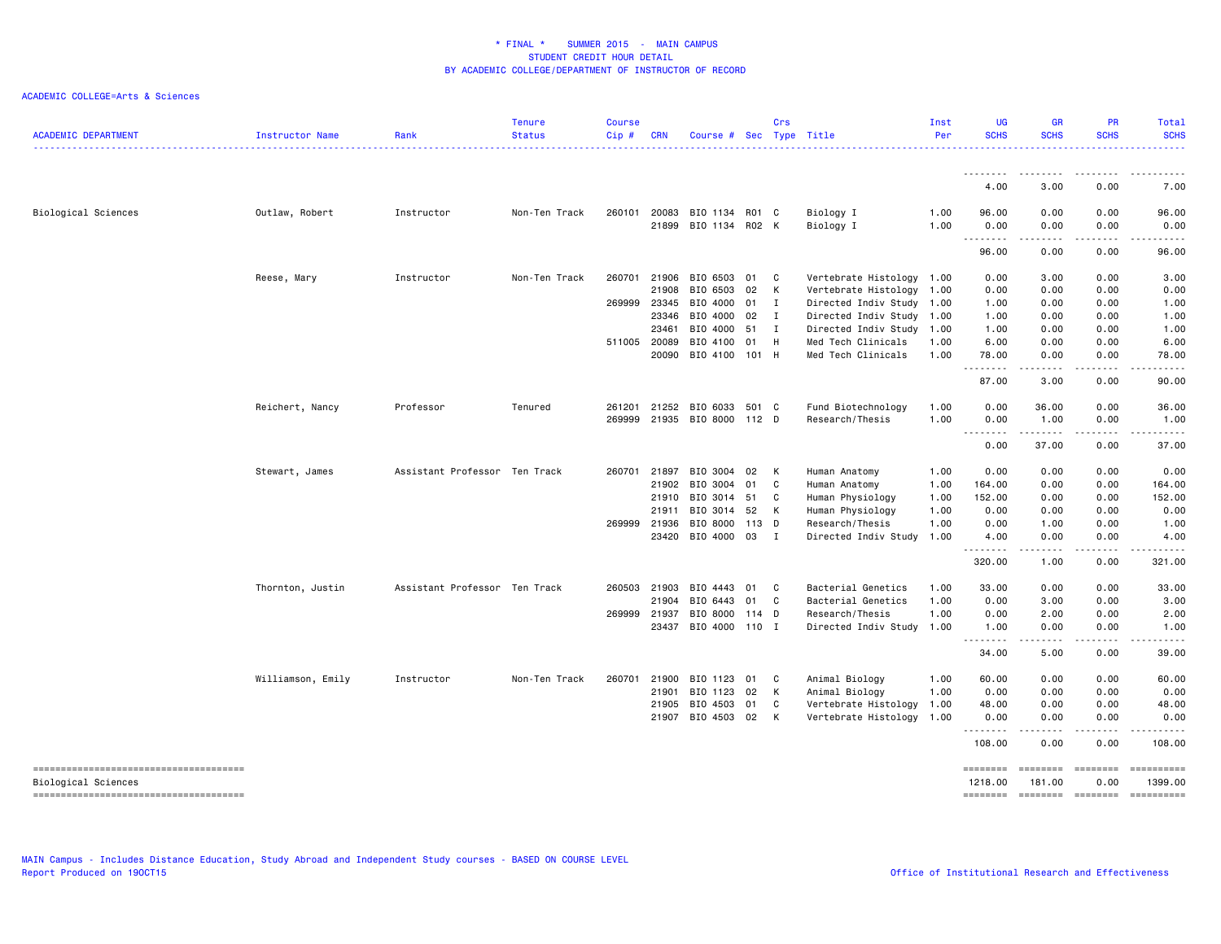* FINAL * SUMMER 2015 - MAIN CAMPUS
STUDENT CREDIT HOUR DETAIL
BY ACADEMIC COLLEGE/DEPARTMENT OF INSTRUCTOR OF RECORD

ACADEMIC COLLEGE=Arts & Sciences

| ACADEMIC DEPARTMENT | Instructor Name | Rank | Tenure Status | Course Cip # | CRN | Course # | Sec | Crs Type | Title | Inst Per | UG SCHS | GR SCHS | PR SCHS | Total SCHS |
|---|---|---|---|---|---|---|---|---|---|---|---|---|---|---|
| | | | | | | | | | | | 4.00 | 3.00 | 0.00 | 7.00 |
| Biological Sciences | Outlaw, Robert | Instructor | Non-Ten Track | 260101 | 20083 | BIO 1134 | R01 | C | Biology I | 1.00 | 96.00 | 0.00 | 0.00 | 96.00 |
| | | | | | 21899 | BIO 1134 | R02 | K | Biology I | 1.00 | 0.00 | 0.00 | 0.00 | 0.00 |
| | | | | | | | | | | | 96.00 | 0.00 | 0.00 | 96.00 |
| | Reese, Mary | Instructor | Non-Ten Track | 260701 | 21906 | BIO 6503 | 01 | C | Vertebrate Histology | 1.00 | 0.00 | 3.00 | 0.00 | 3.00 |
| | | | | | 21908 | BIO 6503 | 02 | K | Vertebrate Histology | 1.00 | 0.00 | 0.00 | 0.00 | 0.00 |
| | | | | 269999 | 23345 | BIO 4000 | 01 | I | Directed Indiv Study | 1.00 | 1.00 | 0.00 | 0.00 | 1.00 |
| | | | | | 23346 | BIO 4000 | 02 | I | Directed Indiv Study | 1.00 | 1.00 | 0.00 | 0.00 | 1.00 |
| | | | | | 23461 | BIO 4000 | 51 | I | Directed Indiv Study | 1.00 | 1.00 | 0.00 | 0.00 | 1.00 |
| | | | | 511005 | 20089 | BIO 4100 | 01 | H | Med Tech Clinicals | 1.00 | 6.00 | 0.00 | 0.00 | 6.00 |
| | | | | | 20090 | BIO 4100 | 101 | H | Med Tech Clinicals | 1.00 | 78.00 | 0.00 | 0.00 | 78.00 |
| | | | | | | | | | | | 87.00 | 3.00 | 0.00 | 90.00 |
| | Reichert, Nancy | Professor | Tenured | 261201 | 21252 | BIO 6033 | 501 | C | Fund Biotechnology | 1.00 | 0.00 | 36.00 | 0.00 | 36.00 |
| | | | | 269999 | 21935 | BIO 8000 | 112 | D | Research/Thesis | 1.00 | 0.00 | 1.00 | 0.00 | 1.00 |
| | | | | | | | | | | | 0.00 | 37.00 | 0.00 | 37.00 |
| | Stewart, James | Assistant Professor | Ten Track | 260701 | 21897 | BIO 3004 | 02 | K | Human Anatomy | 1.00 | 0.00 | 0.00 | 0.00 | 0.00 |
| | | | | | 21902 | BIO 3004 | 01 | C | Human Anatomy | 1.00 | 164.00 | 0.00 | 0.00 | 164.00 |
| | | | | | 21910 | BIO 3014 | 51 | C | Human Physiology | 1.00 | 152.00 | 0.00 | 0.00 | 152.00 |
| | | | | | 21911 | BIO 3014 | 52 | K | Human Physiology | 1.00 | 0.00 | 0.00 | 0.00 | 0.00 |
| | | | | 269999 | 21936 | BIO 8000 | 113 | D | Research/Thesis | 1.00 | 0.00 | 1.00 | 0.00 | 1.00 |
| | | | | | 23420 | BIO 4000 | 03 | I | Directed Indiv Study | 1.00 | 4.00 | 0.00 | 0.00 | 4.00 |
| | | | | | | | | | | | 320.00 | 1.00 | 0.00 | 321.00 |
| | Thornton, Justin | Assistant Professor | Ten Track | 260503 | 21903 | BIO 4443 | 01 | C | Bacterial Genetics | 1.00 | 33.00 | 0.00 | 0.00 | 33.00 |
| | | | | | 21904 | BIO 6443 | 01 | C | Bacterial Genetics | 1.00 | 0.00 | 3.00 | 0.00 | 3.00 |
| | | | | 269999 | 21937 | BIO 8000 | 114 | D | Research/Thesis | 1.00 | 0.00 | 2.00 | 0.00 | 2.00 |
| | | | | | 23437 | BIO 4000 | 110 | I | Directed Indiv Study | 1.00 | 1.00 | 0.00 | 0.00 | 1.00 |
| | | | | | | | | | | | 34.00 | 5.00 | 0.00 | 39.00 |
| | Williamson, Emily | Instructor | Non-Ten Track | 260701 | 21900 | BIO 1123 | 01 | C | Animal Biology | 1.00 | 60.00 | 0.00 | 0.00 | 60.00 |
| | | | | | 21901 | BIO 1123 | 02 | K | Animal Biology | 1.00 | 0.00 | 0.00 | 0.00 | 0.00 |
| | | | | | 21905 | BIO 4503 | 01 | C | Vertebrate Histology | 1.00 | 48.00 | 0.00 | 0.00 | 48.00 |
| | | | | | 21907 | BIO 4503 | 02 | K | Vertebrate Histology | 1.00 | 0.00 | 0.00 | 0.00 | 0.00 |
| | | | | | | | | | | | 108.00 | 0.00 | 0.00 | 108.00 |
| Biological Sciences | | | | | | | | | | | 1218.00 | 181.00 | 0.00 | 1399.00 |

MAIN Campus - Includes Distance Education, Study Abroad and Independent Study courses - BASED ON COURSE LEVEL
Report Produced on 19OCT15

Office of Institutional Research and Effectiveness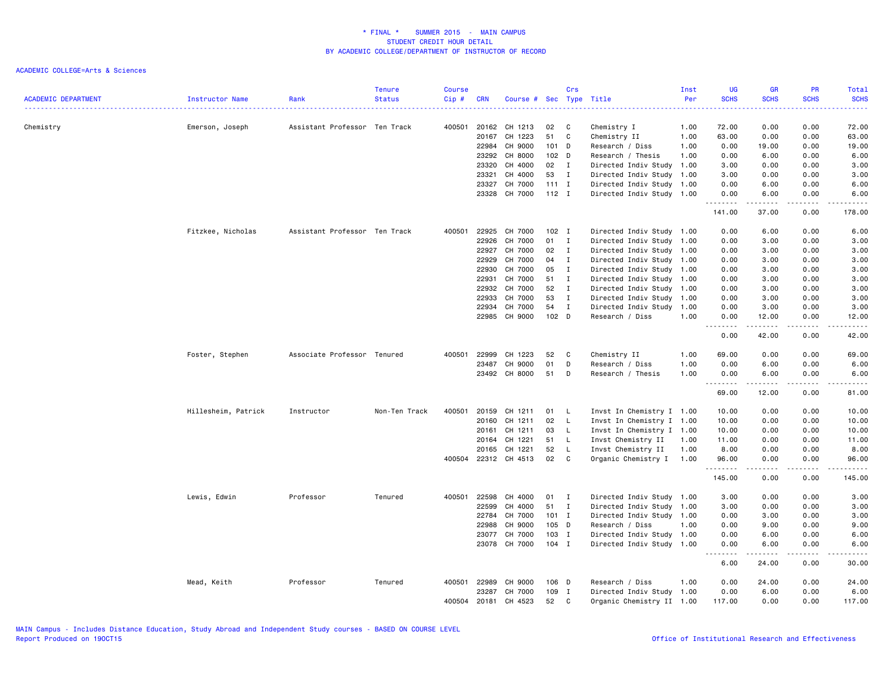# * FINAL * SUMMER 2015 - MAIN CAMPUS
## STUDENT CREDIT HOUR DETAIL
## BY ACADEMIC COLLEGE/DEPARTMENT OF INSTRUCTOR OF RECORD

ACADEMIC COLLEGE=Arts & Sciences

| ACADEMIC DEPARTMENT | Instructor Name | Rank | Tenure Status | Course Cip # | CRN | Course # | Sec | Crs Type | Title | Inst Per | UG SCHS | GR SCHS | PR SCHS | Total SCHS |
|---|---|---|---|---|---|---|---|---|---|---|---|---|---|---|
| Chemistry | Emerson, Joseph | Assistant Professor | Ten Track | 400501 | 20162 | CH 1213 | 02 | C | Chemistry I | 1.00 | 72.00 | 0.00 | 0.00 | 72.00 |
| | | | | | 20167 | CH 1223 | 51 | C | Chemistry II | 1.00 | 63.00 | 0.00 | 0.00 | 63.00 |
| | | | | | 22984 | CH 9000 | 101 | D | Research / Diss | 1.00 | 0.00 | 19.00 | 0.00 | 19.00 |
| | | | | | 23292 | CH 8000 | 102 | D | Research / Thesis | 1.00 | 0.00 | 6.00 | 0.00 | 6.00 |
| | | | | | 23320 | CH 4000 | 02 | I | Directed Indiv Study | 1.00 | 3.00 | 0.00 | 0.00 | 3.00 |
| | | | | | 23321 | CH 4000 | 53 | I | Directed Indiv Study | 1.00 | 3.00 | 0.00 | 0.00 | 3.00 |
| | | | | | 23327 | CH 7000 | 111 | I | Directed Indiv Study | 1.00 | 0.00 | 6.00 | 0.00 | 6.00 |
| | | | | | 23328 | CH 7000 | 112 | I | Directed Indiv Study | 1.00 | 0.00 | 6.00 | 0.00 | 6.00 |
| | | | | | | | | | | | 141.00 | 37.00 | 0.00 | 178.00 |
| | Fitzkee, Nicholas | Assistant Professor | Ten Track | 400501 | 22925 | CH 7000 | 102 | I | Directed Indiv Study | 1.00 | 0.00 | 6.00 | 0.00 | 6.00 |
| | | | | | 22926 | CH 7000 | 01 | I | Directed Indiv Study | 1.00 | 0.00 | 3.00 | 0.00 | 3.00 |
| | | | | | 22927 | CH 7000 | 02 | I | Directed Indiv Study | 1.00 | 0.00 | 3.00 | 0.00 | 3.00 |
| | | | | | 22929 | CH 7000 | 04 | I | Directed Indiv Study | 1.00 | 0.00 | 3.00 | 0.00 | 3.00 |
| | | | | | 22930 | CH 7000 | 05 | I | Directed Indiv Study | 1.00 | 0.00 | 3.00 | 0.00 | 3.00 |
| | | | | | 22931 | CH 7000 | 51 | I | Directed Indiv Study | 1.00 | 0.00 | 3.00 | 0.00 | 3.00 |
| | | | | | 22932 | CH 7000 | 52 | I | Directed Indiv Study | 1.00 | 0.00 | 3.00 | 0.00 | 3.00 |
| | | | | | 22933 | CH 7000 | 53 | I | Directed Indiv Study | 1.00 | 0.00 | 3.00 | 0.00 | 3.00 |
| | | | | | 22934 | CH 7000 | 54 | I | Directed Indiv Study | 1.00 | 0.00 | 3.00 | 0.00 | 3.00 |
| | | | | | 22985 | CH 9000 | 102 | D | Research / Diss | 1.00 | 0.00 | 12.00 | 0.00 | 12.00 |
| | | | | | | | | | | | 0.00 | 42.00 | 0.00 | 42.00 |
| | Foster, Stephen | Associate Professor | Tenured | 400501 | 22999 | CH 1223 | 52 | C | Chemistry II | 1.00 | 69.00 | 0.00 | 0.00 | 69.00 |
| | | | | | 23487 | CH 9000 | 01 | D | Research / Diss | 1.00 | 0.00 | 6.00 | 0.00 | 6.00 |
| | | | | | 23492 | CH 8000 | 51 | D | Research / Thesis | 1.00 | 0.00 | 6.00 | 0.00 | 6.00 |
| | | | | | | | | | | | 69.00 | 12.00 | 0.00 | 81.00 |
| | Hillesheim, Patrick | Instructor | Non-Ten Track | 400501 | 20159 | CH 1211 | 01 | L | Invst In Chemistry I | 1.00 | 10.00 | 0.00 | 0.00 | 10.00 |
| | | | | | 20160 | CH 1211 | 02 | L | Invst In Chemistry I | 1.00 | 10.00 | 0.00 | 0.00 | 10.00 |
| | | | | | 20161 | CH 1211 | 03 | L | Invst In Chemistry I | 1.00 | 10.00 | 0.00 | 0.00 | 10.00 |
| | | | | | 20164 | CH 1221 | 51 | L | Invst Chemistry II | 1.00 | 11.00 | 0.00 | 0.00 | 11.00 |
| | | | | | 20165 | CH 1221 | 52 | L | Invst Chemistry II | 1.00 | 8.00 | 0.00 | 0.00 | 8.00 |
| | | | | 400504 | 22312 | CH 4513 | 02 | C | Organic Chemistry I | 1.00 | 96.00 | 0.00 | 0.00 | 96.00 |
| | | | | | | | | | | | 145.00 | 0.00 | 0.00 | 145.00 |
| | Lewis, Edwin | Professor | Tenured | 400501 | 22598 | CH 4000 | 01 | I | Directed Indiv Study | 1.00 | 3.00 | 0.00 | 0.00 | 3.00 |
| | | | | | 22599 | CH 4000 | 51 | I | Directed Indiv Study | 1.00 | 3.00 | 0.00 | 0.00 | 3.00 |
| | | | | | 22784 | CH 7000 | 101 | I | Directed Indiv Study | 1.00 | 0.00 | 3.00 | 0.00 | 3.00 |
| | | | | | 22988 | CH 9000 | 105 | D | Research / Diss | 1.00 | 0.00 | 9.00 | 0.00 | 9.00 |
| | | | | | 23077 | CH 7000 | 103 | I | Directed Indiv Study | 1.00 | 0.00 | 6.00 | 0.00 | 6.00 |
| | | | | | 23078 | CH 7000 | 104 | I | Directed Indiv Study | 1.00 | 0.00 | 6.00 | 0.00 | 6.00 |
| | | | | | | | | | | | 6.00 | 24.00 | 0.00 | 30.00 |
| | Mead, Keith | Professor | Tenured | 400501 | 22989 | CH 9000 | 106 | D | Research / Diss | 1.00 | 0.00 | 24.00 | 0.00 | 24.00 |
| | | | | | 23287 | CH 7000 | 109 | I | Directed Indiv Study | 1.00 | 0.00 | 6.00 | 0.00 | 6.00 |
| | | | | 400504 | 20181 | CH 4523 | 52 | C | Organic Chemistry II | 1.00 | 117.00 | 0.00 | 0.00 | 117.00 |

MAIN Campus - Includes Distance Education, Study Abroad and Independent Study courses - BASED ON COURSE LEVEL
Report Produced on 19OCT15

Office of Institutional Research and Effectiveness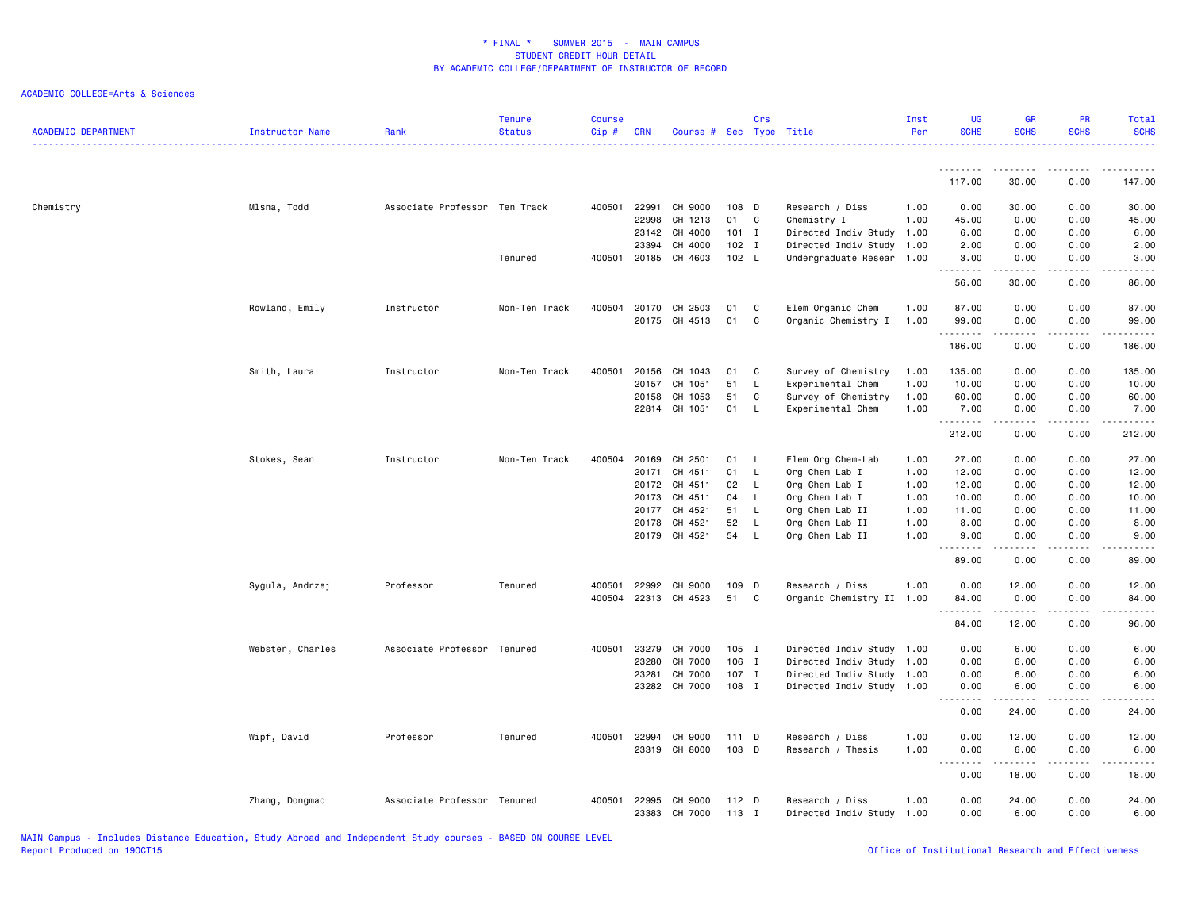* FINAL * SUMMER 2015 - MAIN CAMPUS
STUDENT CREDIT HOUR DETAIL
BY ACADEMIC COLLEGE/DEPARTMENT OF INSTRUCTOR OF RECORD

ACADEMIC COLLEGE=Arts & Sciences

| ACADEMIC DEPARTMENT | Instructor Name | Rank | Tenure Status | Course Cip # | CRN | Course # | Sec | Crs Type | Title | Inst Per | UG SCHS | GR SCHS | PR SCHS | Total SCHS |
|---|---|---|---|---|---|---|---|---|---|---|---|---|---|---|
| | | | | | | | | | | | 117.00 | 30.00 | 0.00 | 147.00 |
| Chemistry | Mlsna, Todd | Associate Professor | Ten Track | 400501 | 22991 | CH 9000 | 108 | D | Research / Diss | 1.00 | 0.00 | 30.00 | 0.00 | 30.00 |
| | | | | | 22998 | CH 1213 | 01 | C | Chemistry I | 1.00 | 45.00 | 0.00 | 0.00 | 45.00 |
| | | | | | 23142 | CH 4000 | 101 | I | Directed Indiv Study | 1.00 | 6.00 | 0.00 | 0.00 | 6.00 |
| | | | | | 23394 | CH 4000 | 102 | I | Directed Indiv Study | 1.00 | 2.00 | 0.00 | 0.00 | 2.00 |
| | | | Tenured | 400501 | 20185 | CH 4603 | 102 | L | Undergraduate Resear | 1.00 | 3.00 | 0.00 | 0.00 | 3.00 |
| | | | | | | | | | | | 56.00 | 30.00 | 0.00 | 86.00 |
| | Rowland, Emily | Instructor | Non-Ten Track | 400504 | 20170 | CH 2503 | 01 | C | Elem Organic Chem | 1.00 | 87.00 | 0.00 | 0.00 | 87.00 |
| | | | | | 20175 | CH 4513 | 01 | C | Organic Chemistry I | 1.00 | 99.00 | 0.00 | 0.00 | 99.00 |
| | | | | | | | | | | | 186.00 | 0.00 | 0.00 | 186.00 |
| | Smith, Laura | Instructor | Non-Ten Track | 400501 | 20156 | CH 1043 | 01 | C | Survey of Chemistry | 1.00 | 135.00 | 0.00 | 0.00 | 135.00 |
| | | | | | 20157 | CH 1051 | 51 | L | Experimental Chem | 1.00 | 10.00 | 0.00 | 0.00 | 10.00 |
| | | | | | 20158 | CH 1053 | 51 | C | Survey of Chemistry | 1.00 | 60.00 | 0.00 | 0.00 | 60.00 |
| | | | | | 22814 | CH 1051 | 01 | L | Experimental Chem | 1.00 | 7.00 | 0.00 | 0.00 | 7.00 |
| | | | | | | | | | | | 212.00 | 0.00 | 0.00 | 212.00 |
| | Stokes, Sean | Instructor | Non-Ten Track | 400504 | 20169 | CH 2501 | 01 | L | Elem Org Chem-Lab | 1.00 | 27.00 | 0.00 | 0.00 | 27.00 |
| | | | | | 20171 | CH 4511 | 01 | L | Org Chem Lab I | 1.00 | 12.00 | 0.00 | 0.00 | 12.00 |
| | | | | | 20172 | CH 4511 | 02 | L | Org Chem Lab I | 1.00 | 12.00 | 0.00 | 0.00 | 12.00 |
| | | | | | 20173 | CH 4511 | 04 | L | Org Chem Lab I | 1.00 | 10.00 | 0.00 | 0.00 | 10.00 |
| | | | | | 20177 | CH 4521 | 51 | L | Org Chem Lab II | 1.00 | 11.00 | 0.00 | 0.00 | 11.00 |
| | | | | | 20178 | CH 4521 | 52 | L | Org Chem Lab II | 1.00 | 8.00 | 0.00 | 0.00 | 8.00 |
| | | | | | 20179 | CH 4521 | 54 | L | Org Chem Lab II | 1.00 | 9.00 | 0.00 | 0.00 | 9.00 |
| | | | | | | | | | | | 89.00 | 0.00 | 0.00 | 89.00 |
| | Sygula, Andrzej | Professor | Tenured | 400501 | 22992 | CH 9000 | 109 | D | Research / Diss | 1.00 | 0.00 | 12.00 | 0.00 | 12.00 |
| | | | | 400504 | 22313 | CH 4523 | 51 | C | Organic Chemistry II | 1.00 | 84.00 | 0.00 | 0.00 | 84.00 |
| | | | | | | | | | | | 84.00 | 12.00 | 0.00 | 96.00 |
| | Webster, Charles | Associate Professor | Tenured | 400501 | 23279 | CH 7000 | 105 | I | Directed Indiv Study | 1.00 | 0.00 | 6.00 | 0.00 | 6.00 |
| | | | | | 23280 | CH 7000 | 106 | I | Directed Indiv Study | 1.00 | 0.00 | 6.00 | 0.00 | 6.00 |
| | | | | | 23281 | CH 7000 | 107 | I | Directed Indiv Study | 1.00 | 0.00 | 6.00 | 0.00 | 6.00 |
| | | | | | 23282 | CH 7000 | 108 | I | Directed Indiv Study | 1.00 | 0.00 | 6.00 | 0.00 | 6.00 |
| | | | | | | | | | | | 0.00 | 24.00 | 0.00 | 24.00 |
| | Wipf, David | Professor | Tenured | 400501 | 22994 | CH 9000 | 111 | D | Research / Diss | 1.00 | 0.00 | 12.00 | 0.00 | 12.00 |
| | | | | | 23319 | CH 8000 | 103 | D | Research / Thesis | 1.00 | 0.00 | 6.00 | 0.00 | 6.00 |
| | | | | | | | | | | | 0.00 | 18.00 | 0.00 | 18.00 |
| | Zhang, Dongmao | Associate Professor | Tenured | 400501 | 22995 | CH 9000 | 112 | D | Research / Diss | 1.00 | 0.00 | 24.00 | 0.00 | 24.00 |
| | | | | | 23383 | CH 7000 | 113 | I | Directed Indiv Study | 1.00 | 0.00 | 6.00 | 0.00 | 6.00 |

MAIN Campus - Includes Distance Education, Study Abroad and Independent Study courses - BASED ON COURSE LEVEL
Report Produced on 19OCT15
Office of Institutional Research and Effectiveness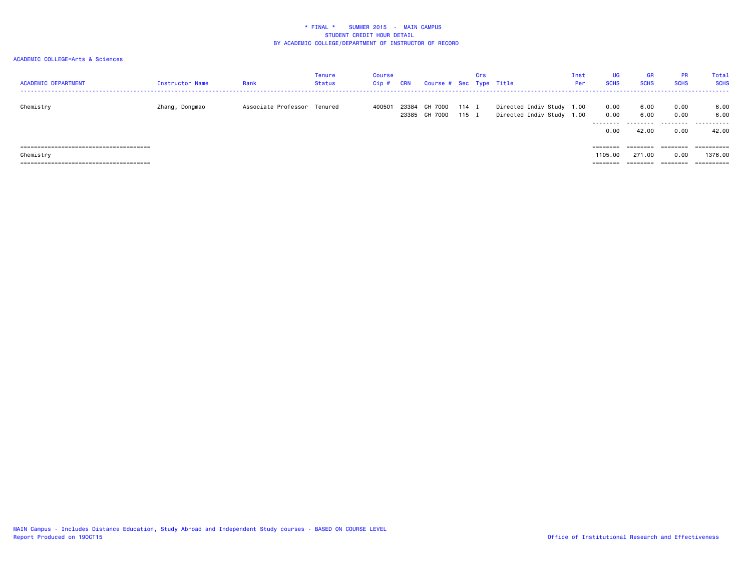# * FINAL * SUMMER 2015 - MAIN CAMPUS
## STUDENT CREDIT HOUR DETAIL
## BY ACADEMIC COLLEGE/DEPARTMENT OF INSTRUCTOR OF RECORD

ACADEMIC COLLEGE=Arts & Sciences

| ACADEMIC DEPARTMENT | Instructor Name | Rank | Tenure Status | Course Cip # | CRN | Course # | Sec | Crs Type | Title | Inst Per | UG SCHS | GR SCHS | PR SCHS | Total SCHS |
|---|---|---|---|---|---|---|---|---|---|---|---|---|---|---|
| Chemistry | Zhang, Dongmao | Associate Professor | Tenured | 400501 | 23384 | CH 7000 | 114 | I | Directed Indiv Study | 1.00 | 0.00 | 6.00 | 0.00 | 6.00 |
| | | | | | 23385 | CH 7000 | 115 | I | Directed Indiv Study | 1.00 | 0.00 | 6.00 | 0.00 | 6.00 |
| | | | | | | | | | | | 0.00 | 42.00 | 0.00 | 42.00 |
| Chemistry | | | | | | | | | | | 1105.00 | 271.00 | 0.00 | 1376.00 |

MAIN Campus - Includes Distance Education, Study Abroad and Independent Study courses - BASED ON COURSE LEVEL
Report Produced on 19OCT15

Office of Institutional Research and Effectiveness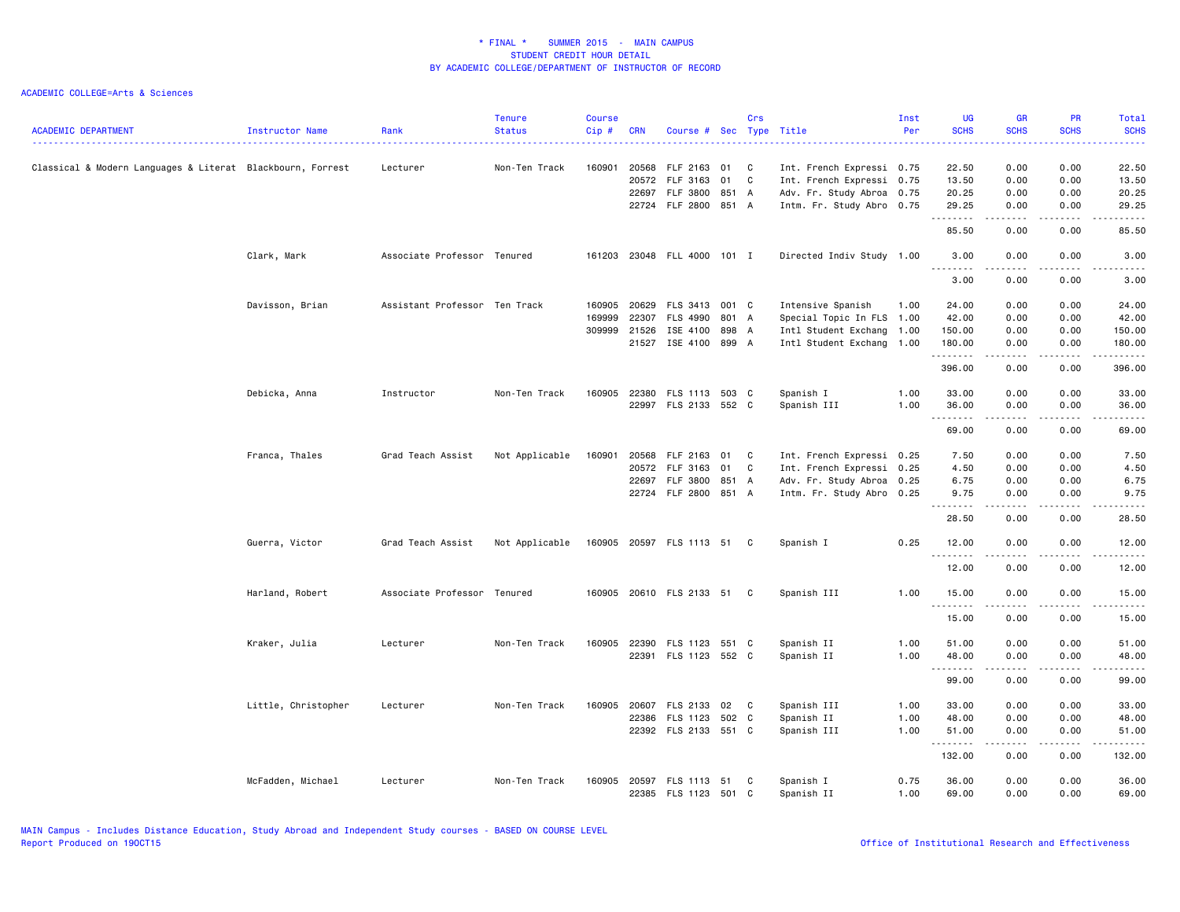\* FINAL \* SUMMER 2015 - MAIN CAMPUS
STUDENT CREDIT HOUR DETAIL
BY ACADEMIC COLLEGE/DEPARTMENT OF INSTRUCTOR OF RECORD

ACADEMIC COLLEGE=Arts & Sciences

| ACADEMIC DEPARTMENT | Instructor Name | Rank | Tenure Status | Course Cip # | CRN | Course # | Sec | Crs Type | Title | Inst Per | UG SCHS | GR SCHS | PR SCHS | Total SCHS |
|---|---|---|---|---|---|---|---|---|---|---|---|---|---|---|
| Classical & Modern Languages & Literat | Blackbourn, Forrest | Lecturer | Non-Ten Track | 160901 | 20568 | FLF 2163 | 01 | C | Int. French Expressi | 0.75 | 22.50 | 0.00 | 0.00 | 22.50 |
| | | | | | 20572 | FLF 3163 | 01 | C | Int. French Expressi | 0.75 | 13.50 | 0.00 | 0.00 | 13.50 |
| | | | | | 22697 | FLF 3800 | 851 | A | Adv. Fr. Study Abroa | 0.75 | 20.25 | 0.00 | 0.00 | 20.25 |
| | | | | | 22724 | FLF 2800 | 851 | A | Intm. Fr. Study Abro | 0.75 | 29.25 | 0.00 | 0.00 | 29.25 |
| | | | | | | | | | | | 85.50 | 0.00 | 0.00 | 85.50 |
| | Clark, Mark | Associate Professor | Tenured | 161203 | 23048 | FLL 4000 | 101 | I | Directed Indiv Study | 1.00 | 3.00 | 0.00 | 0.00 | 3.00 |
| | | | | | | | | | | | 3.00 | 0.00 | 0.00 | 3.00 |
| | Davisson, Brian | Assistant Professor | Ten Track | 160905 | 20629 | FLS 3413 | 001 | C | Intensive Spanish | 1.00 | 24.00 | 0.00 | 0.00 | 24.00 |
| | | | | 169999 | 22307 | FLS 4990 | 801 | A | Special Topic In FLS | 1.00 | 42.00 | 0.00 | 0.00 | 42.00 |
| | | | | 309999 | 21526 | ISE 4100 | 898 | A | Intl Student Exchang | 1.00 | 150.00 | 0.00 | 0.00 | 150.00 |
| | | | | | 21527 | ISE 4100 | 899 | A | Intl Student Exchang | 1.00 | 180.00 | 0.00 | 0.00 | 180.00 |
| | | | | | | | | | | | 396.00 | 0.00 | 0.00 | 396.00 |
| | Debicka, Anna | Instructor | Non-Ten Track | 160905 | 22380 | FLS 1113 | 503 | C | Spanish I | 1.00 | 33.00 | 0.00 | 0.00 | 33.00 |
| | | | | | 22997 | FLS 2133 | 552 | C | Spanish III | 1.00 | 36.00 | 0.00 | 0.00 | 36.00 |
| | | | | | | | | | | | 69.00 | 0.00 | 0.00 | 69.00 |
| | Franca, Thales | Grad Teach Assist | Not Applicable | 160901 | 20568 | FLF 2163 | 01 | C | Int. French Expressi | 0.25 | 7.50 | 0.00 | 0.00 | 7.50 |
| | | | | | 20572 | FLF 3163 | 01 | C | Int. French Expressi | 0.25 | 4.50 | 0.00 | 0.00 | 4.50 |
| | | | | | 22697 | FLF 3800 | 851 | A | Adv. Fr. Study Abroa | 0.25 | 6.75 | 0.00 | 0.00 | 6.75 |
| | | | | | 22724 | FLF 2800 | 851 | A | Intm. Fr. Study Abro | 0.25 | 9.75 | 0.00 | 0.00 | 9.75 |
| | | | | | | | | | | | 28.50 | 0.00 | 0.00 | 28.50 |
| | Guerra, Victor | Grad Teach Assist | Not Applicable | 160905 | 20597 | FLS 1113 | 51 | C | Spanish I | 0.25 | 12.00 | 0.00 | 0.00 | 12.00 |
| | | | | | | | | | | | 12.00 | 0.00 | 0.00 | 12.00 |
| | Harland, Robert | Associate Professor | Tenured | 160905 | 20610 | FLS 2133 | 51 | C | Spanish III | 1.00 | 15.00 | 0.00 | 0.00 | 15.00 |
| | | | | | | | | | | | 15.00 | 0.00 | 0.00 | 15.00 |
| | Kraker, Julia | Lecturer | Non-Ten Track | 160905 | 22390 | FLS 1123 | 551 | C | Spanish II | 1.00 | 51.00 | 0.00 | 0.00 | 51.00 |
| | | | | | 22391 | FLS 1123 | 552 | C | Spanish II | 1.00 | 48.00 | 0.00 | 0.00 | 48.00 |
| | | | | | | | | | | | 99.00 | 0.00 | 0.00 | 99.00 |
| | Little, Christopher | Lecturer | Non-Ten Track | 160905 | 20607 | FLS 2133 | 02 | C | Spanish III | 1.00 | 33.00 | 0.00 | 0.00 | 33.00 |
| | | | | | 22386 | FLS 1123 | 502 | C | Spanish II | 1.00 | 48.00 | 0.00 | 0.00 | 48.00 |
| | | | | | 22392 | FLS 2133 | 551 | C | Spanish III | 1.00 | 51.00 | 0.00 | 0.00 | 51.00 |
| | | | | | | | | | | | 132.00 | 0.00 | 0.00 | 132.00 |
| | McFadden, Michael | Lecturer | Non-Ten Track | 160905 | 20597 | FLS 1113 | 51 | C | Spanish I | 0.75 | 36.00 | 0.00 | 0.00 | 36.00 |
| | | | | | 22385 | FLS 1123 | 501 | C | Spanish II | 1.00 | 69.00 | 0.00 | 0.00 | 69.00 |

MAIN Campus - Includes Distance Education, Study Abroad and Independent Study courses - BASED ON COURSE LEVEL
Report Produced on 19OCT15

Office of Institutional Research and Effectiveness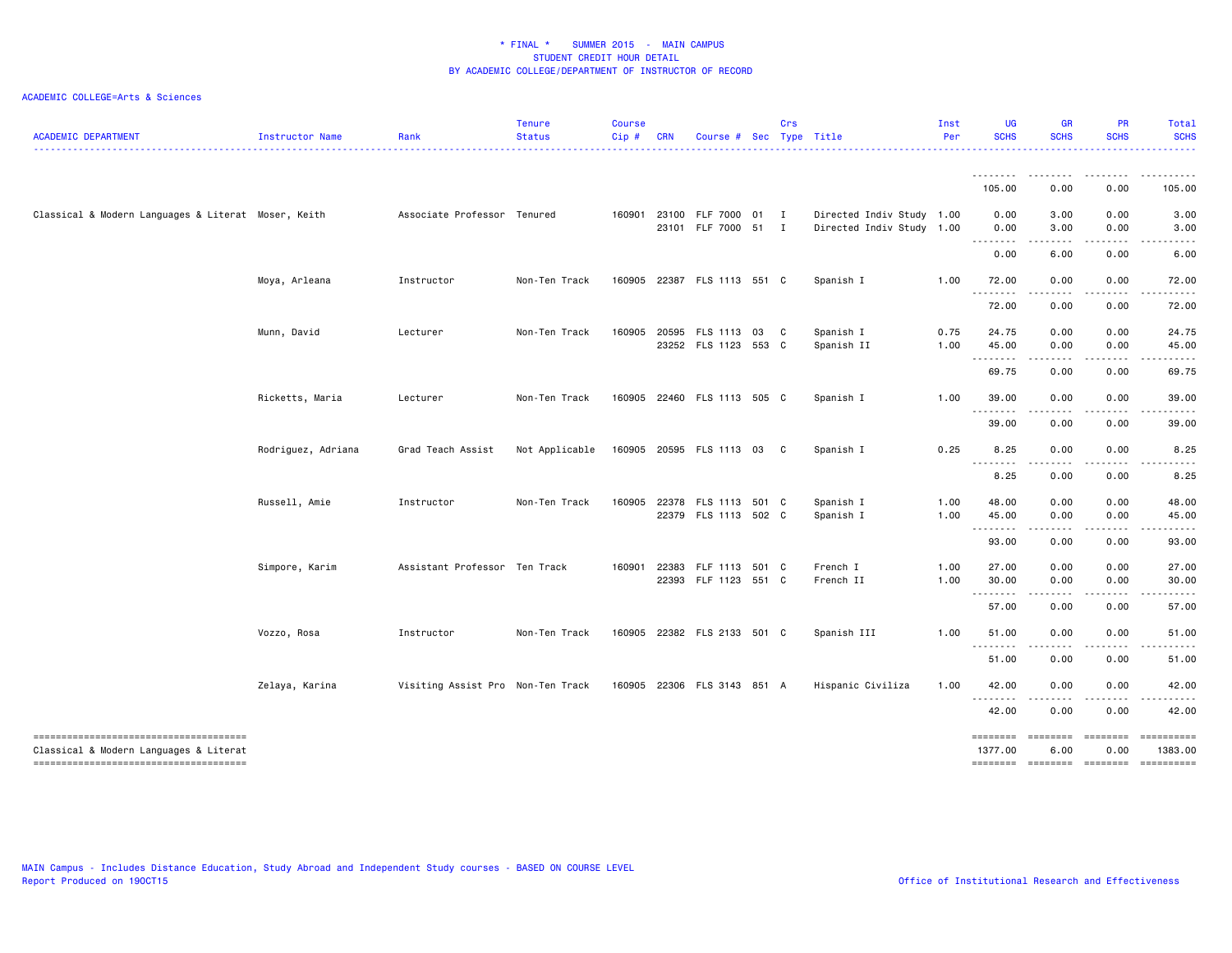# * FINAL * SUMMER 2015 - MAIN CAMPUS
## STUDENT CREDIT HOUR DETAIL
## BY ACADEMIC COLLEGE/DEPARTMENT OF INSTRUCTOR OF RECORD

ACADEMIC COLLEGE=Arts & Sciences

| ACADEMIC DEPARTMENT | Instructor Name | Rank | Tenure Status | Course Cip # | CRN | Course # | Sec | Crs Type | Title | Inst Per | UG SCHS | GR SCHS | PR SCHS | Total SCHS |
|---|---|---|---|---|---|---|---|---|---|---|---|---|---|---|
| | | | | | | | | | | | 105.00 | 0.00 | 0.00 | 105.00 |
| Classical & Modern Languages & Literat | Moser, Keith | Associate Professor | Tenured | 160901 | 23100 | FLF 7000 | 01 | I | Directed Indiv Study | 1.00 | 0.00 | 3.00 | 0.00 | 3.00 |
| | | | | | 23101 | FLF 7000 | 51 | I | Directed Indiv Study | 1.00 | 0.00 | 3.00 | 0.00 | 3.00 |
| | | | | | | | | | | | 0.00 | 6.00 | 0.00 | 6.00 |
| | Moya, Arleana | Instructor | Non-Ten Track | 160905 | 22387 | FLS 1113 | 551 | C | Spanish I | 1.00 | 72.00 | 0.00 | 0.00 | 72.00 |
| | | | | | | | | | | | 72.00 | 0.00 | 0.00 | 72.00 |
| | Munn, David | Lecturer | Non-Ten Track | 160905 | 20595 | FLS 1113 | 03 | C | Spanish I | 0.75 | 24.75 | 0.00 | 0.00 | 24.75 |
| | | | | | 23252 | FLS 1123 | 553 | C | Spanish II | 1.00 | 45.00 | 0.00 | 0.00 | 45.00 |
| | | | | | | | | | | | 69.75 | 0.00 | 0.00 | 69.75 |
| | Ricketts, Maria | Lecturer | Non-Ten Track | 160905 | 22460 | FLS 1113 | 505 | C | Spanish I | 1.00 | 39.00 | 0.00 | 0.00 | 39.00 |
| | | | | | | | | | | | 39.00 | 0.00 | 0.00 | 39.00 |
| | Rodriguez, Adriana | Grad Teach Assist | Not Applicable | 160905 | 20595 | FLS 1113 | 03 | C | Spanish I | 0.25 | 8.25 | 0.00 | 0.00 | 8.25 |
| | | | | | | | | | | | 8.25 | 0.00 | 0.00 | 8.25 |
| | Russell, Amie | Instructor | Non-Ten Track | 160905 | 22378 | FLS 1113 | 501 | C | Spanish I | 1.00 | 48.00 | 0.00 | 0.00 | 48.00 |
| | | | | | 22379 | FLS 1113 | 502 | C | Spanish I | 1.00 | 45.00 | 0.00 | 0.00 | 45.00 |
| | | | | | | | | | | | 93.00 | 0.00 | 0.00 | 93.00 |
| | Simpore, Karim | Assistant Professor | Ten Track | 160901 | 22383 | FLF 1113 | 501 | C | French I | 1.00 | 27.00 | 0.00 | 0.00 | 27.00 |
| | | | | | 22393 | FLF 1123 | 551 | C | French II | 1.00 | 30.00 | 0.00 | 0.00 | 30.00 |
| | | | | | | | | | | | 57.00 | 0.00 | 0.00 | 57.00 |
| | Vozzo, Rosa | Instructor | Non-Ten Track | 160905 | 22382 | FLS 2133 | 501 | C | Spanish III | 1.00 | 51.00 | 0.00 | 0.00 | 51.00 |
| | | | | | | | | | | | 51.00 | 0.00 | 0.00 | 51.00 |
| | Zelaya, Karina | Visiting Assist Pro | Non-Ten Track | 160905 | 22306 | FLS 3143 | 851 | A | Hispanic Civiliza | 1.00 | 42.00 | 0.00 | 0.00 | 42.00 |
| | | | | | | | | | | | 42.00 | 0.00 | 0.00 | 42.00 |
| Classical & Modern Languages & Literat | | | | | | | | | | | 1377.00 | 6.00 | 0.00 | 1383.00 |

MAIN Campus - Includes Distance Education, Study Abroad and Independent Study courses - BASED ON COURSE LEVEL
Report Produced on 19OCT15

Office of Institutional Research and Effectiveness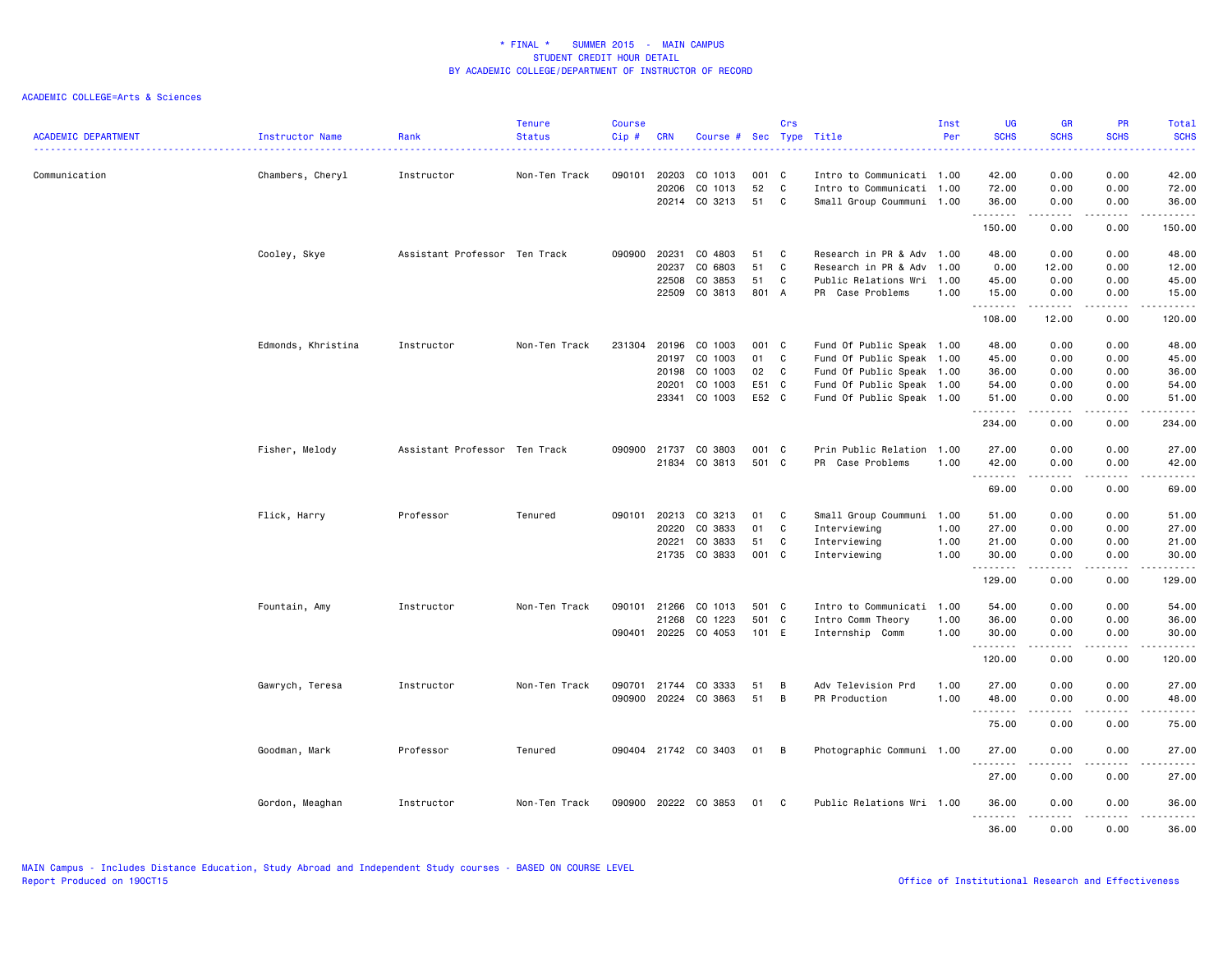# * FINAL * SUMMER 2015 - MAIN CAMPUS
## STUDENT CREDIT HOUR DETAIL
## BY ACADEMIC COLLEGE/DEPARTMENT OF INSTRUCTOR OF RECORD

ACADEMIC COLLEGE=Arts & Sciences

| ACADEMIC DEPARTMENT | Instructor Name | Rank | Tenure Status | Course Cip # | CRN | Course # | Sec | Crs Type | Title | Inst Per | UG SCHS | GR SCHS | PR SCHS | Total SCHS |
|---|---|---|---|---|---|---|---|---|---|---|---|---|---|---|
| Communication | Chambers, Cheryl | Instructor | Non-Ten Track | 090101 | 20203 | CO 1013 | 001 | C | Intro to Communicati | 1.00 | 42.00 | 0.00 | 0.00 | 42.00 |
| | | | | | 20206 | CO 1013 | 52 | C | Intro to Communicati | 1.00 | 72.00 | 0.00 | 0.00 | 72.00 |
| | | | | | 20214 | CO 3213 | 51 | C | Small Group Coummuni | 1.00 | 36.00 | 0.00 | 0.00 | 36.00 |
| | | | | | | | | | | | 150.00 | 0.00 | 0.00 | 150.00 |
| | Cooley, Skye | Assistant Professor | Ten Track | 090900 | 20231 | CO 4803 | 51 | C | Research in PR & Adv | 1.00 | 48.00 | 0.00 | 0.00 | 48.00 |
| | | | | | 20237 | CO 6803 | 51 | C | Research in PR & Adv | 1.00 | 0.00 | 12.00 | 0.00 | 12.00 |
| | | | | | 22508 | CO 3853 | 51 | C | Public Relations Wri | 1.00 | 45.00 | 0.00 | 0.00 | 45.00 |
| | | | | | 22509 | CO 3813 | 801 | A | PR Case Problems | 1.00 | 15.00 | 0.00 | 0.00 | 15.00 |
| | | | | | | | | | | | 108.00 | 12.00 | 0.00 | 120.00 |
| | Edmonds, Khristina | Instructor | Non-Ten Track | 231304 | 20196 | CO 1003 | 001 | C | Fund Of Public Speak | 1.00 | 48.00 | 0.00 | 0.00 | 48.00 |
| | | | | | 20197 | CO 1003 | 01 | C | Fund Of Public Speak | 1.00 | 45.00 | 0.00 | 0.00 | 45.00 |
| | | | | | 20198 | CO 1003 | 02 | C | Fund Of Public Speak | 1.00 | 36.00 | 0.00 | 0.00 | 36.00 |
| | | | | | 20201 | CO 1003 | E51 | C | Fund Of Public Speak | 1.00 | 54.00 | 0.00 | 0.00 | 54.00 |
| | | | | | 23341 | CO 1003 | E52 | C | Fund Of Public Speak | 1.00 | 51.00 | 0.00 | 0.00 | 51.00 |
| | | | | | | | | | | | 234.00 | 0.00 | 0.00 | 234.00 |
| | Fisher, Melody | Assistant Professor | Ten Track | 090900 | 21737 | CO 3803 | 001 | C | Prin Public Relation | 1.00 | 27.00 | 0.00 | 0.00 | 27.00 |
| | | | | | 21834 | CO 3813 | 501 | C | PR Case Problems | 1.00 | 42.00 | 0.00 | 0.00 | 42.00 |
| | | | | | | | | | | | 69.00 | 0.00 | 0.00 | 69.00 |
| | Flick, Harry | Professor | Tenured | 090101 | 20213 | CO 3213 | 01 | C | Small Group Coummuni | 1.00 | 51.00 | 0.00 | 0.00 | 51.00 |
| | | | | | 20220 | CO 3833 | 01 | C | Interviewing | 1.00 | 27.00 | 0.00 | 0.00 | 27.00 |
| | | | | | 20221 | CO 3833 | 51 | C | Interviewing | 1.00 | 21.00 | 0.00 | 0.00 | 21.00 |
| | | | | | 21735 | CO 3833 | 001 | C | Interviewing | 1.00 | 30.00 | 0.00 | 0.00 | 30.00 |
| | | | | | | | | | | | 129.00 | 0.00 | 0.00 | 129.00 |
| | Fountain, Amy | Instructor | Non-Ten Track | 090101 | 21266 | CO 1013 | 501 | C | Intro to Communicati | 1.00 | 54.00 | 0.00 | 0.00 | 54.00 |
| | | | | | 21268 | CO 1223 | 501 | C | Intro Comm Theory | 1.00 | 36.00 | 0.00 | 0.00 | 36.00 |
| | | | | 090401 | 20225 | CO 4053 | 101 | E | Internship Comm | 1.00 | 30.00 | 0.00 | 0.00 | 30.00 |
| | | | | | | | | | | | 120.00 | 0.00 | 0.00 | 120.00 |
| | Gawrych, Teresa | Instructor | Non-Ten Track | 090701 | 21744 | CO 3333 | 51 | B | Adv Television Prd | 1.00 | 27.00 | 0.00 | 0.00 | 27.00 |
| | | | | 090900 | 20224 | CO 3863 | 51 | B | PR Production | 1.00 | 48.00 | 0.00 | 0.00 | 48.00 |
| | | | | | | | | | | | 75.00 | 0.00 | 0.00 | 75.00 |
| | Goodman, Mark | Professor | Tenured | 090404 | 21742 | CO 3403 | 01 | B | Photographic Communi | 1.00 | 27.00 | 0.00 | 0.00 | 27.00 |
| | | | | | | | | | | | 27.00 | 0.00 | 0.00 | 27.00 |
| | Gordon, Meaghan | Instructor | Non-Ten Track | 090900 | 20222 | CO 3853 | 01 | C | Public Relations Wri | 1.00 | 36.00 | 0.00 | 0.00 | 36.00 |
| | | | | | | | | | | | 36.00 | 0.00 | 0.00 | 36.00 |

MAIN Campus - Includes Distance Education, Study Abroad and Independent Study courses - BASED ON COURSE LEVEL
Report Produced on 19OCT15

Office of Institutional Research and Effectiveness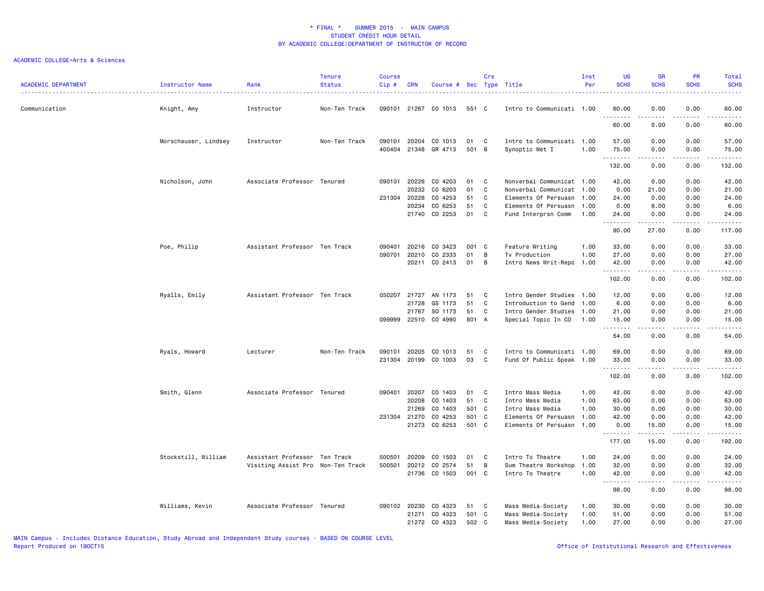# * FINAL * SUMMER 2015 - MAIN CAMPUS
## STUDENT CREDIT HOUR DETAIL
## BY ACADEMIC COLLEGE/DEPARTMENT OF INSTRUCTOR OF RECORD

ACADEMIC COLLEGE=Arts & Sciences

| ACADEMIC DEPARTMENT | Instructor Name | Rank | Tenure Status | Course Cip # | CRN | Course # | Sec | Crs Type | Title | Inst Per | UG SCHS | GR SCHS | PR SCHS | Total SCHS |
|---|---|---|---|---|---|---|---|---|---|---|---|---|---|---|
| Communication | Knight, Amy | Instructor | Non-Ten Track | 090101 | 21267 | CO 1013 | 551 | C | Intro to Communicati | 1.00 | 60.00 | 0.00 | 0.00 | 60.00 |
| | | | | | | | | | | | 60.00 | 0.00 | 0.00 | 60.00 |
| | Morschauser, Lindsey | Instructor | Non-Ten Track | 090101 | 20204 | CO 1013 | 01 | C | Intro to Communicati | 1.00 | 57.00 | 0.00 | 0.00 | 57.00 |
| | | | | 400404 | 21348 | GR 4713 | 501 | B | Synoptic Met I | 1.00 | 75.00 | 0.00 | 0.00 | 75.00 |
| | | | | | | | | | | | 132.00 | 0.00 | 0.00 | 132.00 |
| | Nicholson, John | Associate Professor | Tenured | 090101 | 20226 | CO 4203 | 01 | C | Nonverbal Communicat | 1.00 | 42.00 | 0.00 | 0.00 | 42.00 |
| | | | | | 20232 | CO 6203 | 01 | C | Nonverbal Communicat | 1.00 | 0.00 | 21.00 | 0.00 | 21.00 |
| | | | | 231304 | 20228 | CO 4253 | 51 | C | Elements Of Persuasn | 1.00 | 24.00 | 0.00 | 0.00 | 24.00 |
| | | | | | 20234 | CO 6253 | 51 | C | Elements Of Persuasn | 1.00 | 0.00 | 6.00 | 0.00 | 6.00 |
| | | | | | 21740 | CO 2253 | 01 | C | Fund Interprsn Comm | 1.00 | 24.00 | 0.00 | 0.00 | 24.00 |
| | | | | | | | | | | | 90.00 | 27.00 | 0.00 | 117.00 |
| | Poe, Philip | Assistant Professor | Ten Track | 090401 | 20216 | CO 3423 | 001 | C | Feature Writing | 1.00 | 33.00 | 0.00 | 0.00 | 33.00 |
| | | | | 090701 | 20210 | CO 2333 | 01 | B | Tv Production | 1.00 | 27.00 | 0.00 | 0.00 | 27.00 |
| | | | | | 20211 | CO 2413 | 01 | B | Intro News Writ-Repo | 1.00 | 42.00 | 0.00 | 0.00 | 42.00 |
| | | | | | | | | | | | 102.00 | 0.00 | 0.00 | 102.00 |
| | Ryalls, Emily | Assistant Professor | Ten Track | 050207 | 21727 | AN 1173 | 51 | C | Intro Gender Studies | 1.00 | 12.00 | 0.00 | 0.00 | 12.00 |
| | | | | | 21728 | GS 1173 | 51 | C | Introduction to Gend | 1.00 | 6.00 | 0.00 | 0.00 | 6.00 |
| | | | | | 21767 | SO 1173 | 51 | C | Intro Gender Studies | 1.00 | 21.00 | 0.00 | 0.00 | 21.00 |
| | | | | 099999 | 22510 | CO 4990 | 801 | A | Special Topic In CO | 1.00 | 15.00 | 0.00 | 0.00 | 15.00 |
| | | | | | | | | | | | 54.00 | 0.00 | 0.00 | 54.00 |
| | Ryals, Howard | Lecturer | Non-Ten Track | 090101 | 20205 | CO 1013 | 51 | C | Intro to Communicati | 1.00 | 69.00 | 0.00 | 0.00 | 69.00 |
| | | | | 231304 | 20199 | CO 1003 | 03 | C | Fund Of Public Speak | 1.00 | 33.00 | 0.00 | 0.00 | 33.00 |
| | | | | | | | | | | | 102.00 | 0.00 | 0.00 | 102.00 |
| | Smith, Glenn | Associate Professor | Tenured | 090401 | 20207 | CO 1403 | 01 | C | Intro Mass Media | 1.00 | 42.00 | 0.00 | 0.00 | 42.00 |
| | | | | | 20208 | CO 1403 | 51 | C | Intro Mass Media | 1.00 | 63.00 | 0.00 | 0.00 | 63.00 |
| | | | | | 21269 | CO 1403 | 501 | C | Intro Mass Media | 1.00 | 30.00 | 0.00 | 0.00 | 30.00 |
| | | | | 231304 | 21270 | CO 4253 | 501 | C | Elements Of Persuasn | 1.00 | 42.00 | 0.00 | 0.00 | 42.00 |
| | | | | | 21273 | CO 6253 | 501 | C | Elements Of Persuasn | 1.00 | 0.00 | 15.00 | 0.00 | 15.00 |
| | | | | | | | | | | | 177.00 | 15.00 | 0.00 | 192.00 |
| | Stockstill, William | Assistant Professor | Ten Track | 500501 | 20209 | CO 1503 | 01 | C | Intro To Theatre | 1.00 | 24.00 | 0.00 | 0.00 | 24.00 |
| | | Visiting Assist Pro | Non-Ten Track | 500501 | 20212 | CO 2574 | 51 | B | Sum Theatre Workshop | 1.00 | 32.00 | 0.00 | 0.00 | 32.00 |
| | | | | | 21736 | CO 1503 | 001 | C | Intro To Theatre | 1.00 | 42.00 | 0.00 | 0.00 | 42.00 |
| | | | | | | | | | | | 98.00 | 0.00 | 0.00 | 98.00 |
| | Williams, Kevin | Associate Professor | Tenured | 090102 | 20230 | CO 4323 | 51 | C | Mass Media-Society | 1.00 | 30.00 | 0.00 | 0.00 | 30.00 |
| | | | | | 21271 | CO 4323 | 501 | C | Mass Media-Society | 1.00 | 51.00 | 0.00 | 0.00 | 51.00 |
| | | | | | 21272 | CO 4323 | 502 | C | Mass Media-Society | 1.00 | 27.00 | 0.00 | 0.00 | 27.00 |

MAIN Campus - Includes Distance Education, Study Abroad and Independent Study courses - BASED ON COURSE LEVEL
Report Produced on 19OCT15

Office of Institutional Research and Effectiveness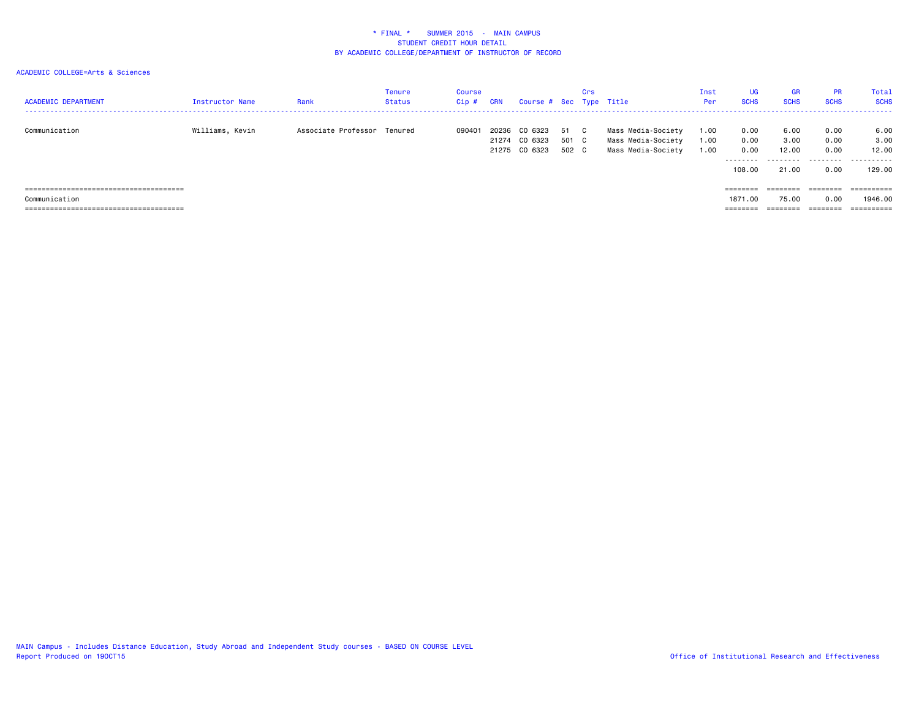* FINAL * SUMMER 2015 - MAIN CAMPUS
STUDENT CREDIT HOUR DETAIL
BY ACADEMIC COLLEGE/DEPARTMENT OF INSTRUCTOR OF RECORD

ACADEMIC COLLEGE=Arts & Sciences

| ACADEMIC DEPARTMENT | Instructor Name | Rank | Tenure Status | Course Cip # | CRN | Course # | Sec | Crs Type | Title | Inst Per | UG SCHS | GR SCHS | PR SCHS | Total SCHS |
|---|---|---|---|---|---|---|---|---|---|---|---|---|---|---|
| Communication | Williams, Kevin | Associate Professor | Tenured | 090401 | 20236 | CO 6323 | 51 | C | Mass Media-Society | 1.00 | 0.00 | 6.00 | 0.00 | 6.00 |
| | | | | | 21274 | CO 6323 | 501 | C | Mass Media-Society | 1.00 | 0.00 | 3.00 | 0.00 | 3.00 |
| | | | | | 21275 | CO 6323 | 502 | C | Mass Media-Society | 1.00 | 0.00 | 12.00 | 0.00 | 12.00 |
| | | | | | | | | | | | 108.00 | 21.00 | 0.00 | 129.00 |
| Communication | | | | | | | | | | | 1871.00 | 75.00 | 0.00 | 1946.00 |

MAIN Campus - Includes Distance Education, Study Abroad and Independent Study courses - BASED ON COURSE LEVEL
Report Produced on 19OCT15

Office of Institutional Research and Effectiveness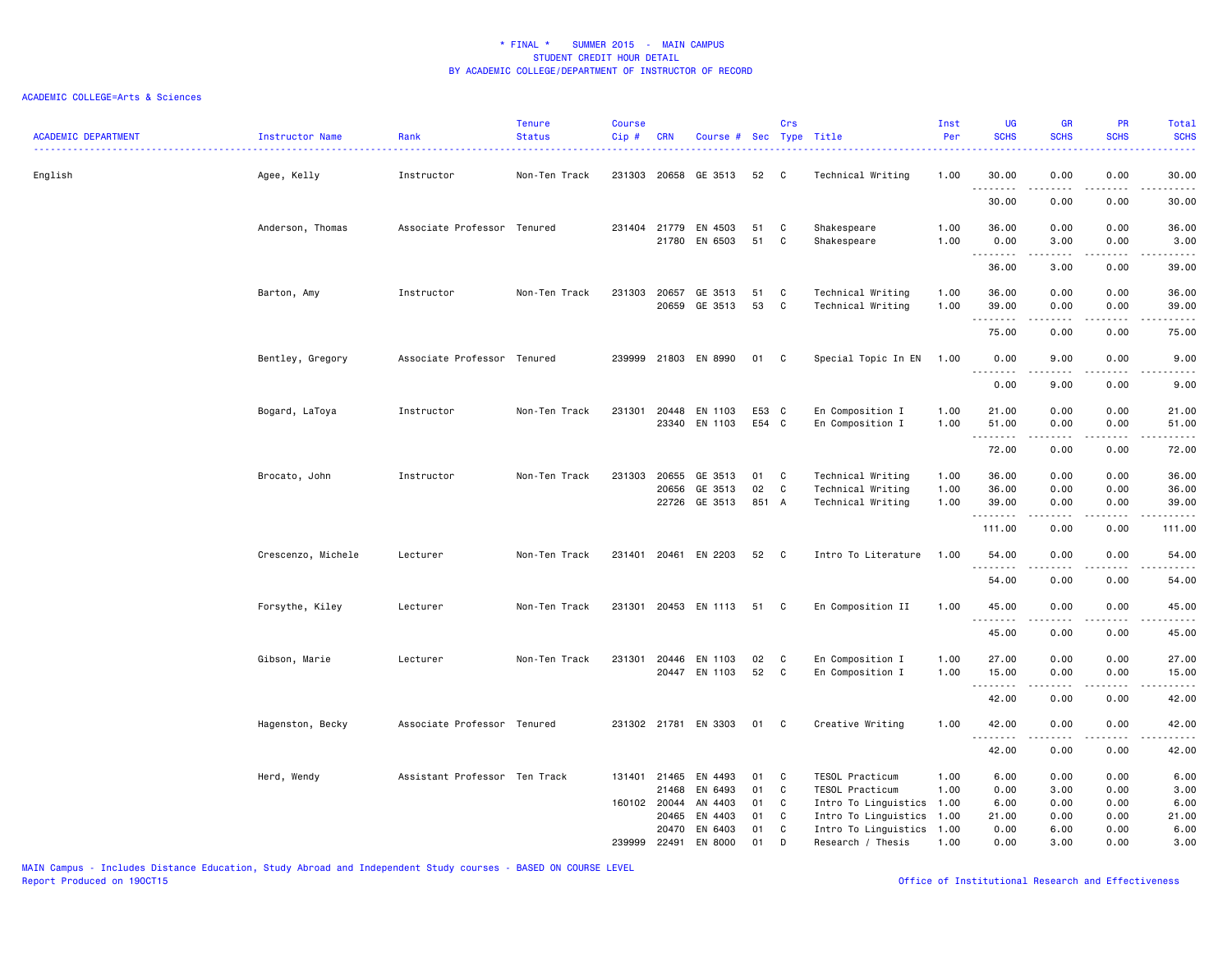\* FINAL \* SUMMER 2015 - MAIN CAMPUS
STUDENT CREDIT HOUR DETAIL
BY ACADEMIC COLLEGE/DEPARTMENT OF INSTRUCTOR OF RECORD

ACADEMIC COLLEGE=Arts & Sciences

| ACADEMIC DEPARTMENT | Instructor Name | Rank | Tenure Status | Course Cip # | CRN | Course # | Sec | Crs Type | Title | Inst Per | UG SCHS | GR SCHS | PR SCHS | Total SCHS |
|---|---|---|---|---|---|---|---|---|---|---|---|---|---|---|
| English | Agee, Kelly | Instructor | Non-Ten Track | 231303 | 20658 | GE 3513 | 52 | C | Technical Writing | 1.00 | 30.00 | 0.00 | 0.00 | 30.00 |
| | | | | | | | | | | | 30.00 | 0.00 | 0.00 | 30.00 |
| | Anderson, Thomas | Associate Professor | Tenured | 231404 | 21779 | EN 4503 | 51 | C | Shakespeare | 1.00 | 36.00 | 0.00 | 0.00 | 36.00 |
| | | | | | 21780 | EN 6503 | 51 | C | Shakespeare | 1.00 | 0.00 | 3.00 | 0.00 | 3.00 |
| | | | | | | | | | | | 36.00 | 3.00 | 0.00 | 39.00 |
| | Barton, Amy | Instructor | Non-Ten Track | 231303 | 20657 | GE 3513 | 51 | C | Technical Writing | 1.00 | 36.00 | 0.00 | 0.00 | 36.00 |
| | | | | | 20659 | GE 3513 | 53 | C | Technical Writing | 1.00 | 39.00 | 0.00 | 0.00 | 39.00 |
| | | | | | | | | | | | 75.00 | 0.00 | 0.00 | 75.00 |
| | Bentley, Gregory | Associate Professor | Tenured | 239999 | 21803 | EN 8990 | 01 | C | Special Topic In EN | 1.00 | 0.00 | 9.00 | 0.00 | 9.00 |
| | | | | | | | | | | | 0.00 | 9.00 | 0.00 | 9.00 |
| | Bogard, LaToya | Instructor | Non-Ten Track | 231301 | 20448 | EN 1103 | E53 | C | En Composition I | 1.00 | 21.00 | 0.00 | 0.00 | 21.00 |
| | | | | | 23340 | EN 1103 | E54 | C | En Composition I | 1.00 | 51.00 | 0.00 | 0.00 | 51.00 |
| | | | | | | | | | | | 72.00 | 0.00 | 0.00 | 72.00 |
| | Brocato, John | Instructor | Non-Ten Track | 231303 | 20655 | GE 3513 | 01 | C | Technical Writing | 1.00 | 36.00 | 0.00 | 0.00 | 36.00 |
| | | | | | 20656 | GE 3513 | 02 | C | Technical Writing | 1.00 | 36.00 | 0.00 | 0.00 | 36.00 |
| | | | | | 22726 | GE 3513 | 851 | A | Technical Writing | 1.00 | 39.00 | 0.00 | 0.00 | 39.00 |
| | | | | | | | | | | | 111.00 | 0.00 | 0.00 | 111.00 |
| | Crescenzo, Michele | Lecturer | Non-Ten Track | 231401 | 20461 | EN 2203 | 52 | C | Intro To Literature | 1.00 | 54.00 | 0.00 | 0.00 | 54.00 |
| | | | | | | | | | | | 54.00 | 0.00 | 0.00 | 54.00 |
| | Forsythe, Kiley | Lecturer | Non-Ten Track | 231301 | 20453 | EN 1113 | 51 | C | En Composition II | 1.00 | 45.00 | 0.00 | 0.00 | 45.00 |
| | | | | | | | | | | | 45.00 | 0.00 | 0.00 | 45.00 |
| | Gibson, Marie | Lecturer | Non-Ten Track | 231301 | 20446 | EN 1103 | 02 | C | En Composition I | 1.00 | 27.00 | 0.00 | 0.00 | 27.00 |
| | | | | | 20447 | EN 1103 | 52 | C | En Composition I | 1.00 | 15.00 | 0.00 | 0.00 | 15.00 |
| | | | | | | | | | | | 42.00 | 0.00 | 0.00 | 42.00 |
| | Hagenston, Becky | Associate Professor | Tenured | 231302 | 21781 | EN 3303 | 01 | C | Creative Writing | 1.00 | 42.00 | 0.00 | 0.00 | 42.00 |
| | | | | | | | | | | | 42.00 | 0.00 | 0.00 | 42.00 |
| | Herd, Wendy | Assistant Professor | Ten Track | 131401 | 21465 | EN 4493 | 01 | C | TESOL Practicum | 1.00 | 6.00 | 0.00 | 0.00 | 6.00 |
| | | | | | 21468 | EN 6493 | 01 | C | TESOL Practicum | 1.00 | 0.00 | 3.00 | 0.00 | 3.00 |
| | | | | 160102 | 20044 | AN 4403 | 01 | C | Intro To Linguistics | 1.00 | 6.00 | 0.00 | 0.00 | 6.00 |
| | | | | | 20465 | EN 4403 | 01 | C | Intro To Linguistics | 1.00 | 21.00 | 0.00 | 0.00 | 21.00 |
| | | | | | 20470 | EN 6403 | 01 | C | Intro To Linguistics | 1.00 | 0.00 | 6.00 | 0.00 | 6.00 |
| | | | | 239999 | 22491 | EN 8000 | 01 | D | Research / Thesis | 1.00 | 0.00 | 3.00 | 0.00 | 3.00 |

MAIN Campus - Includes Distance Education, Study Abroad and Independent Study courses - BASED ON COURSE LEVEL
Report Produced on 19OCT15

Office of Institutional Research and Effectiveness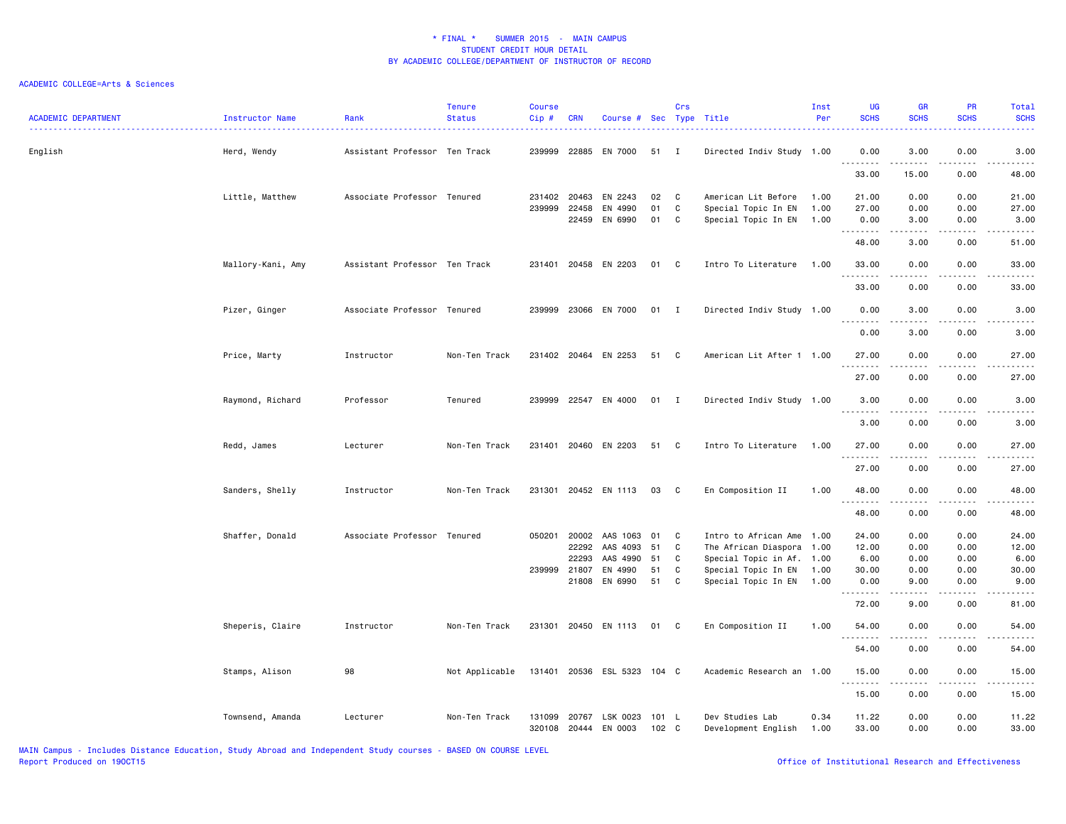# * FINAL * SUMMER 2015 - MAIN CAMPUS
## STUDENT CREDIT HOUR DETAIL
## BY ACADEMIC COLLEGE/DEPARTMENT OF INSTRUCTOR OF RECORD

ACADEMIC COLLEGE=Arts & Sciences

| ACADEMIC DEPARTMENT | Instructor Name | Rank | Tenure Status | Course Cip # | CRN | Course # | Sec | Crs Type | Title | Inst Per | UG SCHS | GR SCHS | PR SCHS | Total SCHS |
|---|---|---|---|---|---|---|---|---|---|---|---|---|---|---|
| English | Herd, Wendy | Assistant Professor | Ten Track | 239999 | 22885 | EN 7000 | 51 | I | Directed Indiv Study | 1.00 | 0.00 | 3.00 | 0.00 | 3.00 |
| | | | | | | | | | | | 33.00 | 15.00 | 0.00 | 48.00 |
| | Little, Matthew | Associate Professor | Tenured | 231402 | 20463 | EN 2243 | 02 | C | American Lit Before | 1.00 | 21.00 | 0.00 | 0.00 | 21.00 |
| | | | | 239999 | 22458 | EN 4990 | 01 | C | Special Topic In EN | 1.00 | 27.00 | 0.00 | 0.00 | 27.00 |
| | | | | | 22459 | EN 6990 | 01 | C | Special Topic In EN | 1.00 | 0.00 | 3.00 | 0.00 | 3.00 |
| | | | | | | | | | | | 48.00 | 3.00 | 0.00 | 51.00 |
| | Mallory-Kani, Amy | Assistant Professor | Ten Track | 231401 | 20458 | EN 2203 | 01 | C | Intro To Literature | 1.00 | 33.00 | 0.00 | 0.00 | 33.00 |
| | | | | | | | | | | | 33.00 | 0.00 | 0.00 | 33.00 |
| | Pizer, Ginger | Associate Professor | Tenured | 239999 | 23066 | EN 7000 | 01 | I | Directed Indiv Study | 1.00 | 0.00 | 3.00 | 0.00 | 3.00 |
| | | | | | | | | | | | 0.00 | 3.00 | 0.00 | 3.00 |
| | Price, Marty | Instructor | Non-Ten Track | 231402 | 20464 | EN 2253 | 51 | C | American Lit After 1 | 1.00 | 27.00 | 0.00 | 0.00 | 27.00 |
| | | | | | | | | | | | 27.00 | 0.00 | 0.00 | 27.00 |
| | Raymond, Richard | Professor | Tenured | 239999 | 22547 | EN 4000 | 01 | I | Directed Indiv Study | 1.00 | 3.00 | 0.00 | 0.00 | 3.00 |
| | | | | | | | | | | | 3.00 | 0.00 | 0.00 | 3.00 |
| | Redd, James | Lecturer | Non-Ten Track | 231401 | 20460 | EN 2203 | 51 | C | Intro To Literature | 1.00 | 27.00 | 0.00 | 0.00 | 27.00 |
| | | | | | | | | | | | 27.00 | 0.00 | 0.00 | 27.00 |
| | Sanders, Shelly | Instructor | Non-Ten Track | 231301 | 20452 | EN 1113 | 03 | C | En Composition II | 1.00 | 48.00 | 0.00 | 0.00 | 48.00 |
| | | | | | | | | | | | 48.00 | 0.00 | 0.00 | 48.00 |
| | Shaffer, Donald | Associate Professor | Tenured | 050201 | 20002 | AAS 1063 | 01 | C | Intro to African Ame | 1.00 | 24.00 | 0.00 | 0.00 | 24.00 |
| | | | | | 22292 | AAS 4093 | 51 | C | The African Diaspora | 1.00 | 12.00 | 0.00 | 0.00 | 12.00 |
| | | | | | 22293 | AAS 4990 | 51 | C | Special Topic in Af. | 1.00 | 6.00 | 0.00 | 0.00 | 6.00 |
| | | | | 239999 | 21807 | EN 4990 | 51 | C | Special Topic In EN | 1.00 | 30.00 | 0.00 | 0.00 | 30.00 |
| | | | | | 21808 | EN 6990 | 51 | C | Special Topic In EN | 1.00 | 0.00 | 9.00 | 0.00 | 9.00 |
| | | | | | | | | | | | 72.00 | 9.00 | 0.00 | 81.00 |
| | Sheperis, Claire | Instructor | Non-Ten Track | 231301 | 20450 | EN 1113 | 01 | C | En Composition II | 1.00 | 54.00 | 0.00 | 0.00 | 54.00 |
| | | | | | | | | | | | 54.00 | 0.00 | 0.00 | 54.00 |
| | Stamps, Alison | 98 | Not Applicable | 131401 | 20536 | ESL 5323 | 104 | C | Academic Research an | 1.00 | 15.00 | 0.00 | 0.00 | 15.00 |
| | | | | | | | | | | | 15.00 | 0.00 | 0.00 | 15.00 |
| | Townsend, Amanda | Lecturer | Non-Ten Track | 131099 | 20767 | LSK 0023 | 101 | L | Dev Studies Lab | 0.34 | 11.22 | 0.00 | 0.00 | 11.22 |
| | | | | 320108 | 20444 | EN 0003 | 102 | C | Development English | 1.00 | 33.00 | 0.00 | 0.00 | 33.00 |

MAIN Campus - Includes Distance Education, Study Abroad and Independent Study courses - BASED ON COURSE LEVEL
Report Produced on 19OCT15

Office of Institutional Research and Effectiveness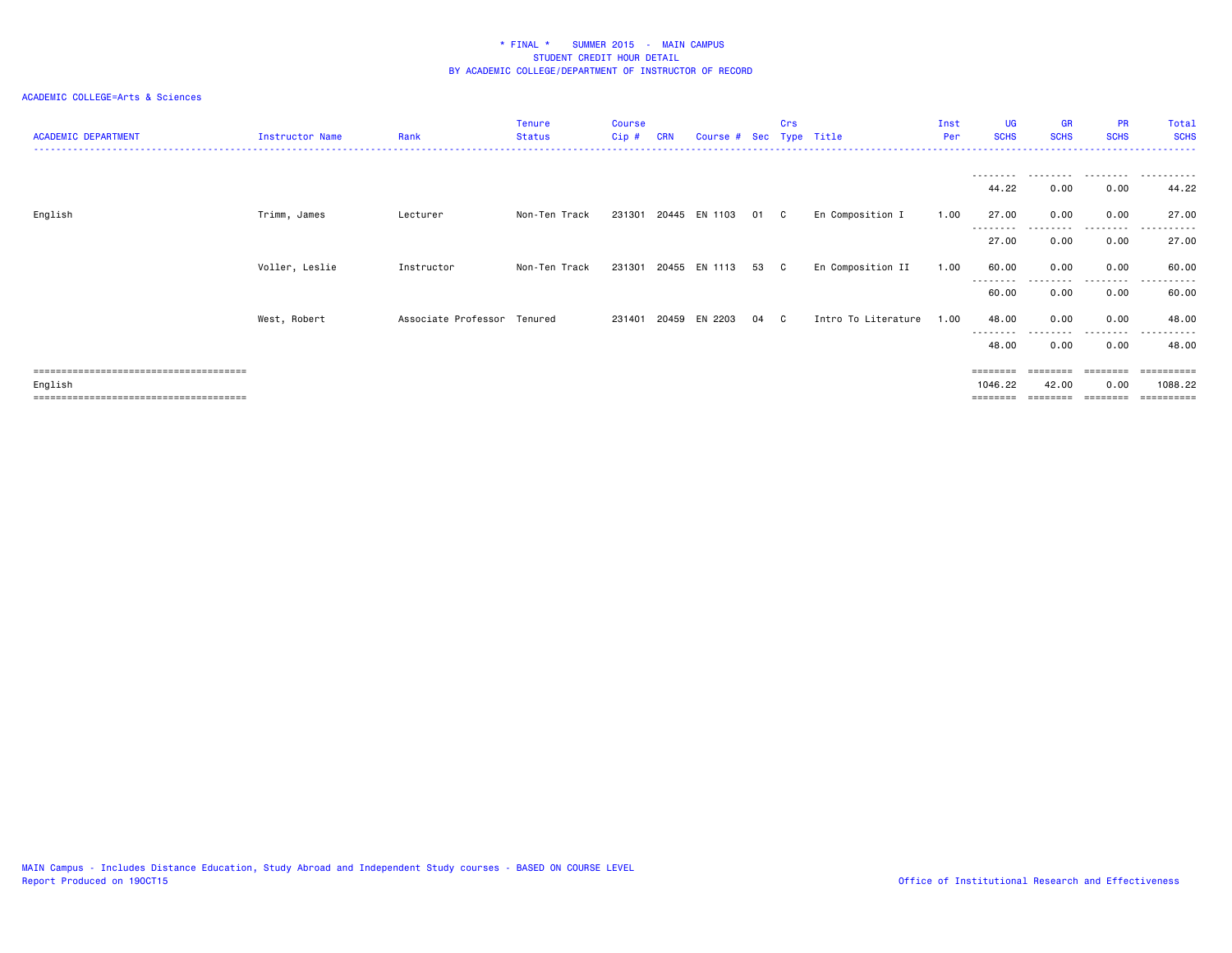\* FINAL \*    SUMMER 2015 - MAIN CAMPUS
STUDENT CREDIT HOUR DETAIL
BY ACADEMIC COLLEGE/DEPARTMENT OF INSTRUCTOR OF RECORD

ACADEMIC COLLEGE=Arts & Sciences

| ACADEMIC DEPARTMENT | Instructor Name | Rank | Tenure Status | Course Cip # | CRN | Course # | Sec | Crs Type | Title | Inst Per | UG SCHS | GR SCHS | PR SCHS | Total SCHS |
|---|---|---|---|---|---|---|---|---|---|---|---|---|---|---|
| | | | | | | | | | | | 44.22 | 0.00 | 0.00 | 44.22 |
| English | Trimm, James | Lecturer | Non-Ten Track | 231301 | 20445 | EN 1103 | 01 | C | En Composition I | 1.00 | 27.00 | 0.00 | 0.00 | 27.00 |
| | | | | | | | | | | | 27.00 | 0.00 | 0.00 | 27.00 |
| | Voller, Leslie | Instructor | Non-Ten Track | 231301 | 20455 | EN 1113 | 53 | C | En Composition II | 1.00 | 60.00 | 0.00 | 0.00 | 60.00 |
| | | | | | | | | | | | 60.00 | 0.00 | 0.00 | 60.00 |
| | West, Robert | Associate Professor | Tenured | 231401 | 20459 | EN 2203 | 04 | C | Intro To Literature | 1.00 | 48.00 | 0.00 | 0.00 | 48.00 |
| | | | | | | | | | | | 48.00 | 0.00 | 0.00 | 48.00 |
| English | | | | | | | | | | | 1046.22 | 42.00 | 0.00 | 1088.22 |

MAIN Campus - Includes Distance Education, Study Abroad and Independent Study courses - BASED ON COURSE LEVEL
Report Produced on 19OCT15

Office of Institutional Research and Effectiveness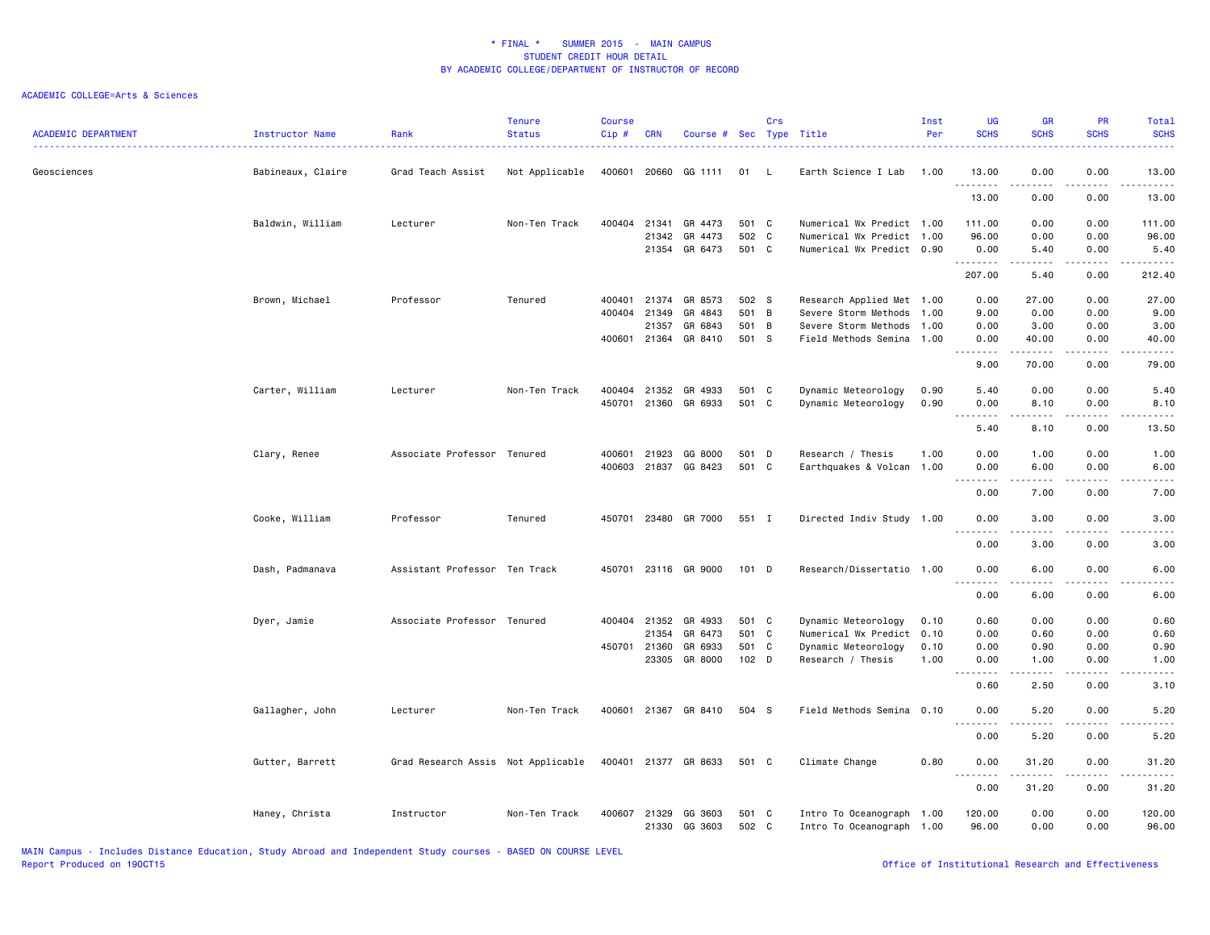# * FINAL * SUMMER 2015 - MAIN CAMPUS
## STUDENT CREDIT HOUR DETAIL
## BY ACADEMIC COLLEGE/DEPARTMENT OF INSTRUCTOR OF RECORD

ACADEMIC COLLEGE=Arts & Sciences

| ACADEMIC DEPARTMENT | Instructor Name | Rank | Tenure Status | Course Cip # | CRN | Course # | Sec | Crs Type | Title | Inst Per | UG SCHS | GR SCHS | PR SCHS | Total SCHS |
|---|---|---|---|---|---|---|---|---|---|---|---|---|---|---|
| Geosciences | Babineaux, Claire | Grad Teach Assist | Not Applicable | 400601 | 20660 | GG 1111 | 01 | L | Earth Science I Lab | 1.00 | 13.00 | 0.00 | 0.00 | 13.00 |
| | | | | | | | | | | | 13.00 | 0.00 | 0.00 | 13.00 |
| | Baldwin, William | Lecturer | Non-Ten Track | 400404 | 21341 | GR 4473 | 501 | C | Numerical Wx Predict | 1.00 | 111.00 | 0.00 | 0.00 | 111.00 |
| | | | | | 21342 | GR 4473 | 502 | C | Numerical Wx Predict | 1.00 | 96.00 | 0.00 | 0.00 | 96.00 |
| | | | | | 21354 | GR 6473 | 501 | C | Numerical Wx Predict | 0.90 | 0.00 | 5.40 | 0.00 | 5.40 |
| | | | | | | | | | | | 207.00 | 5.40 | 0.00 | 212.40 |
| | Brown, Michael | Professor | Tenured | 400401 | 21374 | GR 8573 | 502 | S | Research Applied Met | 1.00 | 0.00 | 27.00 | 0.00 | 27.00 |
| | | | | 400404 | 21349 | GR 4843 | 501 | B | Severe Storm Methods | 1.00 | 9.00 | 0.00 | 0.00 | 9.00 |
| | | | | | 21357 | GR 6843 | 501 | B | Severe Storm Methods | 1.00 | 0.00 | 3.00 | 0.00 | 3.00 |
| | | | | 400601 | 21364 | GR 8410 | 501 | S | Field Methods Semina | 1.00 | 0.00 | 40.00 | 0.00 | 40.00 |
| | | | | | | | | | | | 9.00 | 70.00 | 0.00 | 79.00 |
| | Carter, William | Lecturer | Non-Ten Track | 400404 | 21352 | GR 4933 | 501 | C | Dynamic Meteorology | 0.90 | 5.40 | 0.00 | 0.00 | 5.40 |
| | | | | 450701 | 21360 | GR 6933 | 501 | C | Dynamic Meteorology | 0.90 | 0.00 | 8.10 | 0.00 | 8.10 |
| | | | | | | | | | | | 5.40 | 8.10 | 0.00 | 13.50 |
| | Clary, Renee | Associate Professor | Tenured | 400601 | 21923 | GG 8000 | 501 | D | Research / Thesis | 1.00 | 0.00 | 1.00 | 0.00 | 1.00 |
| | | | | 400603 | 21837 | GG 8423 | 501 | C | Earthquakes & Volcan | 1.00 | 0.00 | 6.00 | 0.00 | 6.00 |
| | | | | | | | | | | | 0.00 | 7.00 | 0.00 | 7.00 |
| | Cooke, William | Professor | Tenured | 450701 | 23480 | GR 7000 | 551 | I | Directed Indiv Study | 1.00 | 0.00 | 3.00 | 0.00 | 3.00 |
| | | | | | | | | | | | 0.00 | 3.00 | 0.00 | 3.00 |
| | Dash, Padmanava | Assistant Professor | Ten Track | 450701 | 23116 | GR 9000 | 101 | D | Research/Dissertatio | 1.00 | 0.00 | 6.00 | 0.00 | 6.00 |
| | | | | | | | | | | | 0.00 | 6.00 | 0.00 | 6.00 |
| | Dyer, Jamie | Associate Professor | Tenured | 400404 | 21352 | GR 4933 | 501 | C | Dynamic Meteorology | 0.10 | 0.60 | 0.00 | 0.00 | 0.60 |
| | | | | | 21354 | GR 6473 | 501 | C | Numerical Wx Predict | 0.10 | 0.00 | 0.60 | 0.00 | 0.60 |
| | | | | 450701 | 21360 | GR 6933 | 501 | C | Dynamic Meteorology | 0.10 | 0.00 | 0.90 | 0.00 | 0.90 |
| | | | | | 23305 | GR 8000 | 102 | D | Research / Thesis | 1.00 | 0.00 | 1.00 | 0.00 | 1.00 |
| | | | | | | | | | | | 0.60 | 2.50 | 0.00 | 3.10 |
| | Gallagher, John | Lecturer | Non-Ten Track | 400601 | 21367 | GR 8410 | 504 | S | Field Methods Semina | 0.10 | 0.00 | 5.20 | 0.00 | 5.20 |
| | | | | | | | | | | | 0.00 | 5.20 | 0.00 | 5.20 |
| | Gutter, Barrett | Grad Research Assis | Not Applicable | 400401 | 21377 | GR 8633 | 501 | C | Climate Change | 0.80 | 0.00 | 31.20 | 0.00 | 31.20 |
| | | | | | | | | | | | 0.00 | 31.20 | 0.00 | 31.20 |
| | Haney, Christa | Instructor | Non-Ten Track | 400607 | 21329 | GG 3603 | 501 | C | Intro To Oceanograph | 1.00 | 120.00 | 0.00 | 0.00 | 120.00 |
| | | | | | 21330 | GG 3603 | 502 | C | Intro To Oceanograph | 1.00 | 96.00 | 0.00 | 0.00 | 96.00 |

MAIN Campus - Includes Distance Education, Study Abroad and Independent Study courses - BASED ON COURSE LEVEL
Report Produced on 19OCT15

Office of Institutional Research and Effectiveness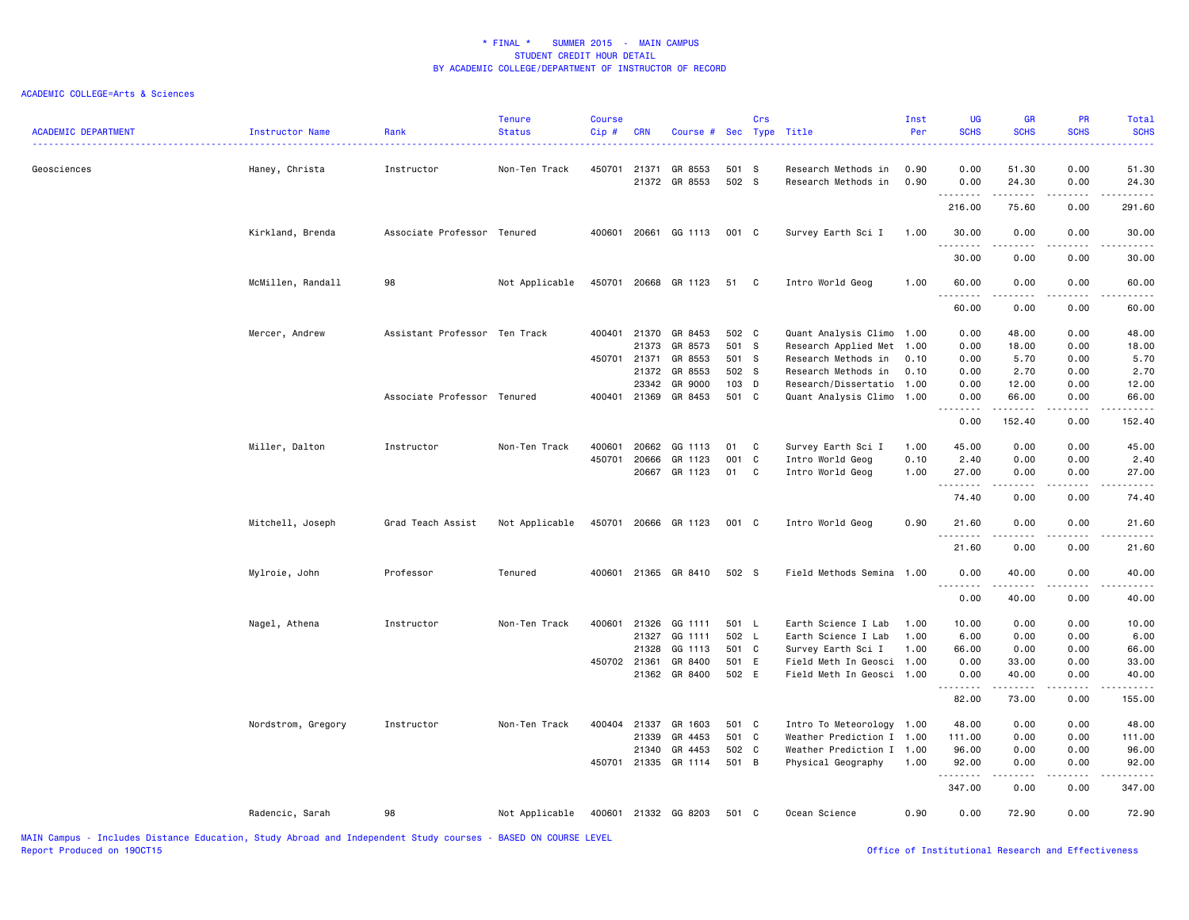* FINAL * SUMMER 2015 - MAIN CAMPUS
STUDENT CREDIT HOUR DETAIL
BY ACADEMIC COLLEGE/DEPARTMENT OF INSTRUCTOR OF RECORD

ACADEMIC COLLEGE=Arts & Sciences

| ACADEMIC DEPARTMENT | Instructor Name | Rank | Tenure Status | Course Cip # | CRN | Course # | Sec | Crs Type | Title | Inst Per | UG SCHS | GR SCHS | PR SCHS | Total SCHS |
|---|---|---|---|---|---|---|---|---|---|---|---|---|---|---|
| Geosciences | Haney, Christa | Instructor | Non-Ten Track | 450701 | 21371 | GR 8553 | 501 | S | Research Methods in | 0.90 | 0.00 | 51.30 | 0.00 | 51.30 |
| | | | | | 21372 | GR 8553 | 502 | S | Research Methods in | 0.90 | 0.00 | 24.30 | 0.00 | 24.30 |
| | | | | | | | | | | | 216.00 | 75.60 | 0.00 | 291.60 |
| | Kirkland, Brenda | Associate Professor | Tenured | 400601 | 20661 | GG 1113 | 001 | C | Survey Earth Sci I | 1.00 | 30.00 | 0.00 | 0.00 | 30.00 |
| | | | | | | | | | | | 30.00 | 0.00 | 0.00 | 30.00 |
| | McMillen, Randall | 98 | Not Applicable | 450701 | 20668 | GR 1123 | 51 | C | Intro World Geog | 1.00 | 60.00 | 0.00 | 0.00 | 60.00 |
| | | | | | | | | | | | 60.00 | 0.00 | 0.00 | 60.00 |
| | Mercer, Andrew | Assistant Professor | Ten Track | 400401 | 21370 | GR 8453 | 502 | C | Quant Analysis Climo | 1.00 | 0.00 | 48.00 | 0.00 | 48.00 |
| | | | | | 21373 | GR 8573 | 501 | S | Research Applied Met | 1.00 | 0.00 | 18.00 | 0.00 | 18.00 |
| | | | | 450701 | 21371 | GR 8553 | 501 | S | Research Methods in | 0.10 | 0.00 | 5.70 | 0.00 | 5.70 |
| | | | | | 21372 | GR 8553 | 502 | S | Research Methods in | 0.10 | 0.00 | 2.70 | 0.00 | 2.70 |
| | | | | | 23342 | GR 9000 | 103 | D | Research/Dissertatio | 1.00 | 0.00 | 12.00 | 0.00 | 12.00 |
| | | Associate Professor | Tenured | 400401 | 21369 | GR 8453 | 501 | C | Quant Analysis Climo | 1.00 | 0.00 | 66.00 | 0.00 | 66.00 |
| | | | | | | | | | | | 0.00 | 152.40 | 0.00 | 152.40 |
| | Miller, Dalton | Instructor | Non-Ten Track | 400601 | 20662 | GG 1113 | 01 | C | Survey Earth Sci I | 1.00 | 45.00 | 0.00 | 0.00 | 45.00 |
| | | | | 450701 | 20666 | GR 1123 | 001 | C | Intro World Geog | 0.10 | 2.40 | 0.00 | 0.00 | 2.40 |
| | | | | | 20667 | GR 1123 | 01 | C | Intro World Geog | 1.00 | 27.00 | 0.00 | 0.00 | 27.00 |
| | | | | | | | | | | | 74.40 | 0.00 | 0.00 | 74.40 |
| | Mitchell, Joseph | Grad Teach Assist | Not Applicable | 450701 | 20666 | GR 1123 | 001 | C | Intro World Geog | 0.90 | 21.60 | 0.00 | 0.00 | 21.60 |
| | | | | | | | | | | | 21.60 | 0.00 | 0.00 | 21.60 |
| | Mylroie, John | Professor | Tenured | 400601 | 21365 | GR 8410 | 502 | S | Field Methods Semina | 1.00 | 0.00 | 40.00 | 0.00 | 40.00 |
| | | | | | | | | | | | 0.00 | 40.00 | 0.00 | 40.00 |
| | Nagel, Athena | Instructor | Non-Ten Track | 400601 | 21326 | GG 1111 | 501 | L | Earth Science I Lab | 1.00 | 10.00 | 0.00 | 0.00 | 10.00 |
| | | | | | 21327 | GG 1111 | 502 | L | Earth Science I Lab | 1.00 | 6.00 | 0.00 | 0.00 | 6.00 |
| | | | | | 21328 | GG 1113 | 501 | C | Survey Earth Sci I | 1.00 | 66.00 | 0.00 | 0.00 | 66.00 |
| | | | | 450702 | 21361 | GR 8400 | 501 | E | Field Meth In Geosci | 1.00 | 0.00 | 33.00 | 0.00 | 33.00 |
| | | | | | 21362 | GR 8400 | 502 | E | Field Meth In Geosci | 1.00 | 0.00 | 40.00 | 0.00 | 40.00 |
| | | | | | | | | | | | 82.00 | 73.00 | 0.00 | 155.00 |
| | Nordstrom, Gregory | Instructor | Non-Ten Track | 400404 | 21337 | GR 1603 | 501 | C | Intro To Meteorology | 1.00 | 48.00 | 0.00 | 0.00 | 48.00 |
| | | | | | 21339 | GR 4453 | 501 | C | Weather Prediction I | 1.00 | 111.00 | 0.00 | 0.00 | 111.00 |
| | | | | | 21340 | GR 4453 | 502 | C | Weather Prediction I | 1.00 | 96.00 | 0.00 | 0.00 | 96.00 |
| | | | | 450701 | 21335 | GR 1114 | 501 | B | Physical Geography | 1.00 | 92.00 | 0.00 | 0.00 | 92.00 |
| | | | | | | | | | | | 347.00 | 0.00 | 0.00 | 347.00 |
| | Radencic, Sarah | 98 | Not Applicable | 400601 | 21332 | GG 8203 | 501 | C | Ocean Science | 0.90 | 0.00 | 72.90 | 0.00 | 72.90 |

MAIN Campus - Includes Distance Education, Study Abroad and Independent Study courses - BASED ON COURSE LEVEL
Report Produced on 19OCT15

Office of Institutional Research and Effectiveness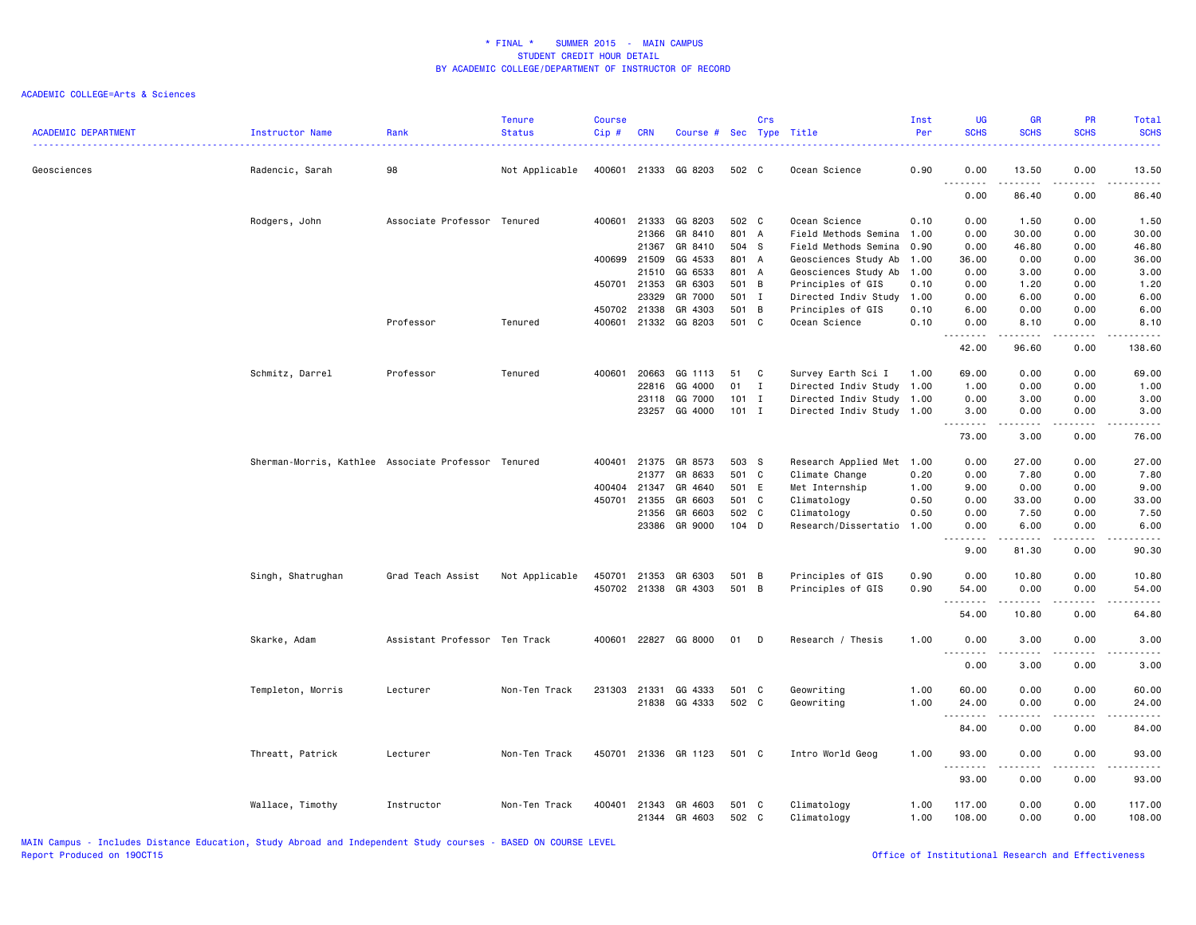\* FINAL \*    SUMMER 2015  -  MAIN CAMPUS
STUDENT CREDIT HOUR DETAIL
BY ACADEMIC COLLEGE/DEPARTMENT OF INSTRUCTOR OF RECORD

ACADEMIC COLLEGE=Arts & Sciences

| ACADEMIC DEPARTMENT | Instructor Name | Rank | Tenure Status | Course Cip # | CRN | Course # | Sec | Crs Type | Title | Inst Per | UG SCHS | GR SCHS | PR SCHS | Total SCHS |
|---|---|---|---|---|---|---|---|---|---|---|---|---|---|---|
| Geosciences | Radencic, Sarah | 98 | Not Applicable | 400601 | 21333 | GG 8203 | 502 | C | Ocean Science | 0.90 | 0.00 | 13.50 | 0.00 | 13.50 |
| | | | | | | | | | | | 0.00 | 86.40 | 0.00 | 86.40 |
| | Rodgers, John | Associate Professor | Tenured | 400601 | 21333 | GG 8203 | 502 | C | Ocean Science | 0.10 | 0.00 | 1.50 | 0.00 | 1.50 |
| | | | | | 21366 | GR 8410 | 801 | A | Field Methods Semina | 1.00 | 0.00 | 30.00 | 0.00 | 30.00 |
| | | | | | 21367 | GR 8410 | 504 | S | Field Methods Semina | 0.90 | 0.00 | 46.80 | 0.00 | 46.80 |
| | | | | 400699 | 21509 | GG 4533 | 801 | A | Geosciences Study Ab | 1.00 | 36.00 | 0.00 | 0.00 | 36.00 |
| | | | | | 21510 | GG 6533 | 801 | A | Geosciences Study Ab | 1.00 | 0.00 | 3.00 | 0.00 | 3.00 |
| | | | | 450701 | 21353 | GR 6303 | 501 | B | Principles of GIS | 0.10 | 0.00 | 1.20 | 0.00 | 1.20 |
| | | | | | 23329 | GR 7000 | 501 | I | Directed Indiv Study | 1.00 | 0.00 | 6.00 | 0.00 | 6.00 |
| | | | | 450702 | 21338 | GR 4303 | 501 | B | Principles of GIS | 0.10 | 6.00 | 0.00 | 0.00 | 6.00 |
| | | Professor | Tenured | 400601 | 21332 | GG 8203 | 501 | C | Ocean Science | 0.10 | 0.00 | 8.10 | 0.00 | 8.10 |
| | | | | | | | | | | | 42.00 | 96.60 | 0.00 | 138.60 |
| | Schmitz, Darrel | Professor | Tenured | 400601 | 20663 | GG 1113 | 51 | C | Survey Earth Sci I | 1.00 | 69.00 | 0.00 | 0.00 | 69.00 |
| | | | | | 22816 | GG 4000 | 01 | I | Directed Indiv Study | 1.00 | 1.00 | 0.00 | 0.00 | 1.00 |
| | | | | | 23118 | GG 7000 | 101 | I | Directed Indiv Study | 1.00 | 0.00 | 3.00 | 0.00 | 3.00 |
| | | | | | 23257 | GG 4000 | 101 | I | Directed Indiv Study | 1.00 | 3.00 | 0.00 | 0.00 | 3.00 |
| | | | | | | | | | | | 73.00 | 3.00 | 0.00 | 76.00 |
| | Sherman-Morris, Kathlee | Associate Professor | Tenured | 400401 | 21375 | GR 8573 | 503 | S | Research Applied Met | 1.00 | 0.00 | 27.00 | 0.00 | 27.00 |
| | | | | | 21377 | GR 8633 | 501 | C | Climate Change | 0.20 | 0.00 | 7.80 | 0.00 | 7.80 |
| | | | | 400404 | 21347 | GR 4640 | 501 | E | Met Internship | 1.00 | 9.00 | 0.00 | 0.00 | 9.00 |
| | | | | 450701 | 21355 | GR 6603 | 501 | C | Climatology | 0.50 | 0.00 | 33.00 | 0.00 | 33.00 |
| | | | | | 21356 | GR 6603 | 502 | C | Climatology | 0.50 | 0.00 | 7.50 | 0.00 | 7.50 |
| | | | | | 23386 | GR 9000 | 104 | D | Research/Dissertatio | 1.00 | 0.00 | 6.00 | 0.00 | 6.00 |
| | | | | | | | | | | | 9.00 | 81.30 | 0.00 | 90.30 |
| | Singh, Shatrughan | Grad Teach Assist | Not Applicable | 450701 | 21353 | GR 6303 | 501 | B | Principles of GIS | 0.90 | 0.00 | 10.80 | 0.00 | 10.80 |
| | | | | 450702 | 21338 | GR 4303 | 501 | B | Principles of GIS | 0.90 | 54.00 | 0.00 | 0.00 | 54.00 |
| | | | | | | | | | | | 54.00 | 10.80 | 0.00 | 64.80 |
| | Skarke, Adam | Assistant Professor | Ten Track | 400601 | 22827 | GG 8000 | 01 | D | Research / Thesis | 1.00 | 0.00 | 3.00 | 0.00 | 3.00 |
| | | | | | | | | | | | 0.00 | 3.00 | 0.00 | 3.00 |
| | Templeton, Morris | Lecturer | Non-Ten Track | 231303 | 21331 | GG 4333 | 501 | C | Geowriting | 1.00 | 60.00 | 0.00 | 0.00 | 60.00 |
| | | | | | 21838 | GG 4333 | 502 | C | Geowriting | 1.00 | 24.00 | 0.00 | 0.00 | 24.00 |
| | | | | | | | | | | | 84.00 | 0.00 | 0.00 | 84.00 |
| | Threatt, Patrick | Lecturer | Non-Ten Track | 450701 | 21336 | GR 1123 | 501 | C | Intro World Geog | 1.00 | 93.00 | 0.00 | 0.00 | 93.00 |
| | | | | | | | | | | | 93.00 | 0.00 | 0.00 | 93.00 |
| | Wallace, Timothy | Instructor | Non-Ten Track | 400401 | 21343 | GR 4603 | 501 | C | Climatology | 1.00 | 117.00 | 0.00 | 0.00 | 117.00 |
| | | | | | 21344 | GR 4603 | 502 | C | Climatology | 1.00 | 108.00 | 0.00 | 0.00 | 108.00 |

MAIN Campus - Includes Distance Education, Study Abroad and Independent Study courses - BASED ON COURSE LEVEL
Report Produced on 19OCT15    Office of Institutional Research and Effectiveness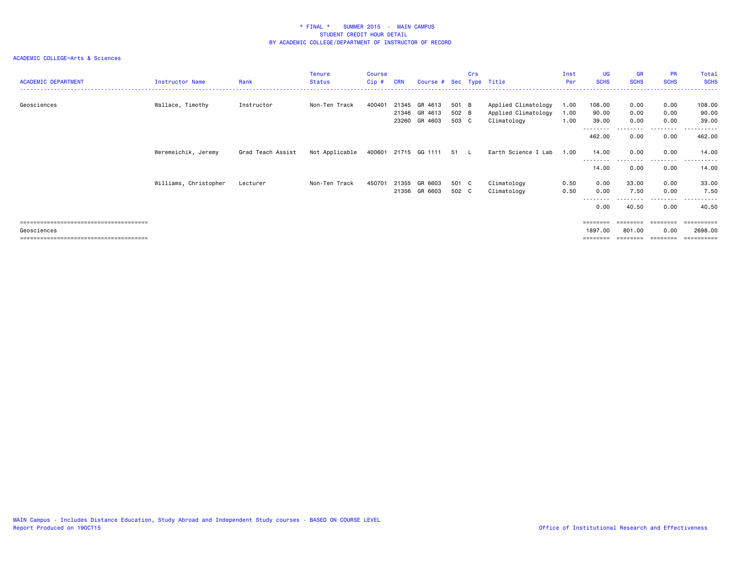# * FINAL * SUMMER 2015 - MAIN CAMPUS
## STUDENT CREDIT HOUR DETAIL
## BY ACADEMIC COLLEGE/DEPARTMENT OF INSTRUCTOR OF RECORD

ACADEMIC COLLEGE=Arts & Sciences

| ACADEMIC DEPARTMENT | Instructor Name | Rank | Tenure Status | Course Cip # | CRN | Course # | Sec | Crs Type | Title | Inst Per | UG SCHS | GR SCHS | PR SCHS | Total SCHS |
|---|---|---|---|---|---|---|---|---|---|---|---|---|---|---|
| Geosciences | Wallace, Timothy | Instructor | Non-Ten Track | 400401 | 21345 | GR 4613 | 501 | B | Applied Climatology | 1.00 | 108.00 | 0.00 | 0.00 | 108.00 |
| | | | | | 21346 | GR 4613 | 502 | B | Applied Climatology | 1.00 | 90.00 | 0.00 | 0.00 | 90.00 |
| | | | | | 23260 | GR 4603 | 503 | C | Climatology | 1.00 | 39.00 | 0.00 | 0.00 | 39.00 |
| | | | | | | | | | | | 462.00 | 0.00 | 0.00 | 462.00 |
| | Weremeichik, Jeremy | Grad Teach Assist | Not Applicable | 400601 | 21715 | GG 1111 | 51 | L | Earth Science I Lab | 1.00 | 14.00 | 0.00 | 0.00 | 14.00 |
| | | | | | | | | | | | 14.00 | 0.00 | 0.00 | 14.00 |
| | Williams, Christopher | Lecturer | Non-Ten Track | 450701 | 21355 | GR 6603 | 501 | C | Climatology | 0.50 | 0.00 | 33.00 | 0.00 | 33.00 |
| | | | | | 21356 | GR 6603 | 502 | C | Climatology | 0.50 | 0.00 | 7.50 | 0.00 | 7.50 |
| | | | | | | | | | | | 0.00 | 40.50 | 0.00 | 40.50 |
| Geosciences | | | | | | | | | | | 1897.00 | 801.00 | 0.00 | 2698.00 |

MAIN Campus - Includes Distance Education, Study Abroad and Independent Study courses - BASED ON COURSE LEVEL
Report Produced on 19OCT15

Office of Institutional Research and Effectiveness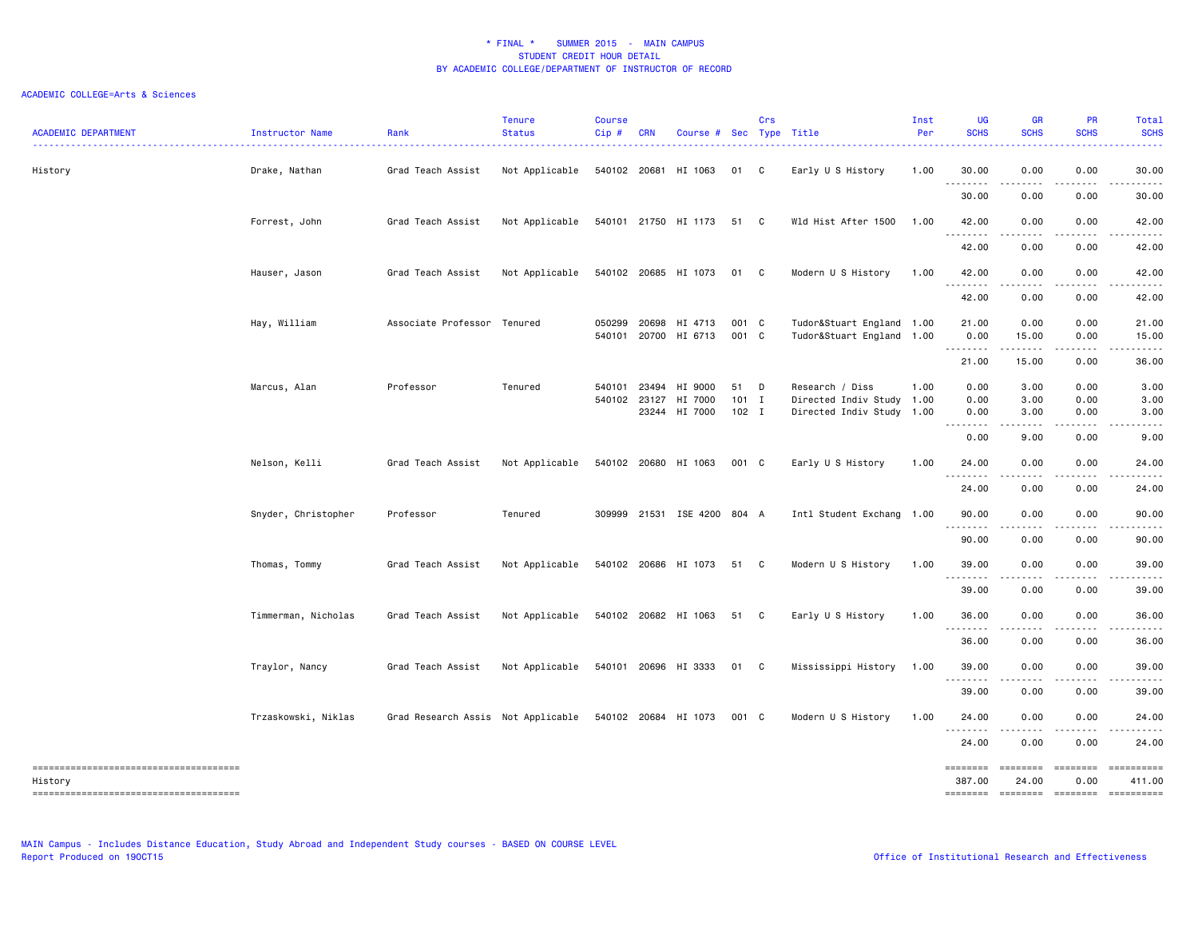# * FINAL * SUMMER 2015 - MAIN CAMPUS
## STUDENT CREDIT HOUR DETAIL
## BY ACADEMIC COLLEGE/DEPARTMENT OF INSTRUCTOR OF RECORD

ACADEMIC COLLEGE=Arts & Sciences

| ACADEMIC DEPARTMENT | Instructor Name | Rank | Tenure Status | Course Cip # | CRN | Course # | Sec | Crs Type | Title | Inst Per | UG SCHS | GR SCHS | PR SCHS | Total SCHS |
|---|---|---|---|---|---|---|---|---|---|---|---|---|---|---|
| History | Drake, Nathan | Grad Teach Assist | Not Applicable | 540102 | 20681 | HI 1063 | 01 | C | Early U S History | 1.00 | 30.00 | 0.00 | 0.00 | 30.00 |
| | | | | | | | | | | | 30.00 | 0.00 | 0.00 | 30.00 |
| | Forrest, John | Grad Teach Assist | Not Applicable | 540101 | 21750 | HI 1173 | 51 | C | Wld Hist After 1500 | 1.00 | 42.00 | 0.00 | 0.00 | 42.00 |
| | | | | | | | | | | | 42.00 | 0.00 | 0.00 | 42.00 |
| | Hauser, Jason | Grad Teach Assist | Not Applicable | 540102 | 20685 | HI 1073 | 01 | C | Modern U S History | 1.00 | 42.00 | 0.00 | 0.00 | 42.00 |
| | | | | | | | | | | | 42.00 | 0.00 | 0.00 | 42.00 |
| | Hay, William | Associate Professor | Tenured | 050299 | 20698 | HI 4713 | 001 | C | Tudor&Stuart England | 1.00 | 21.00 | 0.00 | 0.00 | 21.00 |
| | | | | 540101 | 20700 | HI 6713 | 001 | C | Tudor&Stuart England | 1.00 | 0.00 | 15.00 | 0.00 | 15.00 |
| | | | | | | | | | | | 21.00 | 15.00 | 0.00 | 36.00 |
| | Marcus, Alan | Professor | Tenured | 540101 | 23494 | HI 9000 | 51 | D | Research / Diss | 1.00 | 0.00 | 3.00 | 0.00 | 3.00 |
| | | | | 540102 | 23127 | HI 7000 | 101 | I | Directed Indiv Study | 1.00 | 0.00 | 3.00 | 0.00 | 3.00 |
| | | | | | 23244 | HI 7000 | 102 | I | Directed Indiv Study | 1.00 | 0.00 | 3.00 | 0.00 | 3.00 |
| | | | | | | | | | | | 0.00 | 9.00 | 0.00 | 9.00 |
| | Nelson, Kelli | Grad Teach Assist | Not Applicable | 540102 | 20680 | HI 1063 | 001 | C | Early U S History | 1.00 | 24.00 | 0.00 | 0.00 | 24.00 |
| | | | | | | | | | | | 24.00 | 0.00 | 0.00 | 24.00 |
| | Snyder, Christopher | Professor | Tenured | 309999 | 21531 | ISE 4200 | 804 | A | Intl Student Exchang | 1.00 | 90.00 | 0.00 | 0.00 | 90.00 |
| | | | | | | | | | | | 90.00 | 0.00 | 0.00 | 90.00 |
| | Thomas, Tommy | Grad Teach Assist | Not Applicable | 540102 | 20686 | HI 1073 | 51 | C | Modern U S History | 1.00 | 39.00 | 0.00 | 0.00 | 39.00 |
| | | | | | | | | | | | 39.00 | 0.00 | 0.00 | 39.00 |
| | Timmerman, Nicholas | Grad Teach Assist | Not Applicable | 540102 | 20682 | HI 1063 | 51 | C | Early U S History | 1.00 | 36.00 | 0.00 | 0.00 | 36.00 |
| | | | | | | | | | | | 36.00 | 0.00 | 0.00 | 36.00 |
| | Traylor, Nancy | Grad Teach Assist | Not Applicable | 540101 | 20696 | HI 3333 | 01 | C | Mississippi History | 1.00 | 39.00 | 0.00 | 0.00 | 39.00 |
| | | | | | | | | | | | 39.00 | 0.00 | 0.00 | 39.00 |
| | Trzaskowski, Niklas | Grad Research Assis | Not Applicable | 540102 | 20684 | HI 1073 | 001 | C | Modern U S History | 1.00 | 24.00 | 0.00 | 0.00 | 24.00 |
| | | | | | | | | | | | 24.00 | 0.00 | 0.00 | 24.00 |
| History | | | | | | | | | | | 387.00 | 24.00 | 0.00 | 411.00 |

MAIN Campus - Includes Distance Education, Study Abroad and Independent Study courses - BASED ON COURSE LEVEL
Report Produced on 19OCT15

Office of Institutional Research and Effectiveness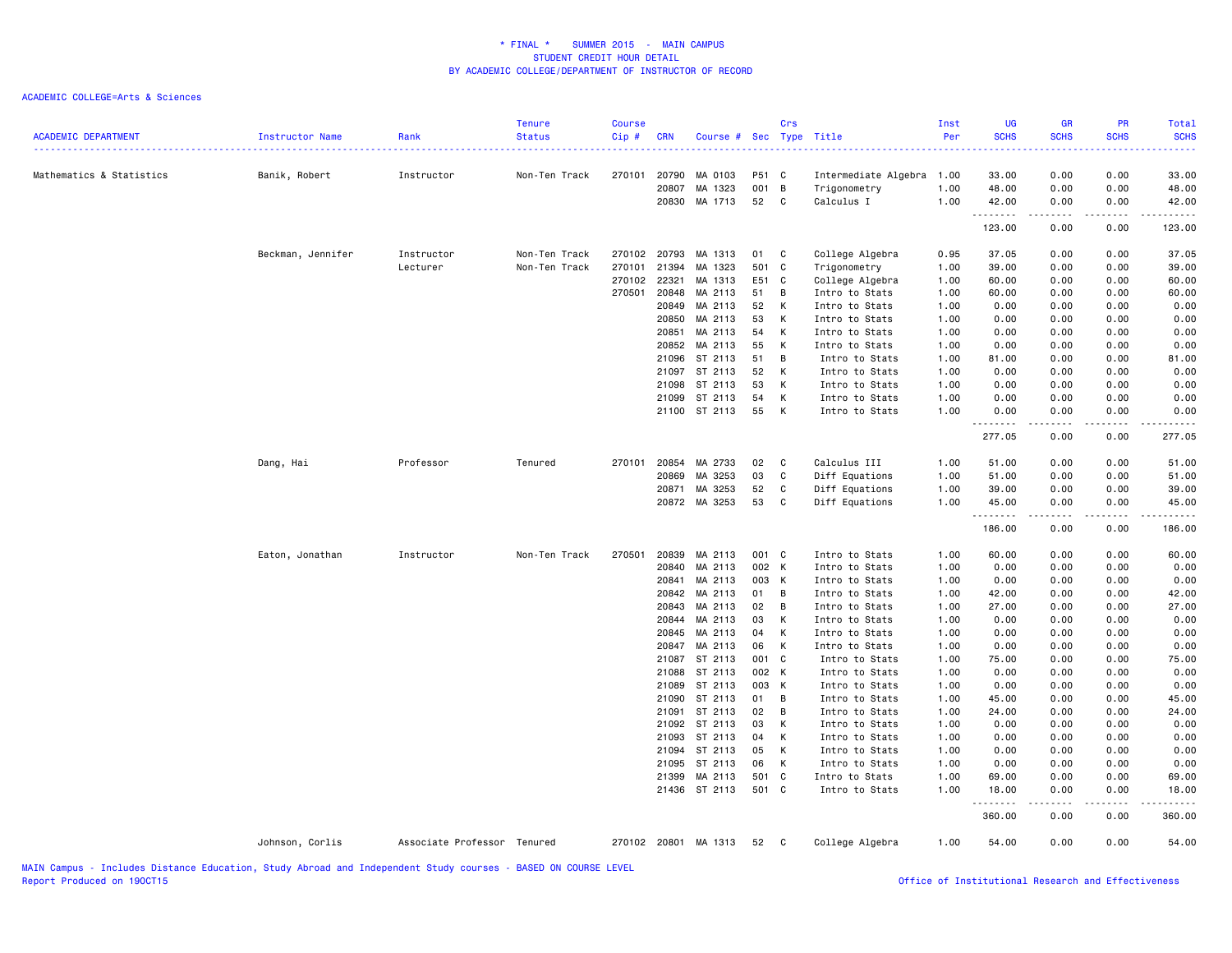# * FINAL * SUMMER 2015 - MAIN CAMPUS
## STUDENT CREDIT HOUR DETAIL
## BY ACADEMIC COLLEGE/DEPARTMENT OF INSTRUCTOR OF RECORD

ACADEMIC COLLEGE=Arts & Sciences

| ACADEMIC DEPARTMENT | Instructor Name | Rank | Tenure Status | Course Cip # | CRN | Course # | Sec | Crs Type | Title | Inst Per | UG SCHS | GR SCHS | PR SCHS | Total SCHS |
|---|---|---|---|---|---|---|---|---|---|---|---|---|---|---|
| Mathematics & Statistics | Banik, Robert | Instructor | Non-Ten Track | 270101 | 20790 | MA 0103 | P51 | C | Intermediate Algebra | 1.00 | 33.00 | 0.00 | 0.00 | 33.00 |
| | | | | | 20807 | MA 1323 | 001 | B | Trigonometry | 1.00 | 48.00 | 0.00 | 0.00 | 48.00 |
| | | | | | 20830 | MA 1713 | 52 | C | Calculus I | 1.00 | 42.00 | 0.00 | 0.00 | 42.00 |
| | | | | | | | | | | | 123.00 | 0.00 | 0.00 | 123.00 |
| | Beckman, Jennifer | Instructor | Non-Ten Track | 270102 | 20793 | MA 1313 | 01 | C | College Algebra | 0.95 | 37.05 | 0.00 | 0.00 | 37.05 |
| | | Lecturer | Non-Ten Track | 270101 | 21394 | MA 1323 | 501 | C | Trigonometry | 1.00 | 39.00 | 0.00 | 0.00 | 39.00 |
| | | | | 270102 | 22321 | MA 1313 | E51 | C | College Algebra | 1.00 | 60.00 | 0.00 | 0.00 | 60.00 |
| | | | | 270501 | 20848 | MA 2113 | 51 | B | Intro to Stats | 1.00 | 60.00 | 0.00 | 0.00 | 60.00 |
| | | | | | 20849 | MA 2113 | 52 | K | Intro to Stats | 1.00 | 0.00 | 0.00 | 0.00 | 0.00 |
| | | | | | 20850 | MA 2113 | 53 | K | Intro to Stats | 1.00 | 0.00 | 0.00 | 0.00 | 0.00 |
| | | | | | 20851 | MA 2113 | 54 | K | Intro to Stats | 1.00 | 0.00 | 0.00 | 0.00 | 0.00 |
| | | | | | 20852 | MA 2113 | 55 | K | Intro to Stats | 1.00 | 0.00 | 0.00 | 0.00 | 0.00 |
| | | | | | 21096 | ST 2113 | 51 | B | Intro to Stats | 1.00 | 81.00 | 0.00 | 0.00 | 81.00 |
| | | | | | 21097 | ST 2113 | 52 | K | Intro to Stats | 1.00 | 0.00 | 0.00 | 0.00 | 0.00 |
| | | | | | 21098 | ST 2113 | 53 | K | Intro to Stats | 1.00 | 0.00 | 0.00 | 0.00 | 0.00 |
| | | | | | 21099 | ST 2113 | 54 | K | Intro to Stats | 1.00 | 0.00 | 0.00 | 0.00 | 0.00 |
| | | | | | 21100 | ST 2113 | 55 | K | Intro to Stats | 1.00 | 0.00 | 0.00 | 0.00 | 0.00 |
| | | | | | | | | | | | 277.05 | 0.00 | 0.00 | 277.05 |
| | Dang, Hai | Professor | Tenured | 270101 | 20854 | MA 2733 | 02 | C | Calculus III | 1.00 | 51.00 | 0.00 | 0.00 | 51.00 |
| | | | | | 20869 | MA 3253 | 03 | C | Diff Equations | 1.00 | 51.00 | 0.00 | 0.00 | 51.00 |
| | | | | | 20871 | MA 3253 | 52 | C | Diff Equations | 1.00 | 39.00 | 0.00 | 0.00 | 39.00 |
| | | | | | 20872 | MA 3253 | 53 | C | Diff Equations | 1.00 | 45.00 | 0.00 | 0.00 | 45.00 |
| | | | | | | | | | | | 186.00 | 0.00 | 0.00 | 186.00 |
| | Eaton, Jonathan | Instructor | Non-Ten Track | 270501 | 20839 | MA 2113 | 001 | C | Intro to Stats | 1.00 | 60.00 | 0.00 | 0.00 | 60.00 |
| | | | | | 20840 | MA 2113 | 002 | K | Intro to Stats | 1.00 | 0.00 | 0.00 | 0.00 | 0.00 |
| | | | | | 20841 | MA 2113 | 003 | K | Intro to Stats | 1.00 | 0.00 | 0.00 | 0.00 | 0.00 |
| | | | | | 20842 | MA 2113 | 01 | B | Intro to Stats | 1.00 | 42.00 | 0.00 | 0.00 | 42.00 |
| | | | | | 20843 | MA 2113 | 02 | B | Intro to Stats | 1.00 | 27.00 | 0.00 | 0.00 | 27.00 |
| | | | | | 20844 | MA 2113 | 03 | K | Intro to Stats | 1.00 | 0.00 | 0.00 | 0.00 | 0.00 |
| | | | | | 20845 | MA 2113 | 04 | K | Intro to Stats | 1.00 | 0.00 | 0.00 | 0.00 | 0.00 |
| | | | | | 20847 | MA 2113 | 06 | K | Intro to Stats | 1.00 | 0.00 | 0.00 | 0.00 | 0.00 |
| | | | | | 21087 | ST 2113 | 001 | C | Intro to Stats | 1.00 | 75.00 | 0.00 | 0.00 | 75.00 |
| | | | | | 21088 | ST 2113 | 002 | K | Intro to Stats | 1.00 | 0.00 | 0.00 | 0.00 | 0.00 |
| | | | | | 21089 | ST 2113 | 003 | K | Intro to Stats | 1.00 | 0.00 | 0.00 | 0.00 | 0.00 |
| | | | | | 21090 | ST 2113 | 01 | B | Intro to Stats | 1.00 | 45.00 | 0.00 | 0.00 | 45.00 |
| | | | | | 21091 | ST 2113 | 02 | B | Intro to Stats | 1.00 | 24.00 | 0.00 | 0.00 | 24.00 |
| | | | | | 21092 | ST 2113 | 03 | K | Intro to Stats | 1.00 | 0.00 | 0.00 | 0.00 | 0.00 |
| | | | | | 21093 | ST 2113 | 04 | K | Intro to Stats | 1.00 | 0.00 | 0.00 | 0.00 | 0.00 |
| | | | | | 21094 | ST 2113 | 05 | K | Intro to Stats | 1.00 | 0.00 | 0.00 | 0.00 | 0.00 |
| | | | | | 21095 | ST 2113 | 06 | K | Intro to Stats | 1.00 | 0.00 | 0.00 | 0.00 | 0.00 |
| | | | | | 21399 | MA 2113 | 501 | C | Intro to Stats | 1.00 | 69.00 | 0.00 | 0.00 | 69.00 |
| | | | | | 21436 | ST 2113 | 501 | C | Intro to Stats | 1.00 | 18.00 | 0.00 | 0.00 | 18.00 |
| | | | | | | | | | | | 360.00 | 0.00 | 0.00 | 360.00 |
| | Johnson, Corlis | Associate Professor | Tenured | 270102 | 20801 | MA 1313 | 52 | C | College Algebra | 1.00 | 54.00 | 0.00 | 0.00 | 54.00 |

MAIN Campus - Includes Distance Education, Study Abroad and Independent Study courses - BASED ON COURSE LEVEL
Report Produced on 19OCT15

Office of Institutional Research and Effectiveness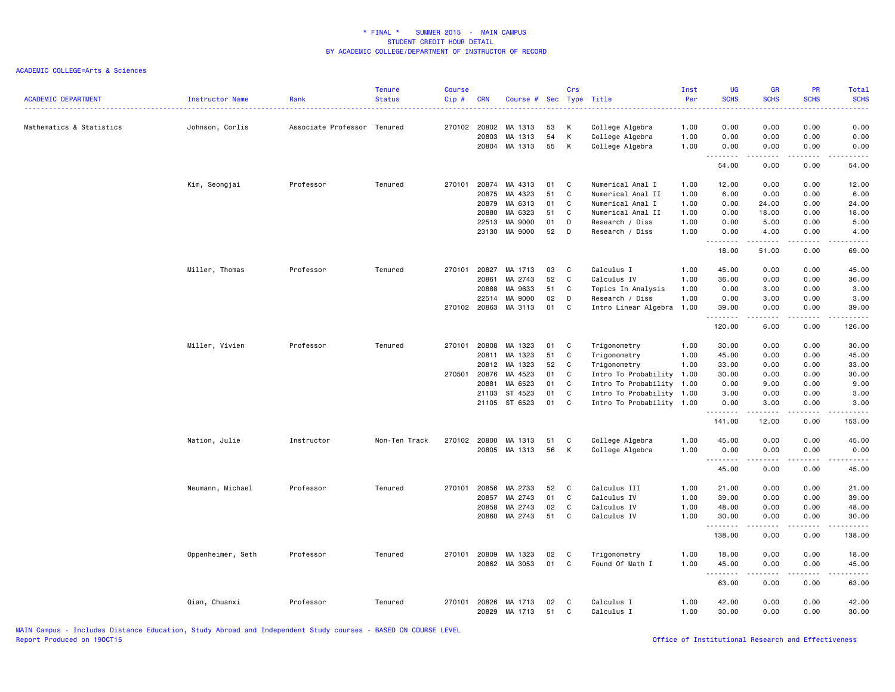# * FINAL * SUMMER 2015 - MAIN CAMPUS
## STUDENT CREDIT HOUR DETAIL
## BY ACADEMIC COLLEGE/DEPARTMENT OF INSTRUCTOR OF RECORD

ACADEMIC COLLEGE=Arts & Sciences

| ACADEMIC DEPARTMENT | Instructor Name | Rank | Tenure Status | Course Cip # | CRN | Course # | Sec | Crs Type | Title | Inst Per | UG SCHS | GR SCHS | PR SCHS | Total SCHS |
|---|---|---|---|---|---|---|---|---|---|---|---|---|---|---|
| Mathematics & Statistics | Johnson, Corlis | Associate Professor | Tenured | 270102 | 20802 | MA 1313 | 53 | K | College Algebra | 1.00 | 0.00 | 0.00 | 0.00 | 0.00 |
| | | | | | 20803 | MA 1313 | 54 | K | College Algebra | 1.00 | 0.00 | 0.00 | 0.00 | 0.00 |
| | | | | | 20804 | MA 1313 | 55 | K | College Algebra | 1.00 | 0.00 | 0.00 | 0.00 | 0.00 |
| | | | | | | | | | | | 54.00 | 0.00 | 0.00 | 54.00 |
| | Kim, Seongjai | Professor | Tenured | 270101 | 20874 | MA 4313 | 01 | C | Numerical Anal I | 1.00 | 12.00 | 0.00 | 0.00 | 12.00 |
| | | | | | 20875 | MA 4323 | 51 | C | Numerical Anal II | 1.00 | 6.00 | 0.00 | 0.00 | 6.00 |
| | | | | | 20879 | MA 6313 | 01 | C | Numerical Anal I | 1.00 | 0.00 | 24.00 | 0.00 | 24.00 |
| | | | | | 20880 | MA 6323 | 51 | C | Numerical Anal II | 1.00 | 0.00 | 18.00 | 0.00 | 18.00 |
| | | | | | 22513 | MA 9000 | 01 | D | Research / Diss | 1.00 | 0.00 | 5.00 | 0.00 | 5.00 |
| | | | | | 23130 | MA 9000 | 52 | D | Research / Diss | 1.00 | 0.00 | 4.00 | 0.00 | 4.00 |
| | | | | | | | | | | | 18.00 | 51.00 | 0.00 | 69.00 |
| | Miller, Thomas | Professor | Tenured | 270101 | 20827 | MA 1713 | 03 | C | Calculus I | 1.00 | 45.00 | 0.00 | 0.00 | 45.00 |
| | | | | | 20861 | MA 2743 | 52 | C | Calculus IV | 1.00 | 36.00 | 0.00 | 0.00 | 36.00 |
| | | | | | 20888 | MA 9633 | 51 | C | Topics In Analysis | 1.00 | 0.00 | 3.00 | 0.00 | 3.00 |
| | | | | | 22514 | MA 9000 | 02 | D | Research / Diss | 1.00 | 0.00 | 3.00 | 0.00 | 3.00 |
| | | | | 270102 | 20863 | MA 3113 | 01 | C | Intro Linear Algebra | 1.00 | 39.00 | 0.00 | 0.00 | 39.00 |
| | | | | | | | | | | | 120.00 | 6.00 | 0.00 | 126.00 |
| | Miller, Vivien | Professor | Tenured | 270101 | 20808 | MA 1323 | 01 | C | Trigonometry | 1.00 | 30.00 | 0.00 | 0.00 | 30.00 |
| | | | | | 20811 | MA 1323 | 51 | C | Trigonometry | 1.00 | 45.00 | 0.00 | 0.00 | 45.00 |
| | | | | | 20812 | MA 1323 | 52 | C | Trigonometry | 1.00 | 33.00 | 0.00 | 0.00 | 33.00 |
| | | | | 270501 | 20876 | MA 4523 | 01 | C | Intro To Probability | 1.00 | 30.00 | 0.00 | 0.00 | 30.00 |
| | | | | | 20881 | MA 6523 | 01 | C | Intro To Probability | 1.00 | 0.00 | 9.00 | 0.00 | 9.00 |
| | | | | | 21103 | ST 4523 | 01 | C | Intro To Probability | 1.00 | 3.00 | 0.00 | 0.00 | 3.00 |
| | | | | | 21105 | ST 6523 | 01 | C | Intro To Probability | 1.00 | 0.00 | 3.00 | 0.00 | 3.00 |
| | | | | | | | | | | | 141.00 | 12.00 | 0.00 | 153.00 |
| | Nation, Julie | Instructor | Non-Ten Track | 270102 | 20800 | MA 1313 | 51 | C | College Algebra | 1.00 | 45.00 | 0.00 | 0.00 | 45.00 |
| | | | | | 20805 | MA 1313 | 56 | K | College Algebra | 1.00 | 0.00 | 0.00 | 0.00 | 0.00 |
| | | | | | | | | | | | 45.00 | 0.00 | 0.00 | 45.00 |
| | Neumann, Michael | Professor | Tenured | 270101 | 20856 | MA 2733 | 52 | C | Calculus III | 1.00 | 21.00 | 0.00 | 0.00 | 21.00 |
| | | | | | 20857 | MA 2743 | 01 | C | Calculus IV | 1.00 | 39.00 | 0.00 | 0.00 | 39.00 |
| | | | | | 20858 | MA 2743 | 02 | C | Calculus IV | 1.00 | 48.00 | 0.00 | 0.00 | 48.00 |
| | | | | | 20860 | MA 2743 | 51 | C | Calculus IV | 1.00 | 30.00 | 0.00 | 0.00 | 30.00 |
| | | | | | | | | | | | 138.00 | 0.00 | 0.00 | 138.00 |
| | Oppenheimer, Seth | Professor | Tenured | 270101 | 20809 | MA 1323 | 02 | C | Trigonometry | 1.00 | 18.00 | 0.00 | 0.00 | 18.00 |
| | | | | | 20862 | MA 3053 | 01 | C | Found Of Math I | 1.00 | 45.00 | 0.00 | 0.00 | 45.00 |
| | | | | | | | | | | | 63.00 | 0.00 | 0.00 | 63.00 |
| | Qian, Chuanxi | Professor | Tenured | 270101 | 20826 | MA 1713 | 02 | C | Calculus I | 1.00 | 42.00 | 0.00 | 0.00 | 42.00 |
| | | | | | 20829 | MA 1713 | 51 | C | Calculus I | 1.00 | 30.00 | 0.00 | 0.00 | 30.00 |

MAIN Campus - Includes Distance Education, Study Abroad and Independent Study courses - BASED ON COURSE LEVEL
Report Produced on 19OCT15

Office of Institutional Research and Effectiveness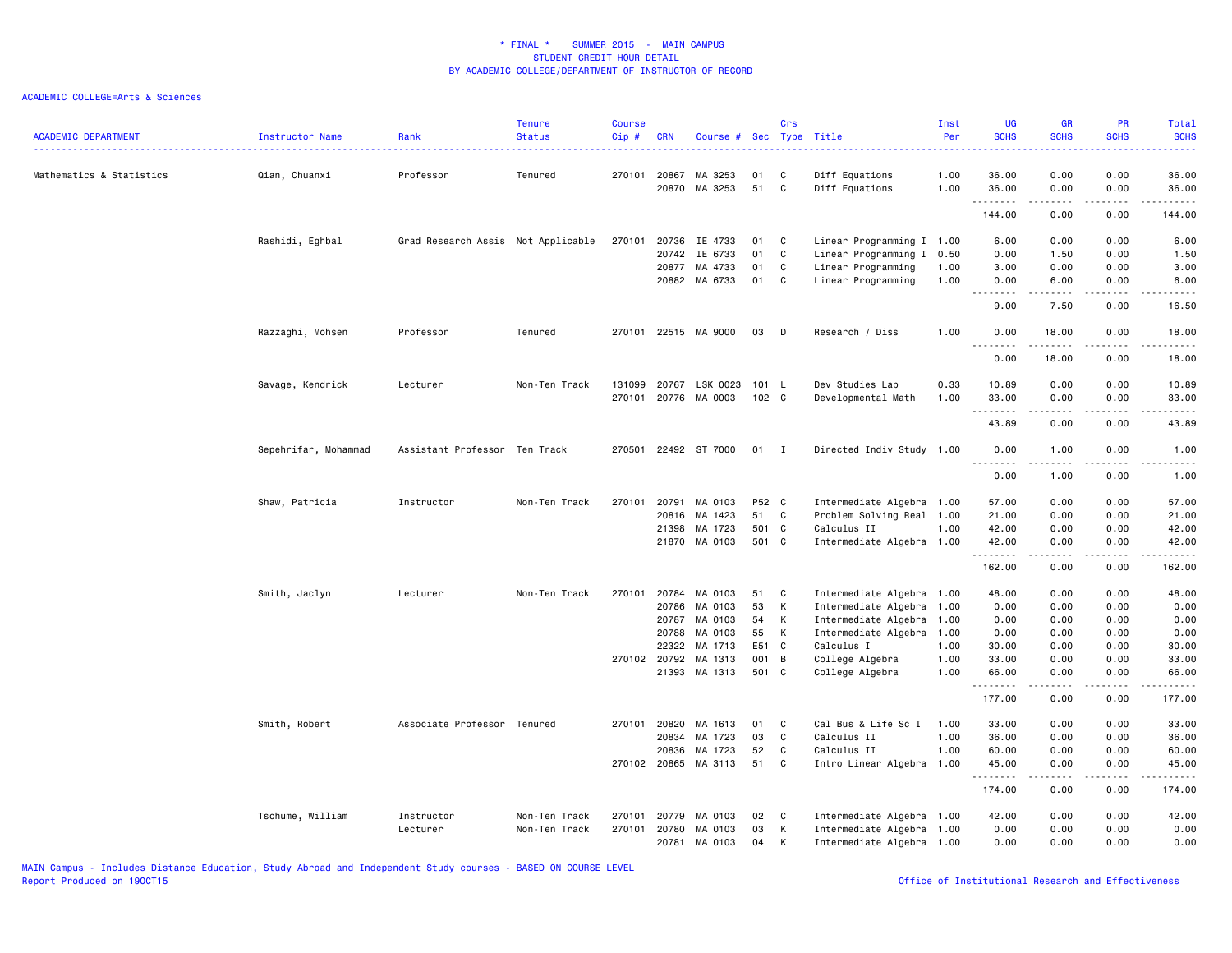# * FINAL * SUMMER 2015 - MAIN CAMPUS
## STUDENT CREDIT HOUR DETAIL
## BY ACADEMIC COLLEGE/DEPARTMENT OF INSTRUCTOR OF RECORD

ACADEMIC COLLEGE=Arts & Sciences

| ACADEMIC DEPARTMENT | Instructor Name | Rank | Tenure Status | Course Cip # | CRN | Course # | Sec | Crs Type | Title | Inst Per | UG SCHS | GR SCHS | PR SCHS | Total SCHS |
|---|---|---|---|---|---|---|---|---|---|---|---|---|---|---|
| Mathematics & Statistics | Qian, Chuanxi | Professor | Tenured | 270101 | 20867 | MA 3253 | 01 | C | Diff Equations | 1.00 | 36.00 | 0.00 | 0.00 | 36.00 |
| | | | | | 20870 | MA 3253 | 51 | C | Diff Equations | 1.00 | 36.00 | 0.00 | 0.00 | 36.00 |
| | | | | | | | | | | | 144.00 | 0.00 | 0.00 | 144.00 |
| | Rashidi, Eghbal | Grad Research Assis | Not Applicable | 270101 | 20736 | IE 4733 | 01 | C | Linear Programming I | 1.00 | 6.00 | 0.00 | 0.00 | 6.00 |
| | | | | | 20742 | IE 6733 | 01 | C | Linear Programming I | 0.50 | 0.00 | 1.50 | 0.00 | 1.50 |
| | | | | | 20877 | MA 4733 | 01 | C | Linear Programming | 1.00 | 3.00 | 0.00 | 0.00 | 3.00 |
| | | | | | 20882 | MA 6733 | 01 | C | Linear Programming | 1.00 | 0.00 | 6.00 | 0.00 | 6.00 |
| | | | | | | | | | | | 9.00 | 7.50 | 0.00 | 16.50 |
| | Razzaghi, Mohsen | Professor | Tenured | 270101 | 22515 | MA 9000 | 03 | D | Research / Diss | 1.00 | 0.00 | 18.00 | 0.00 | 18.00 |
| | | | | | | | | | | | 0.00 | 18.00 | 0.00 | 18.00 |
| | Savage, Kendrick | Lecturer | Non-Ten Track | 131099 | 20767 | LSK 0023 | 101 | L | Dev Studies Lab | 0.33 | 10.89 | 0.00 | 0.00 | 10.89 |
| | | | | 270101 | 20776 | MA 0003 | 102 | C | Developmental Math | 1.00 | 33.00 | 0.00 | 0.00 | 33.00 |
| | | | | | | | | | | | 43.89 | 0.00 | 0.00 | 43.89 |
| | Sepehrifar, Mohammad | Assistant Professor | Ten Track | 270501 | 22492 | ST 7000 | 01 | I | Directed Indiv Study | 1.00 | 0.00 | 1.00 | 0.00 | 1.00 |
| | | | | | | | | | | | 0.00 | 1.00 | 0.00 | 1.00 |
| | Shaw, Patricia | Instructor | Non-Ten Track | 270101 | 20791 | MA 0103 | P52 | C | Intermediate Algebra | 1.00 | 57.00 | 0.00 | 0.00 | 57.00 |
| | | | | | 20816 | MA 1423 | 51 | C | Problem Solving Real | 1.00 | 21.00 | 0.00 | 0.00 | 21.00 |
| | | | | | 21398 | MA 1723 | 501 | C | Calculus II | 1.00 | 42.00 | 0.00 | 0.00 | 42.00 |
| | | | | | 21870 | MA 0103 | 501 | C | Intermediate Algebra | 1.00 | 42.00 | 0.00 | 0.00 | 42.00 |
| | | | | | | | | | | | 162.00 | 0.00 | 0.00 | 162.00 |
| | Smith, Jaclyn | Lecturer | Non-Ten Track | 270101 | 20784 | MA 0103 | 51 | C | Intermediate Algebra | 1.00 | 48.00 | 0.00 | 0.00 | 48.00 |
| | | | | | 20786 | MA 0103 | 53 | K | Intermediate Algebra | 1.00 | 0.00 | 0.00 | 0.00 | 0.00 |
| | | | | | 20787 | MA 0103 | 54 | K | Intermediate Algebra | 1.00 | 0.00 | 0.00 | 0.00 | 0.00 |
| | | | | | 20788 | MA 0103 | 55 | K | Intermediate Algebra | 1.00 | 0.00 | 0.00 | 0.00 | 0.00 |
| | | | | | 22322 | MA 1713 | E51 | C | Calculus I | 1.00 | 30.00 | 0.00 | 0.00 | 30.00 |
| | | | | 270102 | 20792 | MA 1313 | 001 | B | College Algebra | 1.00 | 33.00 | 0.00 | 0.00 | 33.00 |
| | | | | | 21393 | MA 1313 | 501 | C | College Algebra | 1.00 | 66.00 | 0.00 | 0.00 | 66.00 |
| | | | | | | | | | | | 177.00 | 0.00 | 0.00 | 177.00 |
| | Smith, Robert | Associate Professor | Tenured | 270101 | 20820 | MA 1613 | 01 | C | Cal Bus & Life Sc I | 1.00 | 33.00 | 0.00 | 0.00 | 33.00 |
| | | | | | 20834 | MA 1723 | 03 | C | Calculus II | 1.00 | 36.00 | 0.00 | 0.00 | 36.00 |
| | | | | | 20836 | MA 1723 | 52 | C | Calculus II | 1.00 | 60.00 | 0.00 | 0.00 | 60.00 |
| | | | | 270102 | 20865 | MA 3113 | 51 | C | Intro Linear Algebra | 1.00 | 45.00 | 0.00 | 0.00 | 45.00 |
| | | | | | | | | | | | 174.00 | 0.00 | 0.00 | 174.00 |
| | Tschume, William | Instructor | Non-Ten Track | 270101 | 20779 | MA 0103 | 02 | C | Intermediate Algebra | 1.00 | 42.00 | 0.00 | 0.00 | 42.00 |
| | | Lecturer | Non-Ten Track | 270101 | 20780 | MA 0103 | 03 | K | Intermediate Algebra | 1.00 | 0.00 | 0.00 | 0.00 | 0.00 |
| | | | | | 20781 | MA 0103 | 04 | K | Intermediate Algebra | 1.00 | 0.00 | 0.00 | 0.00 | 0.00 |

MAIN Campus - Includes Distance Education, Study Abroad and Independent Study courses - BASED ON COURSE LEVEL
Report Produced on 19OCT15 — Office of Institutional Research and Effectiveness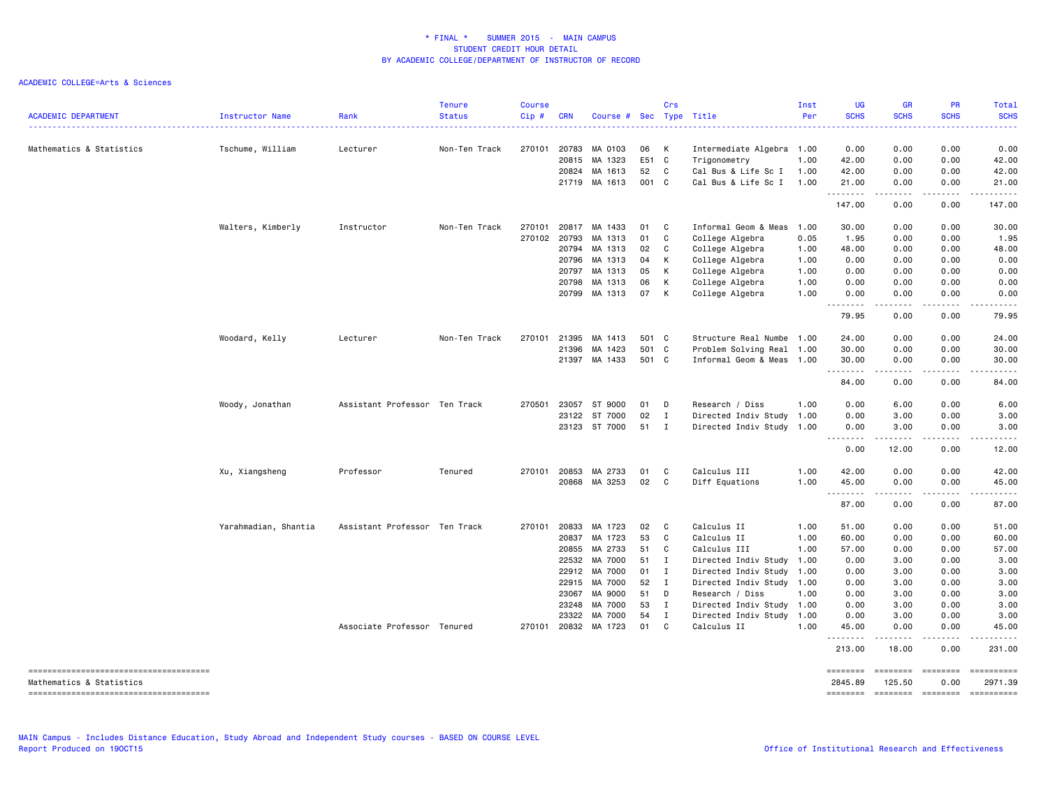# * FINAL * SUMMER 2015 - MAIN CAMPUS
## STUDENT CREDIT HOUR DETAIL
## BY ACADEMIC COLLEGE/DEPARTMENT OF INSTRUCTOR OF RECORD

ACADEMIC COLLEGE=Arts & Sciences

| ACADEMIC DEPARTMENT | Instructor Name | Rank | Tenure Status | Course Cip # | CRN | Course # | Sec | Crs Type | Title | Inst Per | UG SCHS | GR SCHS | PR SCHS | Total SCHS |
|---|---|---|---|---|---|---|---|---|---|---|---|---|---|---|
| Mathematics & Statistics | Tschume, William | Lecturer | Non-Ten Track | 270101 | 20783 | MA 0103 | 06 | K | Intermediate Algebra | 1.00 | 0.00 | 0.00 | 0.00 | 0.00 |
| | | | | | 20815 | MA 1323 | E51 | C | Trigonometry | 1.00 | 42.00 | 0.00 | 0.00 | 42.00 |
| | | | | | 20824 | MA 1613 | 52 | C | Cal Bus & Life Sc I | 1.00 | 42.00 | 0.00 | 0.00 | 42.00 |
| | | | | | 21719 | MA 1613 | 001 | C | Cal Bus & Life Sc I | 1.00 | 21.00 | 0.00 | 0.00 | 21.00 |
| | | | | | | | | | | | 147.00 | 0.00 | 0.00 | 147.00 |
| | Walters, Kimberly | Instructor | Non-Ten Track | 270101 | 20817 | MA 1433 | 01 | C | Informal Geom & Meas | 1.00 | 30.00 | 0.00 | 0.00 | 30.00 |
| | | | | 270102 | 20793 | MA 1313 | 01 | C | College Algebra | 0.05 | 1.95 | 0.00 | 0.00 | 1.95 |
| | | | | | 20794 | MA 1313 | 02 | C | College Algebra | 1.00 | 48.00 | 0.00 | 0.00 | 48.00 |
| | | | | | 20796 | MA 1313 | 04 | K | College Algebra | 1.00 | 0.00 | 0.00 | 0.00 | 0.00 |
| | | | | | 20797 | MA 1313 | 05 | K | College Algebra | 1.00 | 0.00 | 0.00 | 0.00 | 0.00 |
| | | | | | 20798 | MA 1313 | 06 | K | College Algebra | 1.00 | 0.00 | 0.00 | 0.00 | 0.00 |
| | | | | | 20799 | MA 1313 | 07 | K | College Algebra | 1.00 | 0.00 | 0.00 | 0.00 | 0.00 |
| | | | | | | | | | | | 79.95 | 0.00 | 0.00 | 79.95 |
| | Woodard, Kelly | Lecturer | Non-Ten Track | 270101 | 21395 | MA 1413 | 501 | C | Structure Real Numbe | 1.00 | 24.00 | 0.00 | 0.00 | 24.00 |
| | | | | | 21396 | MA 1423 | 501 | C | Problem Solving Real | 1.00 | 30.00 | 0.00 | 0.00 | 30.00 |
| | | | | | 21397 | MA 1433 | 501 | C | Informal Geom & Meas | 1.00 | 30.00 | 0.00 | 0.00 | 30.00 |
| | | | | | | | | | | | 84.00 | 0.00 | 0.00 | 84.00 |
| | Woody, Jonathan | Assistant Professor | Ten Track | 270501 | 23057 | ST 9000 | 01 | D | Research / Diss | 1.00 | 0.00 | 6.00 | 0.00 | 6.00 |
| | | | | | 23122 | ST 7000 | 02 | I | Directed Indiv Study | 1.00 | 0.00 | 3.00 | 0.00 | 3.00 |
| | | | | | 23123 | ST 7000 | 51 | I | Directed Indiv Study | 1.00 | 0.00 | 3.00 | 0.00 | 3.00 |
| | | | | | | | | | | | 0.00 | 12.00 | 0.00 | 12.00 |
| | Xu, Xiangsheng | Professor | Tenured | 270101 | 20853 | MA 2733 | 01 | C | Calculus III | 1.00 | 42.00 | 0.00 | 0.00 | 42.00 |
| | | | | | 20868 | MA 3253 | 02 | C | Diff Equations | 1.00 | 45.00 | 0.00 | 0.00 | 45.00 |
| | | | | | | | | | | | 87.00 | 0.00 | 0.00 | 87.00 |
| | Yarahmadian, Shantia | Assistant Professor | Ten Track | 270101 | 20833 | MA 1723 | 02 | C | Calculus II | 1.00 | 51.00 | 0.00 | 0.00 | 51.00 |
| | | | | | 20837 | MA 1723 | 53 | C | Calculus II | 1.00 | 60.00 | 0.00 | 0.00 | 60.00 |
| | | | | | 20855 | MA 2733 | 51 | C | Calculus III | 1.00 | 57.00 | 0.00 | 0.00 | 57.00 |
| | | | | | 22532 | MA 7000 | 51 | I | Directed Indiv Study | 1.00 | 0.00 | 3.00 | 0.00 | 3.00 |
| | | | | | 22912 | MA 7000 | 01 | I | Directed Indiv Study | 1.00 | 0.00 | 3.00 | 0.00 | 3.00 |
| | | | | | 22915 | MA 7000 | 52 | I | Directed Indiv Study | 1.00 | 0.00 | 3.00 | 0.00 | 3.00 |
| | | | | | 23067 | MA 9000 | 51 | D | Research / Diss | 1.00 | 0.00 | 3.00 | 0.00 | 3.00 |
| | | | | | 23248 | MA 7000 | 53 | I | Directed Indiv Study | 1.00 | 0.00 | 3.00 | 0.00 | 3.00 |
| | | | | | 23322 | MA 7000 | 54 | I | Directed Indiv Study | 1.00 | 0.00 | 3.00 | 0.00 | 3.00 |
| | | Associate Professor | Tenured | 270101 | 20832 | MA 1723 | 01 | C | Calculus II | 1.00 | 45.00 | 0.00 | 0.00 | 45.00 |
| | | | | | | | | | | | 213.00 | 18.00 | 0.00 | 231.00 |
| Mathematics & Statistics | | | | | | | | | | | 2845.89 | 125.50 | 0.00 | 2971.39 |

MAIN Campus - Includes Distance Education, Study Abroad and Independent Study courses - BASED ON COURSE LEVEL
Report Produced on 19OCT15

Office of Institutional Research and Effectiveness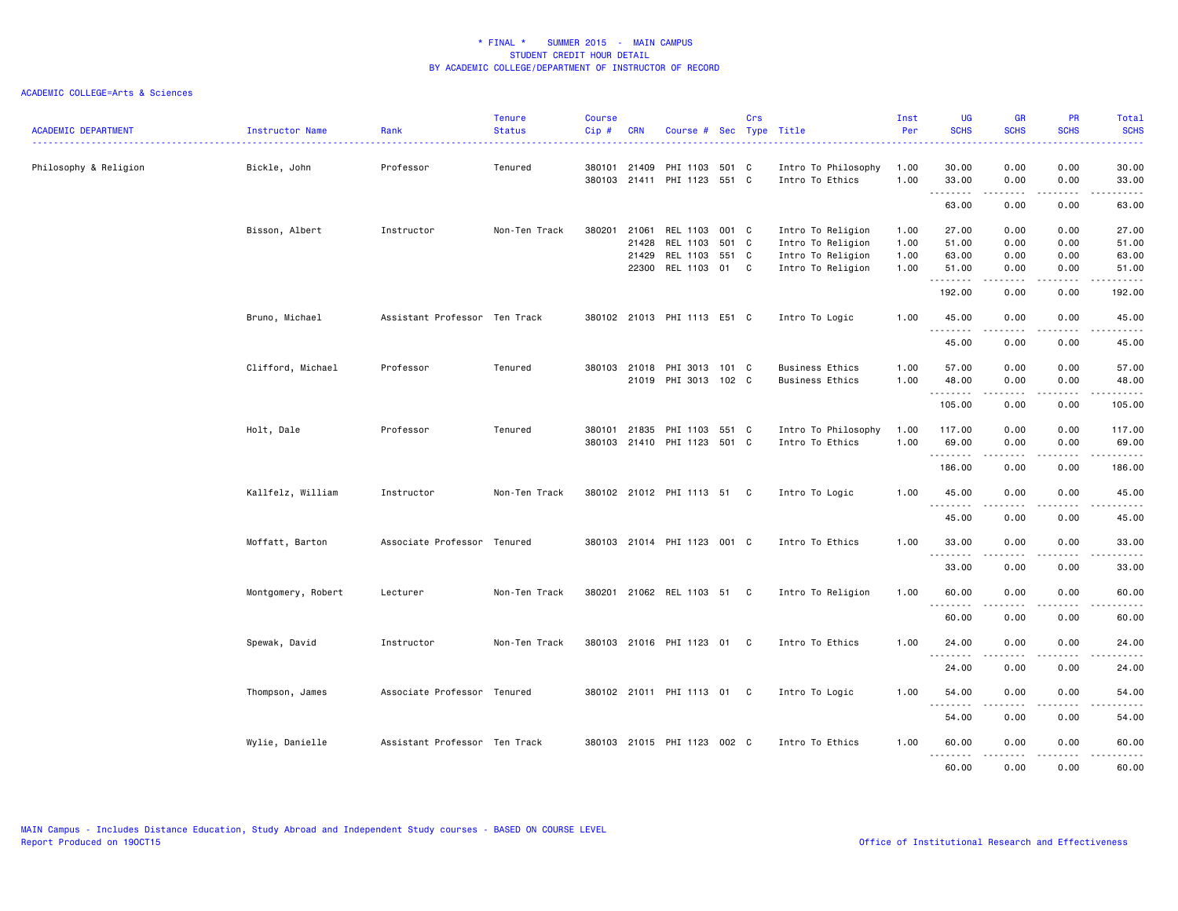\* FINAL \* SUMMER 2015 - MAIN CAMPUS
STUDENT CREDIT HOUR DETAIL
BY ACADEMIC COLLEGE/DEPARTMENT OF INSTRUCTOR OF RECORD

ACADEMIC COLLEGE=Arts & Sciences

| ACADEMIC DEPARTMENT | Instructor Name | Rank | Tenure Status | Course Cip # | CRN | Course # | Sec | Crs Type | Title | Inst Per | UG SCHS | GR SCHS | PR SCHS | Total SCHS |
|---|---|---|---|---|---|---|---|---|---|---|---|---|---|---|
| Philosophy & Religion | Bickle, John | Professor | Tenured | 380101 | 21409 | PHI 1103 | 501 | C | Intro To Philosophy | 1.00 | 30.00 | 0.00 | 0.00 | 30.00 |
| | | | | 380103 | 21411 | PHI 1123 | 551 | C | Intro To Ethics | 1.00 | 33.00 | 0.00 | 0.00 | 33.00 |
| | | | | | | | | | | | 63.00 | 0.00 | 0.00 | 63.00 |
| | Bisson, Albert | Instructor | Non-Ten Track | 380201 | 21061 | REL 1103 | 001 | C | Intro To Religion | 1.00 | 27.00 | 0.00 | 0.00 | 27.00 |
| | | | | | 21428 | REL 1103 | 501 | C | Intro To Religion | 1.00 | 51.00 | 0.00 | 0.00 | 51.00 |
| | | | | | 21429 | REL 1103 | 551 | C | Intro To Religion | 1.00 | 63.00 | 0.00 | 0.00 | 63.00 |
| | | | | | 22300 | REL 1103 | 01 | C | Intro To Religion | 1.00 | 51.00 | 0.00 | 0.00 | 51.00 |
| | | | | | | | | | | | 192.00 | 0.00 | 0.00 | 192.00 |
| | Bruno, Michael | Assistant Professor | Ten Track | 380102 | 21013 | PHI 1113 | E51 | C | Intro To Logic | 1.00 | 45.00 | 0.00 | 0.00 | 45.00 |
| | | | | | | | | | | | 45.00 | 0.00 | 0.00 | 45.00 |
| | Clifford, Michael | Professor | Tenured | 380103 | 21018 | PHI 3013 | 101 | C | Business Ethics | 1.00 | 57.00 | 0.00 | 0.00 | 57.00 |
| | | | | | 21019 | PHI 3013 | 102 | C | Business Ethics | 1.00 | 48.00 | 0.00 | 0.00 | 48.00 |
| | | | | | | | | | | | 105.00 | 0.00 | 0.00 | 105.00 |
| | Holt, Dale | Professor | Tenured | 380101 | 21835 | PHI 1103 | 551 | C | Intro To Philosophy | 1.00 | 117.00 | 0.00 | 0.00 | 117.00 |
| | | | | 380103 | 21410 | PHI 1123 | 501 | C | Intro To Ethics | 1.00 | 69.00 | 0.00 | 0.00 | 69.00 |
| | | | | | | | | | | | 186.00 | 0.00 | 0.00 | 186.00 |
| | Kallfelz, William | Instructor | Non-Ten Track | 380102 | 21012 | PHI 1113 | 51 | C | Intro To Logic | 1.00 | 45.00 | 0.00 | 0.00 | 45.00 |
| | | | | | | | | | | | 45.00 | 0.00 | 0.00 | 45.00 |
| | Moffatt, Barton | Associate Professor | Tenured | 380103 | 21014 | PHI 1123 | 001 | C | Intro To Ethics | 1.00 | 33.00 | 0.00 | 0.00 | 33.00 |
| | | | | | | | | | | | 33.00 | 0.00 | 0.00 | 33.00 |
| | Montgomery, Robert | Lecturer | Non-Ten Track | 380201 | 21062 | REL 1103 | 51 | C | Intro To Religion | 1.00 | 60.00 | 0.00 | 0.00 | 60.00 |
| | | | | | | | | | | | 60.00 | 0.00 | 0.00 | 60.00 |
| | Spewak, David | Instructor | Non-Ten Track | 380103 | 21016 | PHI 1123 | 01 | C | Intro To Ethics | 1.00 | 24.00 | 0.00 | 0.00 | 24.00 |
| | | | | | | | | | | | 24.00 | 0.00 | 0.00 | 24.00 |
| | Thompson, James | Associate Professor | Tenured | 380102 | 21011 | PHI 1113 | 01 | C | Intro To Logic | 1.00 | 54.00 | 0.00 | 0.00 | 54.00 |
| | | | | | | | | | | | 54.00 | 0.00 | 0.00 | 54.00 |
| | Wylie, Danielle | Assistant Professor | Ten Track | 380103 | 21015 | PHI 1123 | 002 | C | Intro To Ethics | 1.00 | 60.00 | 0.00 | 0.00 | 60.00 |
| | | | | | | | | | | | 60.00 | 0.00 | 0.00 | 60.00 |

MAIN Campus - Includes Distance Education, Study Abroad and Independent Study courses - BASED ON COURSE LEVEL
Report Produced on 19OCT15

Office of Institutional Research and Effectiveness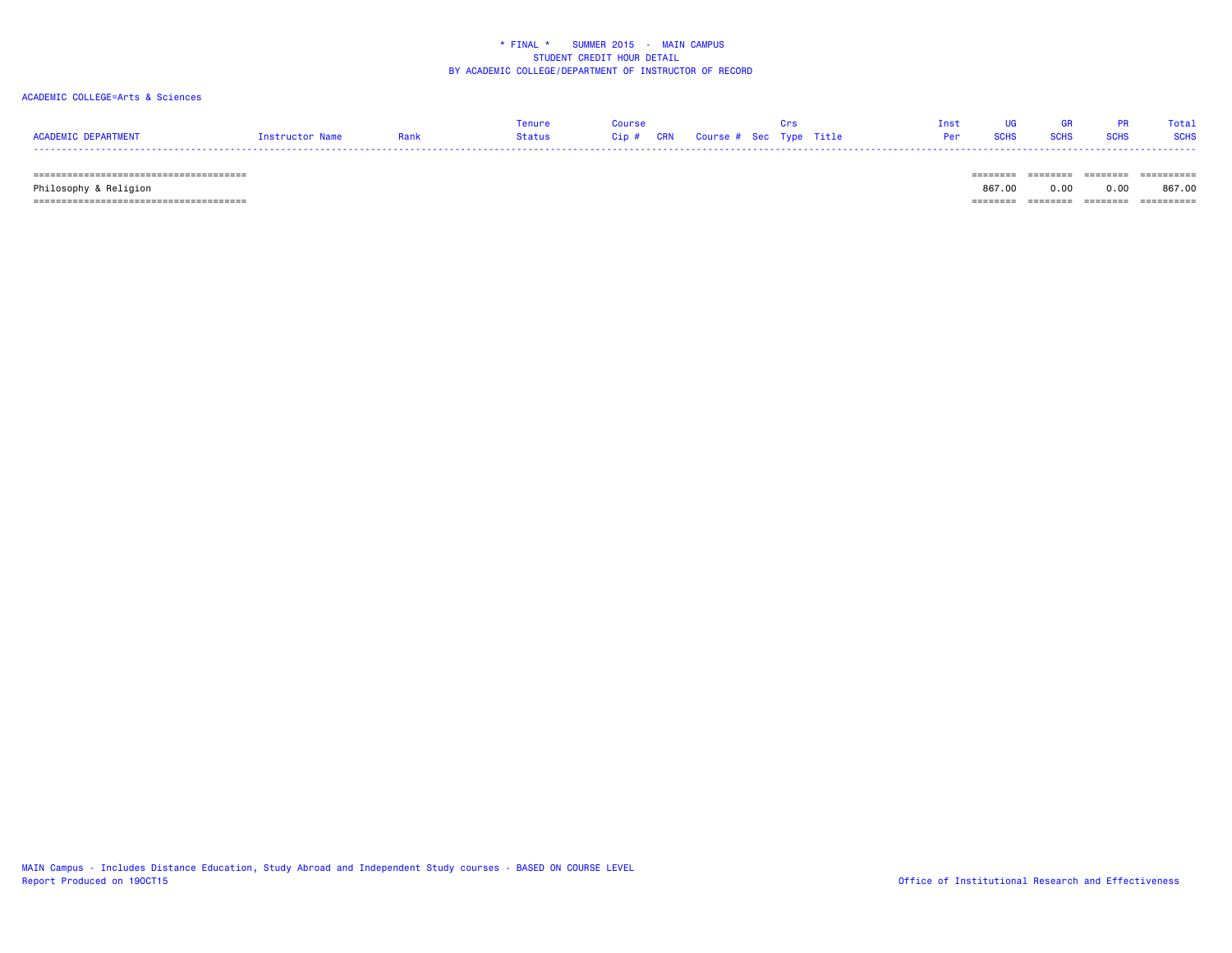\* FINAL \*    SUMMER 2015  -  MAIN CAMPUS
STUDENT CREDIT HOUR DETAIL
BY ACADEMIC COLLEGE/DEPARTMENT OF INSTRUCTOR OF RECORD

ACADEMIC COLLEGE=Arts & Sciences

| ACADEMIC DEPARTMENT | Instructor Name | Rank | Tenure Status | Course Cip # | CRN | Course # | Sec | Crs Type | Title | Inst Per | UG SCHS | GR SCHS | PR SCHS | Total SCHS |
|---|---|---|---|---|---|---|---|---|---|---|---|---|---|---|
| Philosophy & Religion | | | | | | | | | | | 867.00 | 0.00 | 0.00 | 867.00 |

MAIN Campus - Includes Distance Education, Study Abroad and Independent Study courses - BASED ON COURSE LEVEL
Report Produced on 19OCT15

Office of Institutional Research and Effectiveness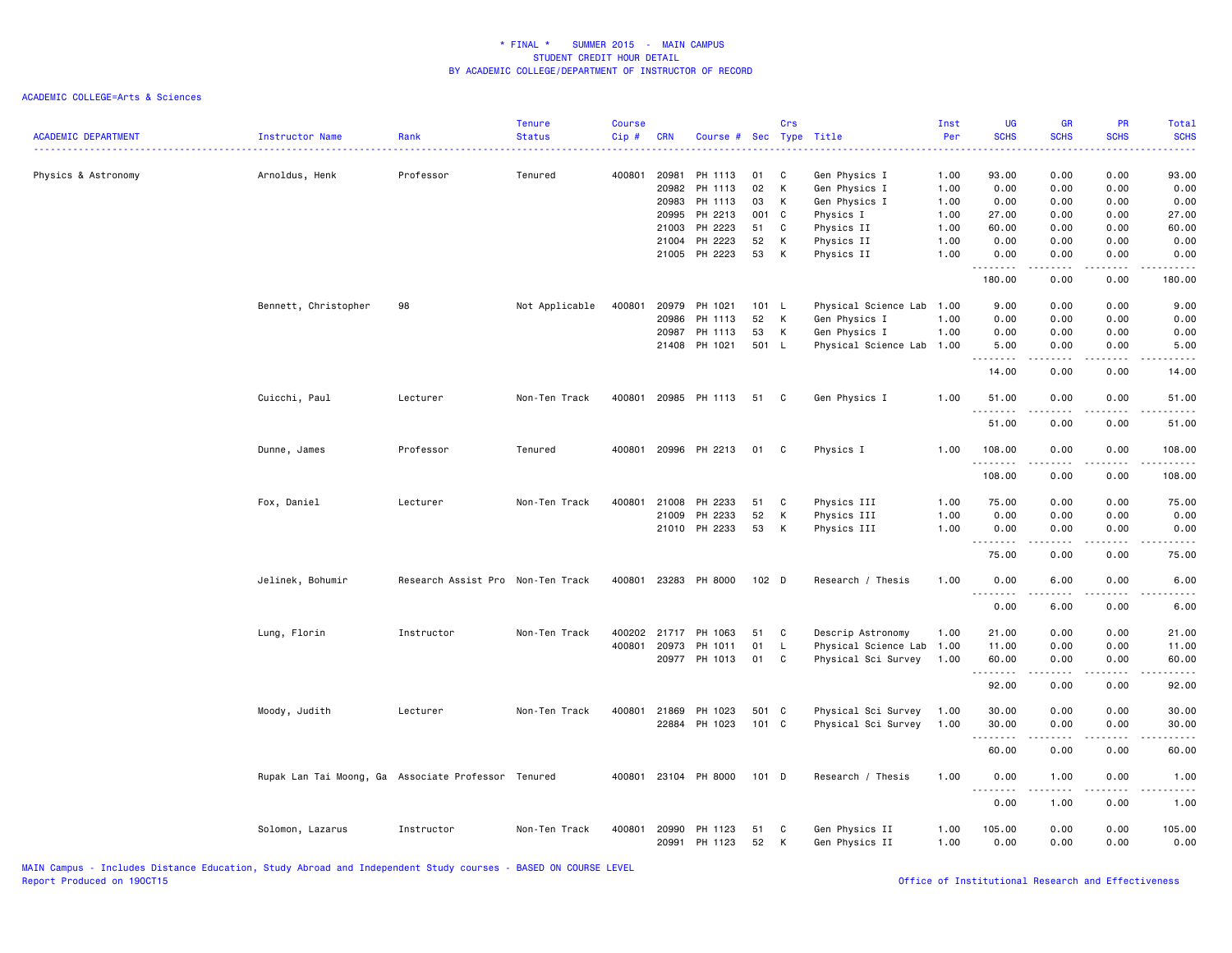* FINAL * SUMMER 2015 - MAIN CAMPUS
STUDENT CREDIT HOUR DETAIL
BY ACADEMIC COLLEGE/DEPARTMENT OF INSTRUCTOR OF RECORD

ACADEMIC COLLEGE=Arts & Sciences

| ACADEMIC DEPARTMENT | Instructor Name | Rank | Tenure Status | Course Cip # | CRN | Course # | Sec | Crs Type | Title | Inst Per | UG SCHS | GR SCHS | PR SCHS | Total SCHS |
|---|---|---|---|---|---|---|---|---|---|---|---|---|---|---|
| Physics & Astronomy | Arnoldus, Henk | Professor | Tenured | 400801 | 20981 | PH 1113 | 01 | C | Gen Physics I | 1.00 | 93.00 | 0.00 | 0.00 | 93.00 |
| | | | | | 20982 | PH 1113 | 02 | K | Gen Physics I | 1.00 | 0.00 | 0.00 | 0.00 | 0.00 |
| | | | | | 20983 | PH 1113 | 03 | K | Gen Physics I | 1.00 | 0.00 | 0.00 | 0.00 | 0.00 |
| | | | | | 20995 | PH 2213 | 001 | C | Physics I | 1.00 | 27.00 | 0.00 | 0.00 | 27.00 |
| | | | | | 21003 | PH 2223 | 51 | C | Physics II | 1.00 | 60.00 | 0.00 | 0.00 | 60.00 |
| | | | | | 21004 | PH 2223 | 52 | K | Physics II | 1.00 | 0.00 | 0.00 | 0.00 | 0.00 |
| | | | | | 21005 | PH 2223 | 53 | K | Physics II | 1.00 | 0.00 | 0.00 | 0.00 | 0.00 |
| | | | | | | | | | | | 180.00 | 0.00 | 0.00 | 180.00 |
| | Bennett, Christopher | 98 | Not Applicable | 400801 | 20979 | PH 1021 | 101 | L | Physical Science Lab | 1.00 | 9.00 | 0.00 | 0.00 | 9.00 |
| | | | | | 20986 | PH 1113 | 52 | K | Gen Physics I | 1.00 | 0.00 | 0.00 | 0.00 | 0.00 |
| | | | | | 20987 | PH 1113 | 53 | K | Gen Physics I | 1.00 | 0.00 | 0.00 | 0.00 | 0.00 |
| | | | | | 21408 | PH 1021 | 501 | L | Physical Science Lab | 1.00 | 5.00 | 0.00 | 0.00 | 5.00 |
| | | | | | | | | | | | 14.00 | 0.00 | 0.00 | 14.00 |
| | Cuicchi, Paul | Lecturer | Non-Ten Track | 400801 | 20985 | PH 1113 | 51 | C | Gen Physics I | 1.00 | 51.00 | 0.00 | 0.00 | 51.00 |
| | | | | | | | | | | | 51.00 | 0.00 | 0.00 | 51.00 |
| | Dunne, James | Professor | Tenured | 400801 | 20996 | PH 2213 | 01 | C | Physics I | 1.00 | 108.00 | 0.00 | 0.00 | 108.00 |
| | | | | | | | | | | | 108.00 | 0.00 | 0.00 | 108.00 |
| | Fox, Daniel | Lecturer | Non-Ten Track | 400801 | 21008 | PH 2233 | 51 | C | Physics III | 1.00 | 75.00 | 0.00 | 0.00 | 75.00 |
| | | | | | 21009 | PH 2233 | 52 | K | Physics III | 1.00 | 0.00 | 0.00 | 0.00 | 0.00 |
| | | | | | 21010 | PH 2233 | 53 | K | Physics III | 1.00 | 0.00 | 0.00 | 0.00 | 0.00 |
| | | | | | | | | | | | 75.00 | 0.00 | 0.00 | 75.00 |
| | Jelinek, Bohumir | Research Assist Pro | Non-Ten Track | 400801 | 23283 | PH 8000 | 102 | D | Research / Thesis | 1.00 | 0.00 | 6.00 | 0.00 | 6.00 |
| | | | | | | | | | | | 0.00 | 6.00 | 0.00 | 6.00 |
| | Lung, Florin | Instructor | Non-Ten Track | 400202 | 21717 | PH 1063 | 51 | C | Descrip Astronomy | 1.00 | 21.00 | 0.00 | 0.00 | 21.00 |
| | | | | 400801 | 20973 | PH 1011 | 01 | L | Physical Science Lab | 1.00 | 11.00 | 0.00 | 0.00 | 11.00 |
| | | | | | 20977 | PH 1013 | 01 | C | Physical Sci Survey | 1.00 | 60.00 | 0.00 | 0.00 | 60.00 |
| | | | | | | | | | | | 92.00 | 0.00 | 0.00 | 92.00 |
| | Moody, Judith | Lecturer | Non-Ten Track | 400801 | 21869 | PH 1023 | 501 | C | Physical Sci Survey | 1.00 | 30.00 | 0.00 | 0.00 | 30.00 |
| | | | | | 22884 | PH 1023 | 101 | C | Physical Sci Survey | 1.00 | 30.00 | 0.00 | 0.00 | 30.00 |
| | | | | | | | | | | | 60.00 | 0.00 | 0.00 | 60.00 |
| | Rupak Lan Tai Moong, Ga | Associate Professor | Tenured | 400801 | 23104 | PH 8000 | 101 | D | Research / Thesis | 1.00 | 0.00 | 1.00 | 0.00 | 1.00 |
| | | | | | | | | | | | 0.00 | 1.00 | 0.00 | 1.00 |
| | Solomon, Lazarus | Instructor | Non-Ten Track | 400801 | 20990 | PH 1123 | 51 | C | Gen Physics II | 1.00 | 105.00 | 0.00 | 0.00 | 105.00 |
| | | | | | 20991 | PH 1123 | 52 | K | Gen Physics II | 1.00 | 0.00 | 0.00 | 0.00 | 0.00 |

MAIN Campus - Includes Distance Education, Study Abroad and Independent Study courses - BASED ON COURSE LEVEL
Report Produced on 19OCT15

Office of Institutional Research and Effectiveness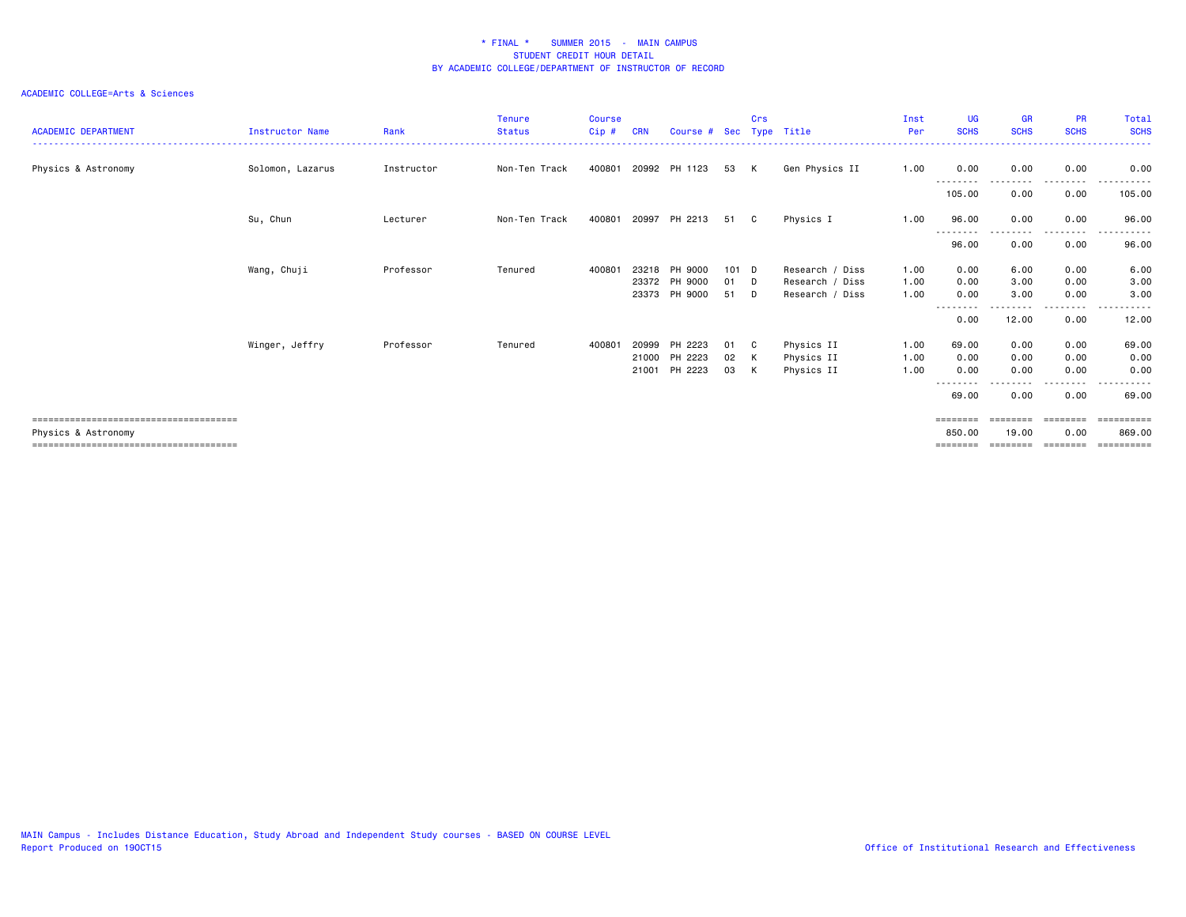# * FINAL * SUMMER 2015 - MAIN CAMPUS
## STUDENT CREDIT HOUR DETAIL
## BY ACADEMIC COLLEGE/DEPARTMENT OF INSTRUCTOR OF RECORD

ACADEMIC COLLEGE=Arts & Sciences

| ACADEMIC DEPARTMENT | Instructor Name | Rank | Tenure Status | Course Cip # | CRN | Course # | Sec | Crs Type | Title | Inst Per | UG SCHS | GR SCHS | PR SCHS | Total SCHS |
|---|---|---|---|---|---|---|---|---|---|---|---|---|---|---|
| Physics & Astronomy | Solomon, Lazarus | Instructor | Non-Ten Track | 400801 | 20992 | PH 1123 | 53 | K | Gen Physics II | 1.00 | 0.00 | 0.00 | 0.00 | 0.00 |
| | | | | | | | | | | | 105.00 | 0.00 | 0.00 | 105.00 |
| | Su, Chun | Lecturer | Non-Ten Track | 400801 | 20997 | PH 2213 | 51 | C | Physics I | 1.00 | 96.00 | 0.00 | 0.00 | 96.00 |
| | | | | | | | | | | | 96.00 | 0.00 | 0.00 | 96.00 |
| | Wang, Chuji | Professor | Tenured | 400801 | 23218 | PH 9000 | 101 | D | Research / Diss | 1.00 | 0.00 | 6.00 | 0.00 | 6.00 |
| | | | | | 23372 | PH 9000 | 01 | D | Research / Diss | 1.00 | 0.00 | 3.00 | 0.00 | 3.00 |
| | | | | | 23373 | PH 9000 | 51 | D | Research / Diss | 1.00 | 0.00 | 3.00 | 0.00 | 3.00 |
| | | | | | | | | | | | 0.00 | 12.00 | 0.00 | 12.00 |
| | Winger, Jeffry | Professor | Tenured | 400801 | 20999 | PH 2223 | 01 | C | Physics II | 1.00 | 69.00 | 0.00 | 0.00 | 69.00 |
| | | | | | 21000 | PH 2223 | 02 | K | Physics II | 1.00 | 0.00 | 0.00 | 0.00 | 0.00 |
| | | | | | 21001 | PH 2223 | 03 | K | Physics II | 1.00 | 0.00 | 0.00 | 0.00 | 0.00 |
| | | | | | | | | | | | 69.00 | 0.00 | 0.00 | 69.00 |
| Physics & Astronomy | | | | | | | | | | | 850.00 | 19.00 | 0.00 | 869.00 |

MAIN Campus - Includes Distance Education, Study Abroad and Independent Study courses - BASED ON COURSE LEVEL
Report Produced on 19OCT15

Office of Institutional Research and Effectiveness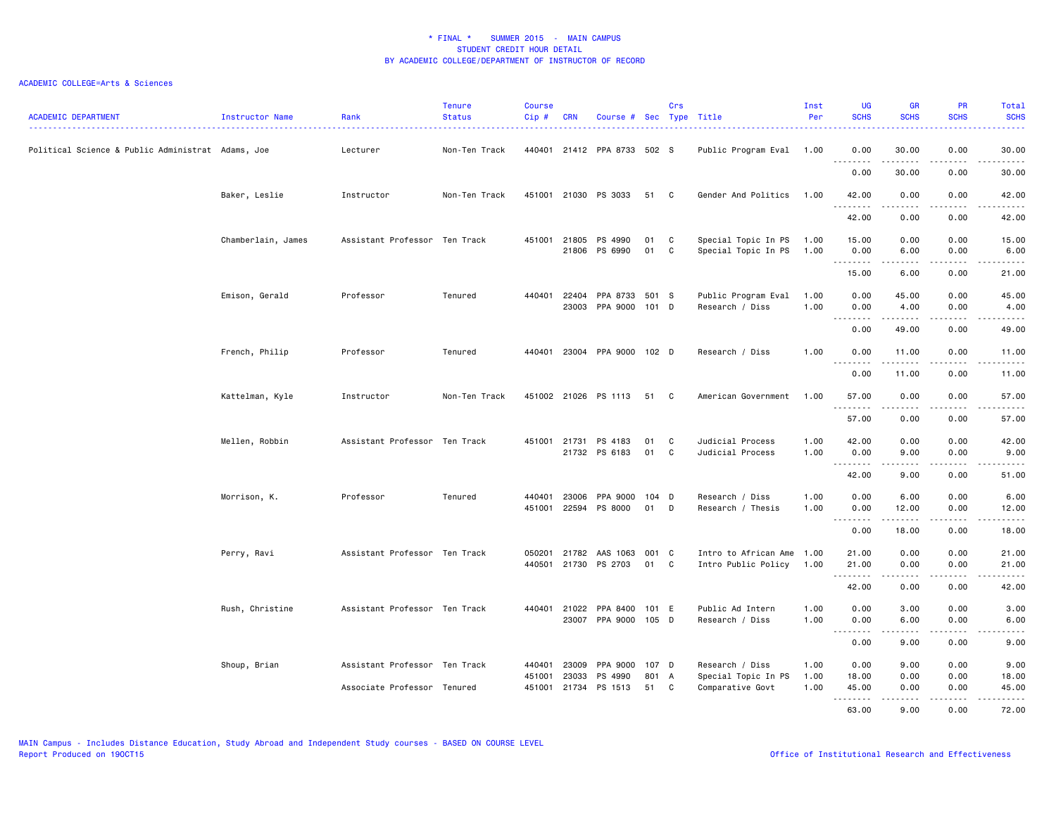# * FINAL * SUMMER 2015 - MAIN CAMPUS
## STUDENT CREDIT HOUR DETAIL
## BY ACADEMIC COLLEGE/DEPARTMENT OF INSTRUCTOR OF RECORD

ACADEMIC COLLEGE=Arts & Sciences

| ACADEMIC DEPARTMENT | Instructor Name | Rank | Tenure Status | Course Cip # | CRN | Course # | Sec | Crs Type | Title | Inst Per | UG SCHS | GR SCHS | PR SCHS | Total SCHS |
|---|---|---|---|---|---|---|---|---|---|---|---|---|---|---|
| Political Science & Public Administrat | Adams, Joe | Lecturer | Non-Ten Track | 440401 | 21412 | PPA 8733 | 502 | S | Public Program Eval | 1.00 | 0.00 | 30.00 | 0.00 | 30.00 |
| | | | | | | | | | | | 0.00 | 30.00 | 0.00 | 30.00 |
| | Baker, Leslie | Instructor | Non-Ten Track | 451001 | 21030 | PS 3033 | 51 | C | Gender And Politics | 1.00 | 42.00 | 0.00 | 0.00 | 42.00 |
| | | | | | | | | | | | 42.00 | 0.00 | 0.00 | 42.00 |
| | Chamberlain, James | Assistant Professor | Ten Track | 451001 | 21805 | PS 4990 | 01 | C | Special Topic In PS | 1.00 | 15.00 | 0.00 | 0.00 | 15.00 |
| | | | | | 21806 | PS 6990 | 01 | C | Special Topic In PS | 1.00 | 0.00 | 6.00 | 0.00 | 6.00 |
| | | | | | | | | | | | 15.00 | 6.00 | 0.00 | 21.00 |
| | Emison, Gerald | Professor | Tenured | 440401 | 22404 | PPA 8733 | 501 | S | Public Program Eval | 1.00 | 0.00 | 45.00 | 0.00 | 45.00 |
| | | | | | 23003 | PPA 9000 | 101 | D | Research / Diss | 1.00 | 0.00 | 4.00 | 0.00 | 4.00 |
| | | | | | | | | | | | 0.00 | 49.00 | 0.00 | 49.00 |
| | French, Philip | Professor | Tenured | 440401 | 23004 | PPA 9000 | 102 | D | Research / Diss | 1.00 | 0.00 | 11.00 | 0.00 | 11.00 |
| | | | | | | | | | | | 0.00 | 11.00 | 0.00 | 11.00 |
| | Kattelman, Kyle | Instructor | Non-Ten Track | 451002 | 21026 | PS 1113 | 51 | C | American Government | 1.00 | 57.00 | 0.00 | 0.00 | 57.00 |
| | | | | | | | | | | | 57.00 | 0.00 | 0.00 | 57.00 |
| | Mellen, Robbin | Assistant Professor | Ten Track | 451001 | 21731 | PS 4183 | 01 | C | Judicial Process | 1.00 | 42.00 | 0.00 | 0.00 | 42.00 |
| | | | | | 21732 | PS 6183 | 01 | C | Judicial Process | 1.00 | 0.00 | 9.00 | 0.00 | 9.00 |
| | | | | | | | | | | | 42.00 | 9.00 | 0.00 | 51.00 |
| | Morrison, K. | Professor | Tenured | 440401 | 23006 | PPA 9000 | 104 | D | Research / Diss | 1.00 | 0.00 | 6.00 | 0.00 | 6.00 |
| | | | | 451001 | 22594 | PS 8000 | 01 | D | Research / Thesis | 1.00 | 0.00 | 12.00 | 0.00 | 12.00 |
| | | | | | | | | | | | 0.00 | 18.00 | 0.00 | 18.00 |
| | Perry, Ravi | Assistant Professor | Ten Track | 050201 | 21782 | AAS 1063 | 001 | C | Intro to African Ame | 1.00 | 21.00 | 0.00 | 0.00 | 21.00 |
| | | | | 440501 | 21730 | PS 2703 | 01 | C | Intro Public Policy | 1.00 | 21.00 | 0.00 | 0.00 | 21.00 |
| | | | | | | | | | | | 42.00 | 0.00 | 0.00 | 42.00 |
| | Rush, Christine | Assistant Professor | Ten Track | 440401 | 21022 | PPA 8400 | 101 | E | Public Ad Intern | 1.00 | 0.00 | 3.00 | 0.00 | 3.00 |
| | | | | | 23007 | PPA 9000 | 105 | D | Research / Diss | 1.00 | 0.00 | 6.00 | 0.00 | 6.00 |
| | | | | | | | | | | | 0.00 | 9.00 | 0.00 | 9.00 |
| | Shoup, Brian | Assistant Professor | Ten Track | 440401 | 23009 | PPA 9000 | 107 | D | Research / Diss | 1.00 | 0.00 | 9.00 | 0.00 | 9.00 |
| | | | | 451001 | 23033 | PS 4990 | 801 | A | Special Topic In PS | 1.00 | 18.00 | 0.00 | 0.00 | 18.00 |
| | | Associate Professor | Tenured | 451001 | 21734 | PS 1513 | 51 | C | Comparative Govt | 1.00 | 45.00 | 0.00 | 0.00 | 45.00 |
| | | | | | | | | | | | 63.00 | 9.00 | 0.00 | 72.00 |

MAIN Campus - Includes Distance Education, Study Abroad and Independent Study courses - BASED ON COURSE LEVEL
Report Produced on 19OCT15

Office of Institutional Research and Effectiveness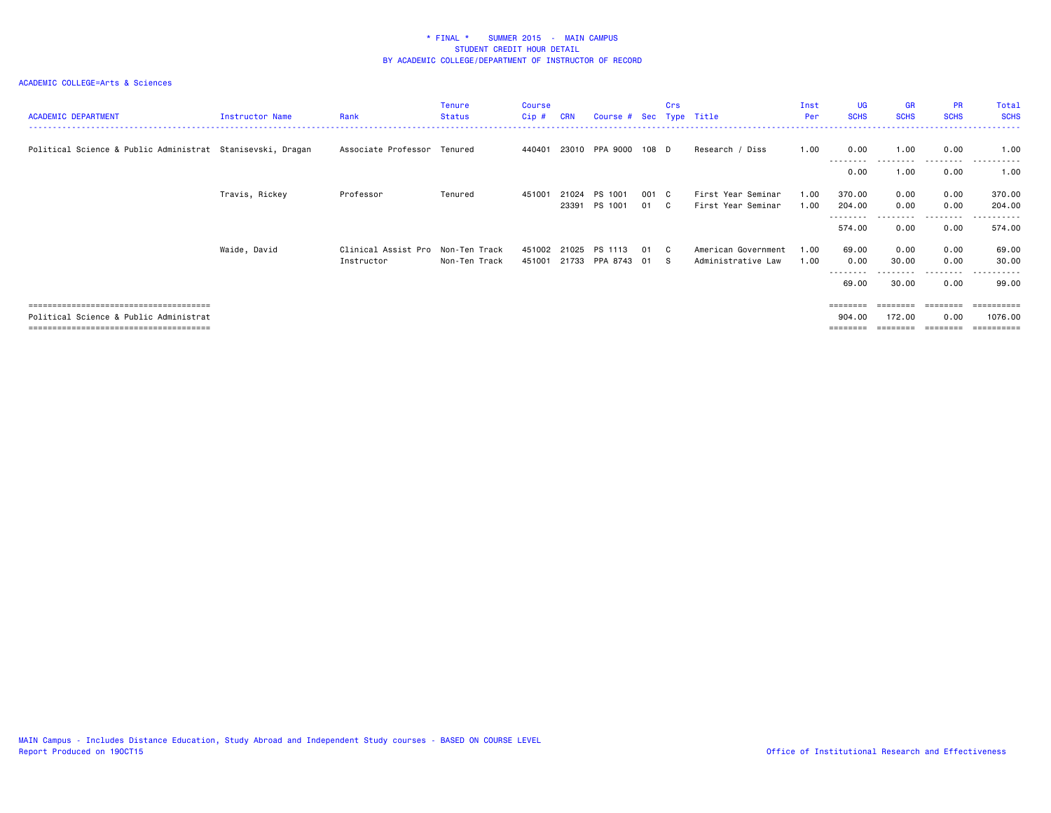* FINAL * SUMMER 2015 - MAIN CAMPUS
STUDENT CREDIT HOUR DETAIL
BY ACADEMIC COLLEGE/DEPARTMENT OF INSTRUCTOR OF RECORD

ACADEMIC COLLEGE=Arts & Sciences

| ACADEMIC DEPARTMENT | Instructor Name | Rank | Tenure Status | Course Cip # | CRN | Course # | Sec | Crs Type | Title | Inst Per | UG SCHS | GR SCHS | PR SCHS | Total SCHS |
|---|---|---|---|---|---|---|---|---|---|---|---|---|---|---|
| Political Science & Public Administrat | Stanisevski, Dragan | Associate Professor | Tenured | 440401 | 23010 | PPA 9000 | 108 | D | Research / Diss | 1.00 | 0.00 | 1.00 | 0.00 | 1.00 |
| | | | | | | | | | | | 0.00 | 1.00 | 0.00 | 1.00 |
| | Travis, Rickey | Professor | Tenured | 451001 | 21024 | PS 1001 | 001 | C | First Year Seminar | 1.00 | 370.00 | 0.00 | 0.00 | 370.00 |
| | | | | | 23391 | PS 1001 | 01 | C | First Year Seminar | 1.00 | 204.00 | 0.00 | 0.00 | 204.00 |
| | | | | | | | | | | | 574.00 | 0.00 | 0.00 | 574.00 |
| | Waide, David | Clinical Assist Pro | Non-Ten Track | 451002 | 21025 | PS 1113 | 01 | C | American Government | 1.00 | 69.00 | 0.00 | 0.00 | 69.00 |
| | | Instructor | Non-Ten Track | 451001 | 21733 | PPA 8743 | 01 | S | Administrative Law | 1.00 | 0.00 | 30.00 | 0.00 | 30.00 |
| | | | | | | | | | | | 69.00 | 30.00 | 0.00 | 99.00 |
| Political Science & Public Administrat | | | | | | | | | | | 904.00 | 172.00 | 0.00 | 1076.00 |

MAIN Campus - Includes Distance Education, Study Abroad and Independent Study courses - BASED ON COURSE LEVEL
Report Produced on 19OCT15

Office of Institutional Research and Effectiveness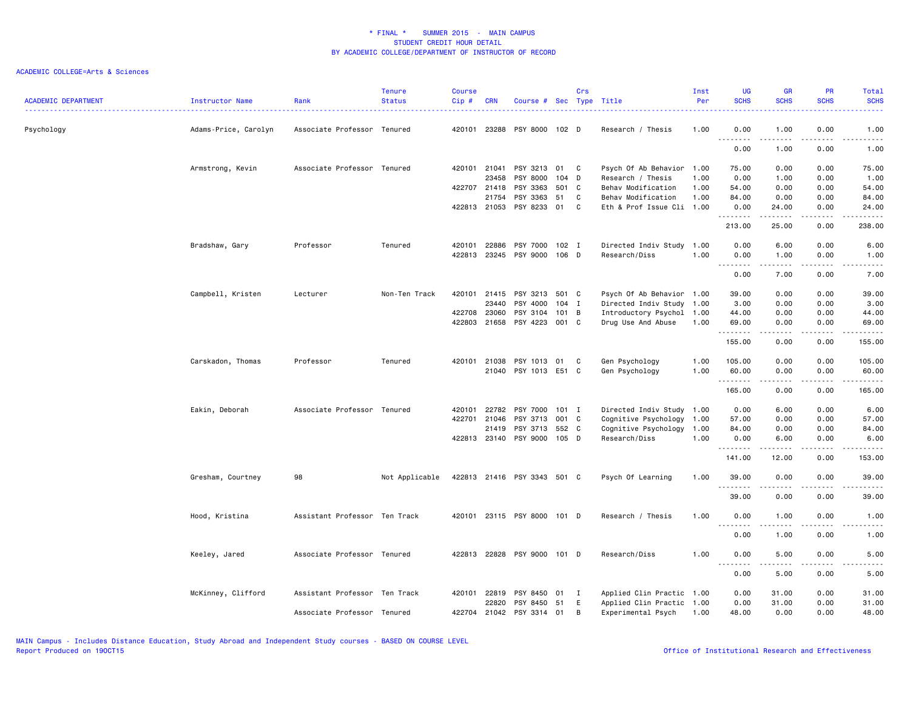\* FINAL \* SUMMER 2015 - MAIN CAMPUS
STUDENT CREDIT HOUR DETAIL
BY ACADEMIC COLLEGE/DEPARTMENT OF INSTRUCTOR OF RECORD

ACADEMIC COLLEGE=Arts & Sciences

| ACADEMIC DEPARTMENT | Instructor Name | Rank | Tenure Status | Course Cip # | CRN | Course # | Sec | Crs Type | Title | Inst Per | UG SCHS | GR SCHS | PR SCHS | Total SCHS |
|---|---|---|---|---|---|---|---|---|---|---|---|---|---|---|
| Psychology | Adams-Price, Carolyn | Associate Professor | Tenured | 420101 | 23288 | PSY 8000 | 102 | D | Research / Thesis | 1.00 | 0.00 | 1.00 | 0.00 | 1.00 |
| | | | | | | | | | | | 0.00 | 1.00 | 0.00 | 1.00 |
| | Armstrong, Kevin | Associate Professor | Tenured | 420101 | 21041 | PSY 3213 | 01 | C | Psych Of Ab Behavior | 1.00 | 75.00 | 0.00 | 0.00 | 75.00 |
| | | | | | 23458 | PSY 8000 | 104 | D | Research / Thesis | 1.00 | 0.00 | 1.00 | 0.00 | 1.00 |
| | | | | 422707 | 21418 | PSY 3363 | 501 | C | Behav Modification | 1.00 | 54.00 | 0.00 | 0.00 | 54.00 |
| | | | | | 21754 | PSY 3363 | 51 | C | Behav Modification | 1.00 | 84.00 | 0.00 | 0.00 | 84.00 |
| | | | | 422813 | 21053 | PSY 8233 | 01 | C | Eth & Prof Issue Cli | 1.00 | 0.00 | 24.00 | 0.00 | 24.00 |
| | | | | | | | | | | | 213.00 | 25.00 | 0.00 | 238.00 |
| | Bradshaw, Gary | Professor | Tenured | 420101 | 22886 | PSY 7000 | 102 | I | Directed Indiv Study | 1.00 | 0.00 | 6.00 | 0.00 | 6.00 |
| | | | | 422813 | 23245 | PSY 9000 | 106 | D | Research/Diss | 1.00 | 0.00 | 1.00 | 0.00 | 1.00 |
| | | | | | | | | | | | 0.00 | 7.00 | 0.00 | 7.00 |
| | Campbell, Kristen | Lecturer | Non-Ten Track | 420101 | 21415 | PSY 3213 | 501 | C | Psych Of Ab Behavior | 1.00 | 39.00 | 0.00 | 0.00 | 39.00 |
| | | | | | 23440 | PSY 4000 | 104 | I | Directed Indiv Study | 1.00 | 3.00 | 0.00 | 0.00 | 3.00 |
| | | | | 422708 | 23060 | PSY 3104 | 101 | B | Introductory Psychol | 1.00 | 44.00 | 0.00 | 0.00 | 44.00 |
| | | | | 422803 | 21658 | PSY 4223 | 001 | C | Drug Use And Abuse | 1.00 | 69.00 | 0.00 | 0.00 | 69.00 |
| | | | | | | | | | | | 155.00 | 0.00 | 0.00 | 155.00 |
| | Carskadon, Thomas | Professor | Tenured | 420101 | 21038 | PSY 1013 | 01 | C | Gen Psychology | 1.00 | 105.00 | 0.00 | 0.00 | 105.00 |
| | | | | | 21040 | PSY 1013 | E51 | C | Gen Psychology | 1.00 | 60.00 | 0.00 | 0.00 | 60.00 |
| | | | | | | | | | | | 165.00 | 0.00 | 0.00 | 165.00 |
| | Eakin, Deborah | Associate Professor | Tenured | 420101 | 22782 | PSY 7000 | 101 | I | Directed Indiv Study | 1.00 | 0.00 | 6.00 | 0.00 | 6.00 |
| | | | | 422701 | 21046 | PSY 3713 | 001 | C | Cognitive Psychology | 1.00 | 57.00 | 0.00 | 0.00 | 57.00 |
| | | | | | 21419 | PSY 3713 | 552 | C | Cognitive Psychology | 1.00 | 84.00 | 0.00 | 0.00 | 84.00 |
| | | | | 422813 | 23140 | PSY 9000 | 105 | D | Research/Diss | 1.00 | 0.00 | 6.00 | 0.00 | 6.00 |
| | | | | | | | | | | | 141.00 | 12.00 | 0.00 | 153.00 |
| | Gresham, Courtney | 98 | Not Applicable | 422813 | 21416 | PSY 3343 | 501 | C | Psych Of Learning | 1.00 | 39.00 | 0.00 | 0.00 | 39.00 |
| | | | | | | | | | | | 39.00 | 0.00 | 0.00 | 39.00 |
| | Hood, Kristina | Assistant Professor | Ten Track | 420101 | 23115 | PSY 8000 | 101 | D | Research / Thesis | 1.00 | 0.00 | 1.00 | 0.00 | 1.00 |
| | | | | | | | | | | | 0.00 | 1.00 | 0.00 | 1.00 |
| | Keeley, Jared | Associate Professor | Tenured | 422813 | 22828 | PSY 9000 | 101 | D | Research/Diss | 1.00 | 0.00 | 5.00 | 0.00 | 5.00 |
| | | | | | | | | | | | 0.00 | 5.00 | 0.00 | 5.00 |
| | McKinney, Clifford | Assistant Professor | Ten Track | 420101 | 22819 | PSY 8450 | 01 | I | Applied Clin Practic | 1.00 | 0.00 | 31.00 | 0.00 | 31.00 |
| | | | | | 22820 | PSY 8450 | 51 | E | Applied Clin Practic | 1.00 | 0.00 | 31.00 | 0.00 | 31.00 |
| | | Associate Professor | Tenured | 422704 | 21042 | PSY 3314 | 01 | B | Experimental Psych | 1.00 | 48.00 | 0.00 | 0.00 | 48.00 |

MAIN Campus - Includes Distance Education, Study Abroad and Independent Study courses - BASED ON COURSE LEVEL
Report Produced on 19OCT15

Office of Institutional Research and Effectiveness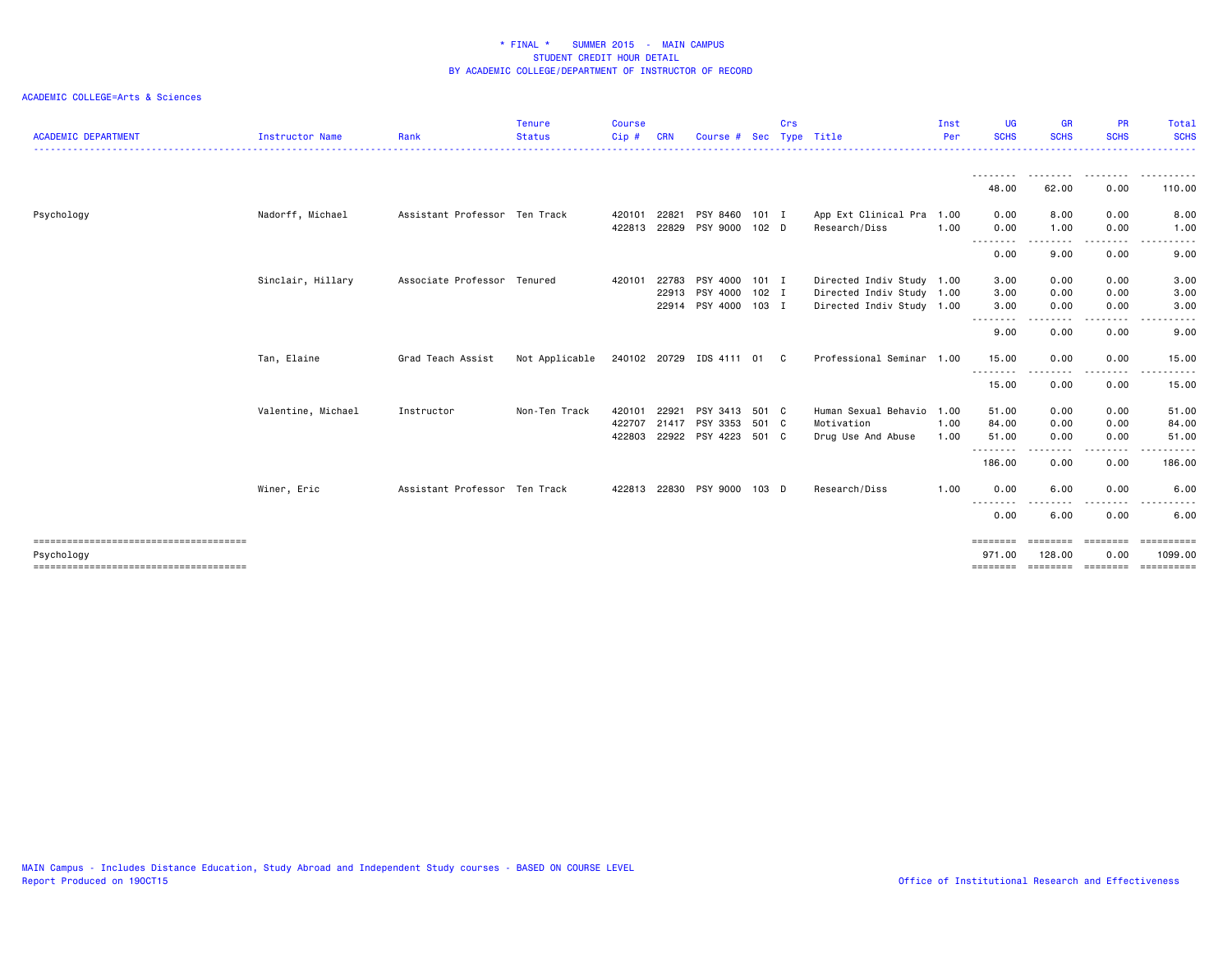# * FINAL * SUMMER 2015 - MAIN CAMPUS
## STUDENT CREDIT HOUR DETAIL
## BY ACADEMIC COLLEGE/DEPARTMENT OF INSTRUCTOR OF RECORD

ACADEMIC COLLEGE=Arts & Sciences

| ACADEMIC DEPARTMENT | Instructor Name | Rank | Tenure Status | Course Cip # | CRN | Course # | Sec | Crs Type | Title | Inst Per | UG SCHS | GR SCHS | PR SCHS | Total SCHS |
|---|---|---|---|---|---|---|---|---|---|---|---|---|---|---|
| | | | | | | | | | | | 48.00 | 62.00 | 0.00 | 110.00 |
| Psychology | Nadorff, Michael | Assistant Professor | Ten Track | 420101 | 22821 | PSY 8460 | 101 | I | App Ext Clinical Pra | 1.00 | 0.00 | 8.00 | 0.00 | 8.00 |
| | | | | 422813 | 22829 | PSY 9000 | 102 | D | Research/Diss | 1.00 | 0.00 | 1.00 | 0.00 | 1.00 |
| | | | | | | | | | | | 0.00 | 9.00 | 0.00 | 9.00 |
| | Sinclair, Hillary | Associate Professor | Tenured | 420101 | 22783 | PSY 4000 | 101 | I | Directed Indiv Study | 1.00 | 3.00 | 0.00 | 0.00 | 3.00 |
| | | | | | 22913 | PSY 4000 | 102 | I | Directed Indiv Study | 1.00 | 3.00 | 0.00 | 0.00 | 3.00 |
| | | | | | 22914 | PSY 4000 | 103 | I | Directed Indiv Study | 1.00 | 3.00 | 0.00 | 0.00 | 3.00 |
| | | | | | | | | | | | 9.00 | 0.00 | 0.00 | 9.00 |
| | Tan, Elaine | Grad Teach Assist | Not Applicable | 240102 | 20729 | IDS 4111 | 01 | C | Professional Seminar | 1.00 | 15.00 | 0.00 | 0.00 | 15.00 |
| | | | | | | | | | | | 15.00 | 0.00 | 0.00 | 15.00 |
| | Valentine, Michael | Instructor | Non-Ten Track | 420101 | 22921 | PSY 3413 | 501 | C | Human Sexual Behavio | 1.00 | 51.00 | 0.00 | 0.00 | 51.00 |
| | | | | 422707 | 21417 | PSY 3353 | 501 | C | Motivation | 1.00 | 84.00 | 0.00 | 0.00 | 84.00 |
| | | | | 422803 | 22922 | PSY 4223 | 501 | C | Drug Use And Abuse | 1.00 | 51.00 | 0.00 | 0.00 | 51.00 |
| | | | | | | | | | | | 186.00 | 0.00 | 0.00 | 186.00 |
| | Winer, Eric | Assistant Professor | Ten Track | 422813 | 22830 | PSY 9000 | 103 | D | Research/Diss | 1.00 | 0.00 | 6.00 | 0.00 | 6.00 |
| | | | | | | | | | | | 0.00 | 6.00 | 0.00 | 6.00 |
| Psychology | | | | | | | | | | | 971.00 | 128.00 | 0.00 | 1099.00 |

MAIN Campus - Includes Distance Education, Study Abroad and Independent Study courses - BASED ON COURSE LEVEL
Report Produced on 19OCT15

Office of Institutional Research and Effectiveness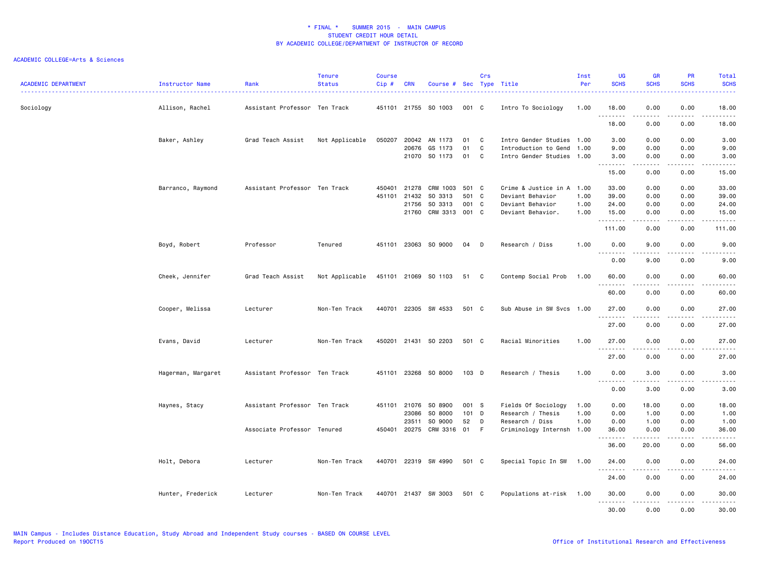# * FINAL * SUMMER 2015 - MAIN CAMPUS
## STUDENT CREDIT HOUR DETAIL
## BY ACADEMIC COLLEGE/DEPARTMENT OF INSTRUCTOR OF RECORD

ACADEMIC COLLEGE=Arts & Sciences

| ACADEMIC DEPARTMENT | Instructor Name | Rank | Tenure Status | Course Cip # | CRN | Course # | Sec | Crs Type | Title | Inst Per | UG SCHS | GR SCHS | PR SCHS | Total SCHS |
|---|---|---|---|---|---|---|---|---|---|---|---|---|---|---|
| Sociology | Allison, Rachel | Assistant Professor | Ten Track | 451101 | 21755 | SO 1003 | 001 | C | Intro To Sociology | 1.00 | 18.00 | 0.00 | 0.00 | 18.00 |
| | | | | | | | | | | | 18.00 | 0.00 | 0.00 | 18.00 |
| | Baker, Ashley | Grad Teach Assist | Not Applicable | 050207 | 20042 | AN 1173 | 01 | C | Intro Gender Studies | 1.00 | 3.00 | 0.00 | 0.00 | 3.00 |
| | | | | | 20676 | GS 1173 | 01 | C | Introduction to Gend | 1.00 | 9.00 | 0.00 | 0.00 | 9.00 |
| | | | | | 21070 | SO 1173 | 01 | C | Intro Gender Studies | 1.00 | 3.00 | 0.00 | 0.00 | 3.00 |
| | | | | | | | | | | | 15.00 | 0.00 | 0.00 | 15.00 |
| | Barranco, Raymond | Assistant Professor | Ten Track | 450401 | 21278 | CRM 1003 | 501 | C | Crime & Justice in A | 1.00 | 33.00 | 0.00 | 0.00 | 33.00 |
| | | | | 451101 | 21432 | SO 3313 | 501 | C | Deviant Behavior | 1.00 | 39.00 | 0.00 | 0.00 | 39.00 |
| | | | | | 21756 | SO 3313 | 001 | C | Deviant Behavior | 1.00 | 24.00 | 0.00 | 0.00 | 24.00 |
| | | | | | 21760 | CRM 3313 | 001 | C | Deviant Behavior. | 1.00 | 15.00 | 0.00 | 0.00 | 15.00 |
| | | | | | | | | | | | 111.00 | 0.00 | 0.00 | 111.00 |
| | Boyd, Robert | Professor | Tenured | 451101 | 23063 | SO 9000 | 04 | D | Research / Diss | 1.00 | 0.00 | 9.00 | 0.00 | 9.00 |
| | | | | | | | | | | | 0.00 | 9.00 | 0.00 | 9.00 |
| | Cheek, Jennifer | Grad Teach Assist | Not Applicable | 451101 | 21069 | SO 1103 | 51 | C | Contemp Social Prob | 1.00 | 60.00 | 0.00 | 0.00 | 60.00 |
| | | | | | | | | | | | 60.00 | 0.00 | 0.00 | 60.00 |
| | Cooper, Melissa | Lecturer | Non-Ten Track | 440701 | 22305 | SW 4533 | 501 | C | Sub Abuse in SW Svcs | 1.00 | 27.00 | 0.00 | 0.00 | 27.00 |
| | | | | | | | | | | | 27.00 | 0.00 | 0.00 | 27.00 |
| | Evans, David | Lecturer | Non-Ten Track | 450201 | 21431 | SO 2203 | 501 | C | Racial Minorities | 1.00 | 27.00 | 0.00 | 0.00 | 27.00 |
| | | | | | | | | | | | 27.00 | 0.00 | 0.00 | 27.00 |
| | Hagerman, Margaret | Assistant Professor | Ten Track | 451101 | 23268 | SO 8000 | 103 | D | Research / Thesis | 1.00 | 0.00 | 3.00 | 0.00 | 3.00 |
| | | | | | | | | | | | 0.00 | 3.00 | 0.00 | 3.00 |
| | Haynes, Stacy | Assistant Professor | Ten Track | 451101 | 21076 | SO 8900 | 001 | S | Fields Of Sociology | 1.00 | 0.00 | 18.00 | 0.00 | 18.00 |
| | | | | | 23086 | SO 8000 | 101 | D | Research / Thesis | 1.00 | 0.00 | 1.00 | 0.00 | 1.00 |
| | | | | | 23511 | SO 9000 | 52 | D | Research / Diss | 1.00 | 0.00 | 1.00 | 0.00 | 1.00 |
| | | Associate Professor | Tenured | 450401 | 20275 | CRM 3316 | 01 | F | Criminology Internsh | 1.00 | 36.00 | 0.00 | 0.00 | 36.00 |
| | | | | | | | | | | | 36.00 | 20.00 | 0.00 | 56.00 |
| | Holt, Debora | Lecturer | Non-Ten Track | 440701 | 22319 | SW 4990 | 501 | C | Special Topic In SW | 1.00 | 24.00 | 0.00 | 0.00 | 24.00 |
| | | | | | | | | | | | 24.00 | 0.00 | 0.00 | 24.00 |
| | Hunter, Frederick | Lecturer | Non-Ten Track | 440701 | 21437 | SW 3003 | 501 | C | Populations at-risk | 1.00 | 30.00 | 0.00 | 0.00 | 30.00 |
| | | | | | | | | | | | 30.00 | 0.00 | 0.00 | 30.00 |

MAIN Campus - Includes Distance Education, Study Abroad and Independent Study courses - BASED ON COURSE LEVEL
Report Produced on 19OCT15

Office of Institutional Research and Effectiveness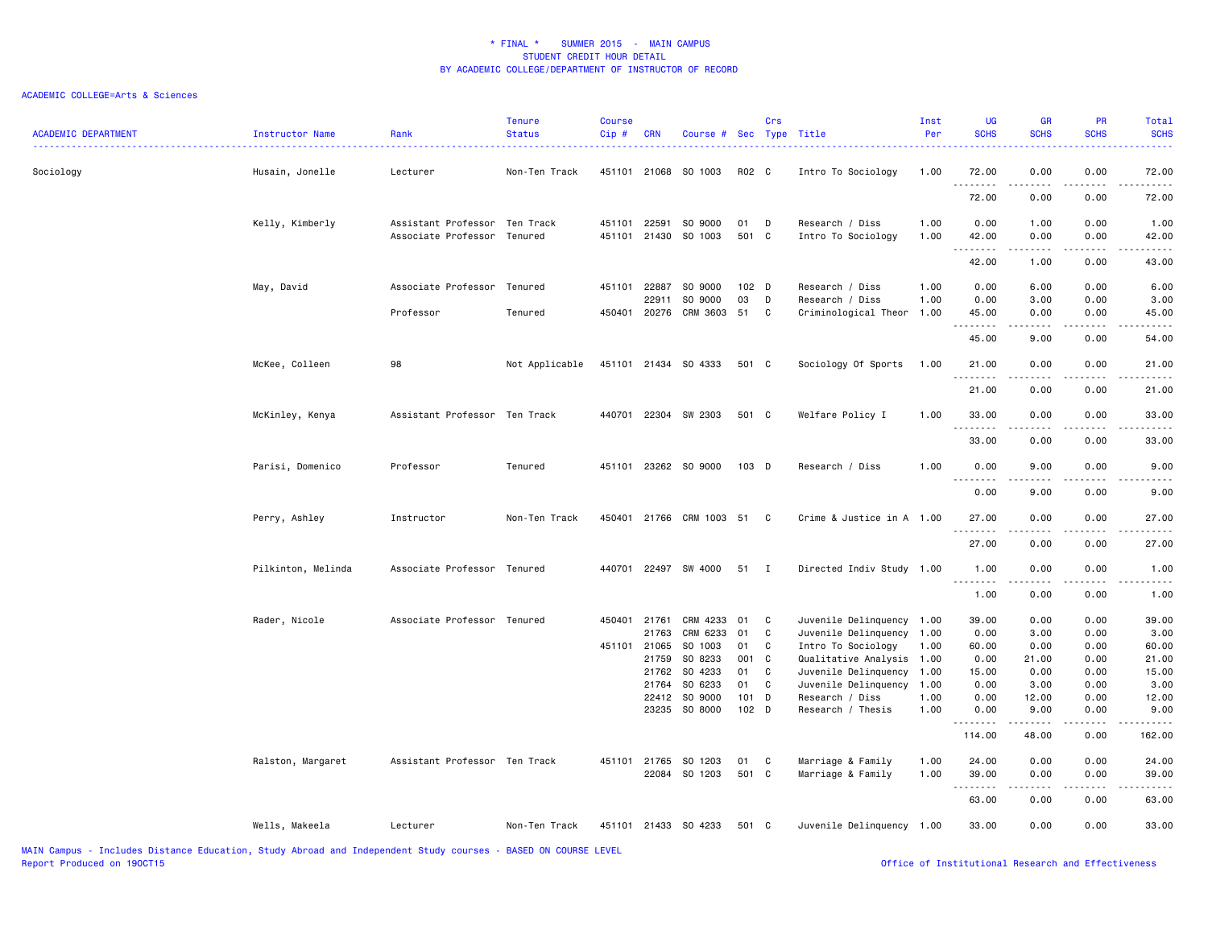# * FINAL * SUMMER 2015 - MAIN CAMPUS
## STUDENT CREDIT HOUR DETAIL
### BY ACADEMIC COLLEGE/DEPARTMENT OF INSTRUCTOR OF RECORD

ACADEMIC COLLEGE=Arts & Sciences

| ACADEMIC DEPARTMENT | Instructor Name | Rank | Tenure Status | Course Cip # | CRN | Course # | Sec | Crs Type | Title | Inst Per | UG SCHS | GR SCHS | PR SCHS | Total SCHS |
|---|---|---|---|---|---|---|---|---|---|---|---|---|---|---|
| Sociology | Husain, Jonelle | Lecturer | Non-Ten Track | 451101 | 21068 | SO 1003 | R02 | C | Intro To Sociology | 1.00 | 72.00 | 0.00 | 0.00 | 72.00 |
| | | | | | | | | | | | 72.00 | 0.00 | 0.00 | 72.00 |
| | Kelly, Kimberly | Assistant Professor | Ten Track | 451101 | 22591 | SO 9000 | 01 | D | Research / Diss | 1.00 | 0.00 | 1.00 | 0.00 | 1.00 |
| | | Associate Professor | Tenured | 451101 | 21430 | SO 1003 | 501 | C | Intro To Sociology | 1.00 | 42.00 | 0.00 | 0.00 | 42.00 |
| | | | | | | | | | | | 42.00 | 1.00 | 0.00 | 43.00 |
| | May, David | Associate Professor | Tenured | 451101 | 22887 | SO 9000 | 102 | D | Research / Diss | 1.00 | 0.00 | 6.00 | 0.00 | 6.00 |
| | | | | | 22911 | SO 9000 | 03 | D | Research / Diss | 1.00 | 0.00 | 3.00 | 0.00 | 3.00 |
| | | Professor | Tenured | 450401 | 20276 | CRM 3603 | 51 | C | Criminological Theor | 1.00 | 45.00 | 0.00 | 0.00 | 45.00 |
| | | | | | | | | | | | 45.00 | 9.00 | 0.00 | 54.00 |
| | McKee, Colleen | 98 | Not Applicable | 451101 | 21434 | SO 4333 | 501 | C | Sociology Of Sports | 1.00 | 21.00 | 0.00 | 0.00 | 21.00 |
| | | | | | | | | | | | 21.00 | 0.00 | 0.00 | 21.00 |
| | McKinley, Kenya | Assistant Professor | Ten Track | 440701 | 22304 | SW 2303 | 501 | C | Welfare Policy I | 1.00 | 33.00 | 0.00 | 0.00 | 33.00 |
| | | | | | | | | | | | 33.00 | 0.00 | 0.00 | 33.00 |
| | Parisi, Domenico | Professor | Tenured | 451101 | 23262 | SO 9000 | 103 | D | Research / Diss | 1.00 | 0.00 | 9.00 | 0.00 | 9.00 |
| | | | | | | | | | | | 0.00 | 9.00 | 0.00 | 9.00 |
| | Perry, Ashley | Instructor | Non-Ten Track | 450401 | 21766 | CRM 1003 | 51 | C | Crime & Justice in A | 1.00 | 27.00 | 0.00 | 0.00 | 27.00 |
| | | | | | | | | | | | 27.00 | 0.00 | 0.00 | 27.00 |
| | Pilkinton, Melinda | Associate Professor | Tenured | 440701 | 22497 | SW 4000 | 51 | I | Directed Indiv Study | 1.00 | 1.00 | 0.00 | 0.00 | 1.00 |
| | | | | | | | | | | | 1.00 | 0.00 | 0.00 | 1.00 |
| | Rader, Nicole | Associate Professor | Tenured | 450401 | 21761 | CRM 4233 | 01 | C | Juvenile Delinquency | 1.00 | 39.00 | 0.00 | 0.00 | 39.00 |
| | | | | | 21763 | CRM 6233 | 01 | C | Juvenile Delinquency | 1.00 | 0.00 | 3.00 | 0.00 | 3.00 |
| | | | | 451101 | 21065 | SO 1003 | 01 | C | Intro To Sociology | 1.00 | 60.00 | 0.00 | 0.00 | 60.00 |
| | | | | | 21759 | SO 8233 | 001 | C | Qualitative Analysis | 1.00 | 0.00 | 21.00 | 0.00 | 21.00 |
| | | | | | 21762 | SO 4233 | 01 | C | Juvenile Delinquency | 1.00 | 15.00 | 0.00 | 0.00 | 15.00 |
| | | | | | 21764 | SO 6233 | 01 | C | Juvenile Delinquency | 1.00 | 0.00 | 3.00 | 0.00 | 3.00 |
| | | | | | 22412 | SO 9000 | 101 | D | Research / Diss | 1.00 | 0.00 | 12.00 | 0.00 | 12.00 |
| | | | | | 23235 | SO 8000 | 102 | D | Research / Thesis | 1.00 | 0.00 | 9.00 | 0.00 | 9.00 |
| | | | | | | | | | | | 114.00 | 48.00 | 0.00 | 162.00 |
| | Ralston, Margaret | Assistant Professor | Ten Track | 451101 | 21765 | SO 1203 | 01 | C | Marriage & Family | 1.00 | 24.00 | 0.00 | 0.00 | 24.00 |
| | | | | | 22084 | SO 1203 | 501 | C | Marriage & Family | 1.00 | 39.00 | 0.00 | 0.00 | 39.00 |
| | | | | | | | | | | | 63.00 | 0.00 | 0.00 | 63.00 |
| | Wells, Makeela | Lecturer | Non-Ten Track | 451101 | 21433 | SO 4233 | 501 | C | Juvenile Delinquency | 1.00 | 33.00 | 0.00 | 0.00 | 33.00 |

MAIN Campus - Includes Distance Education, Study Abroad and Independent Study courses - BASED ON COURSE LEVEL

Report Produced on 19OCT15

Office of Institutional Research and Effectiveness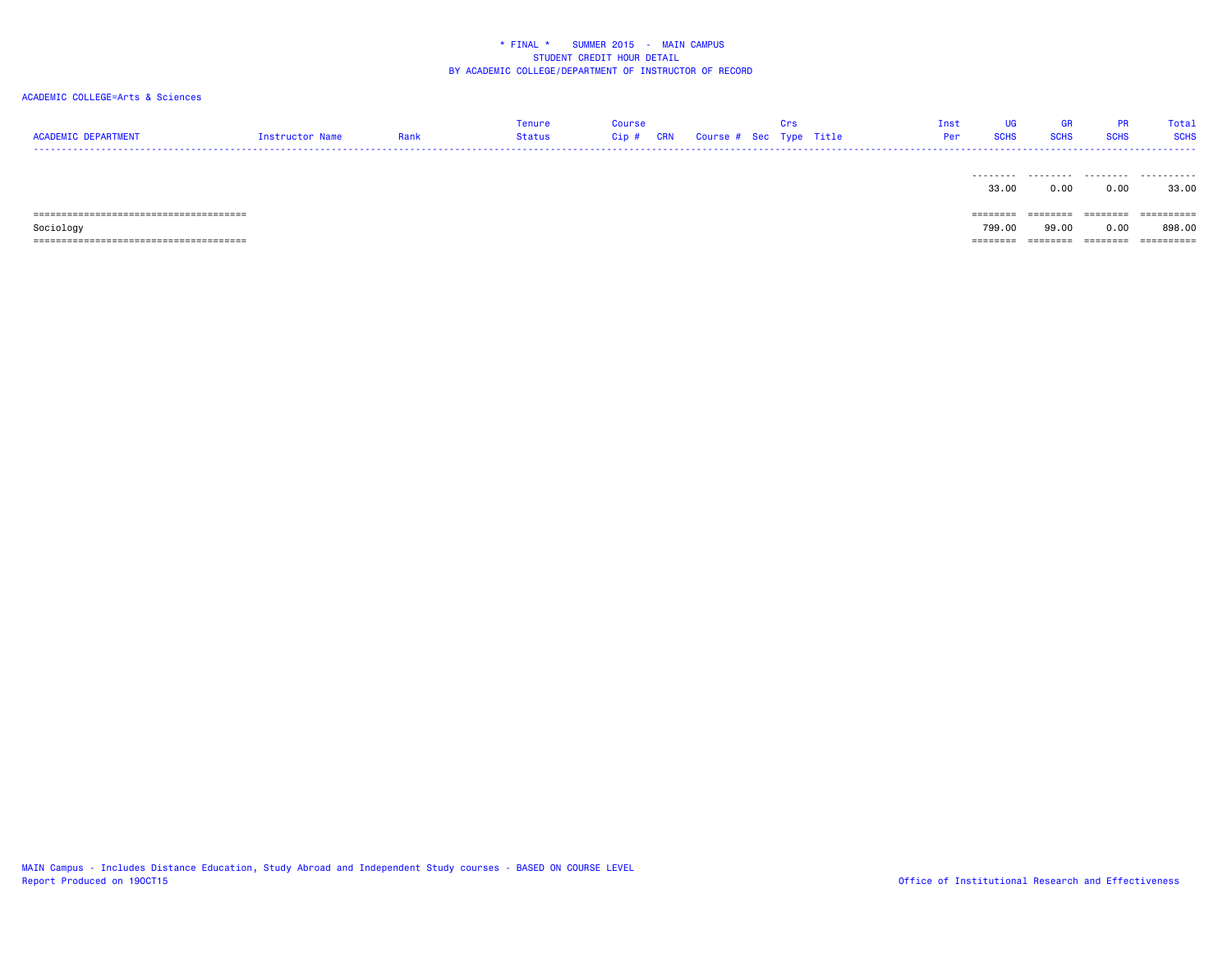\* FINAL \*    SUMMER 2015  -  MAIN CAMPUS
STUDENT CREDIT HOUR DETAIL
BY ACADEMIC COLLEGE/DEPARTMENT OF INSTRUCTOR OF RECORD

ACADEMIC COLLEGE=Arts & Sciences

| ACADEMIC DEPARTMENT | Instructor Name | Rank | Tenure Status | Course Cip # | CRN | Course # | Sec | Crs Type | Title | Inst Per | UG SCHS | GR SCHS | PR SCHS | Total SCHS |
|---|---|---|---|---|---|---|---|---|---|---|---|---|---|---|
| | | | | | | | | | | | 33.00 | 0.00 | 0.00 | 33.00 |
| Sociology | | | | | | | | | | | 799.00 | 99.00 | 0.00 | 898.00 |

MAIN Campus - Includes Distance Education, Study Abroad and Independent Study courses - BASED ON COURSE LEVEL
Report Produced on 19OCT15

Office of Institutional Research and Effectiveness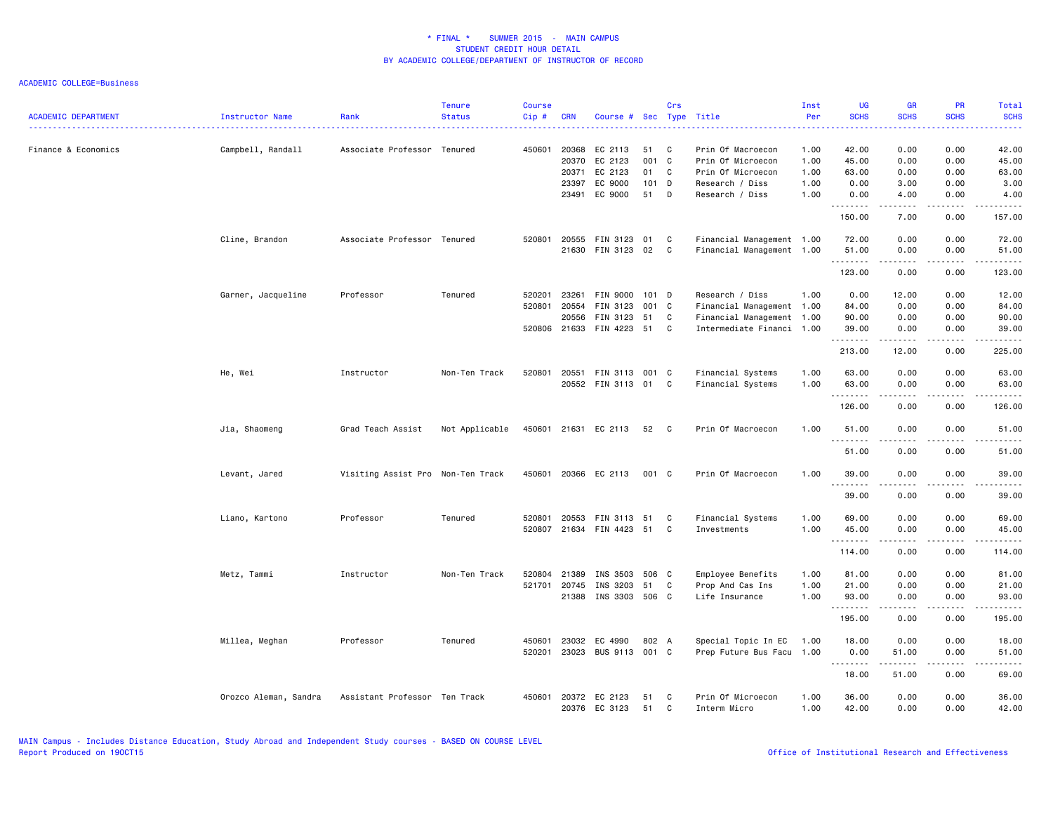# * FINAL * SUMMER 2015 - MAIN CAMPUS
## STUDENT CREDIT HOUR DETAIL
## BY ACADEMIC COLLEGE/DEPARTMENT OF INSTRUCTOR OF RECORD

ACADEMIC COLLEGE=Business

| ACADEMIC DEPARTMENT | Instructor Name | Rank | Tenure Status | Course Cip # | CRN | Course # | Sec | Crs Type | Title | Inst Per | UG SCHS | GR SCHS | PR SCHS | Total SCHS |
|---|---|---|---|---|---|---|---|---|---|---|---|---|---|---|
| Finance & Economics | Campbell, Randall | Associate Professor | Tenured | 450601 | 20368 | EC 2113 | 51 | C | Prin Of Macroecon | 1.00 | 42.00 | 0.00 | 0.00 | 42.00 |
| | | | | | 20370 | EC 2123 | 001 | C | Prin Of Microecon | 1.00 | 45.00 | 0.00 | 0.00 | 45.00 |
| | | | | | 20371 | EC 2123 | 01 | C | Prin Of Microecon | 1.00 | 63.00 | 0.00 | 0.00 | 63.00 |
| | | | | | 23397 | EC 9000 | 101 | D | Research / Diss | 1.00 | 0.00 | 3.00 | 0.00 | 3.00 |
| | | | | | 23491 | EC 9000 | 51 | D | Research / Diss | 1.00 | 0.00 | 4.00 | 0.00 | 4.00 |
| | | | | | | | | | | | 150.00 | 7.00 | 0.00 | 157.00 |
| | Cline, Brandon | Associate Professor | Tenured | 520801 | 20555 | FIN 3123 | 01 | C | Financial Management | 1.00 | 72.00 | 0.00 | 0.00 | 72.00 |
| | | | | | 21630 | FIN 3123 | 02 | C | Financial Management | 1.00 | 51.00 | 0.00 | 0.00 | 51.00 |
| | | | | | | | | | | | 123.00 | 0.00 | 0.00 | 123.00 |
| | Garner, Jacqueline | Professor | Tenured | 520201 | 23261 | FIN 9000 | 101 | D | Research / Diss | 1.00 | 0.00 | 12.00 | 0.00 | 12.00 |
| | | | | 520801 | 20554 | FIN 3123 | 001 | C | Financial Management | 1.00 | 84.00 | 0.00 | 0.00 | 84.00 |
| | | | | | 20556 | FIN 3123 | 51 | C | Financial Management | 1.00 | 90.00 | 0.00 | 0.00 | 90.00 |
| | | | | 520806 | 21633 | FIN 4223 | 51 | C | Intermediate Financi | 1.00 | 39.00 | 0.00 | 0.00 | 39.00 |
| | | | | | | | | | | | 213.00 | 12.00 | 0.00 | 225.00 |
| | He, Wei | Instructor | Non-Ten Track | 520801 | 20551 | FIN 3113 | 001 | C | Financial Systems | 1.00 | 63.00 | 0.00 | 0.00 | 63.00 |
| | | | | | 20552 | FIN 3113 | 01 | C | Financial Systems | 1.00 | 63.00 | 0.00 | 0.00 | 63.00 |
| | | | | | | | | | | | 126.00 | 0.00 | 0.00 | 126.00 |
| | Jia, Shaomeng | Grad Teach Assist | Not Applicable | 450601 | 21631 | EC 2113 | 52 | C | Prin Of Macroecon | 1.00 | 51.00 | 0.00 | 0.00 | 51.00 |
| | | | | | | | | | | | 51.00 | 0.00 | 0.00 | 51.00 |
| | Levant, Jared | Visiting Assist Pro | Non-Ten Track | 450601 | 20366 | EC 2113 | 001 | C | Prin Of Macroecon | 1.00 | 39.00 | 0.00 | 0.00 | 39.00 |
| | | | | | | | | | | | 39.00 | 0.00 | 0.00 | 39.00 |
| | Liano, Kartono | Professor | Tenured | 520801 | 20553 | FIN 3113 | 51 | C | Financial Systems | 1.00 | 69.00 | 0.00 | 0.00 | 69.00 |
| | | | | 520807 | 21634 | FIN 4423 | 51 | C | Investments | 1.00 | 45.00 | 0.00 | 0.00 | 45.00 |
| | | | | | | | | | | | 114.00 | 0.00 | 0.00 | 114.00 |
| | Metz, Tammi | Instructor | Non-Ten Track | 520804 | 21389 | INS 3503 | 506 | C | Employee Benefits | 1.00 | 81.00 | 0.00 | 0.00 | 81.00 |
| | | | | 521701 | 20745 | INS 3203 | 51 | C | Prop And Cas Ins | 1.00 | 21.00 | 0.00 | 0.00 | 21.00 |
| | | | | | 21388 | INS 3303 | 506 | C | Life Insurance | 1.00 | 93.00 | 0.00 | 0.00 | 93.00 |
| | | | | | | | | | | | 195.00 | 0.00 | 0.00 | 195.00 |
| | Millea, Meghan | Professor | Tenured | 450601 | 23032 | EC 4990 | 802 | A | Special Topic In EC | 1.00 | 18.00 | 0.00 | 0.00 | 18.00 |
| | | | | 520201 | 23023 | BUS 9113 | 001 | C | Prep Future Bus Facu | 1.00 | 0.00 | 51.00 | 0.00 | 51.00 |
| | | | | | | | | | | | 18.00 | 51.00 | 0.00 | 69.00 |
| | Orozco Aleman, Sandra | Assistant Professor | Ten Track | 450601 | 20372 | EC 2123 | 51 | C | Prin Of Microecon | 1.00 | 36.00 | 0.00 | 0.00 | 36.00 |
| | | | | | 20376 | EC 3123 | 51 | C | Interm Micro | 1.00 | 42.00 | 0.00 | 0.00 | 42.00 |

MAIN Campus - Includes Distance Education, Study Abroad and Independent Study courses - BASED ON COURSE LEVEL
Report Produced on 19OCT15

Office of Institutional Research and Effectiveness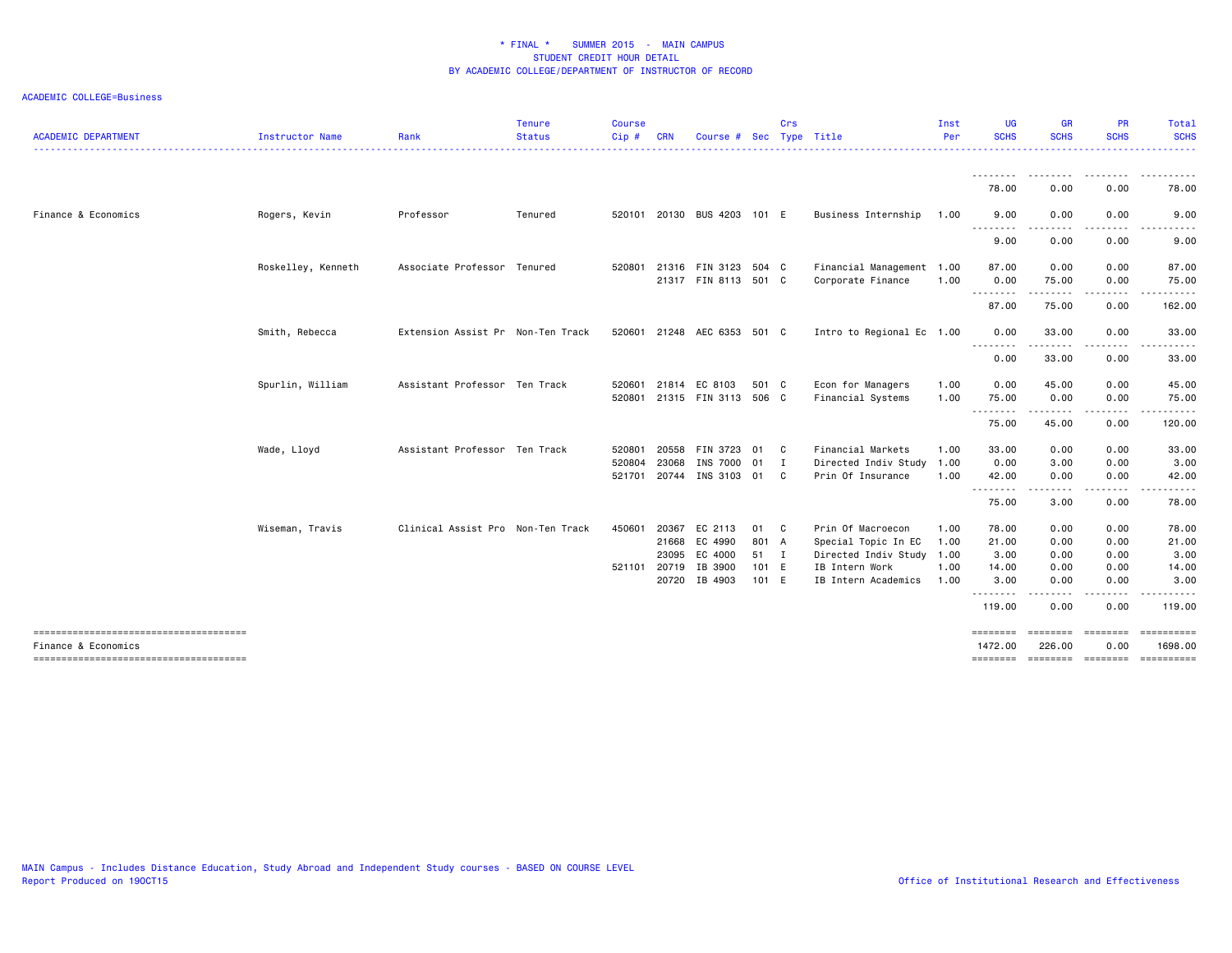# * FINAL * SUMMER 2015 - MAIN CAMPUS
## STUDENT CREDIT HOUR DETAIL
## BY ACADEMIC COLLEGE/DEPARTMENT OF INSTRUCTOR OF RECORD

ACADEMIC COLLEGE=Business

| ACADEMIC DEPARTMENT | Instructor Name | Rank | Tenure Status | Course Cip # | CRN | Course # | Sec | Crs Type | Title | Inst Per | UG SCHS | GR SCHS | PR SCHS | Total SCHS |
|---|---|---|---|---|---|---|---|---|---|---|---|---|---|---|
| | | | | | | | | | | | 78.00 | 0.00 | 0.00 | 78.00 |
| Finance & Economics | Rogers, Kevin | Professor | Tenured | 520101 | 20130 | BUS 4203 | 101 | E | Business Internship | 1.00 | 9.00 | 0.00 | 0.00 | 9.00 |
| | | | | | | | | | | | 9.00 | 0.00 | 0.00 | 9.00 |
| | Roskelley, Kenneth | Associate Professor | Tenured | 520801 | 21316 | FIN 3123 | 504 | C | Financial Management | 1.00 | 87.00 | 0.00 | 0.00 | 87.00 |
| | | | | | 21317 | FIN 8113 | 501 | C | Corporate Finance | 1.00 | 0.00 | 75.00 | 0.00 | 75.00 |
| | | | | | | | | | | | 87.00 | 75.00 | 0.00 | 162.00 |
| | Smith, Rebecca | Extension Assist Pr | Non-Ten Track | 520601 | 21248 | AEC 6353 | 501 | C | Intro to Regional Ec | 1.00 | 0.00 | 33.00 | 0.00 | 33.00 |
| | | | | | | | | | | | 0.00 | 33.00 | 0.00 | 33.00 |
| | Spurlin, William | Assistant Professor | Ten Track | 520601 | 21814 | EC 8103 | 501 | C | Econ for Managers | 1.00 | 0.00 | 45.00 | 0.00 | 45.00 |
| | | | | 520801 | 21315 | FIN 3113 | 506 | C | Financial Systems | 1.00 | 75.00 | 0.00 | 0.00 | 75.00 |
| | | | | | | | | | | | 75.00 | 45.00 | 0.00 | 120.00 |
| | Wade, Lloyd | Assistant Professor | Ten Track | 520801 | 20558 | FIN 3723 | 01 | C | Financial Markets | 1.00 | 33.00 | 0.00 | 0.00 | 33.00 |
| | | | | 520804 | 23068 | INS 7000 | 01 | I | Directed Indiv Study | 1.00 | 0.00 | 3.00 | 0.00 | 3.00 |
| | | | | 521701 | 20744 | INS 3103 | 01 | C | Prin Of Insurance | 1.00 | 42.00 | 0.00 | 0.00 | 42.00 |
| | | | | | | | | | | | 75.00 | 3.00 | 0.00 | 78.00 |
| | Wiseman, Travis | Clinical Assist Pro | Non-Ten Track | 450601 | 20367 | EC 2113 | 01 | C | Prin Of Macroecon | 1.00 | 78.00 | 0.00 | 0.00 | 78.00 |
| | | | | | 21668 | EC 4990 | 801 | A | Special Topic In EC | 1.00 | 21.00 | 0.00 | 0.00 | 21.00 |
| | | | | | 23095 | EC 4000 | 51 | I | Directed Indiv Study | 1.00 | 3.00 | 0.00 | 0.00 | 3.00 |
| | | | | 521101 | 20719 | IB 3900 | 101 | E | IB Intern Work | 1.00 | 14.00 | 0.00 | 0.00 | 14.00 |
| | | | | | 20720 | IB 4903 | 101 | E | IB Intern Academics | 1.00 | 3.00 | 0.00 | 0.00 | 3.00 |
| | | | | | | | | | | | 119.00 | 0.00 | 0.00 | 119.00 |
| Finance & Economics | | | | | | | | | | | 1472.00 | 226.00 | 0.00 | 1698.00 |

MAIN Campus - Includes Distance Education, Study Abroad and Independent Study courses - BASED ON COURSE LEVEL
Report Produced on 19OCT15

Office of Institutional Research and Effectiveness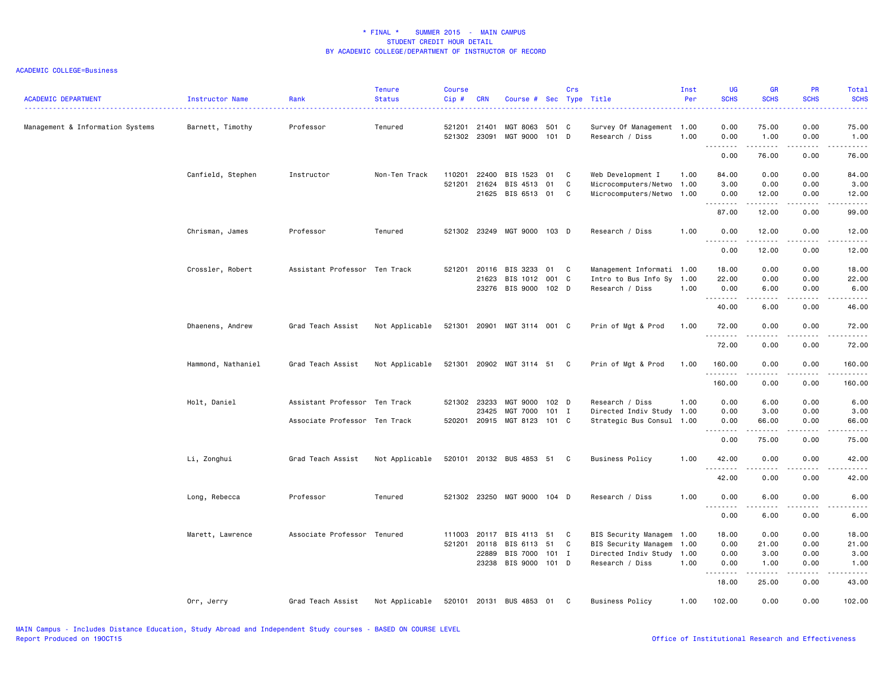**\* FINAL \* SUMMER 2015 - MAIN CAMPUS**
**STUDENT CREDIT HOUR DETAIL**
**BY ACADEMIC COLLEGE/DEPARTMENT OF INSTRUCTOR OF RECORD**

ACADEMIC COLLEGE=Business

| ACADEMIC DEPARTMENT | Instructor Name | Rank | Tenure Status | Course Cip # | CRN | Course # | Sec | Crs Type | Title | Inst Per | UG SCHS | GR SCHS | PR SCHS | Total SCHS |
|---|---|---|---|---|---|---|---|---|---|---|---|---|---|---|
| Management & Information Systems | Barnett, Timothy | Professor | Tenured | 521201 | 21401 | MGT 8063 | 501 | C | Survey Of Management | 1.00 | 0.00 | 75.00 | 0.00 | 75.00 |
| | | | | 521302 | 23091 | MGT 9000 | 101 | D | Research / Diss | 1.00 | 0.00 | 1.00 | 0.00 | 1.00 |
| | | | | | | | | | | | 0.00 | 76.00 | 0.00 | 76.00 |
| | Canfield, Stephen | Instructor | Non-Ten Track | 110201 | 22400 | BIS 1523 | 01 | C | Web Development I | 1.00 | 84.00 | 0.00 | 0.00 | 84.00 |
| | | | | 521201 | 21624 | BIS 4513 | 01 | C | Microcomputers/Netwo | 1.00 | 3.00 | 0.00 | 0.00 | 3.00 |
| | | | | | 21625 | BIS 6513 | 01 | C | Microcomputers/Netwo | 1.00 | 0.00 | 12.00 | 0.00 | 12.00 |
| | | | | | | | | | | | 87.00 | 12.00 | 0.00 | 99.00 |
| | Chrisman, James | Professor | Tenured | 521302 | 23249 | MGT 9000 | 103 | D | Research / Diss | 1.00 | 0.00 | 12.00 | 0.00 | 12.00 |
| | | | | | | | | | | | 0.00 | 12.00 | 0.00 | 12.00 |
| | Crossler, Robert | Assistant Professor | Ten Track | 521201 | 20116 | BIS 3233 | 01 | C | Management Informati | 1.00 | 18.00 | 0.00 | 0.00 | 18.00 |
| | | | | | 21623 | BIS 1012 | 001 | C | Intro to Bus Info Sy | 1.00 | 22.00 | 0.00 | 0.00 | 22.00 |
| | | | | | 23276 | BIS 9000 | 102 | D | Research / Diss | 1.00 | 0.00 | 6.00 | 0.00 | 6.00 |
| | | | | | | | | | | | 40.00 | 6.00 | 0.00 | 46.00 |
| | Dhaenens, Andrew | Grad Teach Assist | Not Applicable | 521301 | 20901 | MGT 3114 | 001 | C | Prin of Mgt & Prod | 1.00 | 72.00 | 0.00 | 0.00 | 72.00 |
| | | | | | | | | | | | 72.00 | 0.00 | 0.00 | 72.00 |
| | Hammond, Nathaniel | Grad Teach Assist | Not Applicable | 521301 | 20902 | MGT 3114 | 51 | C | Prin of Mgt & Prod | 1.00 | 160.00 | 0.00 | 0.00 | 160.00 |
| | | | | | | | | | | | 160.00 | 0.00 | 0.00 | 160.00 |
| | Holt, Daniel | Assistant Professor | Ten Track | 521302 | 23233 | MGT 9000 | 102 | D | Research / Diss | 1.00 | 0.00 | 6.00 | 0.00 | 6.00 |
| | | | | | 23425 | MGT 7000 | 101 | I | Directed Indiv Study | 1.00 | 0.00 | 3.00 | 0.00 | 3.00 |
| | | Associate Professor | Ten Track | 520201 | 20915 | MGT 8123 | 101 | C | Strategic Bus Consul | 1.00 | 0.00 | 66.00 | 0.00 | 66.00 |
| | | | | | | | | | | | 0.00 | 75.00 | 0.00 | 75.00 |
| | Li, Zonghui | Grad Teach Assist | Not Applicable | 520101 | 20132 | BUS 4853 | 51 | C | Business Policy | 1.00 | 42.00 | 0.00 | 0.00 | 42.00 |
| | | | | | | | | | | | 42.00 | 0.00 | 0.00 | 42.00 |
| | Long, Rebecca | Professor | Tenured | 521302 | 23250 | MGT 9000 | 104 | D | Research / Diss | 1.00 | 0.00 | 6.00 | 0.00 | 6.00 |
| | | | | | | | | | | | 0.00 | 6.00 | 0.00 | 6.00 |
| | Marett, Lawrence | Associate Professor | Tenured | 111003 | 20117 | BIS 4113 | 51 | C | BIS Security Managem | 1.00 | 18.00 | 0.00 | 0.00 | 18.00 |
| | | | | 521201 | 20118 | BIS 6113 | 51 | C | BIS Security Managem | 1.00 | 0.00 | 21.00 | 0.00 | 21.00 |
| | | | | | 22889 | BIS 7000 | 101 | I | Directed Indiv Study | 1.00 | 0.00 | 3.00 | 0.00 | 3.00 |
| | | | | | 23238 | BIS 9000 | 101 | D | Research / Diss | 1.00 | 0.00 | 1.00 | 0.00 | 1.00 |
| | | | | | | | | | | | 18.00 | 25.00 | 0.00 | 43.00 |
| | Orr, Jerry | Grad Teach Assist | Not Applicable | 520101 | 20131 | BUS 4853 | 01 | C | Business Policy | 1.00 | 102.00 | 0.00 | 0.00 | 102.00 |

MAIN Campus - Includes Distance Education, Study Abroad and Independent Study courses - BASED ON COURSE LEVEL
Report Produced on 19OCT15

Office of Institutional Research and Effectiveness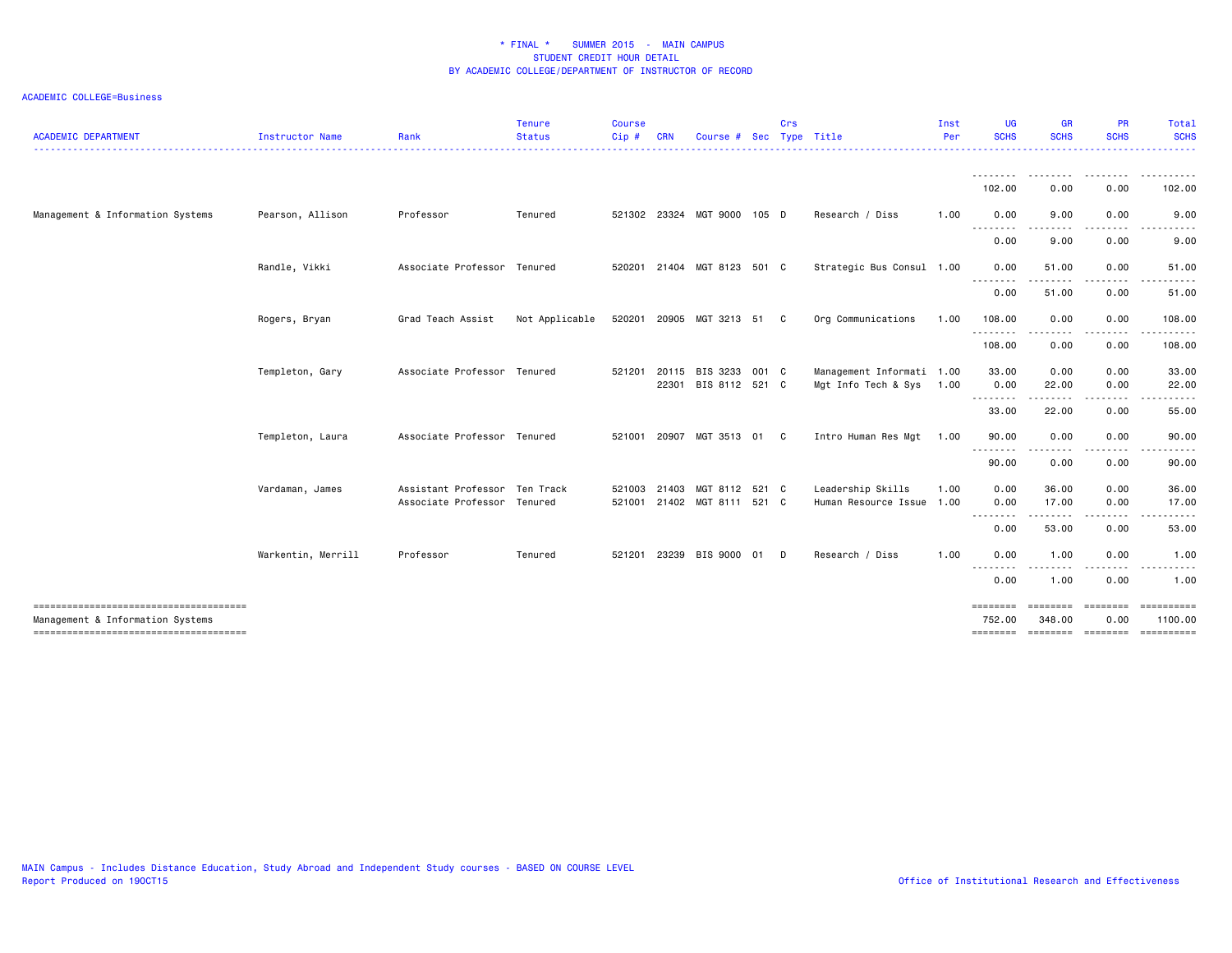# * FINAL * SUMMER 2015 - MAIN CAMPUS
## STUDENT CREDIT HOUR DETAIL
## BY ACADEMIC COLLEGE/DEPARTMENT OF INSTRUCTOR OF RECORD

ACADEMIC COLLEGE=Business

| ACADEMIC DEPARTMENT | Instructor Name | Rank | Tenure Status | Course Cip # | CRN | Course # | Sec | Crs Type | Title | Inst Per | UG SCHS | GR SCHS | PR SCHS | Total SCHS |
|---|---|---|---|---|---|---|---|---|---|---|---|---|---|---|
| | | | | | | | | | | | 102.00 | 0.00 | 0.00 | 102.00 |
| Management & Information Systems | Pearson, Allison | Professor | Tenured | 521302 | 23324 | MGT 9000 | 105 | D | Research / Diss | 1.00 | 0.00 | 9.00 | 0.00 | 9.00 |
| | | | | | | | | | | | 0.00 | 9.00 | 0.00 | 9.00 |
| | Randle, Vikki | Associate Professor | Tenured | 520201 | 21404 | MGT 8123 | 501 | C | Strategic Bus Consul | 1.00 | 0.00 | 51.00 | 0.00 | 51.00 |
| | | | | | | | | | | | 0.00 | 51.00 | 0.00 | 51.00 |
| | Rogers, Bryan | Grad Teach Assist | Not Applicable | 520201 | 20905 | MGT 3213 | 51 | C | Org Communications | 1.00 | 108.00 | 0.00 | 0.00 | 108.00 |
| | | | | | | | | | | | 108.00 | 0.00 | 0.00 | 108.00 |
| | Templeton, Gary | Associate Professor | Tenured | 521201 | 20115 | BIS 3233 | 001 | C | Management Informati | 1.00 | 33.00 | 0.00 | 0.00 | 33.00 |
| | | | | | 22301 | BIS 8112 | 521 | C | Mgt Info Tech & Sys | 1.00 | 0.00 | 22.00 | 0.00 | 22.00 |
| | | | | | | | | | | | 33.00 | 22.00 | 0.00 | 55.00 |
| | Templeton, Laura | Associate Professor | Tenured | 521001 | 20907 | MGT 3513 | 01 | C | Intro Human Res Mgt | 1.00 | 90.00 | 0.00 | 0.00 | 90.00 |
| | | | | | | | | | | | 90.00 | 0.00 | 0.00 | 90.00 |
| | Vardaman, James | Assistant Professor | Ten Track | 521003 | 21403 | MGT 8112 | 521 | C | Leadership Skills | 1.00 | 0.00 | 36.00 | 0.00 | 36.00 |
| | | Associate Professor | Tenured | 521001 | 21402 | MGT 8111 | 521 | C | Human Resource Issue | 1.00 | 0.00 | 17.00 | 0.00 | 17.00 |
| | | | | | | | | | | | 0.00 | 53.00 | 0.00 | 53.00 |
| | Warkentin, Merrill | Professor | Tenured | 521201 | 23239 | BIS 9000 | 01 | D | Research / Diss | 1.00 | 0.00 | 1.00 | 0.00 | 1.00 |
| | | | | | | | | | | | 0.00 | 1.00 | 0.00 | 1.00 |
| Management & Information Systems | | | | | | | | | | | 752.00 | 348.00 | 0.00 | 1100.00 |

MAIN Campus - Includes Distance Education, Study Abroad and Independent Study courses - BASED ON COURSE LEVEL
Report Produced on 19OCT15

Office of Institutional Research and Effectiveness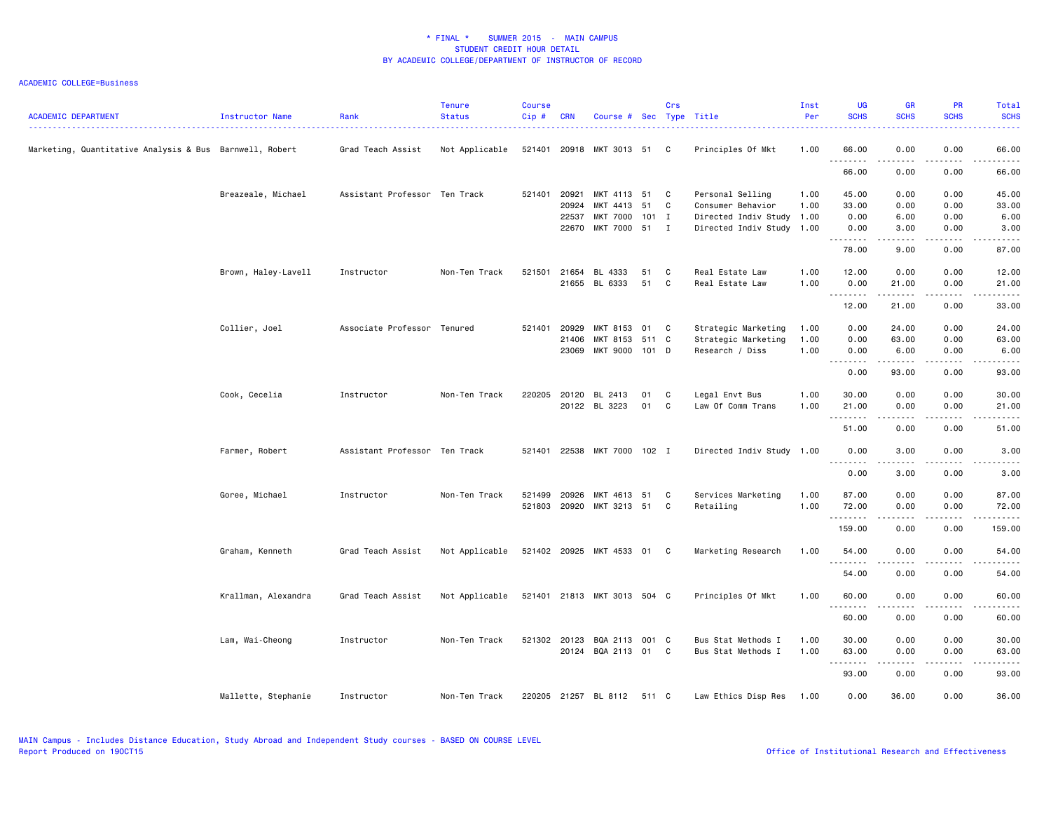# * FINAL * SUMMER 2015 - MAIN CAMPUS
## STUDENT CREDIT HOUR DETAIL
## BY ACADEMIC COLLEGE/DEPARTMENT OF INSTRUCTOR OF RECORD

ACADEMIC COLLEGE=Business

| ACADEMIC DEPARTMENT | Instructor Name | Rank | Tenure Status | Course Cip # | CRN | Course # | Sec | Crs Type | Title | Inst Per | UG SCHS | GR SCHS | PR SCHS | Total SCHS |
|---|---|---|---|---|---|---|---|---|---|---|---|---|---|---|
| Marketing, Quantitative Analysis & Bus | Barnwell, Robert | Grad Teach Assist | Not Applicable | 521401 | 20918 | MKT 3013 | 51 | C | Principles Of Mkt | 1.00 | 66.00 | 0.00 | 0.00 | 66.00 |
| | | | | | | | | | | | 66.00 | 0.00 | 0.00 | 66.00 |
| | Breazeale, Michael | Assistant Professor | Ten Track | 521401 | 20921 | MKT 4113 | 51 | C | Personal Selling | 1.00 | 45.00 | 0.00 | 0.00 | 45.00 |
| | | | | | 20924 | MKT 4413 | 51 | C | Consumer Behavior | 1.00 | 33.00 | 0.00 | 0.00 | 33.00 |
| | | | | | 22537 | MKT 7000 | 101 | I | Directed Indiv Study | 1.00 | 0.00 | 6.00 | 0.00 | 6.00 |
| | | | | | 22670 | MKT 7000 | 51 | I | Directed Indiv Study | 1.00 | 0.00 | 3.00 | 0.00 | 3.00 |
| | | | | | | | | | | | 78.00 | 9.00 | 0.00 | 87.00 |
| | Brown, Haley-Lavell | Instructor | Non-Ten Track | 521501 | 21654 | BL 4333 | 51 | C | Real Estate Law | 1.00 | 12.00 | 0.00 | 0.00 | 12.00 |
| | | | | | 21655 | BL 6333 | 51 | C | Real Estate Law | 1.00 | 0.00 | 21.00 | 0.00 | 21.00 |
| | | | | | | | | | | | 12.00 | 21.00 | 0.00 | 33.00 |
| | Collier, Joel | Associate Professor | Tenured | 521401 | 20929 | MKT 8153 | 01 | C | Strategic Marketing | 1.00 | 0.00 | 24.00 | 0.00 | 24.00 |
| | | | | | 21406 | MKT 8153 | 511 | C | Strategic Marketing | 1.00 | 0.00 | 63.00 | 0.00 | 63.00 |
| | | | | | 23069 | MKT 9000 | 101 | D | Research / Diss | 1.00 | 0.00 | 6.00 | 0.00 | 6.00 |
| | | | | | | | | | | | 0.00 | 93.00 | 0.00 | 93.00 |
| | Cook, Cecelia | Instructor | Non-Ten Track | 220205 | 20120 | BL 2413 | 01 | C | Legal Envt Bus | 1.00 | 30.00 | 0.00 | 0.00 | 30.00 |
| | | | | | 20122 | BL 3223 | 01 | C | Law Of Comm Trans | 1.00 | 21.00 | 0.00 | 0.00 | 21.00 |
| | | | | | | | | | | | 51.00 | 0.00 | 0.00 | 51.00 |
| | Farmer, Robert | Assistant Professor | Ten Track | 521401 | 22538 | MKT 7000 | 102 | I | Directed Indiv Study | 1.00 | 0.00 | 3.00 | 0.00 | 3.00 |
| | | | | | | | | | | | 0.00 | 3.00 | 0.00 | 3.00 |
| | Goree, Michael | Instructor | Non-Ten Track | 521499 | 20926 | MKT 4613 | 51 | C | Services Marketing | 1.00 | 87.00 | 0.00 | 0.00 | 87.00 |
| | | | | 521803 | 20920 | MKT 3213 | 51 | C | Retailing | 1.00 | 72.00 | 0.00 | 0.00 | 72.00 |
| | | | | | | | | | | | 159.00 | 0.00 | 0.00 | 159.00 |
| | Graham, Kenneth | Grad Teach Assist | Not Applicable | 521402 | 20925 | MKT 4533 | 01 | C | Marketing Research | 1.00 | 54.00 | 0.00 | 0.00 | 54.00 |
| | | | | | | | | | | | 54.00 | 0.00 | 0.00 | 54.00 |
| | Krallman, Alexandra | Grad Teach Assist | Not Applicable | 521401 | 21813 | MKT 3013 | 504 | C | Principles Of Mkt | 1.00 | 60.00 | 0.00 | 0.00 | 60.00 |
| | | | | | | | | | | | 60.00 | 0.00 | 0.00 | 60.00 |
| | Lam, Wai-Cheong | Instructor | Non-Ten Track | 521302 | 20123 | BQA 2113 | 001 | C | Bus Stat Methods I | 1.00 | 30.00 | 0.00 | 0.00 | 30.00 |
| | | | | | 20124 | BQA 2113 | 01 | C | Bus Stat Methods I | 1.00 | 63.00 | 0.00 | 0.00 | 63.00 |
| | | | | | | | | | | | 93.00 | 0.00 | 0.00 | 93.00 |
| | Mallette, Stephanie | Instructor | Non-Ten Track | 220205 | 21257 | BL 8112 | 511 | C | Law Ethics Disp Res | 1.00 | 0.00 | 36.00 | 0.00 | 36.00 |

MAIN Campus - Includes Distance Education, Study Abroad and Independent Study courses - BASED ON COURSE LEVEL
Report Produced on 19OCT15

Office of Institutional Research and Effectiveness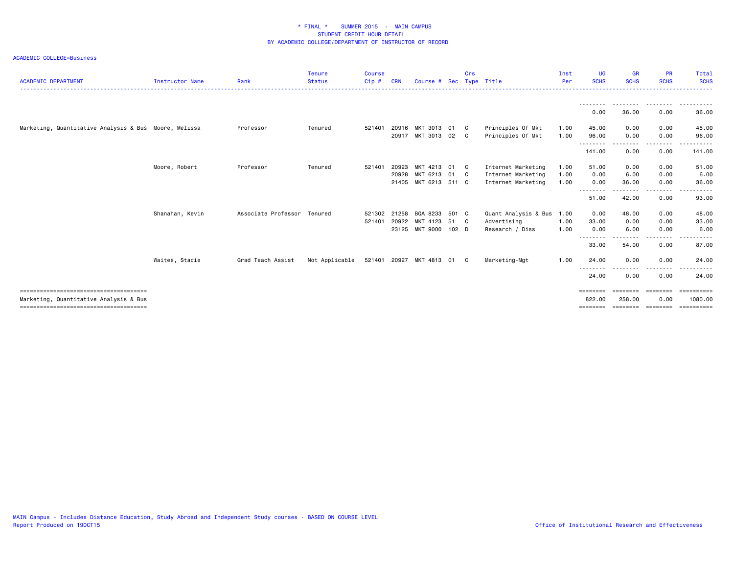* FINAL * SUMMER 2015 - MAIN CAMPUS
STUDENT CREDIT HOUR DETAIL
BY ACADEMIC COLLEGE/DEPARTMENT OF INSTRUCTOR OF RECORD

ACADEMIC COLLEGE=Business

| ACADEMIC DEPARTMENT | Instructor Name | Rank | Tenure Status | Course Cip # | CRN | Course # | Sec | Crs Type | Title | Inst Per | UG SCHS | GR SCHS | PR SCHS | Total SCHS |
|---|---|---|---|---|---|---|---|---|---|---|---|---|---|---|
| | | | | | | | | | | | 0.00 | 36.00 | 0.00 | 36.00 |
| Marketing, Quantitative Analysis & Bus | Moore, Melissa | Professor | Tenured | 521401 | 20916 | MKT 3013 | 01 | C | Principles Of Mkt | 1.00 | 45.00 | 0.00 | 0.00 | 45.00 |
| | | | | | 20917 | MKT 3013 | 02 | C | Principles Of Mkt | 1.00 | 96.00 | 0.00 | 0.00 | 96.00 |
| | | | | | | | | | | | 141.00 | 0.00 | 0.00 | 141.00 |
| | Moore, Robert | Professor | Tenured | 521401 | 20923 | MKT 4213 | 01 | C | Internet Marketing | 1.00 | 51.00 | 0.00 | 0.00 | 51.00 |
| | | | | | 20928 | MKT 6213 | 01 | C | Internet Marketing | 1.00 | 0.00 | 6.00 | 0.00 | 6.00 |
| | | | | | 21405 | MKT 6213 | 511 | C | Internet Marketing | 1.00 | 0.00 | 36.00 | 0.00 | 36.00 |
| | | | | | | | | | | | 51.00 | 42.00 | 0.00 | 93.00 |
| | Shanahan, Kevin | Associate Professor | Tenured | 521302 | 21258 | BQA 8233 | 501 | C | Quant Analysis & Bus | 1.00 | 0.00 | 48.00 | 0.00 | 48.00 |
| | | | | 521401 | 20922 | MKT 4123 | 51 | C | Advertising | 1.00 | 33.00 | 0.00 | 0.00 | 33.00 |
| | | | | | 23125 | MKT 9000 | 102 | D | Research / Diss | 1.00 | 0.00 | 6.00 | 0.00 | 6.00 |
| | | | | | | | | | | | 33.00 | 54.00 | 0.00 | 87.00 |
| | Waites, Stacie | Grad Teach Assist | Not Applicable | 521401 | 20927 | MKT 4813 | 01 | C | Marketing-Mgt | 1.00 | 24.00 | 0.00 | 0.00 | 24.00 |
| | | | | | | | | | | | 24.00 | 0.00 | 0.00 | 24.00 |
| Marketing, Quantitative Analysis & Bus | | | | | | | | | | | 822.00 | 258.00 | 0.00 | 1080.00 |

MAIN Campus - Includes Distance Education, Study Abroad and Independent Study courses - BASED ON COURSE LEVEL
Report Produced on 19OCT15

Office of Institutional Research and Effectiveness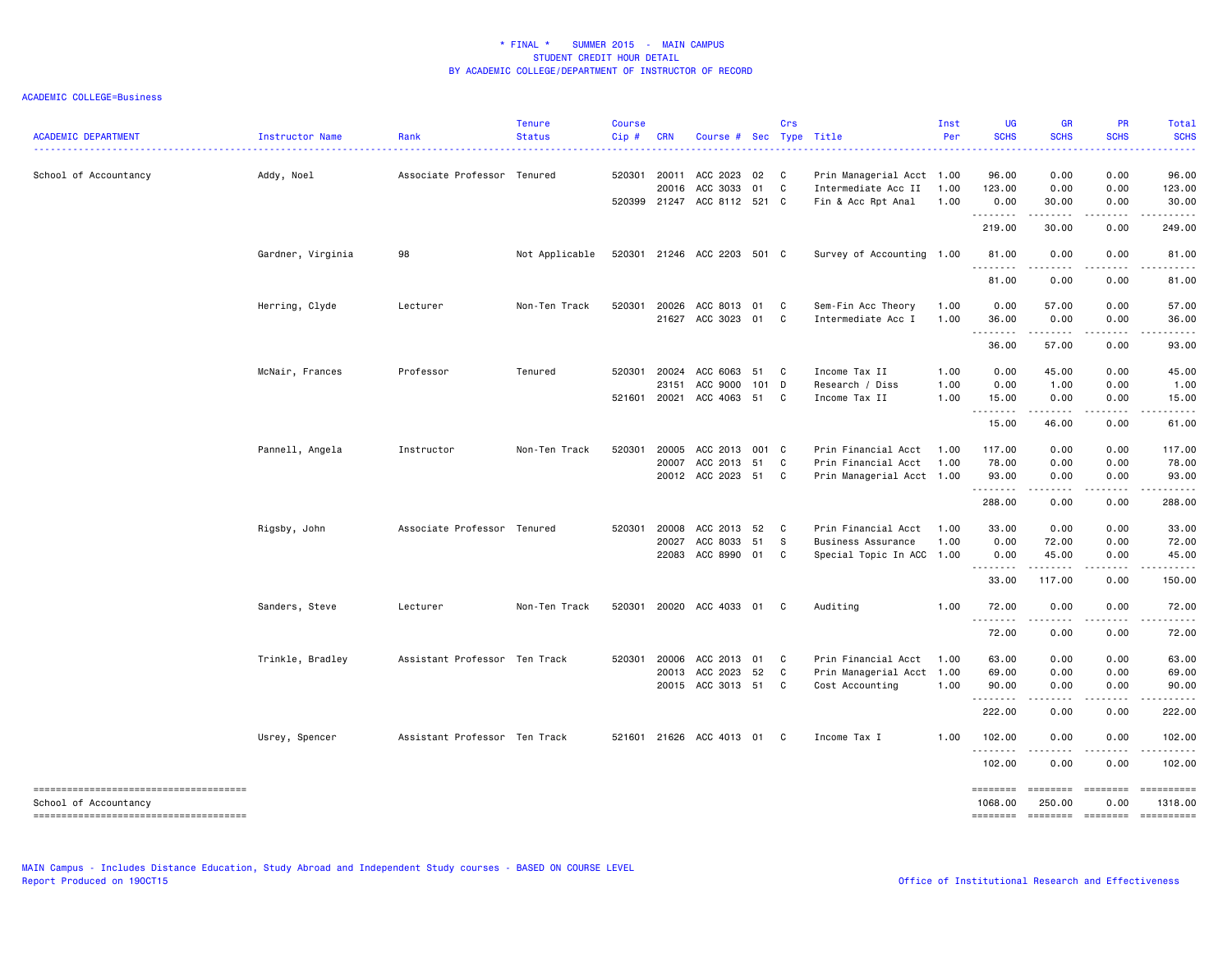* FINAL * SUMMER 2015 - MAIN CAMPUS
STUDENT CREDIT HOUR DETAIL
BY ACADEMIC COLLEGE/DEPARTMENT OF INSTRUCTOR OF RECORD

ACADEMIC COLLEGE=Business

| ACADEMIC DEPARTMENT | Instructor Name | Rank | Tenure Status | Course Cip # | CRN | Course # | Sec | Crs Type | Title | Inst Per | UG SCHS | GR SCHS | PR SCHS | Total SCHS |
|---|---|---|---|---|---|---|---|---|---|---|---|---|---|---|
| School of Accountancy | Addy, Noel | Associate Professor | Tenured | 520301 | 20011 | ACC 2023 | 02 | C | Prin Managerial Acct | 1.00 | 96.00 | 0.00 | 0.00 | 96.00 |
| | | | | | 20016 | ACC 3033 | 01 | C | Intermediate Acc II | 1.00 | 123.00 | 0.00 | 0.00 | 123.00 |
| | | | | 520399 | 21247 | ACC 8112 | 521 | C | Fin & Acc Rpt Anal | 1.00 | 0.00 | 30.00 | 0.00 | 30.00 |
| | | | | | | | | | | | 219.00 | 30.00 | 0.00 | 249.00 |
| | Gardner, Virginia | 98 | Not Applicable | 520301 | 21246 | ACC 2203 | 501 | C | Survey of Accounting | 1.00 | 81.00 | 0.00 | 0.00 | 81.00 |
| | | | | | | | | | | | 81.00 | 0.00 | 0.00 | 81.00 |
| | Herring, Clyde | Lecturer | Non-Ten Track | 520301 | 20026 | ACC 8013 | 01 | C | Sem-Fin Acc Theory | 1.00 | 0.00 | 57.00 | 0.00 | 57.00 |
| | | | | | 21627 | ACC 3023 | 01 | C | Intermediate Acc I | 1.00 | 36.00 | 0.00 | 0.00 | 36.00 |
| | | | | | | | | | | | 36.00 | 57.00 | 0.00 | 93.00 |
| | McNair, Frances | Professor | Tenured | 520301 | 20024 | ACC 6063 | 51 | C | Income Tax II | 1.00 | 0.00 | 45.00 | 0.00 | 45.00 |
| | | | | | 23151 | ACC 9000 | 101 | D | Research / Diss | 1.00 | 0.00 | 1.00 | 0.00 | 1.00 |
| | | | | 521601 | 20021 | ACC 4063 | 51 | C | Income Tax II | 1.00 | 15.00 | 0.00 | 0.00 | 15.00 |
| | | | | | | | | | | | 15.00 | 46.00 | 0.00 | 61.00 |
| | Pannell, Angela | Instructor | Non-Ten Track | 520301 | 20005 | ACC 2013 | 001 | C | Prin Financial Acct | 1.00 | 117.00 | 0.00 | 0.00 | 117.00 |
| | | | | | 20007 | ACC 2013 | 51 | C | Prin Financial Acct | 1.00 | 78.00 | 0.00 | 0.00 | 78.00 |
| | | | | | 20012 | ACC 2023 | 51 | C | Prin Managerial Acct | 1.00 | 93.00 | 0.00 | 0.00 | 93.00 |
| | | | | | | | | | | | 288.00 | 0.00 | 0.00 | 288.00 |
| | Rigsby, John | Associate Professor | Tenured | 520301 | 20008 | ACC 2013 | 52 | C | Prin Financial Acct | 1.00 | 33.00 | 0.00 | 0.00 | 33.00 |
| | | | | | 20027 | ACC 8033 | 51 | S | Business Assurance | 1.00 | 0.00 | 72.00 | 0.00 | 72.00 |
| | | | | | 22083 | ACC 8990 | 01 | C | Special Topic In ACC | 1.00 | 0.00 | 45.00 | 0.00 | 45.00 |
| | | | | | | | | | | | 33.00 | 117.00 | 0.00 | 150.00 |
| | Sanders, Steve | Lecturer | Non-Ten Track | 520301 | 20020 | ACC 4033 | 01 | C | Auditing | 1.00 | 72.00 | 0.00 | 0.00 | 72.00 |
| | | | | | | | | | | | 72.00 | 0.00 | 0.00 | 72.00 |
| | Trinkle, Bradley | Assistant Professor | Ten Track | 520301 | 20006 | ACC 2013 | 01 | C | Prin Financial Acct | 1.00 | 63.00 | 0.00 | 0.00 | 63.00 |
| | | | | | 20013 | ACC 2023 | 52 | C | Prin Managerial Acct | 1.00 | 69.00 | 0.00 | 0.00 | 69.00 |
| | | | | | 20015 | ACC 3013 | 51 | C | Cost Accounting | 1.00 | 90.00 | 0.00 | 0.00 | 90.00 |
| | | | | | | | | | | | 222.00 | 0.00 | 0.00 | 222.00 |
| | Usrey, Spencer | Assistant Professor | Ten Track | 521601 | 21626 | ACC 4013 | 01 | C | Income Tax I | 1.00 | 102.00 | 0.00 | 0.00 | 102.00 |
| | | | | | | | | | | | 102.00 | 0.00 | 0.00 | 102.00 |
| School of Accountancy | | | | | | | | | | | 1068.00 | 250.00 | 0.00 | 1318.00 |

MAIN Campus - Includes Distance Education, Study Abroad and Independent Study courses - BASED ON COURSE LEVEL
Report Produced on 19OCT15

Office of Institutional Research and Effectiveness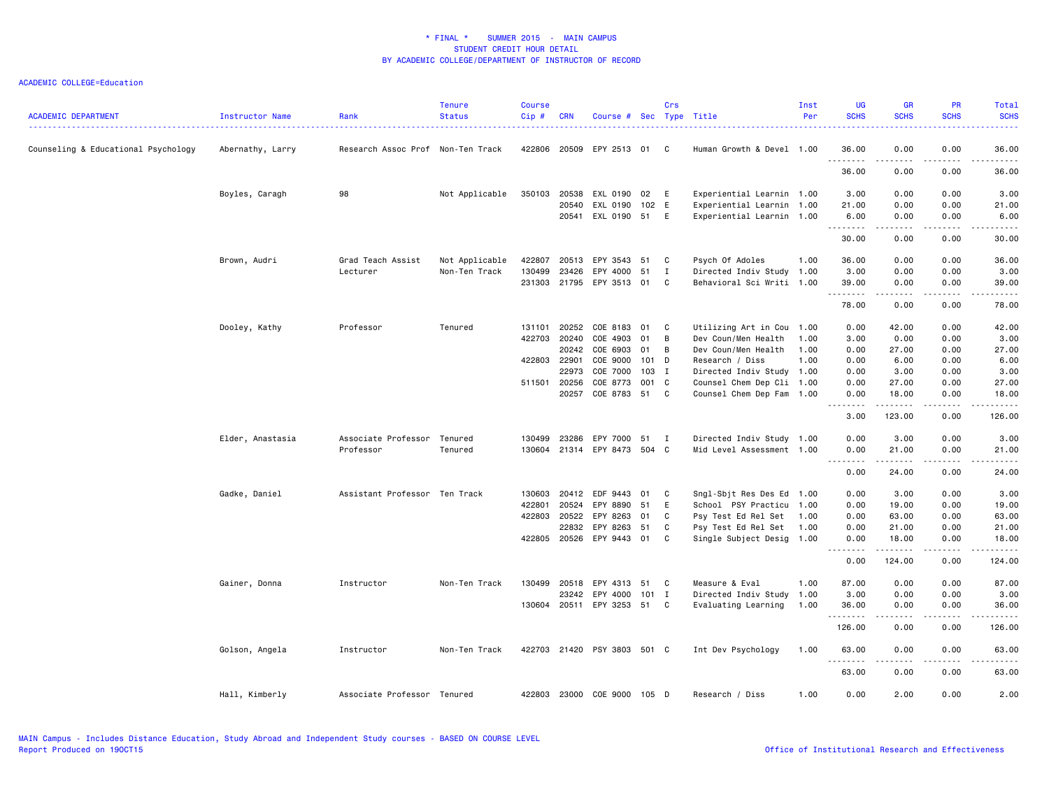\* FINAL \*    SUMMER 2015 - MAIN CAMPUS
STUDENT CREDIT HOUR DETAIL
BY ACADEMIC COLLEGE/DEPARTMENT OF INSTRUCTOR OF RECORD

ACADEMIC COLLEGE=Education

| ACADEMIC DEPARTMENT | Instructor Name | Rank | Tenure Status | Course Cip # | CRN | Course # | Sec | Crs Type | Title | Inst Per | UG SCHS | GR SCHS | PR SCHS | Total SCHS |
|---|---|---|---|---|---|---|---|---|---|---|---|---|---|---|
| Counseling & Educational Psychology | Abernathy, Larry | Research Assoc Prof | Non-Ten Track | 422806 | 20509 | EPY 2513 | 01 | C | Human Growth & Devel | 1.00 | 36.00 | 0.00 | 0.00 | 36.00 |
| | | | | | | | | | | | 36.00 | 0.00 | 0.00 | 36.00 |
| | Boyles, Caragh | 98 | Not Applicable | 350103 | 20538 | EXL 0190 | 02 | E | Experiential Learnin | 1.00 | 3.00 | 0.00 | 0.00 | 3.00 |
| | | | | | 20540 | EXL 0190 | 102 | E | Experiential Learnin | 1.00 | 21.00 | 0.00 | 0.00 | 21.00 |
| | | | | | 20541 | EXL 0190 | 51 | E | Experiential Learnin | 1.00 | 6.00 | 0.00 | 0.00 | 6.00 |
| | | | | | | | | | | | 30.00 | 0.00 | 0.00 | 30.00 |
| | Brown, Audri | Grad Teach Assist | Not Applicable | 422807 | 20513 | EPY 3543 | 51 | C | Psych Of Adoles | 1.00 | 36.00 | 0.00 | 0.00 | 36.00 |
| | | Lecturer | Non-Ten Track | 130499 | 23426 | EPY 4000 | 51 | I | Directed Indiv Study | 1.00 | 3.00 | 0.00 | 0.00 | 3.00 |
| | | | | 231303 | 21795 | EPY 3513 | 01 | C | Behavioral Sci Writi | 1.00 | 39.00 | 0.00 | 0.00 | 39.00 |
| | | | | | | | | | | | 78.00 | 0.00 | 0.00 | 78.00 |
| | Dooley, Kathy | Professor | Tenured | 131101 | 20252 | COE 8183 | 01 | C | Utilizing Art in Cou | 1.00 | 0.00 | 42.00 | 0.00 | 42.00 |
| | | | | 422703 | 20240 | COE 4903 | 01 | B | Dev Coun/Men Health | 1.00 | 3.00 | 0.00 | 0.00 | 3.00 |
| | | | | | 20242 | COE 6903 | 01 | B | Dev Coun/Men Health | 1.00 | 0.00 | 27.00 | 0.00 | 27.00 |
| | | | | 422803 | 22901 | COE 9000 | 101 | D | Research / Diss | 1.00 | 0.00 | 6.00 | 0.00 | 6.00 |
| | | | | | 22973 | COE 7000 | 103 | I | Directed Indiv Study | 1.00 | 0.00 | 3.00 | 0.00 | 3.00 |
| | | | | 511501 | 20256 | COE 8773 | 001 | C | Counsel Chem Dep Cli | 1.00 | 0.00 | 27.00 | 0.00 | 27.00 |
| | | | | | 20257 | COE 8783 | 51 | C | Counsel Chem Dep Fam | 1.00 | 0.00 | 18.00 | 0.00 | 18.00 |
| | | | | | | | | | | | 3.00 | 123.00 | 0.00 | 126.00 |
| | Elder, Anastasia | Associate Professor | Tenured | 130499 | 23286 | EPY 7000 | 51 | I | Directed Indiv Study | 1.00 | 0.00 | 3.00 | 0.00 | 3.00 |
| | | Professor | Tenured | 130604 | 21314 | EPY 8473 | 504 | C | Mid Level Assessment | 1.00 | 0.00 | 21.00 | 0.00 | 21.00 |
| | | | | | | | | | | | 0.00 | 24.00 | 0.00 | 24.00 |
| | Gadke, Daniel | Assistant Professor | Ten Track | 130603 | 20412 | EDF 9443 | 01 | C | Sngl-Sbjt Res Des Ed | 1.00 | 0.00 | 3.00 | 0.00 | 3.00 |
| | | | | 422801 | 20524 | EPY 8890 | 51 | E | School PSY Practicu | 1.00 | 0.00 | 19.00 | 0.00 | 19.00 |
| | | | | 422803 | 20522 | EPY 8263 | 01 | C | Psy Test Ed Rel Set | 1.00 | 0.00 | 63.00 | 0.00 | 63.00 |
| | | | | | 22832 | EPY 8263 | 51 | C | Psy Test Ed Rel Set | 1.00 | 0.00 | 21.00 | 0.00 | 21.00 |
| | | | | 422805 | 20526 | EPY 9443 | 01 | C | Single Subject Desig | 1.00 | 0.00 | 18.00 | 0.00 | 18.00 |
| | | | | | | | | | | | 0.00 | 124.00 | 0.00 | 124.00 |
| | Gainer, Donna | Instructor | Non-Ten Track | 130499 | 20518 | EPY 4313 | 51 | C | Measure & Eval | 1.00 | 87.00 | 0.00 | 0.00 | 87.00 |
| | | | | | 23242 | EPY 4000 | 101 | I | Directed Indiv Study | 1.00 | 3.00 | 0.00 | 0.00 | 3.00 |
| | | | | 130604 | 20511 | EPY 3253 | 51 | C | Evaluating Learning | 1.00 | 36.00 | 0.00 | 0.00 | 36.00 |
| | | | | | | | | | | | 126.00 | 0.00 | 0.00 | 126.00 |
| | Golson, Angela | Instructor | Non-Ten Track | 422703 | 21420 | PSY 3803 | 501 | C | Int Dev Psychology | 1.00 | 63.00 | 0.00 | 0.00 | 63.00 |
| | | | | | | | | | | | 63.00 | 0.00 | 0.00 | 63.00 |
| | Hall, Kimberly | Associate Professor | Tenured | 422803 | 23000 | COE 9000 | 105 | D | Research / Diss | 1.00 | 0.00 | 2.00 | 0.00 | 2.00 |

MAIN Campus - Includes Distance Education, Study Abroad and Independent Study courses - BASED ON COURSE LEVEL
Report Produced on 19OCT15

Office of Institutional Research and Effectiveness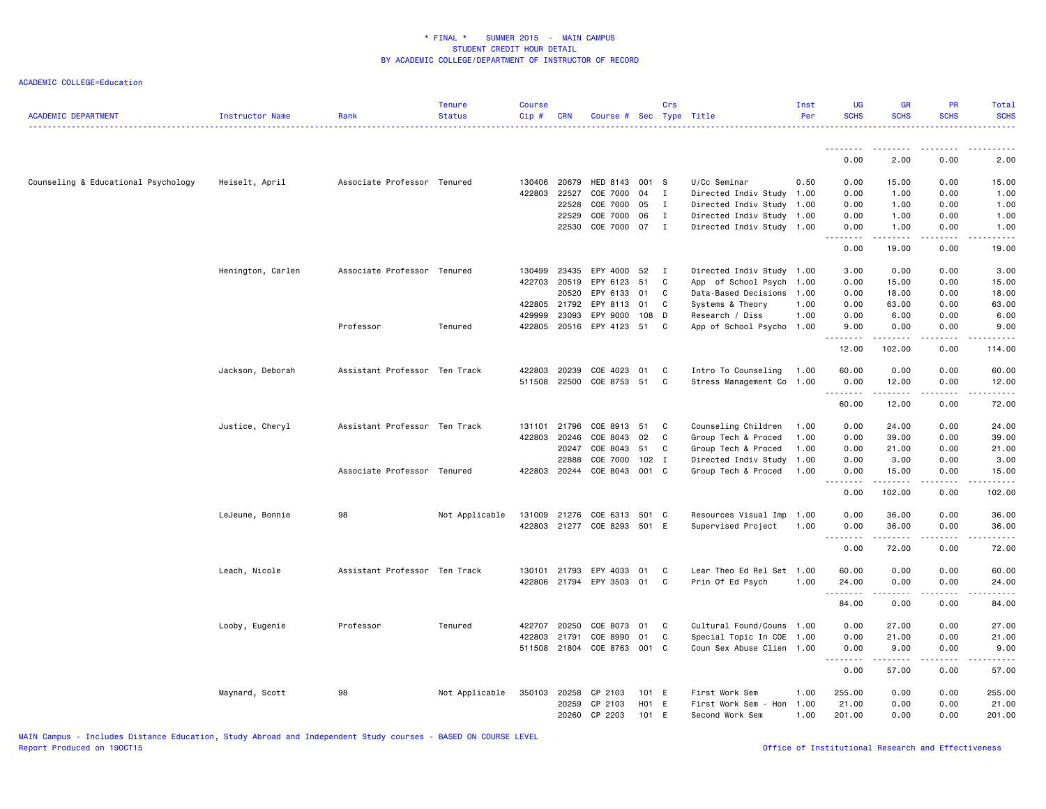# * FINAL * SUMMER 2015 - MAIN CAMPUS
## STUDENT CREDIT HOUR DETAIL
## BY ACADEMIC COLLEGE/DEPARTMENT OF INSTRUCTOR OF RECORD

ACADEMIC COLLEGE=Education

| ACADEMIC DEPARTMENT | Instructor Name | Rank | Tenure Status | Course Cip # | CRN | Course # | Sec | Crs Type | Title | Inst Per | UG SCHS | GR SCHS | PR SCHS | Total SCHS |
|---|---|---|---|---|---|---|---|---|---|---|---|---|---|---|
| | | | | | | | | | | | 0.00 | 2.00 | 0.00 | 2.00 |
| Counseling & Educational Psychology | Heiselt, April | Associate Professor | Tenured | 130406 | 20679 | HED 8143 | 001 | S | U/Cc Seminar | 0.50 | 0.00 | 15.00 | 0.00 | 15.00 |
| | | | | 422803 | 22527 | COE 7000 | 04 | I | Directed Indiv Study | 1.00 | 0.00 | 1.00 | 0.00 | 1.00 |
| | | | | | 22528 | COE 7000 | 05 | I | Directed Indiv Study | 1.00 | 0.00 | 1.00 | 0.00 | 1.00 |
| | | | | | 22529 | COE 7000 | 06 | I | Directed Indiv Study | 1.00 | 0.00 | 1.00 | 0.00 | 1.00 |
| | | | | | 22530 | COE 7000 | 07 | I | Directed Indiv Study | 1.00 | 0.00 | 1.00 | 0.00 | 1.00 |
| | | | | | | | | | | | 0.00 | 19.00 | 0.00 | 19.00 |
| | Henington, Carlen | Associate Professor | Tenured | 130499 | 23435 | EPY 4000 | 52 | I | Directed Indiv Study | 1.00 | 3.00 | 0.00 | 0.00 | 3.00 |
| | | | | 422703 | 20519 | EPY 6123 | 51 | C | App of School Psych | 1.00 | 0.00 | 15.00 | 0.00 | 15.00 |
| | | | | | 20520 | EPY 6133 | 01 | C | Data-Based Decisions | 1.00 | 0.00 | 18.00 | 0.00 | 18.00 |
| | | | | 422805 | 21792 | EPY 8113 | 01 | C | Systems & Theory | 1.00 | 0.00 | 63.00 | 0.00 | 63.00 |
| | | | | 429999 | 23093 | EPY 9000 | 108 | D | Research / Diss | 1.00 | 0.00 | 6.00 | 0.00 | 6.00 |
| | | Professor | Tenured | 422805 | 20516 | EPY 4123 | 51 | C | App of School Psycho | 1.00 | 9.00 | 0.00 | 0.00 | 9.00 |
| | | | | | | | | | | | 12.00 | 102.00 | 0.00 | 114.00 |
| | Jackson, Deborah | Assistant Professor | Ten Track | 422803 | 20239 | COE 4023 | 01 | C | Intro To Counseling | 1.00 | 60.00 | 0.00 | 0.00 | 60.00 |
| | | | | 511508 | 22500 | COE 8753 | 51 | C | Stress Management Co | 1.00 | 0.00 | 12.00 | 0.00 | 12.00 |
| | | | | | | | | | | | 60.00 | 12.00 | 0.00 | 72.00 |
| | Justice, Cheryl | Assistant Professor | Ten Track | 131101 | 21796 | COE 8913 | 51 | C | Counseling Children | 1.00 | 0.00 | 24.00 | 0.00 | 24.00 |
| | | | | 422803 | 20246 | COE 8043 | 02 | C | Group Tech & Proced | 1.00 | 0.00 | 39.00 | 0.00 | 39.00 |
| | | | | | 20247 | COE 8043 | 51 | C | Group Tech & Proced | 1.00 | 0.00 | 21.00 | 0.00 | 21.00 |
| | | | | | 22888 | COE 7000 | 102 | I | Directed Indiv Study | 1.00 | 0.00 | 3.00 | 0.00 | 3.00 |
| | | Associate Professor | Tenured | 422803 | 20244 | COE 8043 | 001 | C | Group Tech & Proced | 1.00 | 0.00 | 15.00 | 0.00 | 15.00 |
| | | | | | | | | | | | 0.00 | 102.00 | 0.00 | 102.00 |
| | LeJeune, Bonnie | 98 | Not Applicable | 131009 | 21276 | COE 6313 | 501 | C | Resources Visual Imp | 1.00 | 0.00 | 36.00 | 0.00 | 36.00 |
| | | | | 422803 | 21277 | COE 8293 | 501 | E | Supervised Project | 1.00 | 0.00 | 36.00 | 0.00 | 36.00 |
| | | | | | | | | | | | 0.00 | 72.00 | 0.00 | 72.00 |
| | Leach, Nicole | Assistant Professor | Ten Track | 130101 | 21793 | EPY 4033 | 01 | C | Lear Theo Ed Rel Set | 1.00 | 60.00 | 0.00 | 0.00 | 60.00 |
| | | | | 422806 | 21794 | EPY 3503 | 01 | C | Prin Of Ed Psych | 1.00 | 24.00 | 0.00 | 0.00 | 24.00 |
| | | | | | | | | | | | 84.00 | 0.00 | 0.00 | 84.00 |
| | Looby, Eugenie | Professor | Tenured | 422707 | 20250 | COE 8073 | 01 | C | Cultural Found/Couns | 1.00 | 0.00 | 27.00 | 0.00 | 27.00 |
| | | | | 422803 | 21791 | COE 8990 | 01 | C | Special Topic In COE | 1.00 | 0.00 | 21.00 | 0.00 | 21.00 |
| | | | | 511508 | 21804 | COE 8763 | 001 | C | Coun Sex Abuse Clien | 1.00 | 0.00 | 9.00 | 0.00 | 9.00 |
| | | | | | | | | | | | 0.00 | 57.00 | 0.00 | 57.00 |
| | Maynard, Scott | 98 | Not Applicable | 350103 | 20258 | CP 2103 | 101 | E | First Work Sem | 1.00 | 255.00 | 0.00 | 0.00 | 255.00 |
| | | | | | 20259 | CP 2103 | H01 | E | First Work Sem - Hon | 1.00 | 21.00 | 0.00 | 0.00 | 21.00 |
| | | | | | 20260 | CP 2203 | 101 | E | Second Work Sem | 1.00 | 201.00 | 0.00 | 0.00 | 201.00 |

MAIN Campus - Includes Distance Education, Study Abroad and Independent Study courses - BASED ON COURSE LEVEL
Report Produced on 19OCT15

Office of Institutional Research and Effectiveness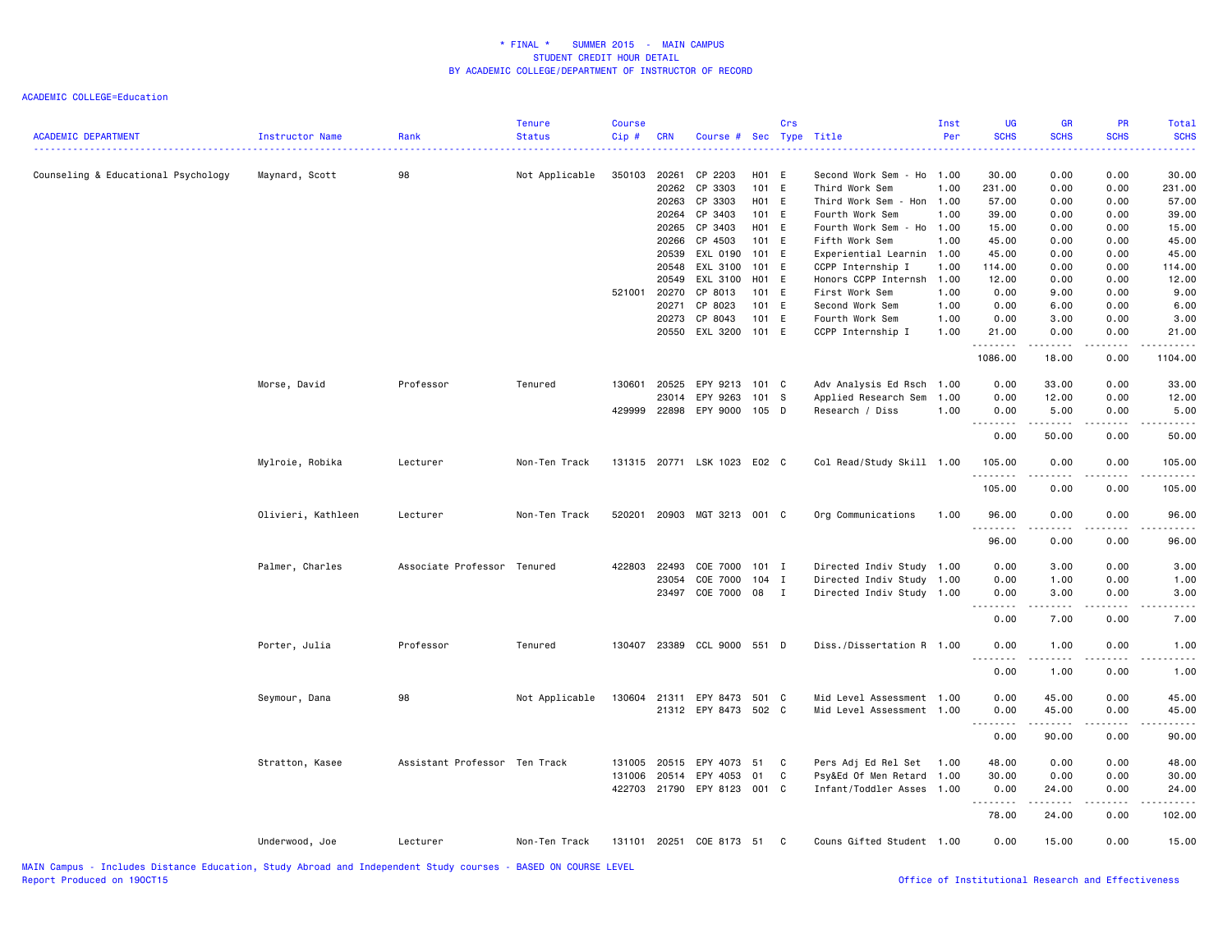# * FINAL * SUMMER 2015 - MAIN CAMPUS
## STUDENT CREDIT HOUR DETAIL
## BY ACADEMIC COLLEGE/DEPARTMENT OF INSTRUCTOR OF RECORD

ACADEMIC COLLEGE=Education

| ACADEMIC DEPARTMENT | Instructor Name | Rank | Tenure Status | Course Cip # | CRN | Course # | Sec | Crs Type | Title | Inst Per | UG SCHS | GR SCHS | PR SCHS | Total SCHS |
|---|---|---|---|---|---|---|---|---|---|---|---|---|---|---|
| Counseling & Educational Psychology | Maynard, Scott | 98 | Not Applicable | 350103 | 20261 | CP 2203 | H01 | E | Second Work Sem - Ho | 1.00 | 30.00 | 0.00 | 0.00 | 30.00 |
| | | | | | 20262 | CP 3303 | 101 | E | Third Work Sem | 1.00 | 231.00 | 0.00 | 0.00 | 231.00 |
| | | | | | 20263 | CP 3303 | H01 | E | Third Work Sem - Hon | 1.00 | 57.00 | 0.00 | 0.00 | 57.00 |
| | | | | | 20264 | CP 3403 | 101 | E | Fourth Work Sem | 1.00 | 39.00 | 0.00 | 0.00 | 39.00 |
| | | | | | 20265 | CP 3403 | H01 | E | Fourth Work Sem - Ho | 1.00 | 15.00 | 0.00 | 0.00 | 15.00 |
| | | | | | 20266 | CP 4503 | 101 | E | Fifth Work Sem | 1.00 | 45.00 | 0.00 | 0.00 | 45.00 |
| | | | | | 20539 | EXL 0190 | 101 | E | Experiential Learnin | 1.00 | 45.00 | 0.00 | 0.00 | 45.00 |
| | | | | | 20548 | EXL 3100 | 101 | E | CCPP Internship I | 1.00 | 114.00 | 0.00 | 0.00 | 114.00 |
| | | | | | 20549 | EXL 3100 | H01 | E | Honors CCPP Internsh | 1.00 | 12.00 | 0.00 | 0.00 | 12.00 |
| | | | | 521001 | 20270 | CP 8013 | 101 | E | First Work Sem | 1.00 | 0.00 | 9.00 | 0.00 | 9.00 |
| | | | | | 20271 | CP 8023 | 101 | E | Second Work Sem | 1.00 | 0.00 | 6.00 | 0.00 | 6.00 |
| | | | | | 20273 | CP 8043 | 101 | E | Fourth Work Sem | 1.00 | 0.00 | 3.00 | 0.00 | 3.00 |
| | | | | | 20550 | EXL 3200 | 101 | E | CCPP Internship I | 1.00 | 21.00 | 0.00 | 0.00 | 21.00 |
| | | | | | | | | | | | 1086.00 | 18.00 | 0.00 | 1104.00 |
| | Morse, David | Professor | Tenured | 130601 | 20525 | EPY 9213 | 101 | C | Adv Analysis Ed Rsch | 1.00 | 0.00 | 33.00 | 0.00 | 33.00 |
| | | | | | 23014 | EPY 9263 | 101 | S | Applied Research Sem | 1.00 | 0.00 | 12.00 | 0.00 | 12.00 |
| | | | | 429999 | 22898 | EPY 9000 | 105 | D | Research / Diss | 1.00 | 0.00 | 5.00 | 0.00 | 5.00 |
| | | | | | | | | | | | 0.00 | 50.00 | 0.00 | 50.00 |
| | Mylroie, Robika | Lecturer | Non-Ten Track | 131315 | 20771 | LSK 1023 | E02 | C | Col Read/Study Skill | 1.00 | 105.00 | 0.00 | 0.00 | 105.00 |
| | | | | | | | | | | | 105.00 | 0.00 | 0.00 | 105.00 |
| | Olivieri, Kathleen | Lecturer | Non-Ten Track | 520201 | 20903 | MGT 3213 | 001 | C | Org Communications | 1.00 | 96.00 | 0.00 | 0.00 | 96.00 |
| | | | | | | | | | | | 96.00 | 0.00 | 0.00 | 96.00 |
| | Palmer, Charles | Associate Professor | Tenured | 422803 | 22493 | COE 7000 | 101 | I | Directed Indiv Study | 1.00 | 0.00 | 3.00 | 0.00 | 3.00 |
| | | | | | 23054 | COE 7000 | 104 | I | Directed Indiv Study | 1.00 | 0.00 | 1.00 | 0.00 | 1.00 |
| | | | | | 23497 | COE 7000 | 08 | I | Directed Indiv Study | 1.00 | 0.00 | 3.00 | 0.00 | 3.00 |
| | | | | | | | | | | | 0.00 | 7.00 | 0.00 | 7.00 |
| | Porter, Julia | Professor | Tenured | 130407 | 23389 | CCL 9000 | 551 | D | Diss./Dissertation R | 1.00 | 0.00 | 1.00 | 0.00 | 1.00 |
| | | | | | | | | | | | 0.00 | 1.00 | 0.00 | 1.00 |
| | Seymour, Dana | 98 | Not Applicable | 130604 | 21311 | EPY 8473 | 501 | C | Mid Level Assessment | 1.00 | 0.00 | 45.00 | 0.00 | 45.00 |
| | | | | | 21312 | EPY 8473 | 502 | C | Mid Level Assessment | 1.00 | 0.00 | 45.00 | 0.00 | 45.00 |
| | | | | | | | | | | | 0.00 | 90.00 | 0.00 | 90.00 |
| | Stratton, Kasee | Assistant Professor | Ten Track | 131005 | 20515 | EPY 4073 | 51 | C | Pers Adj Ed Rel Set | 1.00 | 48.00 | 0.00 | 0.00 | 48.00 |
| | | | | 131006 | 20514 | EPY 4053 | 01 | C | Psy&Ed Of Men Retard | 1.00 | 30.00 | 0.00 | 0.00 | 30.00 |
| | | | | 422703 | 21790 | EPY 8123 | 001 | C | Infant/Toddler Asses | 1.00 | 0.00 | 24.00 | 0.00 | 24.00 |
| | | | | | | | | | | | 78.00 | 24.00 | 0.00 | 102.00 |
| | Underwood, Joe | Lecturer | Non-Ten Track | 131101 | 20251 | COE 8173 | 51 | C | Couns Gifted Student | 1.00 | 0.00 | 15.00 | 0.00 | 15.00 |

MAIN Campus - Includes Distance Education, Study Abroad and Independent Study courses - BASED ON COURSE LEVEL
Report Produced on 19OCT15

Office of Institutional Research and Effectiveness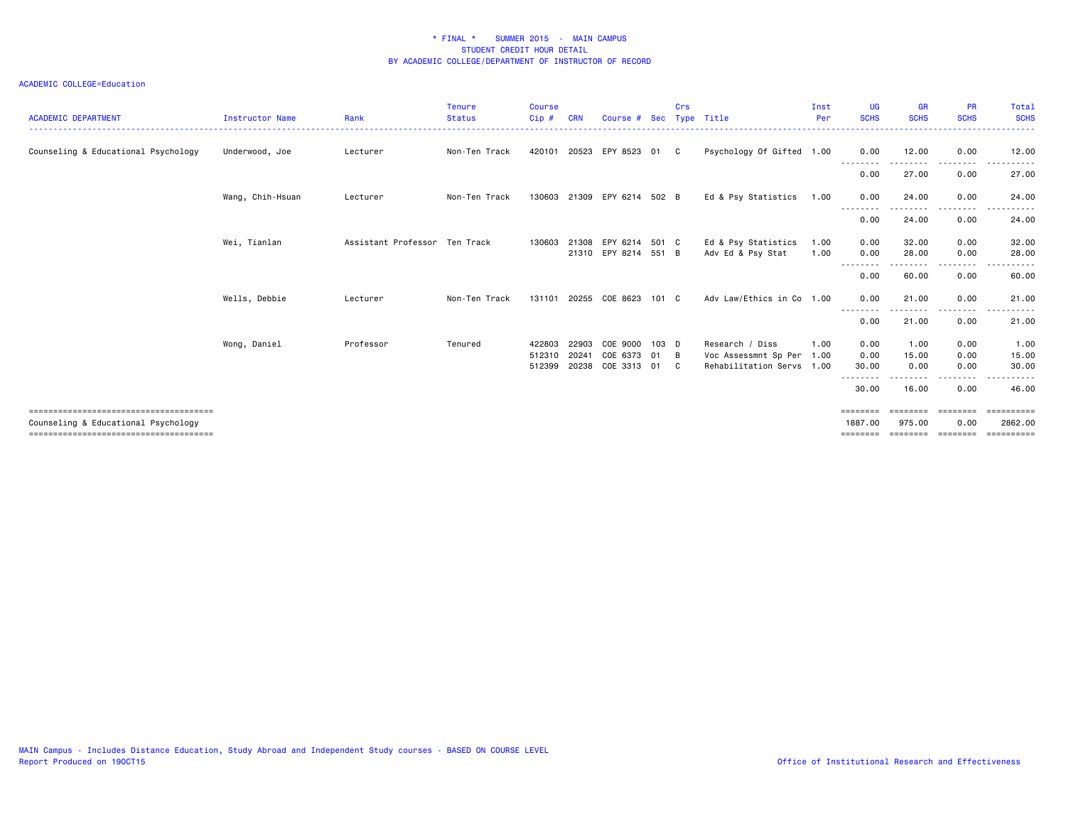# * FINAL * SUMMER 2015 - MAIN CAMPUS
## STUDENT CREDIT HOUR DETAIL
## BY ACADEMIC COLLEGE/DEPARTMENT OF INSTRUCTOR OF RECORD

ACADEMIC COLLEGE=Education

| ACADEMIC DEPARTMENT | Instructor Name | Rank | Tenure Status | Course Cip # | CRN | Course # | Sec | Crs Type | Title | Inst Per | UG SCHS | GR SCHS | PR SCHS | Total SCHS |
|---|---|---|---|---|---|---|---|---|---|---|---|---|---|---|
| Counseling & Educational Psychology | Underwood, Joe | Lecturer | Non-Ten Track | 420101 | 20523 | EPY 8523 | 01 | C | Psychology Of Gifted | 1.00 | 0.00 | 12.00 | 0.00 | 12.00 |
| | | | | | | | | | | | 0.00 | 27.00 | 0.00 | 27.00 |
| | Wang, Chih-Hsuan | Lecturer | Non-Ten Track | 130603 | 21309 | EPY 6214 | 502 | B | Ed & Psy Statistics | 1.00 | 0.00 | 24.00 | 0.00 | 24.00 |
| | | | | | | | | | | | 0.00 | 24.00 | 0.00 | 24.00 |
| | Wei, Tianlan | Assistant Professor | Ten Track | 130603 | 21308 | EPY 6214 | 501 | C | Ed & Psy Statistics | 1.00 | 0.00 | 32.00 | 0.00 | 32.00 |
| | | | | | 21310 | EPY 8214 | 551 | B | Adv Ed & Psy Stat | 1.00 | 0.00 | 28.00 | 0.00 | 28.00 |
| | | | | | | | | | | | 0.00 | 60.00 | 0.00 | 60.00 |
| | Wells, Debbie | Lecturer | Non-Ten Track | 131101 | 20255 | COE 8623 | 101 | C | Adv Law/Ethics in Co | 1.00 | 0.00 | 21.00 | 0.00 | 21.00 |
| | | | | | | | | | | | 0.00 | 21.00 | 0.00 | 21.00 |
| | Wong, Daniel | Professor | Tenured | 422803 | 22903 | COE 9000 | 103 | D | Research / Diss | 1.00 | 0.00 | 1.00 | 0.00 | 1.00 |
| | | | | 512310 | 20241 | COE 6373 | 01 | B | Voc Assessmnt Sp Per | 1.00 | 0.00 | 15.00 | 0.00 | 15.00 |
| | | | | 512399 | 20238 | COE 3313 | 01 | C | Rehabilitation Servs | 1.00 | 30.00 | 0.00 | 0.00 | 30.00 |
| | | | | | | | | | | | 30.00 | 16.00 | 0.00 | 46.00 |
| Counseling & Educational Psychology | | | | | | | | | | | 1887.00 | 975.00 | 0.00 | 2862.00 |

MAIN Campus - Includes Distance Education, Study Abroad and Independent Study courses - BASED ON COURSE LEVEL
Report Produced on 19OCT15

Office of Institutional Research and Effectiveness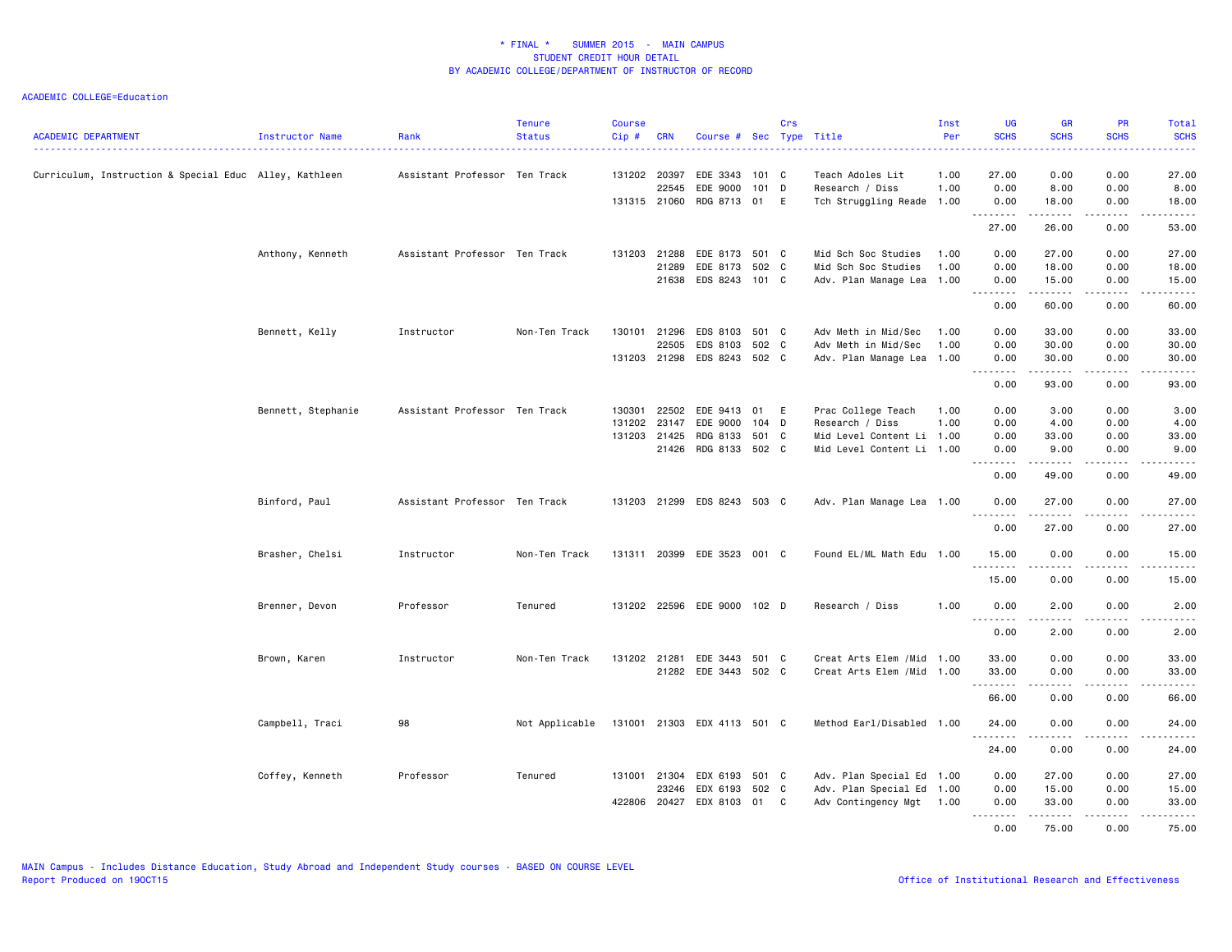# * FINAL * SUMMER 2015 - MAIN CAMPUS
## STUDENT CREDIT HOUR DETAIL
## BY ACADEMIC COLLEGE/DEPARTMENT OF INSTRUCTOR OF RECORD

ACADEMIC COLLEGE=Education

| ACADEMIC DEPARTMENT | Instructor Name | Rank | Tenure Status | Course Cip # | CRN | Course # | Sec | Crs Type | Title | Inst Per | UG SCHS | GR SCHS | PR SCHS | Total SCHS |
|---|---|---|---|---|---|---|---|---|---|---|---|---|---|---|
| Curriculum, Instruction & Special Educ | Alley, Kathleen | Assistant Professor | Ten Track | 131202 | 20397 | EDE 3343 | 101 | C | Teach Adoles Lit | 1.00 | 27.00 | 0.00 | 0.00 | 27.00 |
| | | | | | 22545 | EDE 9000 | 101 | D | Research / Diss | 1.00 | 0.00 | 8.00 | 0.00 | 8.00 |
| | | | | 131315 | 21060 | RDG 8713 | 01 | E | Tch Struggling Reade | 1.00 | 0.00 | 18.00 | 0.00 | 18.00 |
| | | | | | | | | | | | 27.00 | 26.00 | 0.00 | 53.00 |
| | Anthony, Kenneth | Assistant Professor | Ten Track | 131203 | 21288 | EDE 8173 | 501 | C | Mid Sch Soc Studies | 1.00 | 0.00 | 27.00 | 0.00 | 27.00 |
| | | | | | 21289 | EDE 8173 | 502 | C | Mid Sch Soc Studies | 1.00 | 0.00 | 18.00 | 0.00 | 18.00 |
| | | | | | 21638 | EDS 8243 | 101 | C | Adv. Plan Manage Lea | 1.00 | 0.00 | 15.00 | 0.00 | 15.00 |
| | | | | | | | | | | | 0.00 | 60.00 | 0.00 | 60.00 |
| | Bennett, Kelly | Instructor | Non-Ten Track | 130101 | 21296 | EDS 8103 | 501 | C | Adv Meth in Mid/Sec | 1.00 | 0.00 | 33.00 | 0.00 | 33.00 |
| | | | | | 22505 | EDS 8103 | 502 | C | Adv Meth in Mid/Sec | 1.00 | 0.00 | 30.00 | 0.00 | 30.00 |
| | | | | 131203 | 21298 | EDS 8243 | 502 | C | Adv. Plan Manage Lea | 1.00 | 0.00 | 30.00 | 0.00 | 30.00 |
| | | | | | | | | | | | 0.00 | 93.00 | 0.00 | 93.00 |
| | Bennett, Stephanie | Assistant Professor | Ten Track | 130301 | 22502 | EDE 9413 | 01 | E | Prac College Teach | 1.00 | 0.00 | 3.00 | 0.00 | 3.00 |
| | | | | 131202 | 23147 | EDE 9000 | 104 | D | Research / Diss | 1.00 | 0.00 | 4.00 | 0.00 | 4.00 |
| | | | | 131203 | 21425 | RDG 8133 | 501 | C | Mid Level Content Li | 1.00 | 0.00 | 33.00 | 0.00 | 33.00 |
| | | | | | 21426 | RDG 8133 | 502 | C | Mid Level Content Li | 1.00 | 0.00 | 9.00 | 0.00 | 9.00 |
| | | | | | | | | | | | 0.00 | 49.00 | 0.00 | 49.00 |
| | Binford, Paul | Assistant Professor | Ten Track | 131203 | 21299 | EDS 8243 | 503 | C | Adv. Plan Manage Lea | 1.00 | 0.00 | 27.00 | 0.00 | 27.00 |
| | | | | | | | | | | | 0.00 | 27.00 | 0.00 | 27.00 |
| | Brasher, Chelsi | Instructor | Non-Ten Track | 131311 | 20399 | EDE 3523 | 001 | C | Found EL/ML Math Edu | 1.00 | 15.00 | 0.00 | 0.00 | 15.00 |
| | | | | | | | | | | | 15.00 | 0.00 | 0.00 | 15.00 |
| | Brenner, Devon | Professor | Tenured | 131202 | 22596 | EDE 9000 | 102 | D | Research / Diss | 1.00 | 0.00 | 2.00 | 0.00 | 2.00 |
| | | | | | | | | | | | 0.00 | 2.00 | 0.00 | 2.00 |
| | Brown, Karen | Instructor | Non-Ten Track | 131202 | 21281 | EDE 3443 | 501 | C | Creat Arts Elem /Mid | 1.00 | 33.00 | 0.00 | 0.00 | 33.00 |
| | | | | | 21282 | EDE 3443 | 502 | C | Creat Arts Elem /Mid | 1.00 | 33.00 | 0.00 | 0.00 | 33.00 |
| | | | | | | | | | | | 66.00 | 0.00 | 0.00 | 66.00 |
| | Campbell, Traci | 98 | Not Applicable | 131001 | 21303 | EDX 4113 | 501 | C | Method Earl/Disabled | 1.00 | 24.00 | 0.00 | 0.00 | 24.00 |
| | | | | | | | | | | | 24.00 | 0.00 | 0.00 | 24.00 |
| | Coffey, Kenneth | Professor | Tenured | 131001 | 21304 | EDX 6193 | 501 | C | Adv. Plan Special Ed | 1.00 | 0.00 | 27.00 | 0.00 | 27.00 |
| | | | | | 23246 | EDX 6193 | 502 | C | Adv. Plan Special Ed | 1.00 | 0.00 | 15.00 | 0.00 | 15.00 |
| | | | | 422806 | 20427 | EDX 8103 | 01 | C | Adv Contingency Mgt | 1.00 | 0.00 | 33.00 | 0.00 | 33.00 |
| | | | | | | | | | | | 0.00 | 75.00 | 0.00 | 75.00 |

MAIN Campus - Includes Distance Education, Study Abroad and Independent Study courses - BASED ON COURSE LEVEL
Report Produced on 19OCT15

Office of Institutional Research and Effectiveness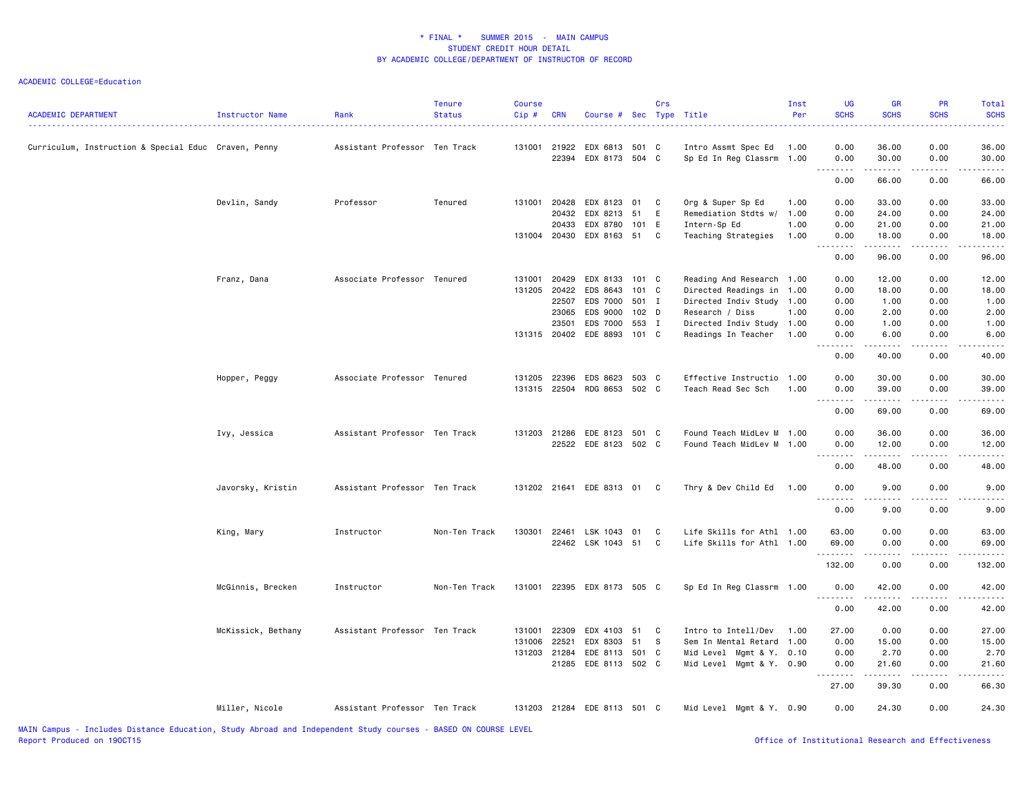* FINAL * SUMMER 2015 - MAIN CAMPUS
STUDENT CREDIT HOUR DETAIL
BY ACADEMIC COLLEGE/DEPARTMENT OF INSTRUCTOR OF RECORD

ACADEMIC COLLEGE=Education

| ACADEMIC DEPARTMENT | Instructor Name | Rank | Tenure Status | Course Cip # | CRN | Course # | Sec | Crs Type | Title | Inst Per | UG SCHS | GR SCHS | PR SCHS | Total SCHS |
|---|---|---|---|---|---|---|---|---|---|---|---|---|---|---|
| Curriculum, Instruction & Special Educ | Craven, Penny | Assistant Professor | Ten Track | 131001 | 21922 | EDX 6813 | 501 | C | Intro Assmt Spec Ed | 1.00 | 0.00 | 36.00 | 0.00 | 36.00 |
| | | | | | 22394 | EDX 8173 | 504 | C | Sp Ed In Reg Classrm | 1.00 | 0.00 | 30.00 | 0.00 | 30.00 |
| | | | | | | | | | | | 0.00 | 66.00 | 0.00 | 66.00 |
| | Devlin, Sandy | Professor | Tenured | 131001 | 20428 | EDX 8123 | 01 | C | Org & Super Sp Ed | 1.00 | 0.00 | 33.00 | 0.00 | 33.00 |
| | | | | | 20432 | EDX 8213 | 51 | E | Remediation Stdts w/ | 1.00 | 0.00 | 24.00 | 0.00 | 24.00 |
| | | | | | 20433 | EDX 8780 | 101 | E | Intern-Sp Ed | 1.00 | 0.00 | 21.00 | 0.00 | 21.00 |
| | | | | 131004 | 20430 | EDX 8163 | 51 | C | Teaching Strategies | 1.00 | 0.00 | 18.00 | 0.00 | 18.00 |
| | | | | | | | | | | | 0.00 | 96.00 | 0.00 | 96.00 |
| | Franz, Dana | Associate Professor | Tenured | 131001 | 20429 | EDX 8133 | 101 | C | Reading And Research | 1.00 | 0.00 | 12.00 | 0.00 | 12.00 |
| | | | | 131205 | 20422 | EDS 8643 | 101 | C | Directed Readings in | 1.00 | 0.00 | 18.00 | 0.00 | 18.00 |
| | | | | | 22507 | EDS 7000 | 501 | I | Directed Indiv Study | 1.00 | 0.00 | 1.00 | 0.00 | 1.00 |
| | | | | | 23065 | EDS 9000 | 102 | D | Research / Diss | 1.00 | 0.00 | 2.00 | 0.00 | 2.00 |
| | | | | | 23501 | EDS 7000 | 553 | I | Directed Indiv Study | 1.00 | 0.00 | 1.00 | 0.00 | 1.00 |
| | | | | 131315 | 20402 | EDE 8893 | 101 | C | Readings In Teacher | 1.00 | 0.00 | 6.00 | 0.00 | 6.00 |
| | | | | | | | | | | | 0.00 | 40.00 | 0.00 | 40.00 |
| | Hopper, Peggy | Associate Professor | Tenured | 131205 | 22396 | EDS 8623 | 503 | C | Effective Instructio | 1.00 | 0.00 | 30.00 | 0.00 | 30.00 |
| | | | | 131315 | 22504 | RDG 8653 | 502 | C | Teach Read Sec Sch | 1.00 | 0.00 | 39.00 | 0.00 | 39.00 |
| | | | | | | | | | | | 0.00 | 69.00 | 0.00 | 69.00 |
| | Ivy, Jessica | Assistant Professor | Ten Track | 131203 | 21286 | EDE 8123 | 501 | C | Found Teach MidLev M | 1.00 | 0.00 | 36.00 | 0.00 | 36.00 |
| | | | | | 22522 | EDE 8123 | 502 | C | Found Teach MidLev M | 1.00 | 0.00 | 12.00 | 0.00 | 12.00 |
| | | | | | | | | | | | 0.00 | 48.00 | 0.00 | 48.00 |
| | Javorsky, Kristin | Assistant Professor | Ten Track | 131202 | 21641 | EDE 8313 | 01 | C | Thry & Dev Child Ed | 1.00 | 0.00 | 9.00 | 0.00 | 9.00 |
| | | | | | | | | | | | 0.00 | 9.00 | 0.00 | 9.00 |
| | King, Mary | Instructor | Non-Ten Track | 130301 | 22461 | LSK 1043 | 01 | C | Life Skills for Athl | 1.00 | 63.00 | 0.00 | 0.00 | 63.00 |
| | | | | | 22462 | LSK 1043 | 51 | C | Life Skills for Athl | 1.00 | 69.00 | 0.00 | 0.00 | 69.00 |
| | | | | | | | | | | | 132.00 | 0.00 | 0.00 | 132.00 |
| | McGinnis, Brecken | Instructor | Non-Ten Track | 131001 | 22395 | EDX 8173 | 505 | C | Sp Ed In Reg Classrm | 1.00 | 0.00 | 42.00 | 0.00 | 42.00 |
| | | | | | | | | | | | 0.00 | 42.00 | 0.00 | 42.00 |
| | McKissick, Bethany | Assistant Professor | Ten Track | 131001 | 22309 | EDX 4103 | 51 | C | Intro to Intell/Dev | 1.00 | 27.00 | 0.00 | 0.00 | 27.00 |
| | | | | 131006 | 22521 | EDX 8303 | 51 | S | Sem In Mental Retard | 1.00 | 0.00 | 15.00 | 0.00 | 15.00 |
| | | | | 131203 | 21284 | EDE 8113 | 501 | C | Mid Level Mgmt & Y. | 0.10 | 0.00 | 2.70 | 0.00 | 2.70 |
| | | | | | 21285 | EDE 8113 | 502 | C | Mid Level Mgmt & Y. | 0.90 | 0.00 | 21.60 | 0.00 | 21.60 |
| | | | | | | | | | | | 27.00 | 39.30 | 0.00 | 66.30 |
| | Miller, Nicole | Assistant Professor | Ten Track | 131203 | 21284 | EDE 8113 | 501 | C | Mid Level Mgmt & Y. | 0.90 | 0.00 | 24.30 | 0.00 | 24.30 |

MAIN Campus - Includes Distance Education, Study Abroad and Independent Study courses - BASED ON COURSE LEVEL
Report Produced on 19OCT15

Office of Institutional Research and Effectiveness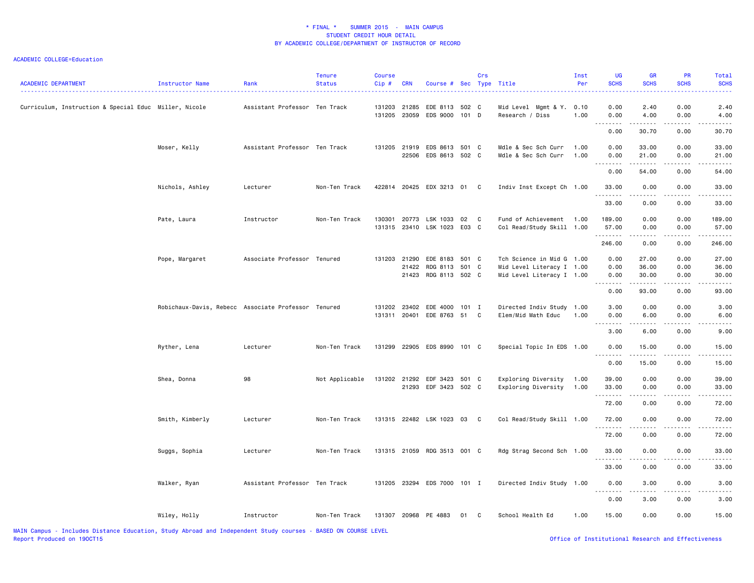* FINAL * SUMMER 2015 - MAIN CAMPUS
STUDENT CREDIT HOUR DETAIL
BY ACADEMIC COLLEGE/DEPARTMENT OF INSTRUCTOR OF RECORD

ACADEMIC COLLEGE=Education

| ACADEMIC DEPARTMENT | Instructor Name | Rank | Tenure Status | Course Cip # | CRN | Course # | Sec | Crs Type | Title | Inst Per | UG SCHS | GR SCHS | PR SCHS | Total SCHS |
|---|---|---|---|---|---|---|---|---|---|---|---|---|---|---|
| Curriculum, Instruction & Special Educ | Miller, Nicole | Assistant Professor | Ten Track | 131203 | 21285 | EDE 8113 | 502 | C | Mid Level Mgmt & Y. | 0.10 | 0.00 | 2.40 | 0.00 | 2.40 |
| | | | | 131205 | 23059 | EDS 9000 | 101 | D | Research / Diss | 1.00 | 0.00 | 4.00 | 0.00 | 4.00 |
| | | | | | | | | | | | 0.00 | 30.70 | 0.00 | 30.70 |
| | Moser, Kelly | Assistant Professor | Ten Track | 131205 | 21919 | EDS 8613 | 501 | C | Mdle & Sec Sch Curr | 1.00 | 0.00 | 33.00 | 0.00 | 33.00 |
| | | | | | 22506 | EDS 8613 | 502 | C | Mdle & Sec Sch Curr | 1.00 | 0.00 | 21.00 | 0.00 | 21.00 |
| | | | | | | | | | | | 0.00 | 54.00 | 0.00 | 54.00 |
| | Nichols, Ashley | Lecturer | Non-Ten Track | 422814 | 20425 | EDX 3213 | 01 | C | Indiv Inst Except Ch | 1.00 | 33.00 | 0.00 | 0.00 | 33.00 |
| | | | | | | | | | | | 33.00 | 0.00 | 0.00 | 33.00 |
| | Pate, Laura | Instructor | Non-Ten Track | 130301 | 20773 | LSK 1033 | 02 | C | Fund of Achievement | 1.00 | 189.00 | 0.00 | 0.00 | 189.00 |
| | | | | 131315 | 23410 | LSK 1023 | E03 | C | Col Read/Study Skill | 1.00 | 57.00 | 0.00 | 0.00 | 57.00 |
| | | | | | | | | | | | 246.00 | 0.00 | 0.00 | 246.00 |
| | Pope, Margaret | Associate Professor | Tenured | 131203 | 21290 | EDE 8183 | 501 | C | Tch Science in Mid G | 1.00 | 0.00 | 27.00 | 0.00 | 27.00 |
| | | | | | 21422 | RDG 8113 | 501 | C | Mid Level Literacy I | 1.00 | 0.00 | 36.00 | 0.00 | 36.00 |
| | | | | | 21423 | RDG 8113 | 502 | C | Mid Level Literacy I | 1.00 | 0.00 | 30.00 | 0.00 | 30.00 |
| | | | | | | | | | | | 0.00 | 93.00 | 0.00 | 93.00 |
| | Robichaux-Davis, Rebecc | Associate Professor | Tenured | 131202 | 23402 | EDE 4000 | 101 | I | Directed Indiv Study | 1.00 | 3.00 | 0.00 | 0.00 | 3.00 |
| | | | | 131311 | 20401 | EDE 8763 | 51 | C | Elem/Mid Math Educ | 1.00 | 0.00 | 6.00 | 0.00 | 6.00 |
| | | | | | | | | | | | 3.00 | 6.00 | 0.00 | 9.00 |
| | Ryther, Lena | Lecturer | Non-Ten Track | 131299 | 22905 | EDS 8990 | 101 | C | Special Topic In EDS | 1.00 | 0.00 | 15.00 | 0.00 | 15.00 |
| | | | | | | | | | | | 0.00 | 15.00 | 0.00 | 15.00 |
| | Shea, Donna | 98 | Not Applicable | 131202 | 21292 | EDF 3423 | 501 | C | Exploring Diversity | 1.00 | 39.00 | 0.00 | 0.00 | 39.00 |
| | | | | | 21293 | EDF 3423 | 502 | C | Exploring Diversity | 1.00 | 33.00 | 0.00 | 0.00 | 33.00 |
| | | | | | | | | | | | 72.00 | 0.00 | 0.00 | 72.00 |
| | Smith, Kimberly | Lecturer | Non-Ten Track | 131315 | 22482 | LSK 1023 | 03 | C | Col Read/Study Skill | 1.00 | 72.00 | 0.00 | 0.00 | 72.00 |
| | | | | | | | | | | | 72.00 | 0.00 | 0.00 | 72.00 |
| | Suggs, Sophia | Lecturer | Non-Ten Track | 131315 | 21059 | RDG 3513 | 001 | C | Rdg Strag Second Sch | 1.00 | 33.00 | 0.00 | 0.00 | 33.00 |
| | | | | | | | | | | | 33.00 | 0.00 | 0.00 | 33.00 |
| | Walker, Ryan | Assistant Professor | Ten Track | 131205 | 23294 | EDS 7000 | 101 | I | Directed Indiv Study | 1.00 | 0.00 | 3.00 | 0.00 | 3.00 |
| | | | | | | | | | | | 0.00 | 3.00 | 0.00 | 3.00 |
| | Wiley, Holly | Instructor | Non-Ten Track | 131307 | 20968 | PE 4883 | 01 | C | School Health Ed | 1.00 | 15.00 | 0.00 | 0.00 | 15.00 |

MAIN Campus - Includes Distance Education, Study Abroad and Independent Study courses - BASED ON COURSE LEVEL
Report Produced on 19OCT15

Office of Institutional Research and Effectiveness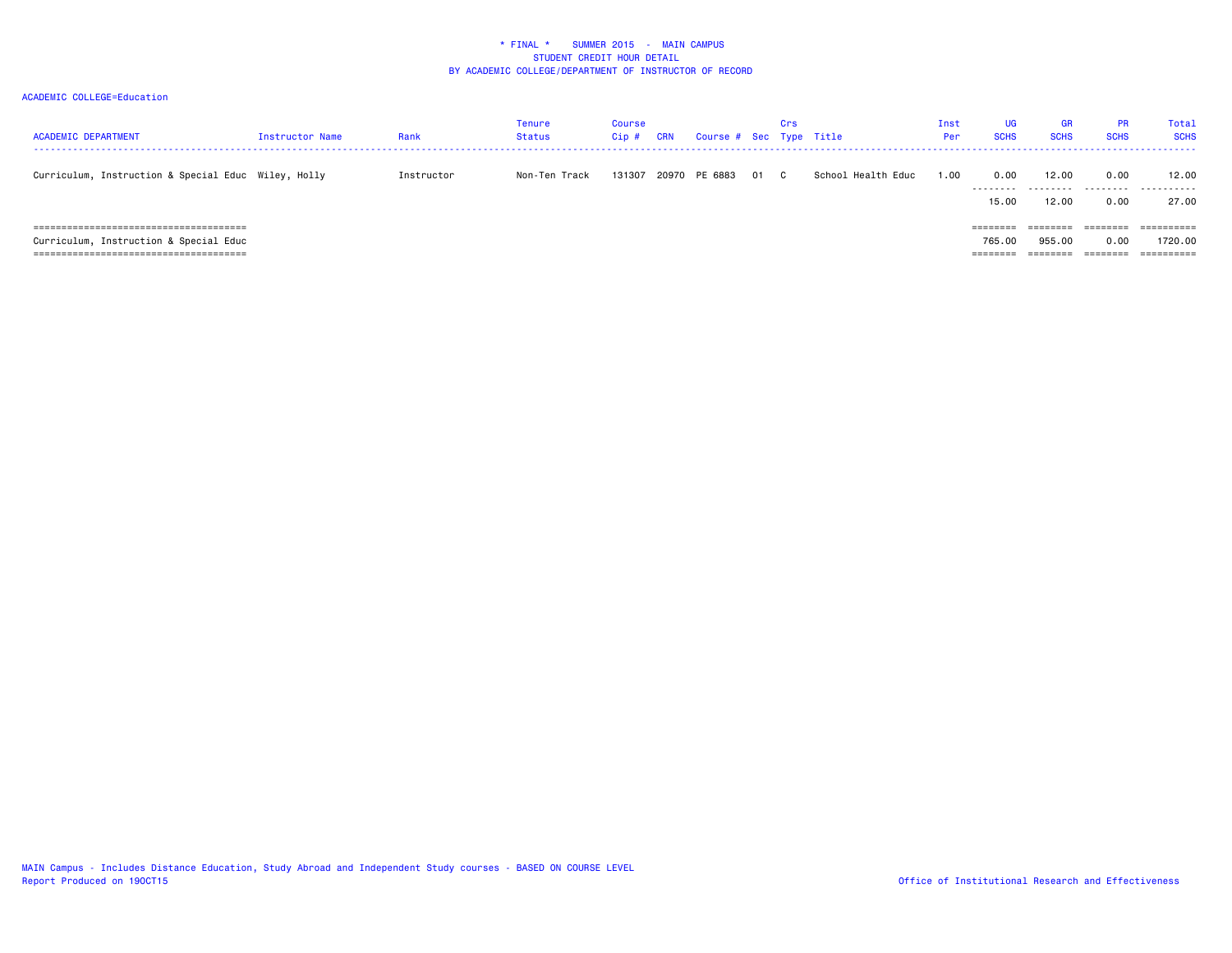* FINAL * SUMMER 2015 - MAIN CAMPUS
STUDENT CREDIT HOUR DETAIL
BY ACADEMIC COLLEGE/DEPARTMENT OF INSTRUCTOR OF RECORD

ACADEMIC COLLEGE=Education

| ACADEMIC DEPARTMENT | Instructor Name | Rank | Tenure Status | Course Cip # | CRN | Course # | Sec | Crs Type | Title | Inst Per | UG SCHS | GR SCHS | PR SCHS | Total SCHS |
|---|---|---|---|---|---|---|---|---|---|---|---|---|---|---|
| Curriculum, Instruction & Special Educ | Wiley, Holly | Instructor | Non-Ten Track | 131307 | 20970 | PE 6883 | 01 | C | School Health Educ | 1.00 | 0.00 | 12.00 | 0.00 | 12.00 |
| | | | | | | | | | | | 15.00 | 12.00 | 0.00 | 27.00 |
| Curriculum, Instruction & Special Educ | | | | | | | | | | | 765.00 | 955.00 | 0.00 | 1720.00 |

MAIN Campus - Includes Distance Education, Study Abroad and Independent Study courses - BASED ON COURSE LEVEL
Report Produced on 19OCT15

Office of Institutional Research and Effectiveness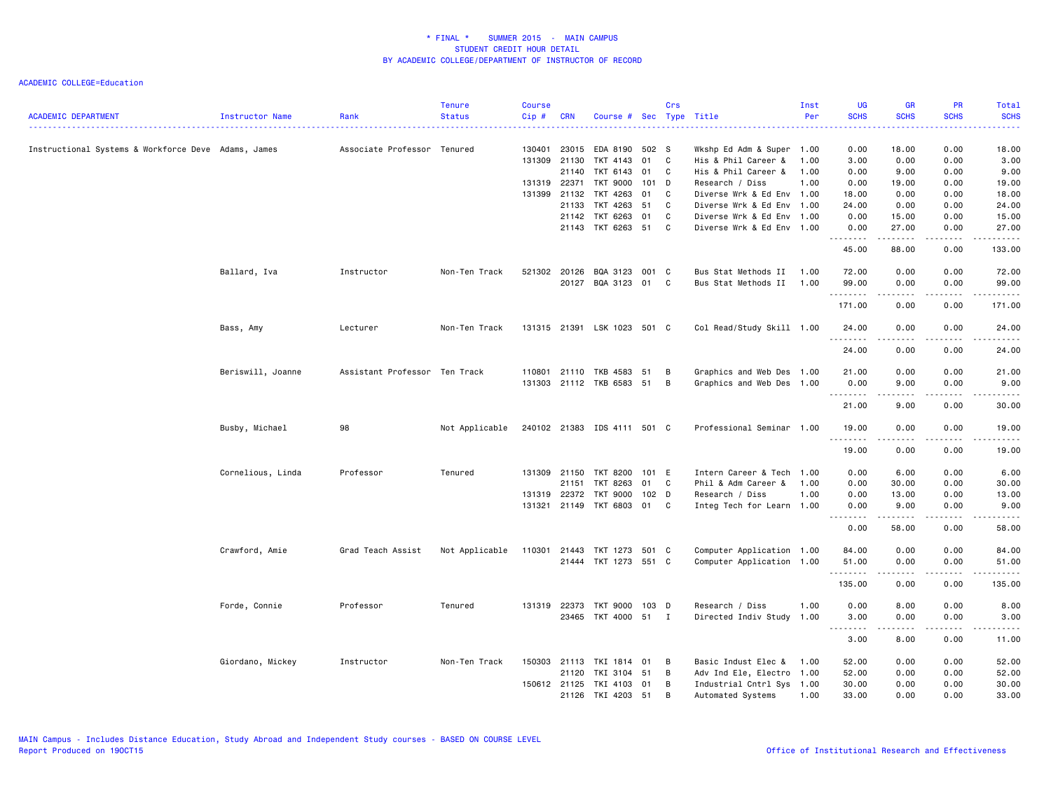# * FINAL * SUMMER 2015 - MAIN CAMPUS
## STUDENT CREDIT HOUR DETAIL
## BY ACADEMIC COLLEGE/DEPARTMENT OF INSTRUCTOR OF RECORD

ACADEMIC COLLEGE=Education

| ACADEMIC DEPARTMENT | Instructor Name | Rank | Tenure Status | Course Cip # | CRN | Course # | Sec | Crs Type | Title | Inst Per | UG SCHS | GR SCHS | PR SCHS | Total SCHS |
|---|---|---|---|---|---|---|---|---|---|---|---|---|---|---|
| Instructional Systems & Workforce Deve | Adams, James | Associate Professor | Tenured | 130401 | 23015 | EDA 8190 | 502 | S | Wkshp Ed Adm & Super | 1.00 | 0.00 | 18.00 | 0.00 | 18.00 |
| | | | | 131309 | 21130 | TKT 4143 | 01 | C | His & Phil Career & | 1.00 | 3.00 | 0.00 | 0.00 | 3.00 |
| | | | | | 21140 | TKT 6143 | 01 | C | His & Phil Career & | 1.00 | 0.00 | 9.00 | 0.00 | 9.00 |
| | | | | 131319 | 22371 | TKT 9000 | 101 | D | Research / Diss | 1.00 | 0.00 | 19.00 | 0.00 | 19.00 |
| | | | | 131399 | 21132 | TKT 4263 | 01 | C | Diverse Wrk & Ed Env | 1.00 | 18.00 | 0.00 | 0.00 | 18.00 |
| | | | | | 21133 | TKT 4263 | 51 | C | Diverse Wrk & Ed Env | 1.00 | 24.00 | 0.00 | 0.00 | 24.00 |
| | | | | | 21142 | TKT 6263 | 01 | C | Diverse Wrk & Ed Env | 1.00 | 0.00 | 15.00 | 0.00 | 15.00 |
| | | | | | 21143 | TKT 6263 | 51 | C | Diverse Wrk & Ed Env | 1.00 | 0.00 | 27.00 | 0.00 | 27.00 |
| | | | | | | | | | | | 45.00 | 88.00 | 0.00 | 133.00 |
| | Ballard, Iva | Instructor | Non-Ten Track | 521302 | 20126 | BQA 3123 | 001 | C | Bus Stat Methods II | 1.00 | 72.00 | 0.00 | 0.00 | 72.00 |
| | | | | | 20127 | BQA 3123 | 01 | C | Bus Stat Methods II | 1.00 | 99.00 | 0.00 | 0.00 | 99.00 |
| | | | | | | | | | | | 171.00 | 0.00 | 0.00 | 171.00 |
| | Bass, Amy | Lecturer | Non-Ten Track | 131315 | 21391 | LSK 1023 | 501 | C | Col Read/Study Skill | 1.00 | 24.00 | 0.00 | 0.00 | 24.00 |
| | | | | | | | | | | | 24.00 | 0.00 | 0.00 | 24.00 |
| | Beriswill, Joanne | Assistant Professor | Ten Track | 110801 | 21110 | TKB 4583 | 51 | B | Graphics and Web Des | 1.00 | 21.00 | 0.00 | 0.00 | 21.00 |
| | | | | 131303 | 21112 | TKB 6583 | 51 | B | Graphics and Web Des | 1.00 | 0.00 | 9.00 | 0.00 | 9.00 |
| | | | | | | | | | | | 21.00 | 9.00 | 0.00 | 30.00 |
| | Busby, Michael | 98 | Not Applicable | 240102 | 21383 | IDS 4111 | 501 | C | Professional Seminar | 1.00 | 19.00 | 0.00 | 0.00 | 19.00 |
| | | | | | | | | | | | 19.00 | 0.00 | 0.00 | 19.00 |
| | Cornelious, Linda | Professor | Tenured | 131309 | 21150 | TKT 8200 | 101 | E | Intern Career & Tech | 1.00 | 0.00 | 6.00 | 0.00 | 6.00 |
| | | | | | 21151 | TKT 8263 | 01 | C | Phil & Adm Career & | 1.00 | 0.00 | 30.00 | 0.00 | 30.00 |
| | | | | 131319 | 22372 | TKT 9000 | 102 | D | Research / Diss | 1.00 | 0.00 | 13.00 | 0.00 | 13.00 |
| | | | | 131321 | 21149 | TKT 6803 | 01 | C | Integ Tech for Learn | 1.00 | 0.00 | 9.00 | 0.00 | 9.00 |
| | | | | | | | | | | | 0.00 | 58.00 | 0.00 | 58.00 |
| | Crawford, Amie | Grad Teach Assist | Not Applicable | 110301 | 21443 | TKT 1273 | 501 | C | Computer Application | 1.00 | 84.00 | 0.00 | 0.00 | 84.00 |
| | | | | | 21444 | TKT 1273 | 551 | C | Computer Application | 1.00 | 51.00 | 0.00 | 0.00 | 51.00 |
| | | | | | | | | | | | 135.00 | 0.00 | 0.00 | 135.00 |
| | Forde, Connie | Professor | Tenured | 131319 | 22373 | TKT 9000 | 103 | D | Research / Diss | 1.00 | 0.00 | 8.00 | 0.00 | 8.00 |
| | | | | | 23465 | TKT 4000 | 51 | I | Directed Indiv Study | 1.00 | 3.00 | 0.00 | 0.00 | 3.00 |
| | | | | | | | | | | | 3.00 | 8.00 | 0.00 | 11.00 |
| | Giordano, Mickey | Instructor | Non-Ten Track | 150303 | 21113 | TKI 1814 | 01 | B | Basic Indust Elec & | 1.00 | 52.00 | 0.00 | 0.00 | 52.00 |
| | | | | | 21120 | TKI 3104 | 51 | B | Adv Ind Ele, Electro | 1.00 | 52.00 | 0.00 | 0.00 | 52.00 |
| | | | | 150612 | 21125 | TKI 4103 | 01 | B | Industrial Cntrl Sys | 1.00 | 30.00 | 0.00 | 0.00 | 30.00 |
| | | | | | 21126 | TKI 4203 | 51 | B | Automated Systems | 1.00 | 33.00 | 0.00 | 0.00 | 33.00 |

MAIN Campus - Includes Distance Education, Study Abroad and Independent Study courses - BASED ON COURSE LEVEL
Report Produced on 19OCT15

Office of Institutional Research and Effectiveness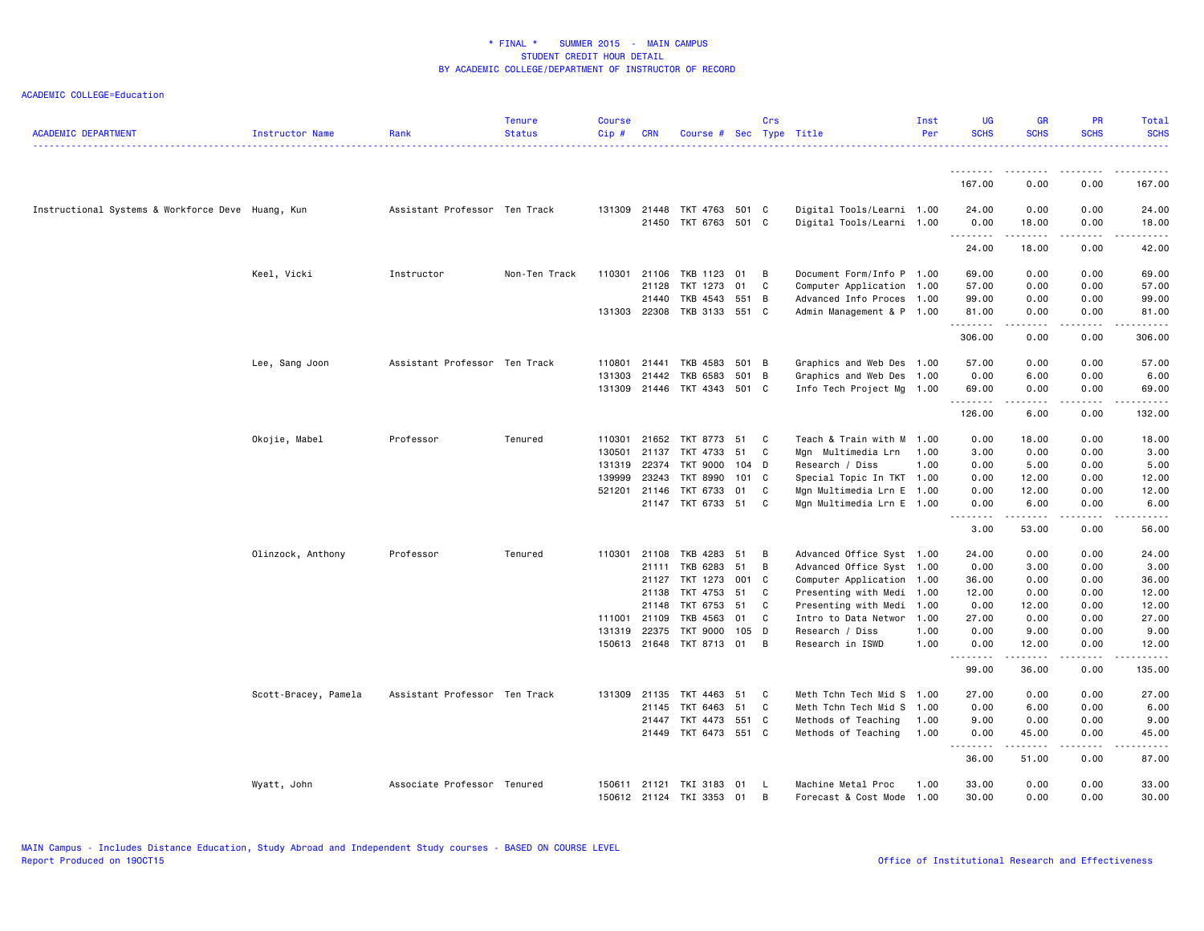\* FINAL \*    SUMMER 2015  -  MAIN CAMPUS
STUDENT CREDIT HOUR DETAIL
BY ACADEMIC COLLEGE/DEPARTMENT OF INSTRUCTOR OF RECORD

ACADEMIC COLLEGE=Education

| ACADEMIC DEPARTMENT | Instructor Name | Rank | Tenure Status | Course Cip # | CRN | Course # | Sec | Crs Type | Title | Inst Per | UG SCHS | GR SCHS | PR SCHS | Total SCHS |
|---|---|---|---|---|---|---|---|---|---|---|---|---|---|---|
| | | | | | | | | | | | 167.00 | 0.00 | 0.00 | 167.00 |
| Instructional Systems & Workforce Deve | Huang, Kun | Assistant Professor | Ten Track | 131309 | 21448 | TKT 4763 | 501 | C | Digital Tools/Learni | 1.00 | 24.00 | 0.00 | 0.00 | 24.00 |
| | | | | | 21450 | TKT 6763 | 501 | C | Digital Tools/Learni | 1.00 | 0.00 | 18.00 | 0.00 | 18.00 |
| | | | | | | | | | | | 24.00 | 18.00 | 0.00 | 42.00 |
| | Keel, Vicki | Instructor | Non-Ten Track | 110301 | 21106 | TKB 1123 | 01 | B | Document Form/Info P | 1.00 | 69.00 | 0.00 | 0.00 | 69.00 |
| | | | | | 21128 | TKT 1273 | 01 | C | Computer Application | 1.00 | 57.00 | 0.00 | 0.00 | 57.00 |
| | | | | | 21440 | TKB 4543 | 551 | B | Advanced Info Proces | 1.00 | 99.00 | 0.00 | 0.00 | 99.00 |
| | | | | 131303 | 22308 | TKB 3133 | 551 | C | Admin Management & P | 1.00 | 81.00 | 0.00 | 0.00 | 81.00 |
| | | | | | | | | | | | 306.00 | 0.00 | 0.00 | 306.00 |
| | Lee, Sang Joon | Assistant Professor | Ten Track | 110801 | 21441 | TKB 4583 | 501 | B | Graphics and Web Des | 1.00 | 57.00 | 0.00 | 0.00 | 57.00 |
| | | | | 131303 | 21442 | TKB 6583 | 501 | B | Graphics and Web Des | 1.00 | 0.00 | 6.00 | 0.00 | 6.00 |
| | | | | 131309 | 21446 | TKT 4343 | 501 | C | Info Tech Project Mg | 1.00 | 69.00 | 0.00 | 0.00 | 69.00 |
| | | | | | | | | | | | 126.00 | 6.00 | 0.00 | 132.00 |
| | Okojie, Mabel | Professor | Tenured | 110301 | 21652 | TKT 8773 | 51 | C | Teach & Train with M | 1.00 | 0.00 | 18.00 | 0.00 | 18.00 |
| | | | | 130501 | 21137 | TKT 4733 | 51 | C | Mgn Multimedia Lrn | 1.00 | 3.00 | 0.00 | 0.00 | 3.00 |
| | | | | 131319 | 22374 | TKT 9000 | 104 | D | Research / Diss | 1.00 | 0.00 | 5.00 | 0.00 | 5.00 |
| | | | | 139999 | 23243 | TKT 8990 | 101 | C | Special Topic In TKT | 1.00 | 0.00 | 12.00 | 0.00 | 12.00 |
| | | | | 521201 | 21146 | TKT 6733 | 01 | C | Mgn Multimedia Lrn E | 1.00 | 0.00 | 12.00 | 0.00 | 12.00 |
| | | | | | 21147 | TKT 6733 | 51 | C | Mgn Multimedia Lrn E | 1.00 | 0.00 | 6.00 | 0.00 | 6.00 |
| | | | | | | | | | | | 3.00 | 53.00 | 0.00 | 56.00 |
| | Olinzock, Anthony | Professor | Tenured | 110301 | 21108 | TKB 4283 | 51 | B | Advanced Office Syst | 1.00 | 24.00 | 0.00 | 0.00 | 24.00 |
| | | | | | 21111 | TKB 6283 | 51 | B | Advanced Office Syst | 1.00 | 0.00 | 3.00 | 0.00 | 3.00 |
| | | | | | 21127 | TKT 1273 | 001 | C | Computer Application | 1.00 | 36.00 | 0.00 | 0.00 | 36.00 |
| | | | | | 21138 | TKT 4753 | 51 | C | Presenting with Medi | 1.00 | 12.00 | 0.00 | 0.00 | 12.00 |
| | | | | | 21148 | TKT 6753 | 51 | C | Presenting with Medi | 1.00 | 0.00 | 12.00 | 0.00 | 12.00 |
| | | | | 111001 | 21109 | TKB 4563 | 01 | C | Intro to Data Networ | 1.00 | 27.00 | 0.00 | 0.00 | 27.00 |
| | | | | 131319 | 22375 | TKT 9000 | 105 | D | Research / Diss | 1.00 | 0.00 | 9.00 | 0.00 | 9.00 |
| | | | | 150613 | 21648 | TKT 8713 | 01 | B | Research in ISWD | 1.00 | 0.00 | 12.00 | 0.00 | 12.00 |
| | | | | | | | | | | | 99.00 | 36.00 | 0.00 | 135.00 |
| | Scott-Bracey, Pamela | Assistant Professor | Ten Track | 131309 | 21135 | TKT 4463 | 51 | C | Meth Tchn Tech Mid S | 1.00 | 27.00 | 0.00 | 0.00 | 27.00 |
| | | | | | 21145 | TKT 6463 | 51 | C | Meth Tchn Tech Mid S | 1.00 | 0.00 | 6.00 | 0.00 | 6.00 |
| | | | | | 21447 | TKT 4473 | 551 | C | Methods of Teaching | 1.00 | 9.00 | 0.00 | 0.00 | 9.00 |
| | | | | | 21449 | TKT 6473 | 551 | C | Methods of Teaching | 1.00 | 0.00 | 45.00 | 0.00 | 45.00 |
| | | | | | | | | | | | 36.00 | 51.00 | 0.00 | 87.00 |
| | Wyatt, John | Associate Professor | Tenured | 150611 | 21121 | TKI 3183 | 01 | L | Machine Metal Proc | 1.00 | 33.00 | 0.00 | 0.00 | 33.00 |
| | | | | 150612 | 21124 | TKI 3353 | 01 | B | Forecast & Cost Mode | 1.00 | 30.00 | 0.00 | 0.00 | 30.00 |

MAIN Campus - Includes Distance Education, Study Abroad and Independent Study courses - BASED ON COURSE LEVEL
Report Produced on 19OCT15

Office of Institutional Research and Effectiveness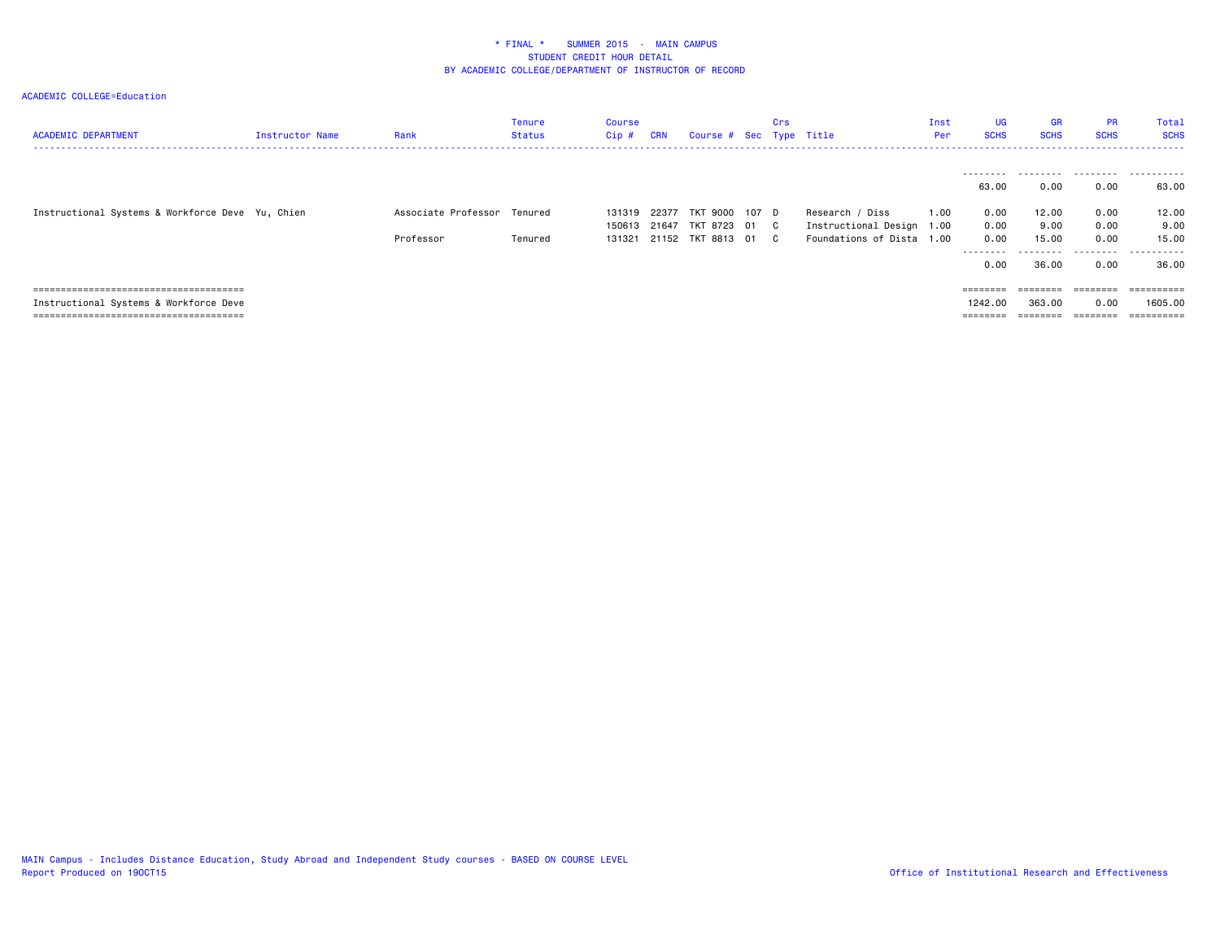# * FINAL * SUMMER 2015 - MAIN CAMPUS
## STUDENT CREDIT HOUR DETAIL
## BY ACADEMIC COLLEGE/DEPARTMENT OF INSTRUCTOR OF RECORD

ACADEMIC COLLEGE=Education

| ACADEMIC DEPARTMENT | Instructor Name | Rank | Tenure Status | Course Cip # | CRN | Course # | Sec | Crs Type | Title | Inst Per | UG SCHS | GR SCHS | PR SCHS | Total SCHS |
|---|---|---|---|---|---|---|---|---|---|---|---|---|---|---|
| | | | | | | | | | | | 63.00 | 0.00 | 0.00 | 63.00 |
| Instructional Systems & Workforce Deve | Yu, Chien | Associate Professor | Tenured | 131319 | 22377 | TKT 9000 | 107 | D | Research / Diss | 1.00 | 0.00 | 12.00 | 0.00 | 12.00 |
| | | | | 150613 | 21647 | TKT 8723 | 01 | C | Instructional Design | 1.00 | 0.00 | 9.00 | 0.00 | 9.00 |
| | | Professor | Tenured | 131321 | 21152 | TKT 8813 | 01 | C | Foundations of Dista | 1.00 | 0.00 | 15.00 | 0.00 | 15.00 |
| | | | | | | | | | | | 0.00 | 36.00 | 0.00 | 36.00 |
| Instructional Systems & Workforce Deve | | | | | | | | | | | 1242.00 | 363.00 | 0.00 | 1605.00 |

MAIN Campus - Includes Distance Education, Study Abroad and Independent Study courses - BASED ON COURSE LEVEL
Report Produced on 19OCT15

Office of Institutional Research and Effectiveness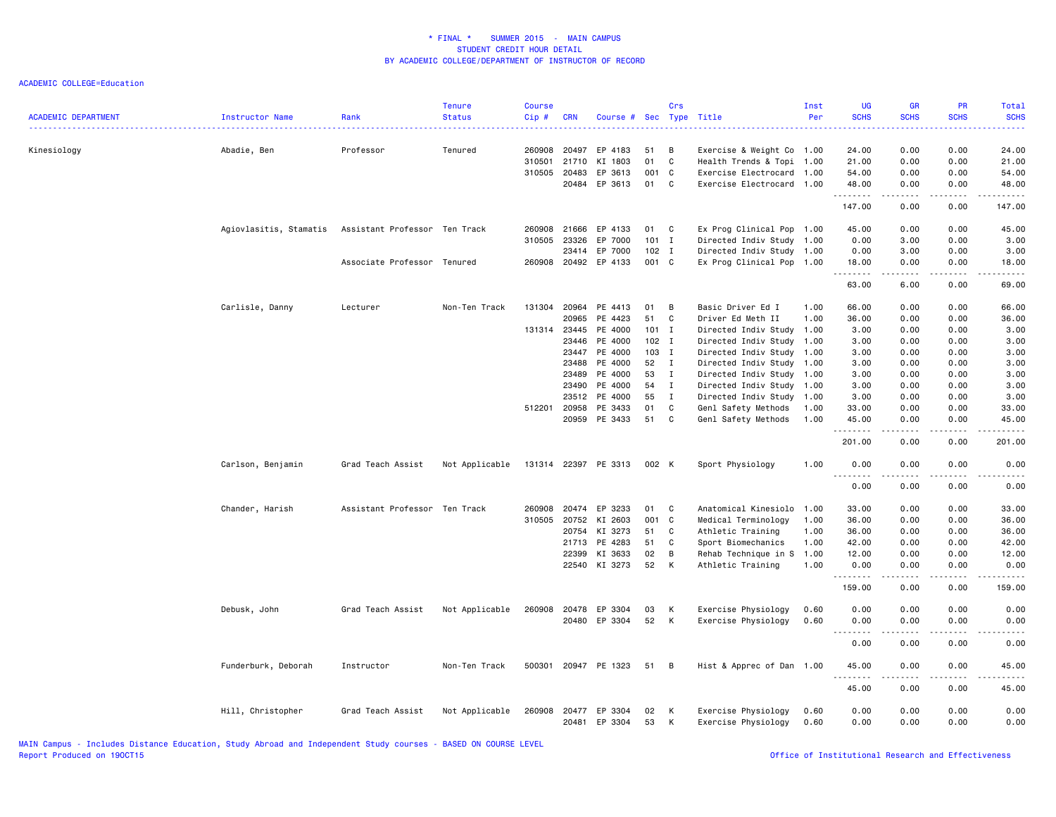\* FINAL \* SUMMER 2015 - MAIN CAMPUS
STUDENT CREDIT HOUR DETAIL
BY ACADEMIC COLLEGE/DEPARTMENT OF INSTRUCTOR OF RECORD

ACADEMIC COLLEGE=Education

| ACADEMIC DEPARTMENT | Instructor Name | Rank | Tenure Status | Course Cip # | CRN | Course # | Sec | Crs Type | Title | Inst Per | UG SCHS | GR SCHS | PR SCHS | Total SCHS |
|---|---|---|---|---|---|---|---|---|---|---|---|---|---|---|
| Kinesiology | Abadie, Ben | Professor | Tenured | 260908 | 20497 | EP 4183 | 51 | B | Exercise & Weight Co | 1.00 | 24.00 | 0.00 | 0.00 | 24.00 |
| | | | | 310501 | 21710 | KI 1803 | 01 | C | Health Trends & Topi | 1.00 | 21.00 | 0.00 | 0.00 | 21.00 |
| | | | | 310505 | 20483 | EP 3613 | 001 | C | Exercise Electrocard | 1.00 | 54.00 | 0.00 | 0.00 | 54.00 |
| | | | | | 20484 | EP 3613 | 01 | C | Exercise Electrocard | 1.00 | 48.00 | 0.00 | 0.00 | 48.00 |
| | | | | | | | | | | | 147.00 | 0.00 | 0.00 | 147.00 |
| | Agiovlasitis, Stamatis | Assistant Professor | Ten Track | 260908 | 21666 | EP 4133 | 01 | C | Ex Prog Clinical Pop | 1.00 | 45.00 | 0.00 | 0.00 | 45.00 |
| | | | | 310505 | 23326 | EP 7000 | 101 | I | Directed Indiv Study | 1.00 | 0.00 | 3.00 | 0.00 | 3.00 |
| | | | | | 23414 | EP 7000 | 102 | I | Directed Indiv Study | 1.00 | 0.00 | 3.00 | 0.00 | 3.00 |
| | | Associate Professor | Tenured | 260908 | 20492 | EP 4133 | 001 | C | Ex Prog Clinical Pop | 1.00 | 18.00 | 0.00 | 0.00 | 18.00 |
| | | | | | | | | | | | 63.00 | 6.00 | 0.00 | 69.00 |
| | Carlisle, Danny | Lecturer | Non-Ten Track | 131304 | 20964 | PE 4413 | 01 | B | Basic Driver Ed I | 1.00 | 66.00 | 0.00 | 0.00 | 66.00 |
| | | | | | 20965 | PE 4423 | 51 | C | Driver Ed Meth II | 1.00 | 36.00 | 0.00 | 0.00 | 36.00 |
| | | | | 131314 | 23445 | PE 4000 | 101 | I | Directed Indiv Study | 1.00 | 3.00 | 0.00 | 0.00 | 3.00 |
| | | | | | 23446 | PE 4000 | 102 | I | Directed Indiv Study | 1.00 | 3.00 | 0.00 | 0.00 | 3.00 |
| | | | | | 23447 | PE 4000 | 103 | I | Directed Indiv Study | 1.00 | 3.00 | 0.00 | 0.00 | 3.00 |
| | | | | | 23488 | PE 4000 | 52 | I | Directed Indiv Study | 1.00 | 3.00 | 0.00 | 0.00 | 3.00 |
| | | | | | 23489 | PE 4000 | 53 | I | Directed Indiv Study | 1.00 | 3.00 | 0.00 | 0.00 | 3.00 |
| | | | | | 23490 | PE 4000 | 54 | I | Directed Indiv Study | 1.00 | 3.00 | 0.00 | 0.00 | 3.00 |
| | | | | | 23512 | PE 4000 | 55 | I | Directed Indiv Study | 1.00 | 3.00 | 0.00 | 0.00 | 3.00 |
| | | | | 512201 | 20958 | PE 3433 | 01 | C | Genl Safety Methods | 1.00 | 33.00 | 0.00 | 0.00 | 33.00 |
| | | | | | 20959 | PE 3433 | 51 | C | Genl Safety Methods | 1.00 | 45.00 | 0.00 | 0.00 | 45.00 |
| | | | | | | | | | | | 201.00 | 0.00 | 0.00 | 201.00 |
| | Carlson, Benjamin | Grad Teach Assist | Not Applicable | 131314 | 22397 | PE 3313 | 002 | K | Sport Physiology | 1.00 | 0.00 | 0.00 | 0.00 | 0.00 |
| | | | | | | | | | | | 0.00 | 0.00 | 0.00 | 0.00 |
| | Chander, Harish | Assistant Professor | Ten Track | 260908 | 20474 | EP 3233 | 01 | C | Anatomical Kinesiolo | 1.00 | 33.00 | 0.00 | 0.00 | 33.00 |
| | | | | 310505 | 20752 | KI 2603 | 001 | C | Medical Terminology | 1.00 | 36.00 | 0.00 | 0.00 | 36.00 |
| | | | | | 20754 | KI 3273 | 51 | C | Athletic Training | 1.00 | 36.00 | 0.00 | 0.00 | 36.00 |
| | | | | | 21713 | PE 4283 | 51 | C | Sport Biomechanics | 1.00 | 42.00 | 0.00 | 0.00 | 42.00 |
| | | | | | 22399 | KI 3633 | 02 | B | Rehab Technique in S | 1.00 | 12.00 | 0.00 | 0.00 | 12.00 |
| | | | | | 22540 | KI 3273 | 52 | K | Athletic Training | 1.00 | 0.00 | 0.00 | 0.00 | 0.00 |
| | | | | | | | | | | | 159.00 | 0.00 | 0.00 | 159.00 |
| | Debusk, John | Grad Teach Assist | Not Applicable | 260908 | 20478 | EP 3304 | 03 | K | Exercise Physiology | 0.60 | 0.00 | 0.00 | 0.00 | 0.00 |
| | | | | | 20480 | EP 3304 | 52 | K | Exercise Physiology | 0.60 | 0.00 | 0.00 | 0.00 | 0.00 |
| | | | | | | | | | | | 0.00 | 0.00 | 0.00 | 0.00 |
| | Funderburk, Deborah | Instructor | Non-Ten Track | 500301 | 20947 | PE 1323 | 51 | B | Hist & Apprec of Dan | 1.00 | 45.00 | 0.00 | 0.00 | 45.00 |
| | | | | | | | | | | | 45.00 | 0.00 | 0.00 | 45.00 |
| | Hill, Christopher | Grad Teach Assist | Not Applicable | 260908 | 20477 | EP 3304 | 02 | K | Exercise Physiology | 0.60 | 0.00 | 0.00 | 0.00 | 0.00 |
| | | | | | 20481 | EP 3304 | 53 | K | Exercise Physiology | 0.60 | 0.00 | 0.00 | 0.00 | 0.00 |

MAIN Campus - Includes Distance Education, Study Abroad and Independent Study courses - BASED ON COURSE LEVEL
Report Produced on 19OCT15 | Office of Institutional Research and Effectiveness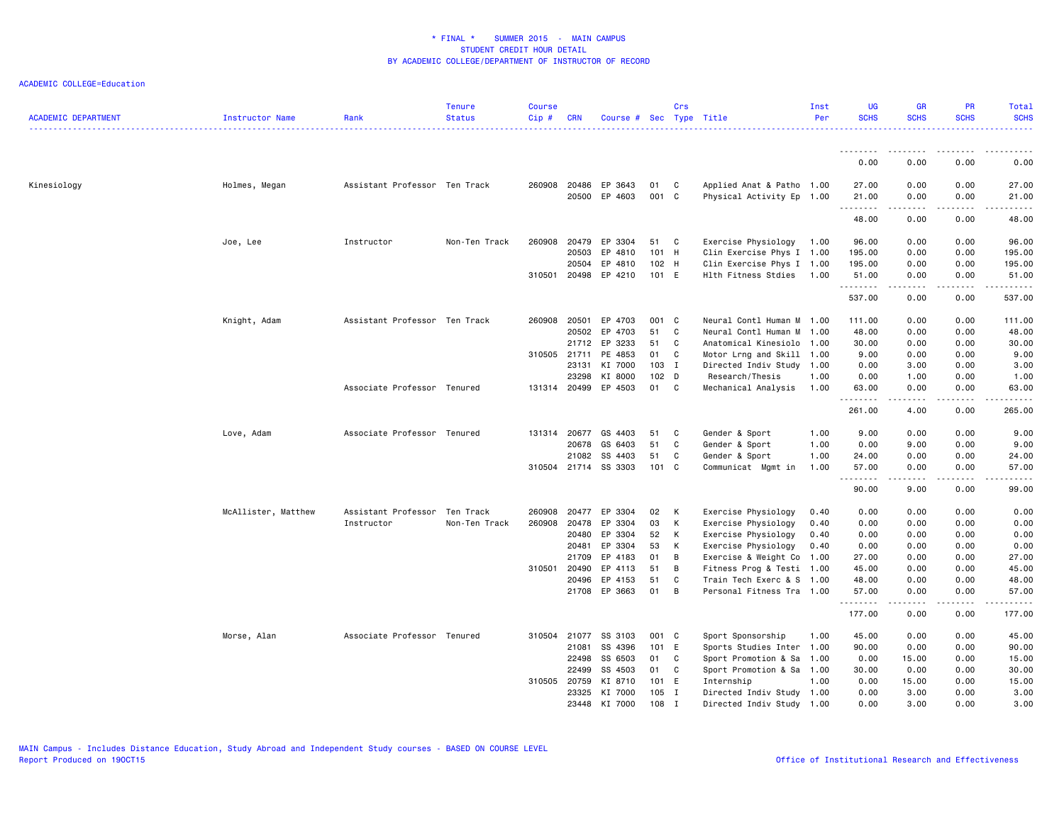# * FINAL * SUMMER 2015 - MAIN CAMPUS
## STUDENT CREDIT HOUR DETAIL
## BY ACADEMIC COLLEGE/DEPARTMENT OF INSTRUCTOR OF RECORD

ACADEMIC COLLEGE=Education

| ACADEMIC DEPARTMENT | Instructor Name | Rank | Tenure Status | Course Cip # | CRN | Course # | Sec | Crs Type | Title | Inst Per | UG SCHS | GR SCHS | PR SCHS | Total SCHS |
|---|---|---|---|---|---|---|---|---|---|---|---|---|---|---|
| | | | | | | | | | | | 0.00 | 0.00 | 0.00 | 0.00 |
| Kinesiology | Holmes, Megan | Assistant Professor | Ten Track | 260908 | 20486 | EP 3643 | 01 | C | Applied Anat & Patho | 1.00 | 27.00 | 0.00 | 0.00 | 27.00 |
| | | | | | 20500 | EP 4603 | 001 | C | Physical Activity Ep | 1.00 | 21.00 | 0.00 | 0.00 | 21.00 |
| | | | | | | | | | | | 48.00 | 0.00 | 0.00 | 48.00 |
| | Joe, Lee | Instructor | Non-Ten Track | 260908 | 20479 | EP 3304 | 51 | C | Exercise Physiology | 1.00 | 96.00 | 0.00 | 0.00 | 96.00 |
| | | | | | 20503 | EP 4810 | 101 | H | Clin Exercise Phys I | 1.00 | 195.00 | 0.00 | 0.00 | 195.00 |
| | | | | | 20504 | EP 4810 | 102 | H | Clin Exercise Phys I | 1.00 | 195.00 | 0.00 | 0.00 | 195.00 |
| | | | | 310501 | 20498 | EP 4210 | 101 | E | Hlth Fitness Stdies | 1.00 | 51.00 | 0.00 | 0.00 | 51.00 |
| | | | | | | | | | | | 537.00 | 0.00 | 0.00 | 537.00 |
| | Knight, Adam | Assistant Professor | Ten Track | 260908 | 20501 | EP 4703 | 001 | C | Neural Contl Human M | 1.00 | 111.00 | 0.00 | 0.00 | 111.00 |
| | | | | | 20502 | EP 4703 | 51 | C | Neural Contl Human M | 1.00 | 48.00 | 0.00 | 0.00 | 48.00 |
| | | | | | 21712 | EP 3233 | 51 | C | Anatomical Kinesiolo | 1.00 | 30.00 | 0.00 | 0.00 | 30.00 |
| | | | | 310505 | 21711 | PE 4853 | 01 | C | Motor Lrng and Skill | 1.00 | 9.00 | 0.00 | 0.00 | 9.00 |
| | | | | | 23131 | KI 7000 | 103 | I | Directed Indiv Study | 1.00 | 0.00 | 3.00 | 0.00 | 3.00 |
| | | | | | 23298 | KI 8000 | 102 | D | Research/Thesis | 1.00 | 0.00 | 1.00 | 0.00 | 1.00 |
| | | Associate Professor | Tenured | 131314 | 20499 | EP 4503 | 01 | C | Mechanical Analysis | 1.00 | 63.00 | 0.00 | 0.00 | 63.00 |
| | | | | | | | | | | | 261.00 | 4.00 | 0.00 | 265.00 |
| | Love, Adam | Associate Professor | Tenured | 131314 | 20677 | GS 4403 | 51 | C | Gender & Sport | 1.00 | 9.00 | 0.00 | 0.00 | 9.00 |
| | | | | | 20678 | GS 6403 | 51 | C | Gender & Sport | 1.00 | 0.00 | 9.00 | 0.00 | 9.00 |
| | | | | | 21082 | SS 4403 | 51 | C | Gender & Sport | 1.00 | 24.00 | 0.00 | 0.00 | 24.00 |
| | | | | 310504 | 21714 | SS 3303 | 101 | C | Communicat Mgmt in | 1.00 | 57.00 | 0.00 | 0.00 | 57.00 |
| | | | | | | | | | | | 90.00 | 9.00 | 0.00 | 99.00 |
| | McAllister, Matthew | Assistant Professor | Ten Track | 260908 | 20477 | EP 3304 | 02 | K | Exercise Physiology | 0.40 | 0.00 | 0.00 | 0.00 | 0.00 |
| | | Instructor | Non-Ten Track | 260908 | 20478 | EP 3304 | 03 | K | Exercise Physiology | 0.40 | 0.00 | 0.00 | 0.00 | 0.00 |
| | | | | | 20480 | EP 3304 | 52 | K | Exercise Physiology | 0.40 | 0.00 | 0.00 | 0.00 | 0.00 |
| | | | | | 20481 | EP 3304 | 53 | K | Exercise Physiology | 0.40 | 0.00 | 0.00 | 0.00 | 0.00 |
| | | | | | 21709 | EP 4183 | 01 | B | Exercise & Weight Co | 1.00 | 27.00 | 0.00 | 0.00 | 27.00 |
| | | | | 310501 | 20490 | EP 4113 | 51 | B | Fitness Prog & Testi | 1.00 | 45.00 | 0.00 | 0.00 | 45.00 |
| | | | | | 20496 | EP 4153 | 51 | C | Train Tech Exerc & S | 1.00 | 48.00 | 0.00 | 0.00 | 48.00 |
| | | | | | 21708 | EP 3663 | 01 | B | Personal Fitness Tra | 1.00 | 57.00 | 0.00 | 0.00 | 57.00 |
| | | | | | | | | | | | 177.00 | 0.00 | 0.00 | 177.00 |
| | Morse, Alan | Associate Professor | Tenured | 310504 | 21077 | SS 3103 | 001 | C | Sport Sponsorship | 1.00 | 45.00 | 0.00 | 0.00 | 45.00 |
| | | | | | 21081 | SS 4396 | 101 | E | Sports Studies Inter | 1.00 | 90.00 | 0.00 | 0.00 | 90.00 |
| | | | | | 22498 | SS 6503 | 01 | C | Sport Promotion & Sa | 1.00 | 0.00 | 15.00 | 0.00 | 15.00 |
| | | | | | 22499 | SS 4503 | 01 | C | Sport Promotion & Sa | 1.00 | 30.00 | 0.00 | 0.00 | 30.00 |
| | | | | 310505 | 20759 | KI 8710 | 101 | E | Internship | 1.00 | 0.00 | 15.00 | 0.00 | 15.00 |
| | | | | | 23325 | KI 7000 | 105 | I | Directed Indiv Study | 1.00 | 0.00 | 3.00 | 0.00 | 3.00 |
| | | | | | 23448 | KI 7000 | 108 | I | Directed Indiv Study | 1.00 | 0.00 | 3.00 | 0.00 | 3.00 |

MAIN Campus - Includes Distance Education, Study Abroad and Independent Study courses - BASED ON COURSE LEVEL
Report Produced on 19OCT15

Office of Institutional Research and Effectiveness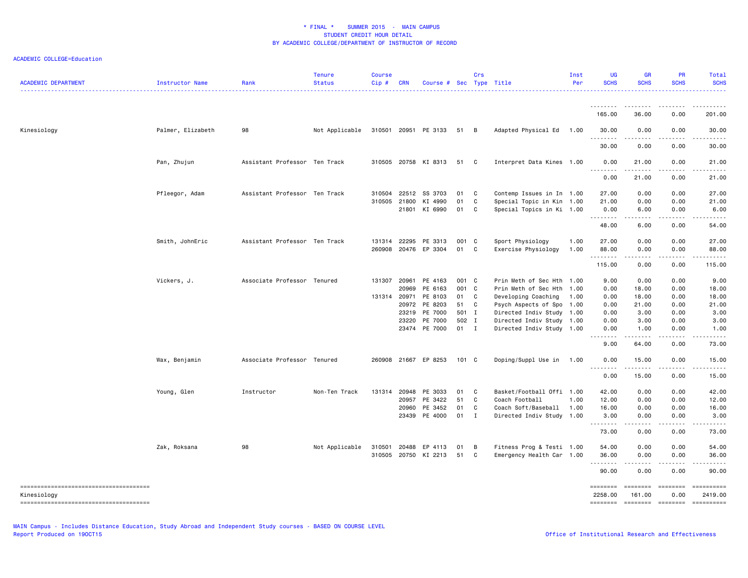* FINAL * SUMMER 2015 - MAIN CAMPUS
STUDENT CREDIT HOUR DETAIL
BY ACADEMIC COLLEGE/DEPARTMENT OF INSTRUCTOR OF RECORD

ACADEMIC COLLEGE=Education

| ACADEMIC DEPARTMENT | Instructor Name | Rank | Tenure Status | Course Cip # | CRN | Course # | Sec | Crs Type | Title | Inst Per | UG SCHS | GR SCHS | PR SCHS | Total SCHS |
|---|---|---|---|---|---|---|---|---|---|---|---|---|---|---|
| | | | | | | | | | | | 165.00 | 36.00 | 0.00 | 201.00 |
| Kinesiology | Palmer, Elizabeth | 98 | Not Applicable | 310501 | 20951 | PE 3133 | 51 | B | Adapted Physical Ed | 1.00 | 30.00 | 0.00 | 0.00 | 30.00 |
| | | | | | | | | | | | 30.00 | 0.00 | 0.00 | 30.00 |
| | Pan, Zhujun | Assistant Professor | Ten Track | 310505 | 20758 | KI 8313 | 51 | C | Interpret Data Kines | 1.00 | 0.00 | 21.00 | 0.00 | 21.00 |
| | | | | | | | | | | | 0.00 | 21.00 | 0.00 | 21.00 |
| | Pfleegor, Adam | Assistant Professor | Ten Track | 310504 | 22512 | SS 3703 | 01 | C | Contemp Issues in In | 1.00 | 27.00 | 0.00 | 0.00 | 27.00 |
| | | | | 310505 | 21800 | KI 4990 | 01 | C | Special Topic in Kin | 1.00 | 21.00 | 0.00 | 0.00 | 21.00 |
| | | | | | 21801 | KI 6990 | 01 | C | Special Topics in Ki | 1.00 | 0.00 | 6.00 | 0.00 | 6.00 |
| | | | | | | | | | | | 48.00 | 6.00 | 0.00 | 54.00 |
| | Smith, JohnEric | Assistant Professor | Ten Track | 131314 | 22295 | PE 3313 | 001 | C | Sport Physiology | 1.00 | 27.00 | 0.00 | 0.00 | 27.00 |
| | | | | 260908 | 20476 | EP 3304 | 01 | C | Exercise Physiology | 1.00 | 88.00 | 0.00 | 0.00 | 88.00 |
| | | | | | | | | | | | 115.00 | 0.00 | 0.00 | 115.00 |
| | Vickers, J. | Associate Professor | Tenured | 131307 | 20961 | PE 4163 | 001 | C | Prin Meth of Sec Hth | 1.00 | 9.00 | 0.00 | 0.00 | 9.00 |
| | | | | | 20969 | PE 6163 | 001 | C | Prin Meth of Sec Hth | 1.00 | 0.00 | 18.00 | 0.00 | 18.00 |
| | | | | 131314 | 20971 | PE 8103 | 01 | C | Developing Coaching | 1.00 | 0.00 | 18.00 | 0.00 | 18.00 |
| | | | | | 20972 | PE 8203 | 51 | C | Psych Aspects of Spo | 1.00 | 0.00 | 21.00 | 0.00 | 21.00 |
| | | | | | 23219 | PE 7000 | 501 | I | Directed Indiv Study | 1.00 | 0.00 | 3.00 | 0.00 | 3.00 |
| | | | | | 23220 | PE 7000 | 502 | I | Directed Indiv Study | 1.00 | 0.00 | 3.00 | 0.00 | 3.00 |
| | | | | | 23474 | PE 7000 | 01 | I | Directed Indiv Study | 1.00 | 0.00 | 1.00 | 0.00 | 1.00 |
| | | | | | | | | | | | 9.00 | 64.00 | 0.00 | 73.00 |
| | Wax, Benjamin | Associate Professor | Tenured | 260908 | 21667 | EP 8253 | 101 | C | Doping/Suppl Use in | 1.00 | 0.00 | 15.00 | 0.00 | 15.00 |
| | | | | | | | | | | | 0.00 | 15.00 | 0.00 | 15.00 |
| | Young, Glen | Instructor | Non-Ten Track | 131314 | 20948 | PE 3033 | 01 | C | Basket/Football Offi | 1.00 | 42.00 | 0.00 | 0.00 | 42.00 |
| | | | | | 20957 | PE 3422 | 51 | C | Coach Football | 1.00 | 12.00 | 0.00 | 0.00 | 12.00 |
| | | | | | 20960 | PE 3452 | 01 | C | Coach Soft/Baseball | 1.00 | 16.00 | 0.00 | 0.00 | 16.00 |
| | | | | | 23439 | PE 4000 | 01 | I | Directed Indiv Study | 1.00 | 3.00 | 0.00 | 0.00 | 3.00 |
| | | | | | | | | | | | 73.00 | 0.00 | 0.00 | 73.00 |
| | Zak, Roksana | 98 | Not Applicable | 310501 | 20488 | EP 4113 | 01 | B | Fitness Prog & Testi | 1.00 | 54.00 | 0.00 | 0.00 | 54.00 |
| | | | | 310505 | 20750 | KI 2213 | 51 | C | Emergency Health Car | 1.00 | 36.00 | 0.00 | 0.00 | 36.00 |
| | | | | | | | | | | | 90.00 | 0.00 | 0.00 | 90.00 |
| Kinesiology | | | | | | | | | | | 2258.00 | 161.00 | 0.00 | 2419.00 |

MAIN Campus - Includes Distance Education, Study Abroad and Independent Study courses - BASED ON COURSE LEVEL
Report Produced on 19OCT15

Office of Institutional Research and Effectiveness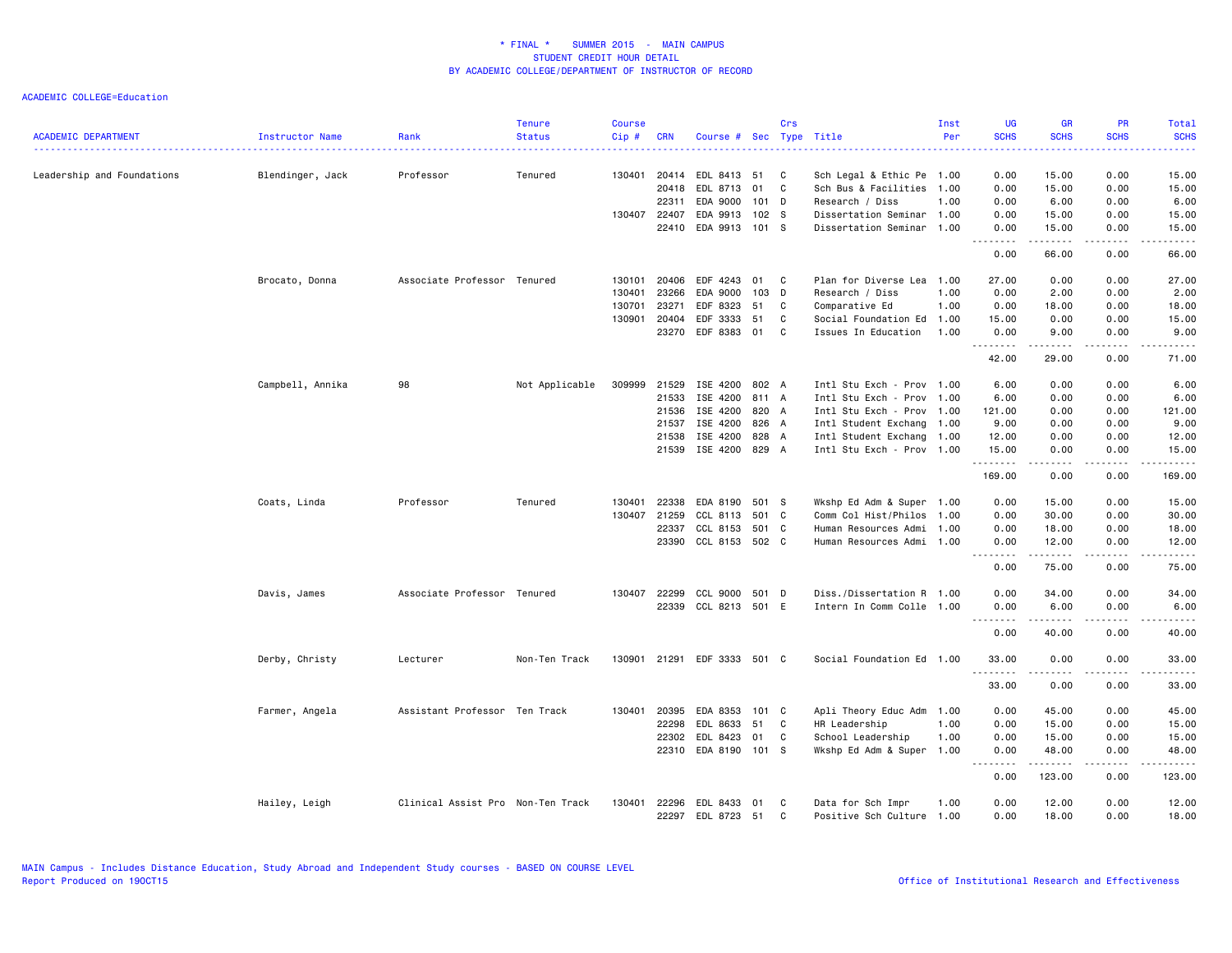\* FINAL \* SUMMER 2015 - MAIN CAMPUS
STUDENT CREDIT HOUR DETAIL
BY ACADEMIC COLLEGE/DEPARTMENT OF INSTRUCTOR OF RECORD

ACADEMIC COLLEGE=Education

| ACADEMIC DEPARTMENT | Instructor Name | Rank | Tenure Status | Course Cip # | CRN | Course # | Sec | Crs Type | Title | Inst Per | UG SCHS | GR SCHS | PR SCHS | Total SCHS |
|---|---|---|---|---|---|---|---|---|---|---|---|---|---|---|
| Leadership and Foundations | Blendinger, Jack | Professor | Tenured | 130401 | 20414 | EDL 8413 | 51 | C | Sch Legal & Ethic Pe | 1.00 | 0.00 | 15.00 | 0.00 | 15.00 |
| | | | | | 20418 | EDL 8713 | 01 | C | Sch Bus & Facilities | 1.00 | 0.00 | 15.00 | 0.00 | 15.00 |
| | | | | | 22311 | EDA 9000 | 101 | D | Research / Diss | 1.00 | 0.00 | 6.00 | 0.00 | 6.00 |
| | | | | 130407 | 22407 | EDA 9913 | 102 | S | Dissertation Seminar | 1.00 | 0.00 | 15.00 | 0.00 | 15.00 |
| | | | | | 22410 | EDA 9913 | 101 | S | Dissertation Seminar | 1.00 | 0.00 | 15.00 | 0.00 | 15.00 |
| | | | | | | | | | | | 0.00 | 66.00 | 0.00 | 66.00 |
| | Brocato, Donna | Associate Professor | Tenured | 130101 | 20406 | EDF 4243 | 01 | C | Plan for Diverse Lea | 1.00 | 27.00 | 0.00 | 0.00 | 27.00 |
| | | | | 130401 | 23266 | EDA 9000 | 103 | D | Research / Diss | 1.00 | 0.00 | 2.00 | 0.00 | 2.00 |
| | | | | 130701 | 23271 | EDF 8323 | 51 | C | Comparative Ed | 1.00 | 0.00 | 18.00 | 0.00 | 18.00 |
| | | | | 130901 | 20404 | EDF 3333 | 51 | C | Social Foundation Ed | 1.00 | 15.00 | 0.00 | 0.00 | 15.00 |
| | | | | | 23270 | EDF 8383 | 01 | C | Issues In Education | 1.00 | 0.00 | 9.00 | 0.00 | 9.00 |
| | | | | | | | | | | | 42.00 | 29.00 | 0.00 | 71.00 |
| | Campbell, Annika | 98 | Not Applicable | 309999 | 21529 | ISE 4200 | 802 | A | Intl Stu Exch - Prov | 1.00 | 6.00 | 0.00 | 0.00 | 6.00 |
| | | | | | 21533 | ISE 4200 | 811 | A | Intl Stu Exch - Prov | 1.00 | 6.00 | 0.00 | 0.00 | 6.00 |
| | | | | | 21536 | ISE 4200 | 820 | A | Intl Stu Exch - Prov | 1.00 | 121.00 | 0.00 | 0.00 | 121.00 |
| | | | | | 21537 | ISE 4200 | 826 | A | Intl Student Exchang | 1.00 | 9.00 | 0.00 | 0.00 | 9.00 |
| | | | | | 21538 | ISE 4200 | 828 | A | Intl Student Exchang | 1.00 | 12.00 | 0.00 | 0.00 | 12.00 |
| | | | | | 21539 | ISE 4200 | 829 | A | Intl Stu Exch - Prov | 1.00 | 15.00 | 0.00 | 0.00 | 15.00 |
| | | | | | | | | | | | 169.00 | 0.00 | 0.00 | 169.00 |
| | Coats, Linda | Professor | Tenured | 130401 | 22338 | EDA 8190 | 501 | S | Wkshp Ed Adm & Super | 1.00 | 0.00 | 15.00 | 0.00 | 15.00 |
| | | | | 130407 | 21259 | CCL 8113 | 501 | C | Comm Col Hist/Philos | 1.00 | 0.00 | 30.00 | 0.00 | 30.00 |
| | | | | | 22337 | CCL 8153 | 501 | C | Human Resources Admi | 1.00 | 0.00 | 18.00 | 0.00 | 18.00 |
| | | | | | 23390 | CCL 8153 | 502 | C | Human Resources Admi | 1.00 | 0.00 | 12.00 | 0.00 | 12.00 |
| | | | | | | | | | | | 0.00 | 75.00 | 0.00 | 75.00 |
| | Davis, James | Associate Professor | Tenured | 130407 | 22299 | CCL 9000 | 501 | D | Diss./Dissertation R | 1.00 | 0.00 | 34.00 | 0.00 | 34.00 |
| | | | | | 22339 | CCL 8213 | 501 | E | Intern In Comm Colle | 1.00 | 0.00 | 6.00 | 0.00 | 6.00 |
| | | | | | | | | | | | 0.00 | 40.00 | 0.00 | 40.00 |
| | Derby, Christy | Lecturer | Non-Ten Track | 130901 | 21291 | EDF 3333 | 501 | C | Social Foundation Ed | 1.00 | 33.00 | 0.00 | 0.00 | 33.00 |
| | | | | | | | | | | | 33.00 | 0.00 | 0.00 | 33.00 |
| | Farmer, Angela | Assistant Professor | Ten Track | 130401 | 20395 | EDA 8353 | 101 | C | Apli Theory Educ Adm | 1.00 | 0.00 | 45.00 | 0.00 | 45.00 |
| | | | | | 22298 | EDL 8633 | 51 | C | HR Leadership | 1.00 | 0.00 | 15.00 | 0.00 | 15.00 |
| | | | | | 22302 | EDL 8423 | 01 | C | School Leadership | 1.00 | 0.00 | 15.00 | 0.00 | 15.00 |
| | | | | | 22310 | EDA 8190 | 101 | S | Wkshp Ed Adm & Super | 1.00 | 0.00 | 48.00 | 0.00 | 48.00 |
| | | | | | | | | | | | 0.00 | 123.00 | 0.00 | 123.00 |
| | Hailey, Leigh | Clinical Assist Pro | Non-Ten Track | 130401 | 22296 | EDL 8433 | 01 | C | Data for Sch Impr | 1.00 | 0.00 | 12.00 | 0.00 | 12.00 |
| | | | | | 22297 | EDL 8723 | 51 | C | Positive Sch Culture | 1.00 | 0.00 | 18.00 | 0.00 | 18.00 |

MAIN Campus - Includes Distance Education, Study Abroad and Independent Study courses - BASED ON COURSE LEVEL
Report Produced on 19OCT15

Office of Institutional Research and Effectiveness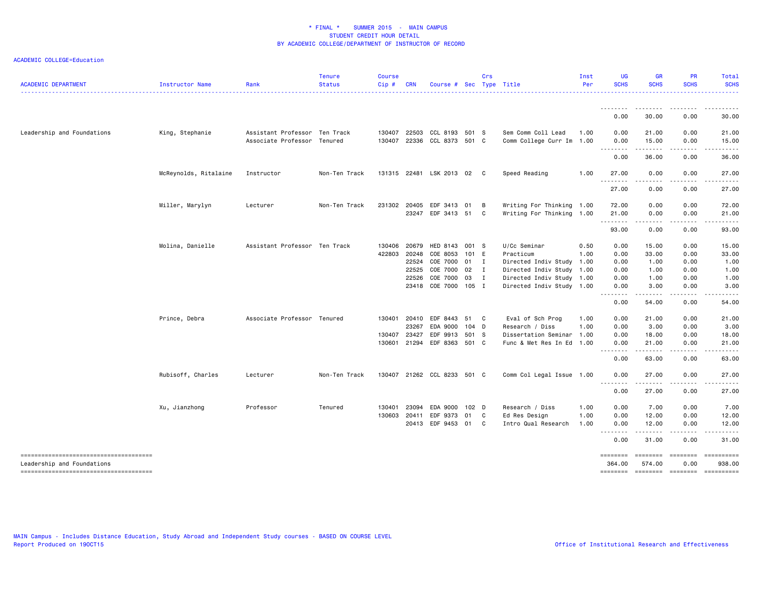# * FINAL * SUMMER 2015 - MAIN CAMPUS
## STUDENT CREDIT HOUR DETAIL
## BY ACADEMIC COLLEGE/DEPARTMENT OF INSTRUCTOR OF RECORD

ACADEMIC COLLEGE=Education

| ACADEMIC DEPARTMENT | Instructor Name | Rank | Tenure Status | Course Cip # | CRN | Course # | Sec | Crs Type | Title | Inst Per | UG SCHS | GR SCHS | PR SCHS | Total SCHS |
|---|---|---|---|---|---|---|---|---|---|---|---|---|---|---|
| | | | | | | | | | | | 0.00 | 30.00 | 0.00 | 30.00 |
| Leadership and Foundations | King, Stephanie | Assistant Professor | Ten Track | 130407 | 22503 | CCL 8193 | 501 | S | Sem Comm Coll Lead | 1.00 | 0.00 | 21.00 | 0.00 | 21.00 |
| | | Associate Professor | Tenured | 130407 | 22336 | CCL 8373 | 501 | C | Comm College Curr Im | 1.00 | 0.00 | 15.00 | 0.00 | 15.00 |
| | | | | | | | | | | | 0.00 | 36.00 | 0.00 | 36.00 |
| | McReynolds, Ritalaine | Instructor | Non-Ten Track | 131315 | 22481 | LSK 2013 | 02 | C | Speed Reading | 1.00 | 27.00 | 0.00 | 0.00 | 27.00 |
| | | | | | | | | | | | 27.00 | 0.00 | 0.00 | 27.00 |
| | Miller, Marylyn | Lecturer | Non-Ten Track | 231302 | 20405 | EDF 3413 | 01 | B | Writing For Thinking | 1.00 | 72.00 | 0.00 | 0.00 | 72.00 |
| | | | | | 23247 | EDF 3413 | 51 | C | Writing For Thinking | 1.00 | 21.00 | 0.00 | 0.00 | 21.00 |
| | | | | | | | | | | | 93.00 | 0.00 | 0.00 | 93.00 |
| | Molina, Danielle | Assistant Professor | Ten Track | 130406 | 20679 | HED 8143 | 001 | S | U/Cc Seminar | 0.50 | 0.00 | 15.00 | 0.00 | 15.00 |
| | | | | 422803 | 20248 | COE 8053 | 101 | E | Practicum | 1.00 | 0.00 | 33.00 | 0.00 | 33.00 |
| | | | | | 22524 | COE 7000 | 01 | I | Directed Indiv Study | 1.00 | 0.00 | 1.00 | 0.00 | 1.00 |
| | | | | | 22525 | COE 7000 | 02 | I | Directed Indiv Study | 1.00 | 0.00 | 1.00 | 0.00 | 1.00 |
| | | | | | 22526 | COE 7000 | 03 | I | Directed Indiv Study | 1.00 | 0.00 | 1.00 | 0.00 | 1.00 |
| | | | | | 23418 | COE 7000 | 105 | I | Directed Indiv Study | 1.00 | 0.00 | 3.00 | 0.00 | 3.00 |
| | | | | | | | | | | | 0.00 | 54.00 | 0.00 | 54.00 |
| | Prince, Debra | Associate Professor | Tenured | 130401 | 20410 | EDF 8443 | 51 | C | Eval of Sch Prog | 1.00 | 0.00 | 21.00 | 0.00 | 21.00 |
| | | | | | 23267 | EDA 9000 | 104 | D | Research / Diss | 1.00 | 0.00 | 3.00 | 0.00 | 3.00 |
| | | | | 130407 | 23427 | EDF 9913 | 501 | S | Dissertation Seminar | 1.00 | 0.00 | 18.00 | 0.00 | 18.00 |
| | | | | 130601 | 21294 | EDF 8363 | 501 | C | Func & Met Res In Ed | 1.00 | 0.00 | 21.00 | 0.00 | 21.00 |
| | | | | | | | | | | | 0.00 | 63.00 | 0.00 | 63.00 |
| | Rubisoff, Charles | Lecturer | Non-Ten Track | 130407 | 21262 | CCL 8233 | 501 | C | Comm Col Legal Issue | 1.00 | 0.00 | 27.00 | 0.00 | 27.00 |
| | | | | | | | | | | | 0.00 | 27.00 | 0.00 | 27.00 |
| | Xu, Jianzhong | Professor | Tenured | 130401 | 23094 | EDA 9000 | 102 | D | Research / Diss | 1.00 | 0.00 | 7.00 | 0.00 | 7.00 |
| | | | | 130603 | 20411 | EDF 9373 | 01 | C | Ed Res Design | 1.00 | 0.00 | 12.00 | 0.00 | 12.00 |
| | | | | | 20413 | EDF 9453 | 01 | C | Intro Qual Research | 1.00 | 0.00 | 12.00 | 0.00 | 12.00 |
| | | | | | | | | | | | 0.00 | 31.00 | 0.00 | 31.00 |
| Leadership and Foundations | | | | | | | | | | | 364.00 | 574.00 | 0.00 | 938.00 |

MAIN Campus - Includes Distance Education, Study Abroad and Independent Study courses - BASED ON COURSE LEVEL
Report Produced on 19OCT15

Office of Institutional Research and Effectiveness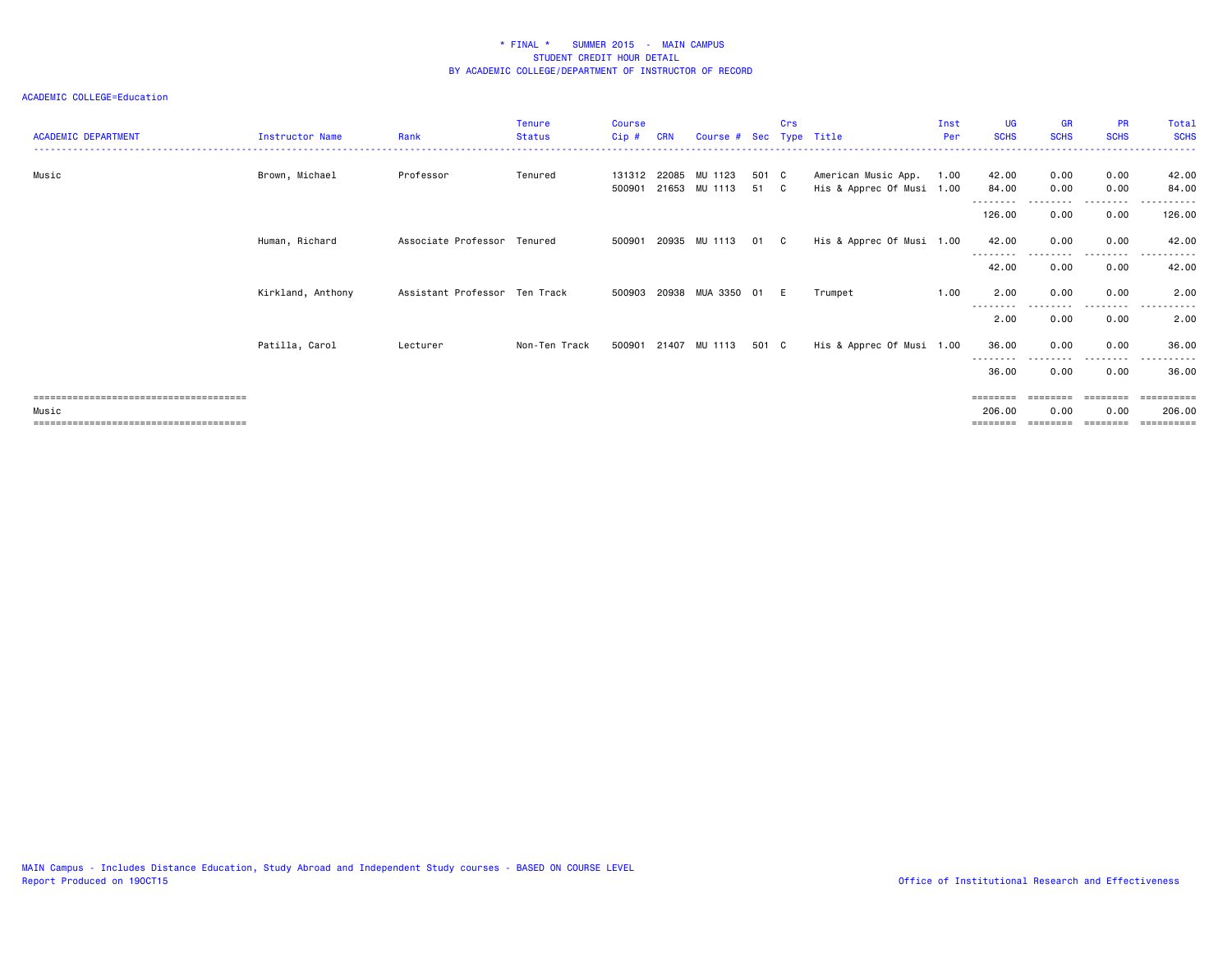\* FINAL \* SUMMER 2015 - MAIN CAMPUS
STUDENT CREDIT HOUR DETAIL
BY ACADEMIC COLLEGE/DEPARTMENT OF INSTRUCTOR OF RECORD

ACADEMIC COLLEGE=Education

| ACADEMIC DEPARTMENT | Instructor Name | Rank | Tenure Status | Course Cip # | CRN | Course # | Sec | Crs Type | Title | Inst Per | UG SCHS | GR SCHS | PR SCHS | Total SCHS |
|---|---|---|---|---|---|---|---|---|---|---|---|---|---|---|
| Music | Brown, Michael | Professor | Tenured | 131312 | 22085 | MU 1123 | 501 | C | American Music App. | 1.00 | 42.00 | 0.00 | 0.00 | 42.00 |
| | | | | 500901 | 21653 | MU 1113 | 51 | C | His & Apprec Of Musi | 1.00 | 84.00 | 0.00 | 0.00 | 84.00 |
| | | | | | | | | | | | 126.00 | 0.00 | 0.00 | 126.00 |
| | Human, Richard | Associate Professor | Tenured | 500901 | 20935 | MU 1113 | 01 | C | His & Apprec Of Musi | 1.00 | 42.00 | 0.00 | 0.00 | 42.00 |
| | | | | | | | | | | | 42.00 | 0.00 | 0.00 | 42.00 |
| | Kirkland, Anthony | Assistant Professor | Ten Track | 500903 | 20938 | MUA 3350 | 01 | E | Trumpet | 1.00 | 2.00 | 0.00 | 0.00 | 2.00 |
| | | | | | | | | | | | 2.00 | 0.00 | 0.00 | 2.00 |
| | Patilla, Carol | Lecturer | Non-Ten Track | 500901 | 21407 | MU 1113 | 501 | C | His & Apprec Of Musi | 1.00 | 36.00 | 0.00 | 0.00 | 36.00 |
| | | | | | | | | | | | 36.00 | 0.00 | 0.00 | 36.00 |
| Music | | | | | | | | | | | 206.00 | 0.00 | 0.00 | 206.00 |

MAIN Campus - Includes Distance Education, Study Abroad and Independent Study courses - BASED ON COURSE LEVEL
Report Produced on 19OCT15

Office of Institutional Research and Effectiveness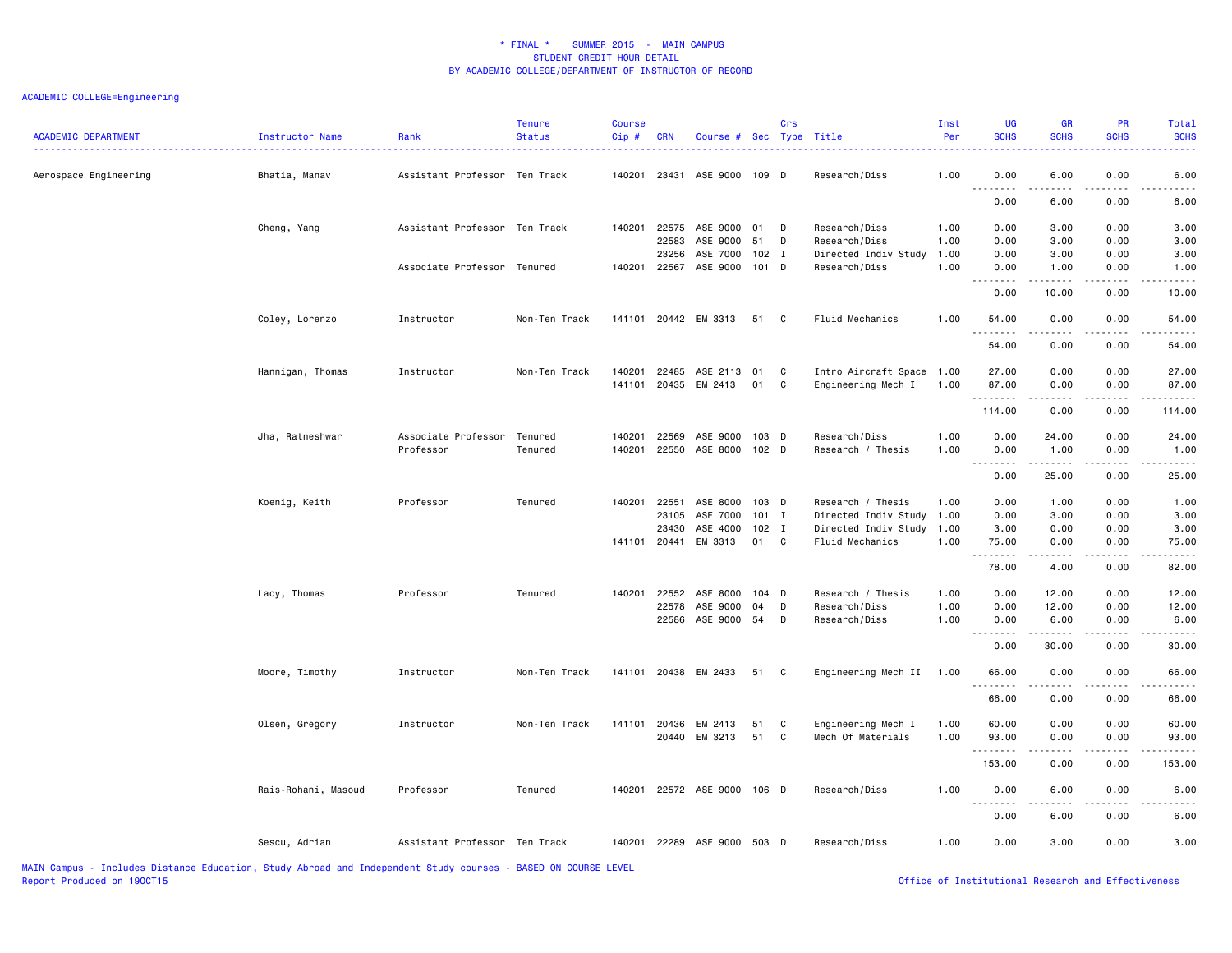# * FINAL * SUMMER 2015 - MAIN CAMPUS
## STUDENT CREDIT HOUR DETAIL
## BY ACADEMIC COLLEGE/DEPARTMENT OF INSTRUCTOR OF RECORD

ACADEMIC COLLEGE=Engineering

| ACADEMIC DEPARTMENT | Instructor Name | Rank | Tenure Status | Course Cip # | CRN | Course # | Sec | Crs Type | Title | Inst Per | UG SCHS | GR SCHS | PR SCHS | Total SCHS |
|---|---|---|---|---|---|---|---|---|---|---|---|---|---|---|
| Aerospace Engineering | Bhatia, Manav | Assistant Professor | Ten Track | 140201 | 23431 | ASE 9000 | 109 | D | Research/Diss | 1.00 | 0.00 | 6.00 | 0.00 | 6.00 |
| | | | | | | | | | | | 0.00 | 6.00 | 0.00 | 6.00 |
| | Cheng, Yang | Assistant Professor | Ten Track | 140201 | 22575 | ASE 9000 | 01 | D | Research/Diss | 1.00 | 0.00 | 3.00 | 0.00 | 3.00 |
| | | | | | 22583 | ASE 9000 | 51 | D | Research/Diss | 1.00 | 0.00 | 3.00 | 0.00 | 3.00 |
| | | | | | 23256 | ASE 7000 | 102 | I | Directed Indiv Study | 1.00 | 0.00 | 3.00 | 0.00 | 3.00 |
| | | Associate Professor | Tenured | 140201 | 22567 | ASE 9000 | 101 | D | Research/Diss | 1.00 | 0.00 | 1.00 | 0.00 | 1.00 |
| | | | | | | | | | | | 0.00 | 10.00 | 0.00 | 10.00 |
| | Coley, Lorenzo | Instructor | Non-Ten Track | 141101 | 20442 | EM 3313 | 51 | C | Fluid Mechanics | 1.00 | 54.00 | 0.00 | 0.00 | 54.00 |
| | | | | | | | | | | | 54.00 | 0.00 | 0.00 | 54.00 |
| | Hannigan, Thomas | Instructor | Non-Ten Track | 140201 | 22485 | ASE 2113 | 01 | C | Intro Aircraft Space | 1.00 | 27.00 | 0.00 | 0.00 | 27.00 |
| | | | | 141101 | 20435 | EM 2413 | 01 | C | Engineering Mech I | 1.00 | 87.00 | 0.00 | 0.00 | 87.00 |
| | | | | | | | | | | | 114.00 | 0.00 | 0.00 | 114.00 |
| | Jha, Ratneshwar | Associate Professor | Tenured | 140201 | 22569 | ASE 9000 | 103 | D | Research/Diss | 1.00 | 0.00 | 24.00 | 0.00 | 24.00 |
| | | Professor | Tenured | 140201 | 22550 | ASE 8000 | 102 | D | Research / Thesis | 1.00 | 0.00 | 1.00 | 0.00 | 1.00 |
| | | | | | | | | | | | 0.00 | 25.00 | 0.00 | 25.00 |
| | Koenig, Keith | Professor | Tenured | 140201 | 22551 | ASE 8000 | 103 | D | Research / Thesis | 1.00 | 0.00 | 1.00 | 0.00 | 1.00 |
| | | | | | 23105 | ASE 7000 | 101 | I | Directed Indiv Study | 1.00 | 0.00 | 3.00 | 0.00 | 3.00 |
| | | | | | 23430 | ASE 4000 | 102 | I | Directed Indiv Study | 1.00 | 3.00 | 0.00 | 0.00 | 3.00 |
| | | | | 141101 | 20441 | EM 3313 | 01 | C | Fluid Mechanics | 1.00 | 75.00 | 0.00 | 0.00 | 75.00 |
| | | | | | | | | | | | 78.00 | 4.00 | 0.00 | 82.00 |
| | Lacy, Thomas | Professor | Tenured | 140201 | 22552 | ASE 8000 | 104 | D | Research / Thesis | 1.00 | 0.00 | 12.00 | 0.00 | 12.00 |
| | | | | | 22578 | ASE 9000 | 04 | D | Research/Diss | 1.00 | 0.00 | 12.00 | 0.00 | 12.00 |
| | | | | | 22586 | ASE 9000 | 54 | D | Research/Diss | 1.00 | 0.00 | 6.00 | 0.00 | 6.00 |
| | | | | | | | | | | | 0.00 | 30.00 | 0.00 | 30.00 |
| | Moore, Timothy | Instructor | Non-Ten Track | 141101 | 20438 | EM 2433 | 51 | C | Engineering Mech II | 1.00 | 66.00 | 0.00 | 0.00 | 66.00 |
| | | | | | | | | | | | 66.00 | 0.00 | 0.00 | 66.00 |
| | Olsen, Gregory | Instructor | Non-Ten Track | 141101 | 20436 | EM 2413 | 51 | C | Engineering Mech I | 1.00 | 60.00 | 0.00 | 0.00 | 60.00 |
| | | | | | 20440 | EM 3213 | 51 | C | Mech Of Materials | 1.00 | 93.00 | 0.00 | 0.00 | 93.00 |
| | | | | | | | | | | | 153.00 | 0.00 | 0.00 | 153.00 |
| | Rais-Rohani, Masoud | Professor | Tenured | 140201 | 22572 | ASE 9000 | 106 | D | Research/Diss | 1.00 | 0.00 | 6.00 | 0.00 | 6.00 |
| | | | | | | | | | | | 0.00 | 6.00 | 0.00 | 6.00 |
| | Sescu, Adrian | Assistant Professor | Ten Track | 140201 | 22289 | ASE 9000 | 503 | D | Research/Diss | 1.00 | 0.00 | 3.00 | 0.00 | 3.00 |

MAIN Campus - Includes Distance Education, Study Abroad and Independent Study courses - BASED ON COURSE LEVEL
Report Produced on 19OCT15

Office of Institutional Research and Effectiveness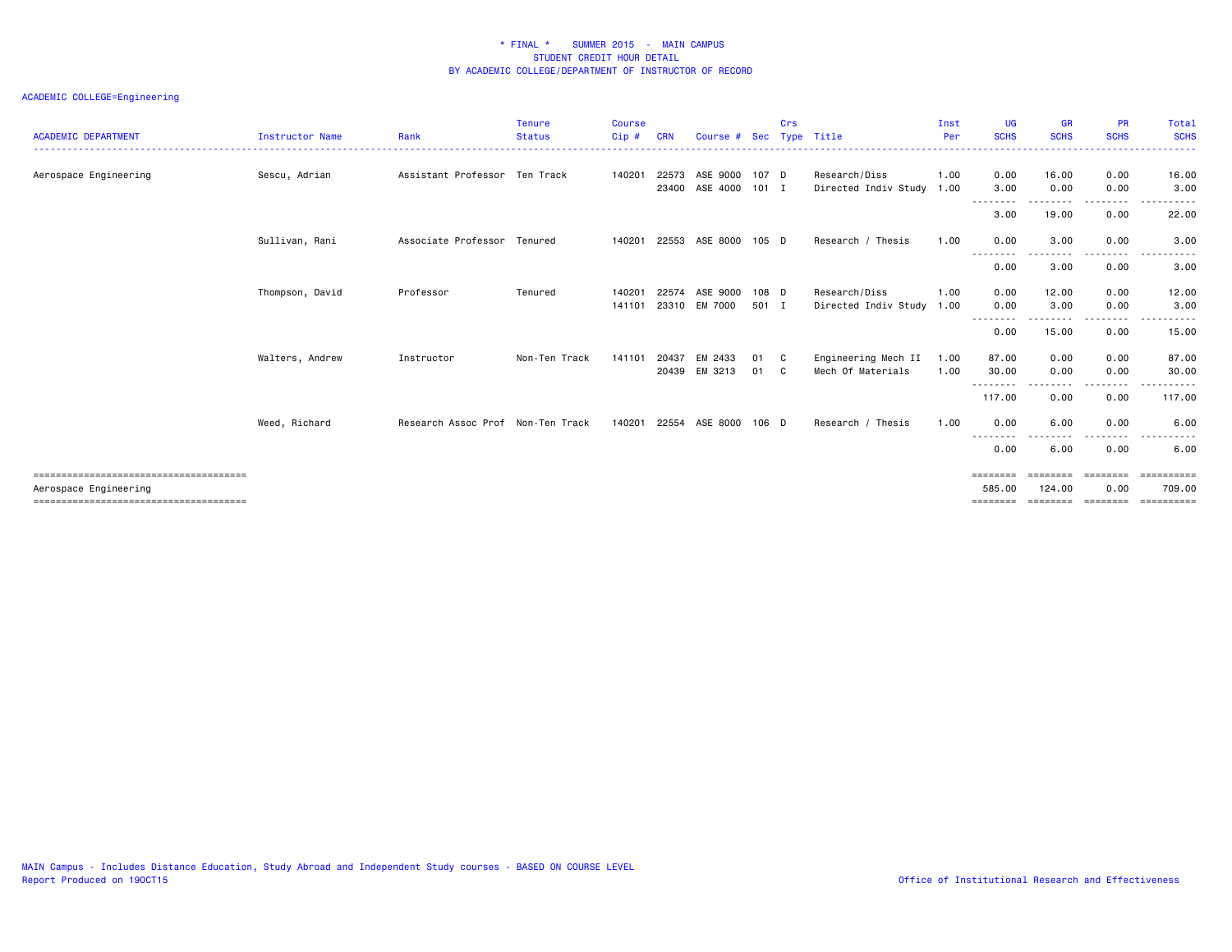\* FINAL \*    SUMMER 2015  -  MAIN CAMPUS
STUDENT CREDIT HOUR DETAIL
BY ACADEMIC COLLEGE/DEPARTMENT OF INSTRUCTOR OF RECORD

ACADEMIC COLLEGE=Engineering

| ACADEMIC DEPARTMENT | Instructor Name | Rank | Tenure Status | Course Cip # | CRN | Course # | Sec | Crs Type | Title | Inst Per | UG SCHS | GR SCHS | PR SCHS | Total SCHS |
|---|---|---|---|---|---|---|---|---|---|---|---|---|---|---|
| Aerospace Engineering | Sescu, Adrian | Assistant Professor | Ten Track | 140201 | 22573 | ASE 9000 | 107 | D | Research/Diss | 1.00 | 0.00 | 16.00 | 0.00 | 16.00 |
| | | | | | 23400 | ASE 4000 | 101 | I | Directed Indiv Study | 1.00 | 3.00 | 0.00 | 0.00 | 3.00 |
| | | | | | | | | | | | 3.00 | 19.00 | 0.00 | 22.00 |
| | Sullivan, Rani | Associate Professor | Tenured | 140201 | 22553 | ASE 8000 | 105 | D | Research / Thesis | 1.00 | 0.00 | 3.00 | 0.00 | 3.00 |
| | | | | | | | | | | | 0.00 | 3.00 | 0.00 | 3.00 |
| | Thompson, David | Professor | Tenured | 140201 | 22574 | ASE 9000 | 108 | D | Research/Diss | 1.00 | 0.00 | 12.00 | 0.00 | 12.00 |
| | | | | 141101 | 23310 | EM 7000 | 501 | I | Directed Indiv Study | 1.00 | 0.00 | 3.00 | 0.00 | 3.00 |
| | | | | | | | | | | | 0.00 | 15.00 | 0.00 | 15.00 |
| | Walters, Andrew | Instructor | Non-Ten Track | 141101 | 20437 | EM 2433 | 01 | C | Engineering Mech II | 1.00 | 87.00 | 0.00 | 0.00 | 87.00 |
| | | | | | 20439 | EM 3213 | 01 | C | Mech Of Materials | 1.00 | 30.00 | 0.00 | 0.00 | 30.00 |
| | | | | | | | | | | | 117.00 | 0.00 | 0.00 | 117.00 |
| | Weed, Richard | Research Assoc Prof | Non-Ten Track | 140201 | 22554 | ASE 8000 | 106 | D | Research / Thesis | 1.00 | 0.00 | 6.00 | 0.00 | 6.00 |
| | | | | | | | | | | | 0.00 | 6.00 | 0.00 | 6.00 |
| Aerospace Engineering | | | | | | | | | | | 585.00 | 124.00 | 0.00 | 709.00 |

MAIN Campus - Includes Distance Education, Study Abroad and Independent Study courses - BASED ON COURSE LEVEL
Report Produced on 19OCT15

Office of Institutional Research and Effectiveness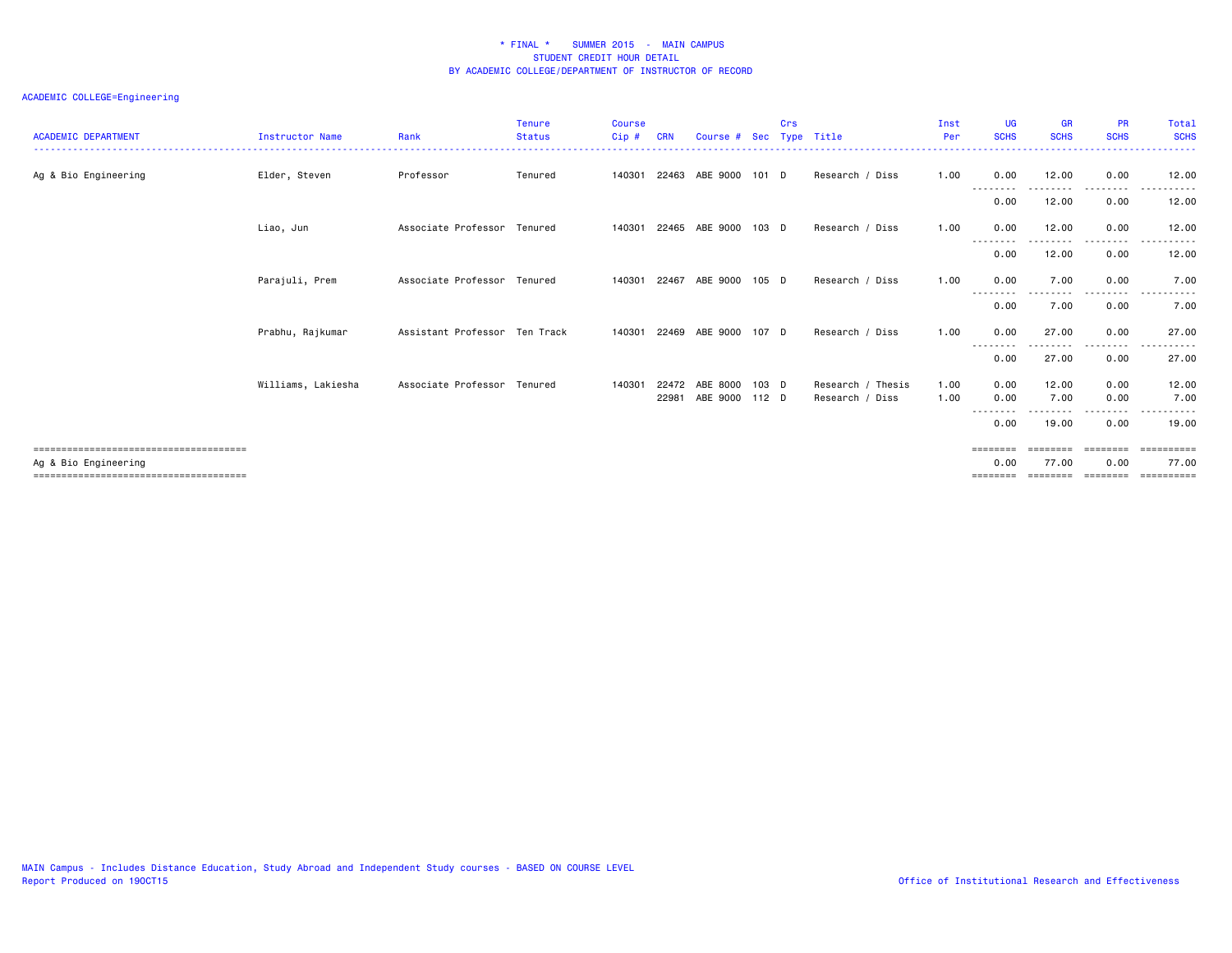\* FINAL \*    SUMMER 2015  -  MAIN CAMPUS
STUDENT CREDIT HOUR DETAIL
BY ACADEMIC COLLEGE/DEPARTMENT OF INSTRUCTOR OF RECORD

ACADEMIC COLLEGE=Engineering

| ACADEMIC DEPARTMENT | Instructor Name | Rank | Tenure Status | Course Cip # | CRN | Course # | Sec | Crs Type | Title | Inst Per | UG SCHS | GR SCHS | PR SCHS | Total SCHS |
|---|---|---|---|---|---|---|---|---|---|---|---|---|---|---|
| Ag & Bio Engineering | Elder, Steven | Professor | Tenured | 140301 | 22463 | ABE 9000 | 101 | D | Research / Diss | 1.00 | 0.00 | 12.00 | 0.00 | 12.00 |
| | | | | | | | | | | | 0.00 | 12.00 | 0.00 | 12.00 |
| | Liao, Jun | Associate Professor | Tenured | 140301 | 22465 | ABE 9000 | 103 | D | Research / Diss | 1.00 | 0.00 | 12.00 | 0.00 | 12.00 |
| | | | | | | | | | | | 0.00 | 12.00 | 0.00 | 12.00 |
| | Parajuli, Prem | Associate Professor | Tenured | 140301 | 22467 | ABE 9000 | 105 | D | Research / Diss | 1.00 | 0.00 | 7.00 | 0.00 | 7.00 |
| | | | | | | | | | | | 0.00 | 7.00 | 0.00 | 7.00 |
| | Prabhu, Rajkumar | Assistant Professor | Ten Track | 140301 | 22469 | ABE 9000 | 107 | D | Research / Diss | 1.00 | 0.00 | 27.00 | 0.00 | 27.00 |
| | | | | | | | | | | | 0.00 | 27.00 | 0.00 | 27.00 |
| | Williams, Lakiesha | Associate Professor | Tenured | 140301 | 22472 | ABE 8000 | 103 | D | Research / Thesis | 1.00 | 0.00 | 12.00 | 0.00 | 12.00 |
| | | | | | 22981 | ABE 9000 | 112 | D | Research / Diss | 1.00 | 0.00 | 7.00 | 0.00 | 7.00 |
| | | | | | | | | | | | 0.00 | 19.00 | 0.00 | 19.00 |
| Ag & Bio Engineering | | | | | | | | | | | 0.00 | 77.00 | 0.00 | 77.00 |

MAIN Campus - Includes Distance Education, Study Abroad and Independent Study courses - BASED ON COURSE LEVEL
Report Produced on 19OCT15

Office of Institutional Research and Effectiveness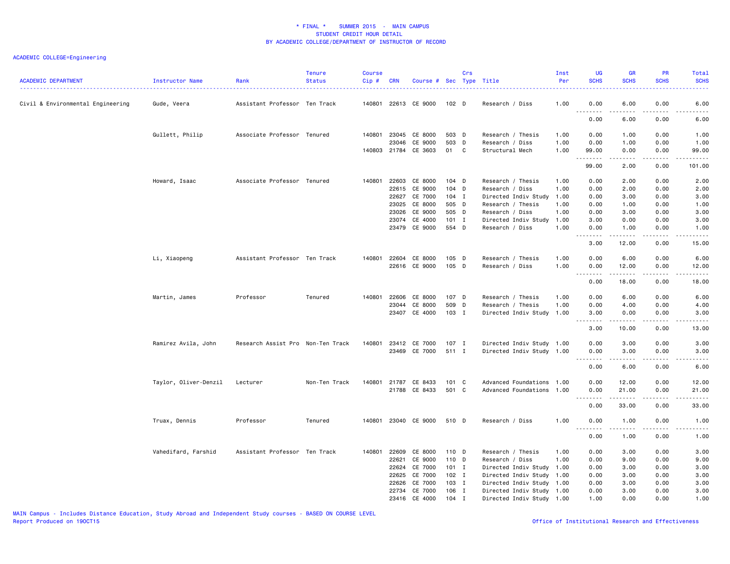\* FINAL \*    SUMMER 2015 - MAIN CAMPUS
STUDENT CREDIT HOUR DETAIL
BY ACADEMIC COLLEGE/DEPARTMENT OF INSTRUCTOR OF RECORD

ACADEMIC COLLEGE=Engineering

| ACADEMIC DEPARTMENT | Instructor Name | Rank | Tenure Status | Course Cip # | CRN | Course # | Sec | Crs Type | Title | Inst Per | UG SCHS | GR SCHS | PR SCHS | Total SCHS |
|---|---|---|---|---|---|---|---|---|---|---|---|---|---|---|
| Civil & Environmental Engineering | Gude, Veera | Assistant Professor | Ten Track | 140801 | 22613 | CE 9000 | 102 | D | Research / Diss | 1.00 | 0.00 | 6.00 | 0.00 | 6.00 |
| | | | | | | | | | | | 0.00 | 6.00 | 0.00 | 6.00 |
| | Gullett, Philip | Associate Professor | Tenured | 140801 | 23045 | CE 8000 | 503 | D | Research / Thesis | 1.00 | 0.00 | 1.00 | 0.00 | 1.00 |
| | | | | | 23046 | CE 9000 | 503 | D | Research / Diss | 1.00 | 0.00 | 1.00 | 0.00 | 1.00 |
| | | | | 140803 | 21784 | CE 3603 | 01 | C | Structural Mech | 1.00 | 99.00 | 0.00 | 0.00 | 99.00 |
| | | | | | | | | | | | 99.00 | 2.00 | 0.00 | 101.00 |
| | Howard, Isaac | Associate Professor | Tenured | 140801 | 22603 | CE 8000 | 104 | D | Research / Thesis | 1.00 | 0.00 | 2.00 | 0.00 | 2.00 |
| | | | | | 22615 | CE 9000 | 104 | D | Research / Diss | 1.00 | 0.00 | 2.00 | 0.00 | 2.00 |
| | | | | | 22627 | CE 7000 | 104 | I | Directed Indiv Study | 1.00 | 0.00 | 3.00 | 0.00 | 3.00 |
| | | | | | 23025 | CE 8000 | 505 | D | Research / Thesis | 1.00 | 0.00 | 1.00 | 0.00 | 1.00 |
| | | | | | 23026 | CE 9000 | 505 | D | Research / Diss | 1.00 | 0.00 | 3.00 | 0.00 | 3.00 |
| | | | | | 23074 | CE 4000 | 101 | I | Directed Indiv Study | 1.00 | 3.00 | 0.00 | 0.00 | 3.00 |
| | | | | | 23479 | CE 9000 | 554 | D | Research / Diss | 1.00 | 0.00 | 1.00 | 0.00 | 1.00 |
| | | | | | | | | | | | 3.00 | 12.00 | 0.00 | 15.00 |
| | Li, Xiaopeng | Assistant Professor | Ten Track | 140801 | 22604 | CE 8000 | 105 | D | Research / Thesis | 1.00 | 0.00 | 6.00 | 0.00 | 6.00 |
| | | | | | 22616 | CE 9000 | 105 | D | Research / Diss | 1.00 | 0.00 | 12.00 | 0.00 | 12.00 |
| | | | | | | | | | | | 0.00 | 18.00 | 0.00 | 18.00 |
| | Martin, James | Professor | Tenured | 140801 | 22606 | CE 8000 | 107 | D | Research / Thesis | 1.00 | 0.00 | 6.00 | 0.00 | 6.00 |
| | | | | | 23044 | CE 8000 | 509 | D | Research / Thesis | 1.00 | 0.00 | 4.00 | 0.00 | 4.00 |
| | | | | | 23407 | CE 4000 | 103 | I | Directed Indiv Study | 1.00 | 3.00 | 0.00 | 0.00 | 3.00 |
| | | | | | | | | | | | 3.00 | 10.00 | 0.00 | 13.00 |
| | Ramirez Avila, John | Research Assist Pro | Non-Ten Track | 140801 | 23412 | CE 7000 | 107 | I | Directed Indiv Study | 1.00 | 0.00 | 3.00 | 0.00 | 3.00 |
| | | | | | 23469 | CE 7000 | 511 | I | Directed Indiv Study | 1.00 | 0.00 | 3.00 | 0.00 | 3.00 |
| | | | | | | | | | | | 0.00 | 6.00 | 0.00 | 6.00 |
| | Taylor, Oliver-Denzil | Lecturer | Non-Ten Track | 140801 | 21787 | CE 8433 | 101 | C | Advanced Foundations | 1.00 | 0.00 | 12.00 | 0.00 | 12.00 |
| | | | | | 21788 | CE 8433 | 501 | C | Advanced Foundations | 1.00 | 0.00 | 21.00 | 0.00 | 21.00 |
| | | | | | | | | | | | 0.00 | 33.00 | 0.00 | 33.00 |
| | Truax, Dennis | Professor | Tenured | 140801 | 23040 | CE 9000 | 510 | D | Research / Diss | 1.00 | 0.00 | 1.00 | 0.00 | 1.00 |
| | | | | | | | | | | | 0.00 | 1.00 | 0.00 | 1.00 |
| | Vahedifard, Farshid | Assistant Professor | Ten Track | 140801 | 22609 | CE 8000 | 110 | D | Research / Thesis | 1.00 | 0.00 | 3.00 | 0.00 | 3.00 |
| | | | | | 22621 | CE 9000 | 110 | D | Research / Diss | 1.00 | 0.00 | 9.00 | 0.00 | 9.00 |
| | | | | | 22624 | CE 7000 | 101 | I | Directed Indiv Study | 1.00 | 0.00 | 3.00 | 0.00 | 3.00 |
| | | | | | 22625 | CE 7000 | 102 | I | Directed Indiv Study | 1.00 | 0.00 | 3.00 | 0.00 | 3.00 |
| | | | | | 22626 | CE 7000 | 103 | I | Directed Indiv Study | 1.00 | 0.00 | 3.00 | 0.00 | 3.00 |
| | | | | | 22734 | CE 7000 | 106 | I | Directed Indiv Study | 1.00 | 0.00 | 3.00 | 0.00 | 3.00 |
| | | | | | 23416 | CE 4000 | 104 | I | Directed Indiv Study | 1.00 | 1.00 | 0.00 | 0.00 | 1.00 |

MAIN Campus - Includes Distance Education, Study Abroad and Independent Study courses - BASED ON COURSE LEVEL
Report Produced on 19OCT15

Office of Institutional Research and Effectiveness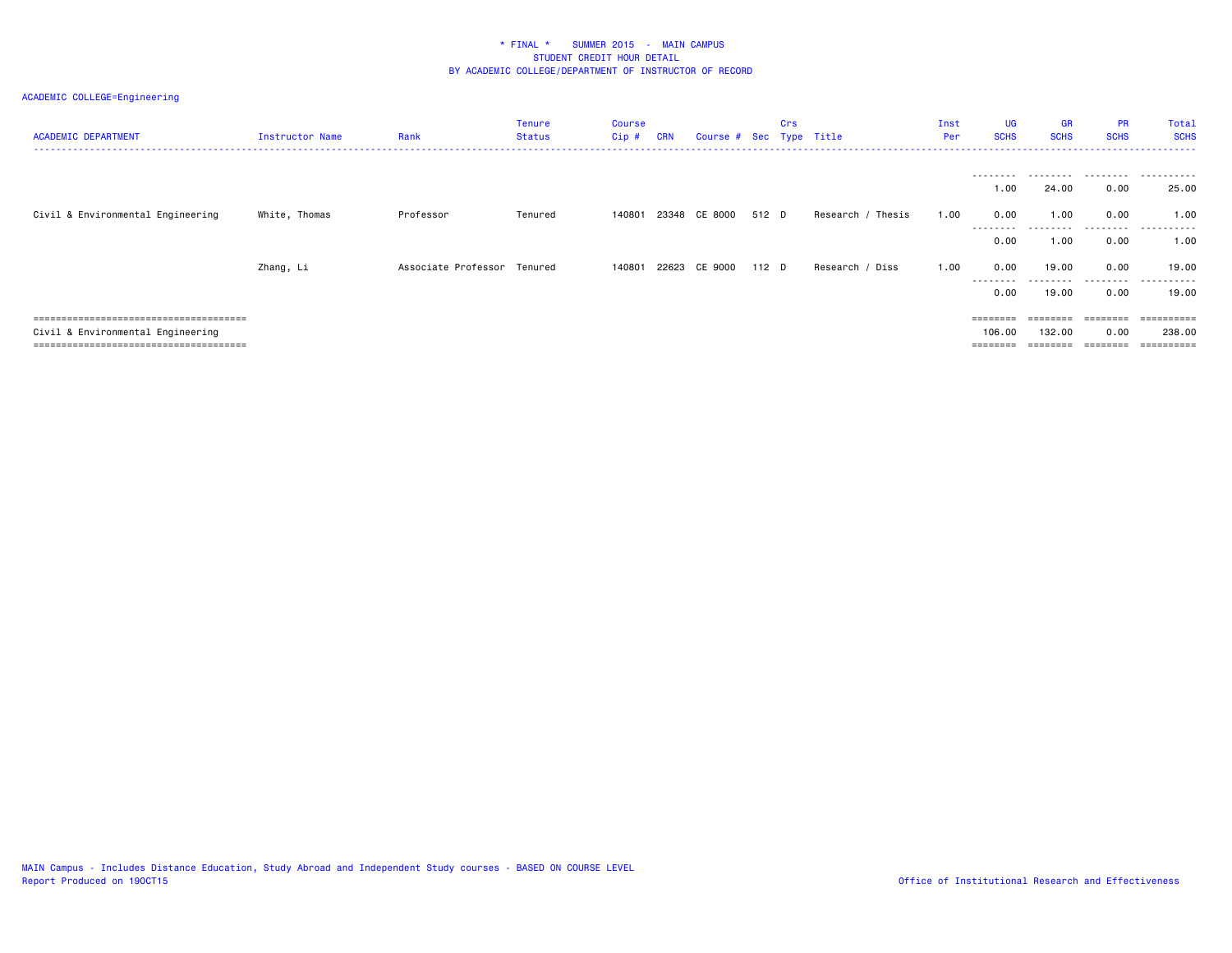\* FINAL \*    SUMMER 2015  -  MAIN CAMPUS
STUDENT CREDIT HOUR DETAIL
BY ACADEMIC COLLEGE/DEPARTMENT OF INSTRUCTOR OF RECORD

ACADEMIC COLLEGE=Engineering

| ACADEMIC DEPARTMENT | Instructor Name | Rank | Tenure Status | Course Cip # | CRN | Course # | Sec | Crs Type | Title | Inst Per | UG SCHS | GR SCHS | PR SCHS | Total SCHS |
|---|---|---|---|---|---|---|---|---|---|---|---|---|---|---|
| | | | | | | | | | | | 1.00 | 24.00 | 0.00 | 25.00 |
| Civil & Environmental Engineering | White, Thomas | Professor | Tenured | 140801 | 23348 | CE 8000 | 512 | D | Research / Thesis | 1.00 | 0.00 | 1.00 | 0.00 | 1.00 |
| | | | | | | | | | | | 0.00 | 1.00 | 0.00 | 1.00 |
| | Zhang, Li | Associate Professor | Tenured | 140801 | 22623 | CE 9000 | 112 | D | Research / Diss | 1.00 | 0.00 | 19.00 | 0.00 | 19.00 |
| | | | | | | | | | | | 0.00 | 19.00 | 0.00 | 19.00 |
| Civil & Environmental Engineering | | | | | | | | | | | 106.00 | 132.00 | 0.00 | 238.00 |

MAIN Campus - Includes Distance Education, Study Abroad and Independent Study courses - BASED ON COURSE LEVEL
Report Produced on 19OCT15

Office of Institutional Research and Effectiveness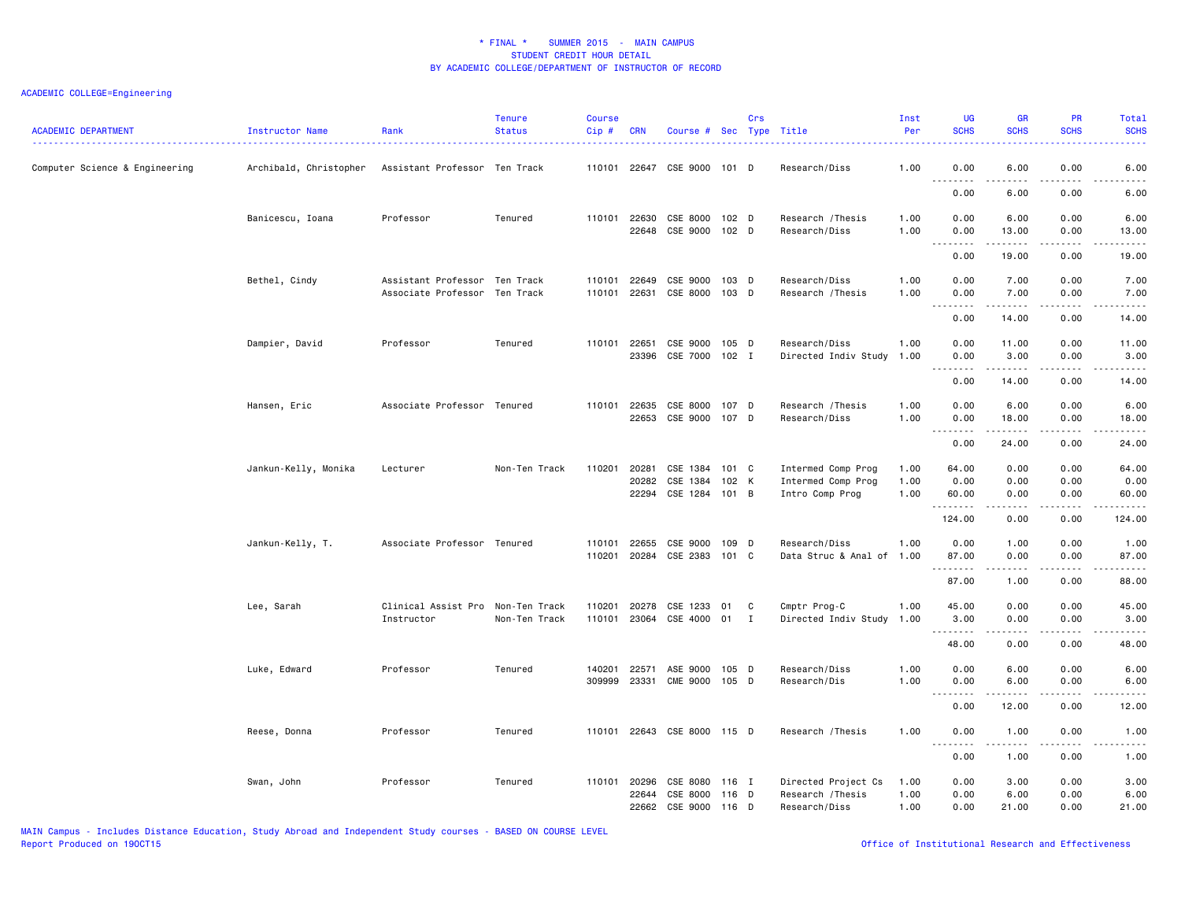# * FINAL * SUMMER 2015 - MAIN CAMPUS
## STUDENT CREDIT HOUR DETAIL
## BY ACADEMIC COLLEGE/DEPARTMENT OF INSTRUCTOR OF RECORD

ACADEMIC COLLEGE=Engineering

| ACADEMIC DEPARTMENT | Instructor Name | Rank | Tenure Status | Course Cip # | CRN | Course # | Sec | Crs Type | Title | Inst Per | UG SCHS | GR SCHS | PR SCHS | Total SCHS |
|---|---|---|---|---|---|---|---|---|---|---|---|---|---|---|
| Computer Science & Engineering | Archibald, Christopher | Assistant Professor | Ten Track | 110101 | 22647 | CSE 9000 | 101 | D | Research/Diss | 1.00 | 0.00 | 6.00 | 0.00 | 6.00 |
| | | | | | | | | | | | 0.00 | 6.00 | 0.00 | 6.00 |
| | Banicescu, Ioana | Professor | Tenured | 110101 | 22630 | CSE 8000 | 102 | D | Research /Thesis | 1.00 | 0.00 | 6.00 | 0.00 | 6.00 |
| | | | | | 22648 | CSE 9000 | 102 | D | Research/Diss | 1.00 | 0.00 | 13.00 | 0.00 | 13.00 |
| | | | | | | | | | | | 0.00 | 19.00 | 0.00 | 19.00 |
| | Bethel, Cindy | Assistant Professor | Ten Track | 110101 | 22649 | CSE 9000 | 103 | D | Research/Diss | 1.00 | 0.00 | 7.00 | 0.00 | 7.00 |
| | | Associate Professor | Ten Track | 110101 | 22631 | CSE 8000 | 103 | D | Research /Thesis | 1.00 | 0.00 | 7.00 | 0.00 | 7.00 |
| | | | | | | | | | | | 0.00 | 14.00 | 0.00 | 14.00 |
| | Dampier, David | Professor | Tenured | 110101 | 22651 | CSE 9000 | 105 | D | Research/Diss | 1.00 | 0.00 | 11.00 | 0.00 | 11.00 |
| | | | | | 23396 | CSE 7000 | 102 | I | Directed Indiv Study | 1.00 | 0.00 | 3.00 | 0.00 | 3.00 |
| | | | | | | | | | | | 0.00 | 14.00 | 0.00 | 14.00 |
| | Hansen, Eric | Associate Professor | Tenured | 110101 | 22635 | CSE 8000 | 107 | D | Research /Thesis | 1.00 | 0.00 | 6.00 | 0.00 | 6.00 |
| | | | | | 22653 | CSE 9000 | 107 | D | Research/Diss | 1.00 | 0.00 | 18.00 | 0.00 | 18.00 |
| | | | | | | | | | | | 0.00 | 24.00 | 0.00 | 24.00 |
| | Jankun-Kelly, Monika | Lecturer | Non-Ten Track | 110201 | 20281 | CSE 1384 | 101 | C | Intermed Comp Prog | 1.00 | 64.00 | 0.00 | 0.00 | 64.00 |
| | | | | | 20282 | CSE 1384 | 102 | K | Intermed Comp Prog | 1.00 | 0.00 | 0.00 | 0.00 | 0.00 |
| | | | | | 22294 | CSE 1284 | 101 | B | Intro Comp Prog | 1.00 | 60.00 | 0.00 | 0.00 | 60.00 |
| | | | | | | | | | | | 124.00 | 0.00 | 0.00 | 124.00 |
| | Jankun-Kelly, T. | Associate Professor | Tenured | 110101 | 22655 | CSE 9000 | 109 | D | Research/Diss | 1.00 | 0.00 | 1.00 | 0.00 | 1.00 |
| | | | | 110201 | 20284 | CSE 2383 | 101 | C | Data Struc & Anal of | 1.00 | 87.00 | 0.00 | 0.00 | 87.00 |
| | | | | | | | | | | | 87.00 | 1.00 | 0.00 | 88.00 |
| | Lee, Sarah | Clinical Assist Pro | Non-Ten Track | 110201 | 20278 | CSE 1233 | 01 | C | Cmptr Prog-C | 1.00 | 45.00 | 0.00 | 0.00 | 45.00 |
| | | Instructor | Non-Ten Track | 110101 | 23064 | CSE 4000 | 01 | I | Directed Indiv Study | 1.00 | 3.00 | 0.00 | 0.00 | 3.00 |
| | | | | | | | | | | | 48.00 | 0.00 | 0.00 | 48.00 |
| | Luke, Edward | Professor | Tenured | 140201 | 22571 | ASE 9000 | 105 | D | Research/Diss | 1.00 | 0.00 | 6.00 | 0.00 | 6.00 |
| | | | | 309999 | 23331 | CME 9000 | 105 | D | Research/Dis | 1.00 | 0.00 | 6.00 | 0.00 | 6.00 |
| | | | | | | | | | | | 0.00 | 12.00 | 0.00 | 12.00 |
| | Reese, Donna | Professor | Tenured | 110101 | 22643 | CSE 8000 | 115 | D | Research /Thesis | 1.00 | 0.00 | 1.00 | 0.00 | 1.00 |
| | | | | | | | | | | | 0.00 | 1.00 | 0.00 | 1.00 |
| | Swan, John | Professor | Tenured | 110101 | 20296 | CSE 8080 | 116 | I | Directed Project Cs | 1.00 | 0.00 | 3.00 | 0.00 | 3.00 |
| | | | | | 22644 | CSE 8000 | 116 | D | Research /Thesis | 1.00 | 0.00 | 6.00 | 0.00 | 6.00 |
| | | | | | 22662 | CSE 9000 | 116 | D | Research/Diss | 1.00 | 0.00 | 21.00 | 0.00 | 21.00 |

MAIN Campus - Includes Distance Education, Study Abroad and Independent Study courses - BASED ON COURSE LEVEL
Report Produced on 19OCT15

Office of Institutional Research and Effectiveness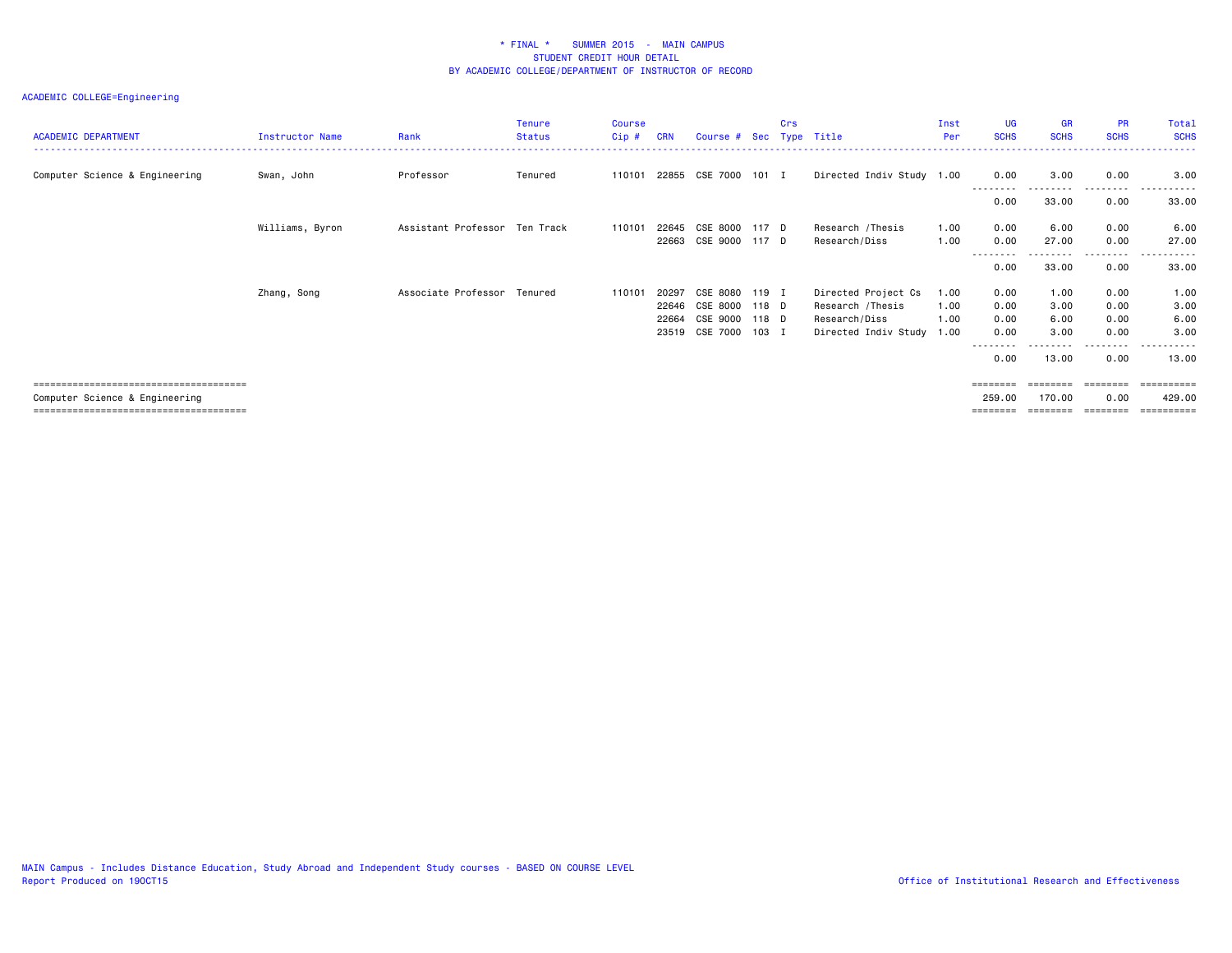\* FINAL \* SUMMER 2015 - MAIN CAMPUS
STUDENT CREDIT HOUR DETAIL
BY ACADEMIC COLLEGE/DEPARTMENT OF INSTRUCTOR OF RECORD

ACADEMIC COLLEGE=Engineering

| ACADEMIC DEPARTMENT | Instructor Name | Rank | Tenure Status | Course Cip # | CRN | Course # | Sec | Crs Type | Title | Inst Per | UG SCHS | GR SCHS | PR SCHS | Total SCHS |
|---|---|---|---|---|---|---|---|---|---|---|---|---|---|---|
| Computer Science & Engineering | Swan, John | Professor | Tenured | 110101 | 22855 | CSE 7000 | 101 | I | Directed Indiv Study | 1.00 | 0.00 | 3.00 | 0.00 | 3.00 |
| | | | | | | | | | | | 0.00 | 33.00 | 0.00 | 33.00 |
| | Williams, Byron | Assistant Professor | Ten Track | 110101 | 22645 | CSE 8000 | 117 | D | Research /Thesis | 1.00 | 0.00 | 6.00 | 0.00 | 6.00 |
| | | | | | 22663 | CSE 9000 | 117 | D | Research/Diss | 1.00 | 0.00 | 27.00 | 0.00 | 27.00 |
| | | | | | | | | | | | 0.00 | 33.00 | 0.00 | 33.00 |
| | Zhang, Song | Associate Professor | Tenured | 110101 | 20297 | CSE 8080 | 119 | I | Directed Project Cs | 1.00 | 0.00 | 1.00 | 0.00 | 1.00 |
| | | | | | 22646 | CSE 8000 | 118 | D | Research /Thesis | 1.00 | 0.00 | 3.00 | 0.00 | 3.00 |
| | | | | | 22664 | CSE 9000 | 118 | D | Research/Diss | 1.00 | 0.00 | 6.00 | 0.00 | 6.00 |
| | | | | | 23519 | CSE 7000 | 103 | I | Directed Indiv Study | 1.00 | 0.00 | 3.00 | 0.00 | 3.00 |
| | | | | | | | | | | | 0.00 | 13.00 | 0.00 | 13.00 |
| Computer Science & Engineering | | | | | | | | | | | 259.00 | 170.00 | 0.00 | 429.00 |

MAIN Campus - Includes Distance Education, Study Abroad and Independent Study courses - BASED ON COURSE LEVEL
Report Produced on 19OCT15

Office of Institutional Research and Effectiveness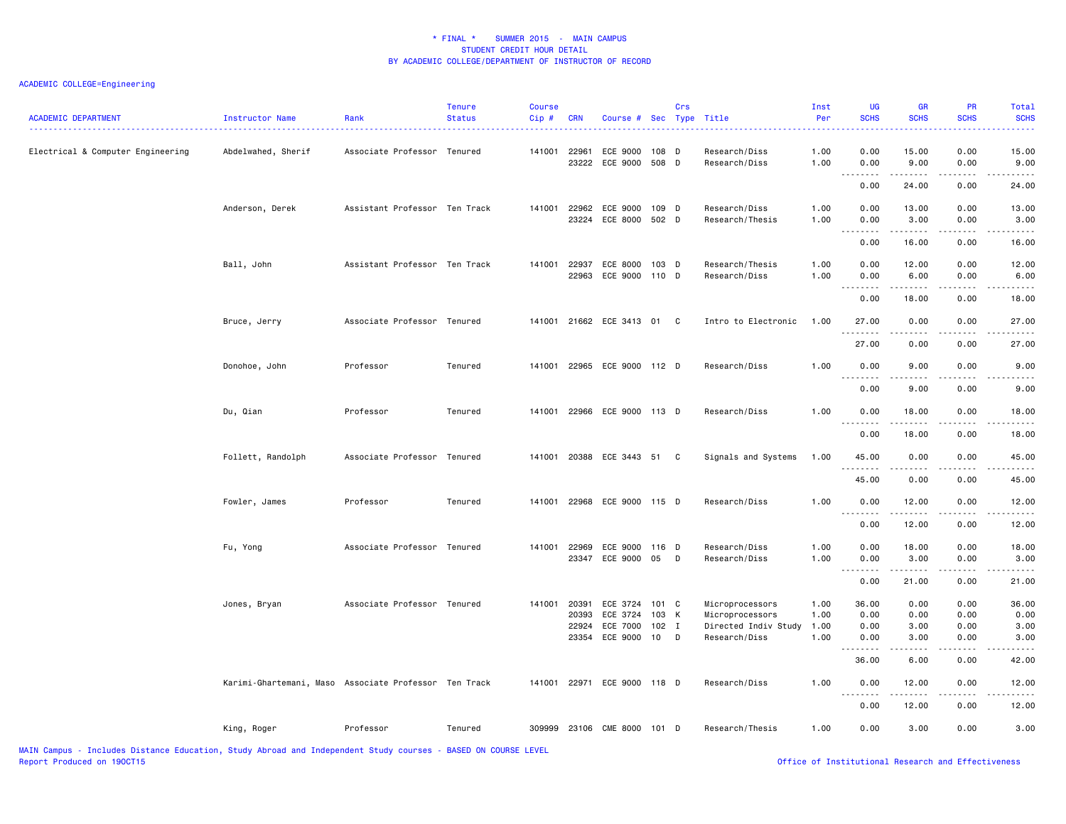# * FINAL * SUMMER 2015 - MAIN CAMPUS
## STUDENT CREDIT HOUR DETAIL
## BY ACADEMIC COLLEGE/DEPARTMENT OF INSTRUCTOR OF RECORD

ACADEMIC COLLEGE=Engineering

| ACADEMIC DEPARTMENT | Instructor Name | Rank | Tenure Status | Course Cip # | CRN | Course # | Sec | Crs Type | Title | Inst Per | UG SCHS | GR SCHS | PR SCHS | Total SCHS |
|---|---|---|---|---|---|---|---|---|---|---|---|---|---|---|
| Electrical & Computer Engineering | Abdelwahed, Sherif | Associate Professor | Tenured | 141001 | 22961 | ECE 9000 | 108 | D | Research/Diss | 1.00 | 0.00 | 15.00 | 0.00 | 15.00 |
| | | | | | 23222 | ECE 9000 | 508 | D | Research/Diss | 1.00 | 0.00 | 9.00 | 0.00 | 9.00 |
| | | | | | | | | | | | 0.00 | 24.00 | 0.00 | 24.00 |
| | Anderson, Derek | Assistant Professor | Ten Track | 141001 | 22962 | ECE 9000 | 109 | D | Research/Diss | 1.00 | 0.00 | 13.00 | 0.00 | 13.00 |
| | | | | | 23224 | ECE 8000 | 502 | D | Research/Thesis | 1.00 | 0.00 | 3.00 | 0.00 | 3.00 |
| | | | | | | | | | | | 0.00 | 16.00 | 0.00 | 16.00 |
| | Ball, John | Assistant Professor | Ten Track | 141001 | 22937 | ECE 8000 | 103 | D | Research/Thesis | 1.00 | 0.00 | 12.00 | 0.00 | 12.00 |
| | | | | | 22963 | ECE 9000 | 110 | D | Research/Diss | 1.00 | 0.00 | 6.00 | 0.00 | 6.00 |
| | | | | | | | | | | | 0.00 | 18.00 | 0.00 | 18.00 |
| | Bruce, Jerry | Associate Professor | Tenured | 141001 | 21662 | ECE 3413 | 01 | C | Intro to Electronic | 1.00 | 27.00 | 0.00 | 0.00 | 27.00 |
| | | | | | | | | | | | 27.00 | 0.00 | 0.00 | 27.00 |
| | Donohoe, John | Professor | Tenured | 141001 | 22965 | ECE 9000 | 112 | D | Research/Diss | 1.00 | 0.00 | 9.00 | 0.00 | 9.00 |
| | | | | | | | | | | | 0.00 | 9.00 | 0.00 | 9.00 |
| | Du, Qian | Professor | Tenured | 141001 | 22966 | ECE 9000 | 113 | D | Research/Diss | 1.00 | 0.00 | 18.00 | 0.00 | 18.00 |
| | | | | | | | | | | | 0.00 | 18.00 | 0.00 | 18.00 |
| | Follett, Randolph | Associate Professor | Tenured | 141001 | 20388 | ECE 3443 | 51 | C | Signals and Systems | 1.00 | 45.00 | 0.00 | 0.00 | 45.00 |
| | | | | | | | | | | | 45.00 | 0.00 | 0.00 | 45.00 |
| | Fowler, James | Professor | Tenured | 141001 | 22968 | ECE 9000 | 115 | D | Research/Diss | 1.00 | 0.00 | 12.00 | 0.00 | 12.00 |
| | | | | | | | | | | | 0.00 | 12.00 | 0.00 | 12.00 |
| | Fu, Yong | Associate Professor | Tenured | 141001 | 22969 | ECE 9000 | 116 | D | Research/Diss | 1.00 | 0.00 | 18.00 | 0.00 | 18.00 |
| | | | | | 23347 | ECE 9000 | 05 | D | Research/Diss | 1.00 | 0.00 | 3.00 | 0.00 | 3.00 |
| | | | | | | | | | | | 0.00 | 21.00 | 0.00 | 21.00 |
| | Jones, Bryan | Associate Professor | Tenured | 141001 | 20391 | ECE 3724 | 101 | C | Microprocessors | 1.00 | 36.00 | 0.00 | 0.00 | 36.00 |
| | | | | | 20393 | ECE 3724 | 103 | K | Microprocessors | 1.00 | 0.00 | 0.00 | 0.00 | 0.00 |
| | | | | | 22924 | ECE 7000 | 102 | I | Directed Indiv Study | 1.00 | 0.00 | 3.00 | 0.00 | 3.00 |
| | | | | | 23354 | ECE 9000 | 10 | D | Research/Diss | 1.00 | 0.00 | 3.00 | 0.00 | 3.00 |
| | | | | | | | | | | | 36.00 | 6.00 | 0.00 | 42.00 |
| | Karimi-Ghartemani, Maso | Associate Professor | Ten Track | 141001 | 22971 | ECE 9000 | 118 | D | Research/Diss | 1.00 | 0.00 | 12.00 | 0.00 | 12.00 |
| | | | | | | | | | | | 0.00 | 12.00 | 0.00 | 12.00 |
| | King, Roger | Professor | Tenured | 309999 | 23106 | CME 8000 | 101 | D | Research/Thesis | 1.00 | 0.00 | 3.00 | 0.00 | 3.00 |

MAIN Campus - Includes Distance Education, Study Abroad and Independent Study courses - BASED ON COURSE LEVEL
Report Produced on 19OCT15

Office of Institutional Research and Effectiveness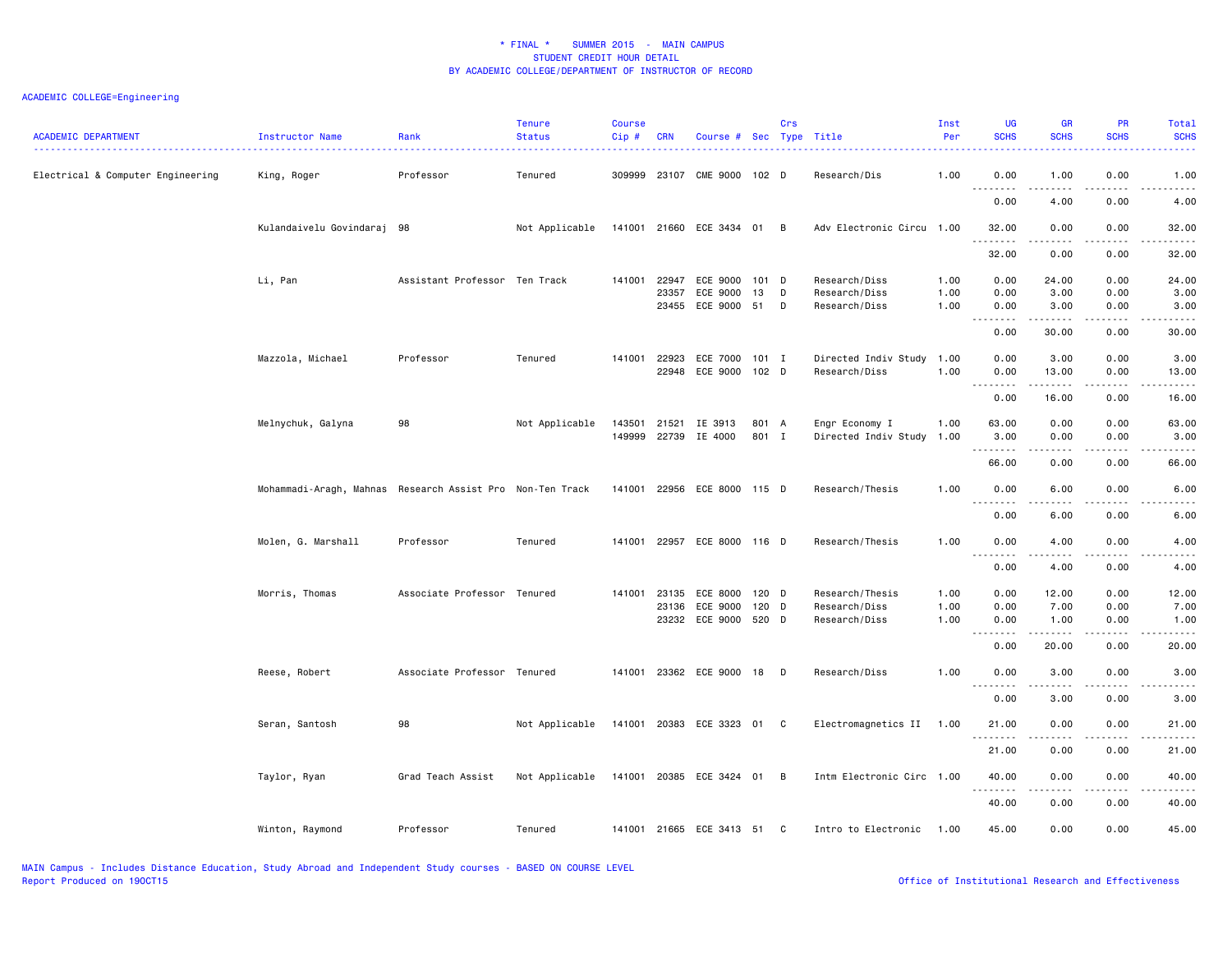# * FINAL * SUMMER 2015 - MAIN CAMPUS
## STUDENT CREDIT HOUR DETAIL
### BY ACADEMIC COLLEGE/DEPARTMENT OF INSTRUCTOR OF RECORD

ACADEMIC COLLEGE=Engineering

| ACADEMIC DEPARTMENT | Instructor Name | Rank | Tenure Status | Course Cip # | CRN | Course # | Sec | Crs Type | Title | Inst Per | UG SCHS | GR SCHS | PR SCHS | Total SCHS |
|---|---|---|---|---|---|---|---|---|---|---|---|---|---|---|
| Electrical & Computer Engineering | King, Roger | Professor | Tenured | 309999 | 23107 | CME 9000 | 102 | D | Research/Dis | 1.00 | 0.00 | 1.00 | 0.00 | 1.00 |
| | | | | | | | | | | | 0.00 | 4.00 | 0.00 | 4.00 |
| | Kulandaivelu Govindaraj | 98 | Not Applicable | 141001 | 21660 | ECE 3434 | 01 | B | Adv Electronic Circu | 1.00 | 32.00 | 0.00 | 0.00 | 32.00 |
| | | | | | | | | | | | 32.00 | 0.00 | 0.00 | 32.00 |
| | Li, Pan | Assistant Professor | Ten Track | 141001 | 22947 | ECE 9000 | 101 | D | Research/Diss | 1.00 | 0.00 | 24.00 | 0.00 | 24.00 |
| | | | | | 23357 | ECE 9000 | 13 | D | Research/Diss | 1.00 | 0.00 | 3.00 | 0.00 | 3.00 |
| | | | | | 23455 | ECE 9000 | 51 | D | Research/Diss | 1.00 | 0.00 | 3.00 | 0.00 | 3.00 |
| | | | | | | | | | | | 0.00 | 30.00 | 0.00 | 30.00 |
| | Mazzola, Michael | Professor | Tenured | 141001 | 22923 | ECE 7000 | 101 | I | Directed Indiv Study | 1.00 | 0.00 | 3.00 | 0.00 | 3.00 |
| | | | | | 22948 | ECE 9000 | 102 | D | Research/Diss | 1.00 | 0.00 | 13.00 | 0.00 | 13.00 |
| | | | | | | | | | | | 0.00 | 16.00 | 0.00 | 16.00 |
| | Melnychuk, Galyna | 98 | Not Applicable | 143501 | 21521 | IE 3913 | 801 | A | Engr Economy I | 1.00 | 63.00 | 0.00 | 0.00 | 63.00 |
| | | | | 149999 | 22739 | IE 4000 | 801 | I | Directed Indiv Study | 1.00 | 3.00 | 0.00 | 0.00 | 3.00 |
| | | | | | | | | | | | 66.00 | 0.00 | 0.00 | 66.00 |
| | Mohammadi-Aragh, Mahnas | Research Assist Pro | Non-Ten Track | 141001 | 22956 | ECE 8000 | 115 | D | Research/Thesis | 1.00 | 0.00 | 6.00 | 0.00 | 6.00 |
| | | | | | | | | | | | 0.00 | 6.00 | 0.00 | 6.00 |
| | Molen, G. Marshall | Professor | Tenured | 141001 | 22957 | ECE 8000 | 116 | D | Research/Thesis | 1.00 | 0.00 | 4.00 | 0.00 | 4.00 |
| | | | | | | | | | | | 0.00 | 4.00 | 0.00 | 4.00 |
| | Morris, Thomas | Associate Professor | Tenured | 141001 | 23135 | ECE 8000 | 120 | D | Research/Thesis | 1.00 | 0.00 | 12.00 | 0.00 | 12.00 |
| | | | | | 23136 | ECE 9000 | 120 | D | Research/Diss | 1.00 | 0.00 | 7.00 | 0.00 | 7.00 |
| | | | | | 23232 | ECE 9000 | 520 | D | Research/Diss | 1.00 | 0.00 | 1.00 | 0.00 | 1.00 |
| | | | | | | | | | | | 0.00 | 20.00 | 0.00 | 20.00 |
| | Reese, Robert | Associate Professor | Tenured | 141001 | 23362 | ECE 9000 | 18 | D | Research/Diss | 1.00 | 0.00 | 3.00 | 0.00 | 3.00 |
| | | | | | | | | | | | 0.00 | 3.00 | 0.00 | 3.00 |
| | Seran, Santosh | 98 | Not Applicable | 141001 | 20383 | ECE 3323 | 01 | C | Electromagnetics II | 1.00 | 21.00 | 0.00 | 0.00 | 21.00 |
| | | | | | | | | | | | 21.00 | 0.00 | 0.00 | 21.00 |
| | Taylor, Ryan | Grad Teach Assist | Not Applicable | 141001 | 20385 | ECE 3424 | 01 | B | Intm Electronic Circ | 1.00 | 40.00 | 0.00 | 0.00 | 40.00 |
| | | | | | | | | | | | 40.00 | 0.00 | 0.00 | 40.00 |
| | Winton, Raymond | Professor | Tenured | 141001 | 21665 | ECE 3413 | 51 | C | Intro to Electronic | 1.00 | 45.00 | 0.00 | 0.00 | 45.00 |

MAIN Campus - Includes Distance Education, Study Abroad and Independent Study courses - BASED ON COURSE LEVEL
Report Produced on 19OCT15

Office of Institutional Research and Effectiveness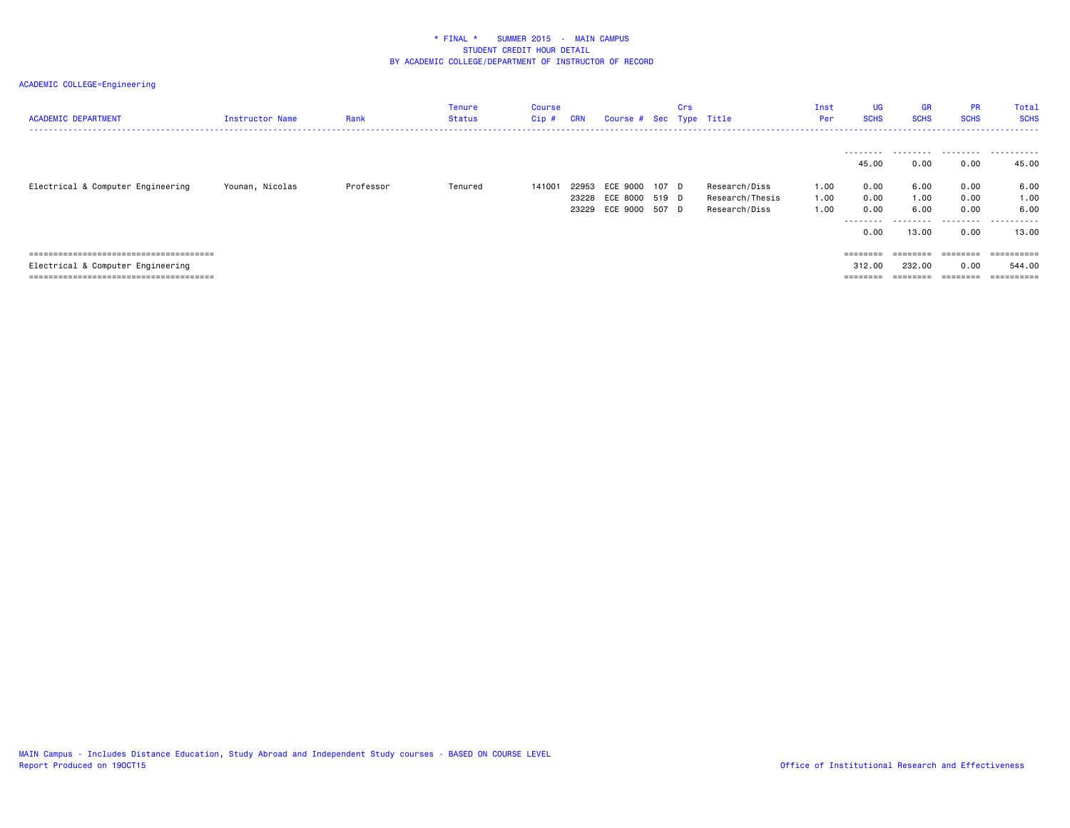# * FINAL * SUMMER 2015 - MAIN CAMPUS
## STUDENT CREDIT HOUR DETAIL
## BY ACADEMIC COLLEGE/DEPARTMENT OF INSTRUCTOR OF RECORD

ACADEMIC COLLEGE=Engineering

| ACADEMIC DEPARTMENT | Instructor Name | Rank | Tenure Status | Course Cip # | CRN | Course # | Sec | Crs Type | Title | Inst Per | UG SCHS | GR SCHS | PR SCHS | Total SCHS |
|---|---|---|---|---|---|---|---|---|---|---|---|---|---|---|
| | | | | | | | | | | | 45.00 | 0.00 | 0.00 | 45.00 |
| Electrical & Computer Engineering | Younan, Nicolas | Professor | Tenured | 141001 | 22953 | ECE 9000 | 107 | D | Research/Diss | 1.00 | 0.00 | 6.00 | 0.00 | 6.00 |
| | | | | | 23228 | ECE 8000 | 519 | D | Research/Thesis | 1.00 | 0.00 | 1.00 | 0.00 | 1.00 |
| | | | | | 23229 | ECE 9000 | 507 | D | Research/Diss | 1.00 | 0.00 | 6.00 | 0.00 | 6.00 |
| | | | | | | | | | | | 0.00 | 13.00 | 0.00 | 13.00 |
| Electrical & Computer Engineering | | | | | | | | | | | 312.00 | 232.00 | 0.00 | 544.00 |

MAIN Campus - Includes Distance Education, Study Abroad and Independent Study courses - BASED ON COURSE LEVEL
Report Produced on 19OCT15

Office of Institutional Research and Effectiveness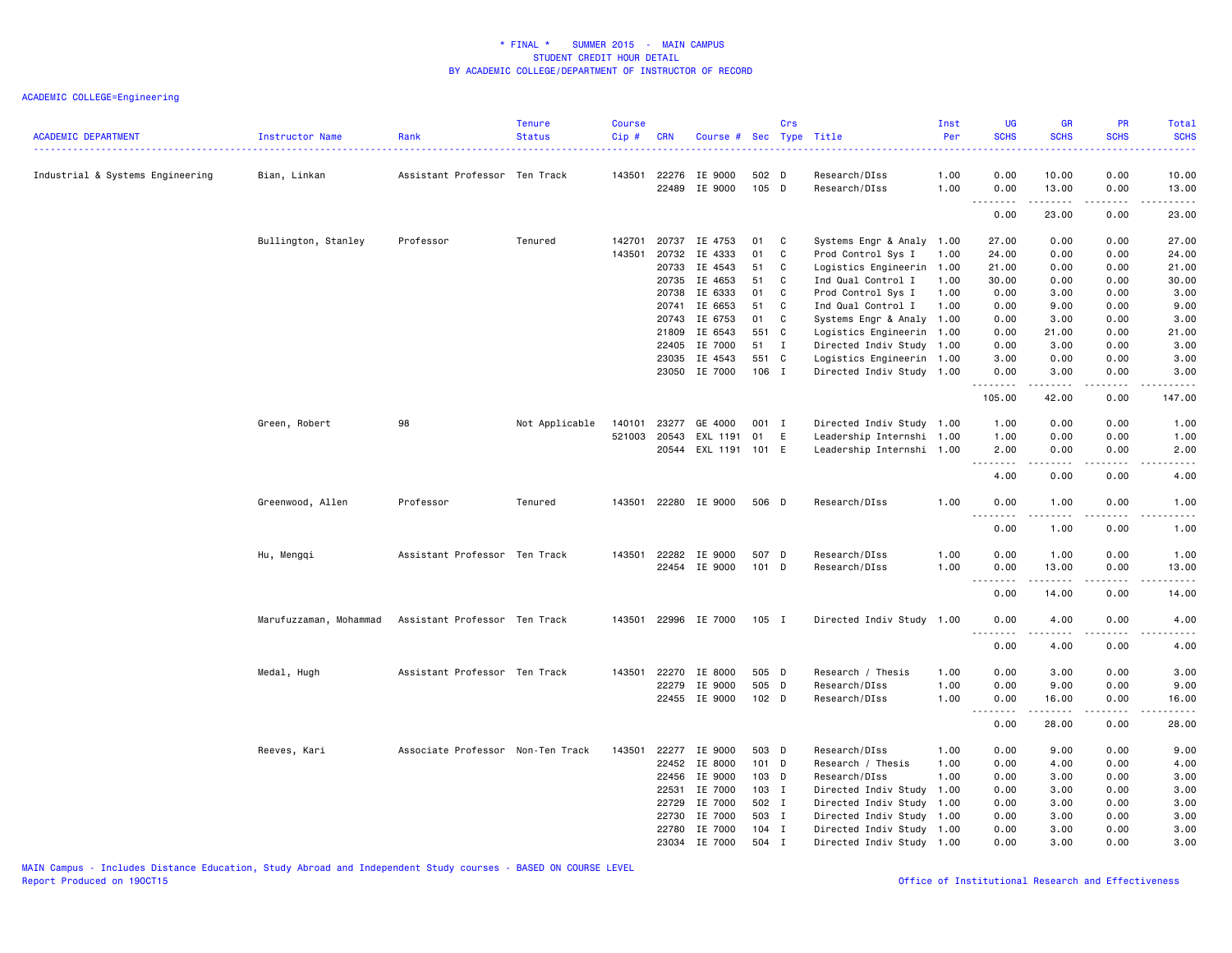* FINAL * SUMMER 2015 - MAIN CAMPUS
STUDENT CREDIT HOUR DETAIL
BY ACADEMIC COLLEGE/DEPARTMENT OF INSTRUCTOR OF RECORD

ACADEMIC COLLEGE=Engineering

| ACADEMIC DEPARTMENT | Instructor Name | Rank | Tenure Status | Course Cip # | CRN | Course # | Sec | Crs Type | Title | Inst Per | UG SCHS | GR SCHS | PR SCHS | Total SCHS |
|---|---|---|---|---|---|---|---|---|---|---|---|---|---|---|
| Industrial & Systems Engineering | Bian, Linkan | Assistant Professor | Ten Track | 143501 | 22276 | IE 9000 | 502 | D | Research/DIss | 1.00 | 0.00 | 10.00 | 0.00 | 10.00 |
| | | | | | 22489 | IE 9000 | 105 | D | Research/DIss | 1.00 | 0.00 | 13.00 | 0.00 | 13.00 |
| | | | | | | | | | | | 0.00 | 23.00 | 0.00 | 23.00 |
| | Bullington, Stanley | Professor | Tenured | 142701 | 20737 | IE 4753 | 01 | C | Systems Engr & Analy | 1.00 | 27.00 | 0.00 | 0.00 | 27.00 |
| | | | | 143501 | 20732 | IE 4333 | 01 | C | Prod Control Sys I | 1.00 | 24.00 | 0.00 | 0.00 | 24.00 |
| | | | | | 20733 | IE 4543 | 51 | C | Logistics Engineerin | 1.00 | 21.00 | 0.00 | 0.00 | 21.00 |
| | | | | | 20735 | IE 4653 | 51 | C | Ind Qual Control I | 1.00 | 30.00 | 0.00 | 0.00 | 30.00 |
| | | | | | 20738 | IE 6333 | 01 | C | Prod Control Sys I | 1.00 | 0.00 | 3.00 | 0.00 | 3.00 |
| | | | | | 20741 | IE 6653 | 51 | C | Ind Qual Control I | 1.00 | 0.00 | 9.00 | 0.00 | 9.00 |
| | | | | | 20743 | IE 6753 | 01 | C | Systems Engr & Analy | 1.00 | 0.00 | 3.00 | 0.00 | 3.00 |
| | | | | | 21809 | IE 6543 | 551 | C | Logistics Engineerin | 1.00 | 0.00 | 21.00 | 0.00 | 21.00 |
| | | | | | 22405 | IE 7000 | 51 | I | Directed Indiv Study | 1.00 | 0.00 | 3.00 | 0.00 | 3.00 |
| | | | | | 23035 | IE 4543 | 551 | C | Logistics Engineerin | 1.00 | 3.00 | 0.00 | 0.00 | 3.00 |
| | | | | | 23050 | IE 7000 | 106 | I | Directed Indiv Study | 1.00 | 0.00 | 3.00 | 0.00 | 3.00 |
| | | | | | | | | | | | 105.00 | 42.00 | 0.00 | 147.00 |
| | Green, Robert | 98 | Not Applicable | 140101 | 23277 | GE 4000 | 001 | I | Directed Indiv Study | 1.00 | 1.00 | 0.00 | 0.00 | 1.00 |
| | | | | 521003 | 20543 | EXL 1191 | 01 | E | Leadership Internshi | 1.00 | 1.00 | 0.00 | 0.00 | 1.00 |
| | | | | | 20544 | EXL 1191 | 101 | E | Leadership Internshi | 1.00 | 2.00 | 0.00 | 0.00 | 2.00 |
| | | | | | | | | | | | 4.00 | 0.00 | 0.00 | 4.00 |
| | Greenwood, Allen | Professor | Tenured | 143501 | 22280 | IE 9000 | 506 | D | Research/DIss | 1.00 | 0.00 | 1.00 | 0.00 | 1.00 |
| | | | | | | | | | | | 0.00 | 1.00 | 0.00 | 1.00 |
| | Hu, Mengqi | Assistant Professor | Ten Track | 143501 | 22282 | IE 9000 | 507 | D | Research/DIss | 1.00 | 0.00 | 1.00 | 0.00 | 1.00 |
| | | | | | 22454 | IE 9000 | 101 | D | Research/DIss | 1.00 | 0.00 | 13.00 | 0.00 | 13.00 |
| | | | | | | | | | | | 0.00 | 14.00 | 0.00 | 14.00 |
| | Marufuzzaman, Mohammad | Assistant Professor | Ten Track | 143501 | 22996 | IE 7000 | 105 | I | Directed Indiv Study | 1.00 | 0.00 | 4.00 | 0.00 | 4.00 |
| | | | | | | | | | | | 0.00 | 4.00 | 0.00 | 4.00 |
| | Medal, Hugh | Assistant Professor | Ten Track | 143501 | 22270 | IE 8000 | 505 | D | Research / Thesis | 1.00 | 0.00 | 3.00 | 0.00 | 3.00 |
| | | | | | 22279 | IE 9000 | 505 | D | Research/DIss | 1.00 | 0.00 | 9.00 | 0.00 | 9.00 |
| | | | | | 22455 | IE 9000 | 102 | D | Research/DIss | 1.00 | 0.00 | 16.00 | 0.00 | 16.00 |
| | | | | | | | | | | | 0.00 | 28.00 | 0.00 | 28.00 |
| | Reeves, Kari | Associate Professor | Non-Ten Track | 143501 | 22277 | IE 9000 | 503 | D | Research/DIss | 1.00 | 0.00 | 9.00 | 0.00 | 9.00 |
| | | | | | 22452 | IE 8000 | 101 | D | Research / Thesis | 1.00 | 0.00 | 4.00 | 0.00 | 4.00 |
| | | | | | 22456 | IE 9000 | 103 | D | Research/DIss | 1.00 | 0.00 | 3.00 | 0.00 | 3.00 |
| | | | | | 22531 | IE 7000 | 103 | I | Directed Indiv Study | 1.00 | 0.00 | 3.00 | 0.00 | 3.00 |
| | | | | | 22729 | IE 7000 | 502 | I | Directed Indiv Study | 1.00 | 0.00 | 3.00 | 0.00 | 3.00 |
| | | | | | 22730 | IE 7000 | 503 | I | Directed Indiv Study | 1.00 | 0.00 | 3.00 | 0.00 | 3.00 |
| | | | | | 22780 | IE 7000 | 104 | I | Directed Indiv Study | 1.00 | 0.00 | 3.00 | 0.00 | 3.00 |
| | | | | | 23034 | IE 7000 | 504 | I | Directed Indiv Study | 1.00 | 0.00 | 3.00 | 0.00 | 3.00 |

MAIN Campus - Includes Distance Education, Study Abroad and Independent Study courses - BASED ON COURSE LEVEL
Report Produced on 19OCT15

Office of Institutional Research and Effectiveness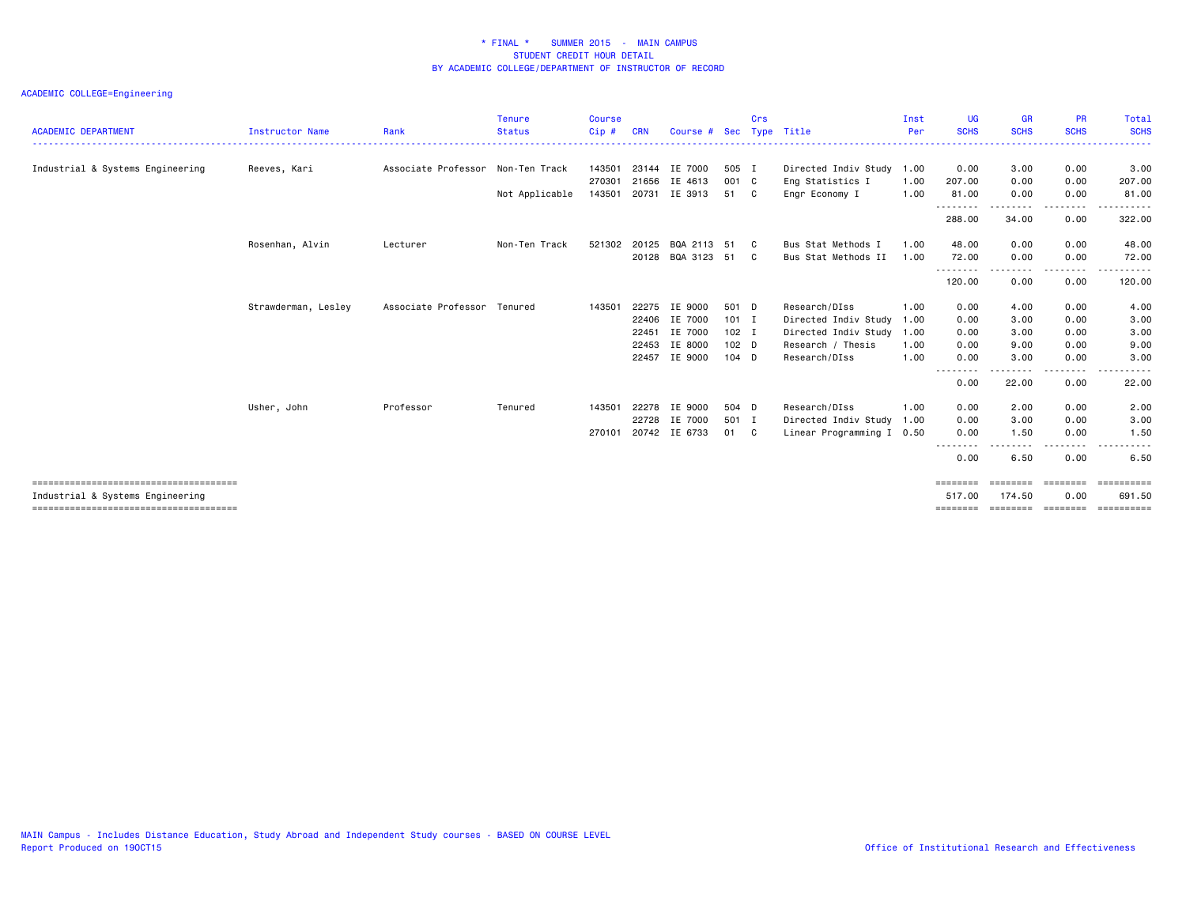# * FINAL * SUMMER 2015 - MAIN CAMPUS
## STUDENT CREDIT HOUR DETAIL
## BY ACADEMIC COLLEGE/DEPARTMENT OF INSTRUCTOR OF RECORD

ACADEMIC COLLEGE=Engineering

| ACADEMIC DEPARTMENT | Instructor Name | Rank | Tenure Status | Course Cip # | CRN | Course # | Sec | Crs Type | Title | Inst Per | UG SCHS | GR SCHS | PR SCHS | Total SCHS |
|---|---|---|---|---|---|---|---|---|---|---|---|---|---|---|
| Industrial & Systems Engineering | Reeves, Kari | Associate Professor | Non-Ten Track | 143501 | 23144 | IE 7000 | 505 | I | Directed Indiv Study | 1.00 | 0.00 | 3.00 | 0.00 | 3.00 |
| | | | | 270301 | 21656 | IE 4613 | 001 | C | Eng Statistics I | 1.00 | 207.00 | 0.00 | 0.00 | 207.00 |
| | | | Not Applicable | 143501 | 20731 | IE 3913 | 51 | C | Engr Economy I | 1.00 | 81.00 | 0.00 | 0.00 | 81.00 |
| | | | | | | | | | | | 288.00 | 34.00 | 0.00 | 322.00 |
| | Rosenhan, Alvin | Lecturer | Non-Ten Track | 521302 | 20125 | BQA 2113 | 51 | C | Bus Stat Methods I | 1.00 | 48.00 | 0.00 | 0.00 | 48.00 |
| | | | | | 20128 | BQA 3123 | 51 | C | Bus Stat Methods II | 1.00 | 72.00 | 0.00 | 0.00 | 72.00 |
| | | | | | | | | | | | 120.00 | 0.00 | 0.00 | 120.00 |
| | Strawderman, Lesley | Associate Professor | Tenured | 143501 | 22275 | IE 9000 | 501 | D | Research/DIss | 1.00 | 0.00 | 4.00 | 0.00 | 4.00 |
| | | | | | 22406 | IE 7000 | 101 | I | Directed Indiv Study | 1.00 | 0.00 | 3.00 | 0.00 | 3.00 |
| | | | | | 22451 | IE 7000 | 102 | I | Directed Indiv Study | 1.00 | 0.00 | 3.00 | 0.00 | 3.00 |
| | | | | | 22453 | IE 8000 | 102 | D | Research / Thesis | 1.00 | 0.00 | 9.00 | 0.00 | 9.00 |
| | | | | | 22457 | IE 9000 | 104 | D | Research/DIss | 1.00 | 0.00 | 3.00 | 0.00 | 3.00 |
| | | | | | | | | | | | 0.00 | 22.00 | 0.00 | 22.00 |
| | Usher, John | Professor | Tenured | 143501 | 22278 | IE 9000 | 504 | D | Research/DIss | 1.00 | 0.00 | 2.00 | 0.00 | 2.00 |
| | | | | | 22728 | IE 7000 | 501 | I | Directed Indiv Study | 1.00 | 0.00 | 3.00 | 0.00 | 3.00 |
| | | | | 270101 | 20742 | IE 6733 | 01 | C | Linear Programming I | 0.50 | 0.00 | 1.50 | 0.00 | 1.50 |
| | | | | | | | | | | | 0.00 | 6.50 | 0.00 | 6.50 |
| Industrial & Systems Engineering | | | | | | | | | | | 517.00 | 174.50 | 0.00 | 691.50 |

MAIN Campus - Includes Distance Education, Study Abroad and Independent Study courses - BASED ON COURSE LEVEL
Report Produced on 19OCT15

Office of Institutional Research and Effectiveness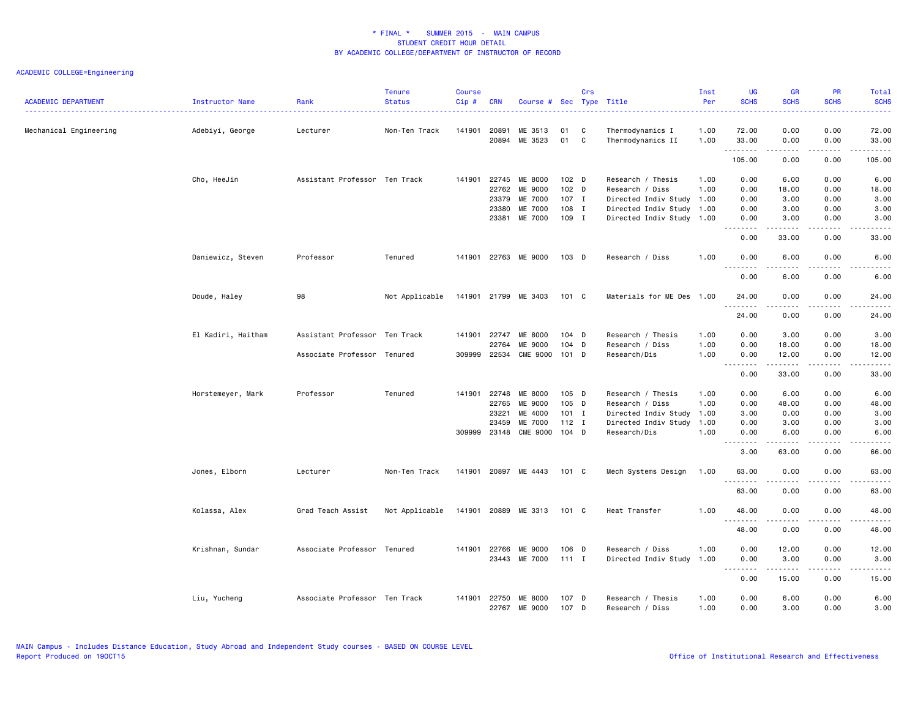# * FINAL * SUMMER 2015 - MAIN CAMPUS
## STUDENT CREDIT HOUR DETAIL
### BY ACADEMIC COLLEGE/DEPARTMENT OF INSTRUCTOR OF RECORD

ACADEMIC COLLEGE=Engineering

| ACADEMIC DEPARTMENT | Instructor Name | Rank | Tenure Status | Course Cip # | CRN | Course # | Sec | Crs Type | Title | Inst Per | UG SCHS | GR SCHS | PR SCHS | Total SCHS |
|---|---|---|---|---|---|---|---|---|---|---|---|---|---|---|
| Mechanical Engineering | Adebiyi, George | Lecturer | Non-Ten Track | 141901 | 20891 | ME 3513 | 01 | C | Thermodynamics I | 1.00 | 72.00 | 0.00 | 0.00 | 72.00 |
| | | | | | 20894 | ME 3523 | 01 | C | Thermodynamics II | 1.00 | 33.00 | 0.00 | 0.00 | 33.00 |
| | | | | | | | | | | | 105.00 | 0.00 | 0.00 | 105.00 |
| | Cho, HeeJin | Assistant Professor | Ten Track | 141901 | 22745 | ME 8000 | 102 | D | Research / Thesis | 1.00 | 0.00 | 6.00 | 0.00 | 6.00 |
| | | | | | 22762 | ME 9000 | 102 | D | Research / Diss | 1.00 | 0.00 | 18.00 | 0.00 | 18.00 |
| | | | | | 23379 | ME 7000 | 107 | I | Directed Indiv Study | 1.00 | 0.00 | 3.00 | 0.00 | 3.00 |
| | | | | | 23380 | ME 7000 | 108 | I | Directed Indiv Study | 1.00 | 0.00 | 3.00 | 0.00 | 3.00 |
| | | | | | 23381 | ME 7000 | 109 | I | Directed Indiv Study | 1.00 | 0.00 | 3.00 | 0.00 | 3.00 |
| | | | | | | | | | | | 0.00 | 33.00 | 0.00 | 33.00 |
| | Daniewicz, Steven | Professor | Tenured | 141901 | 22763 | ME 9000 | 103 | D | Research / Diss | 1.00 | 0.00 | 6.00 | 0.00 | 6.00 |
| | | | | | | | | | | | 0.00 | 6.00 | 0.00 | 6.00 |
| | Doude, Haley | 98 | Not Applicable | 141901 | 21799 | ME 3403 | 101 | C | Materials for ME Des | 1.00 | 24.00 | 0.00 | 0.00 | 24.00 |
| | | | | | | | | | | | 24.00 | 0.00 | 0.00 | 24.00 |
| | El Kadiri, Haitham | Assistant Professor | Ten Track | 141901 | 22747 | ME 8000 | 104 | D | Research / Thesis | 1.00 | 0.00 | 3.00 | 0.00 | 3.00 |
| | | | | | 22764 | ME 9000 | 104 | D | Research / Diss | 1.00 | 0.00 | 18.00 | 0.00 | 18.00 |
| | | Associate Professor | Tenured | 309999 | 22534 | CME 9000 | 101 | D | Research/Dis | 1.00 | 0.00 | 12.00 | 0.00 | 12.00 |
| | | | | | | | | | | | 0.00 | 33.00 | 0.00 | 33.00 |
| | Horstemeyer, Mark | Professor | Tenured | 141901 | 22748 | ME 8000 | 105 | D | Research / Thesis | 1.00 | 0.00 | 6.00 | 0.00 | 6.00 |
| | | | | | 22765 | ME 9000 | 105 | D | Research / Diss | 1.00 | 0.00 | 48.00 | 0.00 | 48.00 |
| | | | | | 23221 | ME 4000 | 101 | I | Directed Indiv Study | 1.00 | 3.00 | 0.00 | 0.00 | 3.00 |
| | | | | | 23459 | ME 7000 | 112 | I | Directed Indiv Study | 1.00 | 0.00 | 3.00 | 0.00 | 3.00 |
| | | | | 309999 | 23148 | CME 9000 | 104 | D | Research/Dis | 1.00 | 0.00 | 6.00 | 0.00 | 6.00 |
| | | | | | | | | | | | 3.00 | 63.00 | 0.00 | 66.00 |
| | Jones, Elborn | Lecturer | Non-Ten Track | 141901 | 20897 | ME 4443 | 101 | C | Mech Systems Design | 1.00 | 63.00 | 0.00 | 0.00 | 63.00 |
| | | | | | | | | | | | 63.00 | 0.00 | 0.00 | 63.00 |
| | Kolassa, Alex | Grad Teach Assist | Not Applicable | 141901 | 20889 | ME 3313 | 101 | C | Heat Transfer | 1.00 | 48.00 | 0.00 | 0.00 | 48.00 |
| | | | | | | | | | | | 48.00 | 0.00 | 0.00 | 48.00 |
| | Krishnan, Sundar | Associate Professor | Tenured | 141901 | 22766 | ME 9000 | 106 | D | Research / Diss | 1.00 | 0.00 | 12.00 | 0.00 | 12.00 |
| | | | | | 23443 | ME 7000 | 111 | I | Directed Indiv Study | 1.00 | 0.00 | 3.00 | 0.00 | 3.00 |
| | | | | | | | | | | | 0.00 | 15.00 | 0.00 | 15.00 |
| | Liu, Yucheng | Associate Professor | Ten Track | 141901 | 22750 | ME 8000 | 107 | D | Research / Thesis | 1.00 | 0.00 | 6.00 | 0.00 | 6.00 |
| | | | | | 22767 | ME 9000 | 107 | D | Research / Diss | 1.00 | 0.00 | 3.00 | 0.00 | 3.00 |

MAIN Campus - Includes Distance Education, Study Abroad and Independent Study courses - BASED ON COURSE LEVEL
Report Produced on 19OCT15

Office of Institutional Research and Effectiveness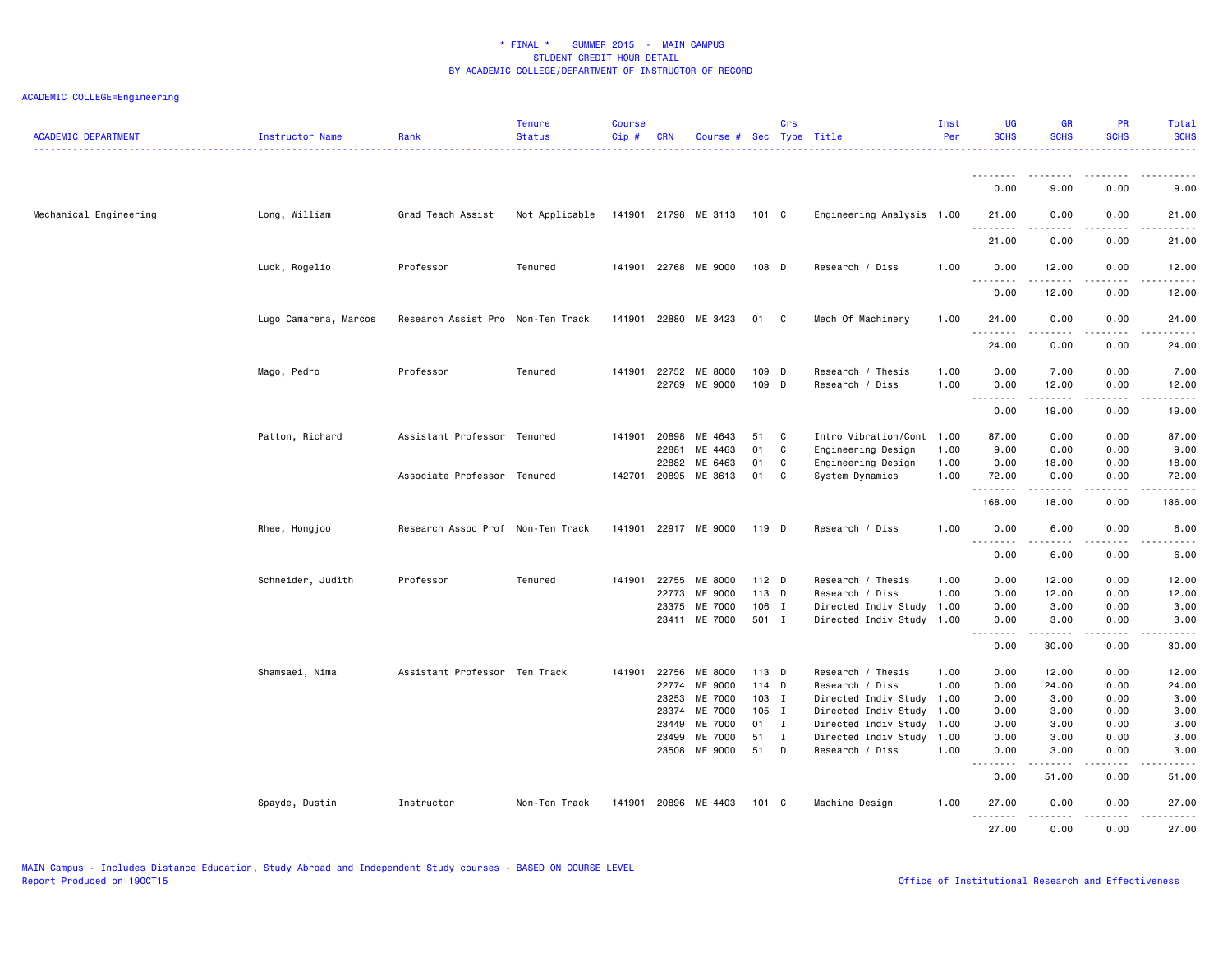* FINAL * SUMMER 2015 - MAIN CAMPUS
STUDENT CREDIT HOUR DETAIL
BY ACADEMIC COLLEGE/DEPARTMENT OF INSTRUCTOR OF RECORD

ACADEMIC COLLEGE=Engineering

| ACADEMIC DEPARTMENT | Instructor Name | Rank | Tenure Status | Course Cip # | CRN | Course # | Sec | Crs Type | Title | Inst Per | UG SCHS | GR SCHS | PR SCHS | Total SCHS |
|---|---|---|---|---|---|---|---|---|---|---|---|---|---|---|
| | | | | | | | | | | | 0.00 | 9.00 | 0.00 | 9.00 |
| Mechanical Engineering | Long, William | Grad Teach Assist | Not Applicable | 141901 | 21798 | ME 3113 | 101 | C | Engineering Analysis | 1.00 | 21.00 | 0.00 | 0.00 | 21.00 |
| | | | | | | | | | | | 21.00 | 0.00 | 0.00 | 21.00 |
| | Luck, Rogelio | Professor | Tenured | 141901 | 22768 | ME 9000 | 108 | D | Research / Diss | 1.00 | 0.00 | 12.00 | 0.00 | 12.00 |
| | | | | | | | | | | | 0.00 | 12.00 | 0.00 | 12.00 |
| | Lugo Camarena, Marcos | Research Assist Pro | Non-Ten Track | 141901 | 22880 | ME 3423 | 01 | C | Mech Of Machinery | 1.00 | 24.00 | 0.00 | 0.00 | 24.00 |
| | | | | | | | | | | | 24.00 | 0.00 | 0.00 | 24.00 |
| | Mago, Pedro | Professor | Tenured | 141901 | 22752 | ME 8000 | 109 | D | Research / Thesis | 1.00 | 0.00 | 7.00 | 0.00 | 7.00 |
| | | | | | 22769 | ME 9000 | 109 | D | Research / Diss | 1.00 | 0.00 | 12.00 | 0.00 | 12.00 |
| | | | | | | | | | | | 0.00 | 19.00 | 0.00 | 19.00 |
| | Patton, Richard | Assistant Professor | Tenured | 141901 | 20898 | ME 4643 | 51 | C | Intro Vibration/Cont | 1.00 | 87.00 | 0.00 | 0.00 | 87.00 |
| | | | | | 22881 | ME 4463 | 01 | C | Engineering Design | 1.00 | 9.00 | 0.00 | 0.00 | 9.00 |
| | | | | | 22882 | ME 6463 | 01 | C | Engineering Design | 1.00 | 0.00 | 18.00 | 0.00 | 18.00 |
| | | Associate Professor | Tenured | 142701 | 20895 | ME 3613 | 01 | C | System Dynamics | 1.00 | 72.00 | 0.00 | 0.00 | 72.00 |
| | | | | | | | | | | | 168.00 | 18.00 | 0.00 | 186.00 |
| | Rhee, Hongjoo | Research Assoc Prof | Non-Ten Track | 141901 | 22917 | ME 9000 | 119 | D | Research / Diss | 1.00 | 0.00 | 6.00 | 0.00 | 6.00 |
| | | | | | | | | | | | 0.00 | 6.00 | 0.00 | 6.00 |
| | Schneider, Judith | Professor | Tenured | 141901 | 22755 | ME 8000 | 112 | D | Research / Thesis | 1.00 | 0.00 | 12.00 | 0.00 | 12.00 |
| | | | | | 22773 | ME 9000 | 113 | D | Research / Diss | 1.00 | 0.00 | 12.00 | 0.00 | 12.00 |
| | | | | | 23375 | ME 7000 | 106 | I | Directed Indiv Study | 1.00 | 0.00 | 3.00 | 0.00 | 3.00 |
| | | | | | 23411 | ME 7000 | 501 | I | Directed Indiv Study | 1.00 | 0.00 | 3.00 | 0.00 | 3.00 |
| | | | | | | | | | | | 0.00 | 30.00 | 0.00 | 30.00 |
| | Shamsaei, Nima | Assistant Professor | Ten Track | 141901 | 22756 | ME 8000 | 113 | D | Research / Thesis | 1.00 | 0.00 | 12.00 | 0.00 | 12.00 |
| | | | | | 22774 | ME 9000 | 114 | D | Research / Diss | 1.00 | 0.00 | 24.00 | 0.00 | 24.00 |
| | | | | | 23253 | ME 7000 | 103 | I | Directed Indiv Study | 1.00 | 0.00 | 3.00 | 0.00 | 3.00 |
| | | | | | 23374 | ME 7000 | 105 | I | Directed Indiv Study | 1.00 | 0.00 | 3.00 | 0.00 | 3.00 |
| | | | | | 23449 | ME 7000 | 01 | I | Directed Indiv Study | 1.00 | 0.00 | 3.00 | 0.00 | 3.00 |
| | | | | | 23499 | ME 7000 | 51 | I | Directed Indiv Study | 1.00 | 0.00 | 3.00 | 0.00 | 3.00 |
| | | | | | 23508 | ME 9000 | 51 | D | Research / Diss | 1.00 | 0.00 | 3.00 | 0.00 | 3.00 |
| | | | | | | | | | | | 0.00 | 51.00 | 0.00 | 51.00 |
| | Spayde, Dustin | Instructor | Non-Ten Track | 141901 | 20896 | ME 4403 | 101 | C | Machine Design | 1.00 | 27.00 | 0.00 | 0.00 | 27.00 |
| | | | | | | | | | | | 27.00 | 0.00 | 0.00 | 27.00 |

MAIN Campus - Includes Distance Education, Study Abroad and Independent Study courses - BASED ON COURSE LEVEL
Report Produced on 19OCT15

Office of Institutional Research and Effectiveness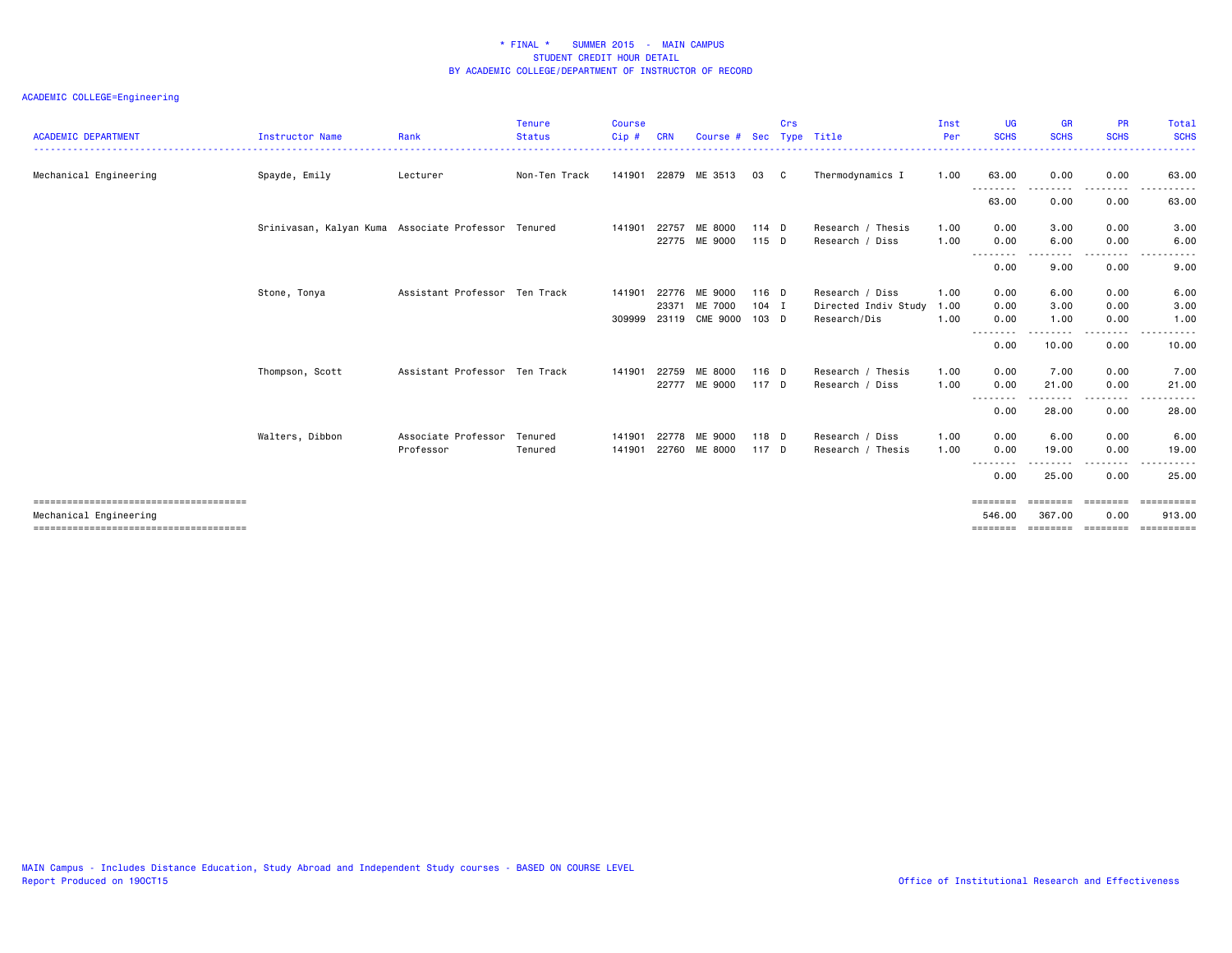\* FINAL \*    SUMMER 2015 - MAIN CAMPUS
STUDENT CREDIT HOUR DETAIL
BY ACADEMIC COLLEGE/DEPARTMENT OF INSTRUCTOR OF RECORD

ACADEMIC COLLEGE=Engineering

| ACADEMIC DEPARTMENT | Instructor Name | Rank | Tenure Status | Course Cip # | CRN | Course # | Sec | Crs Type | Title | Inst Per | UG SCHS | GR SCHS | PR SCHS | Total SCHS |
|---|---|---|---|---|---|---|---|---|---|---|---|---|---|---|
| Mechanical Engineering | Spayde, Emily | Lecturer | Non-Ten Track | 141901 | 22879 | ME 3513 | 03 | C | Thermodynamics I | 1.00 | 63.00 | 0.00 | 0.00 | 63.00 |
| | | | | | | | | | | | 63.00 | 0.00 | 0.00 | 63.00 |
| | Srinivasan, Kalyan Kuma | Associate Professor | Tenured | 141901 | 22757 | ME 8000 | 114 | D | Research / Thesis | 1.00 | 0.00 | 3.00 | 0.00 | 3.00 |
| | | | | | 22775 | ME 9000 | 115 | D | Research / Diss | 1.00 | 0.00 | 6.00 | 0.00 | 6.00 |
| | | | | | | | | | | | 0.00 | 9.00 | 0.00 | 9.00 |
| | Stone, Tonya | Assistant Professor | Ten Track | 141901 | 22776 | ME 9000 | 116 | D | Research / Diss | 1.00 | 0.00 | 6.00 | 0.00 | 6.00 |
| | | | | | 23371 | ME 7000 | 104 | I | Directed Indiv Study | 1.00 | 0.00 | 3.00 | 0.00 | 3.00 |
| | | | | 309999 | 23119 | CME 9000 | 103 | D | Research/Dis | 1.00 | 0.00 | 1.00 | 0.00 | 1.00 |
| | | | | | | | | | | | 0.00 | 10.00 | 0.00 | 10.00 |
| | Thompson, Scott | Assistant Professor | Ten Track | 141901 | 22759 | ME 8000 | 116 | D | Research / Thesis | 1.00 | 0.00 | 7.00 | 0.00 | 7.00 |
| | | | | | 22777 | ME 9000 | 117 | D | Research / Diss | 1.00 | 0.00 | 21.00 | 0.00 | 21.00 |
| | | | | | | | | | | | 0.00 | 28.00 | 0.00 | 28.00 |
| | Walters, Dibbon | Associate Professor | Tenured | 141901 | 22778 | ME 9000 | 118 | D | Research / Diss | 1.00 | 0.00 | 6.00 | 0.00 | 6.00 |
| | | Professor | Tenured | 141901 | 22760 | ME 8000 | 117 | D | Research / Thesis | 1.00 | 0.00 | 19.00 | 0.00 | 19.00 |
| | | | | | | | | | | | 0.00 | 25.00 | 0.00 | 25.00 |
| Mechanical Engineering | | | | | | | | | | | 546.00 | 367.00 | 0.00 | 913.00 |

MAIN Campus - Includes Distance Education, Study Abroad and Independent Study courses - BASED ON COURSE LEVEL
Report Produced on 19OCT15

Office of Institutional Research and Effectiveness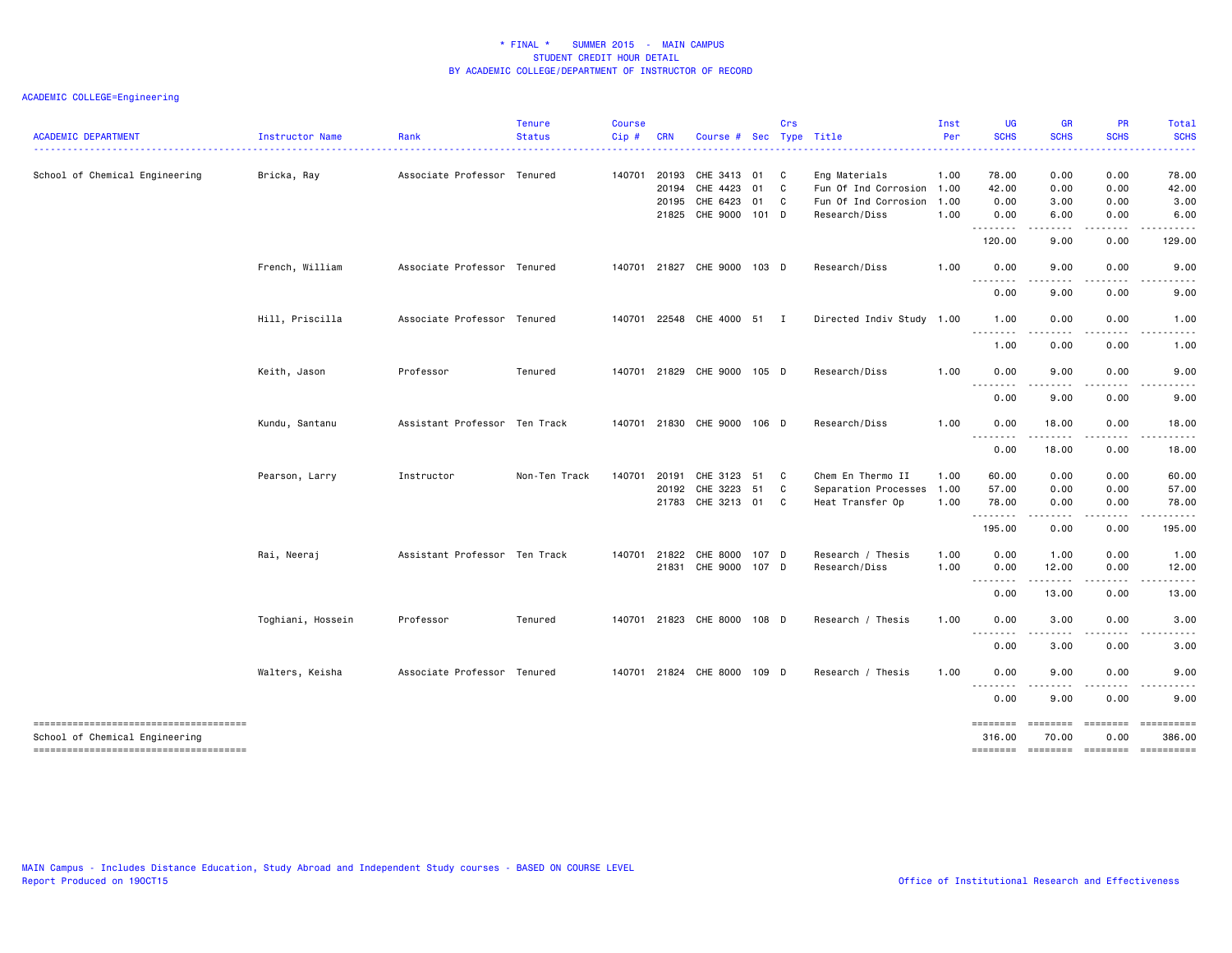# * FINAL * SUMMER 2015 - MAIN CAMPUS
## STUDENT CREDIT HOUR DETAIL
## BY ACADEMIC COLLEGE/DEPARTMENT OF INSTRUCTOR OF RECORD

ACADEMIC COLLEGE=Engineering

| ACADEMIC DEPARTMENT | Instructor Name | Rank | Tenure Status | Course Cip # | CRN | Course # | Sec | Crs Type | Title | Inst Per | UG SCHS | GR SCHS | PR SCHS | Total SCHS |
|---|---|---|---|---|---|---|---|---|---|---|---|---|---|---|
| School of Chemical Engineering | Bricka, Ray | Associate Professor | Tenured | 140701 | 20193 | CHE 3413 | 01 | C | Eng Materials | 1.00 | 78.00 | 0.00 | 0.00 | 78.00 |
| | | | | | 20194 | CHE 4423 | 01 | C | Fun Of Ind Corrosion | 1.00 | 42.00 | 0.00 | 0.00 | 42.00 |
| | | | | | 20195 | CHE 6423 | 01 | C | Fun Of Ind Corrosion | 1.00 | 0.00 | 3.00 | 0.00 | 3.00 |
| | | | | | 21825 | CHE 9000 | 101 | D | Research/Diss | 1.00 | 0.00 | 6.00 | 0.00 | 6.00 |
| | | | | | | | | | | | 120.00 | 9.00 | 0.00 | 129.00 |
| | French, William | Associate Professor | Tenured | 140701 | 21827 | CHE 9000 | 103 | D | Research/Diss | 1.00 | 0.00 | 9.00 | 0.00 | 9.00 |
| | | | | | | | | | | | 0.00 | 9.00 | 0.00 | 9.00 |
| | Hill, Priscilla | Associate Professor | Tenured | 140701 | 22548 | CHE 4000 | 51 | I | Directed Indiv Study | 1.00 | 1.00 | 0.00 | 0.00 | 1.00 |
| | | | | | | | | | | | 1.00 | 0.00 | 0.00 | 1.00 |
| | Keith, Jason | Professor | Tenured | 140701 | 21829 | CHE 9000 | 105 | D | Research/Diss | 1.00 | 0.00 | 9.00 | 0.00 | 9.00 |
| | | | | | | | | | | | 0.00 | 9.00 | 0.00 | 9.00 |
| | Kundu, Santanu | Assistant Professor | Ten Track | 140701 | 21830 | CHE 9000 | 106 | D | Research/Diss | 1.00 | 0.00 | 18.00 | 0.00 | 18.00 |
| | | | | | | | | | | | 0.00 | 18.00 | 0.00 | 18.00 |
| | Pearson, Larry | Instructor | Non-Ten Track | 140701 | 20191 | CHE 3123 | 51 | C | Chem En Thermo II | 1.00 | 60.00 | 0.00 | 0.00 | 60.00 |
| | | | | | 20192 | CHE 3223 | 51 | C | Separation Processes | 1.00 | 57.00 | 0.00 | 0.00 | 57.00 |
| | | | | | 21783 | CHE 3213 | 01 | C | Heat Transfer Op | 1.00 | 78.00 | 0.00 | 0.00 | 78.00 |
| | | | | | | | | | | | 195.00 | 0.00 | 0.00 | 195.00 |
| | Rai, Neeraj | Assistant Professor | Ten Track | 140701 | 21822 | CHE 8000 | 107 | D | Research / Thesis | 1.00 | 0.00 | 1.00 | 0.00 | 1.00 |
| | | | | | 21831 | CHE 9000 | 107 | D | Research/Diss | 1.00 | 0.00 | 12.00 | 0.00 | 12.00 |
| | | | | | | | | | | | 0.00 | 13.00 | 0.00 | 13.00 |
| | Toghiani, Hossein | Professor | Tenured | 140701 | 21823 | CHE 8000 | 108 | D | Research / Thesis | 1.00 | 0.00 | 3.00 | 0.00 | 3.00 |
| | | | | | | | | | | | 0.00 | 3.00 | 0.00 | 3.00 |
| | Walters, Keisha | Associate Professor | Tenured | 140701 | 21824 | CHE 8000 | 109 | D | Research / Thesis | 1.00 | 0.00 | 9.00 | 0.00 | 9.00 |
| | | | | | | | | | | | 0.00 | 9.00 | 0.00 | 9.00 |
| School of Chemical Engineering | | | | | | | | | | | 316.00 | 70.00 | 0.00 | 386.00 |

MAIN Campus - Includes Distance Education, Study Abroad and Independent Study courses - BASED ON COURSE LEVEL
Report Produced on 19OCT15

Office of Institutional Research and Effectiveness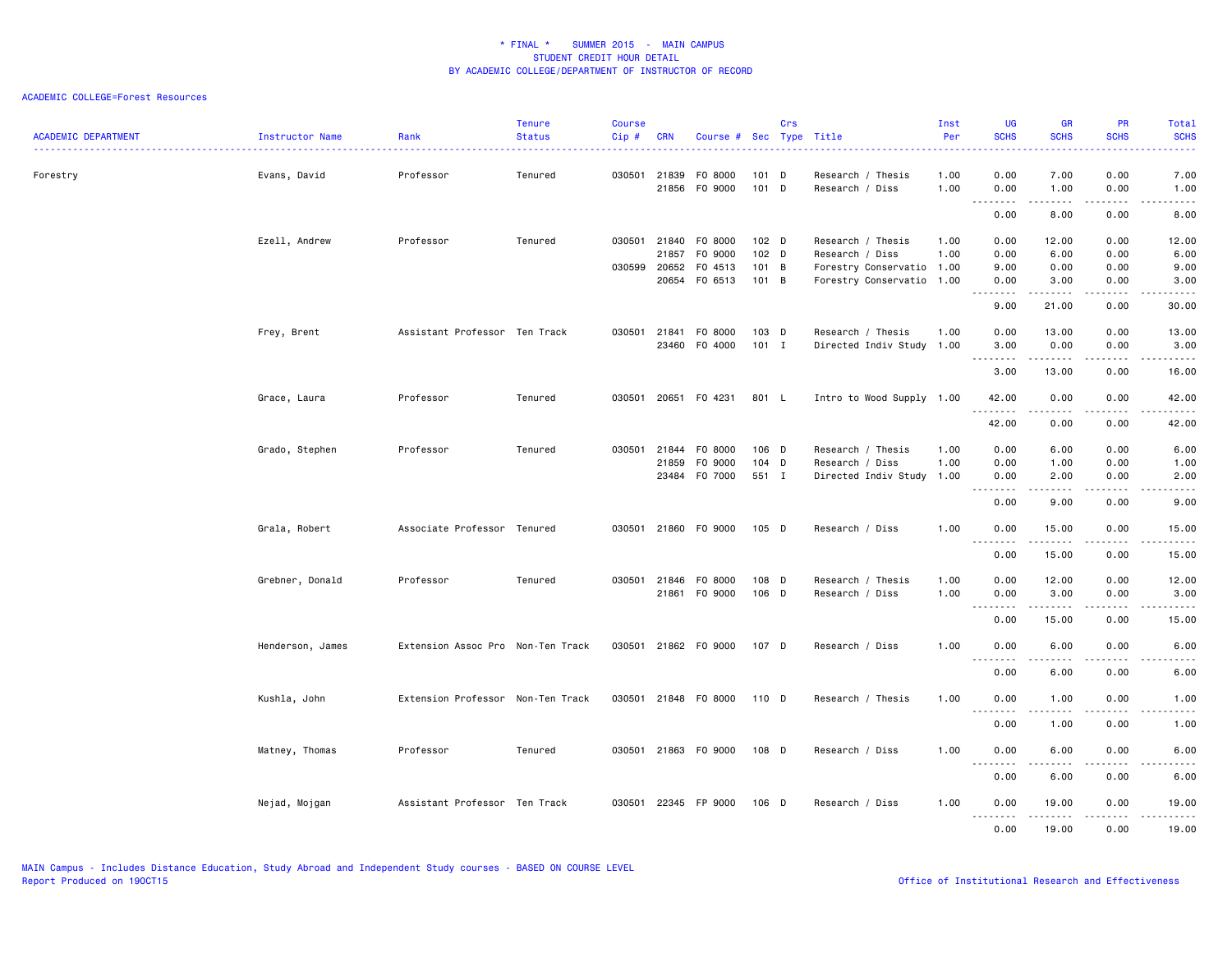\* FINAL \* SUMMER 2015 - MAIN CAMPUS
STUDENT CREDIT HOUR DETAIL
BY ACADEMIC COLLEGE/DEPARTMENT OF INSTRUCTOR OF RECORD

ACADEMIC COLLEGE=Forest Resources

| ACADEMIC DEPARTMENT | Instructor Name | Rank | Tenure Status | Course Cip # | CRN | Course # | Sec | Crs Type | Title | Inst Per | UG SCHS | GR SCHS | PR SCHS | Total SCHS |
|---|---|---|---|---|---|---|---|---|---|---|---|---|---|---|
| Forestry | Evans, David | Professor | Tenured | 030501 | 21839 | FO 8000 | 101 | D | Research / Thesis | 1.00 | 0.00 | 7.00 | 0.00 | 7.00 |
| | | | | | 21856 | FO 9000 | 101 | D | Research / Diss | 1.00 | 0.00 | 1.00 | 0.00 | 1.00 |
| | | | | | | | | | | | 0.00 | 8.00 | 0.00 | 8.00 |
| | Ezell, Andrew | Professor | Tenured | 030501 | 21840 | FO 8000 | 102 | D | Research / Thesis | 1.00 | 0.00 | 12.00 | 0.00 | 12.00 |
| | | | | | 21857 | FO 9000 | 102 | D | Research / Diss | 1.00 | 0.00 | 6.00 | 0.00 | 6.00 |
| | | | | 030599 | 20652 | FO 4513 | 101 | B | Forestry Conservatio | 1.00 | 9.00 | 0.00 | 0.00 | 9.00 |
| | | | | | 20654 | FO 6513 | 101 | B | Forestry Conservatio | 1.00 | 0.00 | 3.00 | 0.00 | 3.00 |
| | | | | | | | | | | | 9.00 | 21.00 | 0.00 | 30.00 |
| | Frey, Brent | Assistant Professor | Ten Track | 030501 | 21841 | FO 8000 | 103 | D | Research / Thesis | 1.00 | 0.00 | 13.00 | 0.00 | 13.00 |
| | | | | | 23460 | FO 4000 | 101 | I | Directed Indiv Study | 1.00 | 3.00 | 0.00 | 0.00 | 3.00 |
| | | | | | | | | | | | 3.00 | 13.00 | 0.00 | 16.00 |
| | Grace, Laura | Professor | Tenured | 030501 | 20651 | FO 4231 | 801 | L | Intro to Wood Supply | 1.00 | 42.00 | 0.00 | 0.00 | 42.00 |
| | | | | | | | | | | | 42.00 | 0.00 | 0.00 | 42.00 |
| | Grado, Stephen | Professor | Tenured | 030501 | 21844 | FO 8000 | 106 | D | Research / Thesis | 1.00 | 0.00 | 6.00 | 0.00 | 6.00 |
| | | | | | 21859 | FO 9000 | 104 | D | Research / Diss | 1.00 | 0.00 | 1.00 | 0.00 | 1.00 |
| | | | | | 23484 | FO 7000 | 551 | I | Directed Indiv Study | 1.00 | 0.00 | 2.00 | 0.00 | 2.00 |
| | | | | | | | | | | | 0.00 | 9.00 | 0.00 | 9.00 |
| | Grala, Robert | Associate Professor | Tenured | 030501 | 21860 | FO 9000 | 105 | D | Research / Diss | 1.00 | 0.00 | 15.00 | 0.00 | 15.00 |
| | | | | | | | | | | | 0.00 | 15.00 | 0.00 | 15.00 |
| | Grebner, Donald | Professor | Tenured | 030501 | 21846 | FO 8000 | 108 | D | Research / Thesis | 1.00 | 0.00 | 12.00 | 0.00 | 12.00 |
| | | | | | 21861 | FO 9000 | 106 | D | Research / Diss | 1.00 | 0.00 | 3.00 | 0.00 | 3.00 |
| | | | | | | | | | | | 0.00 | 15.00 | 0.00 | 15.00 |
| | Henderson, James | Extension Assoc Pro | Non-Ten Track | 030501 | 21862 | FO 9000 | 107 | D | Research / Diss | 1.00 | 0.00 | 6.00 | 0.00 | 6.00 |
| | | | | | | | | | | | 0.00 | 6.00 | 0.00 | 6.00 |
| | Kushla, John | Extension Professor | Non-Ten Track | 030501 | 21848 | FO 8000 | 110 | D | Research / Thesis | 1.00 | 0.00 | 1.00 | 0.00 | 1.00 |
| | | | | | | | | | | | 0.00 | 1.00 | 0.00 | 1.00 |
| | Matney, Thomas | Professor | Tenured | 030501 | 21863 | FO 9000 | 108 | D | Research / Diss | 1.00 | 0.00 | 6.00 | 0.00 | 6.00 |
| | | | | | | | | | | | 0.00 | 6.00 | 0.00 | 6.00 |
| | Nejad, Mojgan | Assistant Professor | Ten Track | 030501 | 22345 | FP 9000 | 106 | D | Research / Diss | 1.00 | 0.00 | 19.00 | 0.00 | 19.00 |
| | | | | | | | | | | | 0.00 | 19.00 | 0.00 | 19.00 |

MAIN Campus - Includes Distance Education, Study Abroad and Independent Study courses - BASED ON COURSE LEVEL
Report Produced on 19OCT15

Office of Institutional Research and Effectiveness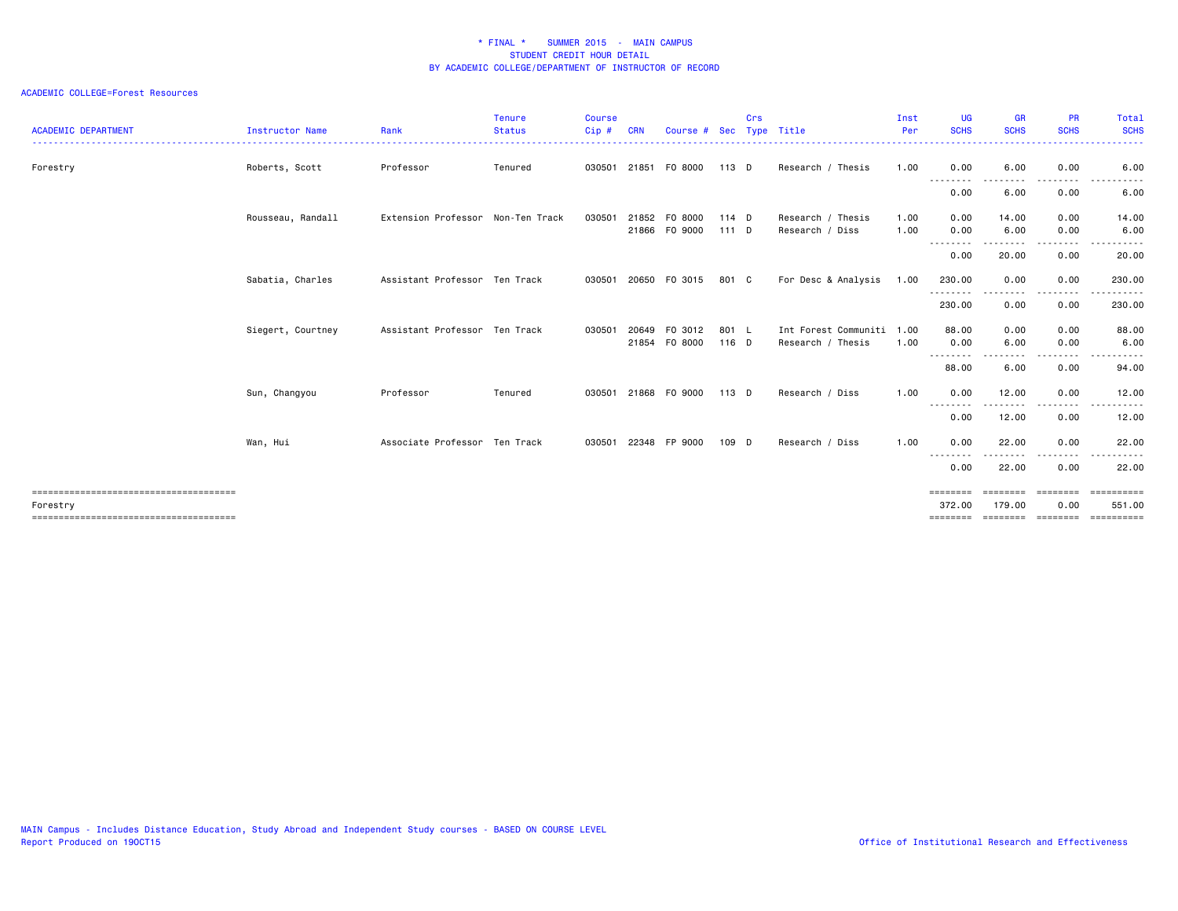# * FINAL * SUMMER 2015 - MAIN CAMPUS
## STUDENT CREDIT HOUR DETAIL
## BY ACADEMIC COLLEGE/DEPARTMENT OF INSTRUCTOR OF RECORD

ACADEMIC COLLEGE=Forest Resources

| ACADEMIC DEPARTMENT | Instructor Name | Rank | Tenure Status | Course Cip # | CRN | Course # | Sec | Crs Type | Title | Inst Per | UG SCHS | GR SCHS | PR SCHS | Total SCHS |
|---|---|---|---|---|---|---|---|---|---|---|---|---|---|---|
| Forestry | Roberts, Scott | Professor | Tenured | 030501 | 21851 | FO 8000 | 113 | D | Research / Thesis | 1.00 | 0.00 | 6.00 | 0.00 | 6.00 |
| | | | | | | | | | | | 0.00 | 6.00 | 0.00 | 6.00 |
| | Rousseau, Randall | Extension Professor | Non-Ten Track | 030501 | 21852 | FO 8000 | 114 | D | Research / Thesis | 1.00 | 0.00 | 14.00 | 0.00 | 14.00 |
| | | | | | 21866 | FO 9000 | 111 | D | Research / Diss | 1.00 | 0.00 | 6.00 | 0.00 | 6.00 |
| | | | | | | | | | | | 0.00 | 20.00 | 0.00 | 20.00 |
| | Sabatia, Charles | Assistant Professor | Ten Track | 030501 | 20650 | FO 3015 | 801 | C | For Desc & Analysis | 1.00 | 230.00 | 0.00 | 0.00 | 230.00 |
| | | | | | | | | | | | 230.00 | 0.00 | 0.00 | 230.00 |
| | Siegert, Courtney | Assistant Professor | Ten Track | 030501 | 20649 | FO 3012 | 801 | L | Int Forest Communiti | 1.00 | 88.00 | 0.00 | 0.00 | 88.00 |
| | | | | | 21854 | FO 8000 | 116 | D | Research / Thesis | 1.00 | 0.00 | 6.00 | 0.00 | 6.00 |
| | | | | | | | | | | | 88.00 | 6.00 | 0.00 | 94.00 |
| | Sun, Changyou | Professor | Tenured | 030501 | 21868 | FO 9000 | 113 | D | Research / Diss | 1.00 | 0.00 | 12.00 | 0.00 | 12.00 |
| | | | | | | | | | | | 0.00 | 12.00 | 0.00 | 12.00 |
| | Wan, Hui | Associate Professor | Ten Track | 030501 | 22348 | FP 9000 | 109 | D | Research / Diss | 1.00 | 0.00 | 22.00 | 0.00 | 22.00 |
| | | | | | | | | | | | 0.00 | 22.00 | 0.00 | 22.00 |
| Forestry | | | | | | | | | | | 372.00 | 179.00 | 0.00 | 551.00 |

MAIN Campus - Includes Distance Education, Study Abroad and Independent Study courses - BASED ON COURSE LEVEL
Report Produced on 19OCT15

Office of Institutional Research and Effectiveness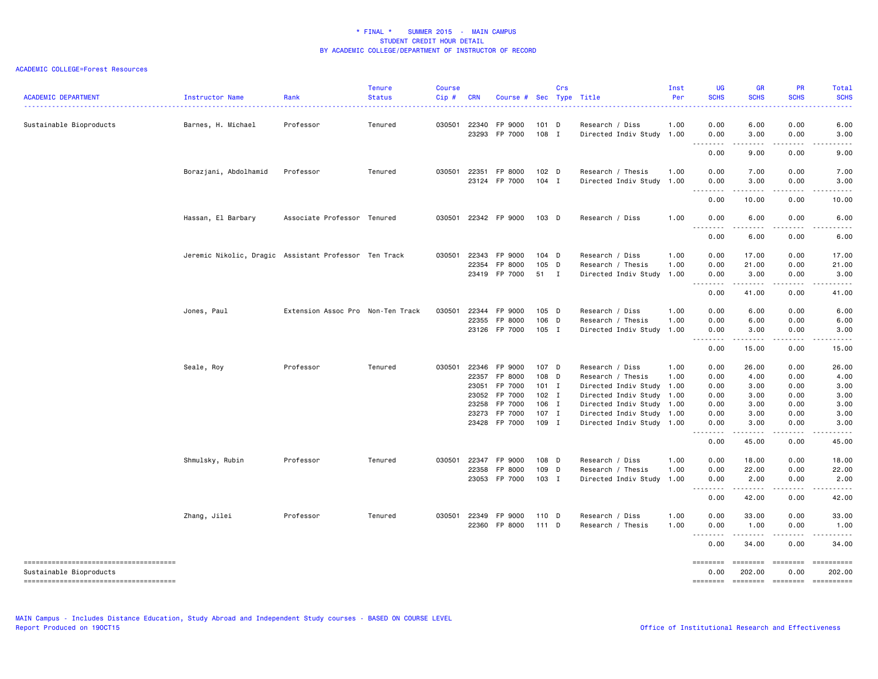# * FINAL * SUMMER 2015 - MAIN CAMPUS
## STUDENT CREDIT HOUR DETAIL
## BY ACADEMIC COLLEGE/DEPARTMENT OF INSTRUCTOR OF RECORD

ACADEMIC COLLEGE=Forest Resources

| ACADEMIC DEPARTMENT | Instructor Name | Rank | Tenure Status | Course Cip # | CRN | Course # | Sec | Crs Type | Title | Inst Per | UG SCHS | GR SCHS | PR SCHS | Total SCHS |
|---|---|---|---|---|---|---|---|---|---|---|---|---|---|---|
| Sustainable Bioproducts | Barnes, H. Michael | Professor | Tenured | 030501 | 22340 | FP 9000 | 101 | D | Research / Diss | 1.00 | 0.00 | 6.00 | 0.00 | 6.00 |
| | | | | | 23293 | FP 7000 | 108 | I | Directed Indiv Study | 1.00 | 0.00 | 3.00 | 0.00 | 3.00 |
| | | | | | | | | | | | 0.00 | 9.00 | 0.00 | 9.00 |
| | Borazjani, Abdolhamid | Professor | Tenured | 030501 | 22351 | FP 8000 | 102 | D | Research / Thesis | 1.00 | 0.00 | 7.00 | 0.00 | 7.00 |
| | | | | | 23124 | FP 7000 | 104 | I | Directed Indiv Study | 1.00 | 0.00 | 3.00 | 0.00 | 3.00 |
| | | | | | | | | | | | 0.00 | 10.00 | 0.00 | 10.00 |
| | Hassan, El Barbary | Associate Professor | Tenured | 030501 | 22342 | FP 9000 | 103 | D | Research / Diss | 1.00 | 0.00 | 6.00 | 0.00 | 6.00 |
| | | | | | | | | | | | 0.00 | 6.00 | 0.00 | 6.00 |
| | Jeremic Nikolic, Dragic | Assistant Professor | Ten Track | 030501 | 22343 | FP 9000 | 104 | D | Research / Diss | 1.00 | 0.00 | 17.00 | 0.00 | 17.00 |
| | | | | | 22354 | FP 8000 | 105 | D | Research / Thesis | 1.00 | 0.00 | 21.00 | 0.00 | 21.00 |
| | | | | | 23419 | FP 7000 | 51 | I | Directed Indiv Study | 1.00 | 0.00 | 3.00 | 0.00 | 3.00 |
| | | | | | | | | | | | 0.00 | 41.00 | 0.00 | 41.00 |
| | Jones, Paul | Extension Assoc Pro | Non-Ten Track | 030501 | 22344 | FP 9000 | 105 | D | Research / Diss | 1.00 | 0.00 | 6.00 | 0.00 | 6.00 |
| | | | | | 22355 | FP 8000 | 106 | D | Research / Thesis | 1.00 | 0.00 | 6.00 | 0.00 | 6.00 |
| | | | | | 23126 | FP 7000 | 105 | I | Directed Indiv Study | 1.00 | 0.00 | 3.00 | 0.00 | 3.00 |
| | | | | | | | | | | | 0.00 | 15.00 | 0.00 | 15.00 |
| | Seale, Roy | Professor | Tenured | 030501 | 22346 | FP 9000 | 107 | D | Research / Diss | 1.00 | 0.00 | 26.00 | 0.00 | 26.00 |
| | | | | | 22357 | FP 8000 | 108 | D | Research / Thesis | 1.00 | 0.00 | 4.00 | 0.00 | 4.00 |
| | | | | | 23051 | FP 7000 | 101 | I | Directed Indiv Study | 1.00 | 0.00 | 3.00 | 0.00 | 3.00 |
| | | | | | 23052 | FP 7000 | 102 | I | Directed Indiv Study | 1.00 | 0.00 | 3.00 | 0.00 | 3.00 |
| | | | | | 23258 | FP 7000 | 106 | I | Directed Indiv Study | 1.00 | 0.00 | 3.00 | 0.00 | 3.00 |
| | | | | | 23273 | FP 7000 | 107 | I | Directed Indiv Study | 1.00 | 0.00 | 3.00 | 0.00 | 3.00 |
| | | | | | 23428 | FP 7000 | 109 | I | Directed Indiv Study | 1.00 | 0.00 | 3.00 | 0.00 | 3.00 |
| | | | | | | | | | | | 0.00 | 45.00 | 0.00 | 45.00 |
| | Shmulsky, Rubin | Professor | Tenured | 030501 | 22347 | FP 9000 | 108 | D | Research / Diss | 1.00 | 0.00 | 18.00 | 0.00 | 18.00 |
| | | | | | 22358 | FP 8000 | 109 | D | Research / Thesis | 1.00 | 0.00 | 22.00 | 0.00 | 22.00 |
| | | | | | 23053 | FP 7000 | 103 | I | Directed Indiv Study | 1.00 | 0.00 | 2.00 | 0.00 | 2.00 |
| | | | | | | | | | | | 0.00 | 42.00 | 0.00 | 42.00 |
| | Zhang, Jilei | Professor | Tenured | 030501 | 22349 | FP 9000 | 110 | D | Research / Diss | 1.00 | 0.00 | 33.00 | 0.00 | 33.00 |
| | | | | | 22360 | FP 8000 | 111 | D | Research / Thesis | 1.00 | 0.00 | 1.00 | 0.00 | 1.00 |
| | | | | | | | | | | | 0.00 | 34.00 | 0.00 | 34.00 |
| Sustainable Bioproducts | | | | | | | | | | | 0.00 | 202.00 | 0.00 | 202.00 |

MAIN Campus - Includes Distance Education, Study Abroad and Independent Study courses - BASED ON COURSE LEVEL
Report Produced on 19OCT15

Office of Institutional Research and Effectiveness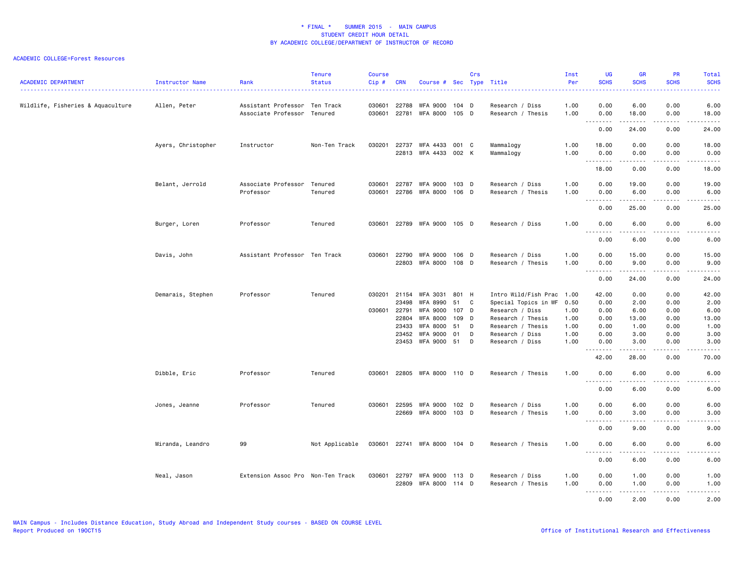\* FINAL \* SUMMER 2015 - MAIN CAMPUS
STUDENT CREDIT HOUR DETAIL
BY ACADEMIC COLLEGE/DEPARTMENT OF INSTRUCTOR OF RECORD

ACADEMIC COLLEGE=Forest Resources

| ACADEMIC DEPARTMENT | Instructor Name | Rank | Tenure Status | Course Cip # | CRN | Course # | Sec | Crs Type | Title | Inst Per | UG SCHS | GR SCHS | PR SCHS | Total SCHS |
|---|---|---|---|---|---|---|---|---|---|---|---|---|---|---|
| Wildlife, Fisheries & Aquaculture | Allen, Peter | Assistant Professor | Ten Track | 030601 | 22788 | WFA 9000 | 104 | D | Research / Diss | 1.00 | 0.00 | 6.00 | 0.00 | 6.00 |
| | | Associate Professor | Tenured | 030601 | 22781 | WFA 8000 | 105 | D | Research / Thesis | 1.00 | 0.00 | 18.00 | 0.00 | 18.00 |
| | | | | | | | | | | | 0.00 | 24.00 | 0.00 | 24.00 |
| | Ayers, Christopher | Instructor | Non-Ten Track | 030201 | 22737 | WFA 4433 | 001 | C | Mammalogy | 1.00 | 18.00 | 0.00 | 0.00 | 18.00 |
| | | | | | 22813 | WFA 4433 | 002 | K | Mammalogy | 1.00 | 0.00 | 0.00 | 0.00 | 0.00 |
| | | | | | | | | | | | 18.00 | 0.00 | 0.00 | 18.00 |
| | Belant, Jerrold | Associate Professor | Tenured | 030601 | 22787 | WFA 9000 | 103 | D | Research / Diss | 1.00 | 0.00 | 19.00 | 0.00 | 19.00 |
| | | Professor | Tenured | 030601 | 22786 | WFA 8000 | 106 | D | Research / Thesis | 1.00 | 0.00 | 6.00 | 0.00 | 6.00 |
| | | | | | | | | | | | 0.00 | 25.00 | 0.00 | 25.00 |
| | Burger, Loren | Professor | Tenured | 030601 | 22789 | WFA 9000 | 105 | D | Research / Diss | 1.00 | 0.00 | 6.00 | 0.00 | 6.00 |
| | | | | | | | | | | | 0.00 | 6.00 | 0.00 | 6.00 |
| | Davis, John | Assistant Professor | Ten Track | 030601 | 22790 | WFA 9000 | 106 | D | Research / Diss | 1.00 | 0.00 | 15.00 | 0.00 | 15.00 |
| | | | | | 22803 | WFA 8000 | 108 | D | Research / Thesis | 1.00 | 0.00 | 9.00 | 0.00 | 9.00 |
| | | | | | | | | | | | 0.00 | 24.00 | 0.00 | 24.00 |
| | Demarais, Stephen | Professor | Tenured | 030201 | 21154 | WFA 3031 | 801 | H | Intro Wild/Fish Prac | 1.00 | 42.00 | 0.00 | 0.00 | 42.00 |
| | | | | | 23498 | WFA 8990 | 51 | C | Special Topics in WF | 0.50 | 0.00 | 2.00 | 0.00 | 2.00 |
| | | | | 030601 | 22791 | WFA 9000 | 107 | D | Research / Diss | 1.00 | 0.00 | 6.00 | 0.00 | 6.00 |
| | | | | | 22804 | WFA 8000 | 109 | D | Research / Thesis | 1.00 | 0.00 | 13.00 | 0.00 | 13.00 |
| | | | | | 23433 | WFA 8000 | 51 | D | Research / Thesis | 1.00 | 0.00 | 1.00 | 0.00 | 1.00 |
| | | | | | 23452 | WFA 9000 | 01 | D | Research / Diss | 1.00 | 0.00 | 3.00 | 0.00 | 3.00 |
| | | | | | 23453 | WFA 9000 | 51 | D | Research / Diss | 1.00 | 0.00 | 3.00 | 0.00 | 3.00 |
| | | | | | | | | | | | 42.00 | 28.00 | 0.00 | 70.00 |
| | Dibble, Eric | Professor | Tenured | 030601 | 22805 | WFA 8000 | 110 | D | Research / Thesis | 1.00 | 0.00 | 6.00 | 0.00 | 6.00 |
| | | | | | | | | | | | 0.00 | 6.00 | 0.00 | 6.00 |
| | Jones, Jeanne | Professor | Tenured | 030601 | 22595 | WFA 9000 | 102 | D | Research / Diss | 1.00 | 0.00 | 6.00 | 0.00 | 6.00 |
| | | | | | 22669 | WFA 8000 | 103 | D | Research / Thesis | 1.00 | 0.00 | 3.00 | 0.00 | 3.00 |
| | | | | | | | | | | | 0.00 | 9.00 | 0.00 | 9.00 |
| | Miranda, Leandro | 99 | Not Applicable | 030601 | 22741 | WFA 8000 | 104 | D | Research / Thesis | 1.00 | 0.00 | 6.00 | 0.00 | 6.00 |
| | | | | | | | | | | | 0.00 | 6.00 | 0.00 | 6.00 |
| | Neal, Jason | Extension Assoc Pro | Non-Ten Track | 030601 | 22797 | WFA 9000 | 113 | D | Research / Diss | 1.00 | 0.00 | 1.00 | 0.00 | 1.00 |
| | | | | | 22809 | WFA 8000 | 114 | D | Research / Thesis | 1.00 | 0.00 | 1.00 | 0.00 | 1.00 |
| | | | | | | | | | | | 0.00 | 2.00 | 0.00 | 2.00 |

MAIN Campus - Includes Distance Education, Study Abroad and Independent Study courses - BASED ON COURSE LEVEL
Report Produced on 19OCT15

Office of Institutional Research and Effectiveness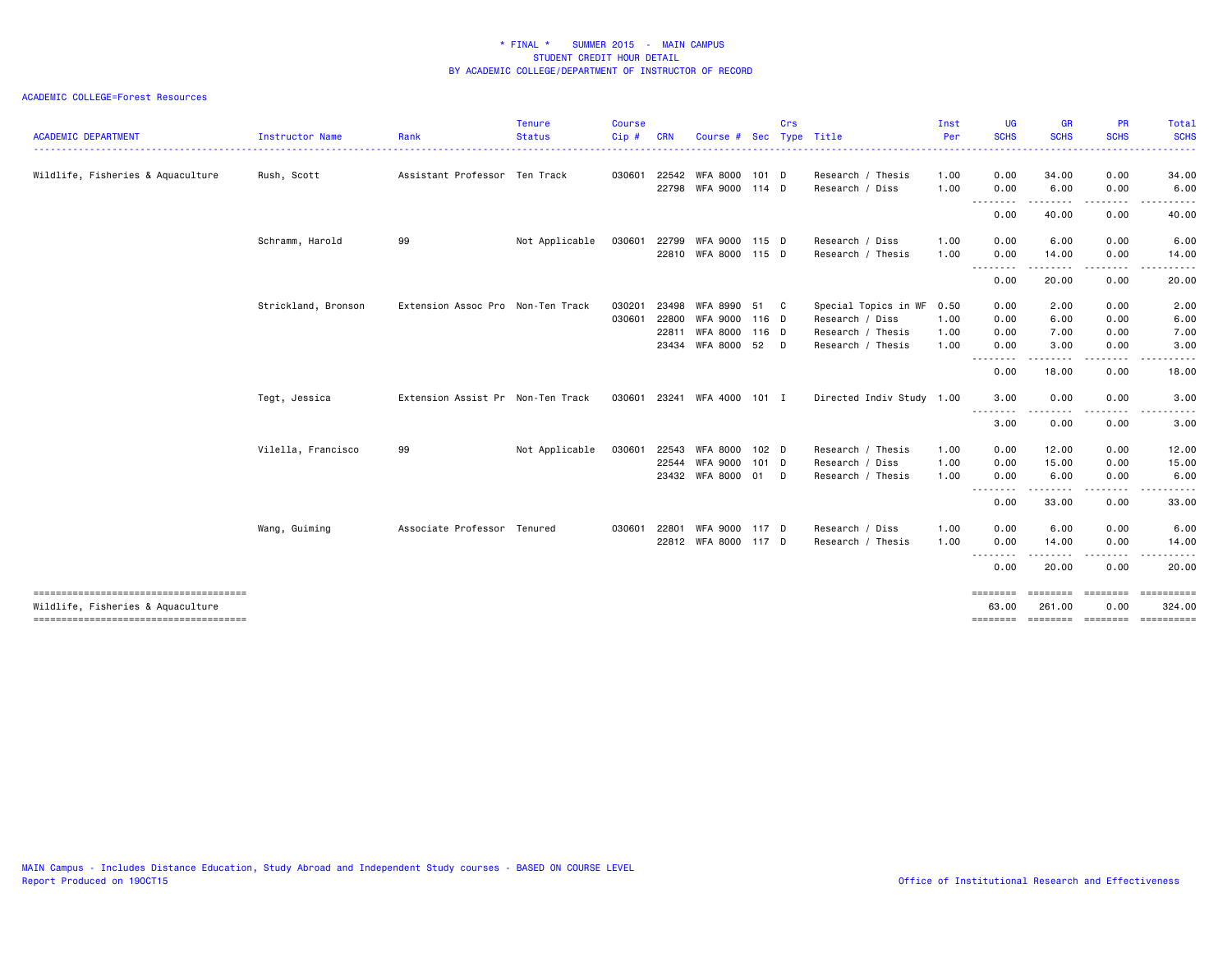# * FINAL * SUMMER 2015 - MAIN CAMPUS
## STUDENT CREDIT HOUR DETAIL
## BY ACADEMIC COLLEGE/DEPARTMENT OF INSTRUCTOR OF RECORD

ACADEMIC COLLEGE=Forest Resources

| ACADEMIC DEPARTMENT | Instructor Name | Rank | Tenure Status | Course Cip # | CRN | Course # | Sec | Crs Type | Title | Inst Per | UG SCHS | GR SCHS | PR SCHS | Total SCHS |
|---|---|---|---|---|---|---|---|---|---|---|---|---|---|---|
| Wildlife, Fisheries & Aquaculture | Rush, Scott | Assistant Professor | Ten Track | 030601 | 22542 | WFA 8000 | 101 | D | Research / Thesis | 1.00 | 0.00 | 34.00 | 0.00 | 34.00 |
| | | | | | 22798 | WFA 9000 | 114 | D | Research / Diss | 1.00 | 0.00 | 6.00 | 0.00 | 6.00 |
| | | | | | | | | | | | 0.00 | 40.00 | 0.00 | 40.00 |
| | Schramm, Harold | 99 | Not Applicable | 030601 | 22799 | WFA 9000 | 115 | D | Research / Diss | 1.00 | 0.00 | 6.00 | 0.00 | 6.00 |
| | | | | | 22810 | WFA 8000 | 115 | D | Research / Thesis | 1.00 | 0.00 | 14.00 | 0.00 | 14.00 |
| | | | | | | | | | | | 0.00 | 20.00 | 0.00 | 20.00 |
| | Strickland, Bronson | Extension Assoc Pro | Non-Ten Track | 030201 | 23498 | WFA 8990 | 51 | C | Special Topics in WF | 0.50 | 0.00 | 2.00 | 0.00 | 2.00 |
| | | | | 030601 | 22800 | WFA 9000 | 116 | D | Research / Diss | 1.00 | 0.00 | 6.00 | 0.00 | 6.00 |
| | | | | | 22811 | WFA 8000 | 116 | D | Research / Thesis | 1.00 | 0.00 | 7.00 | 0.00 | 7.00 |
| | | | | | 23434 | WFA 8000 | 52 | D | Research / Thesis | 1.00 | 0.00 | 3.00 | 0.00 | 3.00 |
| | | | | | | | | | | | 0.00 | 18.00 | 0.00 | 18.00 |
| | Tegt, Jessica | Extension Assist Pr | Non-Ten Track | 030601 | 23241 | WFA 4000 | 101 | I | Directed Indiv Study | 1.00 | 3.00 | 0.00 | 0.00 | 3.00 |
| | | | | | | | | | | | 3.00 | 0.00 | 0.00 | 3.00 |
| | Vilella, Francisco | 99 | Not Applicable | 030601 | 22543 | WFA 8000 | 102 | D | Research / Thesis | 1.00 | 0.00 | 12.00 | 0.00 | 12.00 |
| | | | | | 22544 | WFA 9000 | 101 | D | Research / Diss | 1.00 | 0.00 | 15.00 | 0.00 | 15.00 |
| | | | | | 23432 | WFA 8000 | 01 | D | Research / Thesis | 1.00 | 0.00 | 6.00 | 0.00 | 6.00 |
| | | | | | | | | | | | 0.00 | 33.00 | 0.00 | 33.00 |
| | Wang, Guiming | Associate Professor | Tenured | 030601 | 22801 | WFA 9000 | 117 | D | Research / Diss | 1.00 | 0.00 | 6.00 | 0.00 | 6.00 |
| | | | | | 22812 | WFA 8000 | 117 | D | Research / Thesis | 1.00 | 0.00 | 14.00 | 0.00 | 14.00 |
| | | | | | | | | | | | 0.00 | 20.00 | 0.00 | 20.00 |
| Wildlife, Fisheries & Aquaculture | | | | | | | | | | | 63.00 | 261.00 | 0.00 | 324.00 |

MAIN Campus - Includes Distance Education, Study Abroad and Independent Study courses - BASED ON COURSE LEVEL
Report Produced on 19OCT15

Office of Institutional Research and Effectiveness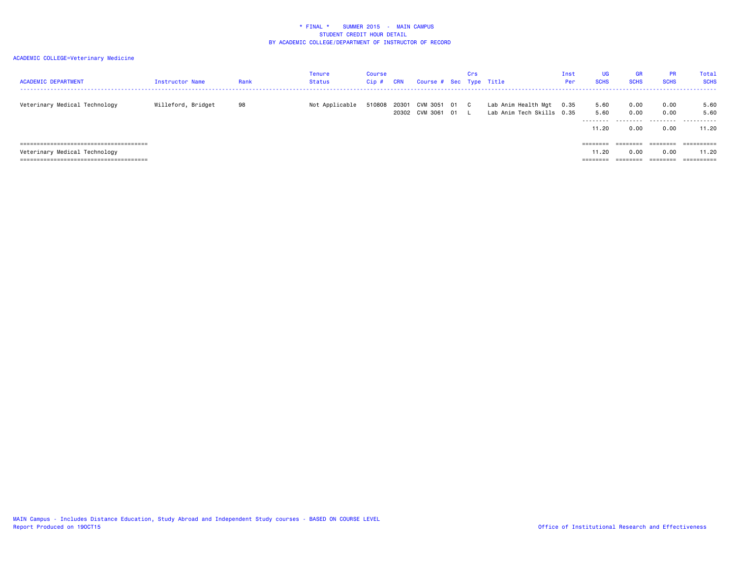* FINAL * SUMMER 2015 - MAIN CAMPUS
STUDENT CREDIT HOUR DETAIL
BY ACADEMIC COLLEGE/DEPARTMENT OF INSTRUCTOR OF RECORD

ACADEMIC COLLEGE=Veterinary Medicine

| ACADEMIC DEPARTMENT | Instructor Name | Rank | Tenure Status | Course Cip # | CRN | Course # | Sec | Crs Type | Title | Inst Per | UG SCHS | GR SCHS | PR SCHS | Total SCHS |
|---|---|---|---|---|---|---|---|---|---|---|---|---|---|---|
| Veterinary Medical Technology | Willeford, Bridget | 98 | Not Applicable | 510808 | 20301 | CVM 3051 | 01 | C | Lab Anim Health Mgt | 0.35 | 5.60 | 0.00 | 0.00 | 5.60 |
| | | | | | 20302 | CVM 3061 | 01 | L | Lab Anim Tech Skills | 0.35 | 5.60 | 0.00 | 0.00 | 5.60 |
| | | | | | | | | | | | 11.20 | 0.00 | 0.00 | 11.20 |
| Veterinary Medical Technology | | | | | | | | | | | 11.20 | 0.00 | 0.00 | 11.20 |

MAIN Campus - Includes Distance Education, Study Abroad and Independent Study courses - BASED ON COURSE LEVEL
Report Produced on 19OCT15

Office of Institutional Research and Effectiveness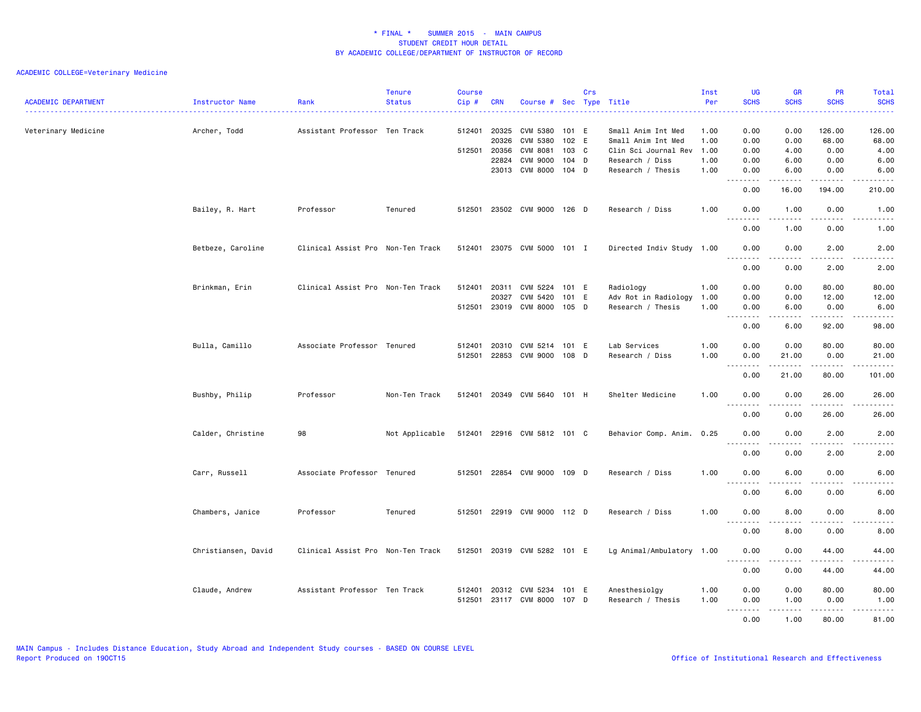\* FINAL \* SUMMER 2015 - MAIN CAMPUS
STUDENT CREDIT HOUR DETAIL
BY ACADEMIC COLLEGE/DEPARTMENT OF INSTRUCTOR OF RECORD

ACADEMIC COLLEGE=Veterinary Medicine

| ACADEMIC DEPARTMENT | Instructor Name | Rank | Tenure Status | Course Cip # | CRN | Course # | Sec | Crs Type | Title | Inst Per | UG SCHS | GR SCHS | PR SCHS | Total SCHS |
|---|---|---|---|---|---|---|---|---|---|---|---|---|---|---|
| Veterinary Medicine | Archer, Todd | Assistant Professor | Ten Track | 512401 | 20325 | CVM 5380 | 101 | E | Small Anim Int Med | 1.00 | 0.00 | 0.00 | 126.00 | 126.00 |
| | | | | | 20326 | CVM 5380 | 102 | E | Small Anim Int Med | 1.00 | 0.00 | 0.00 | 68.00 | 68.00 |
| | | | | 512501 | 20356 | CVM 8081 | 103 | C | Clin Sci Journal Rev | 1.00 | 0.00 | 4.00 | 0.00 | 4.00 |
| | | | | | 22824 | CVM 9000 | 104 | D | Research / Diss | 1.00 | 0.00 | 6.00 | 0.00 | 6.00 |
| | | | | | 23013 | CVM 8000 | 104 | D | Research / Thesis | 1.00 | 0.00 | 6.00 | 0.00 | 6.00 |
| | | | | | | | | | | | 0.00 | 16.00 | 194.00 | 210.00 |
| | Bailey, R. Hart | Professor | Tenured | 512501 | 23502 | CVM 9000 | 126 | D | Research / Diss | 1.00 | 0.00 | 1.00 | 0.00 | 1.00 |
| | | | | | | | | | | | 0.00 | 1.00 | 0.00 | 1.00 |
| | Betbeze, Caroline | Clinical Assist Pro | Non-Ten Track | 512401 | 23075 | CVM 5000 | 101 | I | Directed Indiv Study | 1.00 | 0.00 | 0.00 | 2.00 | 2.00 |
| | | | | | | | | | | | 0.00 | 0.00 | 2.00 | 2.00 |
| | Brinkman, Erin | Clinical Assist Pro | Non-Ten Track | 512401 | 20311 | CVM 5224 | 101 | E | Radiology | 1.00 | 0.00 | 0.00 | 80.00 | 80.00 |
| | | | | | 20327 | CVM 5420 | 101 | E | Adv Rot in Radiology | 1.00 | 0.00 | 0.00 | 12.00 | 12.00 |
| | | | | 512501 | 23019 | CVM 8000 | 105 | D | Research / Thesis | 1.00 | 0.00 | 6.00 | 0.00 | 6.00 |
| | | | | | | | | | | | 0.00 | 6.00 | 92.00 | 98.00 |
| | Bulla, Camillo | Associate Professor | Tenured | 512401 | 20310 | CVM 5214 | 101 | E | Lab Services | 1.00 | 0.00 | 0.00 | 80.00 | 80.00 |
| | | | | 512501 | 22853 | CVM 9000 | 108 | D | Research / Diss | 1.00 | 0.00 | 21.00 | 0.00 | 21.00 |
| | | | | | | | | | | | 0.00 | 21.00 | 80.00 | 101.00 |
| | Bushby, Philip | Professor | Non-Ten Track | 512401 | 20349 | CVM 5640 | 101 | H | Shelter Medicine | 1.00 | 0.00 | 0.00 | 26.00 | 26.00 |
| | | | | | | | | | | | 0.00 | 0.00 | 26.00 | 26.00 |
| | Calder, Christine | 98 | Not Applicable | 512401 | 22916 | CVM 5812 | 101 | C | Behavior Comp. Anim. | 0.25 | 0.00 | 0.00 | 2.00 | 2.00 |
| | | | | | | | | | | | 0.00 | 0.00 | 2.00 | 2.00 |
| | Carr, Russell | Associate Professor | Tenured | 512501 | 22854 | CVM 9000 | 109 | D | Research / Diss | 1.00 | 0.00 | 6.00 | 0.00 | 6.00 |
| | | | | | | | | | | | 0.00 | 6.00 | 0.00 | 6.00 |
| | Chambers, Janice | Professor | Tenured | 512501 | 22919 | CVM 9000 | 112 | D | Research / Diss | 1.00 | 0.00 | 8.00 | 0.00 | 8.00 |
| | | | | | | | | | | | 0.00 | 8.00 | 0.00 | 8.00 |
| | Christiansen, David | Clinical Assist Pro | Non-Ten Track | 512501 | 20319 | CVM 5282 | 101 | E | Lg Animal/Ambulatory | 1.00 | 0.00 | 0.00 | 44.00 | 44.00 |
| | | | | | | | | | | | 0.00 | 0.00 | 44.00 | 44.00 |
| | Claude, Andrew | Assistant Professor | Ten Track | 512401 | 20312 | CVM 5234 | 101 | E | Anesthesiolgy | 1.00 | 0.00 | 0.00 | 80.00 | 80.00 |
| | | | | 512501 | 23117 | CVM 8000 | 107 | D | Research / Thesis | 1.00 | 0.00 | 1.00 | 0.00 | 1.00 |
| | | | | | | | | | | | 0.00 | 1.00 | 80.00 | 81.00 |

MAIN Campus - Includes Distance Education, Study Abroad and Independent Study courses - BASED ON COURSE LEVEL
Report Produced on 19OCT15 Office of Institutional Research and Effectiveness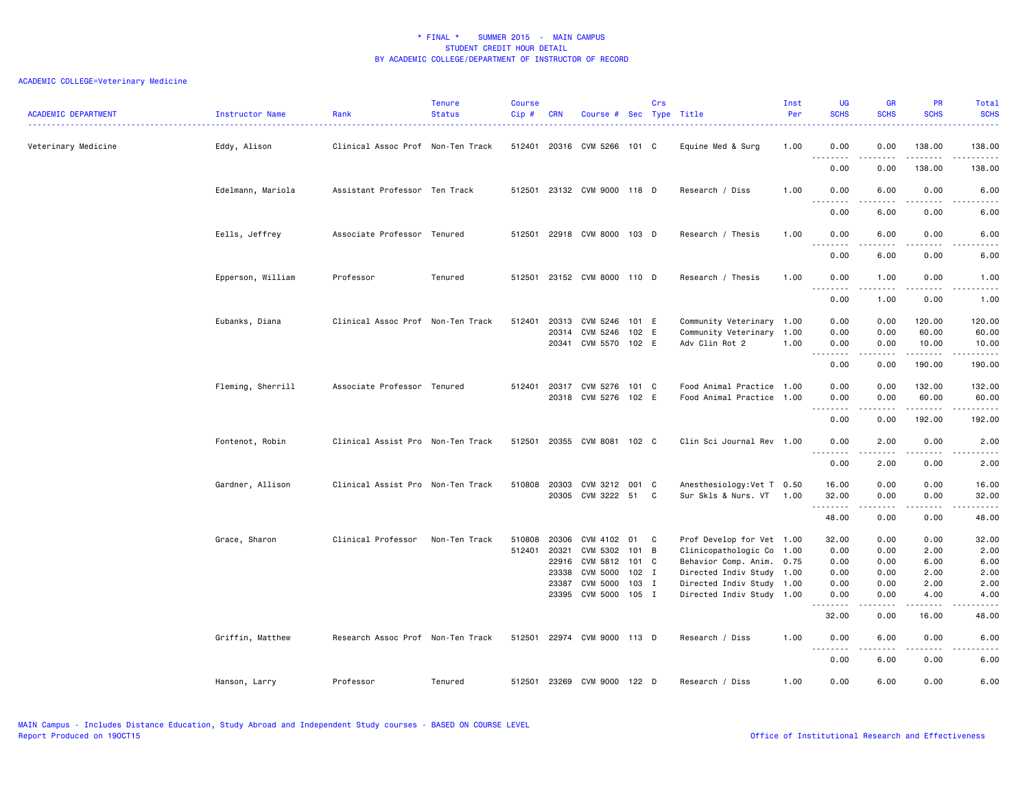\* FINAL \*    SUMMER 2015  -  MAIN CAMPUS
STUDENT CREDIT HOUR DETAIL
BY ACADEMIC COLLEGE/DEPARTMENT OF INSTRUCTOR OF RECORD

ACADEMIC COLLEGE=Veterinary Medicine

| ACADEMIC DEPARTMENT | Instructor Name | Rank | Tenure Status | Course Cip # | CRN | Course # | Sec | Crs Type | Title | Inst Per | UG SCHS | GR SCHS | PR SCHS | Total SCHS |
|---|---|---|---|---|---|---|---|---|---|---|---|---|---|---|
| Veterinary Medicine | Eddy, Alison | Clinical Assoc Prof | Non-Ten Track | 512401 | 20316 | CVM 5266 | 101 | C | Equine Med & Surg | 1.00 | 0.00 | 0.00 | 138.00 | 138.00 |
| | | | | | | | | | | | 0.00 | 0.00 | 138.00 | 138.00 |
| | Edelmann, Mariola | Assistant Professor | Ten Track | 512501 | 23132 | CVM 9000 | 118 | D | Research / Diss | 1.00 | 0.00 | 6.00 | 0.00 | 6.00 |
| | | | | | | | | | | | 0.00 | 6.00 | 0.00 | 6.00 |
| | Eells, Jeffrey | Associate Professor | Tenured | 512501 | 22918 | CVM 8000 | 103 | D | Research / Thesis | 1.00 | 0.00 | 6.00 | 0.00 | 6.00 |
| | | | | | | | | | | | 0.00 | 6.00 | 0.00 | 6.00 |
| | Epperson, William | Professor | Tenured | 512501 | 23152 | CVM 8000 | 110 | D | Research / Thesis | 1.00 | 0.00 | 1.00 | 0.00 | 1.00 |
| | | | | | | | | | | | 0.00 | 1.00 | 0.00 | 1.00 |
| | Eubanks, Diana | Clinical Assoc Prof | Non-Ten Track | 512401 | 20313 | CVM 5246 | 101 | E | Community Veterinary | 1.00 | 0.00 | 0.00 | 120.00 | 120.00 |
| | | | | | 20314 | CVM 5246 | 102 | E | Community Veterinary | 1.00 | 0.00 | 0.00 | 60.00 | 60.00 |
| | | | | | 20341 | CVM 5570 | 102 | E | Adv Clin Rot 2 | 1.00 | 0.00 | 0.00 | 10.00 | 10.00 |
| | | | | | | | | | | | 0.00 | 0.00 | 190.00 | 190.00 |
| | Fleming, Sherrill | Associate Professor | Tenured | 512401 | 20317 | CVM 5276 | 101 | C | Food Animal Practice | 1.00 | 0.00 | 0.00 | 132.00 | 132.00 |
| | | | | | 20318 | CVM 5276 | 102 | E | Food Animal Practice | 1.00 | 0.00 | 0.00 | 60.00 | 60.00 |
| | | | | | | | | | | | 0.00 | 0.00 | 192.00 | 192.00 |
| | Fontenot, Robin | Clinical Assist Pro | Non-Ten Track | 512501 | 20355 | CVM 8081 | 102 | C | Clin Sci Journal Rev | 1.00 | 0.00 | 2.00 | 0.00 | 2.00 |
| | | | | | | | | | | | 0.00 | 2.00 | 0.00 | 2.00 |
| | Gardner, Allison | Clinical Assist Pro | Non-Ten Track | 510808 | 20303 | CVM 3212 | 001 | C | Anesthesiology:Vet T | 0.50 | 16.00 | 0.00 | 0.00 | 16.00 |
| | | | | | 20305 | CVM 3222 | 51 | C | Sur Skls & Nurs. VT | 1.00 | 32.00 | 0.00 | 0.00 | 32.00 |
| | | | | | | | | | | | 48.00 | 0.00 | 0.00 | 48.00 |
| | Grace, Sharon | Clinical Professor | Non-Ten Track | 510808 | 20306 | CVM 4102 | 01 | C | Prof Develop for Vet | 1.00 | 32.00 | 0.00 | 0.00 | 32.00 |
| | | | | 512401 | 20321 | CVM 5302 | 101 | B | Clinicopathologic Co | 1.00 | 0.00 | 0.00 | 2.00 | 2.00 |
| | | | | | 22916 | CVM 5812 | 101 | C | Behavior Comp. Anim. | 0.75 | 0.00 | 0.00 | 6.00 | 6.00 |
| | | | | | 23338 | CVM 5000 | 102 | I | Directed Indiv Study | 1.00 | 0.00 | 0.00 | 2.00 | 2.00 |
| | | | | | 23387 | CVM 5000 | 103 | I | Directed Indiv Study | 1.00 | 0.00 | 0.00 | 2.00 | 2.00 |
| | | | | | 23395 | CVM 5000 | 105 | I | Directed Indiv Study | 1.00 | 0.00 | 0.00 | 4.00 | 4.00 |
| | | | | | | | | | | | 32.00 | 0.00 | 16.00 | 48.00 |
| | Griffin, Matthew | Research Assoc Prof | Non-Ten Track | 512501 | 22974 | CVM 9000 | 113 | D | Research / Diss | 1.00 | 0.00 | 6.00 | 0.00 | 6.00 |
| | | | | | | | | | | | 0.00 | 6.00 | 0.00 | 6.00 |
| | Hanson, Larry | Professor | Tenured | 512501 | 23269 | CVM 9000 | 122 | D | Research / Diss | 1.00 | 0.00 | 6.00 | 0.00 | 6.00 |

MAIN Campus - Includes Distance Education, Study Abroad and Independent Study courses - BASED ON COURSE LEVEL
Report Produced on 19OCT15
Office of Institutional Research and Effectiveness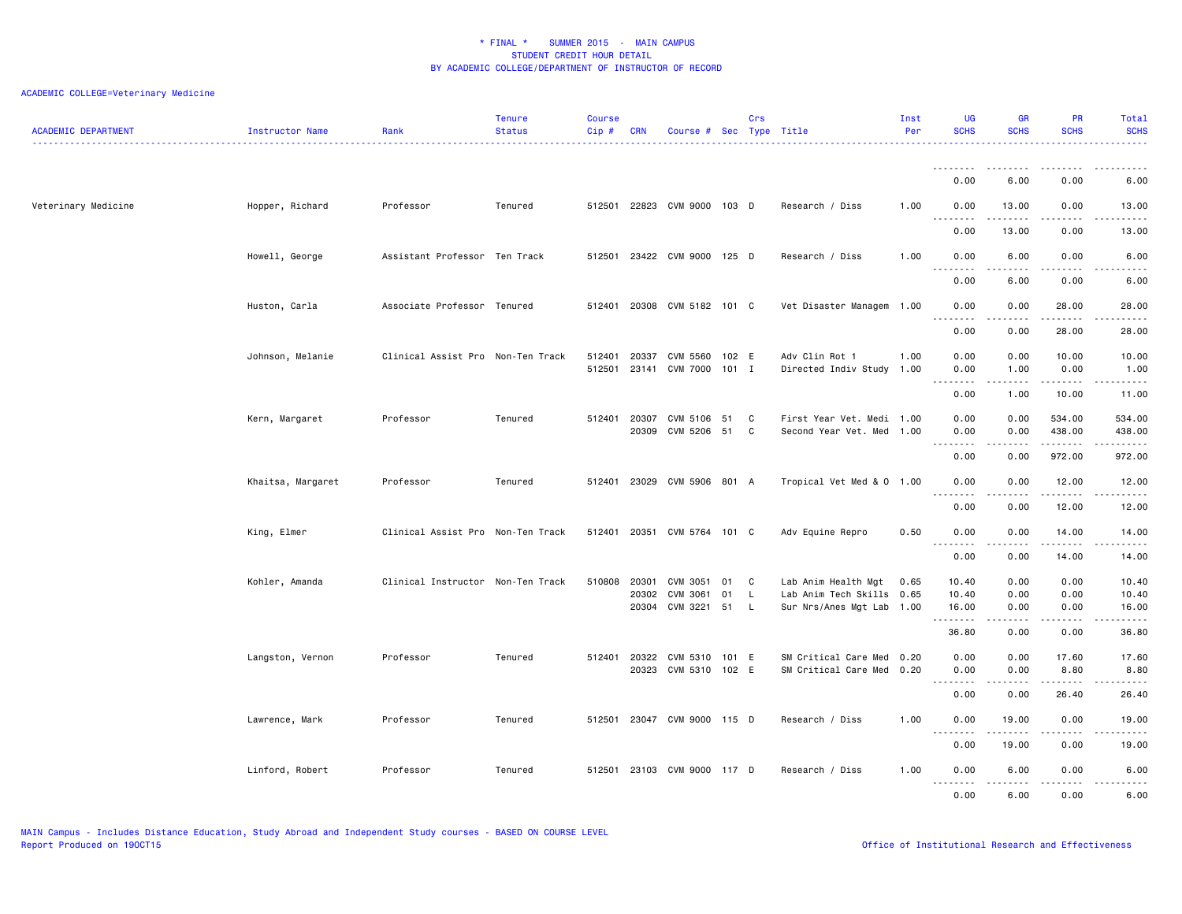* FINAL * SUMMER 2015 - MAIN CAMPUS
STUDENT CREDIT HOUR DETAIL
BY ACADEMIC COLLEGE/DEPARTMENT OF INSTRUCTOR OF RECORD

ACADEMIC COLLEGE=Veterinary Medicine

| ACADEMIC DEPARTMENT | Instructor Name | Rank | Tenure Status | Course Cip # | CRN | Course # | Sec | Crs Type | Title | Inst Per | UG SCHS | GR SCHS | PR SCHS | Total SCHS |
|---|---|---|---|---|---|---|---|---|---|---|---|---|---|---|
| | | | | | | | | | | | 0.00 | 6.00 | 0.00 | 6.00 |
| Veterinary Medicine | Hopper, Richard | Professor | Tenured | 512501 | 22823 | CVM 9000 | 103 | D | Research / Diss | 1.00 | 0.00 | 13.00 | 0.00 | 13.00 |
| | | | | | | | | | | | 0.00 | 13.00 | 0.00 | 13.00 |
| | Howell, George | Assistant Professor | Ten Track | 512501 | 23422 | CVM 9000 | 125 | D | Research / Diss | 1.00 | 0.00 | 6.00 | 0.00 | 6.00 |
| | | | | | | | | | | | 0.00 | 6.00 | 0.00 | 6.00 |
| | Huston, Carla | Associate Professor | Tenured | 512401 | 20308 | CVM 5182 | 101 | C | Vet Disaster Managem | 1.00 | 0.00 | 0.00 | 28.00 | 28.00 |
| | | | | | | | | | | | 0.00 | 0.00 | 28.00 | 28.00 |
| | Johnson, Melanie | Clinical Assist Pro | Non-Ten Track | 512401 | 20337 | CVM 5560 | 102 | E | Adv Clin Rot 1 | 1.00 | 0.00 | 0.00 | 10.00 | 10.00 |
| | | | | 512501 | 23141 | CVM 7000 | 101 | I | Directed Indiv Study | 1.00 | 0.00 | 1.00 | 0.00 | 1.00 |
| | | | | | | | | | | | 0.00 | 1.00 | 10.00 | 11.00 |
| | Kern, Margaret | Professor | Tenured | 512401 | 20307 | CVM 5106 | 51 | C | First Year Vet. Medi | 1.00 | 0.00 | 0.00 | 534.00 | 534.00 |
| | | | | | 20309 | CVM 5206 | 51 | C | Second Year Vet. Med | 1.00 | 0.00 | 0.00 | 438.00 | 438.00 |
| | | | | | | | | | | | 0.00 | 0.00 | 972.00 | 972.00 |
| | Khaitsa, Margaret | Professor | Tenured | 512401 | 23029 | CVM 5906 | 801 | A | Tropical Vet Med & O | 1.00 | 0.00 | 0.00 | 12.00 | 12.00 |
| | | | | | | | | | | | 0.00 | 0.00 | 12.00 | 12.00 |
| | King, Elmer | Clinical Assist Pro | Non-Ten Track | 512401 | 20351 | CVM 5764 | 101 | C | Adv Equine Repro | 0.50 | 0.00 | 0.00 | 14.00 | 14.00 |
| | | | | | | | | | | | 0.00 | 0.00 | 14.00 | 14.00 |
| | Kohler, Amanda | Clinical Instructor | Non-Ten Track | 510808 | 20301 | CVM 3051 | 01 | C | Lab Anim Health Mgt | 0.65 | 10.40 | 0.00 | 0.00 | 10.40 |
| | | | | | 20302 | CVM 3061 | 01 | L | Lab Anim Tech Skills | 0.65 | 10.40 | 0.00 | 0.00 | 10.40 |
| | | | | | 20304 | CVM 3221 | 51 | L | Sur Nrs/Anes Mgt Lab | 1.00 | 16.00 | 0.00 | 0.00 | 16.00 |
| | | | | | | | | | | | 36.80 | 0.00 | 0.00 | 36.80 |
| | Langston, Vernon | Professor | Tenured | 512401 | 20322 | CVM 5310 | 101 | E | SM Critical Care Med | 0.20 | 0.00 | 0.00 | 17.60 | 17.60 |
| | | | | | 20323 | CVM 5310 | 102 | E | SM Critical Care Med | 0.20 | 0.00 | 0.00 | 8.80 | 8.80 |
| | | | | | | | | | | | 0.00 | 0.00 | 26.40 | 26.40 |
| | Lawrence, Mark | Professor | Tenured | 512501 | 23047 | CVM 9000 | 115 | D | Research / Diss | 1.00 | 0.00 | 19.00 | 0.00 | 19.00 |
| | | | | | | | | | | | 0.00 | 19.00 | 0.00 | 19.00 |
| | Linford, Robert | Professor | Tenured | 512501 | 23103 | CVM 9000 | 117 | D | Research / Diss | 1.00 | 0.00 | 6.00 | 0.00 | 6.00 |
| | | | | | | | | | | | 0.00 | 6.00 | 0.00 | 6.00 |

MAIN Campus - Includes Distance Education, Study Abroad and Independent Study courses - BASED ON COURSE LEVEL
Report Produced on 19OCT15

Office of Institutional Research and Effectiveness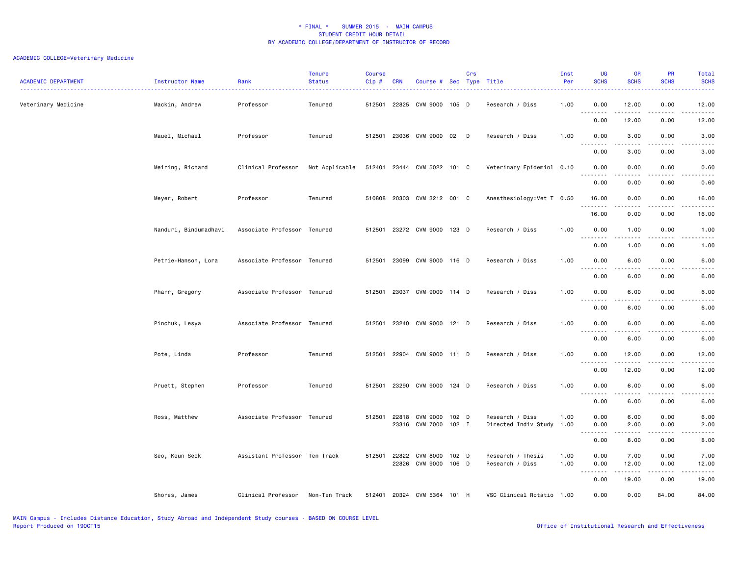# * FINAL * SUMMER 2015 - MAIN CAMPUS
## STUDENT CREDIT HOUR DETAIL
## BY ACADEMIC COLLEGE/DEPARTMENT OF INSTRUCTOR OF RECORD

ACADEMIC COLLEGE=Veterinary Medicine

| ACADEMIC DEPARTMENT | Instructor Name | Rank | Tenure Status | Course Cip # | CRN | Course # | Sec | Crs Type | Title | Inst Per | UG SCHS | GR SCHS | PR SCHS | Total SCHS |
|---|---|---|---|---|---|---|---|---|---|---|---|---|---|---|
| Veterinary Medicine | Mackin, Andrew | Professor | Tenured | 512501 | 22825 | CVM 9000 | 105 | D | Research / Diss | 1.00 | 0.00 | 12.00 | 0.00 | 12.00 |
| | | | | | | | | | | | 0.00 | 12.00 | 0.00 | 12.00 |
| | Mauel, Michael | Professor | Tenured | 512501 | 23036 | CVM 9000 | 02 | D | Research / Diss | 1.00 | 0.00 | 3.00 | 0.00 | 3.00 |
| | | | | | | | | | | | 0.00 | 3.00 | 0.00 | 3.00 |
| | Meiring, Richard | Clinical Professor | Not Applicable | 512401 | 23444 | CVM 5022 | 101 | C | Veterinary Epidemiol | 0.10 | 0.00 | 0.00 | 0.60 | 0.60 |
| | | | | | | | | | | | 0.00 | 0.00 | 0.60 | 0.60 |
| | Meyer, Robert | Professor | Tenured | 510808 | 20303 | CVM 3212 | 001 | C | Anesthesiology:Vet T | 0.50 | 16.00 | 0.00 | 0.00 | 16.00 |
| | | | | | | | | | | | 16.00 | 0.00 | 0.00 | 16.00 |
| | Nanduri, Bindumadhavi | Associate Professor | Tenured | 512501 | 23272 | CVM 9000 | 123 | D | Research / Diss | 1.00 | 0.00 | 1.00 | 0.00 | 1.00 |
| | | | | | | | | | | | 0.00 | 1.00 | 0.00 | 1.00 |
| | Petrie-Hanson, Lora | Associate Professor | Tenured | 512501 | 23099 | CVM 9000 | 116 | D | Research / Diss | 1.00 | 0.00 | 6.00 | 0.00 | 6.00 |
| | | | | | | | | | | | 0.00 | 6.00 | 0.00 | 6.00 |
| | Pharr, Gregory | Associate Professor | Tenured | 512501 | 23037 | CVM 9000 | 114 | D | Research / Diss | 1.00 | 0.00 | 6.00 | 0.00 | 6.00 |
| | | | | | | | | | | | 0.00 | 6.00 | 0.00 | 6.00 |
| | Pinchuk, Lesya | Associate Professor | Tenured | 512501 | 23240 | CVM 9000 | 121 | D | Research / Diss | 1.00 | 0.00 | 6.00 | 0.00 | 6.00 |
| | | | | | | | | | | | 0.00 | 6.00 | 0.00 | 6.00 |
| | Pote, Linda | Professor | Tenured | 512501 | 22904 | CVM 9000 | 111 | D | Research / Diss | 1.00 | 0.00 | 12.00 | 0.00 | 12.00 |
| | | | | | | | | | | | 0.00 | 12.00 | 0.00 | 12.00 |
| | Pruett, Stephen | Professor | Tenured | 512501 | 23290 | CVM 9000 | 124 | D | Research / Diss | 1.00 | 0.00 | 6.00 | 0.00 | 6.00 |
| | | | | | | | | | | | 0.00 | 6.00 | 0.00 | 6.00 |
| | Ross, Matthew | Associate Professor | Tenured | 512501 | 22818 | CVM 9000 | 102 | D | Research / Diss | 1.00 | 0.00 | 6.00 | 0.00 | 6.00 |
| | | | | | 23316 | CVM 7000 | 102 | I | Directed Indiv Study | 1.00 | 0.00 | 2.00 | 0.00 | 2.00 |
| | | | | | | | | | | | 0.00 | 8.00 | 0.00 | 8.00 |
| | Seo, Keun Seok | Assistant Professor | Ten Track | 512501 | 22822 | CVM 8000 | 102 | D | Research / Thesis | 1.00 | 0.00 | 7.00 | 0.00 | 7.00 |
| | | | | | 22826 | CVM 9000 | 106 | D | Research / Diss | 1.00 | 0.00 | 12.00 | 0.00 | 12.00 |
| | | | | | | | | | | | 0.00 | 19.00 | 0.00 | 19.00 |
| | Shores, James | Clinical Professor | Non-Ten Track | 512401 | 20324 | CVM 5364 | 101 | H | VSC Clinical Rotatio | 1.00 | 0.00 | 0.00 | 84.00 | 84.00 |

MAIN Campus - Includes Distance Education, Study Abroad and Independent Study courses - BASED ON COURSE LEVEL
Report Produced on 19OCT15

Office of Institutional Research and Effectiveness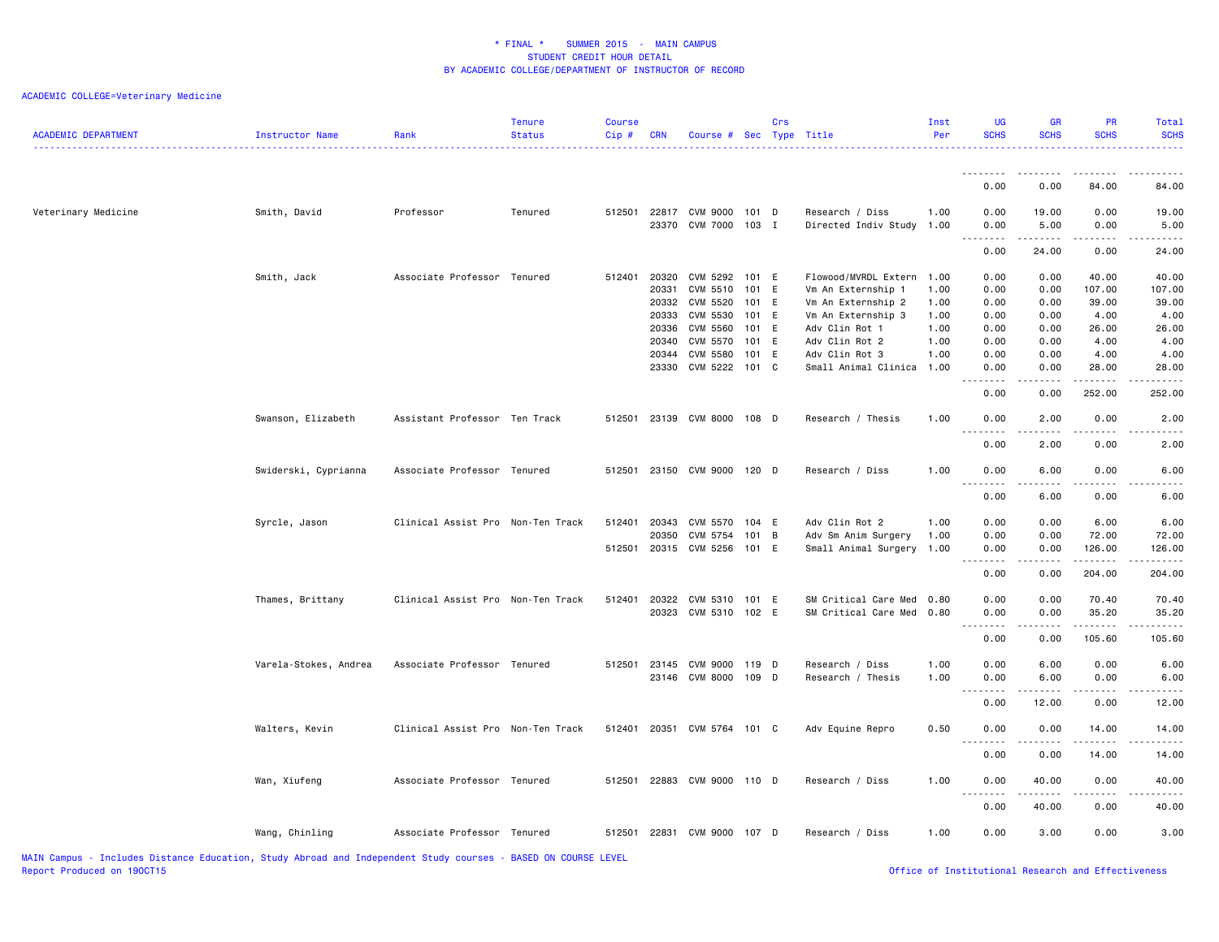\* FINAL \*    SUMMER 2015  -  MAIN CAMPUS
STUDENT CREDIT HOUR DETAIL
BY ACADEMIC COLLEGE/DEPARTMENT OF INSTRUCTOR OF RECORD

ACADEMIC COLLEGE=Veterinary Medicine

| ACADEMIC DEPARTMENT | Instructor Name | Rank | Tenure Status | Course Cip # | CRN | Course # | Sec | Crs Type | Title | Inst Per | UG SCHS | GR SCHS | PR SCHS | Total SCHS |
|---|---|---|---|---|---|---|---|---|---|---|---|---|---|---|
| | | | | | | | | | | | 0.00 | 0.00 | 84.00 | 84.00 |
| Veterinary Medicine | Smith, David | Professor | Tenured | 512501 | 22817 | CVM 9000 | 101 | D | Research / Diss | 1.00 | 0.00 | 19.00 | 0.00 | 19.00 |
| | | | | | 23370 | CVM 7000 | 103 | I | Directed Indiv Study | 1.00 | 0.00 | 5.00 | 0.00 | 5.00 |
| | | | | | | | | | | | 0.00 | 24.00 | 0.00 | 24.00 |
| | Smith, Jack | Associate Professor | Tenured | 512401 | 20320 | CVM 5292 | 101 | E | Flowood/MVRDL Extern | 1.00 | 0.00 | 0.00 | 40.00 | 40.00 |
| | | | | | 20331 | CVM 5510 | 101 | E | Vm An Externship 1 | 1.00 | 0.00 | 0.00 | 107.00 | 107.00 |
| | | | | | 20332 | CVM 5520 | 101 | E | Vm An Externship 2 | 1.00 | 0.00 | 0.00 | 39.00 | 39.00 |
| | | | | | 20333 | CVM 5530 | 101 | E | Vm An Externship 3 | 1.00 | 0.00 | 0.00 | 4.00 | 4.00 |
| | | | | | 20336 | CVM 5560 | 101 | E | Adv Clin Rot 1 | 1.00 | 0.00 | 0.00 | 26.00 | 26.00 |
| | | | | | 20340 | CVM 5570 | 101 | E | Adv Clin Rot 2 | 1.00 | 0.00 | 0.00 | 4.00 | 4.00 |
| | | | | | 20344 | CVM 5580 | 101 | E | Adv Clin Rot 3 | 1.00 | 0.00 | 0.00 | 4.00 | 4.00 |
| | | | | | 23330 | CVM 5222 | 101 | C | Small Animal Clinica | 1.00 | 0.00 | 0.00 | 28.00 | 28.00 |
| | | | | | | | | | | | 0.00 | 0.00 | 252.00 | 252.00 |
| | Swanson, Elizabeth | Assistant Professor | Ten Track | 512501 | 23139 | CVM 8000 | 108 | D | Research / Thesis | 1.00 | 0.00 | 2.00 | 0.00 | 2.00 |
| | | | | | | | | | | | 0.00 | 2.00 | 0.00 | 2.00 |
| | Swiderski, Cyprianna | Associate Professor | Tenured | 512501 | 23150 | CVM 9000 | 120 | D | Research / Diss | 1.00 | 0.00 | 6.00 | 0.00 | 6.00 |
| | | | | | | | | | | | 0.00 | 6.00 | 0.00 | 6.00 |
| | Syrcle, Jason | Clinical Assist Pro | Non-Ten Track | 512401 | 20343 | CVM 5570 | 104 | E | Adv Clin Rot 2 | 1.00 | 0.00 | 0.00 | 6.00 | 6.00 |
| | | | | | 20350 | CVM 5754 | 101 | B | Adv Sm Anim Surgery | 1.00 | 0.00 | 0.00 | 72.00 | 72.00 |
| | | | | 512501 | 20315 | CVM 5256 | 101 | E | Small Animal Surgery | 1.00 | 0.00 | 0.00 | 126.00 | 126.00 |
| | | | | | | | | | | | 0.00 | 0.00 | 204.00 | 204.00 |
| | Thames, Brittany | Clinical Assist Pro | Non-Ten Track | 512401 | 20322 | CVM 5310 | 101 | E | SM Critical Care Med | 0.80 | 0.00 | 0.00 | 70.40 | 70.40 |
| | | | | | 20323 | CVM 5310 | 102 | E | SM Critical Care Med | 0.80 | 0.00 | 0.00 | 35.20 | 35.20 |
| | | | | | | | | | | | 0.00 | 0.00 | 105.60 | 105.60 |
| | Varela-Stokes, Andrea | Associate Professor | Tenured | 512501 | 23145 | CVM 9000 | 119 | D | Research / Diss | 1.00 | 0.00 | 6.00 | 0.00 | 6.00 |
| | | | | | 23146 | CVM 8000 | 109 | D | Research / Thesis | 1.00 | 0.00 | 6.00 | 0.00 | 6.00 |
| | | | | | | | | | | | 0.00 | 12.00 | 0.00 | 12.00 |
| | Walters, Kevin | Clinical Assist Pro | Non-Ten Track | 512401 | 20351 | CVM 5764 | 101 | C | Adv Equine Repro | 0.50 | 0.00 | 0.00 | 14.00 | 14.00 |
| | | | | | | | | | | | 0.00 | 0.00 | 14.00 | 14.00 |
| | Wan, Xiufeng | Associate Professor | Tenured | 512501 | 22883 | CVM 9000 | 110 | D | Research / Diss | 1.00 | 0.00 | 40.00 | 0.00 | 40.00 |
| | | | | | | | | | | | 0.00 | 40.00 | 0.00 | 40.00 |
| | Wang, Chinling | Associate Professor | Tenured | 512501 | 22831 | CVM 9000 | 107 | D | Research / Diss | 1.00 | 0.00 | 3.00 | 0.00 | 3.00 |

MAIN Campus - Includes Distance Education, Study Abroad and Independent Study courses - BASED ON COURSE LEVEL
Report Produced on 19OCT15    Office of Institutional Research and Effectiveness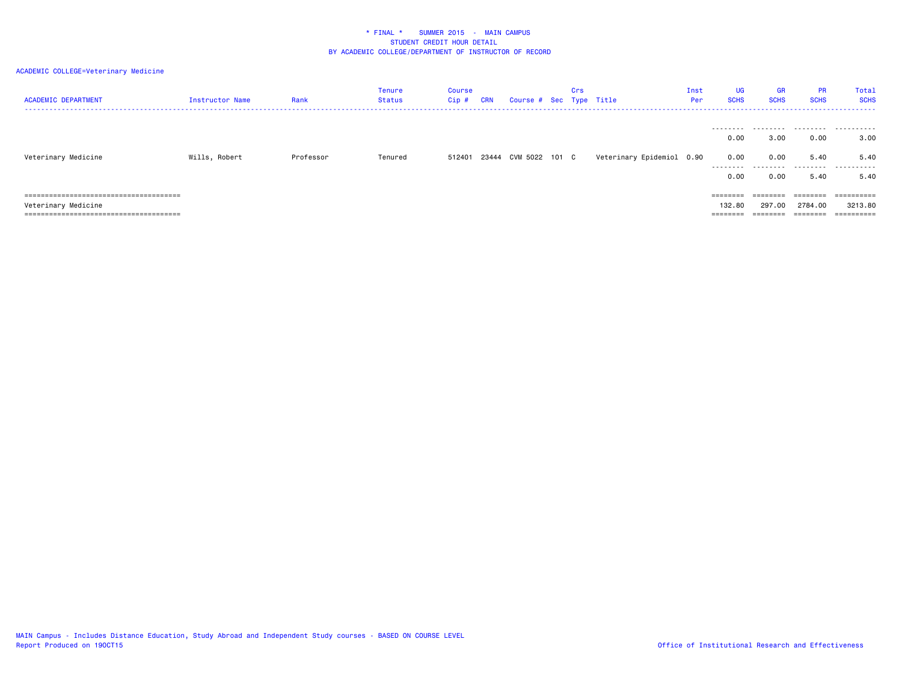* FINAL * SUMMER 2015 - MAIN CAMPUS
STUDENT CREDIT HOUR DETAIL
BY ACADEMIC COLLEGE/DEPARTMENT OF INSTRUCTOR OF RECORD

ACADEMIC COLLEGE=Veterinary Medicine

| ACADEMIC DEPARTMENT | Instructor Name | Rank | Tenure Status | Course Cip # | CRN | Course # | Sec | Crs Type | Title | Inst Per | UG SCHS | GR SCHS | PR SCHS | Total SCHS |
|---|---|---|---|---|---|---|---|---|---|---|---|---|---|---|
| | | | | | | | | | | | 0.00 | 3.00 | 0.00 | 3.00 |
| Veterinary Medicine | Wills, Robert | Professor | Tenured | 512401 | 23444 | CVM 5022 | 101 | C | Veterinary Epidemiol | 0.90 | 0.00 | 0.00 | 5.40 | 5.40 |
| | | | | | | | | | | | 0.00 | 0.00 | 5.40 | 5.40 |
| Veterinary Medicine | | | | | | | | | | | 132.80 | 297.00 | 2784.00 | 3213.80 |

MAIN Campus - Includes Distance Education, Study Abroad and Independent Study courses - BASED ON COURSE LEVEL
Report Produced on 19OCT15

Office of Institutional Research and Effectiveness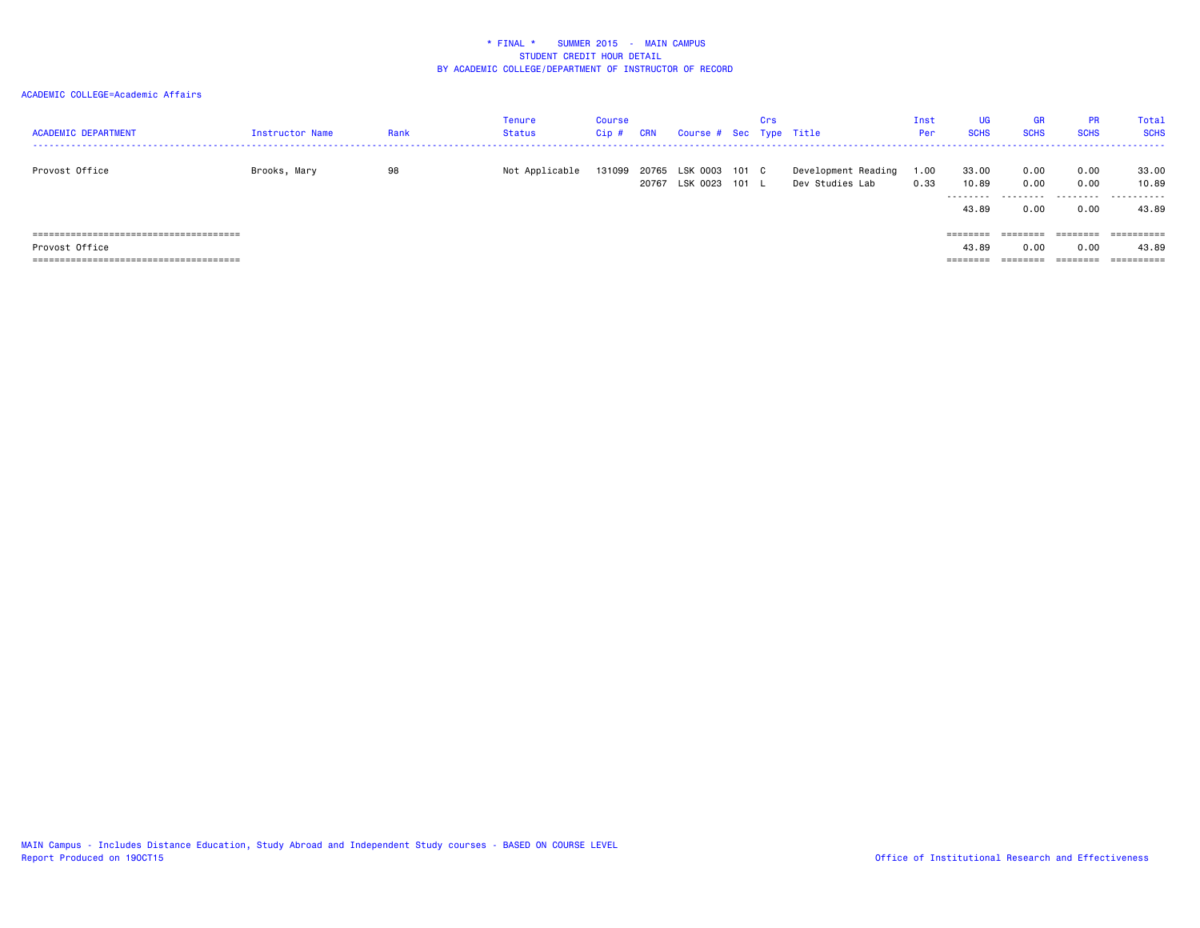* FINAL * SUMMER 2015 - MAIN CAMPUS
STUDENT CREDIT HOUR DETAIL
BY ACADEMIC COLLEGE/DEPARTMENT OF INSTRUCTOR OF RECORD

ACADEMIC COLLEGE=Academic Affairs

| ACADEMIC DEPARTMENT | Instructor Name | Rank | Tenure Status | Course Cip # | CRN | Course # | Sec | Crs Type | Title | Inst Per | UG SCHS | GR SCHS | PR SCHS | Total SCHS |
|---|---|---|---|---|---|---|---|---|---|---|---|---|---|---|
| Provost Office | Brooks, Mary | 98 | Not Applicable | 131099 | 20765 | LSK 0003 | 101 | C | Development Reading | 1.00 | 33.00 | 0.00 | 0.00 | 33.00 |
| | | | | | 20767 | LSK 0023 | 101 | L | Dev Studies Lab | 0.33 | 10.89 | 0.00 | 0.00 | 10.89 |
| | | | | | | | | | | | 43.89 | 0.00 | 0.00 | 43.89 |
| Provost Office | | | | | | | | | | | 43.89 | 0.00 | 0.00 | 43.89 |

MAIN Campus - Includes Distance Education, Study Abroad and Independent Study courses - BASED ON COURSE LEVEL
Report Produced on 19OCT15

Office of Institutional Research and Effectiveness